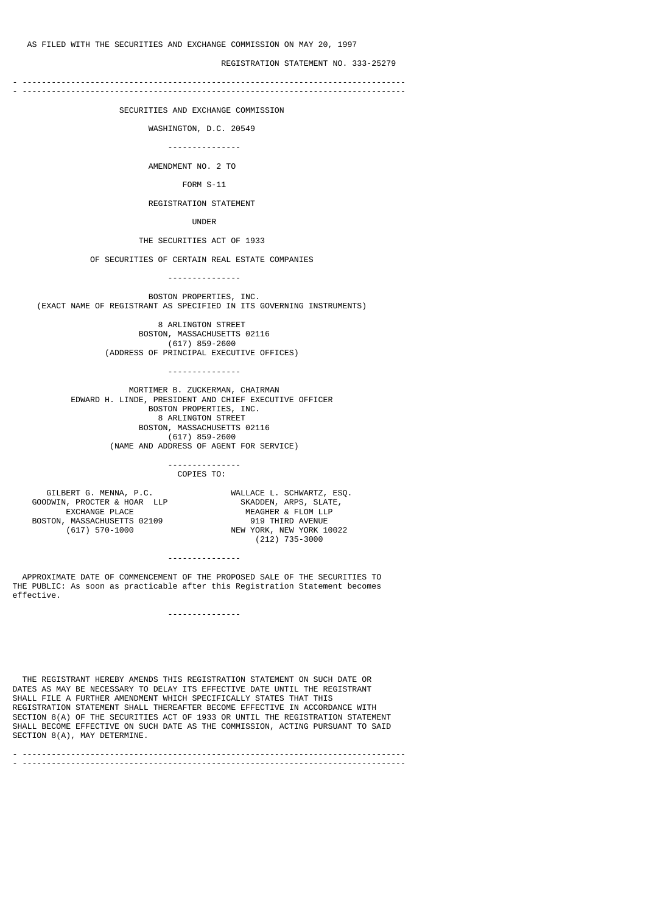AS FILED WITH THE SECURITIES AND EXCHANGE COMMISSION ON MAY 20, 1997

REGISTRATION STATEMENT NO. 333-25279

---

SECURITIES AND EXCHANGE COMMISSION

WASHINGTON, D.C. 20549

---

AMENDMENT NO. 2 TO

FORM S-11

REGISTRATION STATEMENT

UNDER

THE SECURITIES ACT OF 1933

OF SECURITIES OF CERTAIN REAL ESTATE COMPANIES

---

BOSTON PROPERTIES, INC.
(EXACT NAME OF REGISTRANT AS SPECIFIED IN ITS GOVERNING INSTRUMENTS)

8 ARLINGTON STREET
BOSTON, MASSACHUSETTS 02116
(617) 859-2600
(ADDRESS OF PRINCIPAL EXECUTIVE OFFICES)

---

MORTIMER B. ZUCKERMAN, CHAIRMAN
EDWARD H. LINDE, PRESIDENT AND CHIEF EXECUTIVE OFFICER
BOSTON PROPERTIES, INC.
8 ARLINGTON STREET
BOSTON, MASSACHUSETTS 02116
(617) 859-2600
(NAME AND ADDRESS OF AGENT FOR SERVICE)

---

COPIES TO:

GILBERT G. MENNA, P.C.
GOODWIN, PROCTER & HOAR LLP
EXCHANGE PLACE
BOSTON, MASSACHUSETTS 02109
(617) 570-1000

WALLACE L. SCHWARTZ, ESQ.
SKADDEN, ARPS, SLATE,
MEAGHER & FLOM LLP
919 THIRD AVENUE
NEW YORK, NEW YORK 10022
(212) 735-3000

---

APPROXIMATE DATE OF COMMENCEMENT OF THE PROPOSED SALE OF THE SECURITIES TO THE PUBLIC: As soon as practicable after this Registration Statement becomes effective.

---

THE REGISTRANT HEREBY AMENDS THIS REGISTRATION STATEMENT ON SUCH DATE OR DATES AS MAY BE NECESSARY TO DELAY ITS EFFECTIVE DATE UNTIL THE REGISTRANT SHALL FILE A FURTHER AMENDMENT WHICH SPECIFICALLY STATES THAT THIS REGISTRATION STATEMENT SHALL THEREAFTER BECOME EFFECTIVE IN ACCORDANCE WITH SECTION 8(A) OF THE SECURITIES ACT OF 1933 OR UNTIL THE REGISTRATION STATEMENT SHALL BECOME EFFECTIVE ON SUCH DATE AS THE COMMISSION, ACTING PURSUANT TO SAID SECTION 8(A), MAY DETERMINE.

---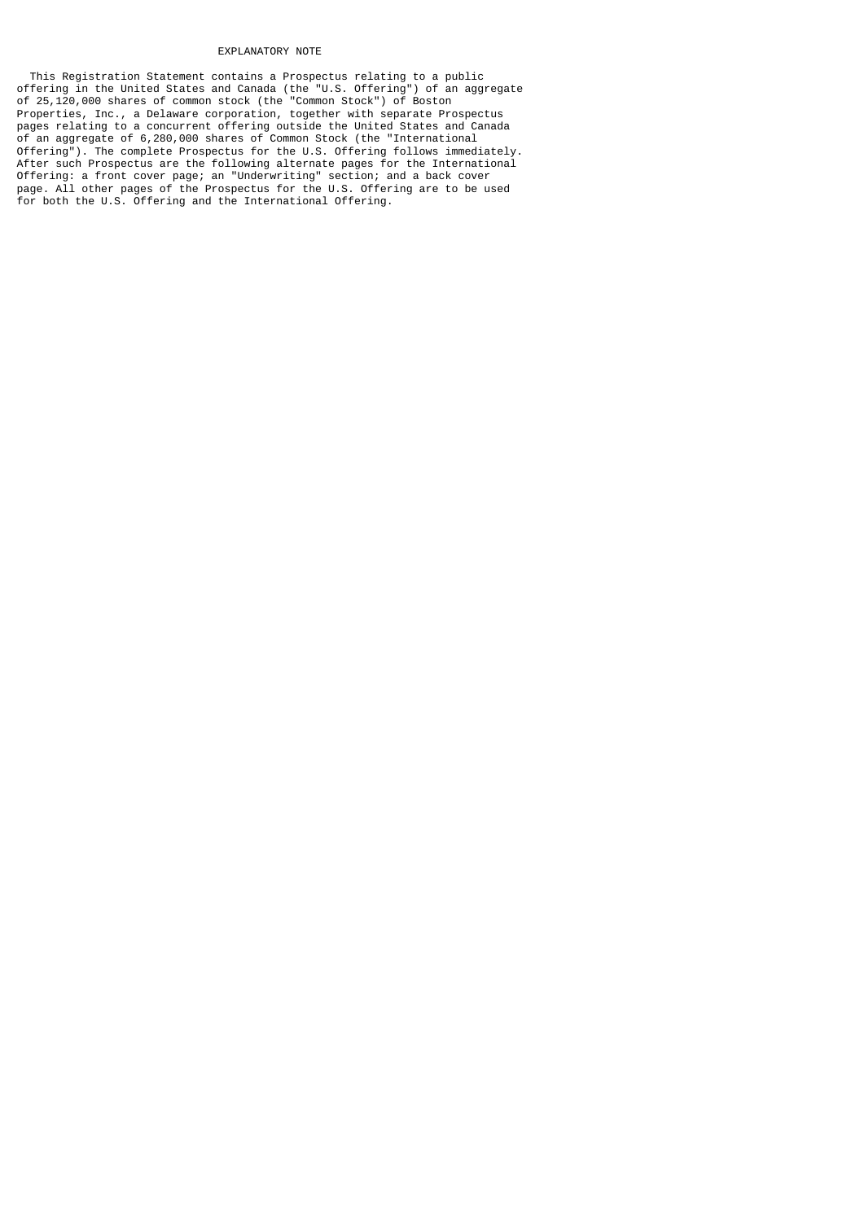## EXPLANATORY NOTE

This Registration Statement contains a Prospectus relating to a public offering in the United States and Canada (the "U.S. Offering") of an aggregate of 25,120,000 shares of common stock (the "Common Stock") of Boston Properties, Inc., a Delaware corporation, together with separate Prospectus pages relating to a concurrent offering outside the United States and Canada of an aggregate of 6,280,000 shares of Common Stock (the "International Offering"). The complete Prospectus for the U.S. Offering follows immediately. After such Prospectus are the following alternate pages for the International Offering: a front cover page; an "Underwriting" section; and a back cover page. All other pages of the Prospectus for the U.S. Offering are to be used for both the U.S. Offering and the International Offering.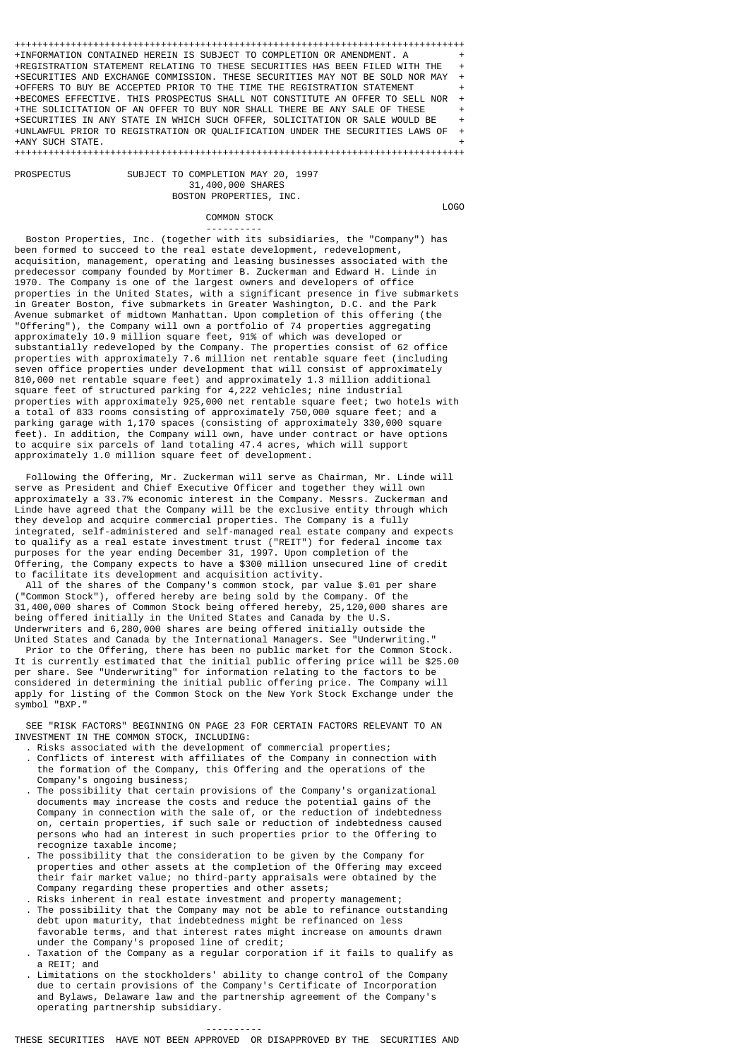INFORMATION CONTAINED HEREIN IS SUBJECT TO COMPLETION OR AMENDMENT. A REGISTRATION STATEMENT RELATING TO THESE SECURITIES HAS BEEN FILED WITH THE SECURITIES AND EXCHANGE COMMISSION. THESE SECURITIES MAY NOT BE SOLD NOR MAY OFFERS TO BUY BE ACCEPTED PRIOR TO THE TIME THE REGISTRATION STATEMENT BECOMES EFFECTIVE. THIS PROSPECTUS SHALL NOT CONSTITUTE AN OFFER TO SELL NOR THE SOLICITATION OF AN OFFER TO BUY NOR SHALL THERE BE ANY SALE OF THESE SECURITIES IN ANY STATE IN WHICH SUCH OFFER, SOLICITATION OR SALE WOULD BE UNLAWFUL PRIOR TO REGISTRATION OR QUALIFICATION UNDER THE SECURITIES LAWS OF ANY SUCH STATE.

PROSPECTUS SUBJECT TO COMPLETION MAY 20, 1997

# 31,400,000 SHARES
# BOSTON PROPERTIES, INC.

LOGO

## COMMON STOCK

----------

Boston Properties, Inc. (together with its subsidiaries, the "Company") has been formed to succeed to the real estate development, redevelopment, acquisition, management, operating and leasing businesses associated with the predecessor company founded by Mortimer B. Zuckerman and Edward H. Linde in 1970. The Company is one of the largest owners and developers of office properties in the United States, with a significant presence in five submarkets in Greater Boston, five submarkets in Greater Washington, D.C. and the Park Avenue submarket of midtown Manhattan. Upon completion of this offering (the "Offering"), the Company will own a portfolio of 74 properties aggregating approximately 10.9 million square feet, 91% of which was developed or substantially redeveloped by the Company. The properties consist of 62 office properties with approximately 7.6 million net rentable square feet (including seven office properties under development that will consist of approximately 810,000 net rentable square feet) and approximately 1.3 million additional square feet of structured parking for 4,222 vehicles; nine industrial properties with approximately 925,000 net rentable square feet; two hotels with a total of 833 rooms consisting of approximately 750,000 square feet; and a parking garage with 1,170 spaces (consisting of approximately 330,000 square feet). In addition, the Company will own, have under contract or have options to acquire six parcels of land totaling 47.4 acres, which will support approximately 1.0 million square feet of development.

Following the Offering, Mr. Zuckerman will serve as Chairman, Mr. Linde will serve as President and Chief Executive Officer and together they will own approximately a 33.7% economic interest in the Company. Messrs. Zuckerman and Linde have agreed that the Company will be the exclusive entity through which they develop and acquire commercial properties. The Company is a fully integrated, self-administered and self-managed real estate company and expects to qualify as a real estate investment trust ("REIT") for federal income tax purposes for the year ending December 31, 1997. Upon completion of the Offering, the Company expects to have a $300 million unsecured line of credit to facilitate its development and acquisition activity.

All of the shares of the Company's common stock, par value $.01 per share ("Common Stock"), offered hereby are being sold by the Company. Of the 31,400,000 shares of Common Stock being offered hereby, 25,120,000 shares are being offered initially in the United States and Canada by the U.S. Underwriters and 6,280,000 shares are being offered initially outside the United States and Canada by the International Managers. See "Underwriting."

Prior to the Offering, there has been no public market for the Common Stock. It is currently estimated that the initial public offering price will be $25.00 per share. See "Underwriting" for information relating to the factors to be considered in determining the initial public offering price. The Company will apply for listing of the Common Stock on the New York Stock Exchange under the symbol "BXP."

SEE "RISK FACTORS" BEGINNING ON PAGE 23 FOR CERTAIN FACTORS RELEVANT TO AN INVESTMENT IN THE COMMON STOCK, INCLUDING:

- Risks associated with the development of commercial properties;
- Conflicts of interest with affiliates of the Company in connection with the formation of the Company, this Offering and the operations of the Company's ongoing business;
- The possibility that certain provisions of the Company's organizational documents may increase the costs and reduce the potential gains of the Company in connection with the sale of, or the reduction of indebtedness on, certain properties, if such sale or reduction of indebtedness caused persons who had an interest in such properties prior to the Offering to recognize taxable income;
- The possibility that the consideration to be given by the Company for properties and other assets at the completion of the Offering may exceed their fair market value; no third-party appraisals were obtained by the Company regarding these properties and other assets;
- Risks inherent in real estate investment and property management;
- The possibility that the Company may not be able to refinance outstanding debt upon maturity, that indebtedness might be refinanced on less favorable terms, and that interest rates might increase on amounts drawn under the Company's proposed line of credit;
- Taxation of the Company as a regular corporation if it fails to qualify as a REIT; and
- Limitations on the stockholders' ability to change control of the Company due to certain provisions of the Company's Certificate of Incorporation and Bylaws, Delaware law and the partnership agreement of the Company's operating partnership subsidiary.

----------

THESE SECURITIES HAVE NOT BEEN APPROVED OR DISAPPROVED BY THE SECURITIES AND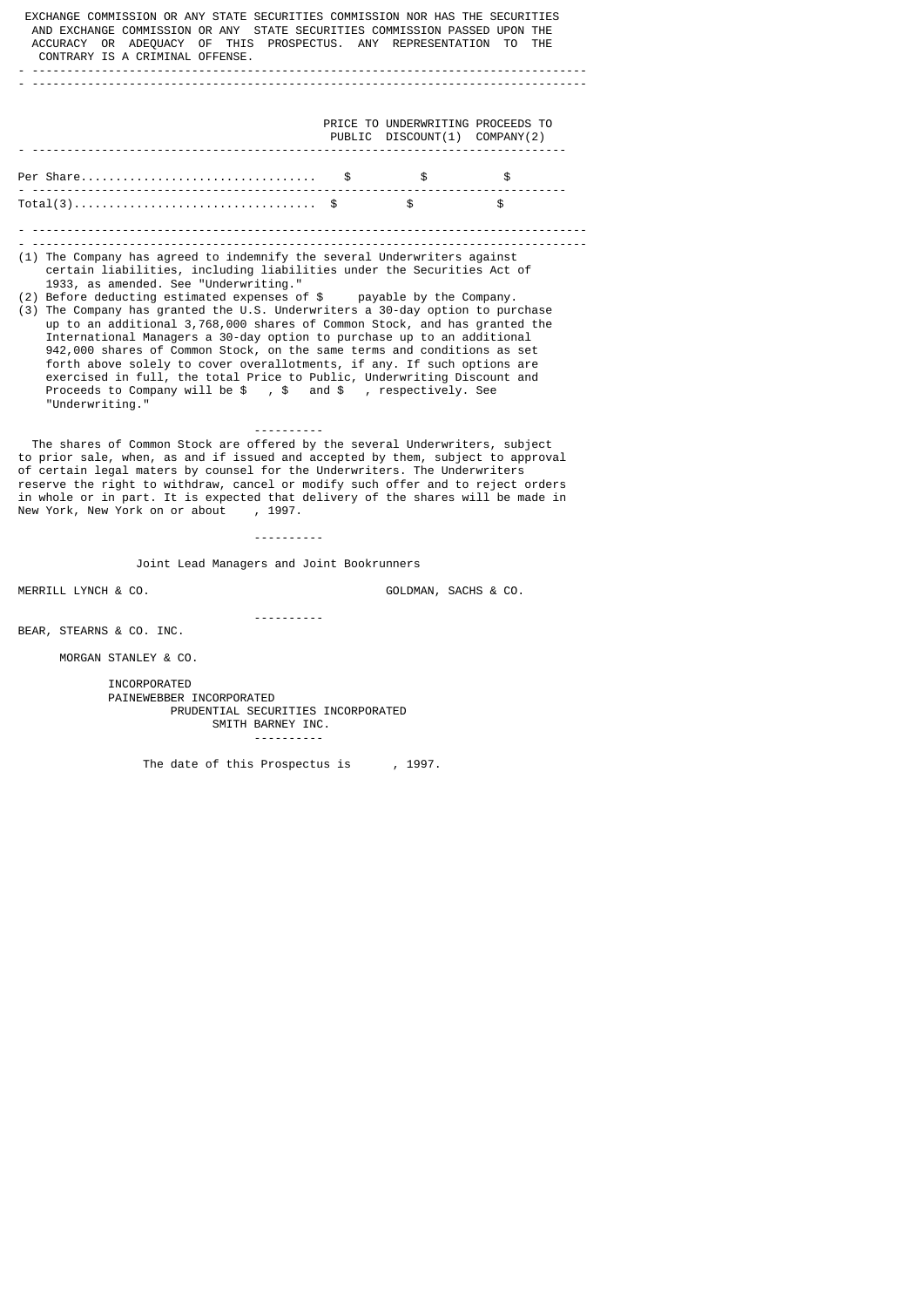EXCHANGE COMMISSION OR ANY STATE SECURITIES COMMISSION NOR HAS THE SECURITIES AND EXCHANGE COMMISSION OR ANY STATE SECURITIES COMMISSION PASSED UPON THE ACCURACY OR ADEQUACY OF THIS PROSPECTUS. ANY REPRESENTATION TO THE CONTRARY IS A CRIMINAL OFFENSE.

| | PRICE TO PUBLIC | UNDERWRITING DISCOUNT(1) | PROCEEDS TO COMPANY(2) |
|---|---|---|---|
| Per Share | $ | $ | $ |
| Total(3) | $ | $ | $ |

(1) The Company has agreed to indemnify the several Underwriters against certain liabilities, including liabilities under the Securities Act of 1933, as amended. See "Underwriting."

(2) Before deducting estimated expenses of $ payable by the Company.

(3) The Company has granted the U.S. Underwriters a 30-day option to purchase up to an additional 3,768,000 shares of Common Stock, and has granted the International Managers a 30-day option to purchase up to an additional 942,000 shares of Common Stock, on the same terms and conditions as set forth above solely to cover overallotments, if any. If such options are exercised in full, the total Price to Public, Underwriting Discount and Proceeds to Company will be $ , $ and $ , respectively. See "Underwriting."

----------

The shares of Common Stock are offered by the several Underwriters, subject to prior sale, when, as and if issued and accepted by them, subject to approval of certain legal maters by counsel for the Underwriters. The Underwriters reserve the right to withdraw, cancel or modify such offer and to reject orders in whole or in part. It is expected that delivery of the shares will be made in New York, New York on or about , 1997.

----------

Joint Lead Managers and Joint Bookrunners

MERRILL LYNCH & CO. GOLDMAN, SACHS & CO.

----------

BEAR, STEARNS & CO. INC.

MORGAN STANLEY & CO.

INCORPORATED

PAINEWEBBER INCORPORATED

PRUDENTIAL SECURITIES INCORPORATED

SMITH BARNEY INC.

----------

The date of this Prospectus is , 1997.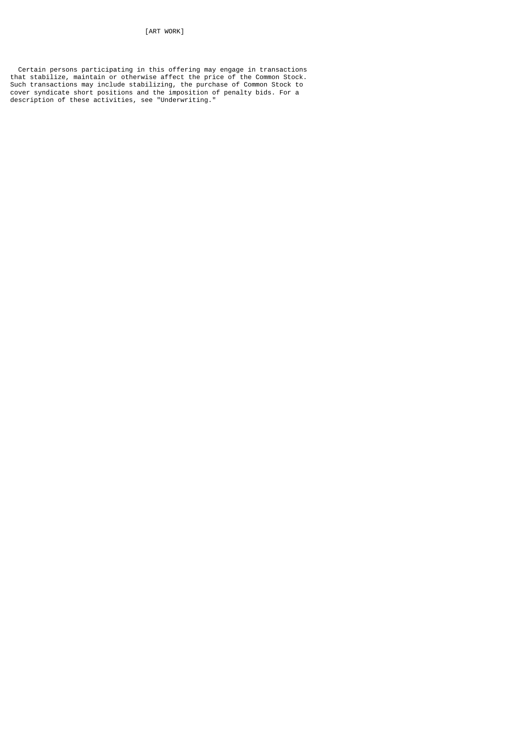[ART WORK]

Certain persons participating in this offering may engage in transactions that stabilize, maintain or otherwise affect the price of the Common Stock. Such transactions may include stabilizing, the purchase of Common Stock to cover syndicate short positions and the imposition of penalty bids. For a description of these activities, see "Underwriting."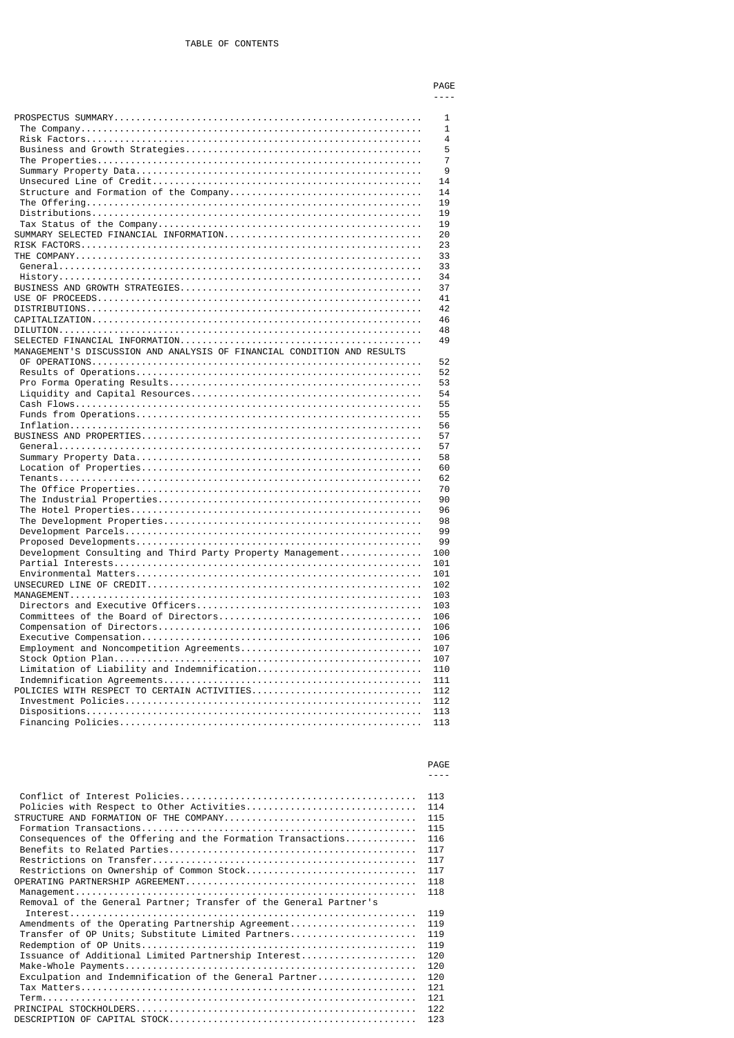# TABLE OF CONTENTS

| | PAGE |
|---|---|
| PROSPECTUS SUMMARY | 1 |
| The Company | 1 |
| Risk Factors | 4 |
| Business and Growth Strategies | 5 |
| The Properties | 7 |
| Summary Property Data | 9 |
| Unsecured Line of Credit | 14 |
| Structure and Formation of the Company | 14 |
| The Offering | 19 |
| Distributions | 19 |
| Tax Status of the Company | 19 |
| SUMMARY SELECTED FINANCIAL INFORMATION | 20 |
| RISK FACTORS | 23 |
| THE COMPANY | 33 |
| General | 33 |
| History | 34 |
| BUSINESS AND GROWTH STRATEGIES | 37 |
| USE OF PROCEEDS | 41 |
| DISTRIBUTIONS | 42 |
| CAPITALIZATION | 46 |
| DILUTION | 48 |
| SELECTED FINANCIAL INFORMATION | 49 |
| MANAGEMENT'S DISCUSSION AND ANALYSIS OF FINANCIAL CONDITION AND RESULTS OF OPERATIONS | 52 |
| Results of Operations | 52 |
| Pro Forma Operating Results | 53 |
| Liquidity and Capital Resources | 54 |
| Cash Flows | 55 |
| Funds from Operations | 55 |
| Inflation | 56 |
| BUSINESS AND PROPERTIES | 57 |
| General | 57 |
| Summary Property Data | 58 |
| Location of Properties | 60 |
| Tenants | 62 |
| The Office Properties | 70 |
| The Industrial Properties | 90 |
| The Hotel Properties | 96 |
| The Development Properties | 98 |
| Development Parcels | 99 |
| Proposed Developments | 99 |
| Development Consulting and Third Party Property Management | 100 |
| Partial Interests | 101 |
| Environmental Matters | 101 |
| UNSECURED LINE OF CREDIT | 102 |
| MANAGEMENT | 103 |
| Directors and Executive Officers | 103 |
| Committees of the Board of Directors | 106 |
| Compensation of Directors | 106 |
| Executive Compensation | 106 |
| Employment and Noncompetition Agreements | 107 |
| Stock Option Plan | 107 |
| Limitation of Liability and Indemnification | 110 |
| Indemnification Agreements | 111 |
| POLICIES WITH RESPECT TO CERTAIN ACTIVITIES | 112 |
| Investment Policies | 112 |
| Dispositions | 113 |
| Financing Policies | 113 |

| | PAGE |
|---|---|
| Conflict of Interest Policies | 113 |
| Policies with Respect to Other Activities | 114 |
| STRUCTURE AND FORMATION OF THE COMPANY | 115 |
| Formation Transactions | 115 |
| Consequences of the Offering and the Formation Transactions | 116 |
| Benefits to Related Parties | 117 |
| Restrictions on Transfer | 117 |
| Restrictions on Ownership of Common Stock | 117 |
| OPERATING PARTNERSHIP AGREEMENT | 118 |
| Management | 118 |
| Removal of the General Partner; Transfer of the General Partner's Interest | 119 |
| Amendments of the Operating Partnership Agreement | 119 |
| Transfer of OP Units; Substitute Limited Partners | 119 |
| Redemption of OP Units | 119 |
| Issuance of Additional Limited Partnership Interest | 120 |
| Make-Whole Payments | 120 |
| Exculpation and Indemnification of the General Partner | 120 |
| Tax Matters | 121 |
| Term | 121 |
| PRINCIPAL STOCKHOLDERS | 122 |
| DESCRIPTION OF CAPITAL STOCK | 123 |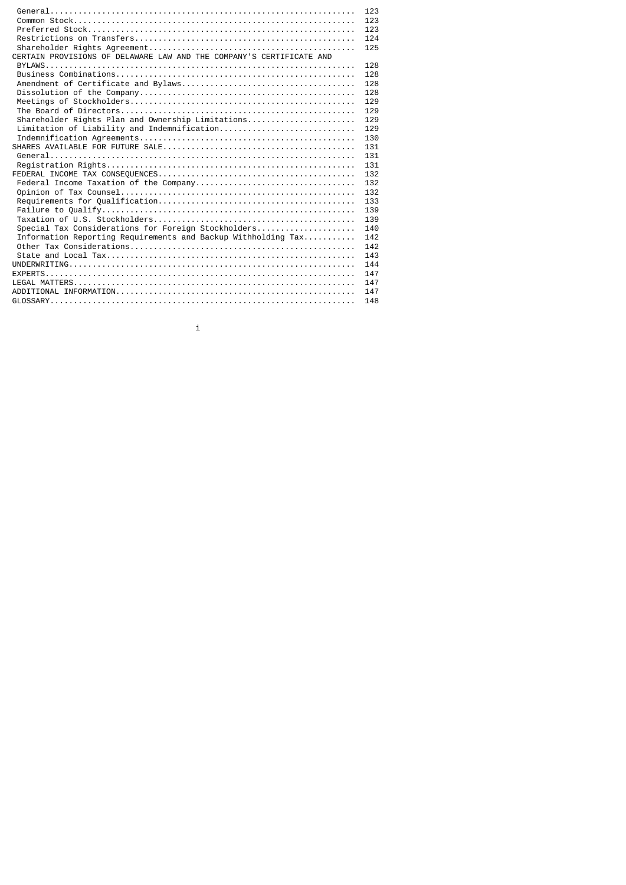| | |
|---|---|
| General | 123 |
| Common Stock | 123 |
| Preferred Stock | 123 |
| Restrictions on Transfers | 124 |
| Shareholder Rights Agreement | 125 |
| CERTAIN PROVISIONS OF DELAWARE LAW AND THE COMPANY'S CERTIFICATE AND BYLAWS | 128 |
| Business Combinations | 128 |
| Amendment of Certificate and Bylaws | 128 |
| Dissolution of the Company | 128 |
| Meetings of Stockholders | 129 |
| The Board of Directors | 129 |
| Shareholder Rights Plan and Ownership Limitations | 129 |
| Limitation of Liability and Indemnification | 129 |
| Indemnification Agreements | 130 |
| SHARES AVAILABLE FOR FUTURE SALE | 131 |
| General | 131 |
| Registration Rights | 131 |
| FEDERAL INCOME TAX CONSEQUENCES | 132 |
| Federal Income Taxation of the Company | 132 |
| Opinion of Tax Counsel | 132 |
| Requirements for Qualification | 133 |
| Failure to Qualify | 139 |
| Taxation of U.S. Stockholders | 139 |
| Special Tax Considerations for Foreign Stockholders | 140 |
| Information Reporting Requirements and Backup Withholding Tax | 142 |
| Other Tax Considerations | 142 |
| State and Local Tax | 143 |
| UNDERWRITING | 144 |
| EXPERTS | 147 |
| LEGAL MATTERS | 147 |
| ADDITIONAL INFORMATION | 147 |
| GLOSSARY | 148 |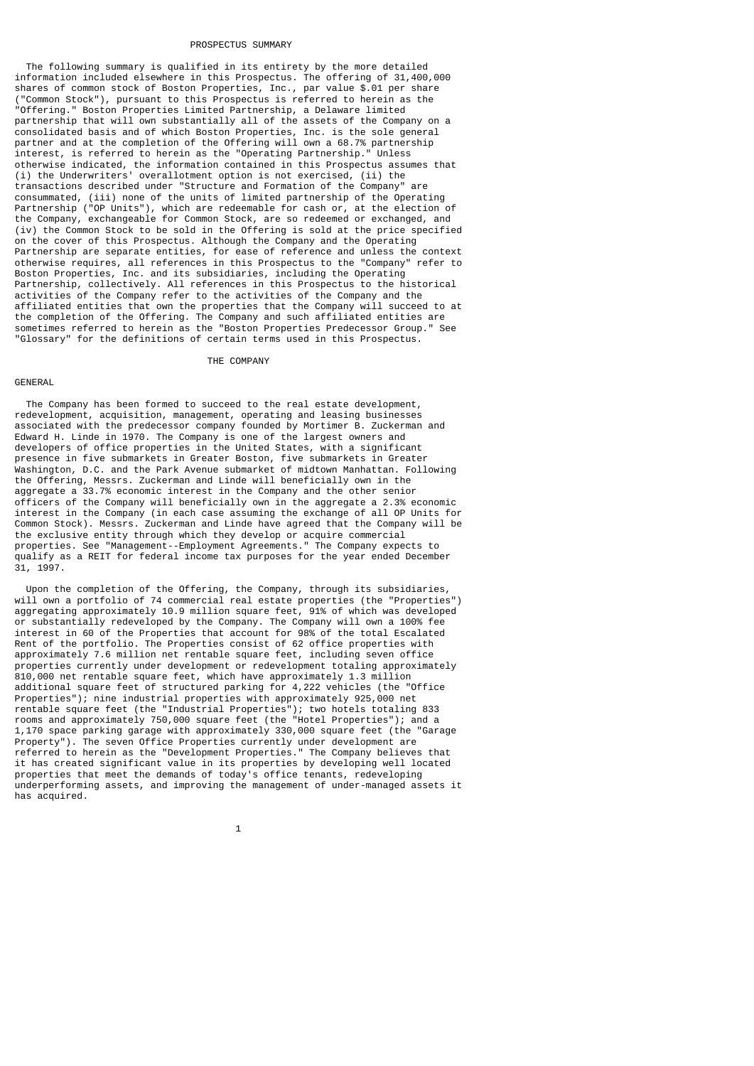# PROSPECTUS SUMMARY

The following summary is qualified in its entirety by the more detailed information included elsewhere in this Prospectus. The offering of 31,400,000 shares of common stock of Boston Properties, Inc., par value $.01 per share ("Common Stock"), pursuant to this Prospectus is referred to herein as the "Offering." Boston Properties Limited Partnership, a Delaware limited partnership that will own substantially all of the assets of the Company on a consolidated basis and of which Boston Properties, Inc. is the sole general partner and at the completion of the Offering will own a 68.7% partnership interest, is referred to herein as the "Operating Partnership." Unless otherwise indicated, the information contained in this Prospectus assumes that (i) the Underwriters' overallotment option is not exercised, (ii) the transactions described under "Structure and Formation of the Company" are consummated, (iii) none of the units of limited partnership of the Operating Partnership ("OP Units"), which are redeemable for cash or, at the election of the Company, exchangeable for Common Stock, are so redeemed or exchanged, and (iv) the Common Stock to be sold in the Offering is sold at the price specified on the cover of this Prospectus. Although the Company and the Operating Partnership are separate entities, for ease of reference and unless the context otherwise requires, all references in this Prospectus to the "Company" refer to Boston Properties, Inc. and its subsidiaries, including the Operating Partnership, collectively. All references in this Prospectus to the historical activities of the Company refer to the activities of the Company and the affiliated entities that own the properties that the Company will succeed to at the completion of the Offering. The Company and such affiliated entities are sometimes referred to herein as the "Boston Properties Predecessor Group." See "Glossary" for the definitions of certain terms used in this Prospectus.

## THE COMPANY

### GENERAL

The Company has been formed to succeed to the real estate development, redevelopment, acquisition, management, operating and leasing businesses associated with the predecessor company founded by Mortimer B. Zuckerman and Edward H. Linde in 1970. The Company is one of the largest owners and developers of office properties in the United States, with a significant presence in five submarkets in Greater Boston, five submarkets in Greater Washington, D.C. and the Park Avenue submarket of midtown Manhattan. Following the Offering, Messrs. Zuckerman and Linde will beneficially own in the aggregate a 33.7% economic interest in the Company and the other senior officers of the Company will beneficially own in the aggregate a 2.3% economic interest in the Company (in each case assuming the exchange of all OP Units for Common Stock). Messrs. Zuckerman and Linde have agreed that the Company will be the exclusive entity through which they develop or acquire commercial properties. See "Management--Employment Agreements." The Company expects to qualify as a REIT for federal income tax purposes for the year ended December 31, 1997.

Upon the completion of the Offering, the Company, through its subsidiaries, will own a portfolio of 74 commercial real estate properties (the "Properties") aggregating approximately 10.9 million square feet, 91% of which was developed or substantially redeveloped by the Company. The Company will own a 100% fee interest in 60 of the Properties that account for 98% of the total Escalated Rent of the portfolio. The Properties consist of 62 office properties with approximately 7.6 million net rentable square feet, including seven office properties currently under development or redevelopment totaling approximately 810,000 net rentable square feet, which have approximately 1.3 million additional square feet of structured parking for 4,222 vehicles (the "Office Properties"); nine industrial properties with approximately 925,000 net rentable square feet (the "Industrial Properties"); two hotels totaling 833 rooms and approximately 750,000 square feet (the "Hotel Properties"); and a 1,170 space parking garage with approximately 330,000 square feet (the "Garage Property"). The seven Office Properties currently under development are referred to herein as the "Development Properties." The Company believes that it has created significant value in its properties by developing well located properties that meet the demands of today's office tenants, redeveloping underperforming assets, and improving the management of under-managed assets it has acquired.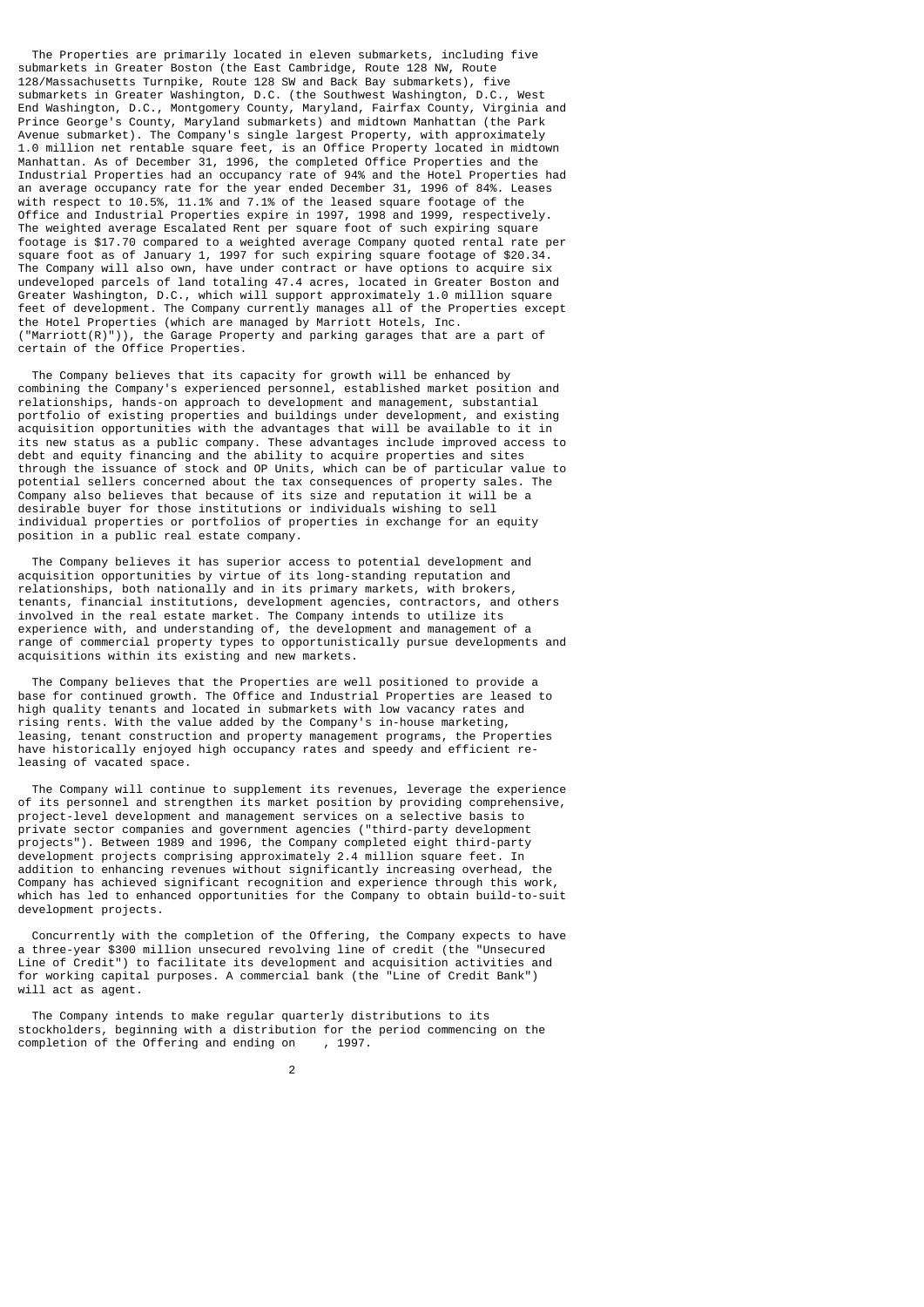The Properties are primarily located in eleven submarkets, including five submarkets in Greater Boston (the East Cambridge, Route 128 NW, Route 128/Massachusetts Turnpike, Route 128 SW and Back Bay submarkets), five submarkets in Greater Washington, D.C. (the Southwest Washington, D.C., West End Washington, D.C., Montgomery County, Maryland, Fairfax County, Virginia and Prince George's County, Maryland submarkets) and midtown Manhattan (the Park Avenue submarket). The Company's single largest Property, with approximately 1.0 million net rentable square feet, is an Office Property located in midtown Manhattan. As of December 31, 1996, the completed Office Properties and the Industrial Properties had an occupancy rate of 94% and the Hotel Properties had an average occupancy rate for the year ended December 31, 1996 of 84%. Leases with respect to 10.5%, 11.1% and 7.1% of the leased square footage of the Office and Industrial Properties expire in 1997, 1998 and 1999, respectively. The weighted average Escalated Rent per square foot of such expiring square footage is $17.70 compared to a weighted average Company quoted rental rate per square foot as of January 1, 1997 for such expiring square footage of $20.34. The Company will also own, have under contract or have options to acquire six undeveloped parcels of land totaling 47.4 acres, located in Greater Boston and Greater Washington, D.C., which will support approximately 1.0 million square feet of development. The Company currently manages all of the Properties except the Hotel Properties (which are managed by Marriott Hotels, Inc. ("Marriott(R)")), the Garage Property and parking garages that are a part of certain of the Office Properties.

The Company believes that its capacity for growth will be enhanced by combining the Company's experienced personnel, established market position and relationships, hands-on approach to development and management, substantial portfolio of existing properties and buildings under development, and existing acquisition opportunities with the advantages that will be available to it in its new status as a public company. These advantages include improved access to debt and equity financing and the ability to acquire properties and sites through the issuance of stock and OP Units, which can be of particular value to potential sellers concerned about the tax consequences of property sales. The Company also believes that because of its size and reputation it will be a desirable buyer for those institutions or individuals wishing to sell individual properties or portfolios of properties in exchange for an equity position in a public real estate company.

The Company believes it has superior access to potential development and acquisition opportunities by virtue of its long-standing reputation and relationships, both nationally and in its primary markets, with brokers, tenants, financial institutions, development agencies, contractors, and others involved in the real estate market. The Company intends to utilize its experience with, and understanding of, the development and management of a range of commercial property types to opportunistically pursue developments and acquisitions within its existing and new markets.

The Company believes that the Properties are well positioned to provide a base for continued growth. The Office and Industrial Properties are leased to high quality tenants and located in submarkets with low vacancy rates and rising rents. With the value added by the Company's in-house marketing, leasing, tenant construction and property management programs, the Properties have historically enjoyed high occupancy rates and speedy and efficient re-leasing of vacated space.

The Company will continue to supplement its revenues, leverage the experience of its personnel and strengthen its market position by providing comprehensive, project-level development and management services on a selective basis to private sector companies and government agencies ("third-party development projects"). Between 1989 and 1996, the Company completed eight third-party development projects comprising approximately 2.4 million square feet. In addition to enhancing revenues without significantly increasing overhead, the Company has achieved significant recognition and experience through this work, which has led to enhanced opportunities for the Company to obtain build-to-suit development projects.

Concurrently with the completion of the Offering, the Company expects to have a three-year $300 million unsecured revolving line of credit (the "Unsecured Line of Credit") to facilitate its development and acquisition activities and for working capital purposes. A commercial bank (the "Line of Credit Bank") will act as agent.

The Company intends to make regular quarterly distributions to its stockholders, beginning with a distribution for the period commencing on the completion of the Offering and ending on    , 1997.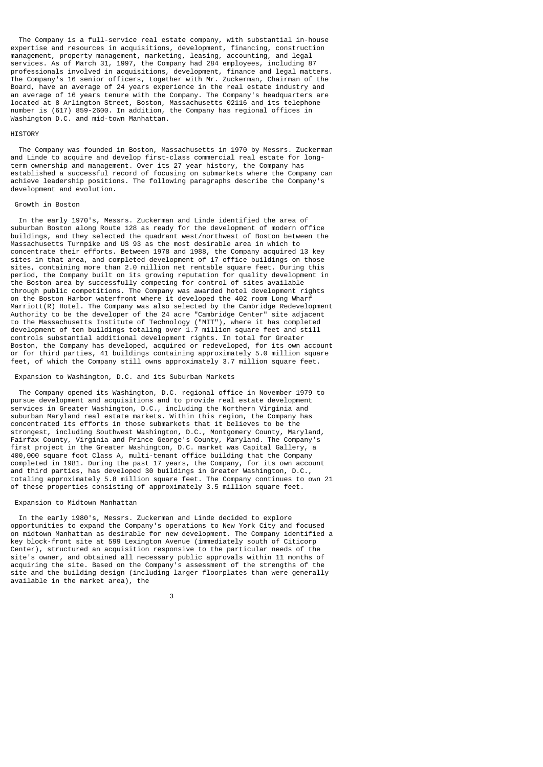The Company is a full-service real estate company, with substantial in-house expertise and resources in acquisitions, development, financing, construction management, property management, marketing, leasing, accounting, and legal services. As of March 31, 1997, the Company had 284 employees, including 87 professionals involved in acquisitions, development, finance and legal matters. The Company's 16 senior officers, together with Mr. Zuckerman, Chairman of the Board, have an average of 24 years experience in the real estate industry and an average of 16 years tenure with the Company. The Company's headquarters are located at 8 Arlington Street, Boston, Massachusetts 02116 and its telephone number is (617) 859-2600. In addition, the Company has regional offices in Washington D.C. and mid-town Manhattan.

## HISTORY

The Company was founded in Boston, Massachusetts in 1970 by Messrs. Zuckerman and Linde to acquire and develop first-class commercial real estate for long-term ownership and management. Over its 27 year history, the Company has established a successful record of focusing on submarkets where the Company can achieve leadership positions. The following paragraphs describe the Company's development and evolution.

### Growth in Boston

In the early 1970's, Messrs. Zuckerman and Linde identified the area of suburban Boston along Route 128 as ready for the development of modern office buildings, and they selected the quadrant west/northwest of Boston between the Massachusetts Turnpike and US 93 as the most desirable area in which to concentrate their efforts. Between 1978 and 1988, the Company acquired 13 key sites in that area, and completed development of 17 office buildings on those sites, containing more than 2.0 million net rentable square feet. During this period, the Company built on its growing reputation for quality development in the Boston area by successfully competing for control of sites available through public competitions. The Company was awarded hotel development rights on the Boston Harbor waterfront where it developed the 402 room Long Wharf Marriott(R) Hotel. The Company was also selected by the Cambridge Redevelopment Authority to be the developer of the 24 acre "Cambridge Center" site adjacent to the Massachusetts Institute of Technology ("MIT"), where it has completed development of ten buildings totaling over 1.7 million square feet and still controls substantial additional development rights. In total for Greater Boston, the Company has developed, acquired or redeveloped, for its own account or for third parties, 41 buildings containing approximately 5.0 million square feet, of which the Company still owns approximately 3.7 million square feet.

### Expansion to Washington, D.C. and its Suburban Markets

The Company opened its Washington, D.C. regional office in November 1979 to pursue development and acquisitions and to provide real estate development services in Greater Washington, D.C., including the Northern Virginia and suburban Maryland real estate markets. Within this region, the Company has concentrated its efforts in those submarkets that it believes to be the strongest, including Southwest Washington, D.C., Montgomery County, Maryland, Fairfax County, Virginia and Prince George's County, Maryland. The Company's first project in the Greater Washington, D.C. market was Capital Gallery, a 400,000 square foot Class A, multi-tenant office building that the Company completed in 1981. During the past 17 years, the Company, for its own account and third parties, has developed 30 buildings in Greater Washington, D.C., totaling approximately 5.8 million square feet. The Company continues to own 21 of these properties consisting of approximately 3.5 million square feet.

### Expansion to Midtown Manhattan

In the early 1980's, Messrs. Zuckerman and Linde decided to explore opportunities to expand the Company's operations to New York City and focused on midtown Manhattan as desirable for new development. The Company identified a key block-front site at 599 Lexington Avenue (immediately south of Citicorp Center), structured an acquisition responsive to the particular needs of the site's owner, and obtained all necessary public approvals within 11 months of acquiring the site. Based on the Company's assessment of the strengths of the site and the building design (including larger floorplates than were generally available in the market area), the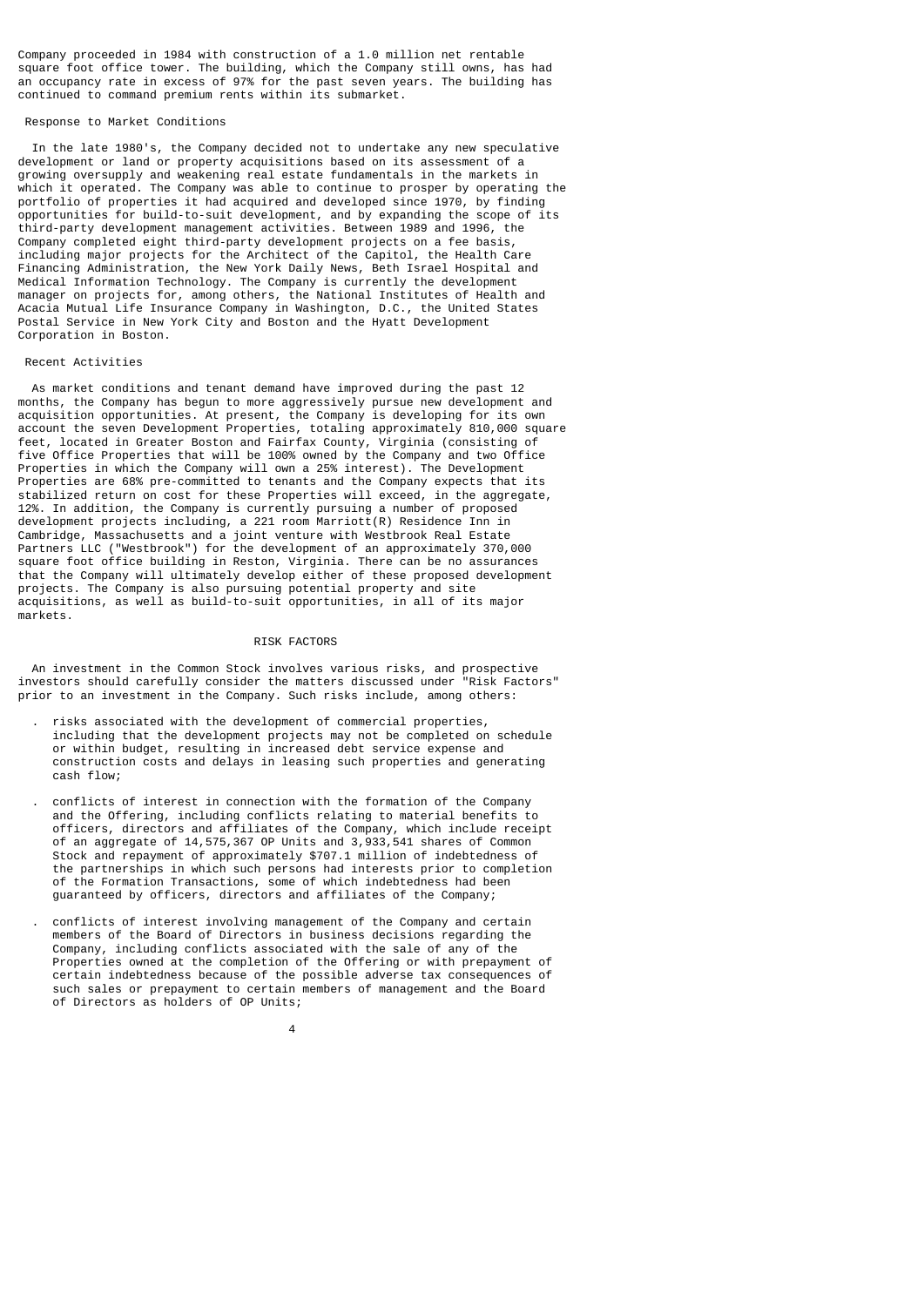Company proceeded in 1984 with construction of a 1.0 million net rentable square foot office tower. The building, which the Company still owns, has had an occupancy rate in excess of 97% for the past seven years. The building has continued to command premium rents within its submarket.

### Response to Market Conditions

In the late 1980's, the Company decided not to undertake any new speculative development or land or property acquisitions based on its assessment of a growing oversupply and weakening real estate fundamentals in the markets in which it operated. The Company was able to continue to prosper by operating the portfolio of properties it had acquired and developed since 1970, by finding opportunities for build-to-suit development, and by expanding the scope of its third-party development management activities. Between 1989 and 1996, the Company completed eight third-party development projects on a fee basis, including major projects for the Architect of the Capitol, the Health Care Financing Administration, the New York Daily News, Beth Israel Hospital and Medical Information Technology. The Company is currently the development manager on projects for, among others, the National Institutes of Health and Acacia Mutual Life Insurance Company in Washington, D.C., the United States Postal Service in New York City and Boston and the Hyatt Development Corporation in Boston.

### Recent Activities

As market conditions and tenant demand have improved during the past 12 months, the Company has begun to more aggressively pursue new development and acquisition opportunities. At present, the Company is developing for its own account the seven Development Properties, totaling approximately 810,000 square feet, located in Greater Boston and Fairfax County, Virginia (consisting of five Office Properties that will be 100% owned by the Company and two Office Properties in which the Company will own a 25% interest). The Development Properties are 68% pre-committed to tenants and the Company expects that its stabilized return on cost for these Properties will exceed, in the aggregate, 12%. In addition, the Company is currently pursuing a number of proposed development projects including, a 221 room Marriott(R) Residence Inn in Cambridge, Massachusetts and a joint venture with Westbrook Real Estate Partners LLC ("Westbrook") for the development of an approximately 370,000 square foot office building in Reston, Virginia. There can be no assurances that the Company will ultimately develop either of these proposed development projects. The Company is also pursuing potential property and site acquisitions, as well as build-to-suit opportunities, in all of its major markets.

## RISK FACTORS

An investment in the Common Stock involves various risks, and prospective investors should carefully consider the matters discussed under "Risk Factors" prior to an investment in the Company. Such risks include, among others:

- risks associated with the development of commercial properties, including that the development projects may not be completed on schedule or within budget, resulting in increased debt service expense and construction costs and delays in leasing such properties and generating cash flow;
- conflicts of interest in connection with the formation of the Company and the Offering, including conflicts relating to material benefits to officers, directors and affiliates of the Company, which include receipt of an aggregate of 14,575,367 OP Units and 3,933,541 shares of Common Stock and repayment of approximately $707.1 million of indebtedness of the partnerships in which such persons had interests prior to completion of the Formation Transactions, some of which indebtedness had been guaranteed by officers, directors and affiliates of the Company;
- conflicts of interest involving management of the Company and certain members of the Board of Directors in business decisions regarding the Company, including conflicts associated with the sale of any of the Properties owned at the completion of the Offering or with prepayment of certain indebtedness because of the possible adverse tax consequences of such sales or prepayment to certain members of management and the Board of Directors as holders of OP Units;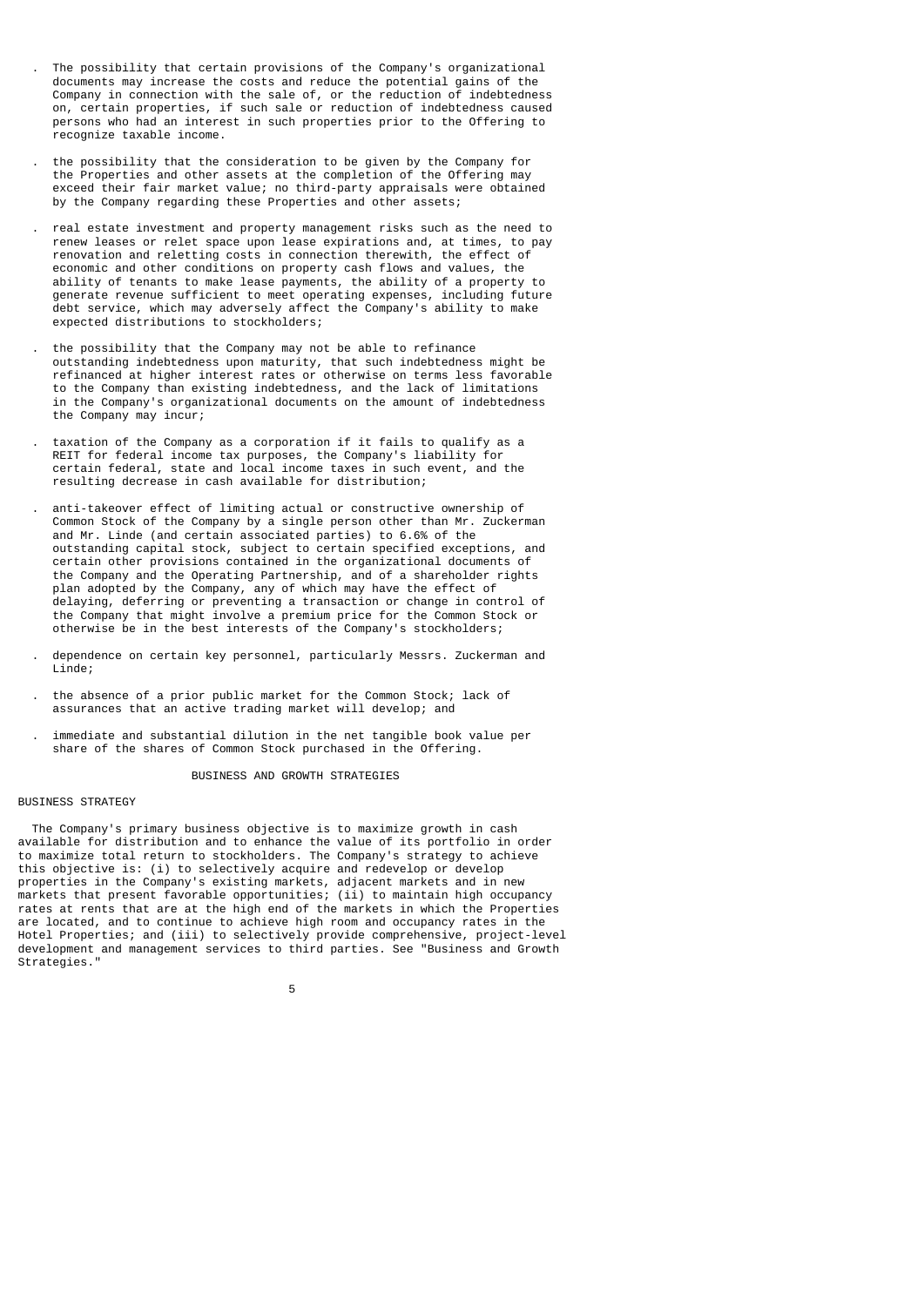- The possibility that certain provisions of the Company's organizational documents may increase the costs and reduce the potential gains of the Company in connection with the sale of, or the reduction of indebtedness on, certain properties, if such sale or reduction of indebtedness caused persons who had an interest in such properties prior to the Offering to recognize taxable income.

- the possibility that the consideration to be given by the Company for the Properties and other assets at the completion of the Offering may exceed their fair market value; no third-party appraisals were obtained by the Company regarding these Properties and other assets;

- real estate investment and property management risks such as the need to renew leases or relet space upon lease expirations and, at times, to pay renovation and reletting costs in connection therewith, the effect of economic and other conditions on property cash flows and values, the ability of tenants to make lease payments, the ability of a property to generate revenue sufficient to meet operating expenses, including future debt service, which may adversely affect the Company's ability to make expected distributions to stockholders;

- the possibility that the Company may not be able to refinance outstanding indebtedness upon maturity, that such indebtedness might be refinanced at higher interest rates or otherwise on terms less favorable to the Company than existing indebtedness, and the lack of limitations in the Company's organizational documents on the amount of indebtedness the Company may incur;

- taxation of the Company as a corporation if it fails to qualify as a REIT for federal income tax purposes, the Company's liability for certain federal, state and local income taxes in such event, and the resulting decrease in cash available for distribution;

- anti-takeover effect of limiting actual or constructive ownership of Common Stock of the Company by a single person other than Mr. Zuckerman and Mr. Linde (and certain associated parties) to 6.6% of the outstanding capital stock, subject to certain specified exceptions, and certain other provisions contained in the organizational documents of the Company and the Operating Partnership, and of a shareholder rights plan adopted by the Company, any of which may have the effect of delaying, deferring or preventing a transaction or change in control of the Company that might involve a premium price for the Common Stock or otherwise be in the best interests of the Company's stockholders;

- dependence on certain key personnel, particularly Messrs. Zuckerman and Linde;

- the absence of a prior public market for the Common Stock; lack of assurances that an active trading market will develop; and

- immediate and substantial dilution in the net tangible book value per share of the shares of Common Stock purchased in the Offering.

## BUSINESS AND GROWTH STRATEGIES

### BUSINESS STRATEGY

The Company's primary business objective is to maximize growth in cash available for distribution and to enhance the value of its portfolio in order to maximize total return to stockholders. The Company's strategy to achieve this objective is: (i) to selectively acquire and redevelop or develop properties in the Company's existing markets, adjacent markets and in new markets that present favorable opportunities; (ii) to maintain high occupancy rates at rents that are at the high end of the markets in which the Properties are located, and to continue to achieve high room and occupancy rates in the Hotel Properties; and (iii) to selectively provide comprehensive, project-level development and management services to third parties. See "Business and Growth Strategies."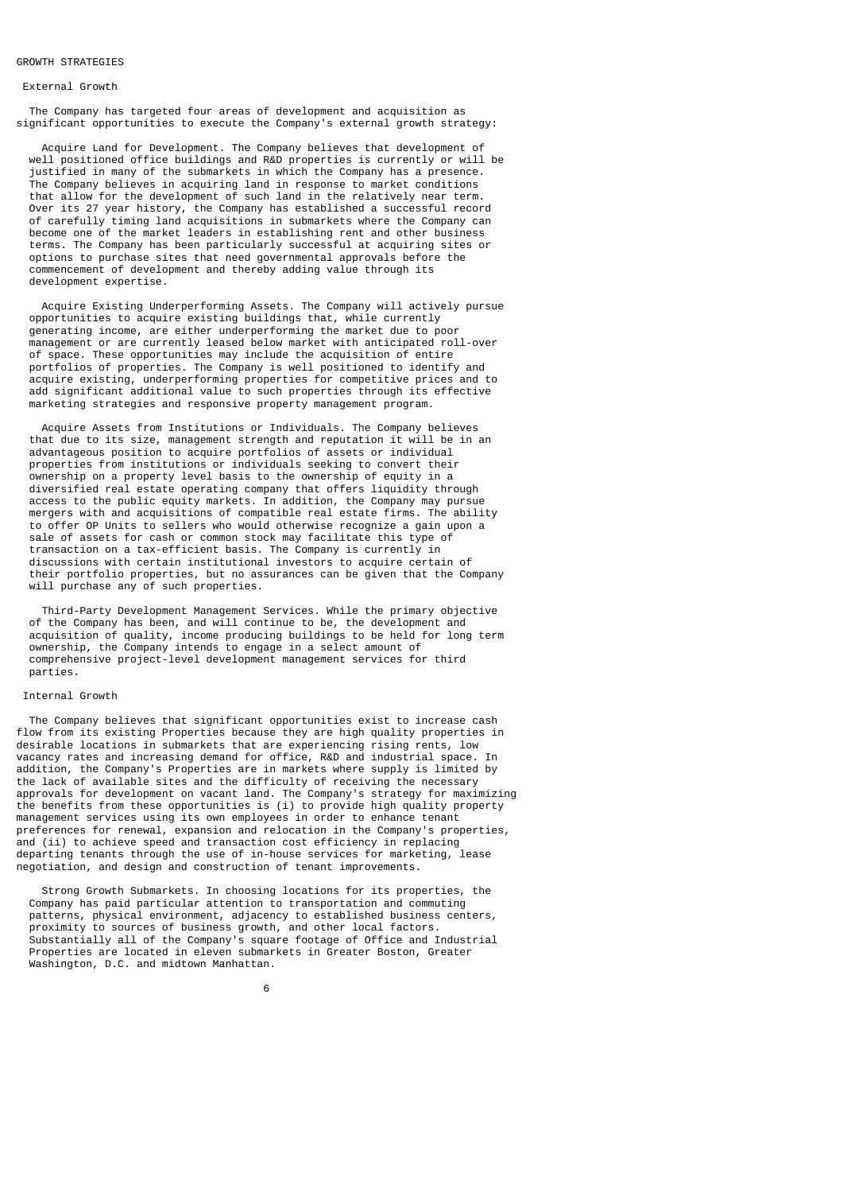## GROWTH STRATEGIES

### External Growth

The Company has targeted four areas of development and acquisition as significant opportunities to execute the Company's external growth strategy:

Acquire Land for Development. The Company believes that development of well positioned office buildings and R&D properties is currently or will be justified in many of the submarkets in which the Company has a presence. The Company believes in acquiring land in response to market conditions that allow for the development of such land in the relatively near term. Over its 27 year history, the Company has established a successful record of carefully timing land acquisitions in submarkets where the Company can become one of the market leaders in establishing rent and other business terms. The Company has been particularly successful at acquiring sites or options to purchase sites that need governmental approvals before the commencement of development and thereby adding value through its development expertise.

Acquire Existing Underperforming Assets. The Company will actively pursue opportunities to acquire existing buildings that, while currently generating income, are either underperforming the market due to poor management or are currently leased below market with anticipated roll-over of space. These opportunities may include the acquisition of entire portfolios of properties. The Company is well positioned to identify and acquire existing, underperforming properties for competitive prices and to add significant additional value to such properties through its effective marketing strategies and responsive property management program.

Acquire Assets from Institutions or Individuals. The Company believes that due to its size, management strength and reputation it will be in an advantageous position to acquire portfolios of assets or individual properties from institutions or individuals seeking to convert their ownership on a property level basis to the ownership of equity in a diversified real estate operating company that offers liquidity through access to the public equity markets. In addition, the Company may pursue mergers with and acquisitions of compatible real estate firms. The ability to offer OP Units to sellers who would otherwise recognize a gain upon a sale of assets for cash or common stock may facilitate this type of transaction on a tax-efficient basis. The Company is currently in discussions with certain institutional investors to acquire certain of their portfolio properties, but no assurances can be given that the Company will purchase any of such properties.

Third-Party Development Management Services. While the primary objective of the Company has been, and will continue to be, the development and acquisition of quality, income producing buildings to be held for long term ownership, the Company intends to engage in a select amount of comprehensive project-level development management services for third parties.

### Internal Growth

The Company believes that significant opportunities exist to increase cash flow from its existing Properties because they are high quality properties in desirable locations in submarkets that are experiencing rising rents, low vacancy rates and increasing demand for office, R&D and industrial space. In addition, the Company's Properties are in markets where supply is limited by the lack of available sites and the difficulty of receiving the necessary approvals for development on vacant land. The Company's strategy for maximizing the benefits from these opportunities is (i) to provide high quality property management services using its own employees in order to enhance tenant preferences for renewal, expansion and relocation in the Company's properties, and (ii) to achieve speed and transaction cost efficiency in replacing departing tenants through the use of in-house services for marketing, lease negotiation, and design and construction of tenant improvements.

Strong Growth Submarkets. In choosing locations for its properties, the Company has paid particular attention to transportation and commuting patterns, physical environment, adjacency to established business centers, proximity to sources of business growth, and other local factors. Substantially all of the Company's square footage of Office and Industrial Properties are located in eleven submarkets in Greater Boston, Greater Washington, D.C. and midtown Manhattan.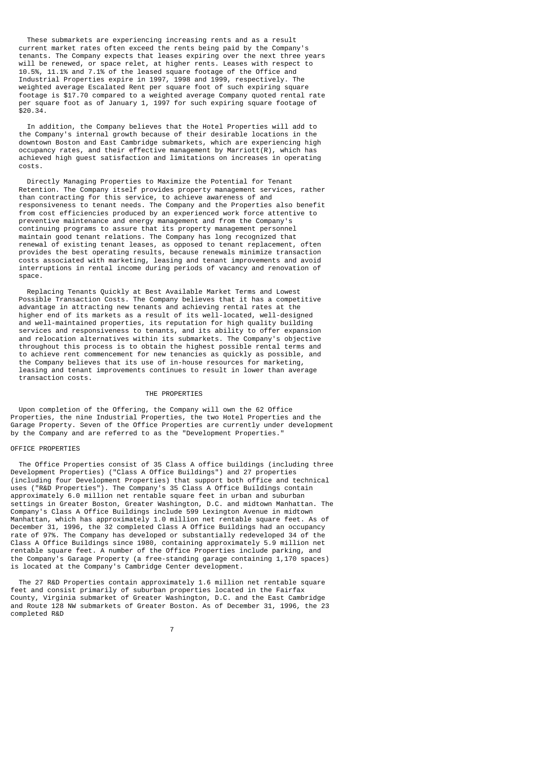These submarkets are experiencing increasing rents and as a result current market rates often exceed the rents being paid by the Company's tenants. The Company expects that leases expiring over the next three years will be renewed, or space relet, at higher rents. Leases with respect to 10.5%, 11.1% and 7.1% of the leased square footage of the Office and Industrial Properties expire in 1997, 1998 and 1999, respectively. The weighted average Escalated Rent per square foot of such expiring square footage is $17.70 compared to a weighted average Company quoted rental rate per square foot as of January 1, 1997 for such expiring square footage of $20.34.

In addition, the Company believes that the Hotel Properties will add to the Company's internal growth because of their desirable locations in the downtown Boston and East Cambridge submarkets, which are experiencing high occupancy rates, and their effective management by Marriott(R), which has achieved high guest satisfaction and limitations on increases in operating costs.

Directly Managing Properties to Maximize the Potential for Tenant Retention. The Company itself provides property management services, rather than contracting for this service, to achieve awareness of and responsiveness to tenant needs. The Company and the Properties also benefit from cost efficiencies produced by an experienced work force attentive to preventive maintenance and energy management and from the Company's continuing programs to assure that its property management personnel maintain good tenant relations. The Company has long recognized that renewal of existing tenant leases, as opposed to tenant replacement, often provides the best operating results, because renewals minimize transaction costs associated with marketing, leasing and tenant improvements and avoid interruptions in rental income during periods of vacancy and renovation of space.

Replacing Tenants Quickly at Best Available Market Terms and Lowest Possible Transaction Costs. The Company believes that it has a competitive advantage in attracting new tenants and achieving rental rates at the higher end of its markets as a result of its well-located, well-designed and well-maintained properties, its reputation for high quality building services and responsiveness to tenants, and its ability to offer expansion and relocation alternatives within its submarkets. The Company's objective throughout this process is to obtain the highest possible rental terms and to achieve rent commencement for new tenancies as quickly as possible, and the Company believes that its use of in-house resources for marketing, leasing and tenant improvements continues to result in lower than average transaction costs.

## THE PROPERTIES

Upon completion of the Offering, the Company will own the 62 Office Properties, the nine Industrial Properties, the two Hotel Properties and the Garage Property. Seven of the Office Properties are currently under development by the Company and are referred to as the "Development Properties."

### OFFICE PROPERTIES

The Office Properties consist of 35 Class A office buildings (including three Development Properties) ("Class A Office Buildings") and 27 properties (including four Development Properties) that support both office and technical uses ("R&D Properties"). The Company's 35 Class A Office Buildings contain approximately 6.0 million net rentable square feet in urban and suburban settings in Greater Boston, Greater Washington, D.C. and midtown Manhattan. The Company's Class A Office Buildings include 599 Lexington Avenue in midtown Manhattan, which has approximately 1.0 million net rentable square feet. As of December 31, 1996, the 32 completed Class A Office Buildings had an occupancy rate of 97%. The Company has developed or substantially redeveloped 34 of the Class A Office Buildings since 1980, containing approximately 5.9 million net rentable square feet. A number of the Office Properties include parking, and the Company's Garage Property (a free-standing garage containing 1,170 spaces) is located at the Company's Cambridge Center development.

The 27 R&D Properties contain approximately 1.6 million net rentable square feet and consist primarily of suburban properties located in the Fairfax County, Virginia submarket of Greater Washington, D.C. and the East Cambridge and Route 128 NW submarkets of Greater Boston. As of December 31, 1996, the 23 completed R&D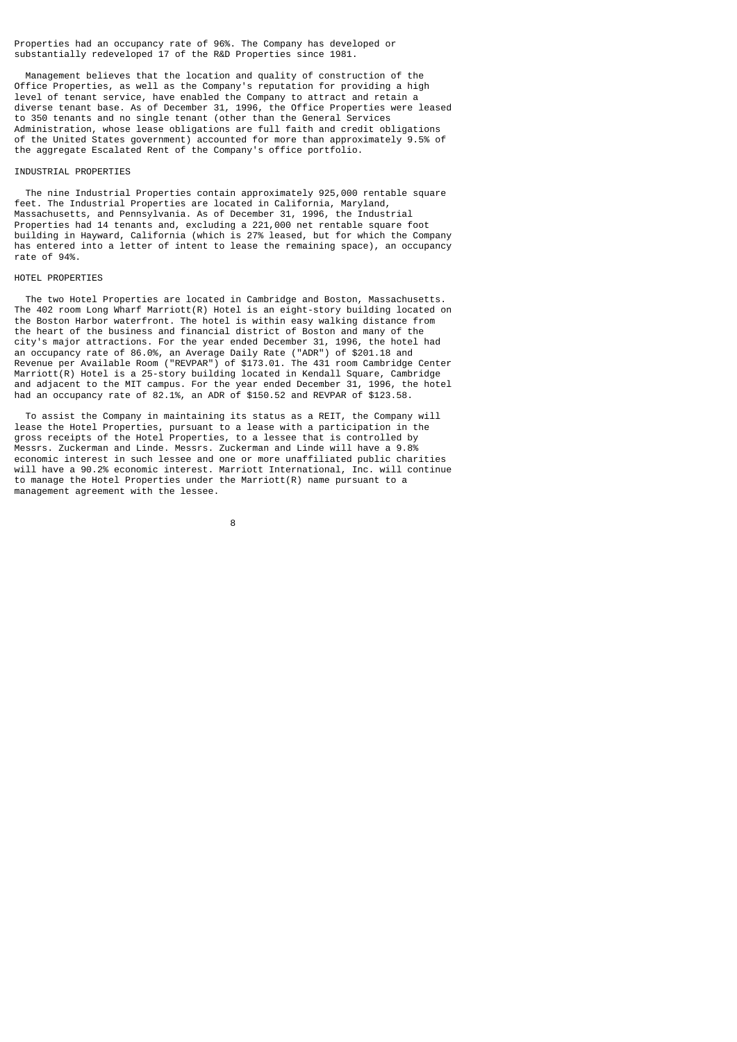Properties had an occupancy rate of 96%. The Company has developed or substantially redeveloped 17 of the R&D Properties since 1981.

Management believes that the location and quality of construction of the Office Properties, as well as the Company's reputation for providing a high level of tenant service, have enabled the Company to attract and retain a diverse tenant base. As of December 31, 1996, the Office Properties were leased to 350 tenants and no single tenant (other than the General Services Administration, whose lease obligations are full faith and credit obligations of the United States government) accounted for more than approximately 9.5% of the aggregate Escalated Rent of the Company's office portfolio.

### INDUSTRIAL PROPERTIES

The nine Industrial Properties contain approximately 925,000 rentable square feet. The Industrial Properties are located in California, Maryland, Massachusetts, and Pennsylvania. As of December 31, 1996, the Industrial Properties had 14 tenants and, excluding a 221,000 net rentable square foot building in Hayward, California (which is 27% leased, but for which the Company has entered into a letter of intent to lease the remaining space), an occupancy rate of 94%.

### HOTEL PROPERTIES

The two Hotel Properties are located in Cambridge and Boston, Massachusetts. The 402 room Long Wharf Marriott(R) Hotel is an eight-story building located on the Boston Harbor waterfront. The hotel is within easy walking distance from the heart of the business and financial district of Boston and many of the city's major attractions. For the year ended December 31, 1996, the hotel had an occupancy rate of 86.0%, an Average Daily Rate ("ADR") of $201.18 and Revenue per Available Room ("REVPAR") of $173.01. The 431 room Cambridge Center Marriott(R) Hotel is a 25-story building located in Kendall Square, Cambridge and adjacent to the MIT campus. For the year ended December 31, 1996, the hotel had an occupancy rate of 82.1%, an ADR of $150.52 and REVPAR of $123.58.

To assist the Company in maintaining its status as a REIT, the Company will lease the Hotel Properties, pursuant to a lease with a participation in the gross receipts of the Hotel Properties, to a lessee that is controlled by Messrs. Zuckerman and Linde. Messrs. Zuckerman and Linde will have a 9.8% economic interest in such lessee and one or more unaffiliated public charities will have a 90.2% economic interest. Marriott International, Inc. will continue to manage the Hotel Properties under the Marriott(R) name pursuant to a management agreement with the lessee.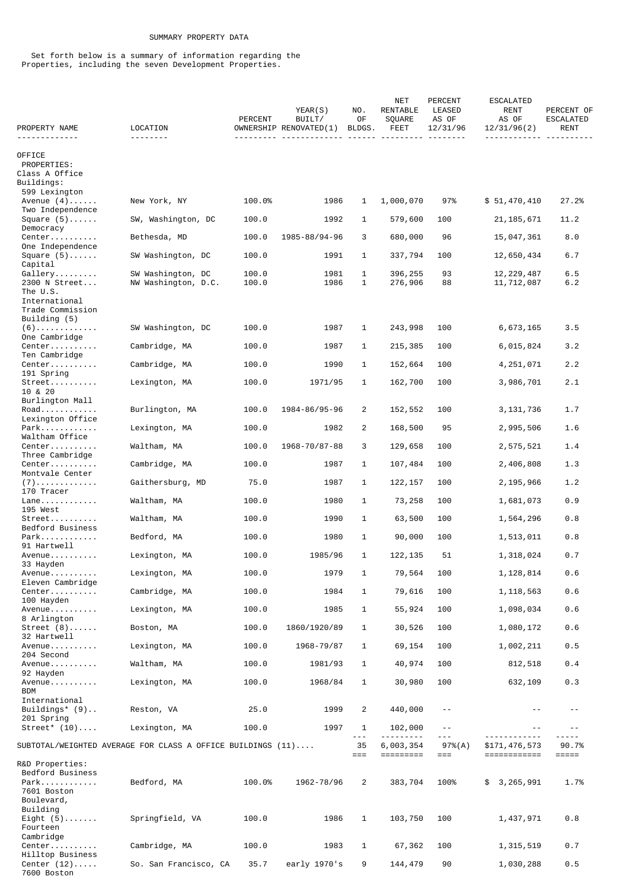SUMMARY PROPERTY DATA

Set forth below is a summary of information regarding the Properties, including the seven Development Properties.

| PROPERTY NAME | LOCATION | PERCENT OWNERSHIP | YEAR(S) BUILT/ RENOVATED(1) | NO. OF BLDGS. | NET RENTABLE SQUARE FEET | PERCENT LEASED AS OF 12/31/96 | ESCALATED RENT AS OF 12/31/96(2) | PERCENT OF ESCALATED RENT |
|---|---|---|---|---|---|---|---|---|
| OFFICE PROPERTIES: | | | | | | | | |
| Class A Office Buildings: | | | | | | | | |
| 599 Lexington Avenue (4)...... | New York, NY | 100.0% | 1986 | 1 | 1,000,070 | 97% | $ 51,470,410 | 27.2% |
| Two Independence Square (5)...... | SW, Washington, DC | 100.0 | 1992 | 1 | 579,600 | 100 | 21,185,671 | 11.2 |
| Democracy Center.......... | Bethesda, MD | 100.0 | 1985-88/94-96 | 3 | 680,000 | 96 | 15,047,361 | 8.0 |
| One Independence Square (5)...... | SW Washington, DC | 100.0 | 1991 | 1 | 337,794 | 100 | 12,650,434 | 6.7 |
| Capital Gallery......... | SW Washington, DC | 100.0 | 1981 | 1 | 396,255 | 93 | 12,229,487 | 6.5 |
| 2300 N Street... | NW Washington, D.C. | 100.0 | 1986 | 1 | 276,906 | 88 | 11,712,087 | 6.2 |
| The U.S. International Trade Commission Building (5) (6)............. | SW Washington, DC | 100.0 | 1987 | 1 | 243,998 | 100 | 6,673,165 | 3.5 |
| One Cambridge Center.......... | Cambridge, MA | 100.0 | 1987 | 1 | 215,385 | 100 | 6,015,824 | 3.2 |
| Ten Cambridge Center.......... | Cambridge, MA | 100.0 | 1990 | 1 | 152,664 | 100 | 4,251,071 | 2.2 |
| 191 Spring Street.......... | Lexington, MA | 100.0 | 1971/95 | 1 | 162,700 | 100 | 3,986,701 | 2.1 |
| 10 & 20 Burlington Mall Road............ | Burlington, MA | 100.0 | 1984-86/95-96 | 2 | 152,552 | 100 | 3,131,736 | 1.7 |
| Lexington Office Park............ | Lexington, MA | 100.0 | 1982 | 2 | 168,500 | 95 | 2,995,506 | 1.6 |
| Waltham Office Center.......... | Waltham, MA | 100.0 | 1968-70/87-88 | 3 | 129,658 | 100 | 2,575,521 | 1.4 |
| Three Cambridge Center.......... | Cambridge, MA | 100.0 | 1987 | 1 | 107,484 | 100 | 2,406,808 | 1.3 |
| Montvale Center (7)............. | Gaithersburg, MD | 75.0 | 1987 | 1 | 122,157 | 100 | 2,195,966 | 1.2 |
| 170 Tracer Lane............ | Waltham, MA | 100.0 | 1980 | 1 | 73,258 | 100 | 1,681,073 | 0.9 |
| 195 West Street.......... | Waltham, MA | 100.0 | 1990 | 1 | 63,500 | 100 | 1,564,296 | 0.8 |
| Bedford Business Park............ | Bedford, MA | 100.0 | 1980 | 1 | 90,000 | 100 | 1,513,011 | 0.8 |
| 91 Hartwell Avenue.......... | Lexington, MA | 100.0 | 1985/96 | 1 | 122,135 | 51 | 1,318,024 | 0.7 |
| 33 Hayden Avenue.......... | Lexington, MA | 100.0 | 1979 | 1 | 79,564 | 100 | 1,128,814 | 0.6 |
| Eleven Cambridge Center.......... | Cambridge, MA | 100.0 | 1984 | 1 | 79,616 | 100 | 1,118,563 | 0.6 |
| 100 Hayden Avenue.......... | Lexington, MA | 100.0 | 1985 | 1 | 55,924 | 100 | 1,098,034 | 0.6 |
| 8 Arlington Street (8)...... | Boston, MA | 100.0 | 1860/1920/89 | 1 | 30,526 | 100 | 1,080,172 | 0.6 |
| 32 Hartwell Avenue.......... | Lexington, MA | 100.0 | 1968-79/87 | 1 | 69,154 | 100 | 1,002,211 | 0.5 |
| 204 Second Avenue.......... | Waltham, MA | 100.0 | 1981/93 | 1 | 40,974 | 100 | 812,518 | 0.4 |
| 92 Hayden Avenue.......... | Lexington, MA | 100.0 | 1968/84 | 1 | 30,980 | 100 | 632,109 | 0.3 |
| BDM International Buildings* (9).. | Reston, VA | 25.0 | 1999 | 2 | 440,000 | -- | -- | -- |
| 201 Spring Street* (10).... | Lexington, MA | 100.0 | 1997 | 1 | 102,000 | -- | -- | -- |
| SUBTOTAL/WEIGHTED AVERAGE FOR CLASS A OFFICE BUILDINGS (11).... | | | | 35 | 6,003,354 | 97%(A) | $171,476,573 | 90.7% |
| R&D Properties: | | | | | | | | |
| Bedford Business Park............ | Bedford, MA | 100.0% | 1962-78/96 | 2 | 383,704 | 100% | $ 3,265,991 | 1.7% |
| 7601 Boston Boulevard, Building Eight (5)....... | Springfield, VA | 100.0 | 1986 | 1 | 103,750 | 100 | 1,437,971 | 0.8 |
| Fourteen Cambridge Center.......... | Cambridge, MA | 100.0 | 1983 | 1 | 67,362 | 100 | 1,315,519 | 0.7 |
| Hilltop Business Center (12)..... | So. San Francisco, CA | 35.7 | early 1970's | 9 | 144,479 | 90 | 1,030,288 | 0.5 |
| 7600 Boston | | | | | | | | |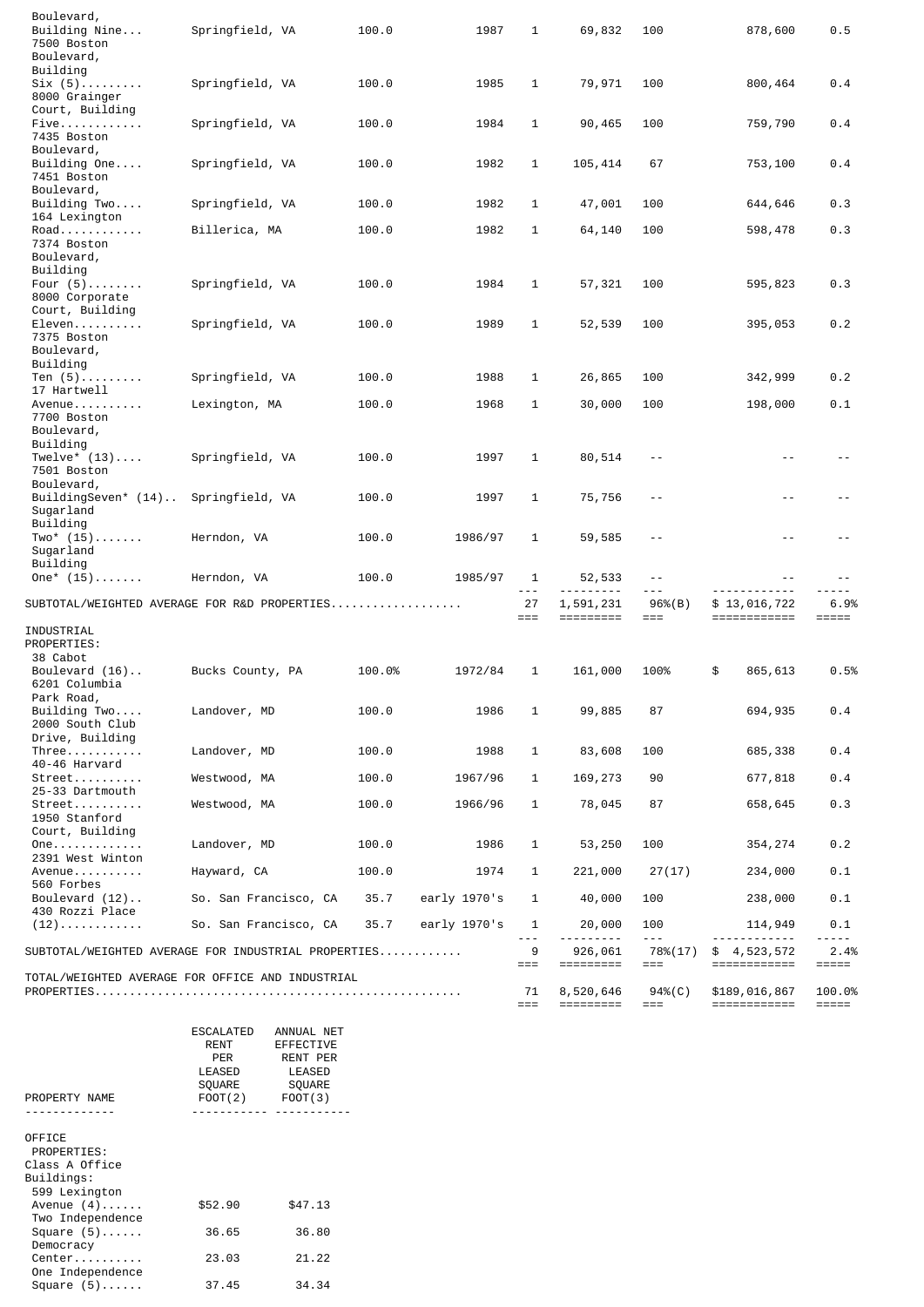| PROPERTY NAME | LOCATION | % OWNERSHIP | YEAR BUILT/RENOVATED | NUMBER OF BUILDINGS | NET RENTABLE SQUARE FEET | % LEASED | ANNUALIZED RENT | % OF TOTAL ANNUALIZED RENT |
|---|---|---|---|---|---|---|---|---|
| 7600 Boston Boulevard, Building Nine... | Springfield, VA | 100.0 | 1987 | 1 | 69,832 | 100 | 878,600 | 0.5 |
| 7500 Boston Boulevard, Building Six (5)......... | Springfield, VA | 100.0 | 1985 | 1 | 79,971 | 100 | 800,464 | 0.4 |
| 8000 Grainger Court, Building Five............ | Springfield, VA | 100.0 | 1984 | 1 | 90,465 | 100 | 759,790 | 0.4 |
| 7435 Boston Boulevard, Building One.... | Springfield, VA | 100.0 | 1982 | 1 | 105,414 | 67 | 753,100 | 0.4 |
| 7451 Boston Boulevard, Building Two.... | Springfield, VA | 100.0 | 1982 | 1 | 47,001 | 100 | 644,646 | 0.3 |
| 164 Lexington Road............ | Billerica, MA | 100.0 | 1982 | 1 | 64,140 | 100 | 598,478 | 0.3 |
| 7374 Boston Boulevard, Building Four (5)........ | Springfield, VA | 100.0 | 1984 | 1 | 57,321 | 100 | 595,823 | 0.3 |
| 8000 Corporate Court, Building Eleven.......... | Springfield, VA | 100.0 | 1989 | 1 | 52,539 | 100 | 395,053 | 0.2 |
| 7375 Boston Boulevard, Building Ten (5)......... | Springfield, VA | 100.0 | 1988 | 1 | 26,865 | 100 | 342,999 | 0.2 |
| 17 Hartwell Avenue.......... | Lexington, MA | 100.0 | 1968 | 1 | 30,000 | 100 | 198,000 | 0.1 |
| 7700 Boston Boulevard, Building Twelve* (13).... | Springfield, VA | 100.0 | 1997 | 1 | 80,514 | -- | -- | -- |
| 7501 Boston Boulevard, BuildingSeven* (14).. | Springfield, VA | 100.0 | 1997 | 1 | 75,756 | -- | -- | -- |
| Sugarland Building Two* (15)....... | Herndon, VA | 100.0 | 1986/97 | 1 | 59,585 | -- | -- | -- |
| Sugarland Building One* (15)....... | Herndon, VA | 100.0 | 1985/97 | 1 | 52,533 | -- | -- | -- |
| SUBTOTAL/WEIGHTED AVERAGE FOR R&D PROPERTIES.................. | | | | 27 | 1,591,231 | 96%(B) | $ 13,016,722 | 6.9% |
| INDUSTRIAL PROPERTIES: | | | | | | | | |
| 38 Cabot Boulevard (16).. | Bucks County, PA | 100.0% | 1972/84 | 1 | 161,000 | 100% | $ 865,613 | 0.5% |
| 6201 Columbia Park Road, Building Two.... | Landover, MD | 100.0 | 1986 | 1 | 99,885 | 87 | 694,935 | 0.4 |
| 2000 South Club Drive, Building Three........... | Landover, MD | 100.0 | 1988 | 1 | 83,608 | 100 | 685,338 | 0.4 |
| 40-46 Harvard Street.......... | Westwood, MA | 100.0 | 1967/96 | 1 | 169,273 | 90 | 677,818 | 0.4 |
| 25-33 Dartmouth Street.......... | Westwood, MA | 100.0 | 1966/96 | 1 | 78,045 | 87 | 658,645 | 0.3 |
| 1950 Stanford Court, Building One............. | Landover, MD | 100.0 | 1986 | 1 | 53,250 | 100 | 354,274 | 0.2 |
| 2391 West Winton Avenue.......... | Hayward, CA | 100.0 | 1974 | 1 | 221,000 | 27(17) | 234,000 | 0.1 |
| 560 Forbes Boulevard (12).. | So. San Francisco, CA | 35.7 | early 1970's | 1 | 40,000 | 100 | 238,000 | 0.1 |
| 430 Rozzi Place (12)............ | So. San Francisco, CA | 35.7 | early 1970's | 1 | 20,000 | 100 | 114,949 | 0.1 |
| SUBTOTAL/WEIGHTED AVERAGE FOR INDUSTRIAL PROPERTIES............ | | | | 9 | 926,061 | 78%(17) | $ 4,523,572 | 2.4% |
| TOTAL/WEIGHTED AVERAGE FOR OFFICE AND INDUSTRIAL PROPERTIES.................................................... | | | | 71 | 8,520,646 | 94%(C) | $189,016,867 | 100.0% |

| PROPERTY NAME | ESCALATED RENT PER LEASED SQUARE FOOT(2) | ANNUAL NET EFFECTIVE RENT PER LEASED SQUARE FOOT(3) |
|---|---|---|
| OFFICE PROPERTIES: | | |
| Class A Office Buildings: | | |
| 599 Lexington Avenue (4)...... | $52.90 | $47.13 |
| Two Independence Square (5)...... | 36.65 | 36.80 |
| Democracy Center.......... | 23.03 | 21.22 |
| One Independence Square (5)...... | 37.45 | 34.34 |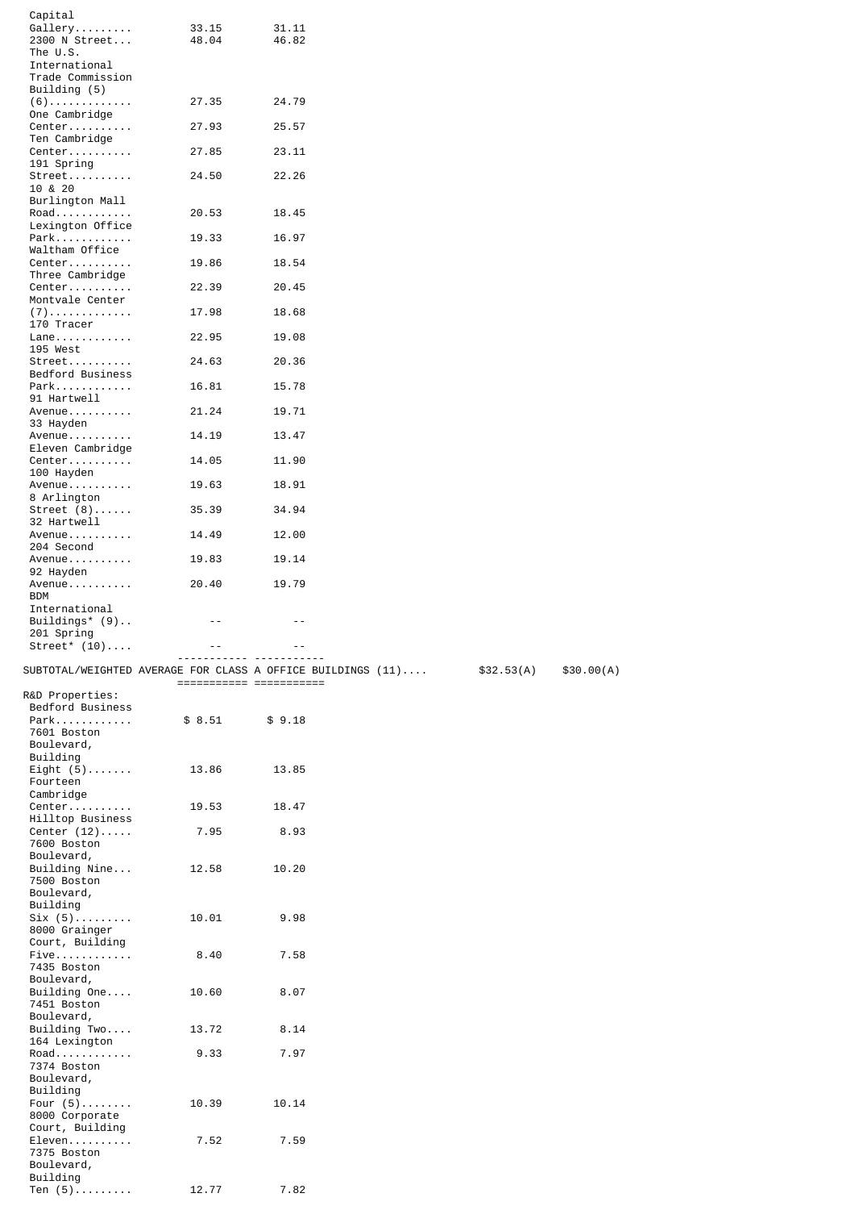| Property | | |
|---|---|---|
| Capital Gallery | 33.15 | 31.11 |
| 2300 N Street | 48.04 | 46.82 |
| The U.S. International Trade Commission Building (5) (6) | 27.35 | 24.79 |
| One Cambridge Center | 27.93 | 25.57 |
| Ten Cambridge Center | 27.85 | 23.11 |
| 191 Spring Street | 24.50 | 22.26 |
| 10 & 20 Burlington Mall Road | 20.53 | 18.45 |
| Lexington Office Park | 19.33 | 16.97 |
| Waltham Office Center | 19.86 | 18.54 |
| Three Cambridge Center | 22.39 | 20.45 |
| Montvale Center (7) | 17.98 | 18.68 |
| 170 Tracer Lane | 22.95 | 19.08 |
| 195 West Street | 24.63 | 20.36 |
| Bedford Business Park | 16.81 | 15.78 |
| 91 Hartwell Avenue | 21.24 | 19.71 |
| 33 Hayden Avenue | 14.19 | 13.47 |
| Eleven Cambridge Center | 14.05 | 11.90 |
| 100 Hayden Avenue | 19.63 | 18.91 |
| 8 Arlington Street (8) | 35.39 | 34.94 |
| 32 Hartwell Avenue | 14.49 | 12.00 |
| 204 Second Avenue | 19.83 | 19.14 |
| 92 Hayden Avenue | 20.40 | 19.79 |
| BDM International Buildings* (9) | -- | -- |
| 201 Spring Street* (10) | -- | -- |
| SUBTOTAL/WEIGHTED AVERAGE FOR CLASS A OFFICE BUILDINGS (11) | $32.53(A) | $30.00(A) |
| **R&D Properties:** | | |
| Bedford Business Park | $ 8.51 | $ 9.18 |
| 7601 Boston Boulevard, Building Eight (5) | 13.86 | 13.85 |
| Fourteen Cambridge Center | 19.53 | 18.47 |
| Hilltop Business Center (12) | 7.95 | 8.93 |
| 7600 Boston Boulevard, Building Nine | 12.58 | 10.20 |
| 7500 Boston Boulevard, Building Six (5) | 10.01 | 9.98 |
| 8000 Grainger Court, Building Five | 8.40 | 7.58 |
| 7435 Boston Boulevard, Building One | 10.60 | 8.07 |
| 7451 Boston Boulevard, Building Two | 13.72 | 8.14 |
| 164 Lexington Road | 9.33 | 7.97 |
| 7374 Boston Boulevard, Building Four (5) | 10.39 | 10.14 |
| 8000 Corporate Court, Building Eleven | 7.52 | 7.59 |
| 7375 Boston Boulevard, Building Ten (5) | 12.77 | 7.82 |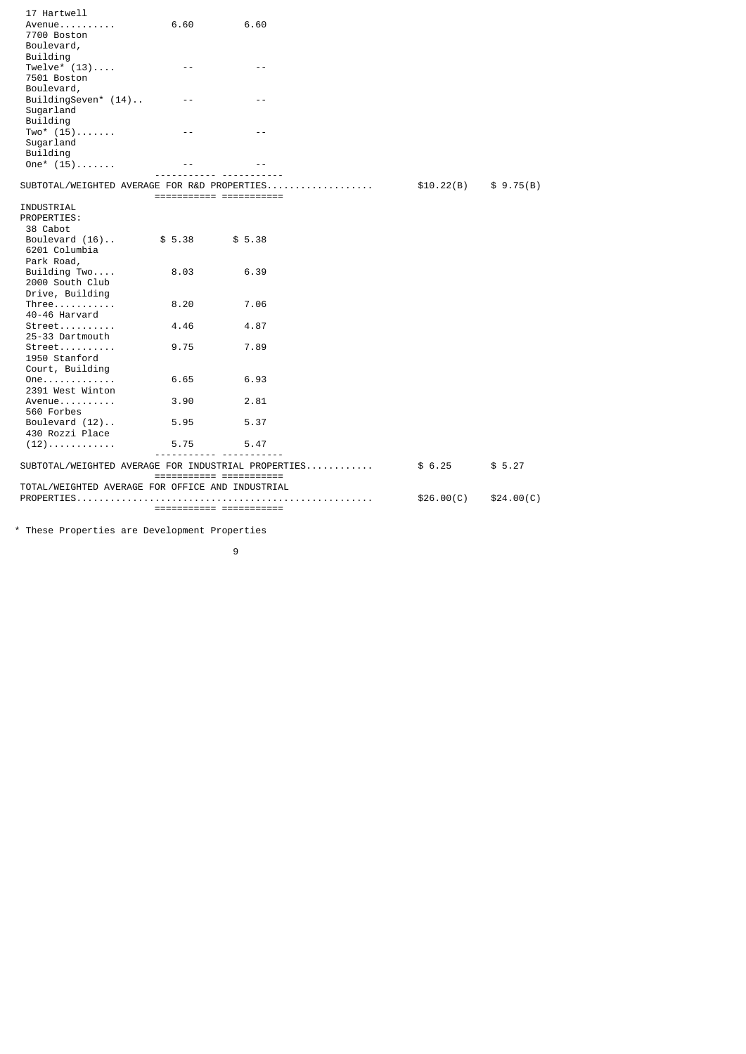| Property | | | | |
|---|---|---|---|---|
| 17 Hartwell Avenue | 6.60 | 6.60 | | |
| 7700 Boston Boulevard, Building Twelve* (13) | -- | -- | | |
| 7501 Boston Boulevard, BuildingSeven* (14) | -- | -- | | |
| Sugarland Building Two* (15) | -- | -- | | |
| Sugarland Building One* (15) | -- | -- | | |
| SUBTOTAL/WEIGHTED AVERAGE FOR R&D PROPERTIES | | | $10.22(B) | $ 9.75(B) |
| INDUSTRIAL PROPERTIES: | | | | |
| 38 Cabot Boulevard (16) | $ 5.38 | $ 5.38 | | |
| 6201 Columbia Park Road, Building Two | 8.03 | 6.39 | | |
| 2000 South Club Drive, Building Three | 8.20 | 7.06 | | |
| 40-46 Harvard Street | 4.46 | 4.87 | | |
| 25-33 Dartmouth Street | 9.75 | 7.89 | | |
| 1950 Stanford Court, Building One | 6.65 | 6.93 | | |
| 2391 West Winton Avenue | 3.90 | 2.81 | | |
| 560 Forbes Boulevard (12) | 5.95 | 5.37 | | |
| 430 Rozzi Place (12) | 5.75 | 5.47 | | |
| SUBTOTAL/WEIGHTED AVERAGE FOR INDUSTRIAL PROPERTIES | | | $ 6.25 | $ 5.27 |
| TOTAL/WEIGHTED AVERAGE FOR OFFICE AND INDUSTRIAL PROPERTIES | | | $26.00(C) | $24.00(C) |

* These Properties are Development Properties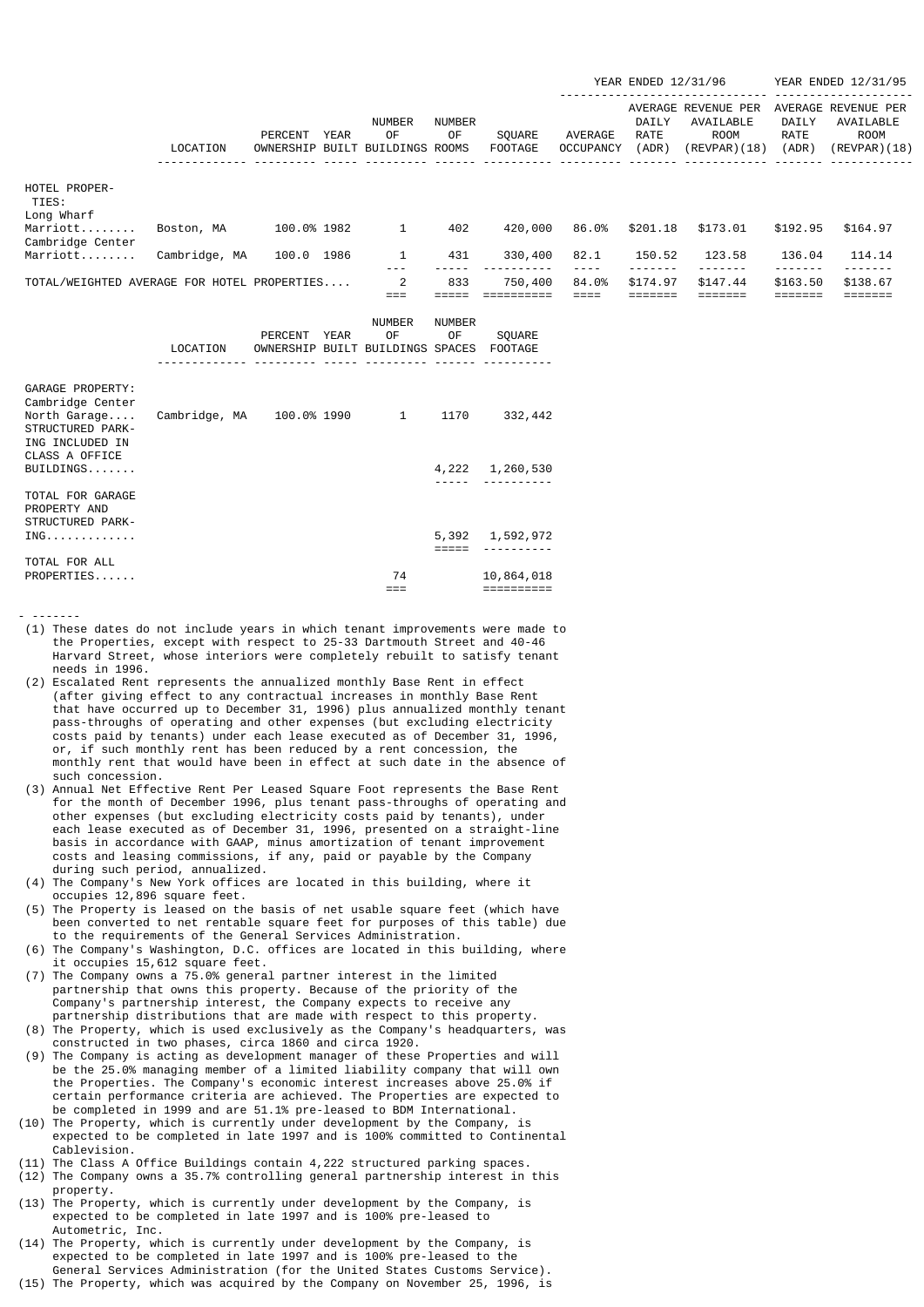| | LOCATION | PERCENT OWNERSHIP | YEAR BUILT | NUMBER OF BUILDINGS | NUMBER OF ROOMS | SQUARE FOOTAGE | YEAR ENDED 12/31/96 AVERAGE OCCUPANCY | YEAR ENDED 12/31/96 AVERAGE DAILY RATE (ADR) | YEAR ENDED 12/31/96 REVENUE PER AVAILABLE ROOM (REVPAR)(18) | YEAR ENDED 12/31/95 AVERAGE DAILY RATE (ADR) | YEAR ENDED 12/31/95 REVENUE PER AVAILABLE ROOM (REVPAR)(18) |
|---|---|---|---|---|---|---|---|---|---|---|---|
| HOTEL PROPERTIES: | | | | | | | | | | | |
| Long Wharf Marriott........ | Boston, MA | 100.0% | 1982 | 1 | 402 | 420,000 | 86.0% | $201.18 | $173.01 | $192.95 | $164.97 |
| Cambridge Center Marriott........ | Cambridge, MA | 100.0 | 1986 | 1 | 431 | 330,400 | 82.1 | 150.52 | 123.58 | 136.04 | 114.14 |
| TOTAL/WEIGHTED AVERAGE FOR HOTEL PROPERTIES.... | | | | 2 | 833 | 750,400 | 84.0% | $174.97 | $147.44 | $163.50 | $138.67 |

| | LOCATION | PERCENT OWNERSHIP | YEAR BUILT | NUMBER OF BUILDINGS | NUMBER OF SPACES | SQUARE FOOTAGE |
|---|---|---|---|---|---|---|
| GARAGE PROPERTY: | | | | | | |
| Cambridge Center North Garage.... | Cambridge, MA | 100.0% | 1990 | 1 | 1170 | 332,442 |
| STRUCTURED PARKING INCLUDED IN CLASS A OFFICE BUILDINGS....... | | | | | 4,222 | 1,260,530 |
| TOTAL FOR GARAGE PROPERTY AND STRUCTURED PARKING............ | | | | | 5,392 | 1,592,972 |
| TOTAL FOR ALL PROPERTIES...... | | | | 74 | | 10,864,018 |

- -------

(1) These dates do not include years in which tenant improvements were made to the Properties, except with respect to 25-33 Dartmouth Street and 40-46 Harvard Street, whose interiors were completely rebuilt to satisfy tenant needs in 1996.

(2) Escalated Rent represents the annualized monthly Base Rent in effect (after giving effect to any contractual increases in monthly Base Rent that have occurred up to December 31, 1996) plus annualized monthly tenant pass-throughs of operating and other expenses (but excluding electricity costs paid by tenants) under each lease executed as of December 31, 1996, or, if such monthly rent has been reduced by a rent concession, the monthly rent that would have been in effect at such date in the absence of such concession.

(3) Annual Net Effective Rent Per Leased Square Foot represents the Base Rent for the month of December 1996, plus tenant pass-throughs of operating and other expenses (but excluding electricity costs paid by tenants), under each lease executed as of December 31, 1996, presented on a straight-line basis in accordance with GAAP, minus amortization of tenant improvement costs and leasing commissions, if any, paid or payable by the Company during such period, annualized.

(4) The Company's New York offices are located in this building, where it occupies 12,896 square feet.

(5) The Property is leased on the basis of net usable square feet (which have been converted to net rentable square feet for purposes of this table) due to the requirements of the General Services Administration.

(6) The Company's Washington, D.C. offices are located in this building, where it occupies 15,612 square feet.

(7) The Company owns a 75.0% general partner interest in the limited partnership that owns this property. Because of the priority of the Company's partnership interest, the Company expects to receive any partnership distributions that are made with respect to this property.

(8) The Property, which is used exclusively as the Company's headquarters, was constructed in two phases, circa 1860 and circa 1920.

(9) The Company is acting as development manager of these Properties and will be the 25.0% managing member of a limited liability company that will own the Properties. The Company's economic interest increases above 25.0% if certain performance criteria are achieved. The Properties are expected to be completed in 1999 and are 51.1% pre-leased to BDM International.

(10) The Property, which is currently under development by the Company, is expected to be completed in late 1997 and is 100% committed to Continental Cablevision.

(11) The Class A Office Buildings contain 4,222 structured parking spaces.

(12) The Company owns a 35.7% controlling general partnership interest in this property.

(13) The Property, which is currently under development by the Company, is expected to be completed in late 1997 and is 100% pre-leased to Autometric, Inc.

(14) The Property, which is currently under development by the Company, is expected to be completed in late 1997 and is 100% pre-leased to the General Services Administration (for the United States Customs Service).

(15) The Property, which was acquired by the Company on November 25, 1996, is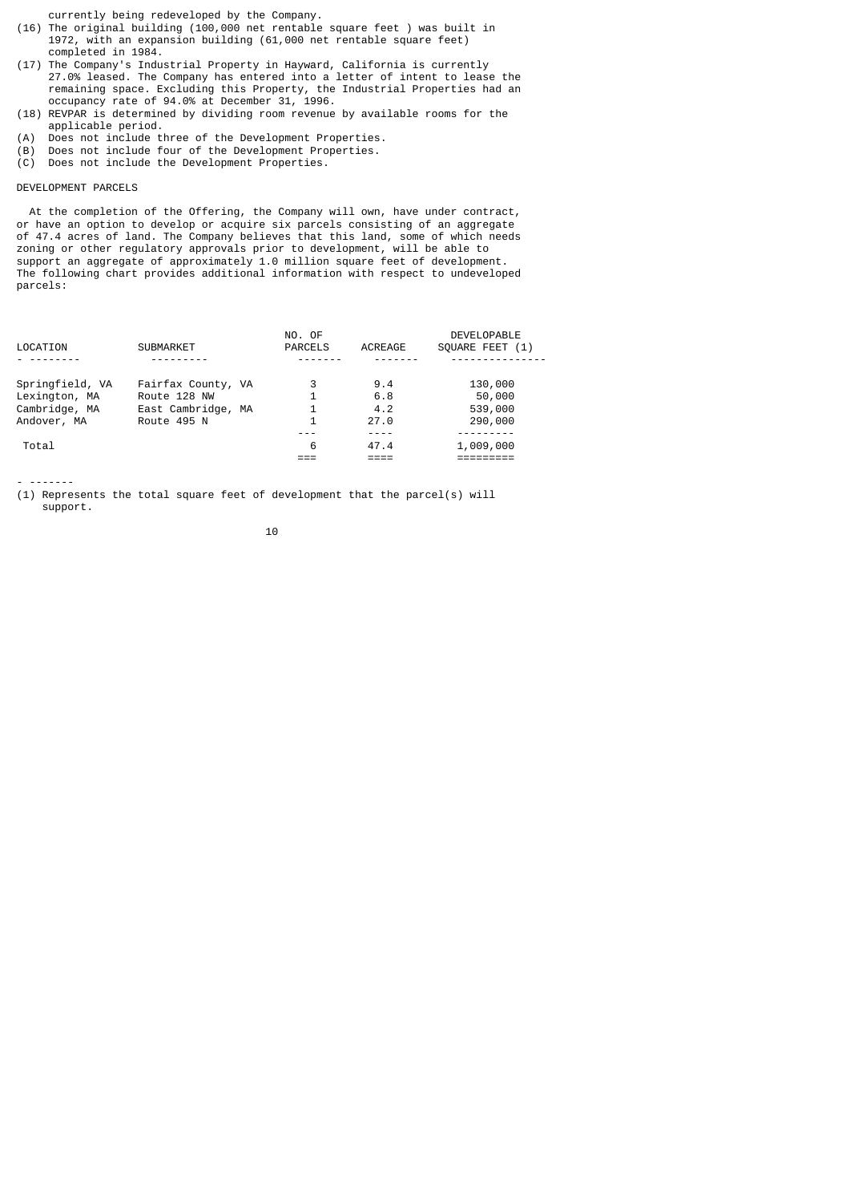currently being redeveloped by the Company.

(16) The original building (100,000 net rentable square feet ) was built in 1972, with an expansion building (61,000 net rentable square feet) completed in 1984.

(17) The Company's Industrial Property in Hayward, California is currently 27.0% leased. The Company has entered into a letter of intent to lease the remaining space. Excluding this Property, the Industrial Properties had an occupancy rate of 94.0% at December 31, 1996.

(18) REVPAR is determined by dividing room revenue by available rooms for the applicable period.

(A) Does not include three of the Development Properties.

(B) Does not include four of the Development Properties.

(C) Does not include the Development Properties.

## DEVELOPMENT PARCELS

At the completion of the Offering, the Company will own, have under contract, or have an option to develop or acquire six parcels consisting of an aggregate of 47.4 acres of land. The Company believes that this land, some of which needs zoning or other regulatory approvals prior to development, will be able to support an aggregate of approximately 1.0 million square feet of development. The following chart provides additional information with respect to undeveloped parcels:

| LOCATION | SUBMARKET | NO. OF PARCELS | ACREAGE | DEVELOPABLE SQUARE FEET (1) |
|---|---|---|---|---|
| Springfield, VA | Fairfax County, VA | 3 | 9.4 | 130,000 |
| Lexington, MA | Route 128 NW | 1 | 6.8 | 50,000 |
| Cambridge, MA | East Cambridge, MA | 1 | 4.2 | 539,000 |
| Andover, MA | Route 495 N | 1 | 27.0 | 290,000 |
| Total | | 6 | 47.4 | 1,009,000 |

- -------

(1) Represents the total square feet of development that the parcel(s) will support.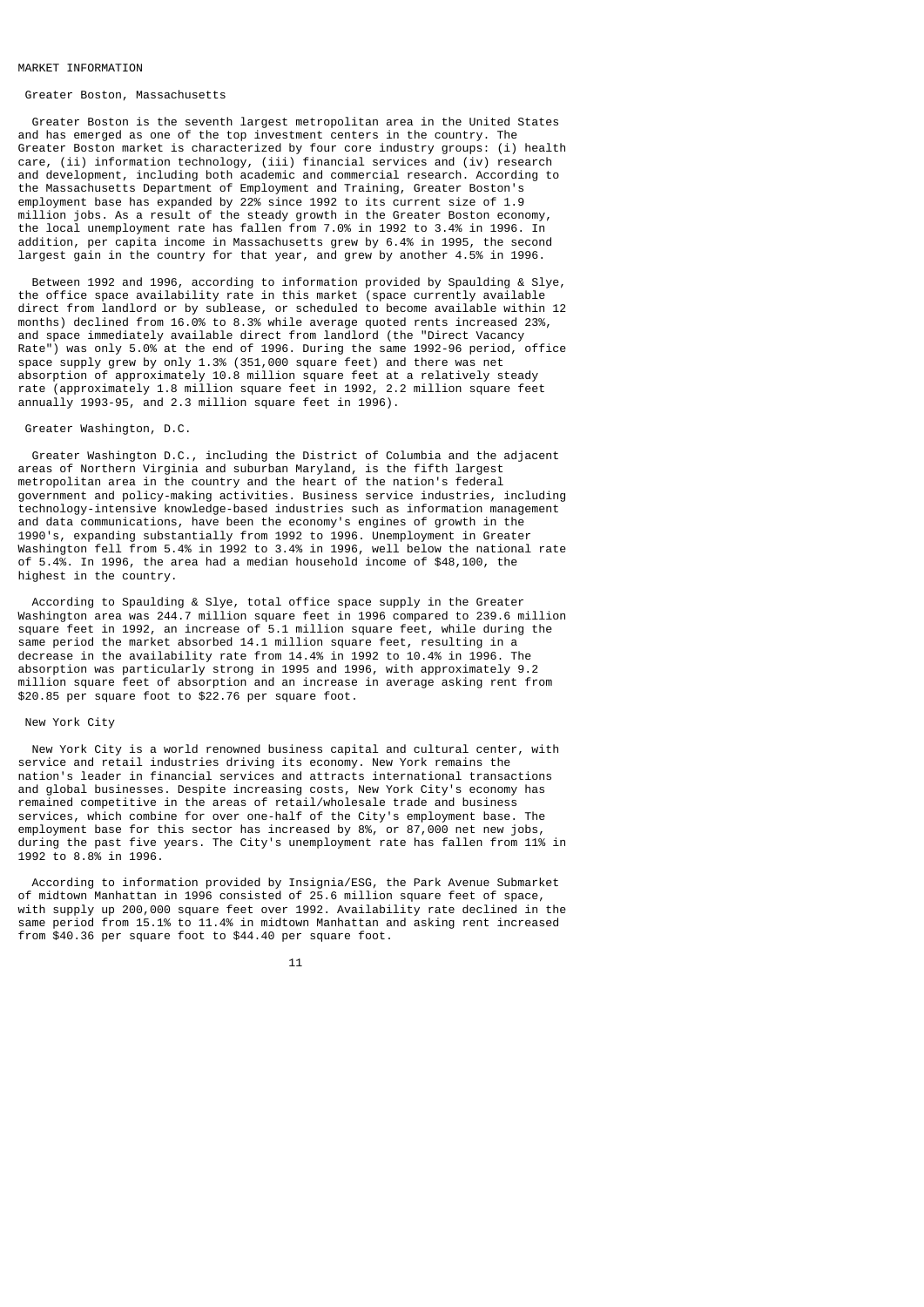## MARKET INFORMATION

### Greater Boston, Massachusetts

Greater Boston is the seventh largest metropolitan area in the United States and has emerged as one of the top investment centers in the country. The Greater Boston market is characterized by four core industry groups: (i) health care, (ii) information technology, (iii) financial services and (iv) research and development, including both academic and commercial research. According to the Massachusetts Department of Employment and Training, Greater Boston's employment base has expanded by 22% since 1992 to its current size of 1.9 million jobs. As a result of the steady growth in the Greater Boston economy, the local unemployment rate has fallen from 7.0% in 1992 to 3.4% in 1996. In addition, per capita income in Massachusetts grew by 6.4% in 1995, the second largest gain in the country for that year, and grew by another 4.5% in 1996.

Between 1992 and 1996, according to information provided by Spaulding & Slye, the office space availability rate in this market (space currently available direct from landlord or by sublease, or scheduled to become available within 12 months) declined from 16.0% to 8.3% while average quoted rents increased 23%, and space immediately available direct from landlord (the "Direct Vacancy Rate") was only 5.0% at the end of 1996. During the same 1992-96 period, office space supply grew by only 1.3% (351,000 square feet) and there was net absorption of approximately 10.8 million square feet at a relatively steady rate (approximately 1.8 million square feet in 1992, 2.2 million square feet annually 1993-95, and 2.3 million square feet in 1996).

### Greater Washington, D.C.

Greater Washington D.C., including the District of Columbia and the adjacent areas of Northern Virginia and suburban Maryland, is the fifth largest metropolitan area in the country and the heart of the nation's federal government and policy-making activities. Business service industries, including technology-intensive knowledge-based industries such as information management and data communications, have been the economy's engines of growth in the 1990's, expanding substantially from 1992 to 1996. Unemployment in Greater Washington fell from 5.4% in 1992 to 3.4% in 1996, well below the national rate of 5.4%. In 1996, the area had a median household income of $48,100, the highest in the country.

According to Spaulding & Slye, total office space supply in the Greater Washington area was 244.7 million square feet in 1996 compared to 239.6 million square feet in 1992, an increase of 5.1 million square feet, while during the same period the market absorbed 14.1 million square feet, resulting in a decrease in the availability rate from 14.4% in 1992 to 10.4% in 1996. The absorption was particularly strong in 1995 and 1996, with approximately 9.2 million square feet of absorption and an increase in average asking rent from $20.85 per square foot to $22.76 per square foot.

### New York City

New York City is a world renowned business capital and cultural center, with service and retail industries driving its economy. New York remains the nation's leader in financial services and attracts international transactions and global businesses. Despite increasing costs, New York City's economy has remained competitive in the areas of retail/wholesale trade and business services, which combine for over one-half of the City's employment base. The employment base for this sector has increased by 8%, or 87,000 net new jobs, during the past five years. The City's unemployment rate has fallen from 11% in 1992 to 8.8% in 1996.

According to information provided by Insignia/ESG, the Park Avenue Submarket of midtown Manhattan in 1996 consisted of 25.6 million square feet of space, with supply up 200,000 square feet over 1992. Availability rate declined in the same period from 15.1% to 11.4% in midtown Manhattan and asking rent increased from $40.36 per square foot to $44.40 per square foot.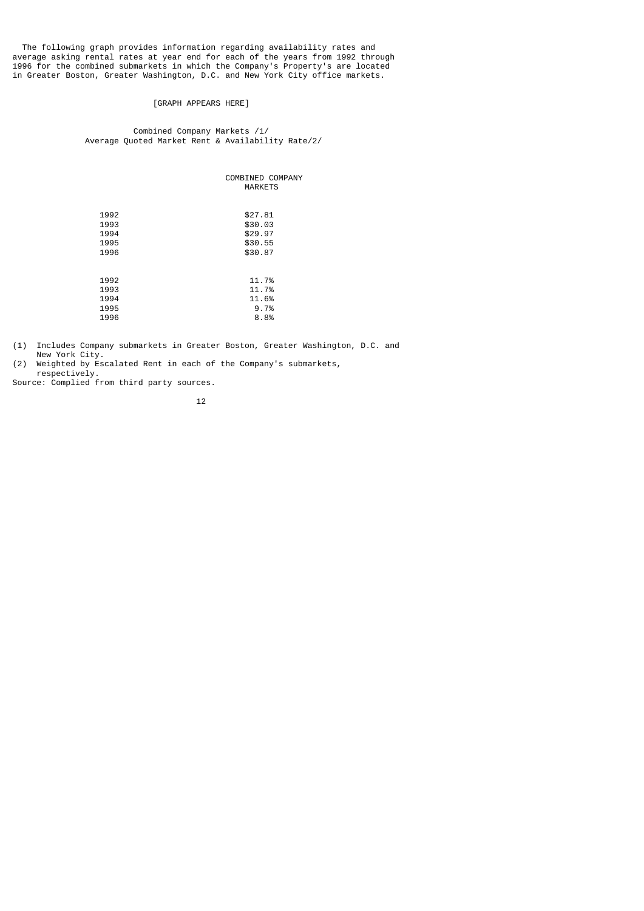The following graph provides information regarding availability rates and average asking rental rates at year end for each of the years from 1992 through 1996 for the combined submarkets in which the Company's Property's are located in Greater Boston, Greater Washington, D.C. and New York City office markets.

[GRAPH APPEARS HERE]

Combined Company Markets /1/
Average Quoted Market Rent & Availability Rate/2/

| | COMBINED COMPANY MARKETS |
|---|---|
| 1992 | $27.81 |
| 1993 | $30.03 |
| 1994 | $29.97 |
| 1995 | $30.55 |
| 1996 | $30.87 |
| | |
| 1992 | 11.7% |
| 1993 | 11.7% |
| 1994 | 11.6% |
| 1995 | 9.7% |
| 1996 | 8.8% |

(1) Includes Company submarkets in Greater Boston, Greater Washington, D.C. and New York City.
(2) Weighted by Escalated Rent in each of the Company's submarkets, respectively.
Source: Complied from third party sources.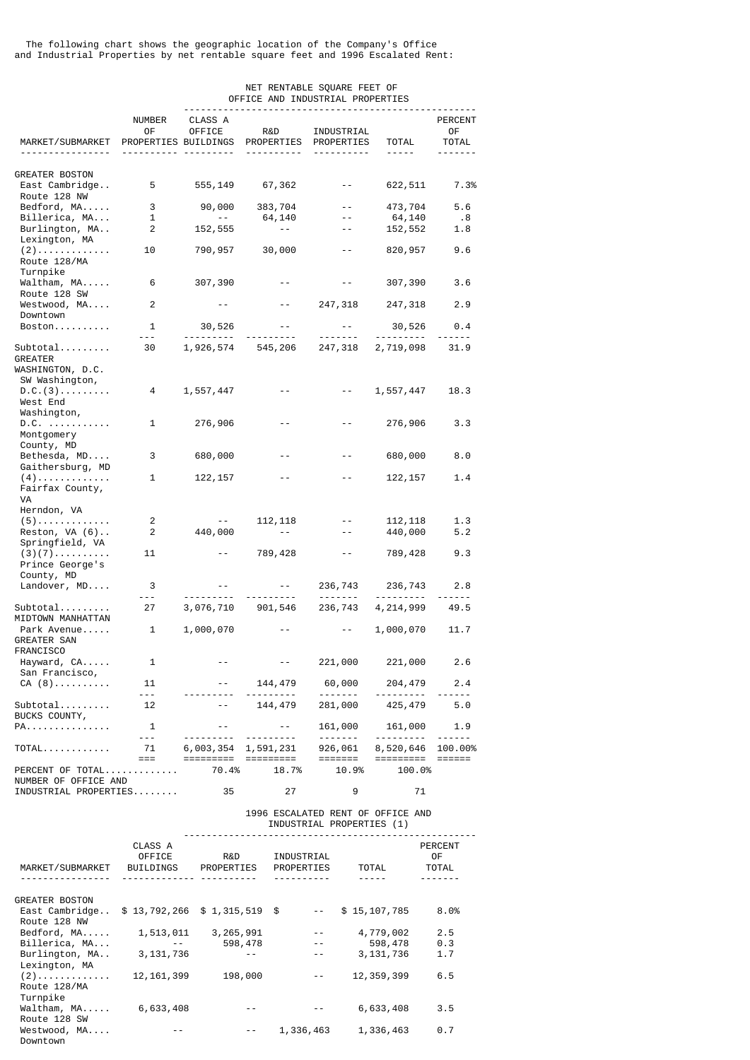The following chart shows the geographic location of the Company's Office and Industrial Properties by net rentable square feet and 1996 Escalated Rent:

| MARKET/SUBMARKET | NUMBER OF PROPERTIES | CLASS A OFFICE BUILDINGS | R&D PROPERTIES | INDUSTRIAL PROPERTIES | TOTAL | PERCENT OF TOTAL |
|---|---|---|---|---|---|---|
| | | NET RENTABLE SQUARE FEET OF OFFICE AND INDUSTRIAL PROPERTIES | | | | |
| GREATER BOSTON | | | | | | |
| East Cambridge.. | 5 | 555,149 | 67,362 | -- | 622,511 | 7.3% |
| Route 128 NW | | | | | | |
| Bedford, MA..... | 3 | 90,000 | 383,704 | -- | 473,704 | 5.6 |
| Billerica, MA... | 1 | -- | 64,140 | -- | 64,140 | .8 |
| Burlington, MA.. | 2 | 152,555 | -- | -- | 152,552 | 1.8 |
| Lexington, MA (2)............ | 10 | 790,957 | 30,000 | -- | 820,957 | 9.6 |
| Route 128/MA Turnpike | | | | | | |
| Waltham, MA..... | 6 | 307,390 | -- | -- | 307,390 | 3.6 |
| Route 128 SW | | | | | | |
| Westwood, MA.... | 2 | -- | -- | 247,318 | 247,318 | 2.9 |
| Downtown Boston.......... | 1 | 30,526 | -- | -- | 30,526 | 0.4 |
| Subtotal......... | 30 | 1,926,574 | 545,206 | 247,318 | 2,719,098 | 31.9 |
| GREATER WASHINGTON, D.C. | | | | | | |
| SW Washington, D.C.(3)......... | 4 | 1,557,447 | -- | -- | 1,557,447 | 18.3 |
| West End Washington, D.C. .......... | 1 | 276,906 | -- | -- | 276,906 | 3.3 |
| Montgomery County, MD | | | | | | |
| Bethesda, MD.... | 3 | 680,000 | -- | -- | 680,000 | 8.0 |
| Gaithersburg, MD (4)............ | 1 | 122,157 | -- | -- | 122,157 | 1.4 |
| Fairfax County, VA | | | | | | |
| Herndon, VA (5)............ | 2 | -- | 112,118 | -- | 112,118 | 1.3 |
| Reston, VA (6).. | 2 | 440,000 | -- | -- | 440,000 | 5.2 |
| Springfield, VA (3)(7).......... | 11 | -- | 789,428 | -- | 789,428 | 9.3 |
| Prince George's County, MD | | | | | | |
| Landover, MD.... | 3 | -- | -- | 236,743 | 236,743 | 2.8 |
| Subtotal......... | 27 | 3,076,710 | 901,546 | 236,743 | 4,214,999 | 49.5 |
| MIDTOWN MANHATTAN | | | | | | |
| Park Avenue..... | 1 | 1,000,070 | -- | -- | 1,000,070 | 11.7 |
| GREATER SAN FRANCISCO | | | | | | |
| Hayward, CA..... | 1 | -- | -- | 221,000 | 221,000 | 2.6 |
| San Francisco, CA (8).......... | 11 | -- | 144,479 | 60,000 | 204,479 | 2.4 |
| Subtotal......... | 12 | -- | 144,479 | 281,000 | 425,479 | 5.0 |
| BUCKS COUNTY, PA............... | 1 | -- | -- | 161,000 | 161,000 | 1.9 |
| TOTAL............ | 71 | 6,003,354 | 1,591,231 | 926,061 | 8,520,646 | 100.00% |
| PERCENT OF TOTAL............ | | 70.4% | 18.7% | 10.9% | 100.0% | |
| NUMBER OF OFFICE AND INDUSTRIAL PROPERTIES........ | | 35 | 27 | 9 | 71 | |

| MARKET/SUBMARKET | CLASS A OFFICE BUILDINGS | R&D PROPERTIES | INDUSTRIAL PROPERTIES | TOTAL | PERCENT OF TOTAL |
|---|---|---|---|---|---|
| | 1996 ESCALATED RENT OF OFFICE AND INDUSTRIAL PROPERTIES (1) | | | | |
| GREATER BOSTON | | | | | |
| East Cambridge.. | $ 13,792,266 | $ 1,315,519 | $ -- | $ 15,107,785 | 8.0% |
| Route 128 NW | | | | | |
| Bedford, MA..... | 1,513,011 | 3,265,991 | -- | 4,779,002 | 2.5 |
| Billerica, MA... | -- | 598,478 | -- | 598,478 | 0.3 |
| Burlington, MA.. | 3,131,736 | -- | -- | 3,131,736 | 1.7 |
| Lexington, MA (2)............ | 12,161,399 | 198,000 | -- | 12,359,399 | 6.5 |
| Route 128/MA Turnpike | | | | | |
| Waltham, MA..... | 6,633,408 | -- | -- | 6,633,408 | 3.5 |
| Route 128 SW | | | | | |
| Westwood, MA.... | -- | -- | 1,336,463 | 1,336,463 | 0.7 |
| Downtown | | | | | |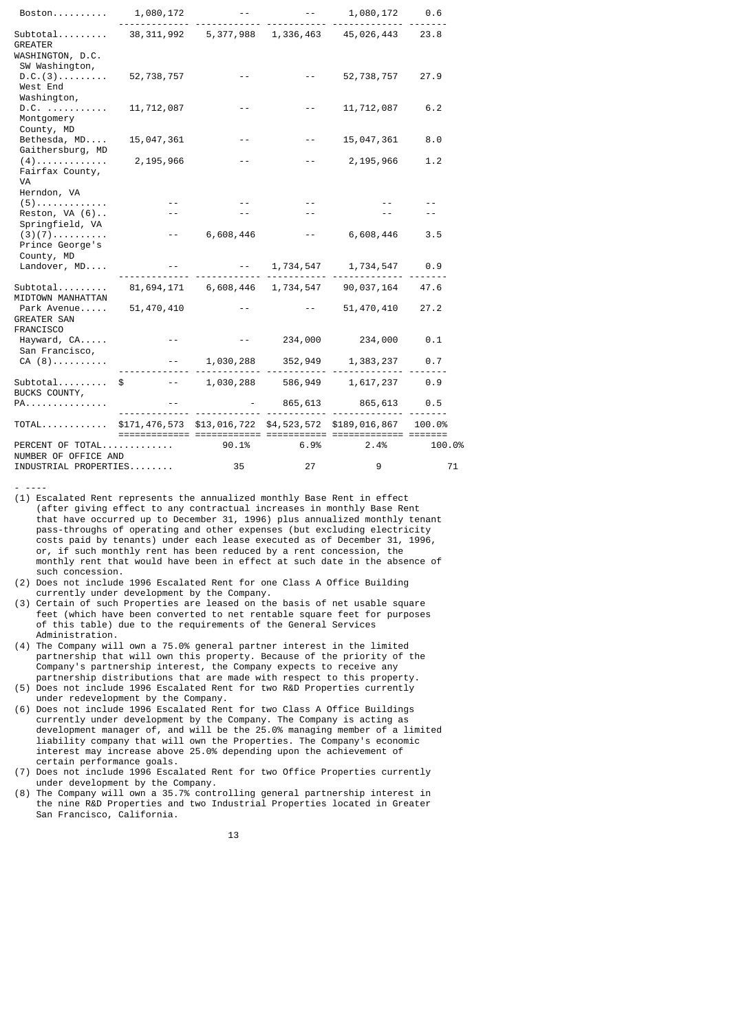| | | | | | |
|---|---|---|---|---|---|
| Boston | 1,080,172 | -- | -- | 1,080,172 | 0.6 |
| Subtotal | 38,311,992 | 5,377,988 | 1,336,463 | 45,026,443 | 23.8 |
| GREATER WASHINGTON, D.C. | | | | | |
| SW Washington, D.C.(3) | 52,738,757 | -- | -- | 52,738,757 | 27.9 |
| West End Washington, D.C. | 11,712,087 | -- | -- | 11,712,087 | 6.2 |
| Montgomery County, MD | | | | | |
| Bethesda, MD | 15,047,361 | -- | -- | 15,047,361 | 8.0 |
| Gaithersburg, MD (4) | 2,195,966 | -- | -- | 2,195,966 | 1.2 |
| Fairfax County, VA | | | | | |
| Herndon, VA (5) | -- | -- | -- | -- | -- |
| Reston, VA (6) | -- | -- | -- | -- | -- |
| Springfield, VA (3)(7) | -- | 6,608,446 | -- | 6,608,446 | 3.5 |
| Prince George's County, MD | | | | | |
| Landover, MD | -- | -- | 1,734,547 | 1,734,547 | 0.9 |
| Subtotal | 81,694,171 | 6,608,446 | 1,734,547 | 90,037,164 | 47.6 |
| MIDTOWN MANHATTAN | | | | | |
| Park Avenue | 51,470,410 | -- | -- | 51,470,410 | 27.2 |
| GREATER SAN FRANCISCO | | | | | |
| Hayward, CA | -- | -- | 234,000 | 234,000 | 0.1 |
| San Francisco, CA (8) | -- | 1,030,288 | 352,949 | 1,383,237 | 0.7 |
| Subtotal | $ -- | 1,030,288 | 586,949 | 1,617,237 | 0.9 |
| BUCKS COUNTY, PA | -- | - | 865,613 | 865,613 | 0.5 |
| TOTAL | $171,476,573 | $13,016,722 | $4,523,572 | $189,016,867 | 100.0% |
| PERCENT OF TOTAL | 90.1% | 6.9% | 2.4% | 100.0% | |
| NUMBER OF OFFICE AND INDUSTRIAL PROPERTIES | 35 | 27 | 9 | 71 | |

- ----

(1) Escalated Rent represents the annualized monthly Base Rent in effect (after giving effect to any contractual increases in monthly Base Rent that have occurred up to December 31, 1996) plus annualized monthly tenant pass-throughs of operating and other expenses (but excluding electricity costs paid by tenants) under each lease executed as of December 31, 1996, or, if such monthly rent has been reduced by a rent concession, the monthly rent that would have been in effect at such date in the absence of such concession.

(2) Does not include 1996 Escalated Rent for one Class A Office Building currently under development by the Company.

(3) Certain of such Properties are leased on the basis of net usable square feet (which have been converted to net rentable square feet for purposes of this table) due to the requirements of the General Services Administration.

(4) The Company will own a 75.0% general partner interest in the limited partnership that will own this property. Because of the priority of the Company's partnership interest, the Company expects to receive any partnership distributions that are made with respect to this property.

(5) Does not include 1996 Escalated Rent for two R&D Properties currently under redevelopment by the Company.

(6) Does not include 1996 Escalated Rent for two Class A Office Buildings currently under development by the Company. The Company is acting as development manager of, and will be the 25.0% managing member of a limited liability company that will own the Properties. The Company's economic interest may increase above 25.0% depending upon the achievement of certain performance goals.

(7) Does not include 1996 Escalated Rent for two Office Properties currently under development by the Company.

(8) The Company will own a 35.7% controlling general partnership interest in the nine R&D Properties and two Industrial Properties located in Greater San Francisco, California.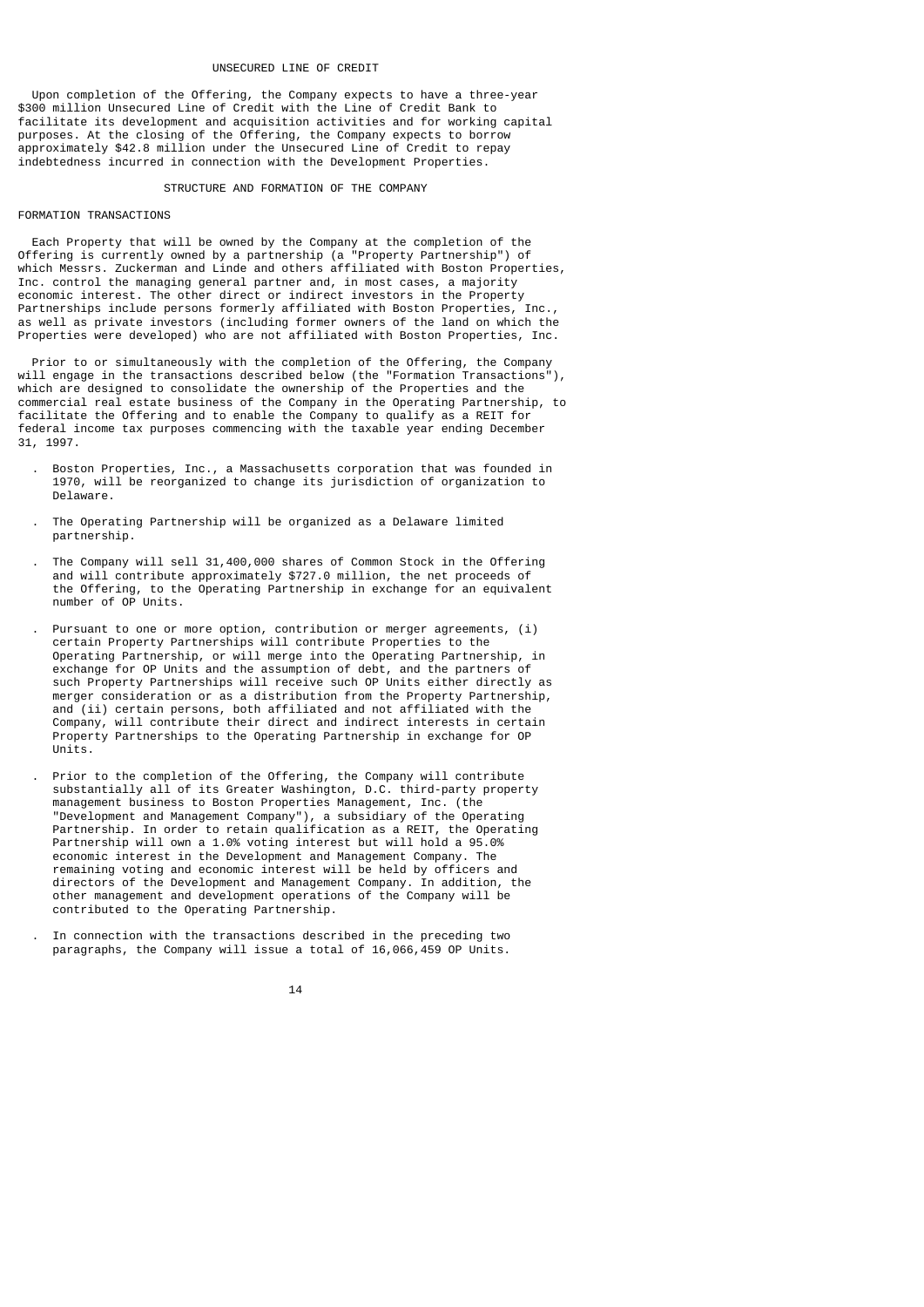## UNSECURED LINE OF CREDIT

Upon completion of the Offering, the Company expects to have a three-year $300 million Unsecured Line of Credit with the Line of Credit Bank to facilitate its development and acquisition activities and for working capital purposes. At the closing of the Offering, the Company expects to borrow approximately $42.8 million under the Unsecured Line of Credit to repay indebtedness incurred in connection with the Development Properties.

## STRUCTURE AND FORMATION OF THE COMPANY

### FORMATION TRANSACTIONS

Each Property that will be owned by the Company at the completion of the Offering is currently owned by a partnership (a "Property Partnership") of which Messrs. Zuckerman and Linde and others affiliated with Boston Properties, Inc. control the managing general partner and, in most cases, a majority economic interest. The other direct or indirect investors in the Property Partnerships include persons formerly affiliated with Boston Properties, Inc., as well as private investors (including former owners of the land on which the Properties were developed) who are not affiliated with Boston Properties, Inc.

Prior to or simultaneously with the completion of the Offering, the Company will engage in the transactions described below (the "Formation Transactions"), which are designed to consolidate the ownership of the Properties and the commercial real estate business of the Company in the Operating Partnership, to facilitate the Offering and to enable the Company to qualify as a REIT for federal income tax purposes commencing with the taxable year ending December 31, 1997.

- Boston Properties, Inc., a Massachusetts corporation that was founded in 1970, will be reorganized to change its jurisdiction of organization to Delaware.

- The Operating Partnership will be organized as a Delaware limited partnership.

- The Company will sell 31,400,000 shares of Common Stock in the Offering and will contribute approximately $727.0 million, the net proceeds of the Offering, to the Operating Partnership in exchange for an equivalent number of OP Units.

- Pursuant to one or more option, contribution or merger agreements, (i) certain Property Partnerships will contribute Properties to the Operating Partnership, or will merge into the Operating Partnership, in exchange for OP Units and the assumption of debt, and the partners of such Property Partnerships will receive such OP Units either directly as merger consideration or as a distribution from the Property Partnership, and (ii) certain persons, both affiliated and not affiliated with the Company, will contribute their direct and indirect interests in certain Property Partnerships to the Operating Partnership in exchange for OP Units.

- Prior to the completion of the Offering, the Company will contribute substantially all of its Greater Washington, D.C. third-party property management business to Boston Properties Management, Inc. (the "Development and Management Company"), a subsidiary of the Operating Partnership. In order to retain qualification as a REIT, the Operating Partnership will own a 1.0% voting interest but will hold a 95.0% economic interest in the Development and Management Company. The remaining voting and economic interest will be held by officers and directors of the Development and Management Company. In addition, the other management and development operations of the Company will be contributed to the Operating Partnership.

- In connection with the transactions described in the preceding two paragraphs, the Company will issue a total of 16,066,459 OP Units.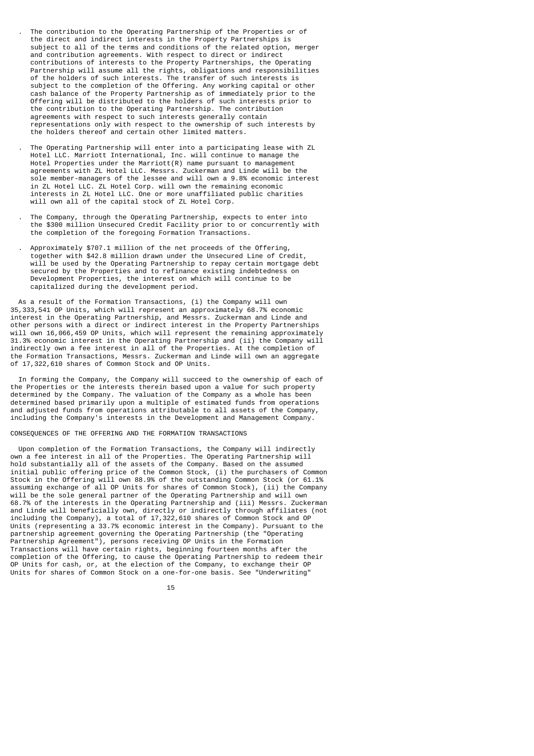- The contribution to the Operating Partnership of the Properties or of the direct and indirect interests in the Property Partnerships is subject to all of the terms and conditions of the related option, merger and contribution agreements. With respect to direct or indirect contributions of interests to the Property Partnerships, the Operating Partnership will assume all the rights, obligations and responsibilities of the holders of such interests. The transfer of such interests is subject to the completion of the Offering. Any working capital or other cash balance of the Property Partnership as of immediately prior to the Offering will be distributed to the holders of such interests prior to the contribution to the Operating Partnership. The contribution agreements with respect to such interests generally contain representations only with respect to the ownership of such interests by the holders thereof and certain other limited matters.

- The Operating Partnership will enter into a participating lease with ZL Hotel LLC. Marriott International, Inc. will continue to manage the Hotel Properties under the Marriott(R) name pursuant to management agreements with ZL Hotel LLC. Messrs. Zuckerman and Linde will be the sole member-managers of the lessee and will own a 9.8% economic interest in ZL Hotel LLC. ZL Hotel Corp. will own the remaining economic interests in ZL Hotel LLC. One or more unaffiliated public charities will own all of the capital stock of ZL Hotel Corp.

- The Company, through the Operating Partnership, expects to enter into the $300 million Unsecured Credit Facility prior to or concurrently with the completion of the foregoing Formation Transactions.

- Approximately $707.1 million of the net proceeds of the Offering, together with $42.8 million drawn under the Unsecured Line of Credit, will be used by the Operating Partnership to repay certain mortgage debt secured by the Properties and to refinance existing indebtedness on Development Properties, the interest on which will continue to be capitalized during the development period.

As a result of the Formation Transactions, (i) the Company will own 35,333,541 OP Units, which will represent an approximately 68.7% economic interest in the Operating Partnership, and Messrs. Zuckerman and Linde and other persons with a direct or indirect interest in the Property Partnerships will own 16,066,459 OP Units, which will represent the remaining approximately 31.3% economic interest in the Operating Partnership and (ii) the Company will indirectly own a fee interest in all of the Properties. At the completion of the Formation Transactions, Messrs. Zuckerman and Linde will own an aggregate of 17,322,610 shares of Common Stock and OP Units.

In forming the Company, the Company will succeed to the ownership of each of the Properties or the interests therein based upon a value for such property determined by the Company. The valuation of the Company as a whole has been determined based primarily upon a multiple of estimated funds from operations and adjusted funds from operations attributable to all assets of the Company, including the Company's interests in the Development and Management Company.

## CONSEQUENCES OF THE OFFERING AND THE FORMATION TRANSACTIONS

Upon completion of the Formation Transactions, the Company will indirectly own a fee interest in all of the Properties. The Operating Partnership will hold substantially all of the assets of the Company. Based on the assumed initial public offering price of the Common Stock, (i) the purchasers of Common Stock in the Offering will own 88.9% of the outstanding Common Stock (or 61.1% assuming exchange of all OP Units for shares of Common Stock), (ii) the Company will be the sole general partner of the Operating Partnership and will own 68.7% of the interests in the Operating Partnership and (iii) Messrs. Zuckerman and Linde will beneficially own, directly or indirectly through affiliates (not including the Company), a total of 17,322,610 shares of Common Stock and OP Units (representing a 33.7% economic interest in the Company). Pursuant to the partnership agreement governing the Operating Partnership (the "Operating Partnership Agreement"), persons receiving OP Units in the Formation Transactions will have certain rights, beginning fourteen months after the completion of the Offering, to cause the Operating Partnership to redeem their OP Units for cash, or, at the election of the Company, to exchange their OP Units for shares of Common Stock on a one-for-one basis. See "Underwriting"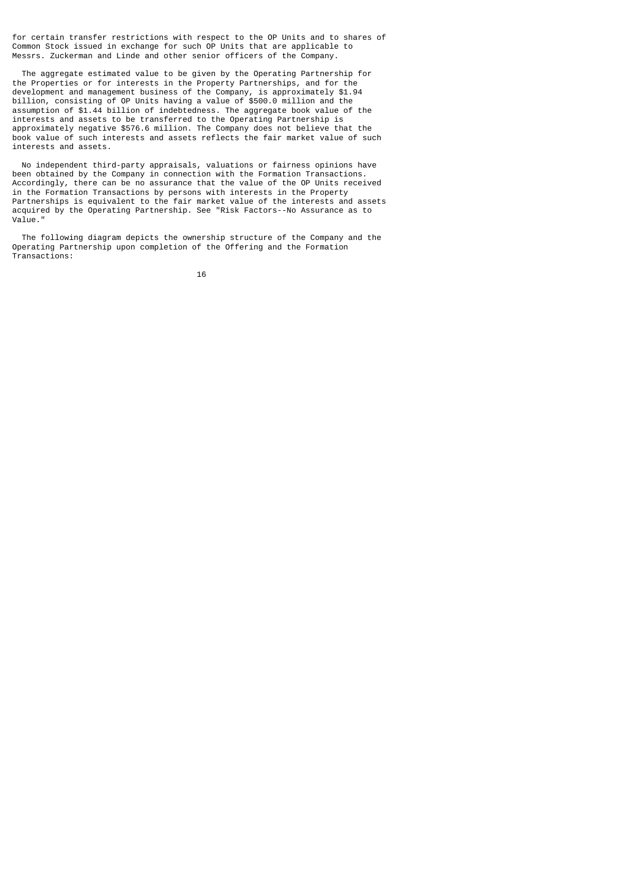for certain transfer restrictions with respect to the OP Units and to shares of Common Stock issued in exchange for such OP Units that are applicable to Messrs. Zuckerman and Linde and other senior officers of the Company.

The aggregate estimated value to be given by the Operating Partnership for the Properties or for interests in the Property Partnerships, and for the development and management business of the Company, is approximately $1.94 billion, consisting of OP Units having a value of $500.0 million and the assumption of $1.44 billion of indebtedness. The aggregate book value of the interests and assets to be transferred to the Operating Partnership is approximately negative $576.6 million. The Company does not believe that the book value of such interests and assets reflects the fair market value of such interests and assets.

No independent third-party appraisals, valuations or fairness opinions have been obtained by the Company in connection with the Formation Transactions. Accordingly, there can be no assurance that the value of the OP Units received in the Formation Transactions by persons with interests in the Property Partnerships is equivalent to the fair market value of the interests and assets acquired by the Operating Partnership. See "Risk Factors--No Assurance as to Value."

The following diagram depicts the ownership structure of the Company and the Operating Partnership upon completion of the Offering and the Formation Transactions: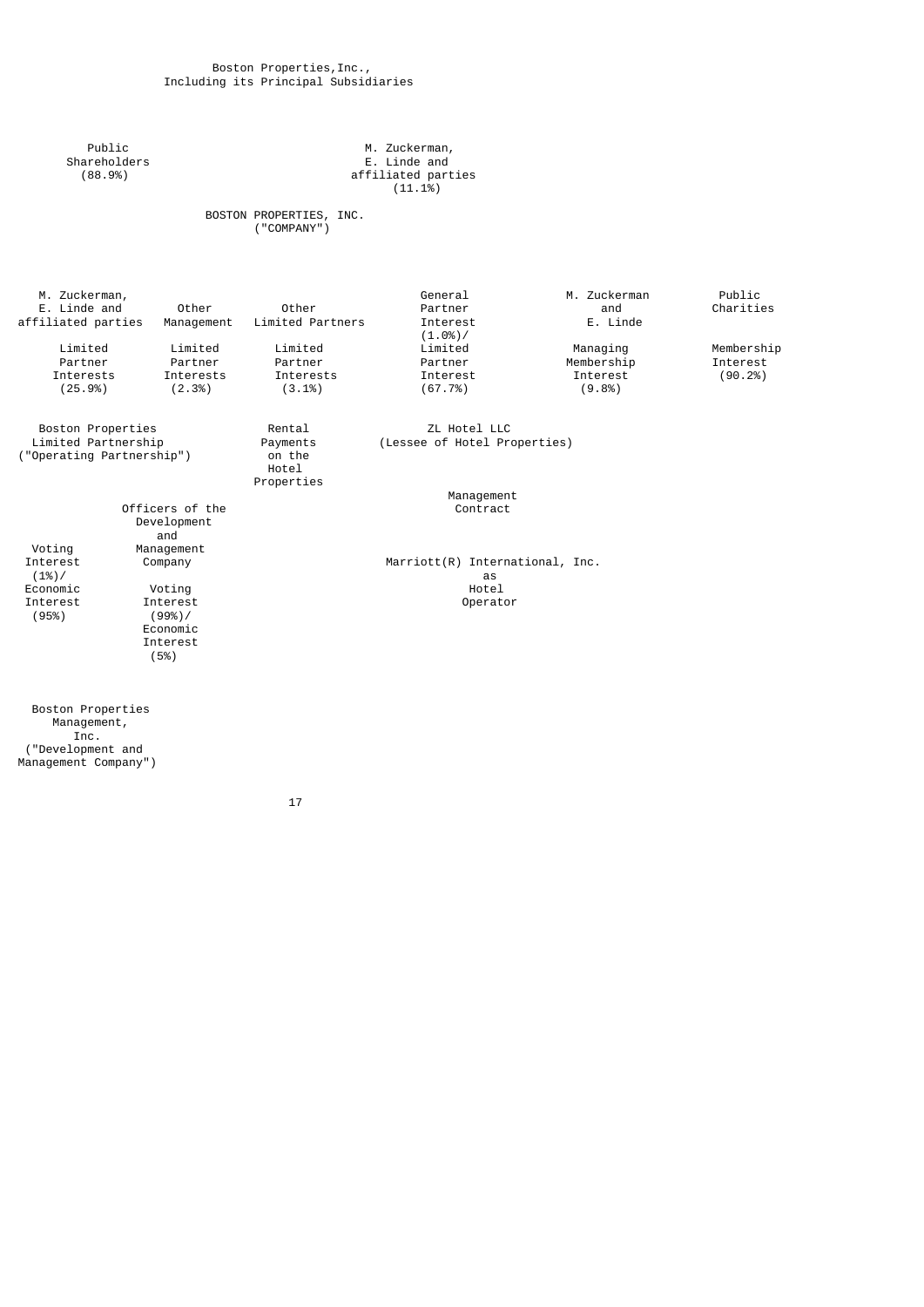Boston Properties,Inc.,
Including its Principal Subsidiaries

Public Shareholders (88.9%)

M. Zuckerman, E. Linde and affiliated parties (11.1%)

BOSTON PROPERTIES, INC. ("COMPANY")

| M. Zuckerman, E. Linde and affiliated parties | Other Management | Other Limited Partners | General Partner Interest (1.0%)/ | M. Zuckerman and E. Linde | Public Charities |
|---|---|---|---|---|---|
| Limited Partner Interests (25.9%) | Limited Partner Interests (2.3%) | Limited Partner Interests (3.1%) | Limited Partner Interest (67.7%) | Managing Membership Interest (9.8%) | Membership Interest (90.2%) |

Boston Properties Limited Partnership ("Operating Partnership")

Rental Payments on the Hotel Properties

ZL Hotel LLC (Lessee of Hotel Properties)

Management Contract

Marriott(R) International, Inc. as Hotel Operator

Officers of the Development and Management Company

Voting Interest (1%)/ Economic Interest (95%)

Voting Interest (99%)/ Economic Interest (5%)

Boston Properties Management, Inc. ("Development and Management Company")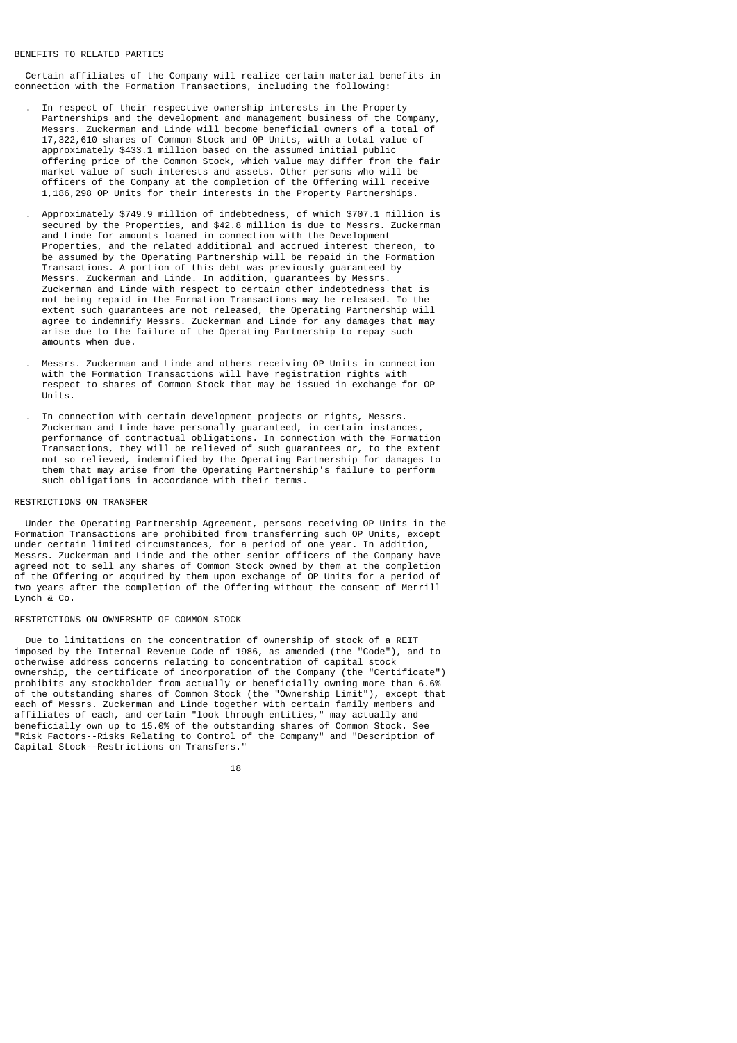## BENEFITS TO RELATED PARTIES

Certain affiliates of the Company will realize certain material benefits in connection with the Formation Transactions, including the following:

- In respect of their respective ownership interests in the Property Partnerships and the development and management business of the Company, Messrs. Zuckerman and Linde will become beneficial owners of a total of 17,322,610 shares of Common Stock and OP Units, with a total value of approximately $433.1 million based on the assumed initial public offering price of the Common Stock, which value may differ from the fair market value of such interests and assets. Other persons who will be officers of the Company at the completion of the Offering will receive 1,186,298 OP Units for their interests in the Property Partnerships.

- Approximately $749.9 million of indebtedness, of which $707.1 million is secured by the Properties, and $42.8 million is due to Messrs. Zuckerman and Linde for amounts loaned in connection with the Development Properties, and the related additional and accrued interest thereon, to be assumed by the Operating Partnership will be repaid in the Formation Transactions. A portion of this debt was previously guaranteed by Messrs. Zuckerman and Linde. In addition, guarantees by Messrs. Zuckerman and Linde with respect to certain other indebtedness that is not being repaid in the Formation Transactions may be released. To the extent such guarantees are not released, the Operating Partnership will agree to indemnify Messrs. Zuckerman and Linde for any damages that may arise due to the failure of the Operating Partnership to repay such amounts when due.

- Messrs. Zuckerman and Linde and others receiving OP Units in connection with the Formation Transactions will have registration rights with respect to shares of Common Stock that may be issued in exchange for OP Units.

- In connection with certain development projects or rights, Messrs. Zuckerman and Linde have personally guaranteed, in certain instances, performance of contractual obligations. In connection with the Formation Transactions, they will be relieved of such guarantees or, to the extent not so relieved, indemnified by the Operating Partnership for damages to them that may arise from the Operating Partnership's failure to perform such obligations in accordance with their terms.

## RESTRICTIONS ON TRANSFER

Under the Operating Partnership Agreement, persons receiving OP Units in the Formation Transactions are prohibited from transferring such OP Units, except under certain limited circumstances, for a period of one year. In addition, Messrs. Zuckerman and Linde and the other senior officers of the Company have agreed not to sell any shares of Common Stock owned by them at the completion of the Offering or acquired by them upon exchange of OP Units for a period of two years after the completion of the Offering without the consent of Merrill Lynch & Co.

## RESTRICTIONS ON OWNERSHIP OF COMMON STOCK

Due to limitations on the concentration of ownership of stock of a REIT imposed by the Internal Revenue Code of 1986, as amended (the "Code"), and to otherwise address concerns relating to concentration of capital stock ownership, the certificate of incorporation of the Company (the "Certificate") prohibits any stockholder from actually or beneficially owning more than 6.6% of the outstanding shares of Common Stock (the "Ownership Limit"), except that each of Messrs. Zuckerman and Linde together with certain family members and affiliates of each, and certain "look through entities," may actually and beneficially own up to 15.0% of the outstanding shares of Common Stock. See "Risk Factors--Risks Relating to Control of the Company" and "Description of Capital Stock--Restrictions on Transfers."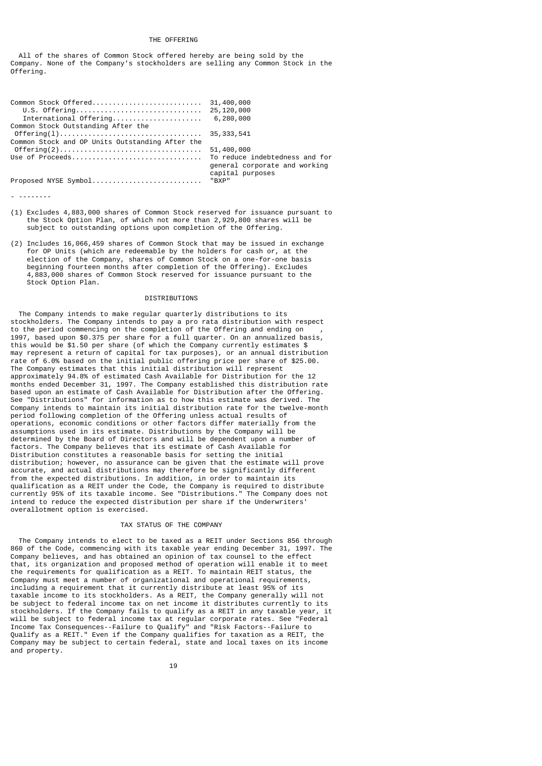## THE OFFERING

All of the shares of Common Stock offered hereby are being sold by the Company. None of the Company's stockholders are selling any Common Stock in the Offering.

| | |
|---|---|
| Common Stock Offered | 31,400,000 |
| U.S. Offering | 25,120,000 |
| International Offering | 6,280,000 |
| Common Stock Outstanding After the Offering(1) | 35,333,541 |
| Common Stock and OP Units Outstanding After the Offering(2) | 51,400,000 |
| Use of Proceeds | To reduce indebtedness and for general corporate and working capital purposes |
| Proposed NYSE Symbol | "BXP" |

- --------

(1) Excludes 4,883,000 shares of Common Stock reserved for issuance pursuant to the Stock Option Plan, of which not more than 2,929,800 shares will be subject to outstanding options upon completion of the Offering.

(2) Includes 16,066,459 shares of Common Stock that may be issued in exchange for OP Units (which are redeemable by the holders for cash or, at the election of the Company, shares of Common Stock on a one-for-one basis beginning fourteen months after completion of the Offering). Excludes 4,883,000 shares of Common Stock reserved for issuance pursuant to the Stock Option Plan.

## DISTRIBUTIONS

The Company intends to make regular quarterly distributions to its stockholders. The Company intends to pay a pro rata distribution with respect to the period commencing on the completion of the Offering and ending on , 1997, based upon $0.375 per share for a full quarter. On an annualized basis, this would be $1.50 per share (of which the Company currently estimates $ may represent a return of capital for tax purposes), or an annual distribution rate of 6.0% based on the initial public offering price per share of $25.00. The Company estimates that this initial distribution will represent approximately 94.8% of estimated Cash Available for Distribution for the 12 months ended December 31, 1997. The Company established this distribution rate based upon an estimate of Cash Available for Distribution after the Offering. See "Distributions" for information as to how this estimate was derived. The Company intends to maintain its initial distribution rate for the twelve-month period following completion of the Offering unless actual results of operations, economic conditions or other factors differ materially from the assumptions used in its estimate. Distributions by the Company will be determined by the Board of Directors and will be dependent upon a number of factors. The Company believes that its estimate of Cash Available for Distribution constitutes a reasonable basis for setting the initial distribution; however, no assurance can be given that the estimate will prove accurate, and actual distributions may therefore be significantly different from the expected distributions. In addition, in order to maintain its qualification as a REIT under the Code, the Company is required to distribute currently 95% of its taxable income. See "Distributions." The Company does not intend to reduce the expected distribution per share if the Underwriters' overallotment option is exercised.

## TAX STATUS OF THE COMPANY

The Company intends to elect to be taxed as a REIT under Sections 856 through 860 of the Code, commencing with its taxable year ending December 31, 1997. The Company believes, and has obtained an opinion of tax counsel to the effect that, its organization and proposed method of operation will enable it to meet the requirements for qualification as a REIT. To maintain REIT status, the Company must meet a number of organizational and operational requirements, including a requirement that it currently distribute at least 95% of its taxable income to its stockholders. As a REIT, the Company generally will not be subject to federal income tax on net income it distributes currently to its stockholders. If the Company fails to qualify as a REIT in any taxable year, it will be subject to federal income tax at regular corporate rates. See "Federal Income Tax Consequences--Failure to Qualify" and "Risk Factors--Failure to Qualify as a REIT." Even if the Company qualifies for taxation as a REIT, the Company may be subject to certain federal, state and local taxes on its income and property.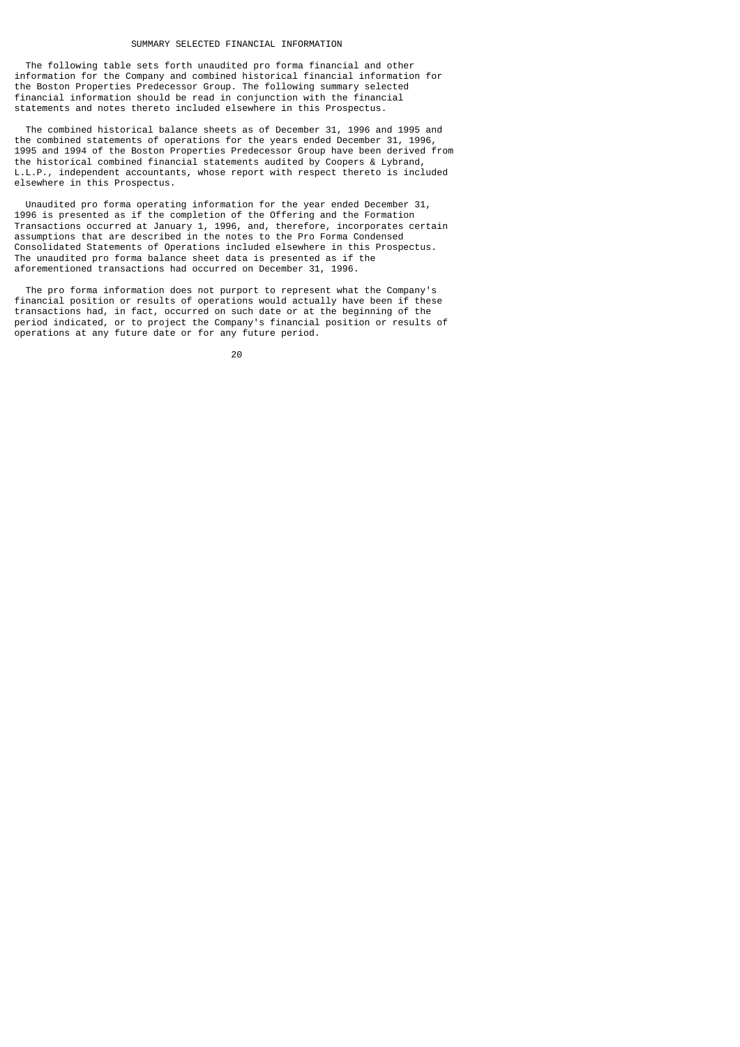## SUMMARY SELECTED FINANCIAL INFORMATION

The following table sets forth unaudited pro forma financial and other information for the Company and combined historical financial information for the Boston Properties Predecessor Group. The following summary selected financial information should be read in conjunction with the financial statements and notes thereto included elsewhere in this Prospectus.

The combined historical balance sheets as of December 31, 1996 and 1995 and the combined statements of operations for the years ended December 31, 1996, 1995 and 1994 of the Boston Properties Predecessor Group have been derived from the historical combined financial statements audited by Coopers & Lybrand, L.L.P., independent accountants, whose report with respect thereto is included elsewhere in this Prospectus.

Unaudited pro forma operating information for the year ended December 31, 1996 is presented as if the completion of the Offering and the Formation Transactions occurred at January 1, 1996, and, therefore, incorporates certain assumptions that are described in the notes to the Pro Forma Condensed Consolidated Statements of Operations included elsewhere in this Prospectus. The unaudited pro forma balance sheet data is presented as if the aforementioned transactions had occurred on December 31, 1996.

The pro forma information does not purport to represent what the Company's financial position or results of operations would actually have been if these transactions had, in fact, occurred on such date or at the beginning of the period indicated, or to project the Company's financial position or results of operations at any future date or for any future period.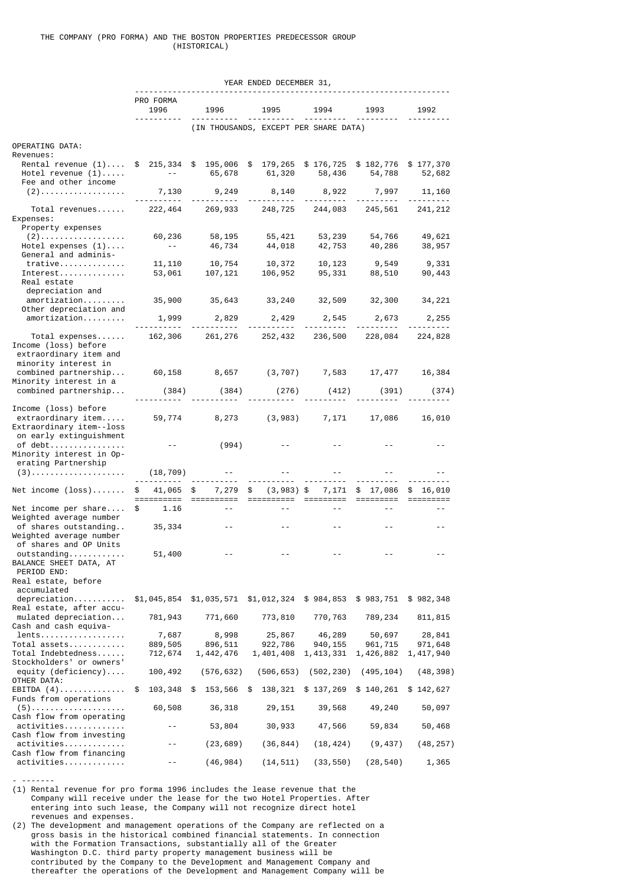THE COMPANY (PRO FORMA) AND THE BOSTON PROPERTIES PREDECESSOR GROUP (HISTORICAL)

| | YEAR ENDED DECEMBER 31, | | | | | |
|---|---|---|---|---|---|---|
| | PRO FORMA 1996 | 1996 | 1995 | 1994 | 1993 | 1992 |
| | (IN THOUSANDS, EXCEPT PER SHARE DATA) | | | | | |
| OPERATING DATA: | | | | | | |
| Revenues: | | | | | | |
| Rental revenue (1) | $ 215,334 | $ 195,006 | $ 179,265 | $ 176,725 | $ 182,776 | $ 177,370 |
| Hotel revenue (1) | -- | 65,678 | 61,320 | 58,436 | 54,788 | 52,682 |
| Fee and other income (2) | 7,130 | 9,249 | 8,140 | 8,922 | 7,997 | 11,160 |
| Total revenues | 222,464 | 269,933 | 248,725 | 244,083 | 245,561 | 241,212 |
| Expenses: | | | | | | |
| Property expenses (2) | 60,236 | 58,195 | 55,421 | 53,239 | 54,766 | 49,621 |
| Hotel expenses (1) | -- | 46,734 | 44,018 | 42,753 | 40,286 | 38,957 |
| General and administrative | 11,110 | 10,754 | 10,372 | 10,123 | 9,549 | 9,331 |
| Interest | 53,061 | 107,121 | 106,952 | 95,331 | 88,510 | 90,443 |
| Real estate depreciation and amortization | 35,900 | 35,643 | 33,240 | 32,509 | 32,300 | 34,221 |
| Other depreciation and amortization | 1,999 | 2,829 | 2,429 | 2,545 | 2,673 | 2,255 |
| Total expenses | 162,306 | 261,276 | 252,432 | 236,500 | 228,084 | 224,828 |
| Income (loss) before extraordinary item and minority interest in combined partnership | 60,158 | 8,657 | (3,707) | 7,583 | 17,477 | 16,384 |
| Minority interest in a combined partnership | (384) | (384) | (276) | (412) | (391) | (374) |
| Income (loss) before extraordinary item | 59,774 | 8,273 | (3,983) | 7,171 | 17,086 | 16,010 |
| Extraordinary item--loss on early extinguishment of debt | -- | (994) | -- | -- | -- | -- |
| Minority interest in Operating Partnership (3) | (18,709) | -- | -- | -- | -- | -- |
| Net income (loss) | $ 41,065 | $ 7,279 | $ (3,983) | $ 7,171 | $ 17,086 | $ 16,010 |
| Net income per share | $ 1.16 | -- | -- | -- | -- | -- |
| Weighted average number of shares outstanding | 35,334 | -- | -- | -- | -- | -- |
| Weighted average number of shares and OP Units outstanding | 51,400 | -- | -- | -- | -- | -- |
| BALANCE SHEET DATA, AT PERIOD END: | | | | | | |
| Real estate, before accumulated depreciation | $1,045,854 | $1,035,571 | $1,012,324 | $ 984,853 | $ 983,751 | $ 982,348 |
| Real estate, after accumulated depreciation | 781,943 | 771,660 | 773,810 | 770,763 | 789,234 | 811,815 |
| Cash and cash equivalents | 7,687 | 8,998 | 25,867 | 46,289 | 50,697 | 28,841 |
| Total assets | 889,505 | 896,511 | 922,786 | 940,155 | 961,715 | 971,648 |
| Total Indebtedness | 712,674 | 1,442,476 | 1,401,408 | 1,413,331 | 1,426,882 | 1,417,940 |
| Stockholders' or owners' equity (deficiency) | 100,492 | (576,632) | (506,653) | (502,230) | (495,104) | (48,398) |
| OTHER DATA: | | | | | | |
| EBITDA (4) | $ 103,348 | $ 153,566 | $ 138,321 | $ 137,269 | $ 140,261 | $ 142,627 |
| Funds from operations (5) | 60,508 | 36,318 | 29,151 | 39,568 | 49,240 | 50,097 |
| Cash flow from operating activities | -- | 53,804 | 30,933 | 47,566 | 59,834 | 50,468 |
| Cash flow from investing activities | -- | (23,689) | (36,844) | (18,424) | (9,437) | (48,257) |
| Cash flow from financing activities | -- | (46,984) | (14,511) | (33,550) | (28,540) | 1,365 |

- -------

(1) Rental revenue for pro forma 1996 includes the lease revenue that the Company will receive under the lease for the two Hotel Properties. After entering into such lease, the Company will not recognize direct hotel revenues and expenses.

(2) The development and management operations of the Company are reflected on a gross basis in the historical combined financial statements. In connection with the Formation Transactions, substantially all of the Greater Washington D.C. third party property management business will be contributed by the Company to the Development and Management Company and thereafter the operations of the Development and Management Company will be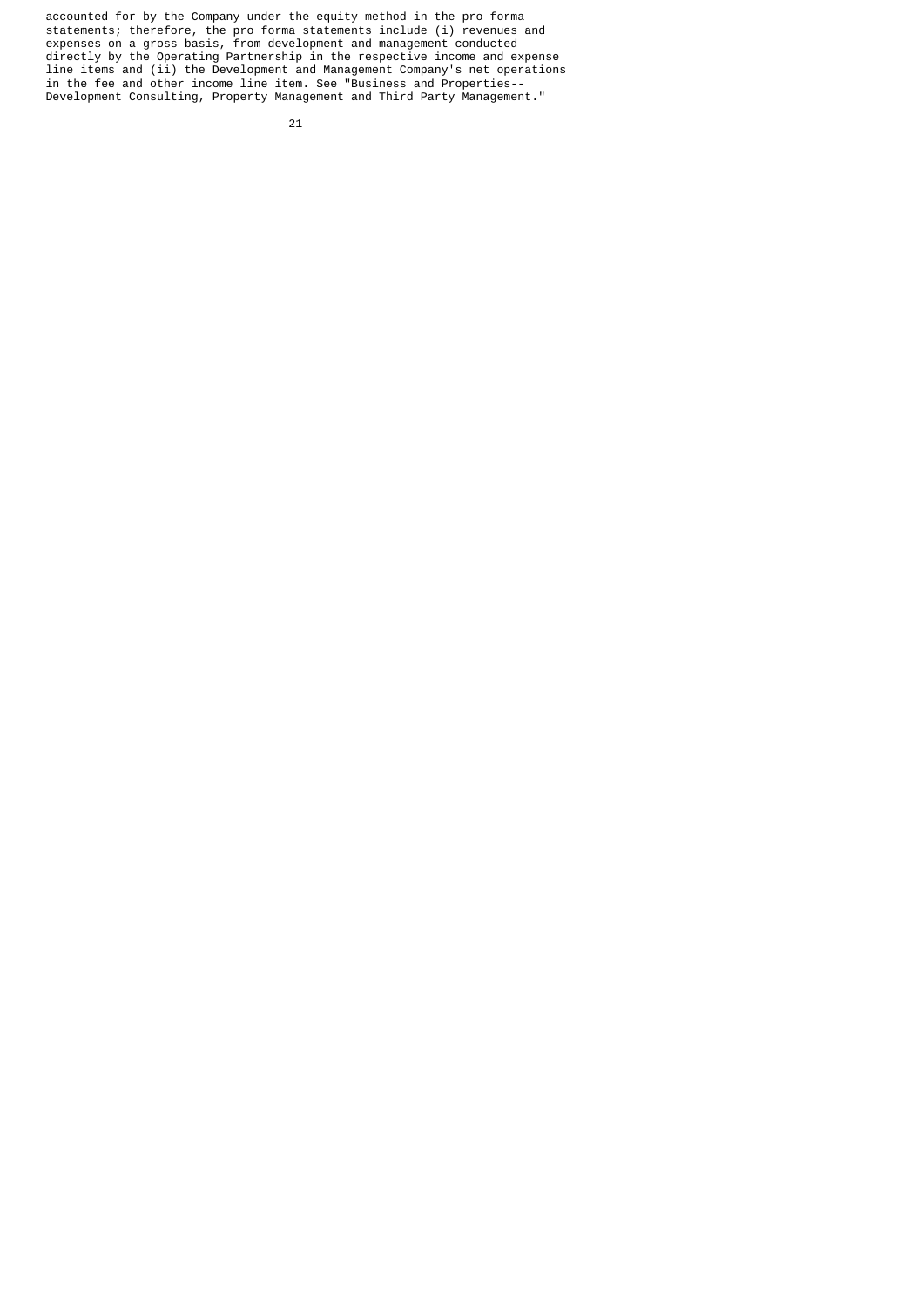accounted for by the Company under the equity method in the pro forma statements; therefore, the pro forma statements include (i) revenues and expenses on a gross basis, from development and management conducted directly by the Operating Partnership in the respective income and expense line items and (ii) the Development and Management Company's net operations in the fee and other income line item. See "Business and Properties--Development Consulting, Property Management and Third Party Management."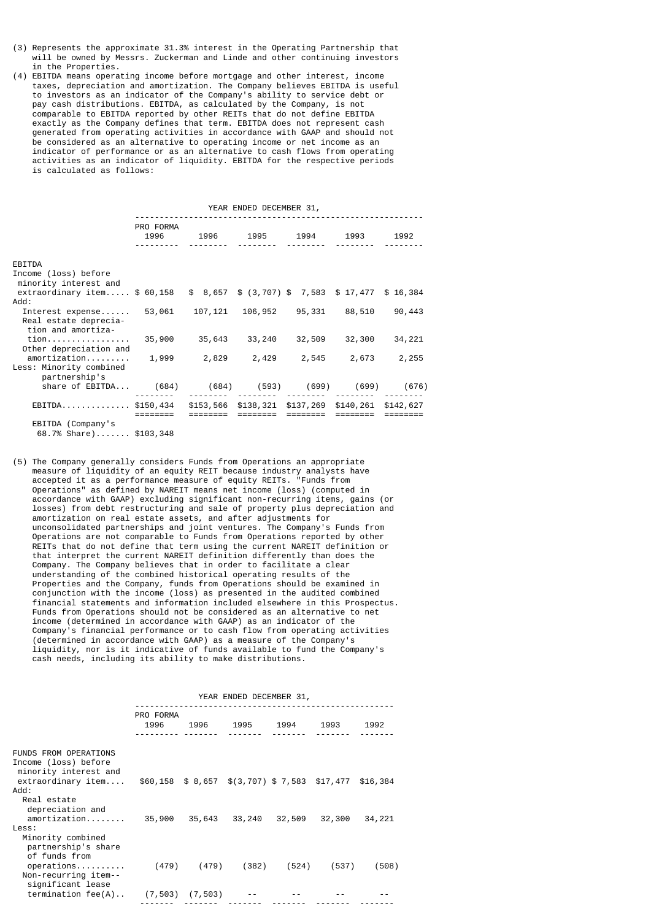(3) Represents the approximate 31.3% interest in the Operating Partnership that will be owned by Messrs. Zuckerman and Linde and other continuing investors in the Properties.

(4) EBITDA means operating income before mortgage and other interest, income taxes, depreciation and amortization. The Company believes EBITDA is useful to investors as an indicator of the Company's ability to service debt or pay cash distributions. EBITDA, as calculated by the Company, is not comparable to EBITDA reported by other REITs that do not define EBITDA exactly as the Company defines that term. EBITDA does not represent cash generated from operating activities in accordance with GAAP and should not be considered as an alternative to operating income or net income as an indicator of performance or as an alternative to cash flows from operating activities as an indicator of liquidity. EBITDA for the respective periods is calculated as follows:

| | YEAR ENDED DECEMBER 31, | | | | | |
|---|---|---|---|---|---|---|
| | PRO FORMA 1996 | 1996 | 1995 | 1994 | 1993 | 1992 |
| EBITDA | | | | | | |
| Income (loss) before minority interest and extraordinary item..... | $ 60,158 | $ 8,657 | $ (3,707) | $ 7,583 | $ 17,477 | $ 16,384 |
| Add: | | | | | | |
| Interest expense...... | 53,061 | 107,121 | 106,952 | 95,331 | 88,510 | 90,443 |
| Real estate depreciation and amortization................. | 35,900 | 35,643 | 33,240 | 32,509 | 32,300 | 34,221 |
| Other depreciation and amortization......... | 1,999 | 2,829 | 2,429 | 2,545 | 2,673 | 2,255 |
| Less: Minority combined partnership's share of EBITDA... | (684) | (684) | (593) | (699) | (699) | (676) |
| EBITDA.............. | $150,434 | $153,566 | $138,321 | $137,269 | $140,261 | $142,627 |
| EBITDA (Company's 68.7% Share)....... | $103,348 | | | | | |

(5) The Company generally considers Funds from Operations an appropriate measure of liquidity of an equity REIT because industry analysts have accepted it as a performance measure of equity REITs. "Funds from Operations" as defined by NAREIT means net income (loss) (computed in accordance with GAAP) excluding significant non-recurring items, gains (or losses) from debt restructuring and sale of property plus depreciation and amortization on real estate assets, and after adjustments for unconsolidated partnerships and joint ventures. The Company's Funds from Operations are not comparable to Funds from Operations reported by other REITs that do not define that term using the current NAREIT definition or that interpret the current NAREIT definition differently than does the Company. The Company believes that in order to facilitate a clear understanding of the combined historical operating results of the Properties and the Company, funds from Operations should be examined in conjunction with the income (loss) as presented in the audited combined financial statements and information included elsewhere in this Prospectus. Funds from Operations should not be considered as an alternative to net income (determined in accordance with GAAP) as an indicator of the Company's financial performance or to cash flow from operating activities (determined in accordance with GAAP) as a measure of the Company's liquidity, nor is it indicative of funds available to fund the Company's cash needs, including its ability to make distributions.

| | YEAR ENDED DECEMBER 31, | | | | | |
|---|---|---|---|---|---|---|
| | PRO FORMA 1996 | 1996 | 1995 | 1994 | 1993 | 1992 |
| FUNDS FROM OPERATIONS | | | | | | |
| Income (loss) before minority interest and extraordinary item.... | $60,158 | $ 8,657 | $(3,707) | $ 7,583 | $17,477 | $16,384 |
| Add: | | | | | | |
| Real estate depreciation and amortization........ | 35,900 | 35,643 | 33,240 | 32,509 | 32,300 | 34,221 |
| Less: | | | | | | |
| Minority combined partnership's share of funds from operations.......... | (479) | (479) | (382) | (524) | (537) | (508) |
| Non-recurring item--significant lease termination fee(A).. | (7,503) | (7,503) | -- | -- | -- | -- |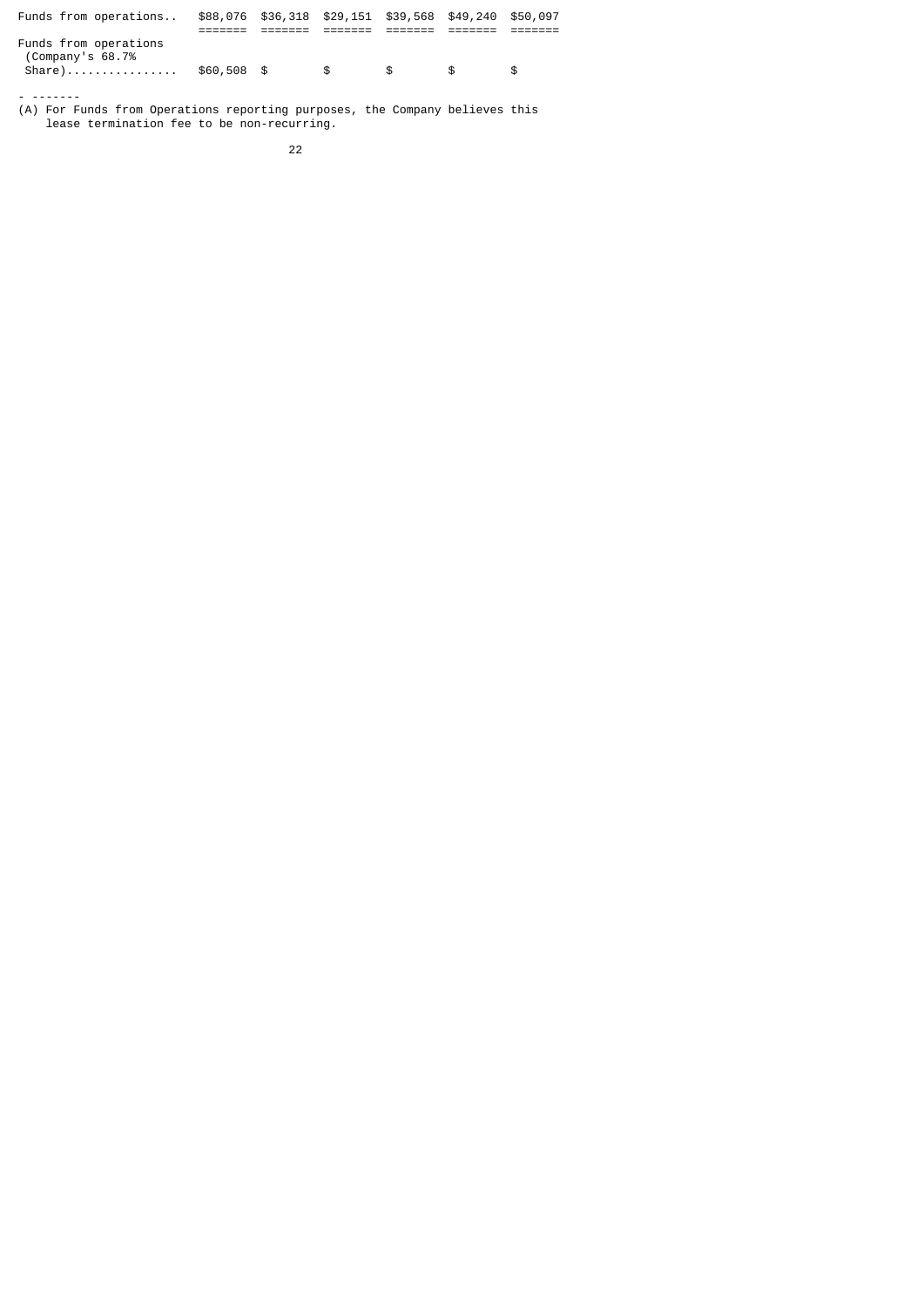| | | | | | | |
|---|---|---|---|---|---|---|
| Funds from operations | $88,076 | $36,318 | $29,151 | $39,568 | $49,240 | $50,097 |
| Funds from operations (Company's 68.7% Share) | $60,508 | $ | $ | $ | $ | $ |

- -------

(A) For Funds from Operations reporting purposes, the Company believes this lease termination fee to be non-recurring.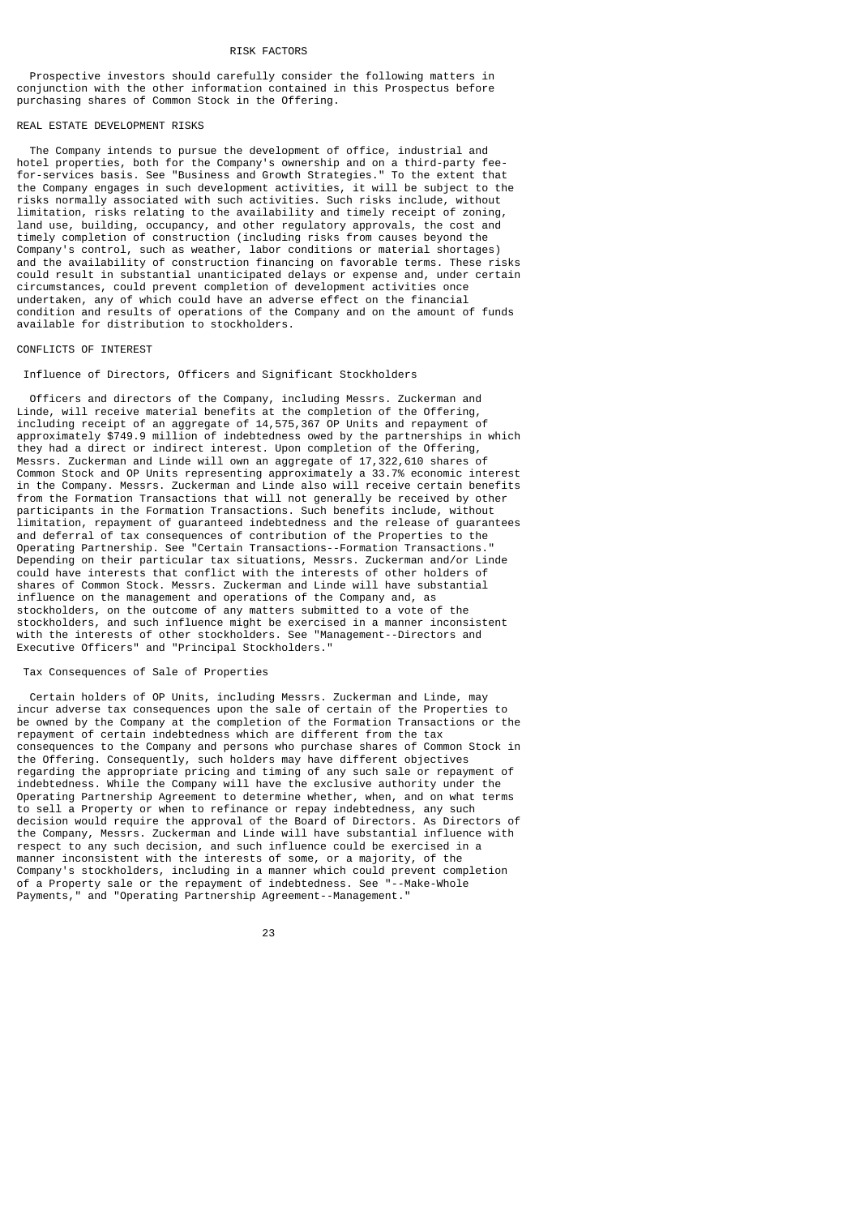# RISK FACTORS

Prospective investors should carefully consider the following matters in conjunction with the other information contained in this Prospectus before purchasing shares of Common Stock in the Offering.

## REAL ESTATE DEVELOPMENT RISKS

The Company intends to pursue the development of office, industrial and hotel properties, both for the Company's ownership and on a third-party fee-for-services basis. See "Business and Growth Strategies." To the extent that the Company engages in such development activities, it will be subject to the risks normally associated with such activities. Such risks include, without limitation, risks relating to the availability and timely receipt of zoning, land use, building, occupancy, and other regulatory approvals, the cost and timely completion of construction (including risks from causes beyond the Company's control, such as weather, labor conditions or material shortages) and the availability of construction financing on favorable terms. These risks could result in substantial unanticipated delays or expense and, under certain circumstances, could prevent completion of development activities once undertaken, any of which could have an adverse effect on the financial condition and results of operations of the Company and on the amount of funds available for distribution to stockholders.

## CONFLICTS OF INTEREST

### Influence of Directors, Officers and Significant Stockholders

Officers and directors of the Company, including Messrs. Zuckerman and Linde, will receive material benefits at the completion of the Offering, including receipt of an aggregate of 14,575,367 OP Units and repayment of approximately $749.9 million of indebtedness owed by the partnerships in which they had a direct or indirect interest. Upon completion of the Offering, Messrs. Zuckerman and Linde will own an aggregate of 17,322,610 shares of Common Stock and OP Units representing approximately a 33.7% economic interest in the Company. Messrs. Zuckerman and Linde also will receive certain benefits from the Formation Transactions that will not generally be received by other participants in the Formation Transactions. Such benefits include, without limitation, repayment of guaranteed indebtedness and the release of guarantees and deferral of tax consequences of contribution of the Properties to the Operating Partnership. See "Certain Transactions--Formation Transactions." Depending on their particular tax situations, Messrs. Zuckerman and/or Linde could have interests that conflict with the interests of other holders of shares of Common Stock. Messrs. Zuckerman and Linde will have substantial influence on the management and operations of the Company and, as stockholders, on the outcome of any matters submitted to a vote of the stockholders, and such influence might be exercised in a manner inconsistent with the interests of other stockholders. See "Management--Directors and Executive Officers" and "Principal Stockholders."

### Tax Consequences of Sale of Properties

Certain holders of OP Units, including Messrs. Zuckerman and Linde, may incur adverse tax consequences upon the sale of certain of the Properties to be owned by the Company at the completion of the Formation Transactions or the repayment of certain indebtedness which are different from the tax consequences to the Company and persons who purchase shares of Common Stock in the Offering. Consequently, such holders may have different objectives regarding the appropriate pricing and timing of any such sale or repayment of indebtedness. While the Company will have the exclusive authority under the Operating Partnership Agreement to determine whether, when, and on what terms to sell a Property or when to refinance or repay indebtedness, any such decision would require the approval of the Board of Directors. As Directors of the Company, Messrs. Zuckerman and Linde will have substantial influence with respect to any such decision, and such influence could be exercised in a manner inconsistent with the interests of some, or a majority, of the Company's stockholders, including in a manner which could prevent completion of a Property sale or the repayment of indebtedness. See "--Make-Whole Payments," and "Operating Partnership Agreement--Management."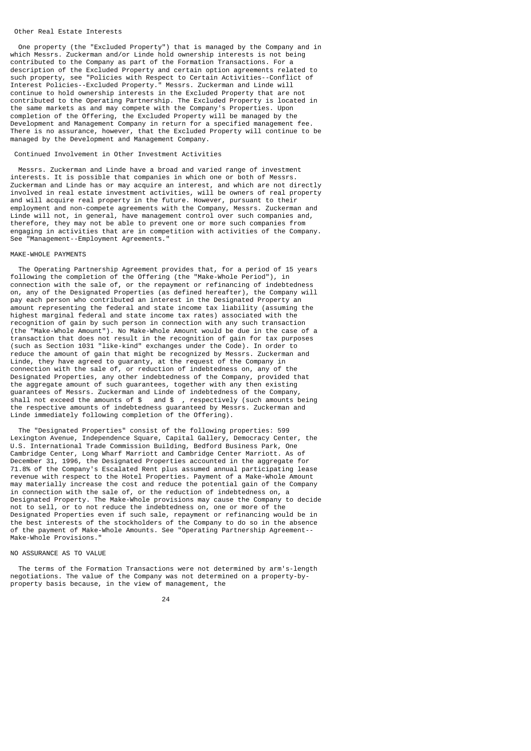### Other Real Estate Interests

One property (the "Excluded Property") that is managed by the Company and in which Messrs. Zuckerman and/or Linde hold ownership interests is not being contributed to the Company as part of the Formation Transactions. For a description of the Excluded Property and certain option agreements related to such property, see "Policies with Respect to Certain Activities--Conflict of Interest Policies--Excluded Property." Messrs. Zuckerman and Linde will continue to hold ownership interests in the Excluded Property that are not contributed to the Operating Partnership. The Excluded Property is located in the same markets as and may compete with the Company's Properties. Upon completion of the Offering, the Excluded Property will be managed by the Development and Management Company in return for a specified management fee. There is no assurance, however, that the Excluded Property will continue to be managed by the Development and Management Company.

### Continued Involvement in Other Investment Activities

Messrs. Zuckerman and Linde have a broad and varied range of investment interests. It is possible that companies in which one or both of Messrs. Zuckerman and Linde has or may acquire an interest, and which are not directly involved in real estate investment activities, will be owners of real property and will acquire real property in the future. However, pursuant to their employment and non-compete agreements with the Company, Messrs. Zuckerman and Linde will not, in general, have management control over such companies and, therefore, they may not be able to prevent one or more such companies from engaging in activities that are in competition with activities of the Company. See "Management--Employment Agreements."

## MAKE-WHOLE PAYMENTS

The Operating Partnership Agreement provides that, for a period of 15 years following the completion of the Offering (the "Make-Whole Period"), in connection with the sale of, or the repayment or refinancing of indebtedness on, any of the Designated Properties (as defined hereafter), the Company will pay each person who contributed an interest in the Designated Property an amount representing the federal and state income tax liability (assuming the highest marginal federal and state income tax rates) associated with the recognition of gain by such person in connection with any such transaction (the "Make-Whole Amount"). No Make-Whole Amount would be due in the case of a transaction that does not result in the recognition of gain for tax purposes (such as Section 1031 "like-kind" exchanges under the Code). In order to reduce the amount of gain that might be recognized by Messrs. Zuckerman and Linde, they have agreed to guaranty, at the request of the Company in connection with the sale of, or reduction of indebtedness on, any of the Designated Properties, any other indebtedness of the Company, provided that the aggregate amount of such guarantees, together with any then existing guarantees of Messrs. Zuckerman and Linde of indebtedness of the Company, shall not exceed the amounts of $ and $ , respectively (such amounts being the respective amounts of indebtedness guaranteed by Messrs. Zuckerman and Linde immediately following completion of the Offering).

The "Designated Properties" consist of the following properties: 599 Lexington Avenue, Independence Square, Capital Gallery, Democracy Center, the U.S. International Trade Commission Building, Bedford Business Park, One Cambridge Center, Long Wharf Marriott and Cambridge Center Marriott. As of December 31, 1996, the Designated Properties accounted in the aggregate for 71.8% of the Company's Escalated Rent plus assumed annual participating lease revenue with respect to the Hotel Properties. Payment of a Make-Whole Amount may materially increase the cost and reduce the potential gain of the Company in connection with the sale of, or the reduction of indebtedness on, a Designated Property. The Make-Whole provisions may cause the Company to decide not to sell, or to not reduce the indebtedness on, one or more of the Designated Properties even if such sale, repayment or refinancing would be in the best interests of the stockholders of the Company to do so in the absence of the payment of Make-Whole Amounts. See "Operating Partnership Agreement--Make-Whole Provisions."

## NO ASSURANCE AS TO VALUE

The terms of the Formation Transactions were not determined by arm's-length negotiations. The value of the Company was not determined on a property-by-property basis because, in the view of management, the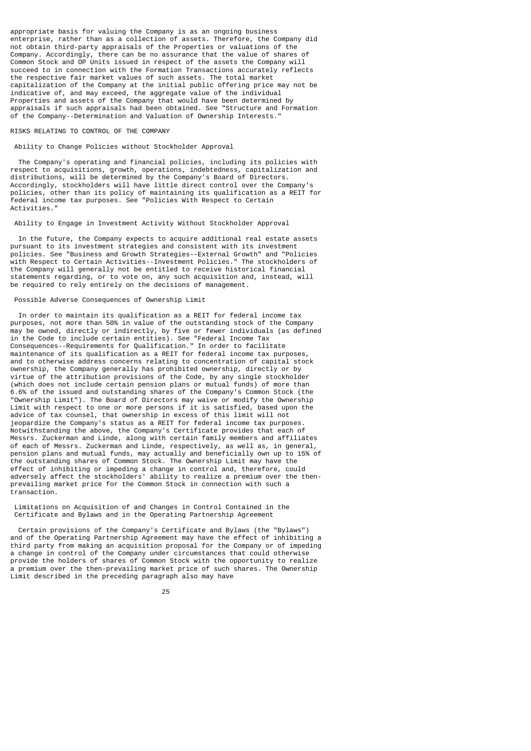appropriate basis for valuing the Company is as an ongoing business enterprise, rather than as a collection of assets. Therefore, the Company did not obtain third-party appraisals of the Properties or valuations of the Company. Accordingly, there can be no assurance that the value of shares of Common Stock and OP Units issued in respect of the assets the Company will succeed to in connection with the Formation Transactions accurately reflects the respective fair market values of such assets. The total market capitalization of the Company at the initial public offering price may not be indicative of, and may exceed, the aggregate value of the individual Properties and assets of the Company that would have been determined by appraisals if such appraisals had been obtained. See "Structure and Formation of the Company--Determination and Valuation of Ownership Interests."

## RISKS RELATING TO CONTROL OF THE COMPANY

### Ability to Change Policies without Stockholder Approval

The Company's operating and financial policies, including its policies with respect to acquisitions, growth, operations, indebtedness, capitalization and distributions, will be determined by the Company's Board of Directors. Accordingly, stockholders will have little direct control over the Company's policies, other than its policy of maintaining its qualification as a REIT for federal income tax purposes. See "Policies With Respect to Certain Activities."

### Ability to Engage in Investment Activity Without Stockholder Approval

In the future, the Company expects to acquire additional real estate assets pursuant to its investment strategies and consistent with its investment policies. See "Business and Growth Strategies--External Growth" and "Policies with Respect to Certain Activities--Investment Policies." The stockholders of the Company will generally not be entitled to receive historical financial statements regarding, or to vote on, any such acquisition and, instead, will be required to rely entirely on the decisions of management.

### Possible Adverse Consequences of Ownership Limit

In order to maintain its qualification as a REIT for federal income tax purposes, not more than 50% in value of the outstanding stock of the Company may be owned, directly or indirectly, by five or fewer individuals (as defined in the Code to include certain entities). See "Federal Income Tax Consequences--Requirements for Qualification." In order to facilitate maintenance of its qualification as a REIT for federal income tax purposes, and to otherwise address concerns relating to concentration of capital stock ownership, the Company generally has prohibited ownership, directly or by virtue of the attribution provisions of the Code, by any single stockholder (which does not include certain pension plans or mutual funds) of more than 6.6% of the issued and outstanding shares of the Company's Common Stock (the "Ownership Limit"). The Board of Directors may waive or modify the Ownership Limit with respect to one or more persons if it is satisfied, based upon the advice of tax counsel, that ownership in excess of this limit will not jeopardize the Company's status as a REIT for federal income tax purposes. Notwithstanding the above, the Company's Certificate provides that each of Messrs. Zuckerman and Linde, along with certain family members and affiliates of each of Messrs. Zuckerman and Linde, respectively, as well as, in general, pension plans and mutual funds, may actually and beneficially own up to 15% of the outstanding shares of Common Stock. The Ownership Limit may have the effect of inhibiting or impeding a change in control and, therefore, could adversely affect the stockholders' ability to realize a premium over the then-prevailing market price for the Common Stock in connection with such a transaction.

### Limitations on Acquisition of and Changes in Control Contained in the Certificate and Bylaws and in the Operating Partnership Agreement

Certain provisions of the Company's Certificate and Bylaws (the "Bylaws") and of the Operating Partnership Agreement may have the effect of inhibiting a third party from making an acquisition proposal for the Company or of impeding a change in control of the Company under circumstances that could otherwise provide the holders of shares of Common Stock with the opportunity to realize a premium over the then-prevailing market price of such shares. The Ownership Limit described in the preceding paragraph also may have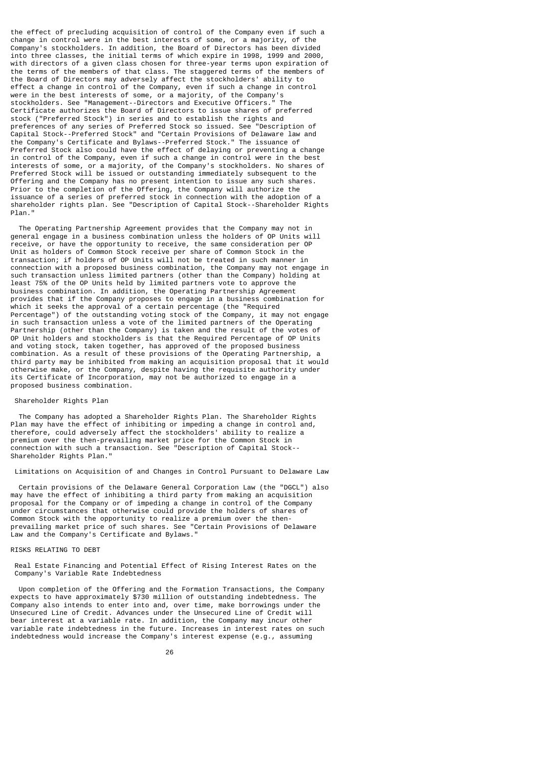the effect of precluding acquisition of control of the Company even if such a change in control were in the best interests of some, or a majority, of the Company's stockholders. In addition, the Board of Directors has been divided into three classes, the initial terms of which expire in 1998, 1999 and 2000, with directors of a given class chosen for three-year terms upon expiration of the terms of the members of that class. The staggered terms of the members of the Board of Directors may adversely affect the stockholders' ability to effect a change in control of the Company, even if such a change in control were in the best interests of some, or a majority, of the Company's stockholders. See "Management--Directors and Executive Officers." The Certificate authorizes the Board of Directors to issue shares of preferred stock ("Preferred Stock") in series and to establish the rights and preferences of any series of Preferred Stock so issued. See "Description of Capital Stock--Preferred Stock" and "Certain Provisions of Delaware law and the Company's Certificate and Bylaws--Preferred Stock." The issuance of Preferred Stock also could have the effect of delaying or preventing a change in control of the Company, even if such a change in control were in the best interests of some, or a majority, of the Company's stockholders. No shares of Preferred Stock will be issued or outstanding immediately subsequent to the Offering and the Company has no present intention to issue any such shares. Prior to the completion of the Offering, the Company will authorize the issuance of a series of preferred stock in connection with the adoption of a shareholder rights plan. See "Description of Capital Stock--Shareholder Rights Plan."

The Operating Partnership Agreement provides that the Company may not in general engage in a business combination unless the holders of OP Units will receive, or have the opportunity to receive, the same consideration per OP Unit as holders of Common Stock receive per share of Common Stock in the transaction; if holders of OP Units will not be treated in such manner in connection with a proposed business combination, the Company may not engage in such transaction unless limited partners (other than the Company) holding at least 75% of the OP Units held by limited partners vote to approve the business combination. In addition, the Operating Partnership Agreement provides that if the Company proposes to engage in a business combination for which it seeks the approval of a certain percentage (the "Required Percentage") of the outstanding voting stock of the Company, it may not engage in such transaction unless a vote of the limited partners of the Operating Partnership (other than the Company) is taken and the result of the votes of OP Unit holders and stockholders is that the Required Percentage of OP Units and voting stock, taken together, has approved of the proposed business combination. As a result of these provisions of the Operating Partnership, a third party may be inhibited from making an acquisition proposal that it would otherwise make, or the Company, despite having the requisite authority under its Certificate of Incorporation, may not be authorized to engage in a proposed business combination.

### Shareholder Rights Plan

The Company has adopted a Shareholder Rights Plan. The Shareholder Rights Plan may have the effect of inhibiting or impeding a change in control and, therefore, could adversely affect the stockholders' ability to realize a premium over the then-prevailing market price for the Common Stock in connection with such a transaction. See "Description of Capital Stock--Shareholder Rights Plan."

### Limitations on Acquisition of and Changes in Control Pursuant to Delaware Law

Certain provisions of the Delaware General Corporation Law (the "DGCL") also may have the effect of inhibiting a third party from making an acquisition proposal for the Company or of impeding a change in control of the Company under circumstances that otherwise could provide the holders of shares of Common Stock with the opportunity to realize a premium over the then-prevailing market price of such shares. See "Certain Provisions of Delaware Law and the Company's Certificate and Bylaws."

## RISKS RELATING TO DEBT

### Real Estate Financing and Potential Effect of Rising Interest Rates on the Company's Variable Rate Indebtedness

Upon completion of the Offering and the Formation Transactions, the Company expects to have approximately $730 million of outstanding indebtedness. The Company also intends to enter into and, over time, make borrowings under the Unsecured Line of Credit. Advances under the Unsecured Line of Credit will bear interest at a variable rate. In addition, the Company may incur other variable rate indebtedness in the future. Increases in interest rates on such indebtedness would increase the Company's interest expense (e.g., assuming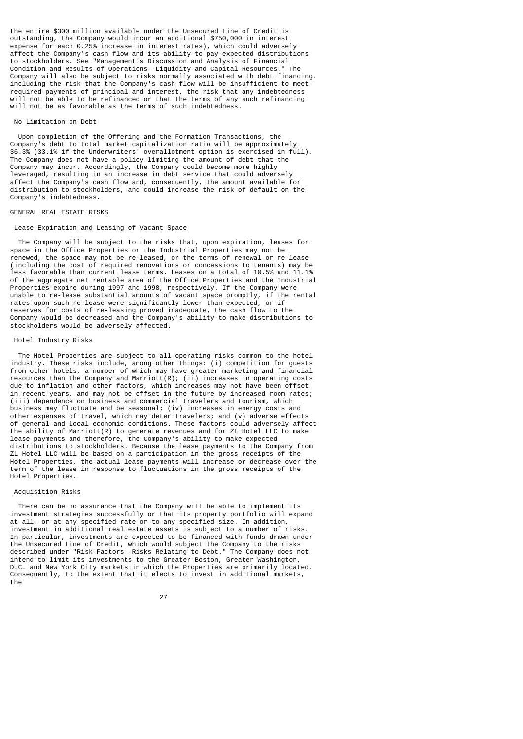the entire $300 million available under the Unsecured Line of Credit is outstanding, the Company would incur an additional $750,000 in interest expense for each 0.25% increase in interest rates), which could adversely affect the Company's cash flow and its ability to pay expected distributions to stockholders. See "Management's Discussion and Analysis of Financial Condition and Results of Operations--Liquidity and Capital Resources." The Company will also be subject to risks normally associated with debt financing, including the risk that the Company's cash flow will be insufficient to meet required payments of principal and interest, the risk that any indebtedness will not be able to be refinanced or that the terms of any such refinancing will not be as favorable as the terms of such indebtedness.

#### No Limitation on Debt

Upon completion of the Offering and the Formation Transactions, the Company's debt to total market capitalization ratio will be approximately 36.3% (33.1% if the Underwriters' overallotment option is exercised in full). The Company does not have a policy limiting the amount of debt that the Company may incur. Accordingly, the Company could become more highly leveraged, resulting in an increase in debt service that could adversely affect the Company's cash flow and, consequently, the amount available for distribution to stockholders, and could increase the risk of default on the Company's indebtedness.

### GENERAL REAL ESTATE RISKS

#### Lease Expiration and Leasing of Vacant Space

The Company will be subject to the risks that, upon expiration, leases for space in the Office Properties or the Industrial Properties may not be renewed, the space may not be re-leased, or the terms of renewal or re-lease (including the cost of required renovations or concessions to tenants) may be less favorable than current lease terms. Leases on a total of 10.5% and 11.1% of the aggregate net rentable area of the Office Properties and the Industrial Properties expire during 1997 and 1998, respectively. If the Company were unable to re-lease substantial amounts of vacant space promptly, if the rental rates upon such re-lease were significantly lower than expected, or if reserves for costs of re-leasing proved inadequate, the cash flow to the Company would be decreased and the Company's ability to make distributions to stockholders would be adversely affected.

#### Hotel Industry Risks

The Hotel Properties are subject to all operating risks common to the hotel industry. These risks include, among other things: (i) competition for guests from other hotels, a number of which may have greater marketing and financial resources than the Company and Marriott(R); (ii) increases in operating costs due to inflation and other factors, which increases may not have been offset in recent years, and may not be offset in the future by increased room rates; (iii) dependence on business and commercial travelers and tourism, which business may fluctuate and be seasonal; (iv) increases in energy costs and other expenses of travel, which may deter travelers; and (v) adverse effects of general and local economic conditions. These factors could adversely affect the ability of Marriott(R) to generate revenues and for ZL Hotel LLC to make lease payments and therefore, the Company's ability to make expected distributions to stockholders. Because the lease payments to the Company from ZL Hotel LLC will be based on a participation in the gross receipts of the Hotel Properties, the actual lease payments will increase or decrease over the term of the lease in response to fluctuations in the gross receipts of the Hotel Properties.

#### Acquisition Risks

There can be no assurance that the Company will be able to implement its investment strategies successfully or that its property portfolio will expand at all, or at any specified rate or to any specified size. In addition, investment in additional real estate assets is subject to a number of risks. In particular, investments are expected to be financed with funds drawn under the Unsecured Line of Credit, which would subject the Company to the risks described under "Risk Factors--Risks Relating to Debt." The Company does not intend to limit its investments to the Greater Boston, Greater Washington, D.C. and New York City markets in which the Properties are primarily located. Consequently, to the extent that it elects to invest in additional markets, the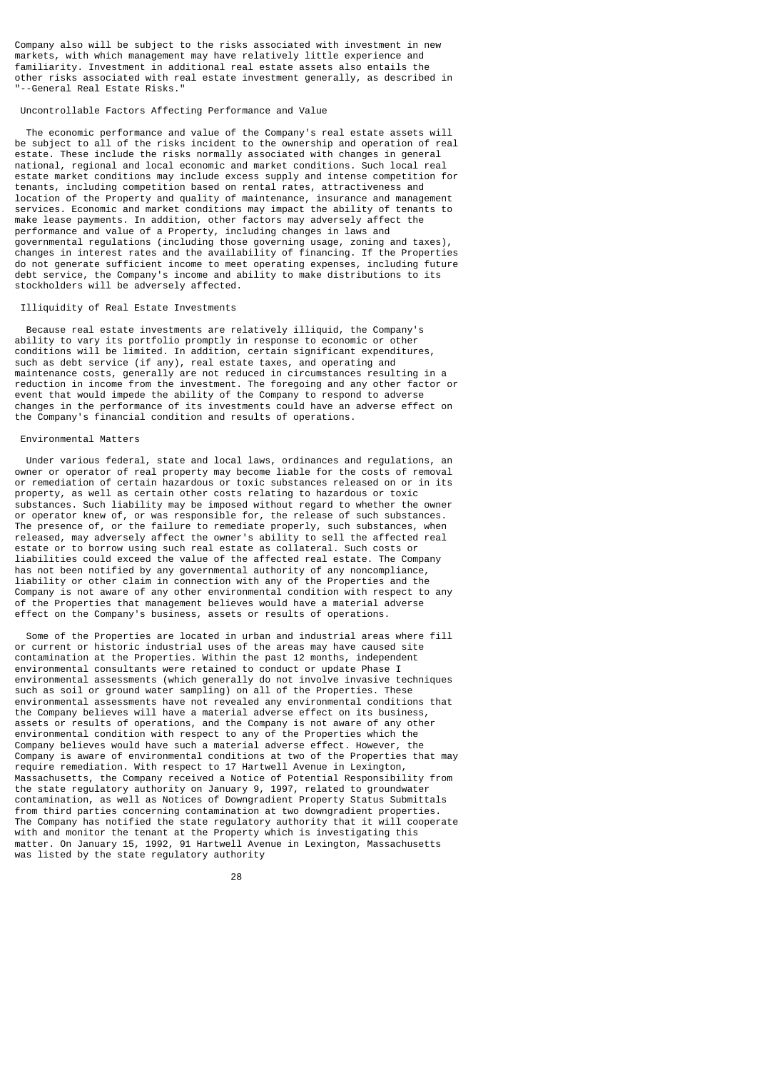Company also will be subject to the risks associated with investment in new markets, with which management may have relatively little experience and familiarity. Investment in additional real estate assets also entails the other risks associated with real estate investment generally, as described in "--General Real Estate Risks."

### Uncontrollable Factors Affecting Performance and Value

The economic performance and value of the Company's real estate assets will be subject to all of the risks incident to the ownership and operation of real estate. These include the risks normally associated with changes in general national, regional and local economic and market conditions. Such local real estate market conditions may include excess supply and intense competition for tenants, including competition based on rental rates, attractiveness and location of the Property and quality of maintenance, insurance and management services. Economic and market conditions may impact the ability of tenants to make lease payments. In addition, other factors may adversely affect the performance and value of a Property, including changes in laws and governmental regulations (including those governing usage, zoning and taxes), changes in interest rates and the availability of financing. If the Properties do not generate sufficient income to meet operating expenses, including future debt service, the Company's income and ability to make distributions to its stockholders will be adversely affected.

### Illiquidity of Real Estate Investments

Because real estate investments are relatively illiquid, the Company's ability to vary its portfolio promptly in response to economic or other conditions will be limited. In addition, certain significant expenditures, such as debt service (if any), real estate taxes, and operating and maintenance costs, generally are not reduced in circumstances resulting in a reduction in income from the investment. The foregoing and any other factor or event that would impede the ability of the Company to respond to adverse changes in the performance of its investments could have an adverse effect on the Company's financial condition and results of operations.

### Environmental Matters

Under various federal, state and local laws, ordinances and regulations, an owner or operator of real property may become liable for the costs of removal or remediation of certain hazardous or toxic substances released on or in its property, as well as certain other costs relating to hazardous or toxic substances. Such liability may be imposed without regard to whether the owner or operator knew of, or was responsible for, the release of such substances. The presence of, or the failure to remediate properly, such substances, when released, may adversely affect the owner's ability to sell the affected real estate or to borrow using such real estate as collateral. Such costs or liabilities could exceed the value of the affected real estate. The Company has not been notified by any governmental authority of any noncompliance, liability or other claim in connection with any of the Properties and the Company is not aware of any other environmental condition with respect to any of the Properties that management believes would have a material adverse effect on the Company's business, assets or results of operations.

Some of the Properties are located in urban and industrial areas where fill or current or historic industrial uses of the areas may have caused site contamination at the Properties. Within the past 12 months, independent environmental consultants were retained to conduct or update Phase I environmental assessments (which generally do not involve invasive techniques such as soil or ground water sampling) on all of the Properties. These environmental assessments have not revealed any environmental conditions that the Company believes will have a material adverse effect on its business, assets or results of operations, and the Company is not aware of any other environmental condition with respect to any of the Properties which the Company believes would have such a material adverse effect. However, the Company is aware of environmental conditions at two of the Properties that may require remediation. With respect to 17 Hartwell Avenue in Lexington, Massachusetts, the Company received a Notice of Potential Responsibility from the state regulatory authority on January 9, 1997, related to groundwater contamination, as well as Notices of Downgradient Property Status Submittals from third parties concerning contamination at two downgradient properties. The Company has notified the state regulatory authority that it will cooperate with and monitor the tenant at the Property which is investigating this matter. On January 15, 1992, 91 Hartwell Avenue in Lexington, Massachusetts was listed by the state regulatory authority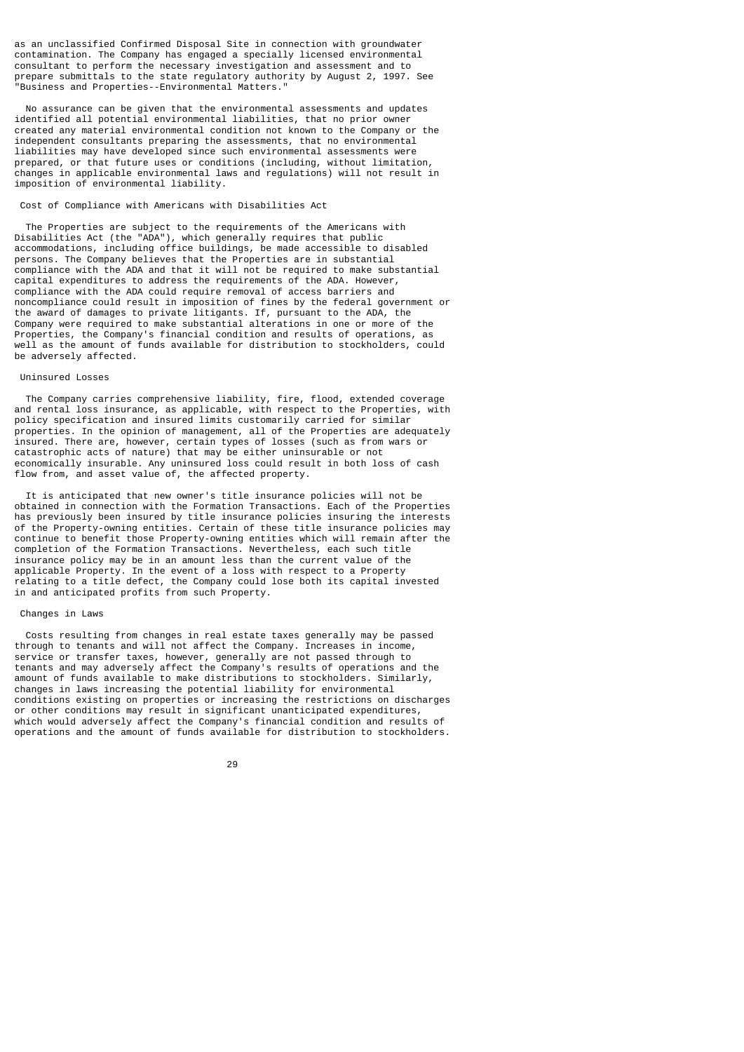as an unclassified Confirmed Disposal Site in connection with groundwater contamination. The Company has engaged a specially licensed environmental consultant to perform the necessary investigation and assessment and to prepare submittals to the state regulatory authority by August 2, 1997. See "Business and Properties--Environmental Matters."

No assurance can be given that the environmental assessments and updates identified all potential environmental liabilities, that no prior owner created any material environmental condition not known to the Company or the independent consultants preparing the assessments, that no environmental liabilities may have developed since such environmental assessments were prepared, or that future uses or conditions (including, without limitation, changes in applicable environmental laws and regulations) will not result in imposition of environmental liability.

### Cost of Compliance with Americans with Disabilities Act

The Properties are subject to the requirements of the Americans with Disabilities Act (the "ADA"), which generally requires that public accommodations, including office buildings, be made accessible to disabled persons. The Company believes that the Properties are in substantial compliance with the ADA and that it will not be required to make substantial capital expenditures to address the requirements of the ADA. However, compliance with the ADA could require removal of access barriers and noncompliance could result in imposition of fines by the federal government or the award of damages to private litigants. If, pursuant to the ADA, the Company were required to make substantial alterations in one or more of the Properties, the Company's financial condition and results of operations, as well as the amount of funds available for distribution to stockholders, could be adversely affected.

### Uninsured Losses

The Company carries comprehensive liability, fire, flood, extended coverage and rental loss insurance, as applicable, with respect to the Properties, with policy specification and insured limits customarily carried for similar properties. In the opinion of management, all of the Properties are adequately insured. There are, however, certain types of losses (such as from wars or catastrophic acts of nature) that may be either uninsurable or not economically insurable. Any uninsured loss could result in both loss of cash flow from, and asset value of, the affected property.

It is anticipated that new owner's title insurance policies will not be obtained in connection with the Formation Transactions. Each of the Properties has previously been insured by title insurance policies insuring the interests of the Property-owning entities. Certain of these title insurance policies may continue to benefit those Property-owning entities which will remain after the completion of the Formation Transactions. Nevertheless, each such title insurance policy may be in an amount less than the current value of the applicable Property. In the event of a loss with respect to a Property relating to a title defect, the Company could lose both its capital invested in and anticipated profits from such Property.

### Changes in Laws

Costs resulting from changes in real estate taxes generally may be passed through to tenants and will not affect the Company. Increases in income, service or transfer taxes, however, generally are not passed through to tenants and may adversely affect the Company's results of operations and the amount of funds available to make distributions to stockholders. Similarly, changes in laws increasing the potential liability for environmental conditions existing on properties or increasing the restrictions on discharges or other conditions may result in significant unanticipated expenditures, which would adversely affect the Company's financial condition and results of operations and the amount of funds available for distribution to stockholders.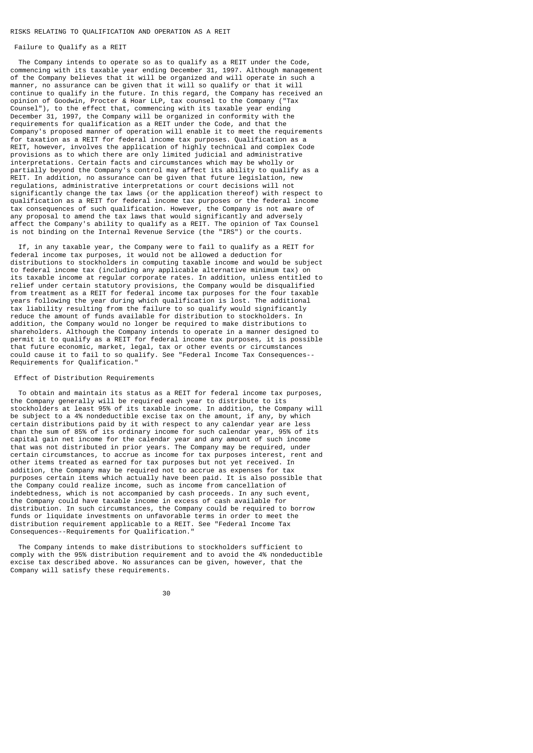## RISKS RELATING TO QUALIFICATION AND OPERATION AS A REIT

### Failure to Qualify as a REIT

The Company intends to operate so as to qualify as a REIT under the Code, commencing with its taxable year ending December 31, 1997. Although management of the Company believes that it will be organized and will operate in such a manner, no assurance can be given that it will so qualify or that it will continue to qualify in the future. In this regard, the Company has received an opinion of Goodwin, Procter & Hoar LLP, tax counsel to the Company ("Tax Counsel"), to the effect that, commencing with its taxable year ending December 31, 1997, the Company will be organized in conformity with the requirements for qualification as a REIT under the Code, and that the Company's proposed manner of operation will enable it to meet the requirements for taxation as a REIT for federal income tax purposes. Qualification as a REIT, however, involves the application of highly technical and complex Code provisions as to which there are only limited judicial and administrative interpretations. Certain facts and circumstances which may be wholly or partially beyond the Company's control may affect its ability to qualify as a REIT. In addition, no assurance can be given that future legislation, new regulations, administrative interpretations or court decisions will not significantly change the tax laws (or the application thereof) with respect to qualification as a REIT for federal income tax purposes or the federal income tax consequences of such qualification. However, the Company is not aware of any proposal to amend the tax laws that would significantly and adversely affect the Company's ability to qualify as a REIT. The opinion of Tax Counsel is not binding on the Internal Revenue Service (the "IRS") or the courts.

If, in any taxable year, the Company were to fail to qualify as a REIT for federal income tax purposes, it would not be allowed a deduction for distributions to stockholders in computing taxable income and would be subject to federal income tax (including any applicable alternative minimum tax) on its taxable income at regular corporate rates. In addition, unless entitled to relief under certain statutory provisions, the Company would be disqualified from treatment as a REIT for federal income tax purposes for the four taxable years following the year during which qualification is lost. The additional tax liability resulting from the failure to so qualify would significantly reduce the amount of funds available for distribution to stockholders. In addition, the Company would no longer be required to make distributions to shareholders. Although the Company intends to operate in a manner designed to permit it to qualify as a REIT for federal income tax purposes, it is possible that future economic, market, legal, tax or other events or circumstances could cause it to fail to so qualify. See "Federal Income Tax Consequences--Requirements for Qualification."

### Effect of Distribution Requirements

To obtain and maintain its status as a REIT for federal income tax purposes, the Company generally will be required each year to distribute to its stockholders at least 95% of its taxable income. In addition, the Company will be subject to a 4% nondeductible excise tax on the amount, if any, by which certain distributions paid by it with respect to any calendar year are less than the sum of 85% of its ordinary income for such calendar year, 95% of its capital gain net income for the calendar year and any amount of such income that was not distributed in prior years. The Company may be required, under certain circumstances, to accrue as income for tax purposes interest, rent and other items treated as earned for tax purposes but not yet received. In addition, the Company may be required not to accrue as expenses for tax purposes certain items which actually have been paid. It is also possible that the Company could realize income, such as income from cancellation of indebtedness, which is not accompanied by cash proceeds. In any such event, the Company could have taxable income in excess of cash available for distribution. In such circumstances, the Company could be required to borrow funds or liquidate investments on unfavorable terms in order to meet the distribution requirement applicable to a REIT. See "Federal Income Tax Consequences--Requirements for Qualification."

The Company intends to make distributions to stockholders sufficient to comply with the 95% distribution requirement and to avoid the 4% nondeductible excise tax described above. No assurances can be given, however, that the Company will satisfy these requirements.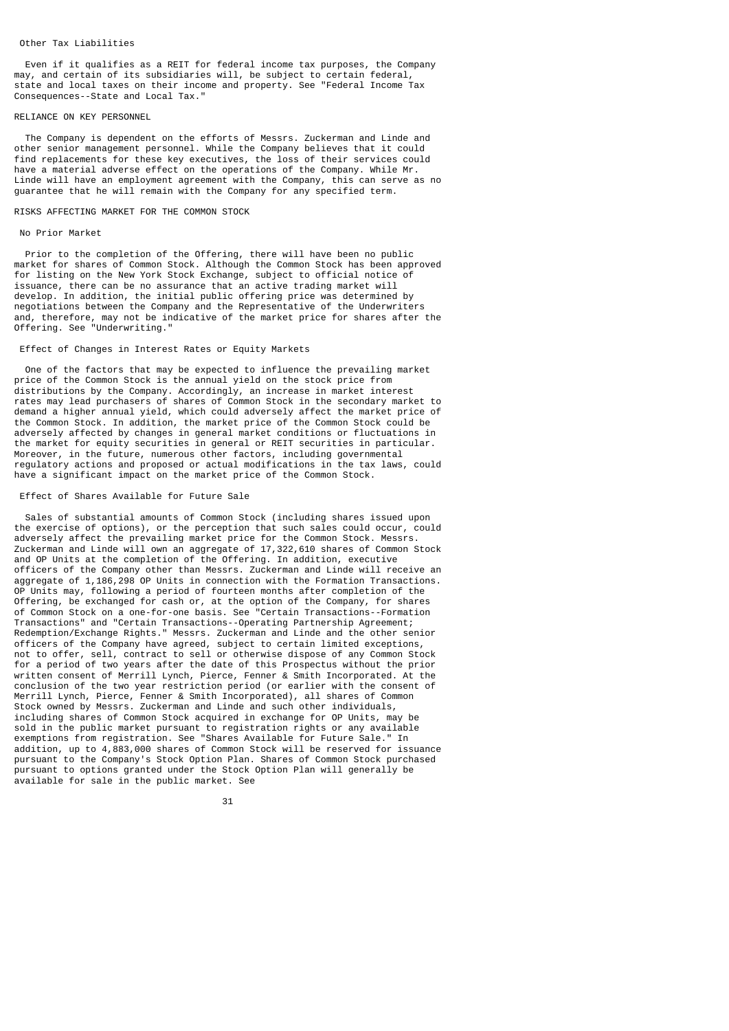### Other Tax Liabilities

Even if it qualifies as a REIT for federal income tax purposes, the Company may, and certain of its subsidiaries will, be subject to certain federal, state and local taxes on their income and property. See "Federal Income Tax Consequences--State and Local Tax."

## RELIANCE ON KEY PERSONNEL

The Company is dependent on the efforts of Messrs. Zuckerman and Linde and other senior management personnel. While the Company believes that it could find replacements for these key executives, the loss of their services could have a material adverse effect on the operations of the Company. While Mr. Linde will have an employment agreement with the Company, this can serve as no guarantee that he will remain with the Company for any specified term.

## RISKS AFFECTING MARKET FOR THE COMMON STOCK

### No Prior Market

Prior to the completion of the Offering, there will have been no public market for shares of Common Stock. Although the Common Stock has been approved for listing on the New York Stock Exchange, subject to official notice of issuance, there can be no assurance that an active trading market will develop. In addition, the initial public offering price was determined by negotiations between the Company and the Representative of the Underwriters and, therefore, may not be indicative of the market price for shares after the Offering. See "Underwriting."

### Effect of Changes in Interest Rates or Equity Markets

One of the factors that may be expected to influence the prevailing market price of the Common Stock is the annual yield on the stock price from distributions by the Company. Accordingly, an increase in market interest rates may lead purchasers of shares of Common Stock in the secondary market to demand a higher annual yield, which could adversely affect the market price of the Common Stock. In addition, the market price of the Common Stock could be adversely affected by changes in general market conditions or fluctuations in the market for equity securities in general or REIT securities in particular. Moreover, in the future, numerous other factors, including governmental regulatory actions and proposed or actual modifications in the tax laws, could have a significant impact on the market price of the Common Stock.

### Effect of Shares Available for Future Sale

Sales of substantial amounts of Common Stock (including shares issued upon the exercise of options), or the perception that such sales could occur, could adversely affect the prevailing market price for the Common Stock. Messrs. Zuckerman and Linde will own an aggregate of 17,322,610 shares of Common Stock and OP Units at the completion of the Offering. In addition, executive officers of the Company other than Messrs. Zuckerman and Linde will receive an aggregate of 1,186,298 OP Units in connection with the Formation Transactions. OP Units may, following a period of fourteen months after completion of the Offering, be exchanged for cash or, at the option of the Company, for shares of Common Stock on a one-for-one basis. See "Certain Transactions--Formation Transactions" and "Certain Transactions--Operating Partnership Agreement; Redemption/Exchange Rights." Messrs. Zuckerman and Linde and the other senior officers of the Company have agreed, subject to certain limited exceptions, not to offer, sell, contract to sell or otherwise dispose of any Common Stock for a period of two years after the date of this Prospectus without the prior written consent of Merrill Lynch, Pierce, Fenner & Smith Incorporated. At the conclusion of the two year restriction period (or earlier with the consent of Merrill Lynch, Pierce, Fenner & Smith Incorporated), all shares of Common Stock owned by Messrs. Zuckerman and Linde and such other individuals, including shares of Common Stock acquired in exchange for OP Units, may be sold in the public market pursuant to registration rights or any available exemptions from registration. See "Shares Available for Future Sale." In addition, up to 4,883,000 shares of Common Stock will be reserved for issuance pursuant to the Company's Stock Option Plan. Shares of Common Stock purchased pursuant to options granted under the Stock Option Plan will generally be available for sale in the public market. See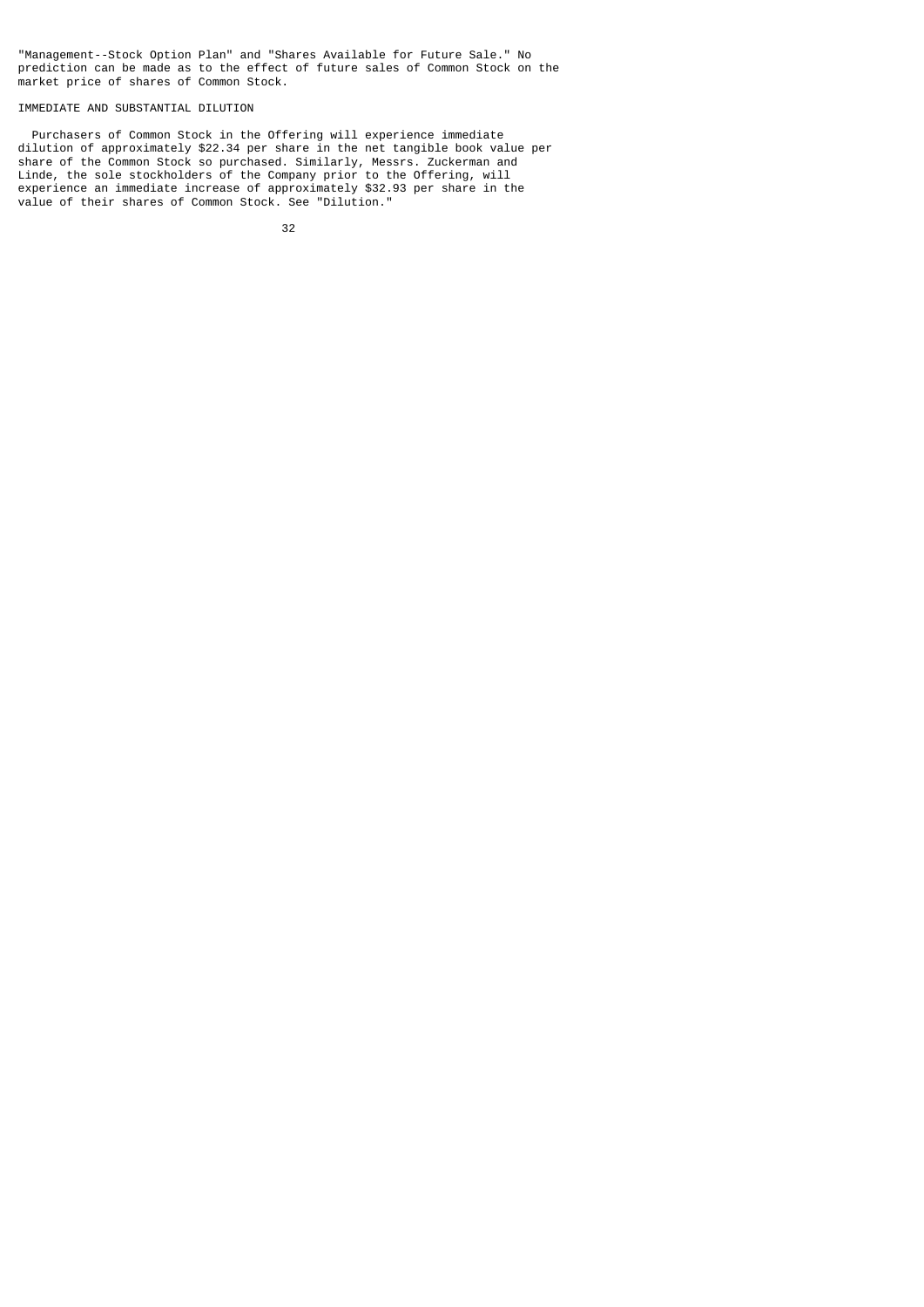"Management--Stock Option Plan" and "Shares Available for Future Sale." No prediction can be made as to the effect of future sales of Common Stock on the market price of shares of Common Stock.

## IMMEDIATE AND SUBSTANTIAL DILUTION

Purchasers of Common Stock in the Offering will experience immediate dilution of approximately $22.34 per share in the net tangible book value per share of the Common Stock so purchased. Similarly, Messrs. Zuckerman and Linde, the sole stockholders of the Company prior to the Offering, will experience an immediate increase of approximately $32.93 per share in the value of their shares of Common Stock. See "Dilution."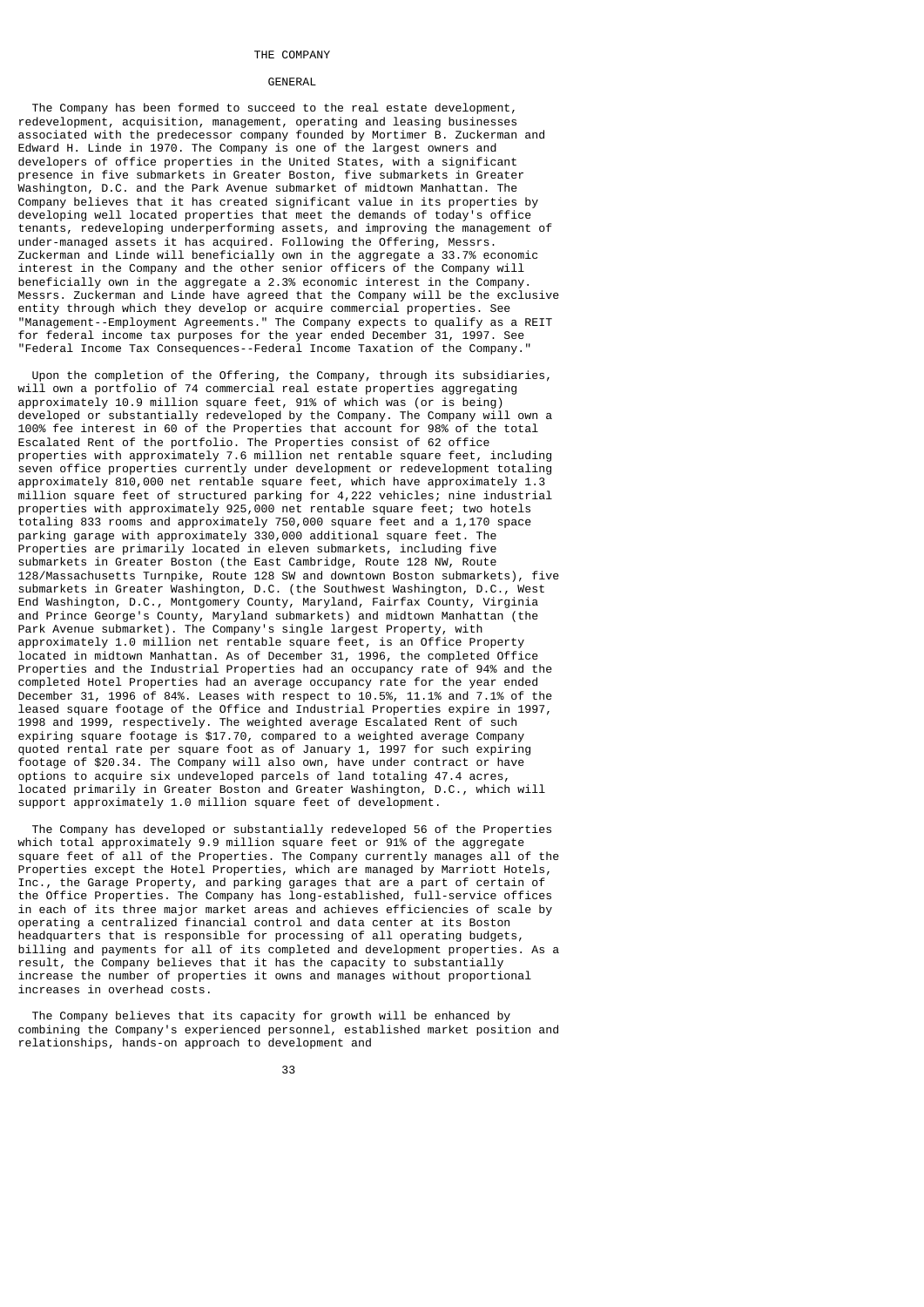# THE COMPANY

## GENERAL

The Company has been formed to succeed to the real estate development, redevelopment, acquisition, management, operating and leasing businesses associated with the predecessor company founded by Mortimer B. Zuckerman and Edward H. Linde in 1970. The Company is one of the largest owners and developers of office properties in the United States, with a significant presence in five submarkets in Greater Boston, five submarkets in Greater Washington, D.C. and the Park Avenue submarket of midtown Manhattan. The Company believes that it has created significant value in its properties by developing well located properties that meet the demands of today's office tenants, redeveloping underperforming assets, and improving the management of under-managed assets it has acquired. Following the Offering, Messrs. Zuckerman and Linde will beneficially own in the aggregate a 33.7% economic interest in the Company and the other senior officers of the Company will beneficially own in the aggregate a 2.3% economic interest in the Company. Messrs. Zuckerman and Linde have agreed that the Company will be the exclusive entity through which they develop or acquire commercial properties. See "Management--Employment Agreements." The Company expects to qualify as a REIT for federal income tax purposes for the year ended December 31, 1997. See "Federal Income Tax Consequences--Federal Income Taxation of the Company."

Upon the completion of the Offering, the Company, through its subsidiaries, will own a portfolio of 74 commercial real estate properties aggregating approximately 10.9 million square feet, 91% of which was (or is being) developed or substantially redeveloped by the Company. The Company will own a 100% fee interest in 60 of the Properties that account for 98% of the total Escalated Rent of the portfolio. The Properties consist of 62 office properties with approximately 7.6 million net rentable square feet, including seven office properties currently under development or redevelopment totaling approximately 810,000 net rentable square feet, which have approximately 1.3 million square feet of structured parking for 4,222 vehicles; nine industrial properties with approximately 925,000 net rentable square feet; two hotels totaling 833 rooms and approximately 750,000 square feet and a 1,170 space parking garage with approximately 330,000 additional square feet. The Properties are primarily located in eleven submarkets, including five submarkets in Greater Boston (the East Cambridge, Route 128 NW, Route 128/Massachusetts Turnpike, Route 128 SW and downtown Boston submarkets), five submarkets in Greater Washington, D.C. (the Southwest Washington, D.C., West End Washington, D.C., Montgomery County, Maryland, Fairfax County, Virginia and Prince George's County, Maryland submarkets) and midtown Manhattan (the Park Avenue submarket). The Company's single largest Property, with approximately 1.0 million net rentable square feet, is an Office Property located in midtown Manhattan. As of December 31, 1996, the completed Office Properties and the Industrial Properties had an occupancy rate of 94% and the completed Hotel Properties had an average occupancy rate for the year ended December 31, 1996 of 84%. Leases with respect to 10.5%, 11.1% and 7.1% of the leased square footage of the Office and Industrial Properties expire in 1997, 1998 and 1999, respectively. The weighted average Escalated Rent of such expiring square footage is $17.70, compared to a weighted average Company quoted rental rate per square foot as of January 1, 1997 for such expiring footage of $20.34. The Company will also own, have under contract or have options to acquire six undeveloped parcels of land totaling 47.4 acres, located primarily in Greater Boston and Greater Washington, D.C., which will support approximately 1.0 million square feet of development.

The Company has developed or substantially redeveloped 56 of the Properties which total approximately 9.9 million square feet or 91% of the aggregate square feet of all of the Properties. The Company currently manages all of the Properties except the Hotel Properties, which are managed by Marriott Hotels, Inc., the Garage Property, and parking garages that are a part of certain of the Office Properties. The Company has long-established, full-service offices in each of its three major market areas and achieves efficiencies of scale by operating a centralized financial control and data center at its Boston headquarters that is responsible for processing of all operating budgets, billing and payments for all of its completed and development properties. As a result, the Company believes that it has the capacity to substantially increase the number of properties it owns and manages without proportional increases in overhead costs.

The Company believes that its capacity for growth will be enhanced by combining the Company's experienced personnel, established market position and relationships, hands-on approach to development and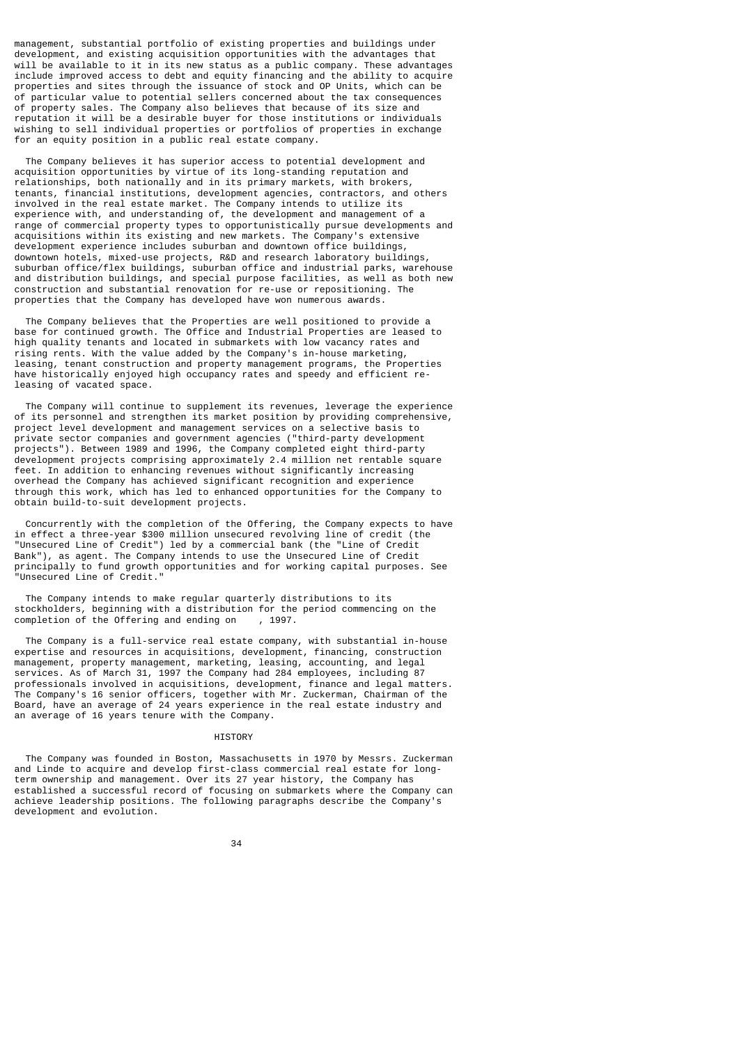management, substantial portfolio of existing properties and buildings under development, and existing acquisition opportunities with the advantages that will be available to it in its new status as a public company. These advantages include improved access to debt and equity financing and the ability to acquire properties and sites through the issuance of stock and OP Units, which can be of particular value to potential sellers concerned about the tax consequences of property sales. The Company also believes that because of its size and reputation it will be a desirable buyer for those institutions or individuals wishing to sell individual properties or portfolios of properties in exchange for an equity position in a public real estate company.

The Company believes it has superior access to potential development and acquisition opportunities by virtue of its long-standing reputation and relationships, both nationally and in its primary markets, with brokers, tenants, financial institutions, development agencies, contractors, and others involved in the real estate market. The Company intends to utilize its experience with, and understanding of, the development and management of a range of commercial property types to opportunistically pursue developments and acquisitions within its existing and new markets. The Company's extensive development experience includes suburban and downtown office buildings, downtown hotels, mixed-use projects, R&D and research laboratory buildings, suburban office/flex buildings, suburban office and industrial parks, warehouse and distribution buildings, and special purpose facilities, as well as both new construction and substantial renovation for re-use or repositioning. The properties that the Company has developed have won numerous awards.

The Company believes that the Properties are well positioned to provide a base for continued growth. The Office and Industrial Properties are leased to high quality tenants and located in submarkets with low vacancy rates and rising rents. With the value added by the Company's in-house marketing, leasing, tenant construction and property management programs, the Properties have historically enjoyed high occupancy rates and speedy and efficient re-leasing of vacated space.

The Company will continue to supplement its revenues, leverage the experience of its personnel and strengthen its market position by providing comprehensive, project level development and management services on a selective basis to private sector companies and government agencies ("third-party development projects"). Between 1989 and 1996, the Company completed eight third-party development projects comprising approximately 2.4 million net rentable square feet. In addition to enhancing revenues without significantly increasing overhead the Company has achieved significant recognition and experience through this work, which has led to enhanced opportunities for the Company to obtain build-to-suit development projects.

Concurrently with the completion of the Offering, the Company expects to have in effect a three-year $300 million unsecured revolving line of credit (the "Unsecured Line of Credit") led by a commercial bank (the "Line of Credit Bank"), as agent. The Company intends to use the Unsecured Line of Credit principally to fund growth opportunities and for working capital purposes. See "Unsecured Line of Credit."

The Company intends to make regular quarterly distributions to its stockholders, beginning with a distribution for the period commencing on the completion of the Offering and ending on , 1997.

The Company is a full-service real estate company, with substantial in-house expertise and resources in acquisitions, development, financing, construction management, property management, marketing, leasing, accounting, and legal services. As of March 31, 1997 the Company had 284 employees, including 87 professionals involved in acquisitions, development, finance and legal matters. The Company's 16 senior officers, together with Mr. Zuckerman, Chairman of the Board, have an average of 24 years experience in the real estate industry and an average of 16 years tenure with the Company.

## HISTORY

The Company was founded in Boston, Massachusetts in 1970 by Messrs. Zuckerman and Linde to acquire and develop first-class commercial real estate for long-term ownership and management. Over its 27 year history, the Company has established a successful record of focusing on submarkets where the Company can achieve leadership positions. The following paragraphs describe the Company's development and evolution.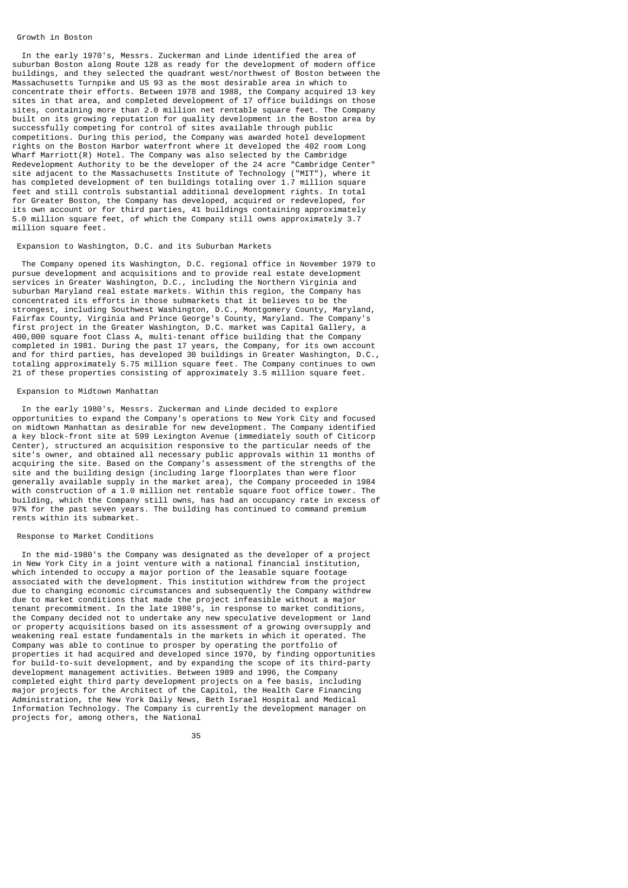### Growth in Boston

In the early 1970's, Messrs. Zuckerman and Linde identified the area of suburban Boston along Route 128 as ready for the development of modern office buildings, and they selected the quadrant west/northwest of Boston between the Massachusetts Turnpike and US 93 as the most desirable area in which to concentrate their efforts. Between 1978 and 1988, the Company acquired 13 key sites in that area, and completed development of 17 office buildings on those sites, containing more than 2.0 million net rentable square feet. The Company built on its growing reputation for quality development in the Boston area by successfully competing for control of sites available through public competitions. During this period, the Company was awarded hotel development rights on the Boston Harbor waterfront where it developed the 402 room Long Wharf Marriott(R) Hotel. The Company was also selected by the Cambridge Redevelopment Authority to be the developer of the 24 acre "Cambridge Center" site adjacent to the Massachusetts Institute of Technology ("MIT"), where it has completed development of ten buildings totaling over 1.7 million square feet and still controls substantial additional development rights. In total for Greater Boston, the Company has developed, acquired or redeveloped, for its own account or for third parties, 41 buildings containing approximately 5.0 million square feet, of which the Company still owns approximately 3.7 million square feet.

### Expansion to Washington, D.C. and its Suburban Markets

The Company opened its Washington, D.C. regional office in November 1979 to pursue development and acquisitions and to provide real estate development services in Greater Washington, D.C., including the Northern Virginia and suburban Maryland real estate markets. Within this region, the Company has concentrated its efforts in those submarkets that it believes to be the strongest, including Southwest Washington, D.C., Montgomery County, Maryland, Fairfax County, Virginia and Prince George's County, Maryland. The Company's first project in the Greater Washington, D.C. market was Capital Gallery, a 400,000 square foot Class A, multi-tenant office building that the Company completed in 1981. During the past 17 years, the Company, for its own account and for third parties, has developed 30 buildings in Greater Washington, D.C., totaling approximately 5.75 million square feet. The Company continues to own 21 of these properties consisting of approximately 3.5 million square feet.

### Expansion to Midtown Manhattan

In the early 1980's, Messrs. Zuckerman and Linde decided to explore opportunities to expand the Company's operations to New York City and focused on midtown Manhattan as desirable for new development. The Company identified a key block-front site at 599 Lexington Avenue (immediately south of Citicorp Center), structured an acquisition responsive to the particular needs of the site's owner, and obtained all necessary public approvals within 11 months of acquiring the site. Based on the Company's assessment of the strengths of the site and the building design (including large floorplates than were floor generally available supply in the market area), the Company proceeded in 1984 with construction of a 1.0 million net rentable square foot office tower. The building, which the Company still owns, has had an occupancy rate in excess of 97% for the past seven years. The building has continued to command premium rents within its submarket.

### Response to Market Conditions

In the mid-1980's the Company was designated as the developer of a project in New York City in a joint venture with a national financial institution, which intended to occupy a major portion of the leasable square footage associated with the development. This institution withdrew from the project due to changing economic circumstances and subsequently the Company withdrew due to market conditions that made the project infeasible without a major tenant precommitment. In the late 1980's, in response to market conditions, the Company decided not to undertake any new speculative development or land or property acquisitions based on its assessment of a growing oversupply and weakening real estate fundamentals in the markets in which it operated. The Company was able to continue to prosper by operating the portfolio of properties it had acquired and developed since 1970, by finding opportunities for build-to-suit development, and by expanding the scope of its third-party development management activities. Between 1989 and 1996, the Company completed eight third party development projects on a fee basis, including major projects for the Architect of the Capitol, the Health Care Financing Administration, the New York Daily News, Beth Israel Hospital and Medical Information Technology. The Company is currently the development manager on projects for, among others, the National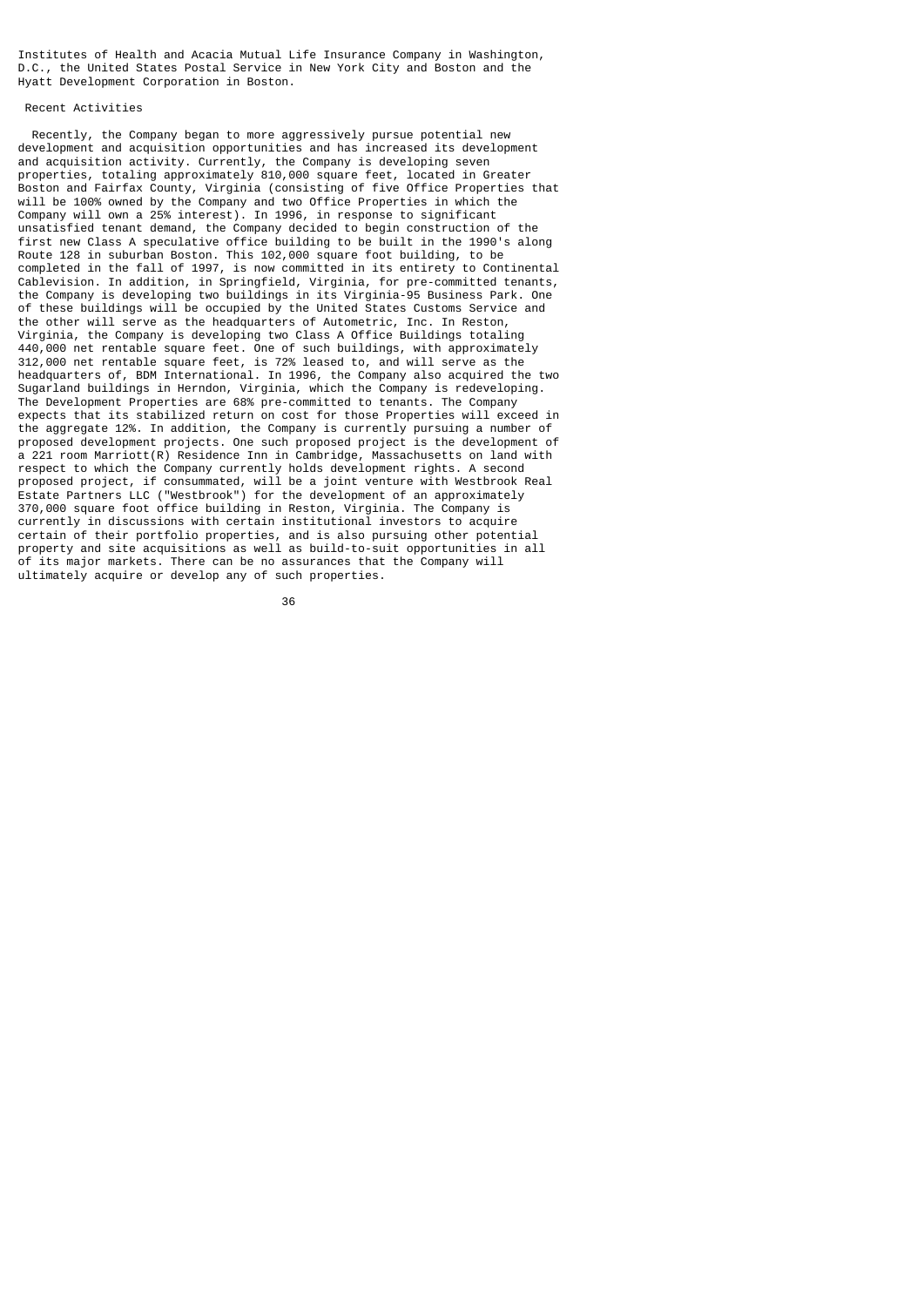Institutes of Health and Acacia Mutual Life Insurance Company in Washington, D.C., the United States Postal Service in New York City and Boston and the Hyatt Development Corporation in Boston.

### Recent Activities

Recently, the Company began to more aggressively pursue potential new development and acquisition opportunities and has increased its development and acquisition activity. Currently, the Company is developing seven properties, totaling approximately 810,000 square feet, located in Greater Boston and Fairfax County, Virginia (consisting of five Office Properties that will be 100% owned by the Company and two Office Properties in which the Company will own a 25% interest). In 1996, in response to significant unsatisfied tenant demand, the Company decided to begin construction of the first new Class A speculative office building to be built in the 1990's along Route 128 in suburban Boston. This 102,000 square foot building, to be completed in the fall of 1997, is now committed in its entirety to Continental Cablevision. In addition, in Springfield, Virginia, for pre-committed tenants, the Company is developing two buildings in its Virginia-95 Business Park. One of these buildings will be occupied by the United States Customs Service and the other will serve as the headquarters of Autometric, Inc. In Reston, Virginia, the Company is developing two Class A Office Buildings totaling 440,000 net rentable square feet. One of such buildings, with approximately 312,000 net rentable square feet, is 72% leased to, and will serve as the headquarters of, BDM International. In 1996, the Company also acquired the two Sugarland buildings in Herndon, Virginia, which the Company is redeveloping. The Development Properties are 68% pre-committed to tenants. The Company expects that its stabilized return on cost for those Properties will exceed in the aggregate 12%. In addition, the Company is currently pursuing a number of proposed development projects. One such proposed project is the development of a 221 room Marriott(R) Residence Inn in Cambridge, Massachusetts on land with respect to which the Company currently holds development rights. A second proposed project, if consummated, will be a joint venture with Westbrook Real Estate Partners LLC ("Westbrook") for the development of an approximately 370,000 square foot office building in Reston, Virginia. The Company is currently in discussions with certain institutional investors to acquire certain of their portfolio properties, and is also pursuing other potential property and site acquisitions as well as build-to-suit opportunities in all of its major markets. There can be no assurances that the Company will ultimately acquire or develop any of such properties.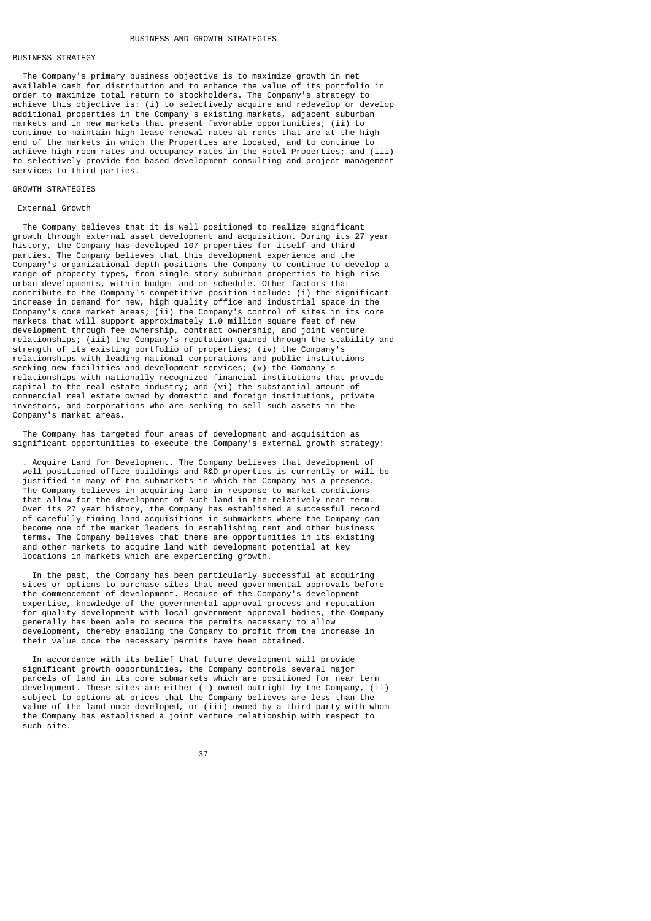# BUSINESS AND GROWTH STRATEGIES

## BUSINESS STRATEGY

The Company's primary business objective is to maximize growth in net available cash for distribution and to enhance the value of its portfolio in order to maximize total return to stockholders. The Company's strategy to achieve this objective is: (i) to selectively acquire and redevelop or develop additional properties in the Company's existing markets, adjacent suburban markets and in new markets that present favorable opportunities; (ii) to continue to maintain high lease renewal rates at rents that are at the high end of the markets in which the Properties are located, and to continue to achieve high room rates and occupancy rates in the Hotel Properties; and (iii) to selectively provide fee-based development consulting and project management services to third parties.

## GROWTH STRATEGIES

### External Growth

The Company believes that it is well positioned to realize significant growth through external asset development and acquisition. During its 27 year history, the Company has developed 107 properties for itself and third parties. The Company believes that this development experience and the Company's organizational depth positions the Company to continue to develop a range of property types, from single-story suburban properties to high-rise urban developments, within budget and on schedule. Other factors that contribute to the Company's competitive position include: (i) the significant increase in demand for new, high quality office and industrial space in the Company's core market areas; (ii) the Company's control of sites in its core markets that will support approximately 1.0 million square feet of new development through fee ownership, contract ownership, and joint venture relationships; (iii) the Company's reputation gained through the stability and strength of its existing portfolio of properties; (iv) the Company's relationships with leading national corporations and public institutions seeking new facilities and development services; (v) the Company's relationships with nationally recognized financial institutions that provide capital to the real estate industry; and (vi) the substantial amount of commercial real estate owned by domestic and foreign institutions, private investors, and corporations who are seeking to sell such assets in the Company's market areas.

The Company has targeted four areas of development and acquisition as significant opportunities to execute the Company's external growth strategy:

- Acquire Land for Development. The Company believes that development of well positioned office buildings and R&D properties is currently or will be justified in many of the submarkets in which the Company has a presence. The Company believes in acquiring land in response to market conditions that allow for the development of such land in the relatively near term. Over its 27 year history, the Company has established a successful record of carefully timing land acquisitions in submarkets where the Company can become one of the market leaders in establishing rent and other business terms. The Company believes that there are opportunities in its existing and other markets to acquire land with development potential at key locations in markets which are experiencing growth.

  In the past, the Company has been particularly successful at acquiring sites or options to purchase sites that need governmental approvals before the commencement of development. Because of the Company's development expertise, knowledge of the governmental approval process and reputation for quality development with local government approval bodies, the Company generally has been able to secure the permits necessary to allow development, thereby enabling the Company to profit from the increase in their value once the necessary permits have been obtained.

  In accordance with its belief that future development will provide significant growth opportunities, the Company controls several major parcels of land in its core submarkets which are positioned for near term development. These sites are either (i) owned outright by the Company, (ii) subject to options at prices that the Company believes are less than the value of the land once developed, or (iii) owned by a third party with whom the Company has established a joint venture relationship with respect to such site.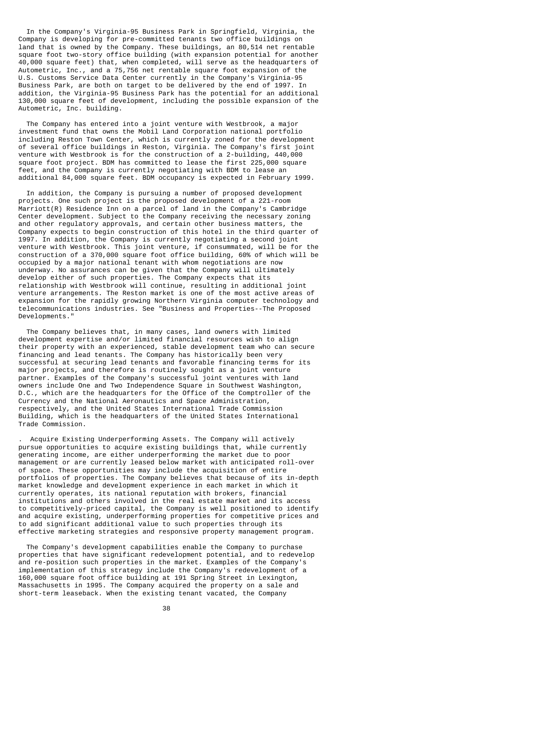In the Company's Virginia-95 Business Park in Springfield, Virginia, the Company is developing for pre-committed tenants two office buildings on land that is owned by the Company. These buildings, an 80,514 net rentable square foot two-story office building (with expansion potential for another 40,000 square feet) that, when completed, will serve as the headquarters of Autometric, Inc., and a 75,756 net rentable square foot expansion of the U.S. Customs Service Data Center currently in the Company's Virginia-95 Business Park, are both on target to be delivered by the end of 1997. In addition, the Virginia-95 Business Park has the potential for an additional 130,000 square feet of development, including the possible expansion of the Autometric, Inc. building.

The Company has entered into a joint venture with Westbrook, a major investment fund that owns the Mobil Land Corporation national portfolio including Reston Town Center, which is currently zoned for the development of several office buildings in Reston, Virginia. The Company's first joint venture with Westbrook is for the construction of a 2-building, 440,000 square foot project. BDM has committed to lease the first 225,000 square feet, and the Company is currently negotiating with BDM to lease an additional 84,000 square feet. BDM occupancy is expected in February 1999.

In addition, the Company is pursuing a number of proposed development projects. One such project is the proposed development of a 221-room Marriott(R) Residence Inn on a parcel of land in the Company's Cambridge Center development. Subject to the Company receiving the necessary zoning and other regulatory approvals, and certain other business matters, the Company expects to begin construction of this hotel in the third quarter of 1997. In addition, the Company is currently negotiating a second joint venture with Westbrook. This joint venture, if consummated, will be for the construction of a 370,000 square foot office building, 60% of which will be occupied by a major national tenant with whom negotiations are now underway. No assurances can be given that the Company will ultimately develop either of such properties. The Company expects that its relationship with Westbrook will continue, resulting in additional joint venture arrangements. The Reston market is one of the most active areas of expansion for the rapidly growing Northern Virginia computer technology and telecommunications industries. See "Business and Properties--The Proposed Developments."

The Company believes that, in many cases, land owners with limited development expertise and/or limited financial resources wish to align their property with an experienced, stable development team who can secure financing and lead tenants. The Company has historically been very successful at securing lead tenants and favorable financing terms for its major projects, and therefore is routinely sought as a joint venture partner. Examples of the Company's successful joint ventures with land owners include One and Two Independence Square in Southwest Washington, D.C., which are the headquarters for the Office of the Comptroller of the Currency and the National Aeronautics and Space Administration, respectively, and the United States International Trade Commission Building, which is the headquarters of the United States International Trade Commission.

. Acquire Existing Underperforming Assets. The Company will actively pursue opportunities to acquire existing buildings that, while currently generating income, are either underperforming the market due to poor management or are currently leased below market with anticipated roll-over of space. These opportunities may include the acquisition of entire portfolios of properties. The Company believes that because of its in-depth market knowledge and development experience in each market in which it currently operates, its national reputation with brokers, financial institutions and others involved in the real estate market and its access to competitively-priced capital, the Company is well positioned to identify and acquire existing, underperforming properties for competitive prices and to add significant additional value to such properties through its effective marketing strategies and responsive property management program.

The Company's development capabilities enable the Company to purchase properties that have significant redevelopment potential, and to redevelop and re-position such properties in the market. Examples of the Company's implementation of this strategy include the Company's redevelopment of a 160,000 square foot office building at 191 Spring Street in Lexington, Massachusetts in 1995. The Company acquired the property on a sale and short-term leaseback. When the existing tenant vacated, the Company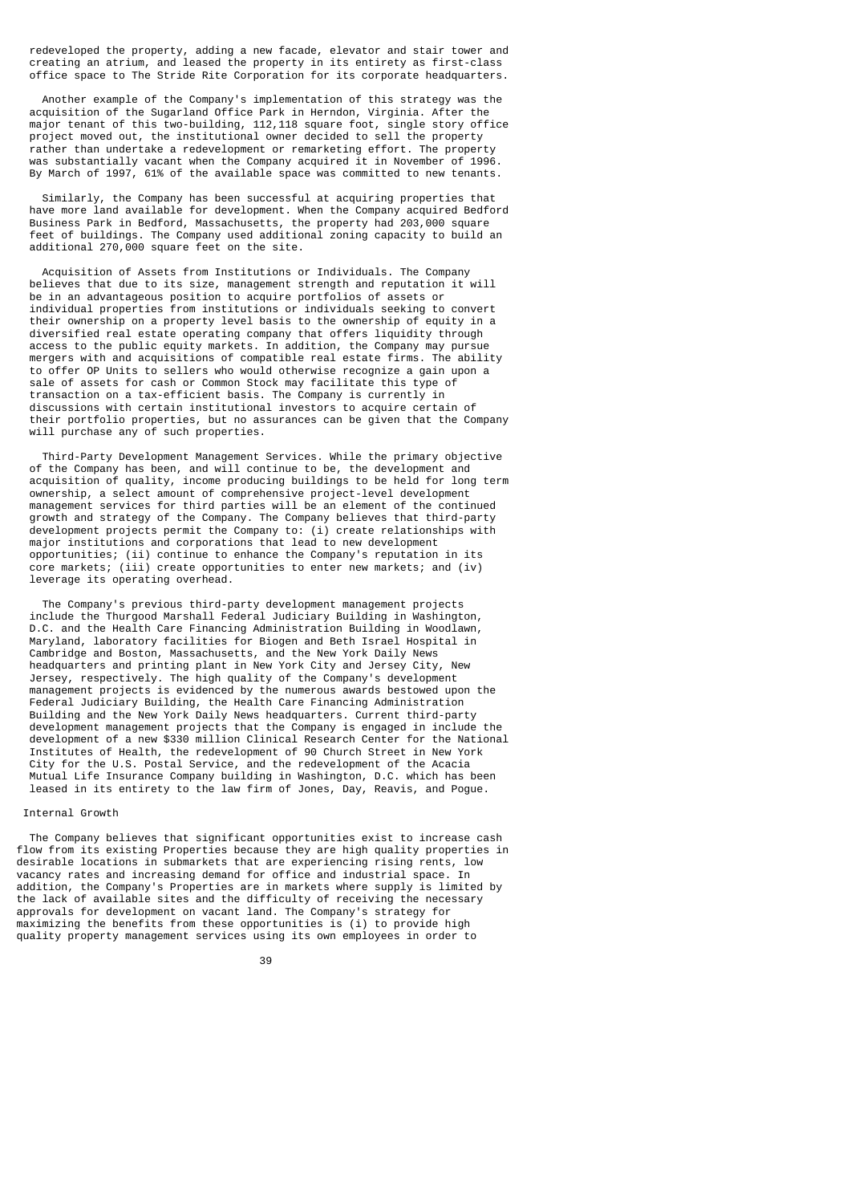redeveloped the property, adding a new facade, elevator and stair tower and creating an atrium, and leased the property in its entirety as first-class office space to The Stride Rite Corporation for its corporate headquarters.

Another example of the Company's implementation of this strategy was the acquisition of the Sugarland Office Park in Herndon, Virginia. After the major tenant of this two-building, 112,118 square foot, single story office project moved out, the institutional owner decided to sell the property rather than undertake a redevelopment or remarketing effort. The property was substantially vacant when the Company acquired it in November of 1996. By March of 1997, 61% of the available space was committed to new tenants.

Similarly, the Company has been successful at acquiring properties that have more land available for development. When the Company acquired Bedford Business Park in Bedford, Massachusetts, the property had 203,000 square feet of buildings. The Company used additional zoning capacity to build an additional 270,000 square feet on the site.

Acquisition of Assets from Institutions or Individuals. The Company believes that due to its size, management strength and reputation it will be in an advantageous position to acquire portfolios of assets or individual properties from institutions or individuals seeking to convert their ownership on a property level basis to the ownership of equity in a diversified real estate operating company that offers liquidity through access to the public equity markets. In addition, the Company may pursue mergers with and acquisitions of compatible real estate firms. The ability to offer OP Units to sellers who would otherwise recognize a gain upon a sale of assets for cash or Common Stock may facilitate this type of transaction on a tax-efficient basis. The Company is currently in discussions with certain institutional investors to acquire certain of their portfolio properties, but no assurances can be given that the Company will purchase any of such properties.

Third-Party Development Management Services. While the primary objective of the Company has been, and will continue to be, the development and acquisition of quality, income producing buildings to be held for long term ownership, a select amount of comprehensive project-level development management services for third parties will be an element of the continued growth and strategy of the Company. The Company believes that third-party development projects permit the Company to: (i) create relationships with major institutions and corporations that lead to new development opportunities; (ii) continue to enhance the Company's reputation in its core markets; (iii) create opportunities to enter new markets; and (iv) leverage its operating overhead.

The Company's previous third-party development management projects include the Thurgood Marshall Federal Judiciary Building in Washington, D.C. and the Health Care Financing Administration Building in Woodlawn, Maryland, laboratory facilities for Biogen and Beth Israel Hospital in Cambridge and Boston, Massachusetts, and the New York Daily News headquarters and printing plant in New York City and Jersey City, New Jersey, respectively. The high quality of the Company's development management projects is evidenced by the numerous awards bestowed upon the Federal Judiciary Building, the Health Care Financing Administration Building and the New York Daily News headquarters. Current third-party development management projects that the Company is engaged in include the development of a new $330 million Clinical Research Center for the National Institutes of Health, the redevelopment of 90 Church Street in New York City for the U.S. Postal Service, and the redevelopment of the Acacia Mutual Life Insurance Company building in Washington, D.C. which has been leased in its entirety to the law firm of Jones, Day, Reavis, and Pogue.

Internal Growth

The Company believes that significant opportunities exist to increase cash flow from its existing Properties because they are high quality properties in desirable locations in submarkets that are experiencing rising rents, low vacancy rates and increasing demand for office and industrial space. In addition, the Company's Properties are in markets where supply is limited by the lack of available sites and the difficulty of receiving the necessary approvals for development on vacant land. The Company's strategy for maximizing the benefits from these opportunities is (i) to provide high quality property management services using its own employees in order to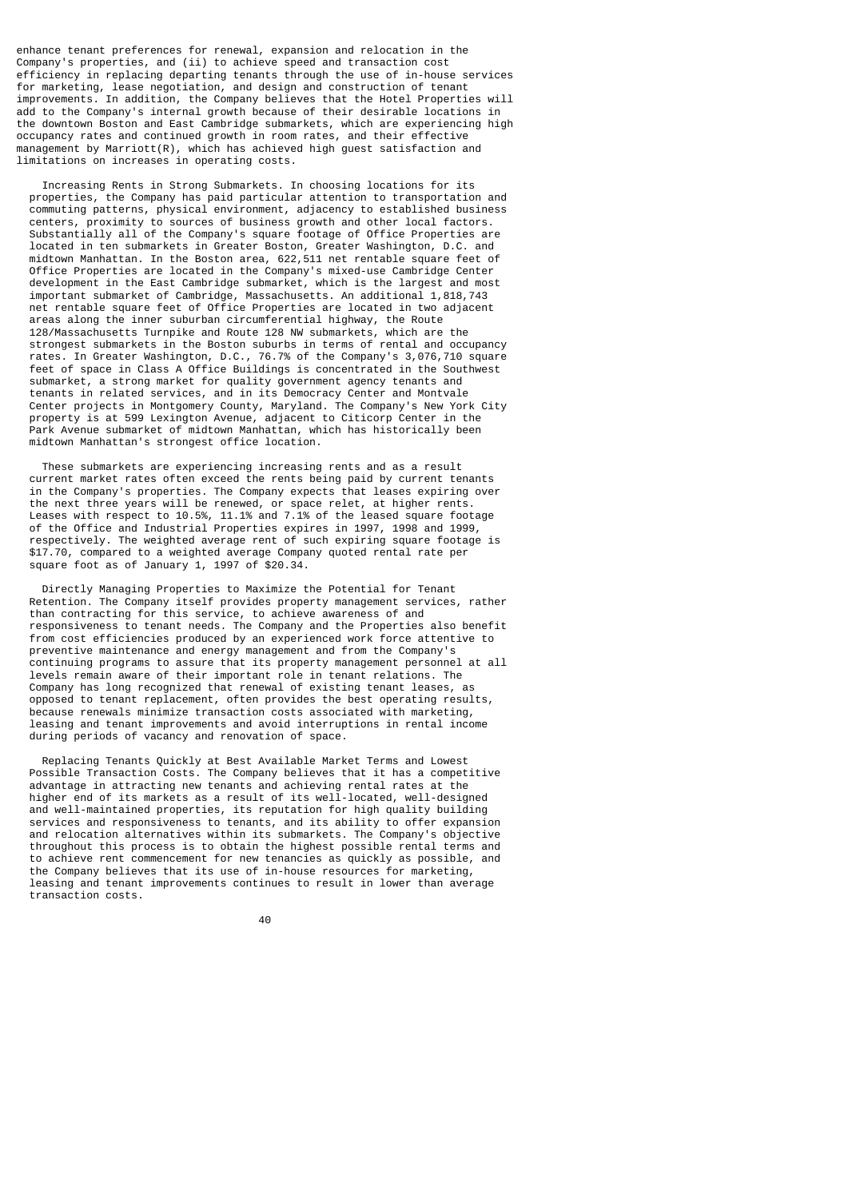enhance tenant preferences for renewal, expansion and relocation in the Company's properties, and (ii) to achieve speed and transaction cost efficiency in replacing departing tenants through the use of in-house services for marketing, lease negotiation, and design and construction of tenant improvements. In addition, the Company believes that the Hotel Properties will add to the Company's internal growth because of their desirable locations in the downtown Boston and East Cambridge submarkets, which are experiencing high occupancy rates and continued growth in room rates, and their effective management by Marriott(R), which has achieved high guest satisfaction and limitations on increases in operating costs.

Increasing Rents in Strong Submarkets. In choosing locations for its properties, the Company has paid particular attention to transportation and commuting patterns, physical environment, adjacency to established business centers, proximity to sources of business growth and other local factors. Substantially all of the Company's square footage of Office Properties are located in ten submarkets in Greater Boston, Greater Washington, D.C. and midtown Manhattan. In the Boston area, 622,511 net rentable square feet of Office Properties are located in the Company's mixed-use Cambridge Center development in the East Cambridge submarket, which is the largest and most important submarket of Cambridge, Massachusetts. An additional 1,818,743 net rentable square feet of Office Properties are located in two adjacent areas along the inner suburban circumferential highway, the Route 128/Massachusetts Turnpike and Route 128 NW submarkets, which are the strongest submarkets in the Boston suburbs in terms of rental and occupancy rates. In Greater Washington, D.C., 76.7% of the Company's 3,076,710 square feet of space in Class A Office Buildings is concentrated in the Southwest submarket, a strong market for quality government agency tenants and tenants in related services, and in its Democracy Center and Montvale Center projects in Montgomery County, Maryland. The Company's New York City property is at 599 Lexington Avenue, adjacent to Citicorp Center in the Park Avenue submarket of midtown Manhattan, which has historically been midtown Manhattan's strongest office location.

These submarkets are experiencing increasing rents and as a result current market rates often exceed the rents being paid by current tenants in the Company's properties. The Company expects that leases expiring over the next three years will be renewed, or space relet, at higher rents. Leases with respect to 10.5%, 11.1% and 7.1% of the leased square footage of the Office and Industrial Properties expires in 1997, 1998 and 1999, respectively. The weighted average rent of such expiring square footage is $17.70, compared to a weighted average Company quoted rental rate per square foot as of January 1, 1997 of $20.34.

Directly Managing Properties to Maximize the Potential for Tenant Retention. The Company itself provides property management services, rather than contracting for this service, to achieve awareness of and responsiveness to tenant needs. The Company and the Properties also benefit from cost efficiencies produced by an experienced work force attentive to preventive maintenance and energy management and from the Company's continuing programs to assure that its property management personnel at all levels remain aware of their important role in tenant relations. The Company has long recognized that renewal of existing tenant leases, as opposed to tenant replacement, often provides the best operating results, because renewals minimize transaction costs associated with marketing, leasing and tenant improvements and avoid interruptions in rental income during periods of vacancy and renovation of space.

Replacing Tenants Quickly at Best Available Market Terms and Lowest Possible Transaction Costs. The Company believes that it has a competitive advantage in attracting new tenants and achieving rental rates at the higher end of its markets as a result of its well-located, well-designed and well-maintained properties, its reputation for high quality building services and responsiveness to tenants, and its ability to offer expansion and relocation alternatives within its submarkets. The Company's objective throughout this process is to obtain the highest possible rental terms and to achieve rent commencement for new tenancies as quickly as possible, and the Company believes that its use of in-house resources for marketing, leasing and tenant improvements continues to result in lower than average transaction costs.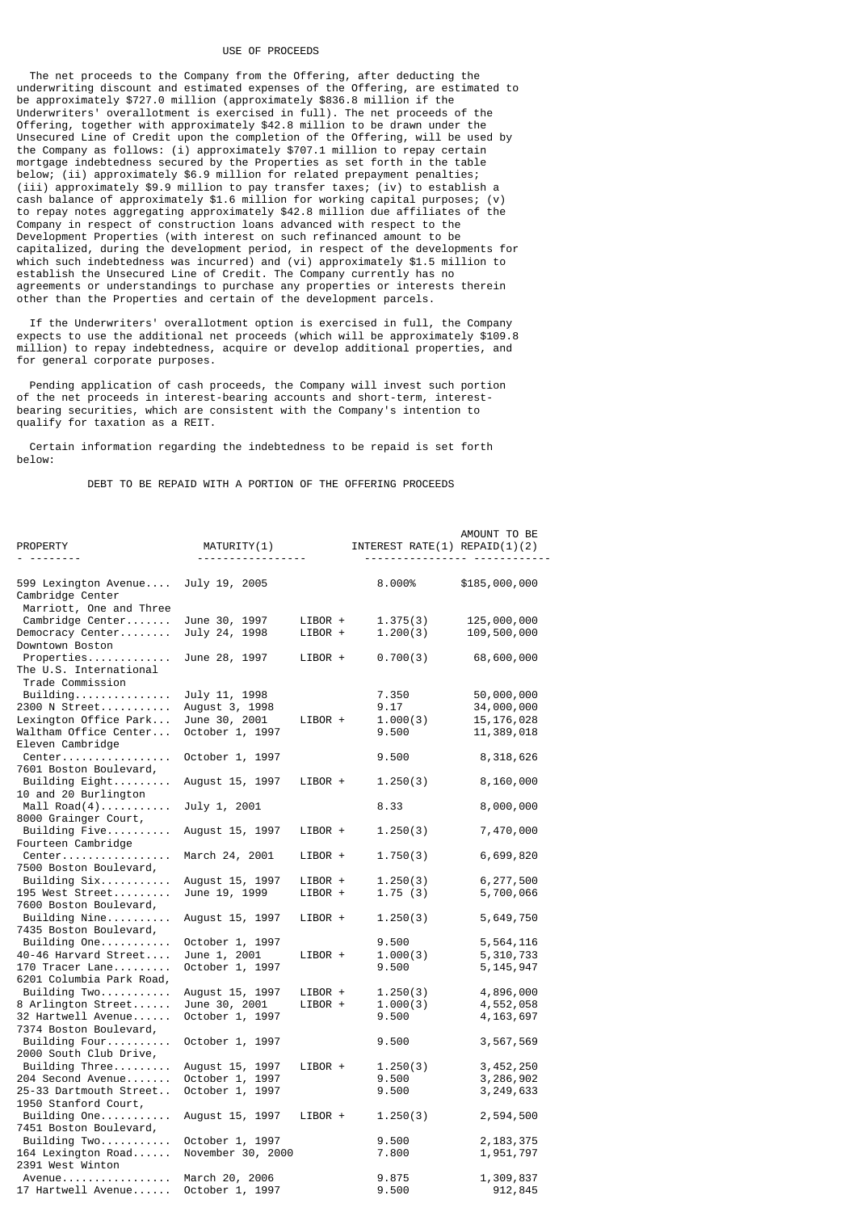## USE OF PROCEEDS

The net proceeds to the Company from the Offering, after deducting the underwriting discount and estimated expenses of the Offering, are estimated to be approximately $727.0 million (approximately $836.8 million if the Underwriters' overallotment is exercised in full). The net proceeds of the Offering, together with approximately $42.8 million to be drawn under the Unsecured Line of Credit upon the completion of the Offering, will be used by the Company as follows: (i) approximately $707.1 million to repay certain mortgage indebtedness secured by the Properties as set forth in the table below; (ii) approximately $6.9 million for related prepayment penalties; (iii) approximately $9.9 million to pay transfer taxes; (iv) to establish a cash balance of approximately $1.6 million for working capital purposes; (v) to repay notes aggregating approximately $42.8 million due affiliates of the Company in respect of construction loans advanced with respect to the Development Properties (with interest on such refinanced amount to be capitalized, during the development period, in respect of the developments for which such indebtedness was incurred) and (vi) approximately $1.5 million to establish the Unsecured Line of Credit. The Company currently has no agreements or understandings to purchase any properties or interests therein other than the Properties and certain of the development parcels.

If the Underwriters' overallotment option is exercised in full, the Company expects to use the additional net proceeds (which will be approximately $109.8 million) to repay indebtedness, acquire or develop additional properties, and for general corporate purposes.

Pending application of cash proceeds, the Company will invest such portion of the net proceeds in interest-bearing accounts and short-term, interest-bearing securities, which are consistent with the Company's intention to qualify for taxation as a REIT.

Certain information regarding the indebtedness to be repaid is set forth below:

### DEBT TO BE REPAID WITH A PORTION OF THE OFFERING PROCEEDS

| PROPERTY | MATURITY(1) | INTEREST RATE(1) | AMOUNT TO BE REPAID(1)(2) |
|---|---|---|---|
| 599 Lexington Avenue | July 19, 2005 | 8.000% | $185,000,000 |
| Cambridge Center Marriott, One and Three Cambridge Center | June 30, 1997 | LIBOR + 1.375(3) | 125,000,000 |
| Democracy Center | July 24, 1998 | LIBOR + 1.200(3) | 109,500,000 |
| Downtown Boston Properties | June 28, 1997 | LIBOR + 0.700(3) | 68,600,000 |
| The U.S. International Trade Commission Building | July 11, 1998 | 7.350 | 50,000,000 |
| 2300 N Street | August 3, 1998 | 9.17 | 34,000,000 |
| Lexington Office Park | June 30, 2001 | LIBOR + 1.000(3) | 15,176,028 |
| Waltham Office Center | October 1, 1997 | 9.500 | 11,389,018 |
| Eleven Cambridge Center | October 1, 1997 | 9.500 | 8,318,626 |
| 7601 Boston Boulevard, Building Eight | August 15, 1997 | LIBOR + 1.250(3) | 8,160,000 |
| 10 and 20 Burlington Mall Road(4) | July 1, 2001 | 8.33 | 8,000,000 |
| 8000 Grainger Court, Building Five | August 15, 1997 | LIBOR + 1.250(3) | 7,470,000 |
| Fourteen Cambridge Center | March 24, 2001 | LIBOR + 1.750(3) | 6,699,820 |
| 7500 Boston Boulevard, Building Six | August 15, 1997 | LIBOR + 1.250(3) | 6,277,500 |
| 195 West Street | June 19, 1999 | LIBOR + 1.75 (3) | 5,700,066 |
| 7600 Boston Boulevard, Building Nine | August 15, 1997 | LIBOR + 1.250(3) | 5,649,750 |
| 7435 Boston Boulevard, Building One | October 1, 1997 | 9.500 | 5,564,116 |
| 40-46 Harvard Street | June 1, 2001 | LIBOR + 1.000(3) | 5,310,733 |
| 170 Tracer Lane | October 1, 1997 | 9.500 | 5,145,947 |
| 6201 Columbia Park Road, Building Two | August 15, 1997 | LIBOR + 1.250(3) | 4,896,000 |
| 8 Arlington Street | June 30, 2001 | LIBOR + 1.000(3) | 4,552,058 |
| 32 Hartwell Avenue | October 1, 1997 | 9.500 | 4,163,697 |
| 7374 Boston Boulevard, Building Four | October 1, 1997 | 9.500 | 3,567,569 |
| 2000 South Club Drive, Building Three | August 15, 1997 | LIBOR + 1.250(3) | 3,452,250 |
| 204 Second Avenue | October 1, 1997 | 9.500 | 3,286,902 |
| 25-33 Dartmouth Street | October 1, 1997 | 9.500 | 3,249,633 |
| 1950 Stanford Court, Building One | August 15, 1997 | LIBOR + 1.250(3) | 2,594,500 |
| 7451 Boston Boulevard, Building Two | October 1, 1997 | 9.500 | 2,183,375 |
| 164 Lexington Road | November 30, 2000 | 7.800 | 1,951,797 |
| 2391 West Winton Avenue | March 20, 2006 | 9.875 | 1,309,837 |
| 17 Hartwell Avenue | October 1, 1997 | 9.500 | 912,845 |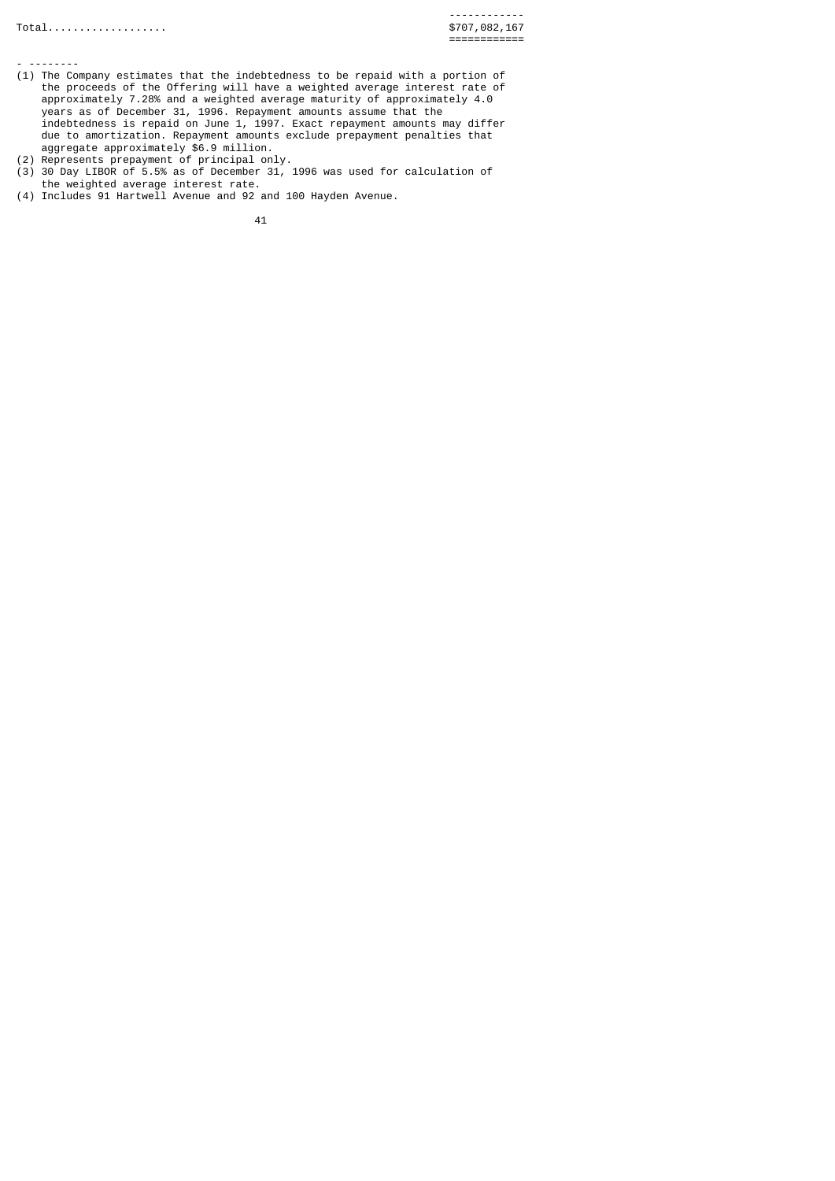| | |
|---|---|
| Total | $707,082,167 |

- --------

(1) The Company estimates that the indebtedness to be repaid with a portion of the proceeds of the Offering will have a weighted average interest rate of approximately 7.28% and a weighted average maturity of approximately 4.0 years as of December 31, 1996. Repayment amounts assume that the indebtedness is repaid on June 1, 1997. Exact repayment amounts may differ due to amortization. Repayment amounts exclude prepayment penalties that aggregate approximately $6.9 million.

(2) Represents prepayment of principal only.

(3) 30 Day LIBOR of 5.5% as of December 31, 1996 was used for calculation of the weighted average interest rate.

(4) Includes 91 Hartwell Avenue and 92 and 100 Hayden Avenue.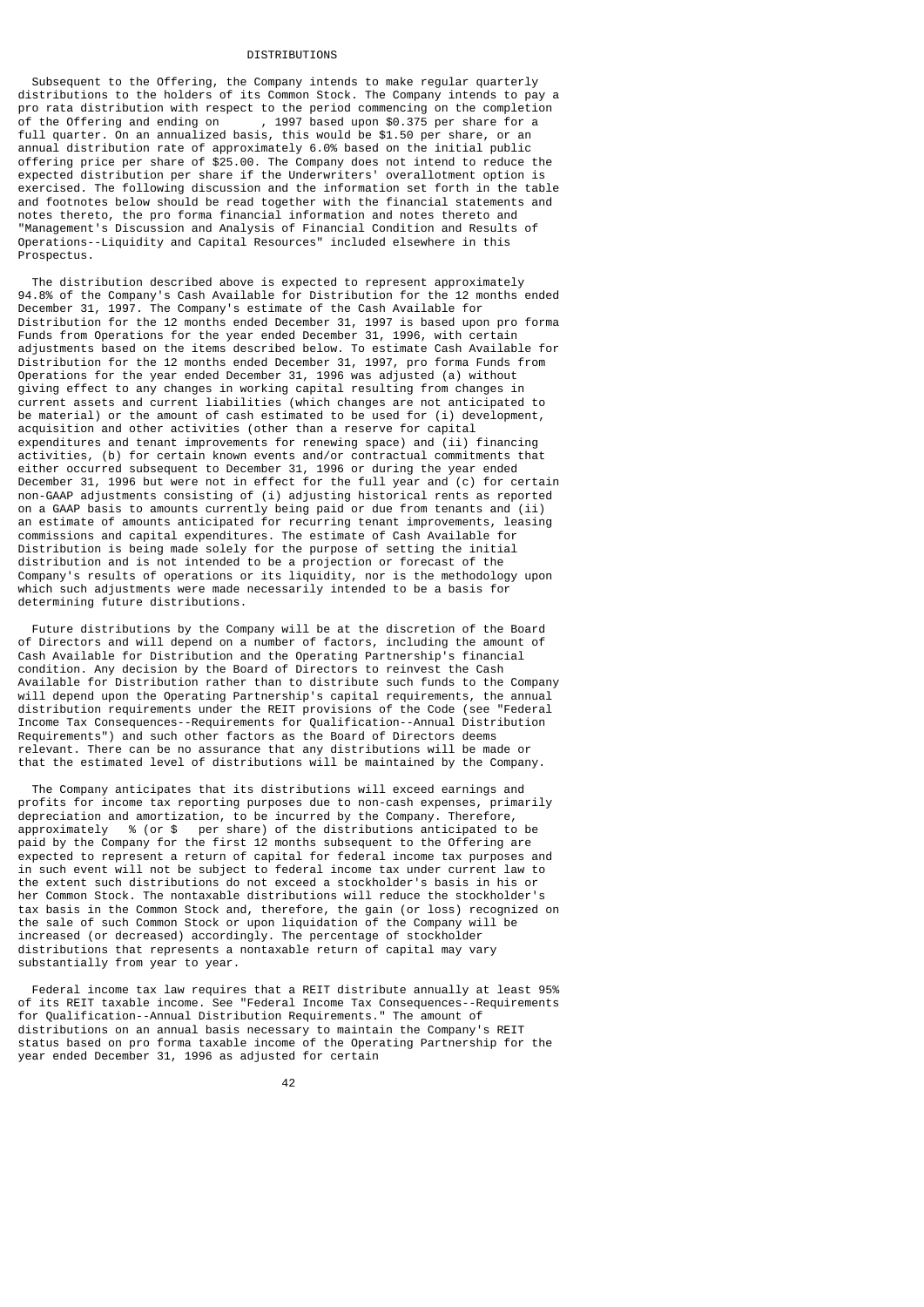## DISTRIBUTIONS

Subsequent to the Offering, the Company intends to make regular quarterly distributions to the holders of its Common Stock. The Company intends to pay a pro rata distribution with respect to the period commencing on the completion of the Offering and ending on      , 1997 based upon $0.375 per share for a full quarter. On an annualized basis, this would be $1.50 per share, or an annual distribution rate of approximately 6.0% based on the initial public offering price per share of $25.00. The Company does not intend to reduce the expected distribution per share if the Underwriters' overallotment option is exercised. The following discussion and the information set forth in the table and footnotes below should be read together with the financial statements and notes thereto, the pro forma financial information and notes thereto and "Management's Discussion and Analysis of Financial Condition and Results of Operations--Liquidity and Capital Resources" included elsewhere in this Prospectus.

The distribution described above is expected to represent approximately 94.8% of the Company's Cash Available for Distribution for the 12 months ended December 31, 1997. The Company's estimate of the Cash Available for Distribution for the 12 months ended December 31, 1997 is based upon pro forma Funds from Operations for the year ended December 31, 1996, with certain adjustments based on the items described below. To estimate Cash Available for Distribution for the 12 months ended December 31, 1997, pro forma Funds from Operations for the year ended December 31, 1996 was adjusted (a) without giving effect to any changes in working capital resulting from changes in current assets and current liabilities (which changes are not anticipated to be material) or the amount of cash estimated to be used for (i) development, acquisition and other activities (other than a reserve for capital expenditures and tenant improvements for renewing space) and (ii) financing activities, (b) for certain known events and/or contractual commitments that either occurred subsequent to December 31, 1996 or during the year ended December 31, 1996 but were not in effect for the full year and (c) for certain non-GAAP adjustments consisting of (i) adjusting historical rents as reported on a GAAP basis to amounts currently being paid or due from tenants and (ii) an estimate of amounts anticipated for recurring tenant improvements, leasing commissions and capital expenditures. The estimate of Cash Available for Distribution is being made solely for the purpose of setting the initial distribution and is not intended to be a projection or forecast of the Company's results of operations or its liquidity, nor is the methodology upon which such adjustments were made necessarily intended to be a basis for determining future distributions.

Future distributions by the Company will be at the discretion of the Board of Directors and will depend on a number of factors, including the amount of Cash Available for Distribution and the Operating Partnership's financial condition. Any decision by the Board of Directors to reinvest the Cash Available for Distribution rather than to distribute such funds to the Company will depend upon the Operating Partnership's capital requirements, the annual distribution requirements under the REIT provisions of the Code (see "Federal Income Tax Consequences--Requirements for Qualification--Annual Distribution Requirements") and such other factors as the Board of Directors deems relevant. There can be no assurance that any distributions will be made or that the estimated level of distributions will be maintained by the Company.

The Company anticipates that its distributions will exceed earnings and profits for income tax reporting purposes due to non-cash expenses, primarily depreciation and amortization, to be incurred by the Company. Therefore, approximately   % (or $   per share) of the distributions anticipated to be paid by the Company for the first 12 months subsequent to the Offering are expected to represent a return of capital for federal income tax purposes and in such event will not be subject to federal income tax under current law to the extent such distributions do not exceed a stockholder's basis in his or her Common Stock. The nontaxable distributions will reduce the stockholder's tax basis in the Common Stock and, therefore, the gain (or loss) recognized on the sale of such Common Stock or upon liquidation of the Company will be increased (or decreased) accordingly. The percentage of stockholder distributions that represents a nontaxable return of capital may vary substantially from year to year.

Federal income tax law requires that a REIT distribute annually at least 95% of its REIT taxable income. See "Federal Income Tax Consequences--Requirements for Qualification--Annual Distribution Requirements." The amount of distributions on an annual basis necessary to maintain the Company's REIT status based on pro forma taxable income of the Operating Partnership for the year ended December 31, 1996 as adjusted for certain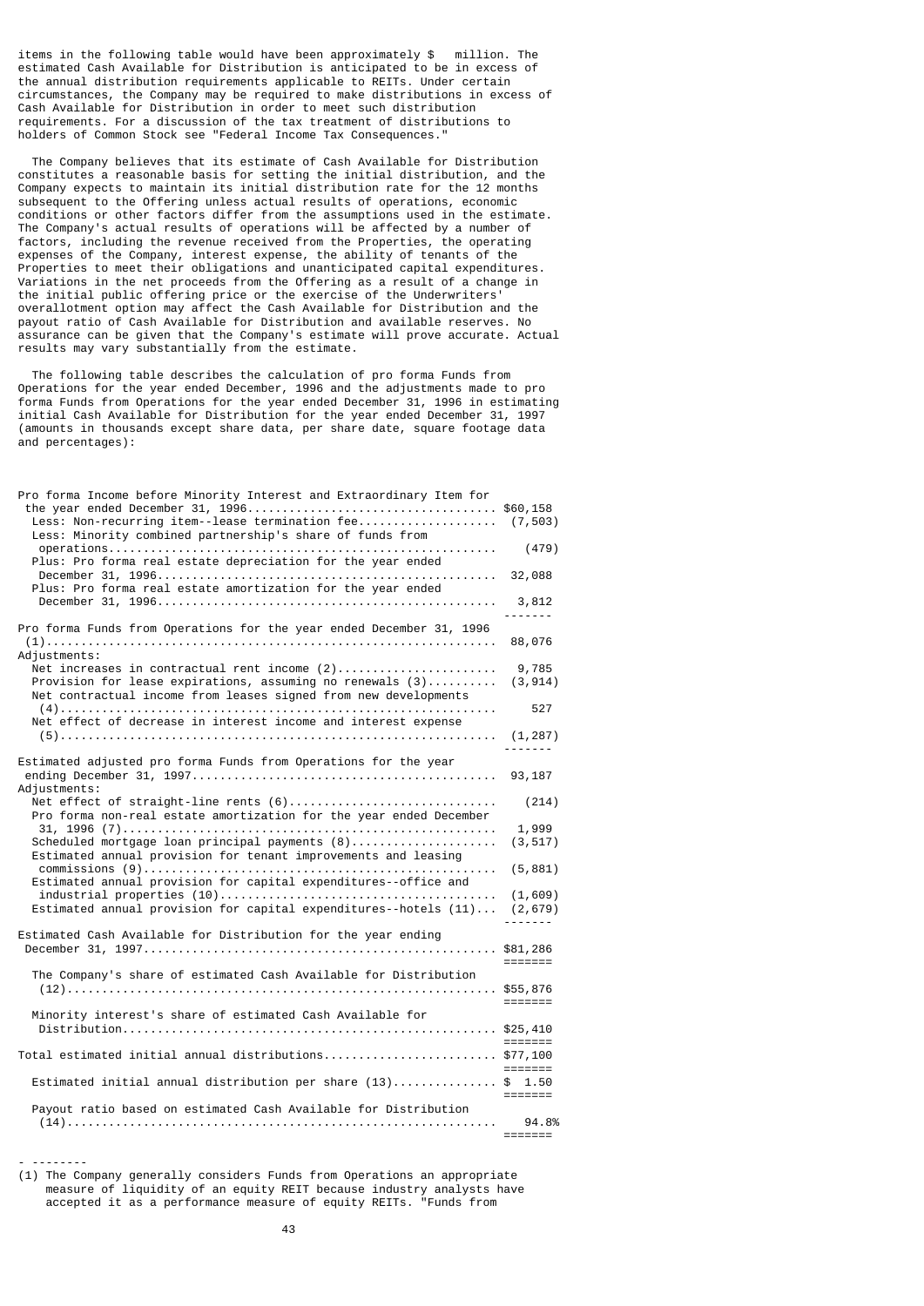items in the following table would have been approximately $ million. The estimated Cash Available for Distribution is anticipated to be in excess of the annual distribution requirements applicable to REITs. Under certain circumstances, the Company may be required to make distributions in excess of Cash Available for Distribution in order to meet such distribution requirements. For a discussion of the tax treatment of distributions to holders of Common Stock see "Federal Income Tax Consequences."

The Company believes that its estimate of Cash Available for Distribution constitutes a reasonable basis for setting the initial distribution, and the Company expects to maintain its initial distribution rate for the 12 months subsequent to the Offering unless actual results of operations, economic conditions or other factors differ from the assumptions used in the estimate. The Company's actual results of operations will be affected by a number of factors, including the revenue received from the Properties, the operating expenses of the Company, interest expense, the ability of tenants of the Properties to meet their obligations and unanticipated capital expenditures. Variations in the net proceeds from the Offering as a result of a change in the initial public offering price or the exercise of the Underwriters' overallotment option may affect the Cash Available for Distribution and the payout ratio of Cash Available for Distribution and available reserves. No assurance can be given that the Company's estimate will prove accurate. Actual results may vary substantially from the estimate.

The following table describes the calculation of pro forma Funds from Operations for the year ended December, 1996 and the adjustments made to pro forma Funds from Operations for the year ended December 31, 1996 in estimating initial Cash Available for Distribution for the year ended December 31, 1997 (amounts in thousands except share data, per share date, square footage data and percentages):

| | |
|---|---|
| Pro forma Income before Minority Interest and Extraordinary Item for the year ended December 31, 1996 | $60,158 |
| Less: Non-recurring item--lease termination fee | (7,503) |
| Less: Minority combined partnership's share of funds from operations | (479) |
| Plus: Pro forma real estate depreciation for the year ended December 31, 1996 | 32,088 |
| Plus: Pro forma real estate amortization for the year ended December 31, 1996 | 3,812 |
| Pro forma Funds from Operations for the year ended December 31, 1996 (1) | 88,076 |
| Adjustments: | |
| Net increases in contractual rent income (2) | 9,785 |
| Provision for lease expirations, assuming no renewals (3) | (3,914) |
| Net contractual income from leases signed from new developments (4) | 527 |
| Net effect of decrease in interest income and interest expense (5) | (1,287) |
| Estimated adjusted pro forma Funds from Operations for the year ending December 31, 1997 | 93,187 |
| Adjustments: | |
| Net effect of straight-line rents (6) | (214) |
| Pro forma non-real estate amortization for the year ended December 31, 1996 (7) | 1,999 |
| Scheduled mortgage loan principal payments (8) | (3,517) |
| Estimated annual provision for tenant improvements and leasing commissions (9) | (5,881) |
| Estimated annual provision for capital expenditures--office and industrial properties (10) | (1,609) |
| Estimated annual provision for capital expenditures--hotels (11) | (2,679) |
| Estimated Cash Available for Distribution for the year ending December 31, 1997 | $81,286 |
| The Company's share of estimated Cash Available for Distribution (12) | $55,876 |
| Minority interest's share of estimated Cash Available for Distribution | $25,410 |
| Total estimated initial annual distributions | $77,100 |
| Estimated initial annual distribution per share (13) | $ 1.50 |
| Payout ratio based on estimated Cash Available for Distribution (14) | 94.8% |

- --------

(1) The Company generally considers Funds from Operations an appropriate measure of liquidity of an equity REIT because industry analysts have accepted it as a performance measure of equity REITs. "Funds from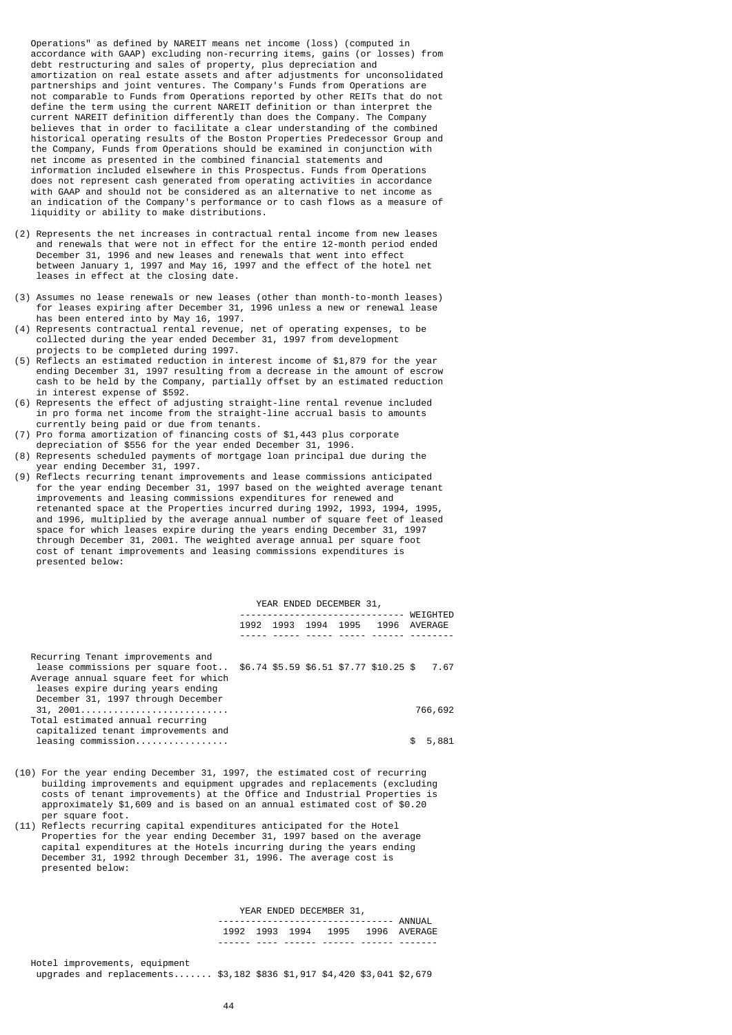Operations" as defined by NAREIT means net income (loss) (computed in accordance with GAAP) excluding non-recurring items, gains (or losses) from debt restructuring and sales of property, plus depreciation and amortization on real estate assets and after adjustments for unconsolidated partnerships and joint ventures. The Company's Funds from Operations are not comparable to Funds from Operations reported by other REITs that do not define the term using the current NAREIT definition or than interpret the current NAREIT definition differently than does the Company. The Company believes that in order to facilitate a clear understanding of the combined historical operating results of the Boston Properties Predecessor Group and the Company, Funds from Operations should be examined in conjunction with net income as presented in the combined financial statements and information included elsewhere in this Prospectus. Funds from Operations does not represent cash generated from operating activities in accordance with GAAP and should not be considered as an alternative to net income as an indication of the Company's performance or to cash flows as a measure of liquidity or ability to make distributions.

(2) Represents the net increases in contractual rental income from new leases and renewals that were not in effect for the entire 12-month period ended December 31, 1996 and new leases and renewals that went into effect between January 1, 1997 and May 16, 1997 and the effect of the hotel net leases in effect at the closing date.

(3) Assumes no lease renewals or new leases (other than month-to-month leases) for leases expiring after December 31, 1996 unless a new or renewal lease has been entered into by May 16, 1997.

(4) Represents contractual rental revenue, net of operating expenses, to be collected during the year ended December 31, 1997 from development projects to be completed during 1997.

(5) Reflects an estimated reduction in interest income of $1,879 for the year ending December 31, 1997 resulting from a decrease in the amount of escrow cash to be held by the Company, partially offset by an estimated reduction in interest expense of $592.

(6) Represents the effect of adjusting straight-line rental revenue included in pro forma net income from the straight-line accrual basis to amounts currently being paid or due from tenants.

(7) Pro forma amortization of financing costs of $1,443 plus corporate depreciation of $556 for the year ended December 31, 1996.

(8) Represents scheduled payments of mortgage loan principal due during the year ending December 31, 1997.

(9) Reflects recurring tenant improvements and lease commissions anticipated for the year ending December 31, 1997 based on the weighted average tenant improvements and leasing commissions expenditures for renewed and retenanted space at the Properties incurred during 1992, 1993, 1994, 1995, and 1996, multiplied by the average annual number of square feet of leased space for which leases expire during the years ending December 31, 1997 through December 31, 2001. The weighted average annual per square foot cost of tenant improvements and leasing commissions expenditures is presented below:

| | YEAR ENDED DECEMBER 31, | | | | | |
|---|---|---|---|---|---|---|
| | 1992 | 1993 | 1994 | 1995 | 1996 | WEIGHTED AVERAGE |
| Recurring Tenant improvements and lease commissions per square foot.. | $6.74 | $5.59 | $6.51 | $7.77 | $10.25 | $ 7.67 |
| Average annual square feet for which leases expire during years ending December 31, 1997 through December 31, 2001........................... | | | | | | 766,692 |
| Total estimated annual recurring capitalized tenant improvements and leasing commission................. | | | | | | $ 5,881 |

(10) For the year ending December 31, 1997, the estimated cost of recurring building improvements and equipment upgrades and replacements (excluding costs of tenant improvements) at the Office and Industrial Properties is approximately $1,609 and is based on an annual estimated cost of $0.20 per square foot.

(11) Reflects recurring capital expenditures anticipated for the Hotel Properties for the year ending December 31, 1997 based on the average capital expenditures at the Hotels incurring during the years ending December 31, 1992 through December 31, 1996. The average cost is presented below:

| | YEAR ENDED DECEMBER 31, | | | | | |
|---|---|---|---|---|---|---|
| | 1992 | 1993 | 1994 | 1995 | 1996 | ANNUAL AVERAGE |
| Hotel improvements, equipment upgrades and replacements....... | $3,182 | $836 | $1,917 | $4,420 | $3,041 | $2,679 |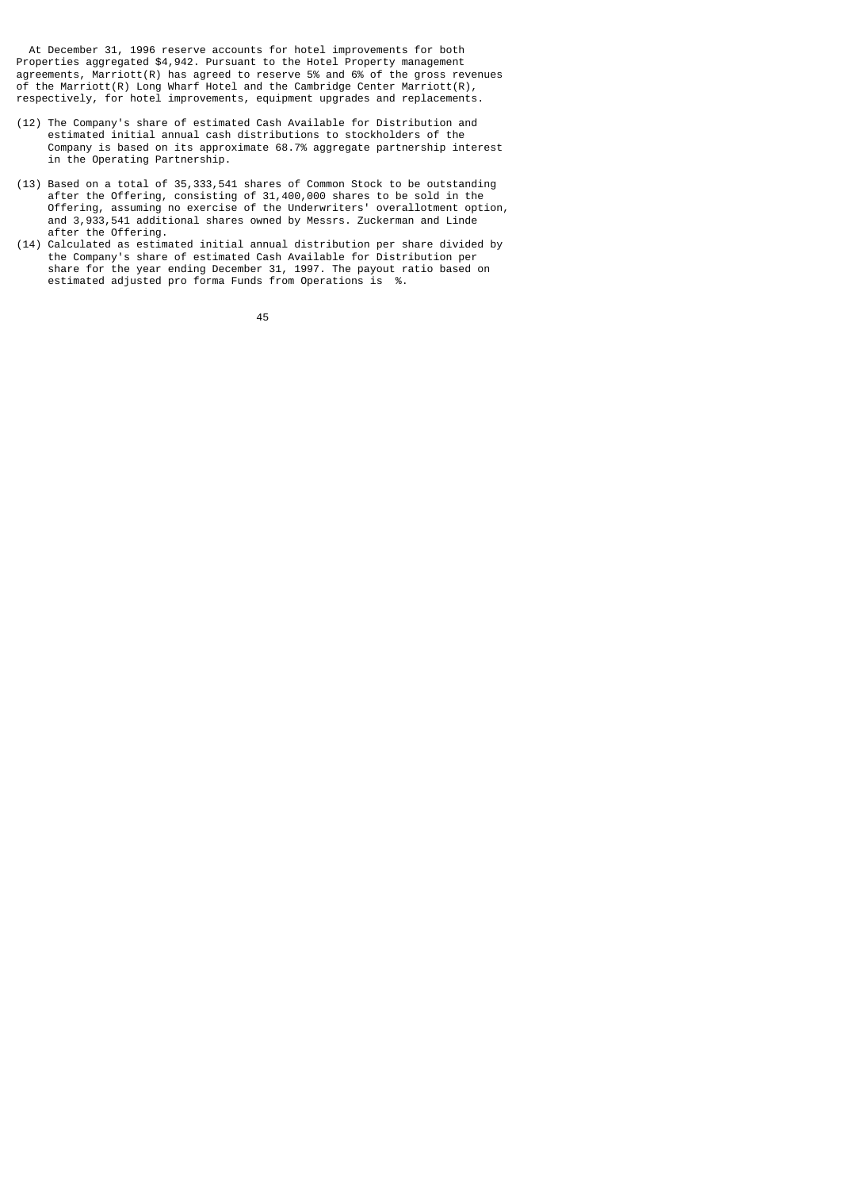At December 31, 1996 reserve accounts for hotel improvements for both Properties aggregated $4,942. Pursuant to the Hotel Property management agreements, Marriott(R) has agreed to reserve 5% and 6% of the gross revenues of the Marriott(R) Long Wharf Hotel and the Cambridge Center Marriott(R), respectively, for hotel improvements, equipment upgrades and replacements.

(12) The Company's share of estimated Cash Available for Distribution and estimated initial annual cash distributions to stockholders of the Company is based on its approximate 68.7% aggregate partnership interest in the Operating Partnership.

(13) Based on a total of 35,333,541 shares of Common Stock to be outstanding after the Offering, consisting of 31,400,000 shares to be sold in the Offering, assuming no exercise of the Underwriters' overallotment option, and 3,933,541 additional shares owned by Messrs. Zuckerman and Linde after the Offering.

(14) Calculated as estimated initial annual distribution per share divided by the Company's share of estimated Cash Available for Distribution per share for the year ending December 31, 1997. The payout ratio based on estimated adjusted pro forma Funds from Operations is %.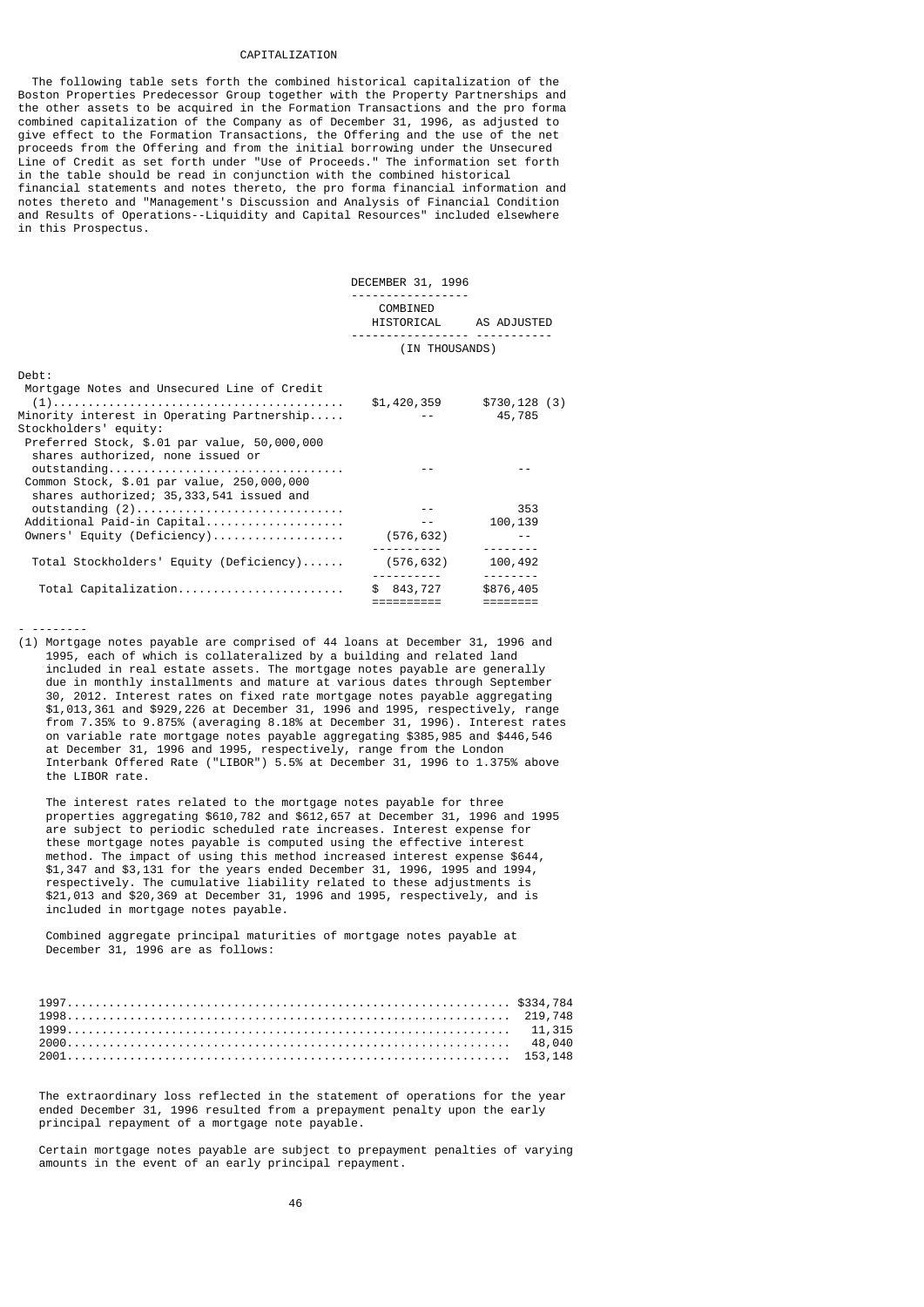# CAPITALIZATION

The following table sets forth the combined historical capitalization of the Boston Properties Predecessor Group together with the Property Partnerships and the other assets to be acquired in the Formation Transactions and the pro forma combined capitalization of the Company as of December 31, 1996, as adjusted to give effect to the Formation Transactions, the Offering and the use of the net proceeds from the Offering and from the initial borrowing under the Unsecured Line of Credit as set forth under "Use of Proceeds." The information set forth in the table should be read in conjunction with the combined historical financial statements and notes thereto, the pro forma financial information and notes thereto and "Management's Discussion and Analysis of Financial Condition and Results of Operations--Liquidity and Capital Resources" included elsewhere in this Prospectus.

| | DECEMBER 31, 1996 | |
|---|---|---|
| | COMBINED HISTORICAL | AS ADJUSTED |
| | (IN THOUSANDS) | |
| Debt: | | |
| Mortgage Notes and Unsecured Line of Credit (1) | $1,420,359 | $730,128 (3) |
| Minority interest in Operating Partnership | -- | 45,785 |
| Stockholders' equity: | | |
| Preferred Stock, $.01 par value, 50,000,000 shares authorized, none issued or outstanding | -- | -- |
| Common Stock, $.01 par value, 250,000,000 shares authorized; 35,333,541 issued and outstanding (2) | -- | 353 |
| Additional Paid-in Capital | -- | 100,139 |
| Owners' Equity (Deficiency) | (576,632) | -- |
| Total Stockholders' Equity (Deficiency) | (576,632) | 100,492 |
| Total Capitalization | $ 843,727 | $876,405 |

- --------

(1) Mortgage notes payable are comprised of 44 loans at December 31, 1996 and 1995, each of which is collateralized by a building and related land included in real estate assets. The mortgage notes payable are generally due in monthly installments and mature at various dates through September 30, 2012. Interest rates on fixed rate mortgage notes payable aggregating $1,013,361 and $929,226 at December 31, 1996 and 1995, respectively, range from 7.35% to 9.875% (averaging 8.18% at December 31, 1996). Interest rates on variable rate mortgage notes payable aggregating $385,985 and $446,546 at December 31, 1996 and 1995, respectively, range from the London Interbank Offered Rate ("LIBOR") 5.5% at December 31, 1996 to 1.375% above the LIBOR rate.

The interest rates related to the mortgage notes payable for three properties aggregating $610,782 and $612,657 at December 31, 1996 and 1995 are subject to periodic scheduled rate increases. Interest expense for these mortgage notes payable is computed using the effective interest method. The impact of using this method increased interest expense $644, $1,347 and $3,131 for the years ended December 31, 1996, 1995 and 1994, respectively. The cumulative liability related to these adjustments is $21,013 and $20,369 at December 31, 1996 and 1995, respectively, and is included in mortgage notes payable.

Combined aggregate principal maturities of mortgage notes payable at December 31, 1996 are as follows:

| | |
|---|---|
| 1997 | $334,784 |
| 1998 | 219,748 |
| 1999 | 11,315 |
| 2000 | 48,040 |
| 2001 | 153,148 |

The extraordinary loss reflected in the statement of operations for the year ended December 31, 1996 resulted from a prepayment penalty upon the early principal repayment of a mortgage note payable.

Certain mortgage notes payable are subject to prepayment penalties of varying amounts in the event of an early principal repayment.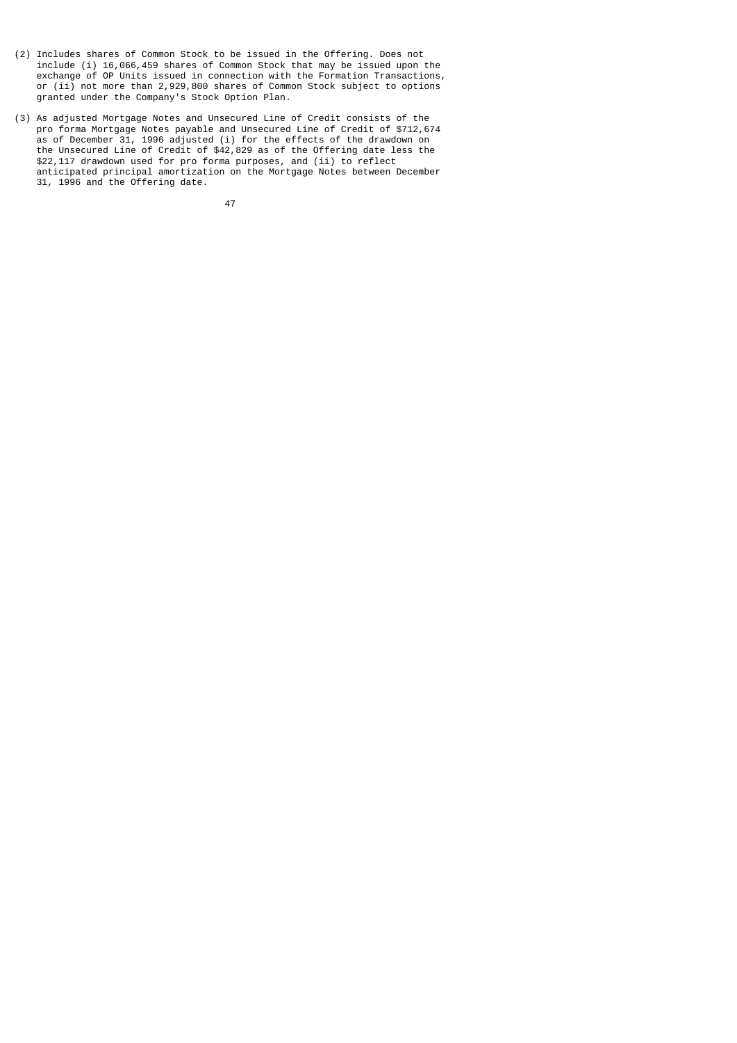(2) Includes shares of Common Stock to be issued in the Offering. Does not include (i) 16,066,459 shares of Common Stock that may be issued upon the exchange of OP Units issued in connection with the Formation Transactions, or (ii) not more than 2,929,800 shares of Common Stock subject to options granted under the Company's Stock Option Plan.

(3) As adjusted Mortgage Notes and Unsecured Line of Credit consists of the pro forma Mortgage Notes payable and Unsecured Line of Credit of $712,674 as of December 31, 1996 adjusted (i) for the effects of the drawdown on the Unsecured Line of Credit of $42,829 as of the Offering date less the $22,117 drawdown used for pro forma purposes, and (ii) to reflect anticipated principal amortization on the Mortgage Notes between December 31, 1996 and the Offering date.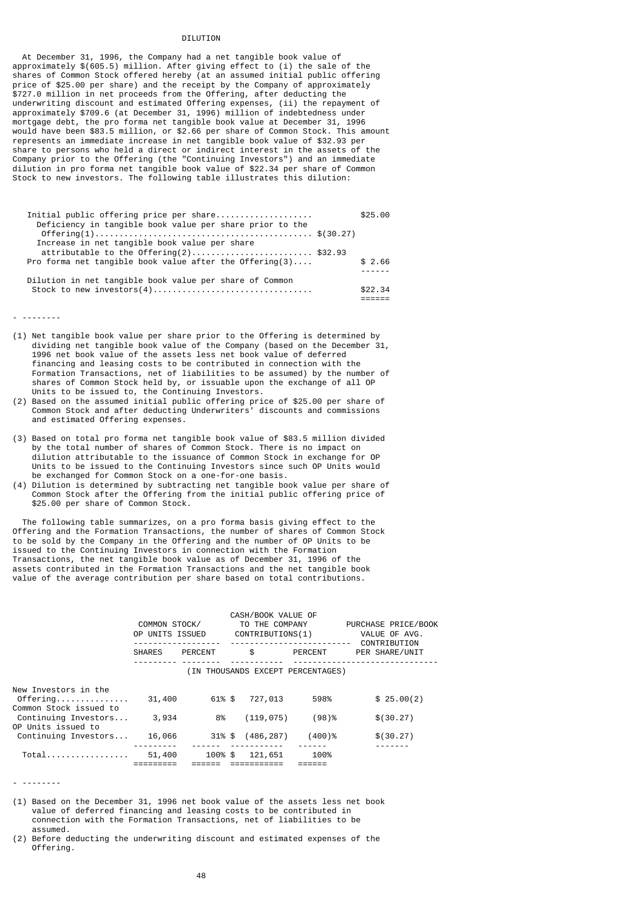# DILUTION

At December 31, 1996, the Company had a net tangible book value of approximately $(605.5) million. After giving effect to (i) the sale of the shares of Common Stock offered hereby (at an assumed initial public offering price of $25.00 per share) and the receipt by the Company of approximately $727.0 million in net proceeds from the Offering, after deducting the underwriting discount and estimated Offering expenses, (ii) the repayment of approximately $709.6 (at December 31, 1996) million of indebtedness under mortgage debt, the pro forma net tangible book value at December 31, 1996 would have been $83.5 million, or $2.66 per share of Common Stock. This amount represents an immediate increase in net tangible book value of $32.93 per share to persons who held a direct or indirect interest in the assets of the Company prior to the Offering (the "Continuing Investors") and an immediate dilution in pro forma net tangible book value of $22.34 per share of Common Stock to new investors. The following table illustrates this dilution:

| | | |
|---|---|---|
| Initial public offering price per share | | $25.00 |
| Deficiency in tangible book value per share prior to the Offering(1) | $(30.27) | |
| Increase in net tangible book value per share attributable to the Offering(2) | $32.93 | |
| Pro forma net tangible book value after the Offering(3) | | $ 2.66 |
| Dilution in net tangible book value per share of Common Stock to new investors(4) | | $22.34 |

- --------

(1) Net tangible book value per share prior to the Offering is determined by dividing net tangible book value of the Company (based on the December 31, 1996 net book value of the assets less net book value of deferred financing and leasing costs to be contributed in connection with the Formation Transactions, net of liabilities to be assumed) by the number of shares of Common Stock held by, or issuable upon the exchange of all OP Units to be issued to, the Continuing Investors.

(2) Based on the assumed initial public offering price of $25.00 per share of Common Stock and after deducting Underwriters' discounts and commissions and estimated Offering expenses.

(3) Based on total pro forma net tangible book value of $83.5 million divided by the total number of shares of Common Stock. There is no impact on dilution attributable to the issuance of Common Stock in exchange for OP Units to be issued to the Continuing Investors since such OP Units would be exchanged for Common Stock on a one-for-one basis.

(4) Dilution is determined by subtracting net tangible book value per share of Common Stock after the Offering from the initial public offering price of $25.00 per share of Common Stock.

The following table summarizes, on a pro forma basis giving effect to the Offering and the Formation Transactions, the number of shares of Common Stock to be sold by the Company in the Offering and the number of OP Units to be issued to the Continuing Investors in connection with the Formation Transactions, the net tangible book value as of December 31, 1996 of the assets contributed in the Formation Transactions and the net tangible book value of the average contribution per share based on total contributions.

| | COMMON STOCK/ OP UNITS ISSUED | | CASH/BOOK VALUE OF TO THE COMPANY CONTRIBUTIONS(1) | | PURCHASE PRICE/BOOK VALUE OF AVG. CONTRIBUTION |
|---|---|---|---|---|---|
| | SHARES | PERCENT | $ | PERCENT | PER SHARE/UNIT |
| | (IN THOUSANDS EXCEPT PERCENTAGES) | | | | |
| New Investors in the Offering | 31,400 | 61% | $ 727,013 | 598% | $ 25.00(2) |
| Common Stock issued to Continuing Investors | 3,934 | 8% | (119,075) | (98)% | $(30.27) |
| OP Units issued to Continuing Investors | 16,066 | 31% | $ (486,287) | (400)% | $(30.27) |
| Total | 51,400 | 100% | $ 121,651 | 100% | |

- --------

(1) Based on the December 31, 1996 net book value of the assets less net book value of deferred financing and leasing costs to be contributed in connection with the Formation Transactions, net of liabilities to be assumed.

(2) Before deducting the underwriting discount and estimated expenses of the Offering.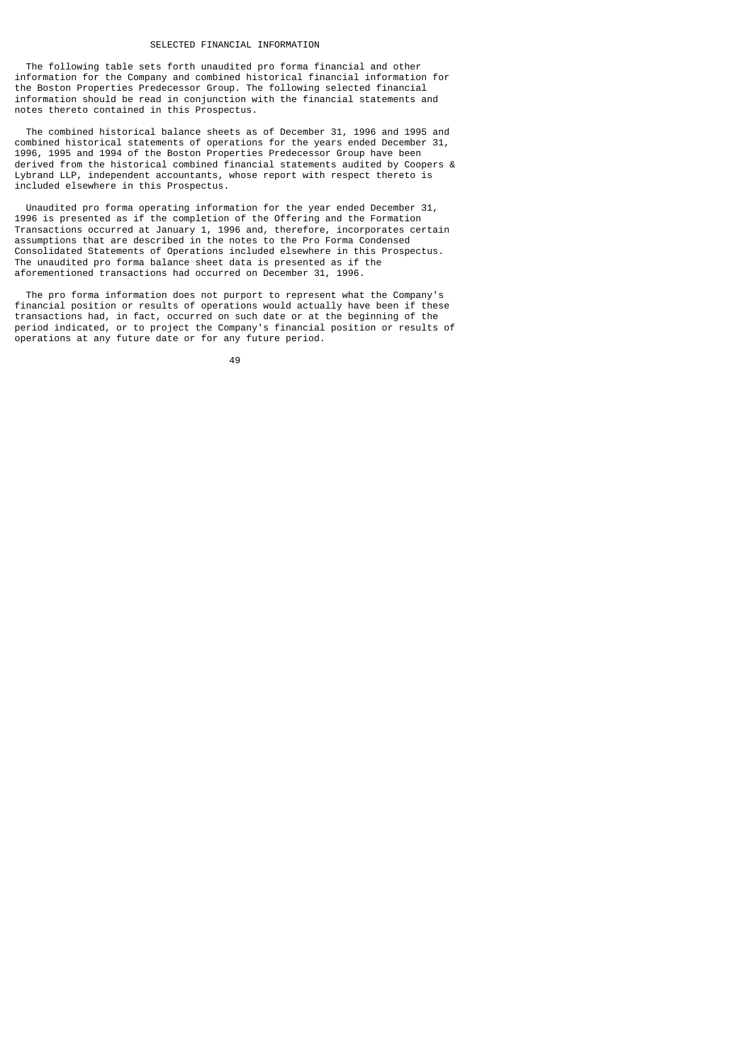## SELECTED FINANCIAL INFORMATION

The following table sets forth unaudited pro forma financial and other information for the Company and combined historical financial information for the Boston Properties Predecessor Group. The following selected financial information should be read in conjunction with the financial statements and notes thereto contained in this Prospectus.

The combined historical balance sheets as of December 31, 1996 and 1995 and combined historical statements of operations for the years ended December 31, 1996, 1995 and 1994 of the Boston Properties Predecessor Group have been derived from the historical combined financial statements audited by Coopers & Lybrand LLP, independent accountants, whose report with respect thereto is included elsewhere in this Prospectus.

Unaudited pro forma operating information for the year ended December 31, 1996 is presented as if the completion of the Offering and the Formation Transactions occurred at January 1, 1996 and, therefore, incorporates certain assumptions that are described in the notes to the Pro Forma Condensed Consolidated Statements of Operations included elsewhere in this Prospectus. The unaudited pro forma balance sheet data is presented as if the aforementioned transactions had occurred on December 31, 1996.

The pro forma information does not purport to represent what the Company's financial position or results of operations would actually have been if these transactions had, in fact, occurred on such date or at the beginning of the period indicated, or to project the Company's financial position or results of operations at any future date or for any future period.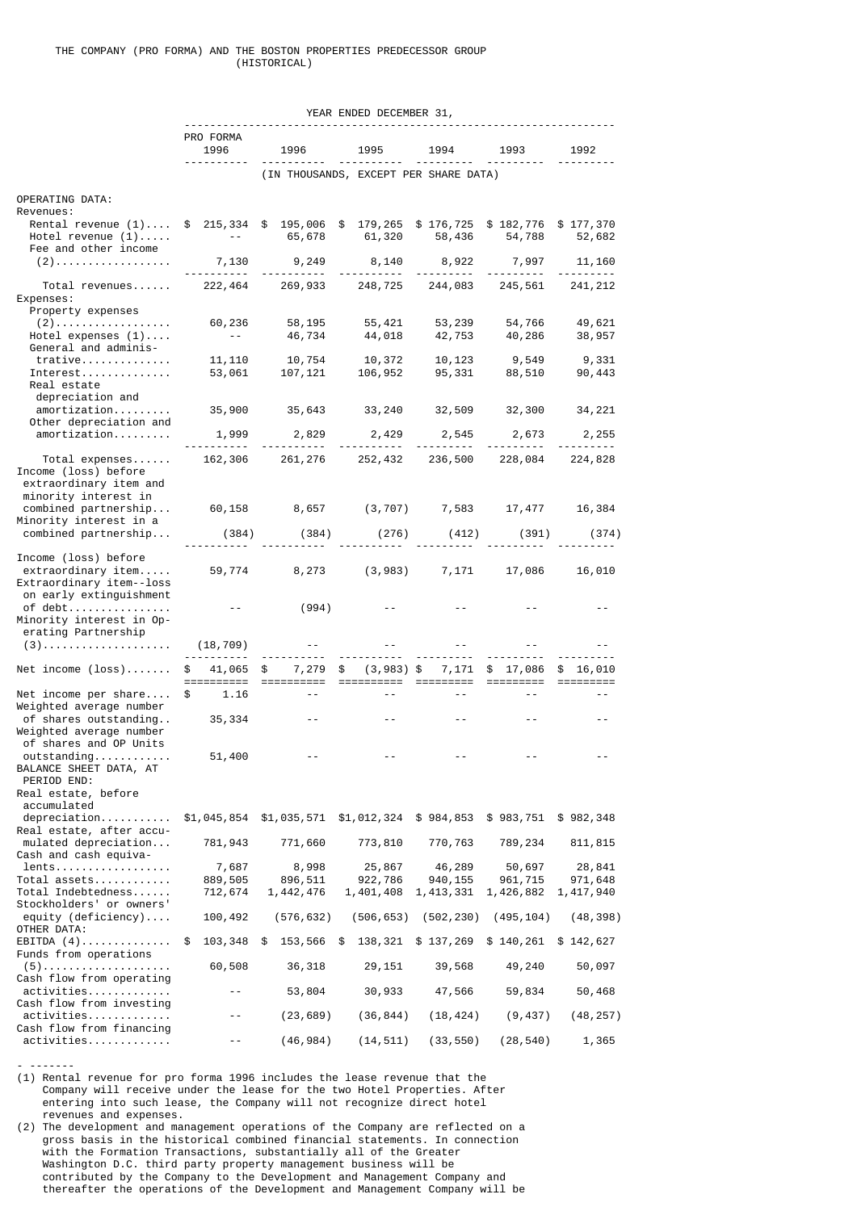THE COMPANY (PRO FORMA) AND THE BOSTON PROPERTIES PREDECESSOR GROUP (HISTORICAL)

| | YEAR ENDED DECEMBER 31, | | | | | |
|---|---|---|---|---|---|---|
| | PRO FORMA 1996 | 1996 | 1995 | 1994 | 1993 | 1992 |
| | (IN THOUSANDS, EXCEPT PER SHARE DATA) | | | | | |
| OPERATING DATA: | | | | | | |
| Revenues: | | | | | | |
| Rental revenue (1) | $ 215,334 | $ 195,006 | $ 179,265 | $ 176,725 | $ 182,776 | $ 177,370 |
| Hotel revenue (1) | -- | 65,678 | 61,320 | 58,436 | 54,788 | 52,682 |
| Fee and other income (2) | 7,130 | 9,249 | 8,140 | 8,922 | 7,997 | 11,160 |
| Total revenues | 222,464 | 269,933 | 248,725 | 244,083 | 245,561 | 241,212 |
| Expenses: | | | | | | |
| Property expenses (2) | 60,236 | 58,195 | 55,421 | 53,239 | 54,766 | 49,621 |
| Hotel expenses (1) | -- | 46,734 | 44,018 | 42,753 | 40,286 | 38,957 |
| General and administrative | 11,110 | 10,754 | 10,372 | 10,123 | 9,549 | 9,331 |
| Interest | 53,061 | 107,121 | 106,952 | 95,331 | 88,510 | 90,443 |
| Real estate depreciation and amortization | 35,900 | 35,643 | 33,240 | 32,509 | 32,300 | 34,221 |
| Other depreciation and amortization | 1,999 | 2,829 | 2,429 | 2,545 | 2,673 | 2,255 |
| Total expenses | 162,306 | 261,276 | 252,432 | 236,500 | 228,084 | 224,828 |
| Income (loss) before extraordinary item and minority interest in combined partnership | 60,158 | 8,657 | (3,707) | 7,583 | 17,477 | 16,384 |
| Minority interest in a combined partnership | (384) | (384) | (276) | (412) | (391) | (374) |
| Income (loss) before extraordinary item | 59,774 | 8,273 | (3,983) | 7,171 | 17,086 | 16,010 |
| Extraordinary item--loss on early extinguishment of debt | -- | (994) | -- | -- | -- | -- |
| Minority interest in Operating Partnership (3) | (18,709) | -- | -- | -- | -- | -- |
| Net income (loss) | $ 41,065 | $ 7,279 | $ (3,983) | $ 7,171 | $ 17,086 | $ 16,010 |
| Net income per share | $ 1.16 | -- | -- | -- | -- | -- |
| Weighted average number of shares outstanding | 35,334 | -- | -- | -- | -- | -- |
| Weighted average number of shares and OP Units outstanding | 51,400 | -- | -- | -- | -- | -- |
| BALANCE SHEET DATA, AT PERIOD END: | | | | | | |
| Real estate, before accumulated depreciation | $1,045,854 | $1,035,571 | $1,012,324 | $ 984,853 | $ 983,751 | $ 982,348 |
| Real estate, after accumulated depreciation | 781,943 | 771,660 | 773,810 | 770,763 | 789,234 | 811,815 |
| Cash and cash equivalents | 7,687 | 8,998 | 25,867 | 46,289 | 50,697 | 28,841 |
| Total assets | 889,505 | 896,511 | 922,786 | 940,155 | 961,715 | 971,648 |
| Total Indebtedness | 712,674 | 1,442,476 | 1,401,408 | 1,413,331 | 1,426,882 | 1,417,940 |
| Stockholders' or owners' equity (deficiency) | 100,492 | (576,632) | (506,653) | (502,230) | (495,104) | (48,398) |
| OTHER DATA: | | | | | | |
| EBITDA (4) | $ 103,348 | $ 153,566 | $ 138,321 | $ 137,269 | $ 140,261 | $ 142,627 |
| Funds from operations (5) | 60,508 | 36,318 | 29,151 | 39,568 | 49,240 | 50,097 |
| Cash flow from operating activities | -- | 53,804 | 30,933 | 47,566 | 59,834 | 50,468 |
| Cash flow from investing activities | -- | (23,689) | (36,844) | (18,424) | (9,437) | (48,257) |
| Cash flow from financing activities | -- | (46,984) | (14,511) | (33,550) | (28,540) | 1,365 |

- -------

(1) Rental revenue for pro forma 1996 includes the lease revenue that the Company will receive under the lease for the two Hotel Properties. After entering into such lease, the Company will not recognize direct hotel revenues and expenses.

(2) The development and management operations of the Company are reflected on a gross basis in the historical combined financial statements. In connection with the Formation Transactions, substantially all of the Greater Washington D.C. third party property management business will be contributed by the Company to the Development and Management Company and thereafter the operations of the Development and Management Company will be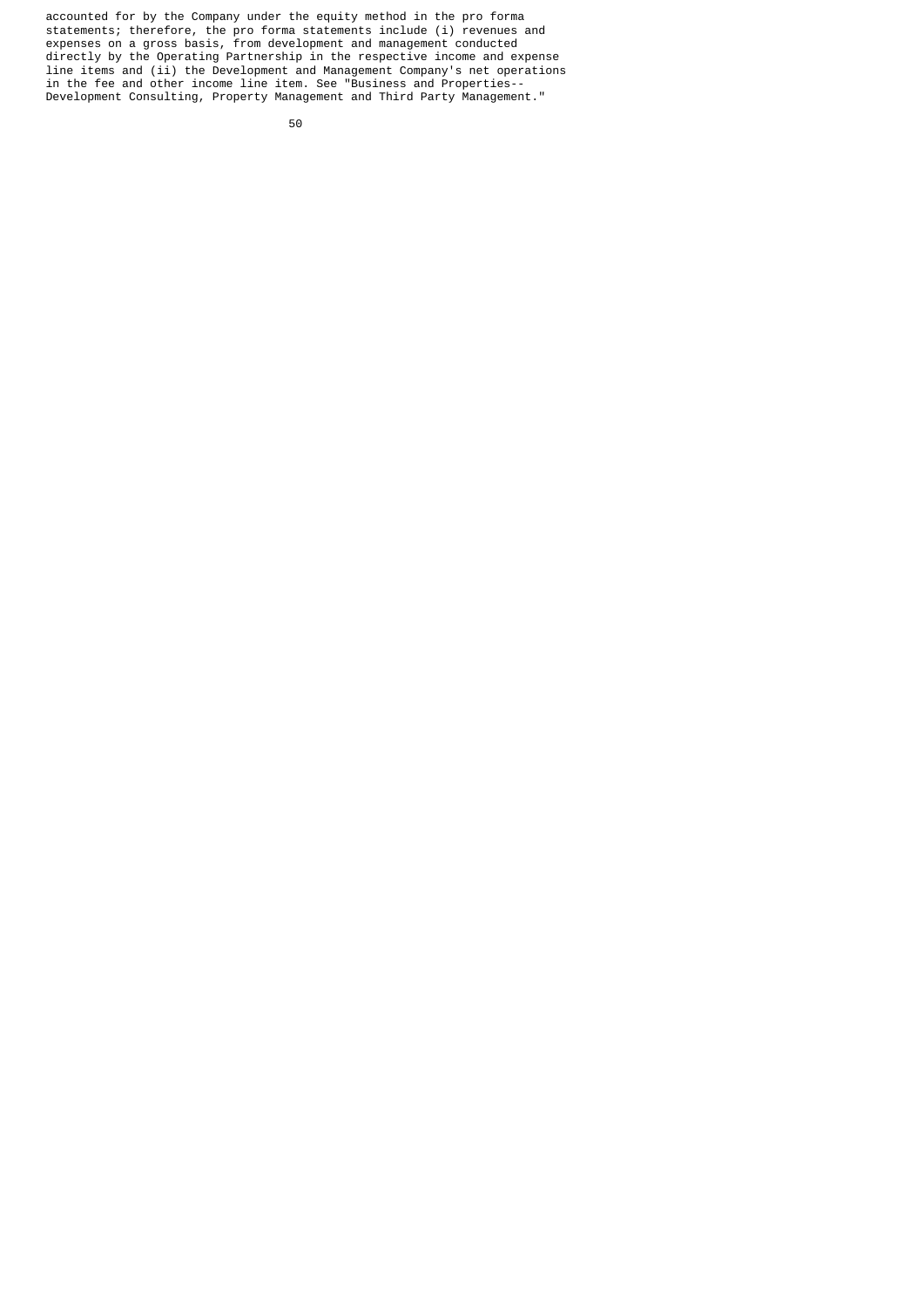accounted for by the Company under the equity method in the pro forma statements; therefore, the pro forma statements include (i) revenues and expenses on a gross basis, from development and management conducted directly by the Operating Partnership in the respective income and expense line items and (ii) the Development and Management Company's net operations in the fee and other income line item. See "Business and Properties--Development Consulting, Property Management and Third Party Management."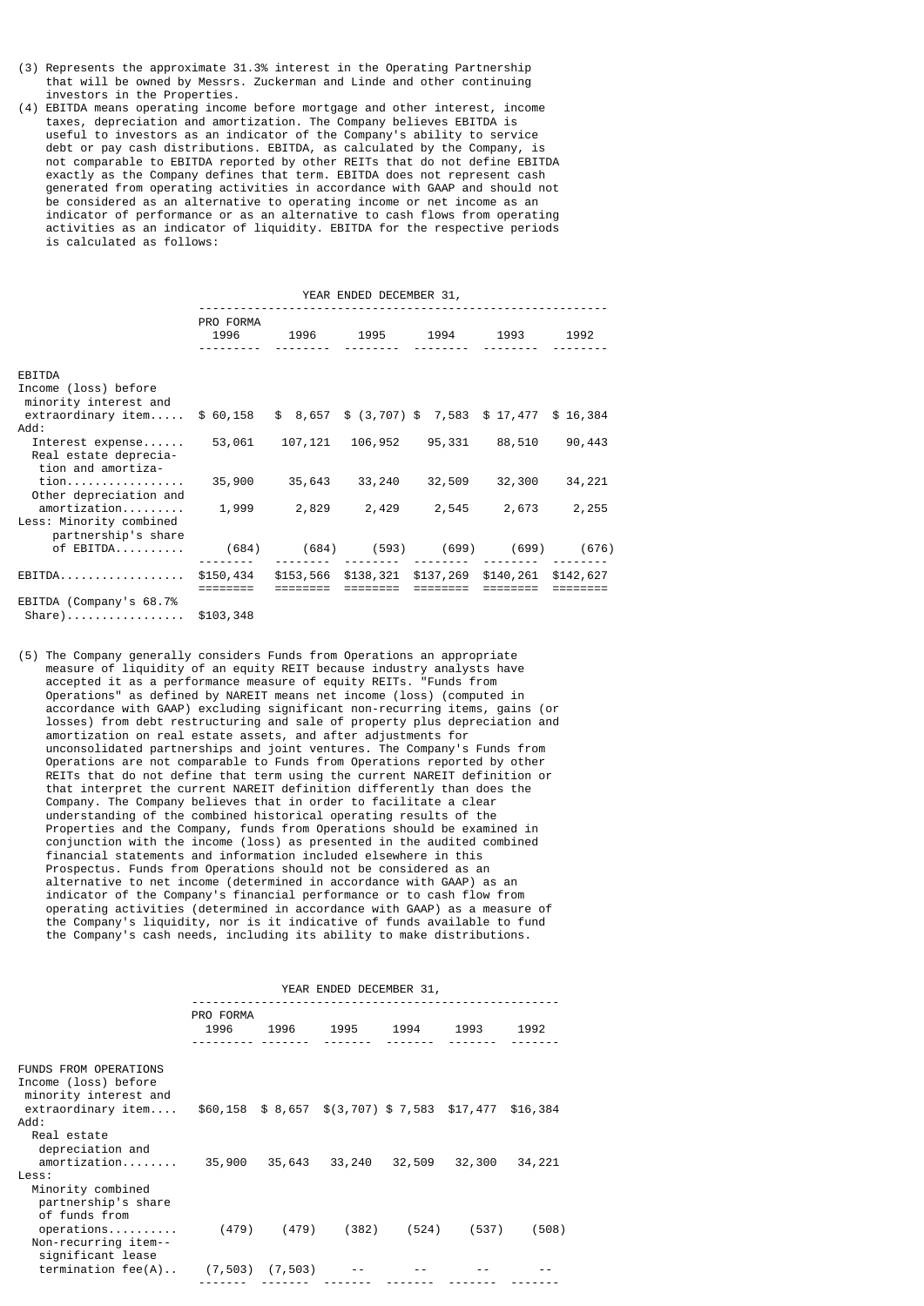(3) Represents the approximate 31.3% interest in the Operating Partnership that will be owned by Messrs. Zuckerman and Linde and other continuing investors in the Properties.

(4) EBITDA means operating income before mortgage and other interest, income taxes, depreciation and amortization. The Company believes EBITDA is useful to investors as an indicator of the Company's ability to service debt or pay cash distributions. EBITDA, as calculated by the Company, is not comparable to EBITDA reported by other REITs that do not define EBITDA exactly as the Company defines that term. EBITDA does not represent cash generated from operating activities in accordance with GAAP and should not be considered as an alternative to operating income or net income as an indicator of performance or as an alternative to cash flows from operating activities as an indicator of liquidity. EBITDA for the respective periods is calculated as follows:

| | YEAR ENDED DECEMBER 31, | | | | | |
|---|---|---|---|---|---|---|
| | PRO FORMA 1996 | 1996 | 1995 | 1994 | 1993 | 1992 |
| EBITDA | | | | | | |
| Income (loss) before minority interest and extraordinary item..... | $ 60,158 | $ 8,657 | $ (3,707) | $ 7,583 | $ 17,477 | $ 16,384 |
| Add: | | | | | | |
| Interest expense...... | 53,061 | 107,121 | 106,952 | 95,331 | 88,510 | 90,443 |
| Real estate depreciation and amortization................. | 35,900 | 35,643 | 33,240 | 32,509 | 32,300 | 34,221 |
| Other depreciation and amortization......... | 1,999 | 2,829 | 2,429 | 2,545 | 2,673 | 2,255 |
| Less: Minority combined partnership's share of EBITDA.......... | (684) | (684) | (593) | (699) | (699) | (676) |
| EBITDA.................. | $150,434 | $153,566 | $138,321 | $137,269 | $140,261 | $142,627 |
| EBITDA (Company's 68.7% Share)................. | $103,348 | | | | | |

(5) The Company generally considers Funds from Operations an appropriate measure of liquidity of an equity REIT because industry analysts have accepted it as a performance measure of equity REITs. "Funds from Operations" as defined by NAREIT means net income (loss) (computed in accordance with GAAP) excluding significant non-recurring items, gains (or losses) from debt restructuring and sale of property plus depreciation and amortization on real estate assets, and after adjustments for unconsolidated partnerships and joint ventures. The Company's Funds from Operations are not comparable to Funds from Operations reported by other REITs that do not define that term using the current NAREIT definition or that interpret the current NAREIT definition differently than does the Company. The Company believes that in order to facilitate a clear understanding of the combined historical operating results of the Properties and the Company, funds from Operations should be examined in conjunction with the income (loss) as presented in the audited combined financial statements and information included elsewhere in this Prospectus. Funds from Operations should not be considered as an alternative to net income (determined in accordance with GAAP) as an indicator of the Company's financial performance or to cash flow from operating activities (determined in accordance with GAAP) as a measure of the Company's liquidity, nor is it indicative of funds available to fund the Company's cash needs, including its ability to make distributions.

| | YEAR ENDED DECEMBER 31, | | | | | |
|---|---|---|---|---|---|---|
| | PRO FORMA 1996 | 1996 | 1995 | 1994 | 1993 | 1992 |
| FUNDS FROM OPERATIONS | | | | | | |
| Income (loss) before minority interest and extraordinary item.... | $60,158 | $ 8,657 | $(3,707) | $ 7,583 | $17,477 | $16,384 |
| Add: | | | | | | |
| Real estate depreciation and amortization........ | 35,900 | 35,643 | 33,240 | 32,509 | 32,300 | 34,221 |
| Less: | | | | | | |
| Minority combined partnership's share of funds from operations.......... | (479) | (479) | (382) | (524) | (537) | (508) |
| Non-recurring item--significant lease termination fee(A).. | (7,503) | (7,503) | -- | -- | -- | -- |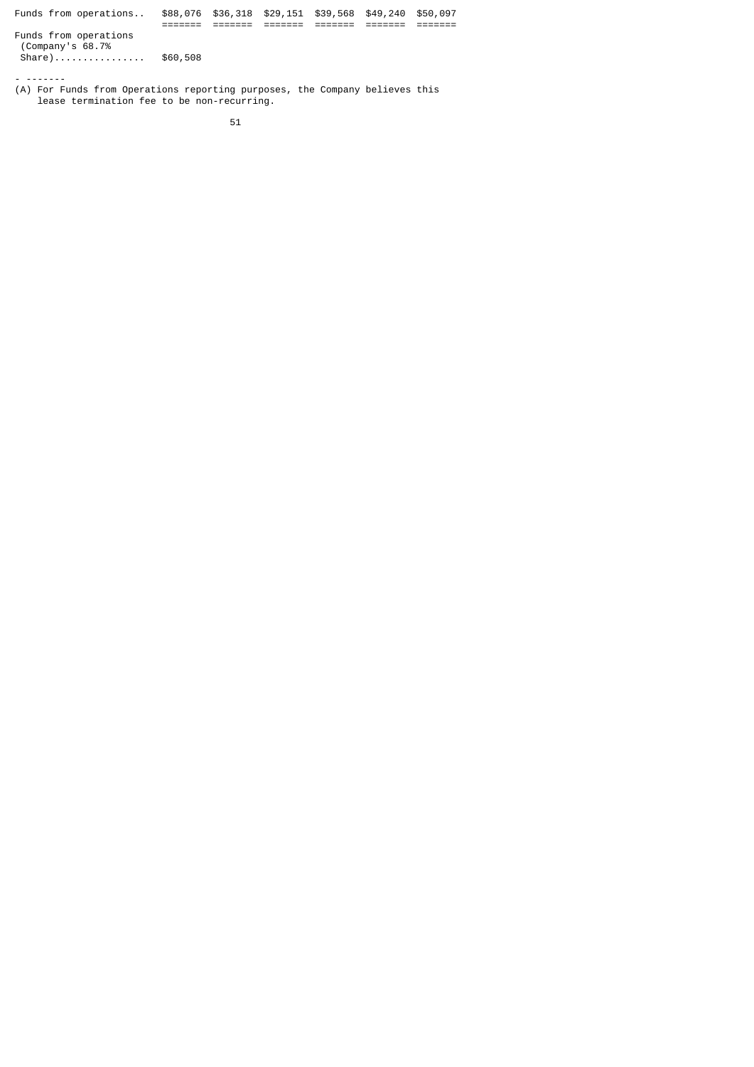| | | | | | | |
|---|---|---|---|---|---|---|
| Funds from operations.. | $88,076 | $36,318 | $29,151 | $39,568 | $49,240 | $50,097 |
| Funds from operations (Company's 68.7% Share)................ | $60,508 | | | | | |

- -------

(A) For Funds from Operations reporting purposes, the Company believes this lease termination fee to be non-recurring.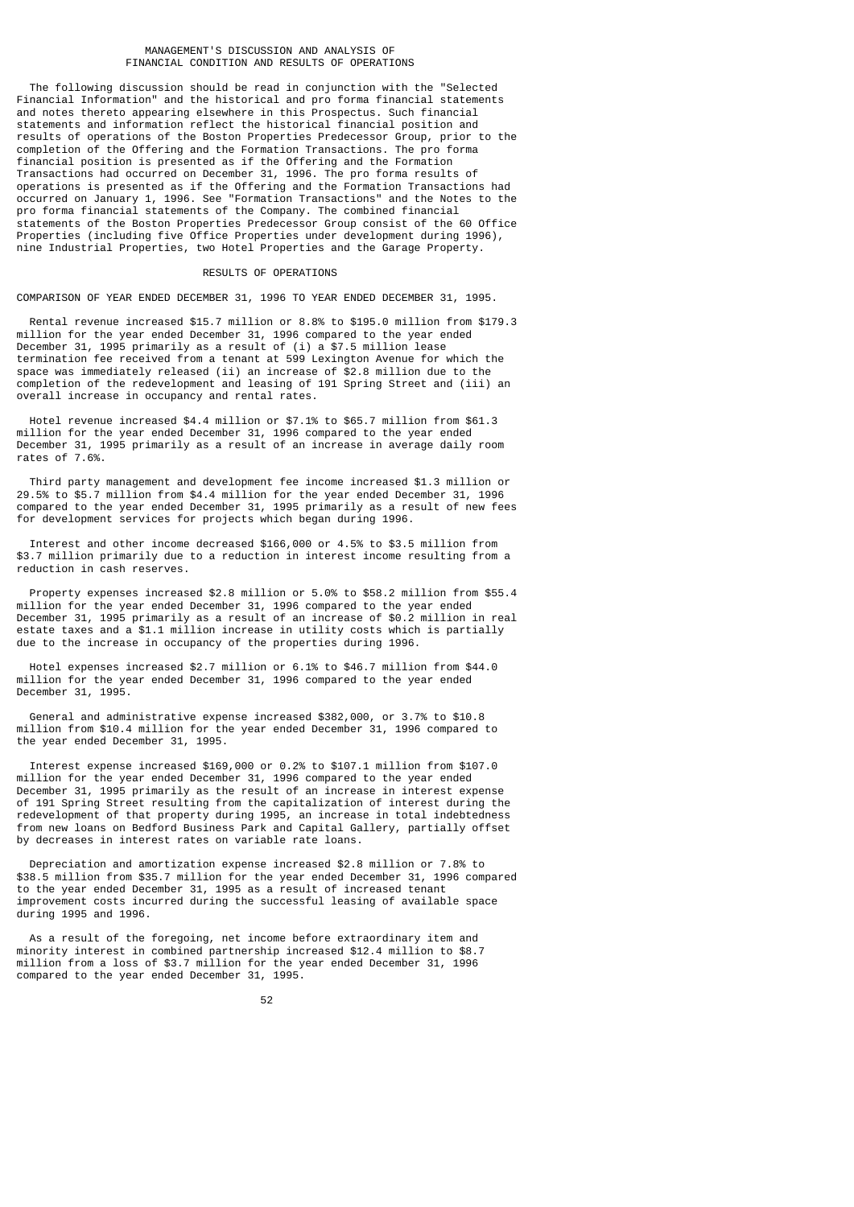## MANAGEMENT'S DISCUSSION AND ANALYSIS OF FINANCIAL CONDITION AND RESULTS OF OPERATIONS

The following discussion should be read in conjunction with the "Selected Financial Information" and the historical and pro forma financial statements and notes thereto appearing elsewhere in this Prospectus. Such financial statements and information reflect the historical financial position and results of operations of the Boston Properties Predecessor Group, prior to the completion of the Offering and the Formation Transactions. The pro forma financial position is presented as if the Offering and the Formation Transactions had occurred on December 31, 1996. The pro forma results of operations is presented as if the Offering and the Formation Transactions had occurred on January 1, 1996. See "Formation Transactions" and the Notes to the pro forma financial statements of the Company. The combined financial statements of the Boston Properties Predecessor Group consist of the 60 Office Properties (including five Office Properties under development during 1996), nine Industrial Properties, two Hotel Properties and the Garage Property.

### RESULTS OF OPERATIONS

COMPARISON OF YEAR ENDED DECEMBER 31, 1996 TO YEAR ENDED DECEMBER 31, 1995.

Rental revenue increased $15.7 million or 8.8% to $195.0 million from $179.3 million for the year ended December 31, 1996 compared to the year ended December 31, 1995 primarily as a result of (i) a $7.5 million lease termination fee received from a tenant at 599 Lexington Avenue for which the space was immediately released (ii) an increase of $2.8 million due to the completion of the redevelopment and leasing of 191 Spring Street and (iii) an overall increase in occupancy and rental rates.

Hotel revenue increased $4.4 million or $7.1% to $65.7 million from $61.3 million for the year ended December 31, 1996 compared to the year ended December 31, 1995 primarily as a result of an increase in average daily room rates of 7.6%.

Third party management and development fee income increased $1.3 million or 29.5% to $5.7 million from $4.4 million for the year ended December 31, 1996 compared to the year ended December 31, 1995 primarily as a result of new fees for development services for projects which began during 1996.

Interest and other income decreased $166,000 or 4.5% to $3.5 million from $3.7 million primarily due to a reduction in interest income resulting from a reduction in cash reserves.

Property expenses increased $2.8 million or 5.0% to $58.2 million from $55.4 million for the year ended December 31, 1996 compared to the year ended December 31, 1995 primarily as a result of an increase of $0.2 million in real estate taxes and a $1.1 million increase in utility costs which is partially due to the increase in occupancy of the properties during 1996.

Hotel expenses increased $2.7 million or 6.1% to $46.7 million from $44.0 million for the year ended December 31, 1996 compared to the year ended December 31, 1995.

General and administrative expense increased $382,000, or 3.7% to $10.8 million from $10.4 million for the year ended December 31, 1996 compared to the year ended December 31, 1995.

Interest expense increased $169,000 or 0.2% to $107.1 million from $107.0 million for the year ended December 31, 1996 compared to the year ended December 31, 1995 primarily as the result of an increase in interest expense of 191 Spring Street resulting from the capitalization of interest during the redevelopment of that property during 1995, an increase in total indebtedness from new loans on Bedford Business Park and Capital Gallery, partially offset by decreases in interest rates on variable rate loans.

Depreciation and amortization expense increased $2.8 million or 7.8% to $38.5 million from $35.7 million for the year ended December 31, 1996 compared to the year ended December 31, 1995 as a result of increased tenant improvement costs incurred during the successful leasing of available space during 1995 and 1996.

As a result of the foregoing, net income before extraordinary item and minority interest in combined partnership increased $12.4 million to $8.7 million from a loss of $3.7 million for the year ended December 31, 1996 compared to the year ended December 31, 1995.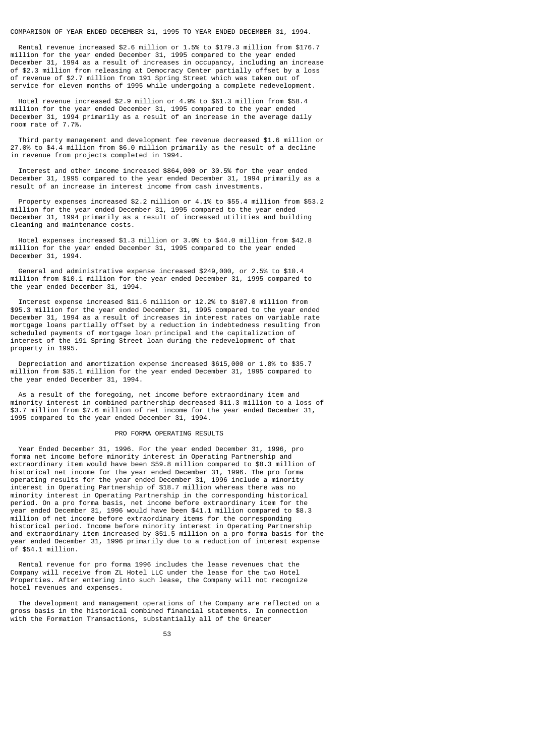COMPARISON OF YEAR ENDED DECEMBER 31, 1995 TO YEAR ENDED DECEMBER 31, 1994.

Rental revenue increased $2.6 million or 1.5% to $179.3 million from $176.7 million for the year ended December 31, 1995 compared to the year ended December 31, 1994 as a result of increases in occupancy, including an increase of $2.3 million from releasing at Democracy Center partially offset by a loss of revenue of $2.7 million from 191 Spring Street which was taken out of service for eleven months of 1995 while undergoing a complete redevelopment.

Hotel revenue increased $2.9 million or 4.9% to $61.3 million from $58.4 million for the year ended December 31, 1995 compared to the year ended December 31, 1994 primarily as a result of an increase in the average daily room rate of 7.7%.

Third party management and development fee revenue decreased $1.6 million or 27.0% to $4.4 million from $6.0 million primarily as the result of a decline in revenue from projects completed in 1994.

Interest and other income increased $864,000 or 30.5% for the year ended December 31, 1995 compared to the year ended December 31, 1994 primarily as a result of an increase in interest income from cash investments.

Property expenses increased $2.2 million or 4.1% to $55.4 million from $53.2 million for the year ended December 31, 1995 compared to the year ended December 31, 1994 primarily as a result of increased utilities and building cleaning and maintenance costs.

Hotel expenses increased $1.3 million or 3.0% to $44.0 million from $42.8 million for the year ended December 31, 1995 compared to the year ended December 31, 1994.

General and administrative expense increased $249,000, or 2.5% to $10.4 million from $10.1 million for the year ended December 31, 1995 compared to the year ended December 31, 1994.

Interest expense increased $11.6 million or 12.2% to $107.0 million from $95.3 million for the year ended December 31, 1995 compared to the year ended December 31, 1994 as a result of increases in interest rates on variable rate mortgage loans partially offset by a reduction in indebtedness resulting from scheduled payments of mortgage loan principal and the capitalization of interest of the 191 Spring Street loan during the redevelopment of that property in 1995.

Depreciation and amortization expense increased $615,000 or 1.8% to $35.7 million from $35.1 million for the year ended December 31, 1995 compared to the year ended December 31, 1994.

As a result of the foregoing, net income before extraordinary item and minority interest in combined partnership decreased $11.3 million to a loss of $3.7 million from $7.6 million of net income for the year ended December 31, 1995 compared to the year ended December 31, 1994.

## PRO FORMA OPERATING RESULTS

Year Ended December 31, 1996. For the year ended December 31, 1996, pro forma net income before minority interest in Operating Partnership and extraordinary item would have been $59.8 million compared to $8.3 million of historical net income for the year ended December 31, 1996. The pro forma operating results for the year ended December 31, 1996 include a minority interest in Operating Partnership of $18.7 million whereas there was no minority interest in Operating Partnership in the corresponding historical period. On a pro forma basis, net income before extraordinary item for the year ended December 31, 1996 would have been $41.1 million compared to $8.3 million of net income before extraordinary items for the corresponding historical period. Income before minority interest in Operating Partnership and extraordinary item increased by $51.5 million on a pro forma basis for the year ended December 31, 1996 primarily due to a reduction of interest expense of $54.1 million.

Rental revenue for pro forma 1996 includes the lease revenues that the Company will receive from ZL Hotel LLC under the lease for the two Hotel Properties. After entering into such lease, the Company will not recognize hotel revenues and expenses.

The development and management operations of the Company are reflected on a gross basis in the historical combined financial statements. In connection with the Formation Transactions, substantially all of the Greater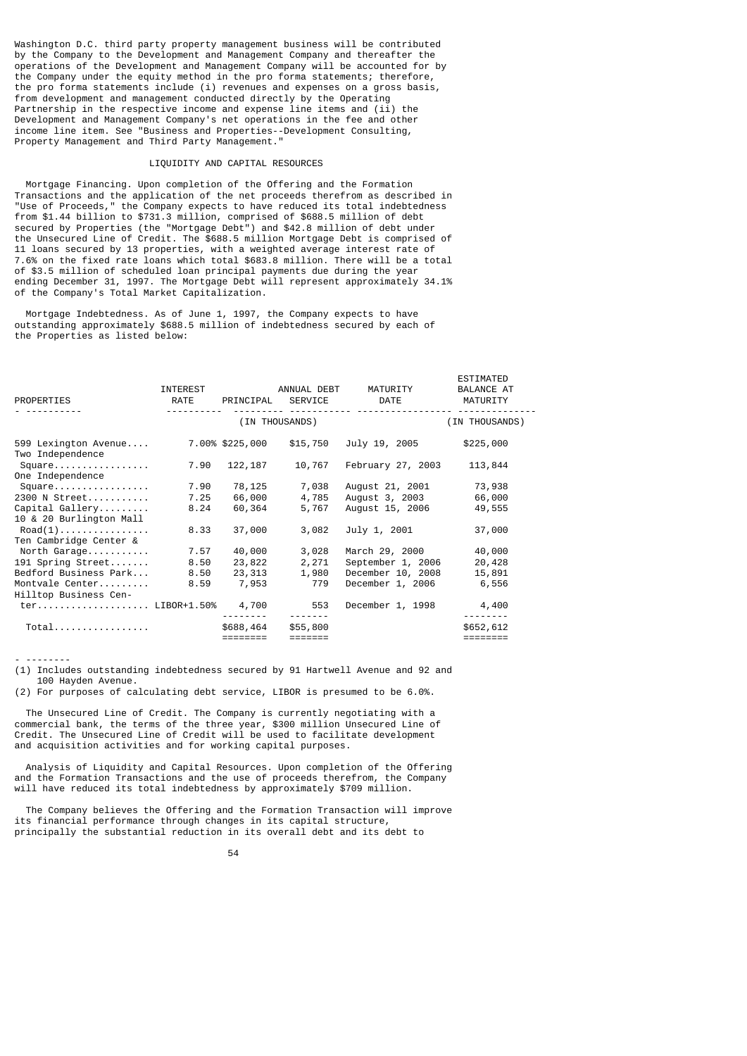Washington D.C. third party property management business will be contributed by the Company to the Development and Management Company and thereafter the operations of the Development and Management Company will be accounted for by the Company under the equity method in the pro forma statements; therefore, the pro forma statements include (i) revenues and expenses on a gross basis, from development and management conducted directly by the Operating Partnership in the respective income and expense line items and (ii) the Development and Management Company's net operations in the fee and other income line item. See "Business and Properties--Development Consulting, Property Management and Third Party Management."

## LIQUIDITY AND CAPITAL RESOURCES

Mortgage Financing. Upon completion of the Offering and the Formation Transactions and the application of the net proceeds therefrom as described in "Use of Proceeds," the Company expects to have reduced its total indebtedness from $1.44 billion to $731.3 million, comprised of $688.5 million of debt secured by Properties (the "Mortgage Debt") and $42.8 million of debt under the Unsecured Line of Credit. The $688.5 million Mortgage Debt is comprised of 11 loans secured by 13 properties, with a weighted average interest rate of 7.6% on the fixed rate loans which total $683.8 million. There will be a total of $3.5 million of scheduled loan principal payments due during the year ending December 31, 1997. The Mortgage Debt will represent approximately 34.1% of the Company's Total Market Capitalization.

Mortgage Indebtedness. As of June 1, 1997, the Company expects to have outstanding approximately $688.5 million of indebtedness secured by each of the Properties as listed below:

| PROPERTIES | INTEREST RATE | PRINCIPAL | ANNUAL DEBT SERVICE | MATURITY DATE | ESTIMATED BALANCE AT MATURITY |
|---|---|---|---|---|---|
| | | (IN THOUSANDS) | | | (IN THOUSANDS) |
| 599 Lexington Avenue.... | 7.00% | $225,000 | $15,750 | July 19, 2005 | $225,000 |
| Two Independence Square................. | 7.90 | 122,187 | 10,767 | February 27, 2003 | 113,844 |
| One Independence Square................. | 7.90 | 78,125 | 7,038 | August 21, 2001 | 73,938 |
| 2300 N Street........... | 7.25 | 66,000 | 4,785 | August 3, 2003 | 66,000 |
| Capital Gallery......... | 8.24 | 60,364 | 5,767 | August 15, 2006 | 49,555 |
| 10 & 20 Burlington Mall Road(1)................ | 8.33 | 37,000 | 3,082 | July 1, 2001 | 37,000 |
| Ten Cambridge Center & North Garage........... | 7.57 | 40,000 | 3,028 | March 29, 2000 | 40,000 |
| 191 Spring Street....... | 8.50 | 23,822 | 2,271 | September 1, 2006 | 20,428 |
| Bedford Business Park... | 8.50 | 23,313 | 1,980 | December 10, 2008 | 15,891 |
| Montvale Center......... | 8.59 | 7,953 | 779 | December 1, 2006 | 6,556 |
| Hilltop Business Center.................... | LIBOR+1.50% | 4,700 | 553 | December 1, 1998 | 4,400 |
| Total................. | | $688,464 | $55,800 | | $652,612 |

- --------

(1) Includes outstanding indebtedness secured by 91 Hartwell Avenue and 92 and 100 Hayden Avenue.

(2) For purposes of calculating debt service, LIBOR is presumed to be 6.0%.

The Unsecured Line of Credit. The Company is currently negotiating with a commercial bank, the terms of the three year, $300 million Unsecured Line of Credit. The Unsecured Line of Credit will be used to facilitate development and acquisition activities and for working capital purposes.

Analysis of Liquidity and Capital Resources. Upon completion of the Offering and the Formation Transactions and the use of proceeds therefrom, the Company will have reduced its total indebtedness by approximately $709 million.

The Company believes the Offering and the Formation Transaction will improve its financial performance through changes in its capital structure, principally the substantial reduction in its overall debt and its debt to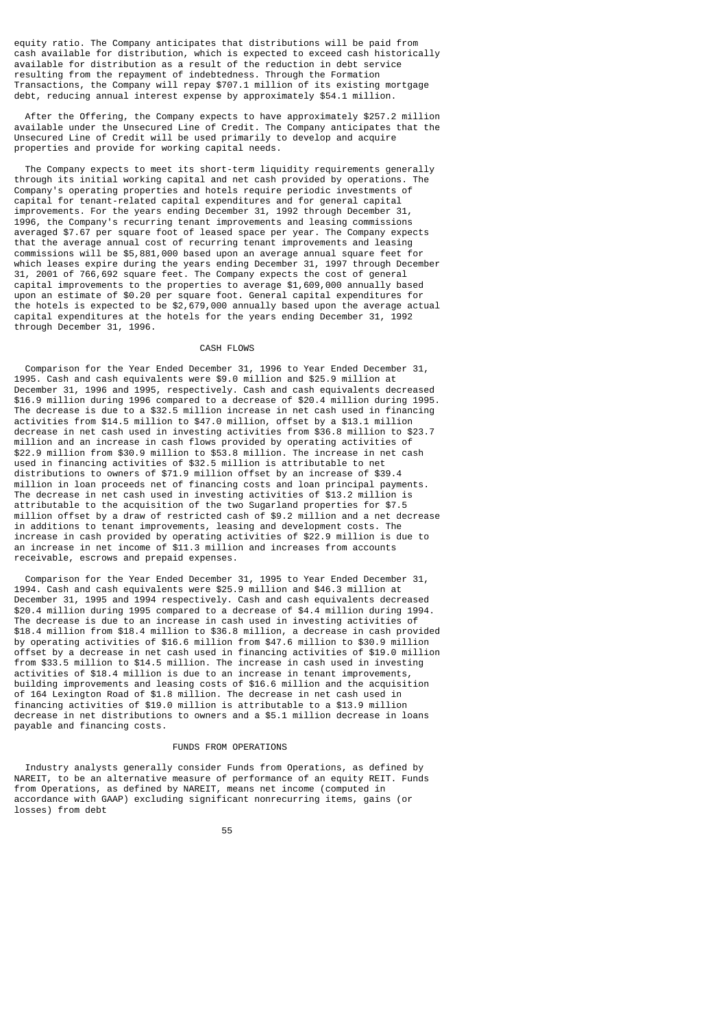equity ratio. The Company anticipates that distributions will be paid from cash available for distribution, which is expected to exceed cash historically available for distribution as a result of the reduction in debt service resulting from the repayment of indebtedness. Through the Formation Transactions, the Company will repay $707.1 million of its existing mortgage debt, reducing annual interest expense by approximately $54.1 million.

After the Offering, the Company expects to have approximately $257.2 million available under the Unsecured Line of Credit. The Company anticipates that the Unsecured Line of Credit will be used primarily to develop and acquire properties and provide for working capital needs.

The Company expects to meet its short-term liquidity requirements generally through its initial working capital and net cash provided by operations. The Company's operating properties and hotels require periodic investments of capital for tenant-related capital expenditures and for general capital improvements. For the years ending December 31, 1992 through December 31, 1996, the Company's recurring tenant improvements and leasing commissions averaged $7.67 per square foot of leased space per year. The Company expects that the average annual cost of recurring tenant improvements and leasing commissions will be $5,881,000 based upon an average annual square feet for which leases expire during the years ending December 31, 1997 through December 31, 2001 of 766,692 square feet. The Company expects the cost of general capital improvements to the properties to average $1,609,000 annually based upon an estimate of $0.20 per square foot. General capital expenditures for the hotels is expected to be $2,679,000 annually based upon the average actual capital expenditures at the hotels for the years ending December 31, 1992 through December 31, 1996.

## CASH FLOWS

Comparison for the Year Ended December 31, 1996 to Year Ended December 31, 1995. Cash and cash equivalents were $9.0 million and $25.9 million at December 31, 1996 and 1995, respectively. Cash and cash equivalents decreased $16.9 million during 1996 compared to a decrease of $20.4 million during 1995. The decrease is due to a $32.5 million increase in net cash used in financing activities from $14.5 million to $47.0 million, offset by a $13.1 million decrease in net cash used in investing activities from $36.8 million to $23.7 million and an increase in cash flows provided by operating activities of $22.9 million from $30.9 million to $53.8 million. The increase in net cash used in financing activities of $32.5 million is attributable to net distributions to owners of $71.9 million offset by an increase of $39.4 million in loan proceeds net of financing costs and loan principal payments. The decrease in net cash used in investing activities of $13.2 million is attributable to the acquisition of the two Sugarland properties for $7.5 million offset by a draw of restricted cash of $9.2 million and a net decrease in additions to tenant improvements, leasing and development costs. The increase in cash provided by operating activities of $22.9 million is due to an increase in net income of $11.3 million and increases from accounts receivable, escrows and prepaid expenses.

Comparison for the Year Ended December 31, 1995 to Year Ended December 31, 1994. Cash and cash equivalents were $25.9 million and $46.3 million at December 31, 1995 and 1994 respectively. Cash and cash equivalents decreased $20.4 million during 1995 compared to a decrease of $4.4 million during 1994. The decrease is due to an increase in cash used in investing activities of $18.4 million from $18.4 million to $36.8 million, a decrease in cash provided by operating activities of $16.6 million from $47.6 million to $30.9 million offset by a decrease in net cash used in financing activities of $19.0 million from $33.5 million to $14.5 million. The increase in cash used in investing activities of $18.4 million is due to an increase in tenant improvements, building improvements and leasing costs of $16.6 million and the acquisition of 164 Lexington Road of $1.8 million. The decrease in net cash used in financing activities of $19.0 million is attributable to a $13.9 million decrease in net distributions to owners and a $5.1 million decrease in loans payable and financing costs.

## FUNDS FROM OPERATIONS

Industry analysts generally consider Funds from Operations, as defined by NAREIT, to be an alternative measure of performance of an equity REIT. Funds from Operations, as defined by NAREIT, means net income (computed in accordance with GAAP) excluding significant nonrecurring items, gains (or losses) from debt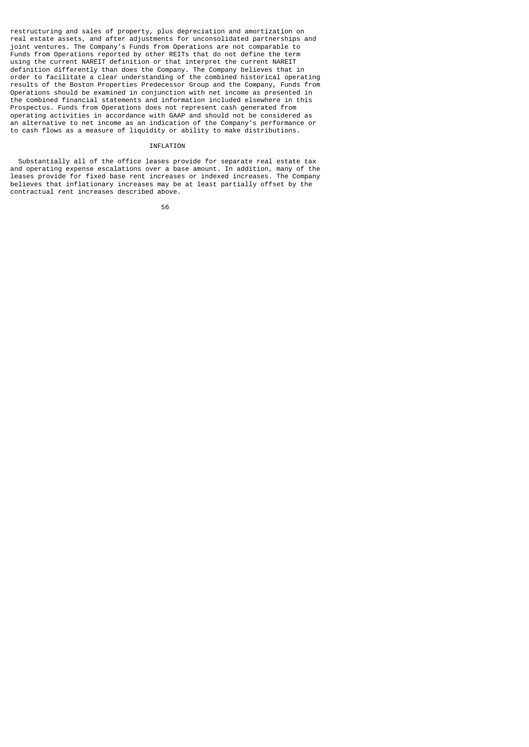restructuring and sales of property, plus depreciation and amortization on real estate assets, and after adjustments for unconsolidated partnerships and joint ventures. The Company's Funds from Operations are not comparable to Funds from Operations reported by other REITs that do not define the term using the current NAREIT definition or that interpret the current NAREIT definition differently than does the Company. The Company believes that in order to facilitate a clear understanding of the combined historical operating results of the Boston Properties Predecessor Group and the Company, Funds from Operations should be examined in conjunction with net income as presented in the combined financial statements and information included elsewhere in this Prospectus. Funds from Operations does not represent cash generated from operating activities in accordance with GAAP and should not be considered as an alternative to net income as an indication of the Company's performance or to cash flows as a measure of liquidity or ability to make distributions.

## INFLATION

Substantially all of the office leases provide for separate real estate tax and operating expense escalations over a base amount. In addition, many of the leases provide for fixed base rent increases or indexed increases. The Company believes that inflationary increases may be at least partially offset by the contractual rent increases described above.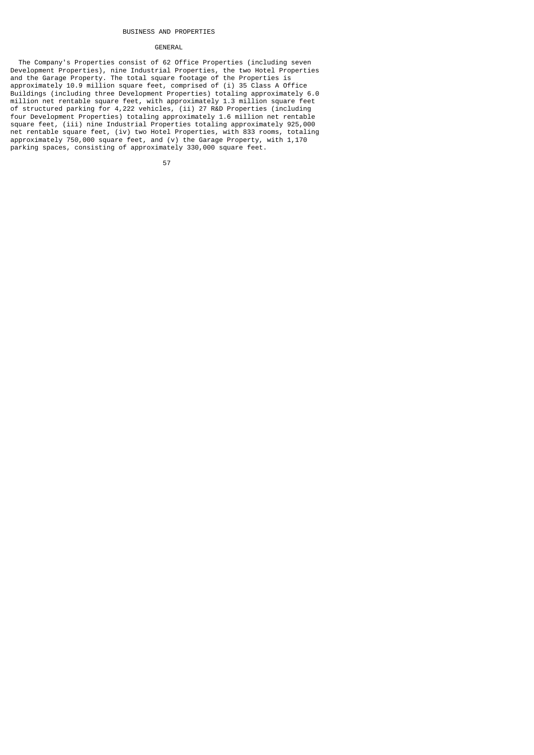# BUSINESS AND PROPERTIES

## GENERAL

The Company's Properties consist of 62 Office Properties (including seven Development Properties), nine Industrial Properties, the two Hotel Properties and the Garage Property. The total square footage of the Properties is approximately 10.9 million square feet, comprised of (i) 35 Class A Office Buildings (including three Development Properties) totaling approximately 6.0 million net rentable square feet, with approximately 1.3 million square feet of structured parking for 4,222 vehicles, (ii) 27 R&D Properties (including four Development Properties) totaling approximately 1.6 million net rentable square feet, (iii) nine Industrial Properties totaling approximately 925,000 net rentable square feet, (iv) two Hotel Properties, with 833 rooms, totaling approximately 750,000 square feet, and (v) the Garage Property, with 1,170 parking spaces, consisting of approximately 330,000 square feet.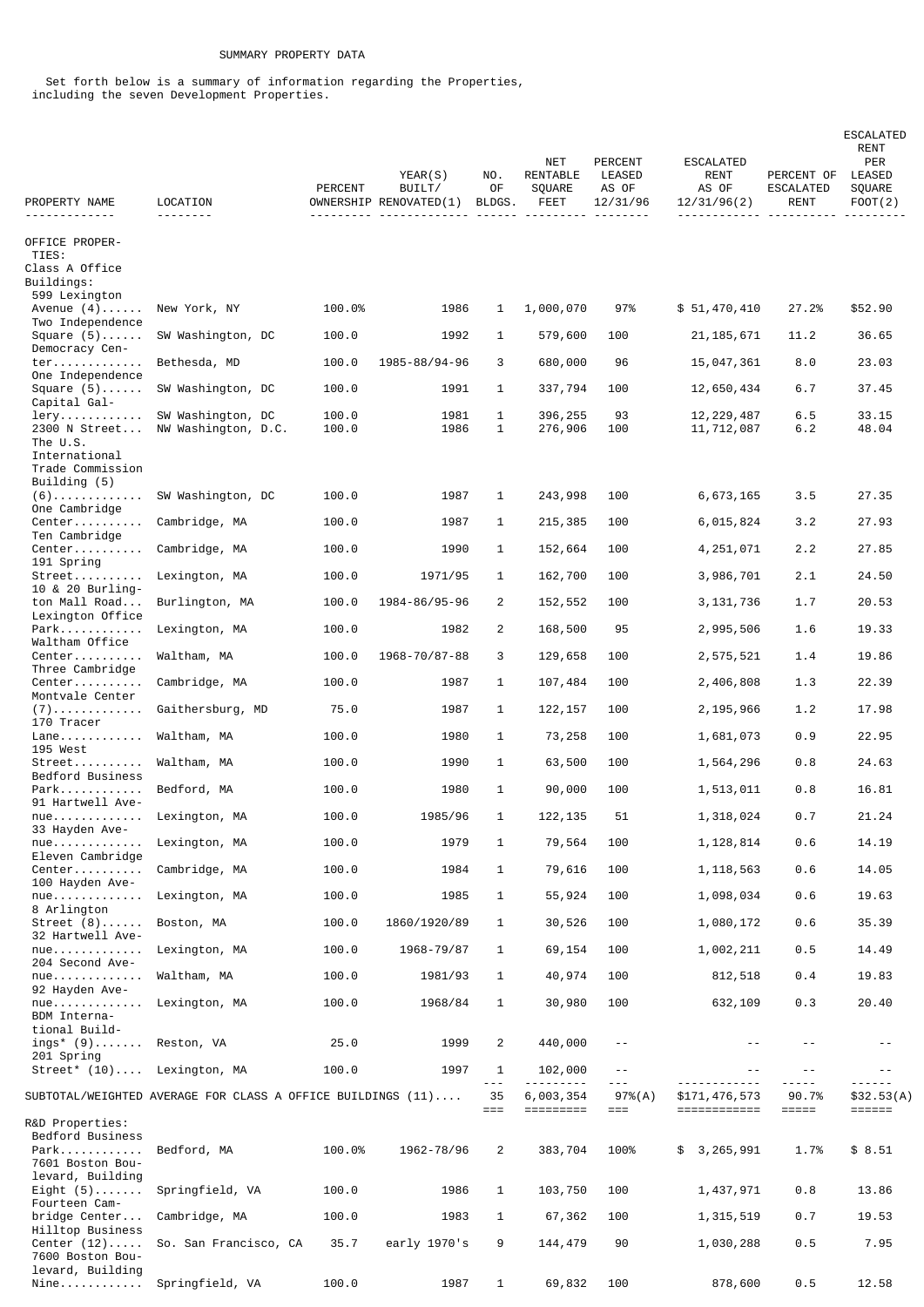SUMMARY PROPERTY DATA

Set forth below is a summary of information regarding the Properties, including the seven Development Properties.

| PROPERTY NAME | LOCATION | PERCENT OWNERSHIP | YEAR(S) BUILT/ RENOVATED(1) | NO. OF BLDGS. | NET RENTABLE SQUARE FEET | PERCENT LEASED AS OF 12/31/96 | ESCALATED RENT AS OF 12/31/96(2) | PERCENT OF ESCALATED RENT | ESCALATED RENT PER LEASED SQUARE FOOT(2) |
|---|---|---|---|---|---|---|---|---|---|
| OFFICE PROPERTIES: | | | | | | | | | |
| Class A Office Buildings: | | | | | | | | | |
| 599 Lexington Avenue (4) | New York, NY | 100.0% | 1986 | 1 | 1,000,070 | 97% | $ 51,470,410 | 27.2% | $52.90 |
| Two Independence Square (5) | SW Washington, DC | 100.0 | 1992 | 1 | 579,600 | 100 | 21,185,671 | 11.2 | 36.65 |
| Democracy Center | Bethesda, MD | 100.0 | 1985-88/94-96 | 3 | 680,000 | 96 | 15,047,361 | 8.0 | 23.03 |
| One Independence Square (5) | SW Washington, DC | 100.0 | 1991 | 1 | 337,794 | 100 | 12,650,434 | 6.7 | 37.45 |
| Capital Gallery | SW Washington, DC | 100.0 | 1981 | 1 | 396,255 | 93 | 12,229,487 | 6.5 | 33.15 |
| 2300 N Street | NW Washington, D.C. | 100.0 | 1986 | 1 | 276,906 | 100 | 11,712,087 | 6.2 | 48.04 |
| The U.S. International Trade Commission Building (5) (6) | SW Washington, DC | 100.0 | 1987 | 1 | 243,998 | 100 | 6,673,165 | 3.5 | 27.35 |
| One Cambridge Center | Cambridge, MA | 100.0 | 1987 | 1 | 215,385 | 100 | 6,015,824 | 3.2 | 27.93 |
| Ten Cambridge Center | Cambridge, MA | 100.0 | 1990 | 1 | 152,664 | 100 | 4,251,071 | 2.2 | 27.85 |
| 191 Spring Street | Lexington, MA | 100.0 | 1971/95 | 1 | 162,700 | 100 | 3,986,701 | 2.1 | 24.50 |
| 10 & 20 Burlington Mall Road | Burlington, MA | 100.0 | 1984-86/95-96 | 2 | 152,552 | 100 | 3,131,736 | 1.7 | 20.53 |
| Lexington Office Park | Lexington, MA | 100.0 | 1982 | 2 | 168,500 | 95 | 2,995,506 | 1.6 | 19.33 |
| Waltham Office Center | Waltham, MA | 100.0 | 1968-70/87-88 | 3 | 129,658 | 100 | 2,575,521 | 1.4 | 19.86 |
| Three Cambridge Center | Cambridge, MA | 100.0 | 1987 | 1 | 107,484 | 100 | 2,406,808 | 1.3 | 22.39 |
| Montvale Center (7) | Gaithersburg, MD | 75.0 | 1987 | 1 | 122,157 | 100 | 2,195,966 | 1.2 | 17.98 |
| 170 Tracer Lane | Waltham, MA | 100.0 | 1980 | 1 | 73,258 | 100 | 1,681,073 | 0.9 | 22.95 |
| 195 West Street | Waltham, MA | 100.0 | 1990 | 1 | 63,500 | 100 | 1,564,296 | 0.8 | 24.63 |
| Bedford Business Park | Bedford, MA | 100.0 | 1980 | 1 | 90,000 | 100 | 1,513,011 | 0.8 | 16.81 |
| 91 Hartwell Avenue | Lexington, MA | 100.0 | 1985/96 | 1 | 122,135 | 51 | 1,318,024 | 0.7 | 21.24 |
| 33 Hayden Avenue | Lexington, MA | 100.0 | 1979 | 1 | 79,564 | 100 | 1,128,814 | 0.6 | 14.19 |
| Eleven Cambridge Center | Cambridge, MA | 100.0 | 1984 | 1 | 79,616 | 100 | 1,118,563 | 0.6 | 14.05 |
| 100 Hayden Avenue | Lexington, MA | 100.0 | 1985 | 1 | 55,924 | 100 | 1,098,034 | 0.6 | 19.63 |
| 8 Arlington Street (8) | Boston, MA | 100.0 | 1860/1920/89 | 1 | 30,526 | 100 | 1,080,172 | 0.6 | 35.39 |
| 32 Hartwell Avenue | Lexington, MA | 100.0 | 1968-79/87 | 1 | 69,154 | 100 | 1,002,211 | 0.5 | 14.49 |
| 204 Second Avenue | Waltham, MA | 100.0 | 1981/93 | 1 | 40,974 | 100 | 812,518 | 0.4 | 19.83 |
| 92 Hayden Avenue | Lexington, MA | 100.0 | 1968/84 | 1 | 30,980 | 100 | 632,109 | 0.3 | 20.40 |
| BDM International Buildings* (9) | Reston, VA | 25.0 | 1999 | 2 | 440,000 | -- | -- | -- | -- |
| 201 Spring Street* (10) | Lexington, MA | 100.0 | 1997 | 1 | 102,000 | -- | -- | -- | -- |
| SUBTOTAL/WEIGHTED AVERAGE FOR CLASS A OFFICE BUILDINGS (11) | | | | 35 | 6,003,354 | 97%(A) | $171,476,573 | 90.7% | $32.53(A) |
| R&D Properties: | | | | | | | | | |
| Bedford Business Park | Bedford, MA | 100.0% | 1962-78/96 | 2 | 383,704 | 100% | $ 3,265,991 | 1.7% | $ 8.51 |
| 7601 Boston Boulevard, Building Eight (5) | Springfield, VA | 100.0 | 1986 | 1 | 103,750 | 100 | 1,437,971 | 0.8 | 13.86 |
| Fourteen Cambridge Center | Cambridge, MA | 100.0 | 1983 | 1 | 67,362 | 100 | 1,315,519 | 0.7 | 19.53 |
| Hilltop Business Center (12) | So. San Francisco, CA | 35.7 | early 1970's | 9 | 144,479 | 90 | 1,030,288 | 0.5 | 7.95 |
| 7600 Boston Boulevard, Building Nine | Springfield, VA | 100.0 | 1987 | 1 | 69,832 | 100 | 878,600 | 0.5 | 12.58 |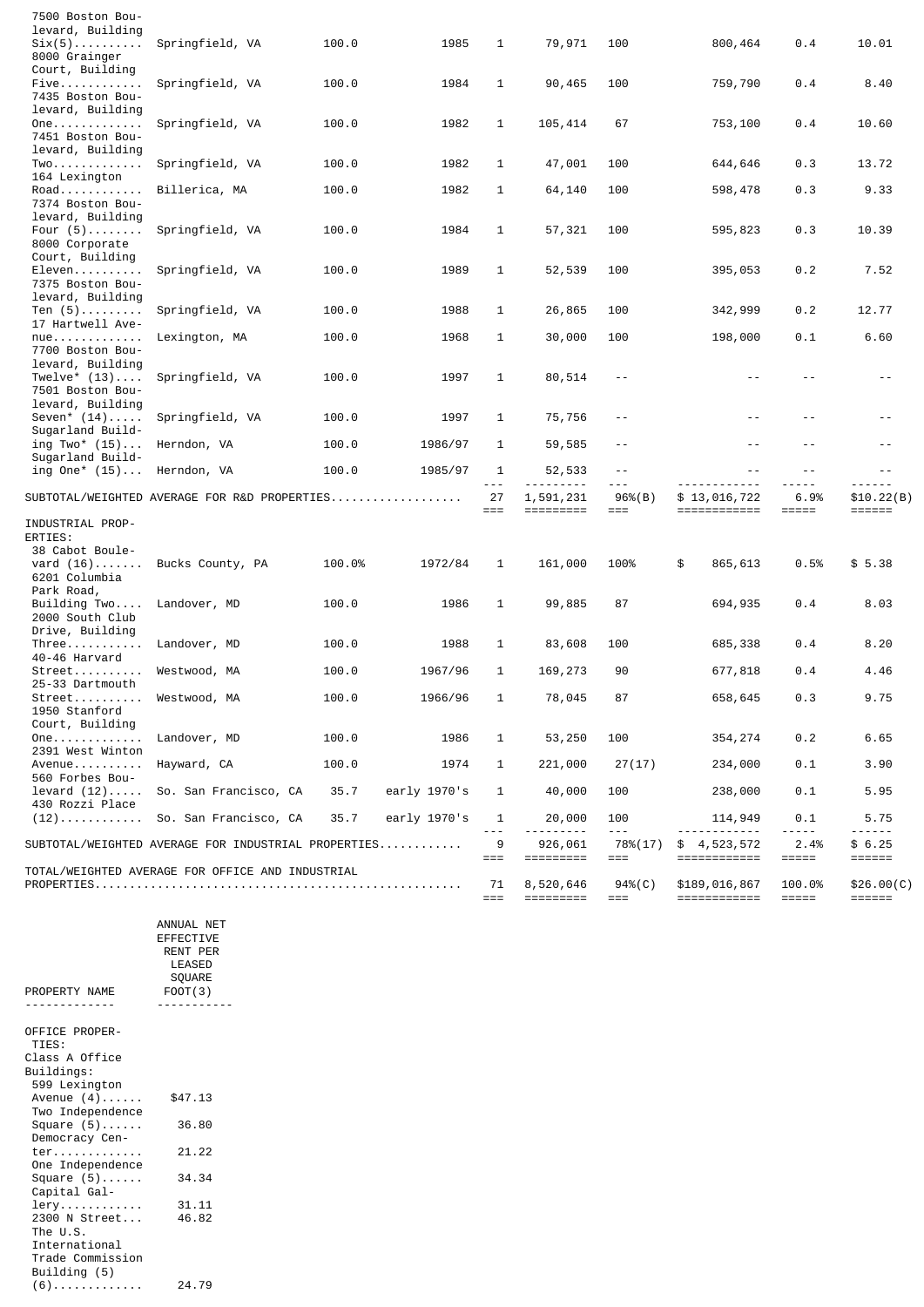| Property Name | Location | % Ownership | Year Built/Renovated | Number of Buildings | Net Rentable Square Feet | Percent Leased | Annualized Rent | Percentage of Portfolio Annualized Rent | Annualized Rent Per Leased Square Foot |
|---|---|---|---|---|---|---|---|---|---|
| 7500 Boston Boulevard, Building Six(5).......... | Springfield, VA | 100.0 | 1985 | 1 | 79,971 | 100 | 800,464 | 0.4 | 10.01 |
| 8000 Grainger Court, Building Five............ | Springfield, VA | 100.0 | 1984 | 1 | 90,465 | 100 | 759,790 | 0.4 | 8.40 |
| 7435 Boston Boulevard, Building One............ | Springfield, VA | 100.0 | 1982 | 1 | 105,414 | 67 | 753,100 | 0.4 | 10.60 |
| 7451 Boston Boulevard, Building Two............ | Springfield, VA | 100.0 | 1982 | 1 | 47,001 | 100 | 644,646 | 0.3 | 13.72 |
| 164 Lexington Road........... | Billerica, MA | 100.0 | 1982 | 1 | 64,140 | 100 | 598,478 | 0.3 | 9.33 |
| 7374 Boston Boulevard, Building Four (5)........ | Springfield, VA | 100.0 | 1984 | 1 | 57,321 | 100 | 595,823 | 0.3 | 10.39 |
| 8000 Corporate Court, Building Eleven.......... | Springfield, VA | 100.0 | 1989 | 1 | 52,539 | 100 | 395,053 | 0.2 | 7.52 |
| 7375 Boston Boulevard, Building Ten (5)......... | Springfield, VA | 100.0 | 1988 | 1 | 26,865 | 100 | 342,999 | 0.2 | 12.77 |
| 17 Hartwell Avenue............ | Lexington, MA | 100.0 | 1968 | 1 | 30,000 | 100 | 198,000 | 0.1 | 6.60 |
| 7700 Boston Boulevard, Building Twelve* (13).... | Springfield, VA | 100.0 | 1997 | 1 | 80,514 | -- | -- | -- | -- |
| 7501 Boston Boulevard, Building Seven* (14)..... | Springfield, VA | 100.0 | 1997 | 1 | 75,756 | -- | -- | -- | -- |
| Sugarland Building Two* (15)... | Herndon, VA | 100.0 | 1986/97 | 1 | 59,585 | -- | -- | -- | -- |
| Sugarland Building One* (15)... | Herndon, VA | 100.0 | 1985/97 | 1 | 52,533 | -- | -- | -- | -- |
| SUBTOTAL/WEIGHTED AVERAGE FOR R&D PROPERTIES.................. | | | | 27 | 1,591,231 | 96%(B) | $ 13,016,722 | 6.9% | $10.22(B) |
| INDUSTRIAL PROPERTIES: | | | | | | | | | |
| 38 Cabot Boulevard (16)....... | Bucks County, PA | 100.0% | 1972/84 | 1 | 161,000 | 100% | $ 865,613 | 0.5% | $ 5.38 |
| 6201 Columbia Park Road, Building Two.... | Landover, MD | 100.0 | 1986 | 1 | 99,885 | 87 | 694,935 | 0.4 | 8.03 |
| 2000 South Club Drive, Building Three.......... | Landover, MD | 100.0 | 1988 | 1 | 83,608 | 100 | 685,338 | 0.4 | 8.20 |
| 40-46 Harvard Street.......... | Westwood, MA | 100.0 | 1967/96 | 1 | 169,273 | 90 | 677,818 | 0.4 | 4.46 |
| 25-33 Dartmouth Street.......... | Westwood, MA | 100.0 | 1966/96 | 1 | 78,045 | 87 | 658,645 | 0.3 | 9.75 |
| 1950 Stanford Court, Building One.......... | Landover, MD | 100.0 | 1986 | 1 | 53,250 | 100 | 354,274 | 0.2 | 6.65 |
| 2391 West Winton Avenue.......... | Hayward, CA | 100.0 | 1974 | 1 | 221,000 | 27(17) | 234,000 | 0.1 | 3.90 |
| 560 Forbes Boulevard (12)..... | So. San Francisco, CA | 35.7 | early 1970's | 1 | 40,000 | 100 | 238,000 | 0.1 | 5.95 |
| 430 Rozzi Place (12)........... | So. San Francisco, CA | 35.7 | early 1970's | 1 | 20,000 | 100 | 114,949 | 0.1 | 5.75 |
| SUBTOTAL/WEIGHTED AVERAGE FOR INDUSTRIAL PROPERTIES........... | | | | 9 | 926,061 | 78%(17) | $ 4,523,572 | 2.4% | $ 6.25 |
| TOTAL/WEIGHTED AVERAGE FOR OFFICE AND INDUSTRIAL PROPERTIES.................................................. | | | | 71 | 8,520,646 | 94%(C) | $189,016,867 | 100.0% | $26.00(C) |

| PROPERTY NAME | ANNUAL NET EFFECTIVE RENT PER LEASED SQUARE FOOT(3) |
|---|---|
| OFFICE PROPERTIES: | |
| Class A Office Buildings: | |
| 599 Lexington Avenue (4)...... | $47.13 |
| Two Independence Square (5)...... | 36.80 |
| Democracy Center............. | 21.22 |
| One Independence Square (5)...... | 34.34 |
| Capital Gallery............ | 31.11 |
| 2300 N Street... | 46.82 |
| The U.S. International Trade Commission Building (5) (6)............. | 24.79 |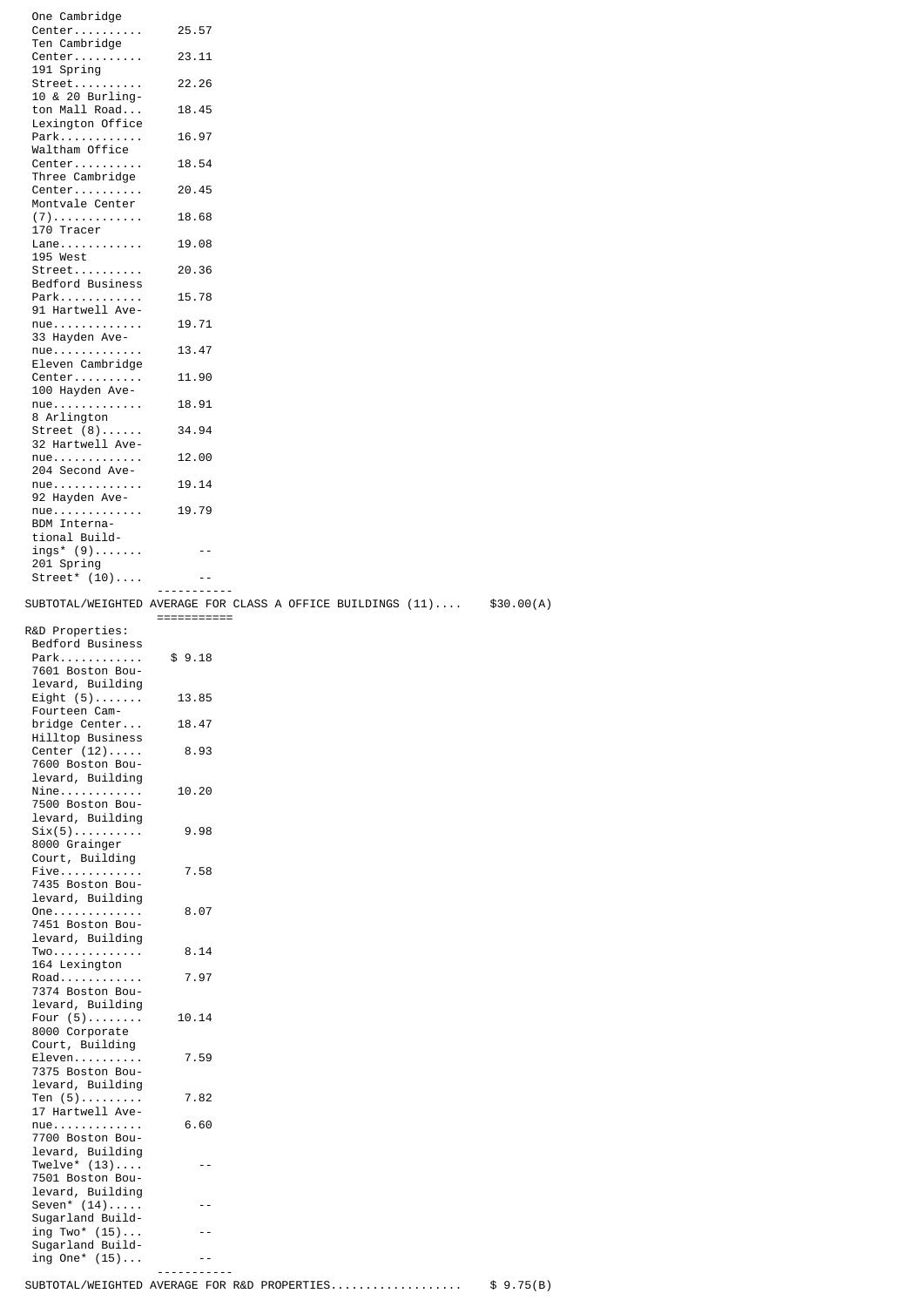| Property | |
|---|---|
| One Cambridge Center.......... | 25.57 |
| Ten Cambridge Center.......... | 23.11 |
| 191 Spring Street.......... | 22.26 |
| 10 & 20 Burlington Mall Road... | 18.45 |
| Lexington Office Park............ | 16.97 |
| Waltham Office Center.......... | 18.54 |
| Three Cambridge Center.......... | 20.45 |
| Montvale Center (7)............. | 18.68 |
| 170 Tracer Lane............ | 19.08 |
| 195 West Street.......... | 20.36 |
| Bedford Business Park............ | 15.78 |
| 91 Hartwell Avenue............. | 19.71 |
| 33 Hayden Avenue............. | 13.47 |
| Eleven Cambridge Center.......... | 11.90 |
| 100 Hayden Avenue............. | 18.91 |
| 8 Arlington Street (8)...... | 34.94 |
| 32 Hartwell Avenue............. | 12.00 |
| 204 Second Avenue............. | 19.14 |
| 92 Hayden Avenue............. | 19.79 |
| BDM International Buildings* (9)....... | -- |
| 201 Spring Street* (10).... | -- |
| SUBTOTAL/WEIGHTED AVERAGE FOR CLASS A OFFICE BUILDINGS (11).... | $30.00(A) |
| R&D Properties: | |
| Bedford Business Park............ | $ 9.18 |
| 7601 Boston Boulevard, Building Eight (5)....... | 13.85 |
| Fourteen Cambridge Center... | 18.47 |
| Hilltop Business Center (12)..... | 8.93 |
| 7600 Boston Boulevard, Building Nine............ | 10.20 |
| 7500 Boston Boulevard, Building Six(5).......... | 9.98 |
| 8000 Grainger Court, Building Five............ | 7.58 |
| 7435 Boston Boulevard, Building One............. | 8.07 |
| 7451 Boston Boulevard, Building Two............. | 8.14 |
| 164 Lexington Road............ | 7.97 |
| 7374 Boston Boulevard, Building Four (5)........ | 10.14 |
| 8000 Corporate Court, Building Eleven.......... | 7.59 |
| 7375 Boston Boulevard, Building Ten (5)......... | 7.82 |
| 17 Hartwell Avenue............. | 6.60 |
| 7700 Boston Boulevard, Building Twelve* (13).... | -- |
| 7501 Boston Boulevard, Building Seven* (14)..... | -- |
| Sugarland Building Two* (15)... | -- |
| Sugarland Building One* (15)... | -- |
| SUBTOTAL/WEIGHTED AVERAGE FOR R&D PROPERTIES.................. | $ 9.75(B) |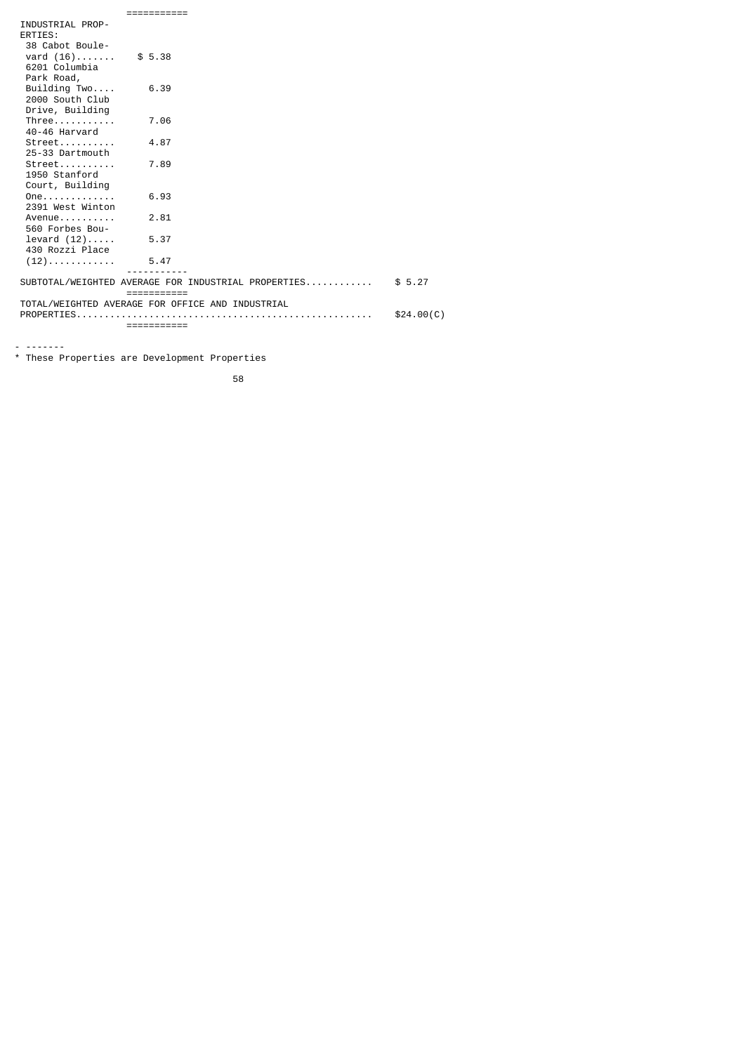| | | |
|---|---|---|
| INDUSTRIAL PROPERTIES: | | |
| 38 Cabot Boulevard (16) | $ 5.38 | |
| 6201 Columbia Park Road, Building Two | 6.39 | |
| 2000 South Club Drive, Building Three | 7.06 | |
| 40-46 Harvard Street | 4.87 | |
| 25-33 Dartmouth Street | 7.89 | |
| 1950 Stanford Court, Building One | 6.93 | |
| 2391 West Winton Avenue | 2.81 | |
| 560 Forbes Boulevard (12) | 5.37 | |
| 430 Rozzi Place (12) | 5.47 | |
| SUBTOTAL/WEIGHTED AVERAGE FOR INDUSTRIAL PROPERTIES | | $ 5.27 |
| TOTAL/WEIGHTED AVERAGE FOR OFFICE AND INDUSTRIAL PROPERTIES | | $24.00(C) |

- -------

* These Properties are Development Properties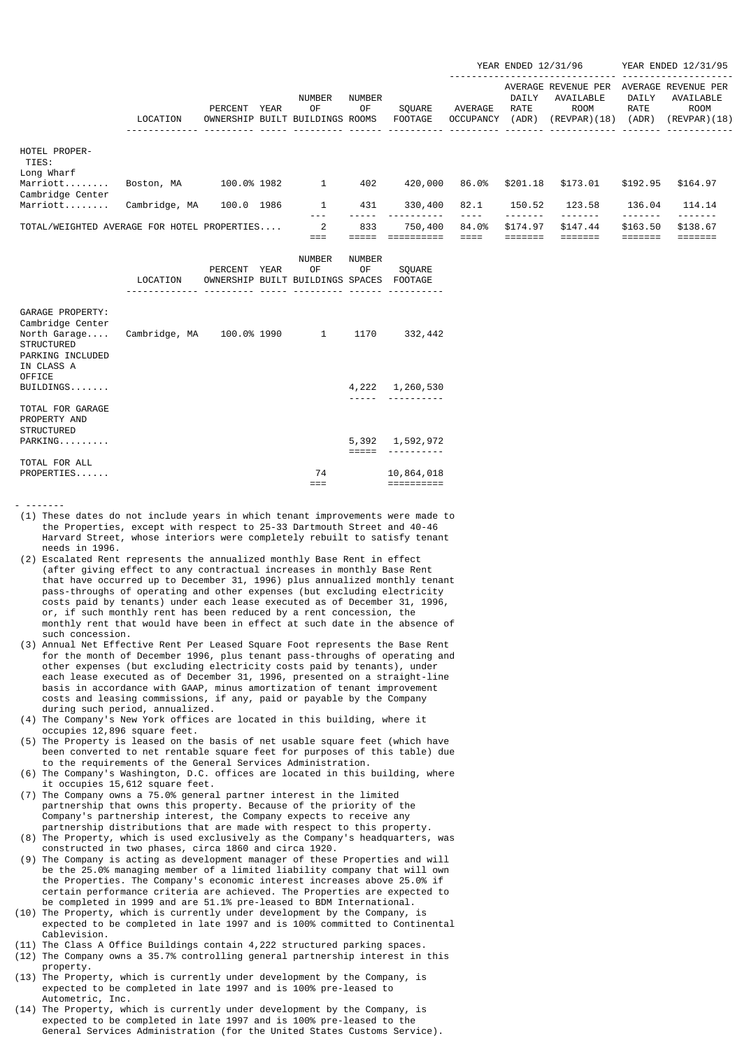| | LOCATION | PERCENT OWNERSHIP | YEAR BUILT | NUMBER OF BUILDINGS | NUMBER OF ROOMS | SQUARE FOOTAGE | YEAR ENDED 12/31/96 AVERAGE OCCUPANCY | DAILY RATE (ADR) | AVERAGE REVENUE PER AVAILABLE ROOM (REVPAR)(18) | YEAR ENDED 12/31/95 AVERAGE DAILY RATE (ADR) | REVENUE PER AVAILABLE ROOM (REVPAR)(18) |
|---|---|---|---|---|---|---|---|---|---|---|---|
| HOTEL PROPERTIES: | | | | | | | | | | | |
| Long Wharf Marriott........ | Boston, MA | 100.0% | 1982 | 1 | 402 | 420,000 | 86.0% | $201.18 | $173.01 | $192.95 | $164.97 |
| Cambridge Center Marriott........ | Cambridge, MA | 100.0 | 1986 | 1 | 431 | 330,400 | 82.1 | 150.52 | 123.58 | 136.04 | 114.14 |
| TOTAL/WEIGHTED AVERAGE FOR HOTEL PROPERTIES.... | | | | 2 | 833 | 750,400 | 84.0% | $174.97 | $147.44 | $163.50 | $138.67 |

| | LOCATION | PERCENT OWNERSHIP | YEAR BUILT | NUMBER OF BUILDINGS | NUMBER OF SPACES | SQUARE FOOTAGE |
|---|---|---|---|---|---|---|
| GARAGE PROPERTY: | | | | | | |
| Cambridge Center North Garage.... | Cambridge, MA | 100.0% | 1990 | 1 | 1170 | 332,442 |
| STRUCTURED PARKING INCLUDED IN CLASS A OFFICE BUILDINGS....... | | | | | 4,222 | 1,260,530 |
| TOTAL FOR GARAGE PROPERTY AND STRUCTURED PARKING......... | | | | | 5,392 | 1,592,972 |
| TOTAL FOR ALL PROPERTIES...... | | | | 74 | | 10,864,018 |

- -------

(1) These dates do not include years in which tenant improvements were made to the Properties, except with respect to 25-33 Dartmouth Street and 40-46 Harvard Street, whose interiors were completely rebuilt to satisfy tenant needs in 1996.

(2) Escalated Rent represents the annualized monthly Base Rent in effect (after giving effect to any contractual increases in monthly Base Rent that have occurred up to December 31, 1996) plus annualized monthly tenant pass-throughs of operating and other expenses (but excluding electricity costs paid by tenants) under each lease executed as of December 31, 1996, or, if such monthly rent has been reduced by a rent concession, the monthly rent that would have been in effect at such date in the absence of such concession.

(3) Annual Net Effective Rent Per Leased Square Foot represents the Base Rent for the month of December 1996, plus tenant pass-throughs of operating and other expenses (but excluding electricity costs paid by tenants), under each lease executed as of December 31, 1996, presented on a straight-line basis in accordance with GAAP, minus amortization of tenant improvement costs and leasing commissions, if any, paid or payable by the Company during such period, annualized.

(4) The Company's New York offices are located in this building, where it occupies 12,896 square feet.

(5) The Property is leased on the basis of net usable square feet (which have been converted to net rentable square feet for purposes of this table) due to the requirements of the General Services Administration.

(6) The Company's Washington, D.C. offices are located in this building, where it occupies 15,612 square feet.

(7) The Company owns a 75.0% general partner interest in the limited partnership that owns this property. Because of the priority of the Company's partnership interest, the Company expects to receive any partnership distributions that are made with respect to this property.

(8) The Property, which is used exclusively as the Company's headquarters, was constructed in two phases, circa 1860 and circa 1920.

(9) The Company is acting as development manager of these Properties and will be the 25.0% managing member of a limited liability company that will own the Properties. The Company's economic interest increases above 25.0% if certain performance criteria are achieved. The Properties are expected to be completed in 1999 and are 51.1% pre-leased to BDM International.

(10) The Property, which is currently under development by the Company, is expected to be completed in late 1997 and is 100% committed to Continental Cablevision.

(11) The Class A Office Buildings contain 4,222 structured parking spaces.

(12) The Company owns a 35.7% controlling general partnership interest in this property.

(13) The Property, which is currently under development by the Company, is expected to be completed in late 1997 and is 100% pre-leased to Autometric, Inc.

(14) The Property, which is currently under development by the Company, is expected to be completed in late 1997 and is 100% pre-leased to the General Services Administration (for the United States Customs Service).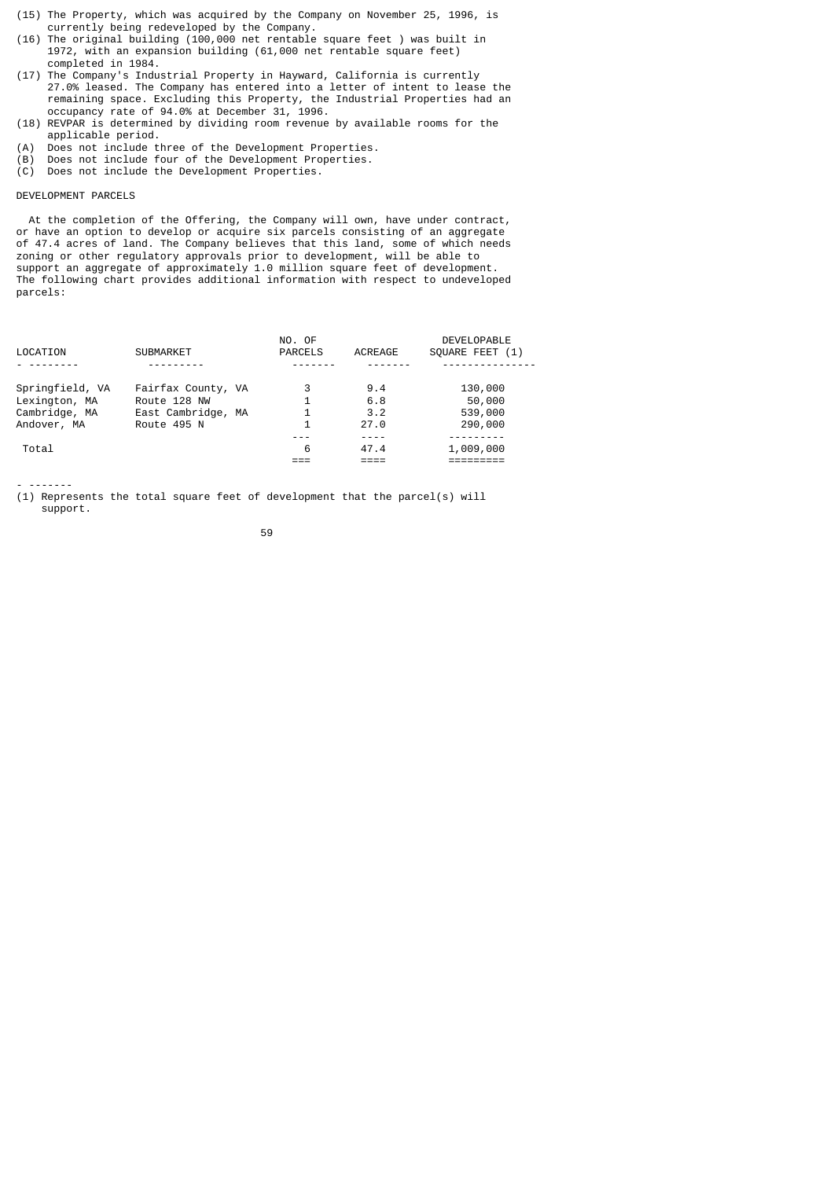(15) The Property, which was acquired by the Company on November 25, 1996, is currently being redeveloped by the Company.

(16) The original building (100,000 net rentable square feet ) was built in 1972, with an expansion building (61,000 net rentable square feet) completed in 1984.

(17) The Company's Industrial Property in Hayward, California is currently 27.0% leased. The Company has entered into a letter of intent to lease the remaining space. Excluding this Property, the Industrial Properties had an occupancy rate of 94.0% at December 31, 1996.

(18) REVPAR is determined by dividing room revenue by available rooms for the applicable period.

(A) Does not include three of the Development Properties.

(B) Does not include four of the Development Properties.

(C) Does not include the Development Properties.

## DEVELOPMENT PARCELS

At the completion of the Offering, the Company will own, have under contract, or have an option to develop or acquire six parcels consisting of an aggregate of 47.4 acres of land. The Company believes that this land, some of which needs zoning or other regulatory approvals prior to development, will be able to support an aggregate of approximately 1.0 million square feet of development. The following chart provides additional information with respect to undeveloped parcels:

| LOCATION | SUBMARKET | NO. OF PARCELS | ACREAGE | DEVELOPABLE SQUARE FEET (1) |
|---|---|---|---|---|
| Springfield, VA | Fairfax County, VA | 3 | 9.4 | 130,000 |
| Lexington, MA | Route 128 NW | 1 | 6.8 | 50,000 |
| Cambridge, MA | East Cambridge, MA | 1 | 3.2 | 539,000 |
| Andover, MA | Route 495 N | 1 | 27.0 | 290,000 |
| Total | | 6 | 47.4 | 1,009,000 |

(1) Represents the total square feet of development that the parcel(s) will support.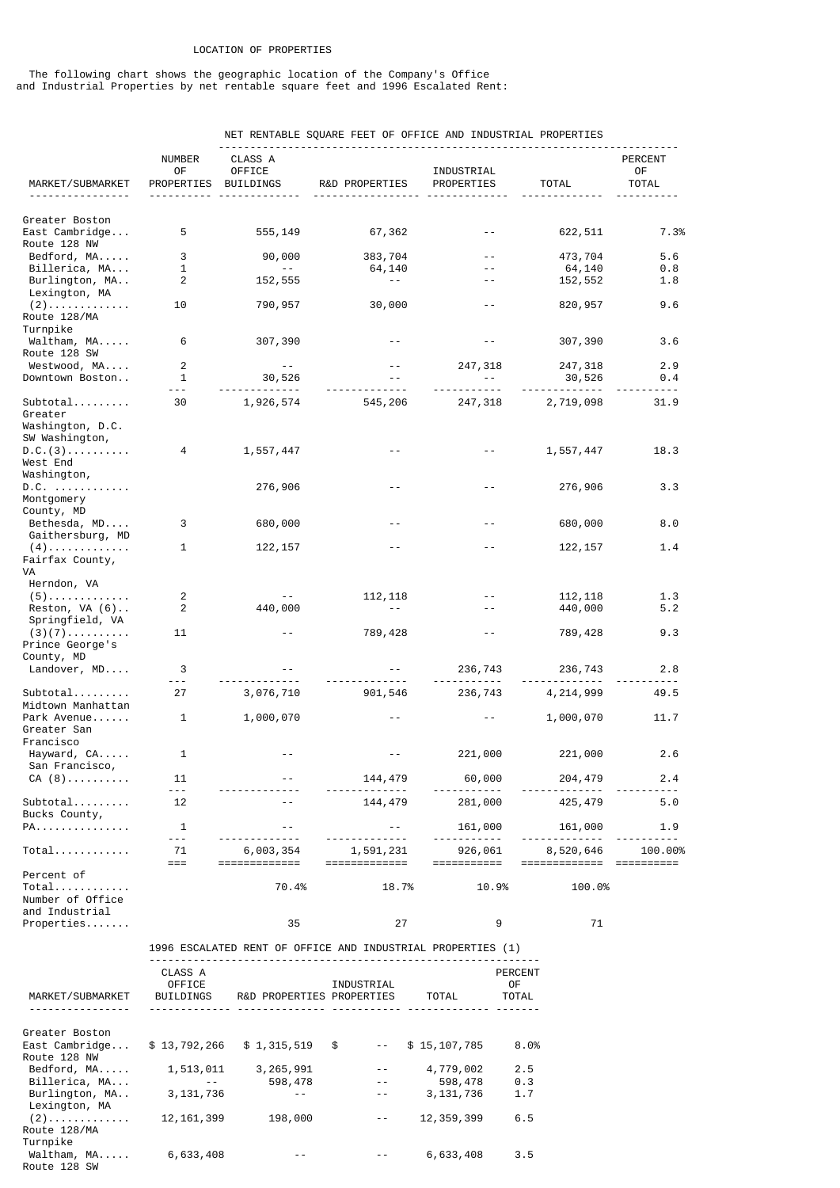LOCATION OF PROPERTIES

The following chart shows the geographic location of the Company's Office and Industrial Properties by net rentable square feet and 1996 Escalated Rent:

NET RENTABLE SQUARE FEET OF OFFICE AND INDUSTRIAL PROPERTIES

| MARKET/SUBMARKET | NUMBER OF PROPERTIES | CLASS A OFFICE BUILDINGS | R&D PROPERTIES | INDUSTRIAL PROPERTIES | TOTAL | PERCENT OF TOTAL |
|---|---|---|---|---|---|---|
| Greater Boston | | | | | | |
| East Cambridge... | 5 | 555,149 | 67,362 | -- | 622,511 | 7.3% |
| Route 128 NW | | | | | | |
| Bedford, MA..... | 3 | 90,000 | 383,704 | -- | 473,704 | 5.6 |
| Billerica, MA... | 1 | -- | 64,140 | -- | 64,140 | 0.8 |
| Burlington, MA.. | 2 | 152,555 | -- | -- | 152,552 | 1.8 |
| Lexington, MA (2)............. | 10 | 790,957 | 30,000 | -- | 820,957 | 9.6 |
| Route 128/MA Turnpike | | | | | | |
| Waltham, MA..... | 6 | 307,390 | -- | -- | 307,390 | 3.6 |
| Route 128 SW | | | | | | |
| Westwood, MA.... | 2 | -- | -- | 247,318 | 247,318 | 2.9 |
| Downtown Boston.. | 1 | 30,526 | -- | -- | 30,526 | 0.4 |
| Subtotal......... | 30 | 1,926,574 | 545,206 | 247,318 | 2,719,098 | 31.9 |
| Greater Washington, D.C. | | | | | | |
| SW Washington, D.C.(3).......... | 4 | 1,557,447 | -- | -- | 1,557,447 | 18.3 |
| West End Washington, D.C. ............ | | 276,906 | -- | -- | 276,906 | 3.3 |
| Montgomery County, MD | | | | | | |
| Bethesda, MD.... | 3 | 680,000 | -- | -- | 680,000 | 8.0 |
| Gaithersburg, MD (4)............. | 1 | 122,157 | -- | -- | 122,157 | 1.4 |
| Fairfax County, VA | | | | | | |
| Herndon, VA (5)............. | 2 | -- | 112,118 | -- | 112,118 | 1.3 |
| Reston, VA (6).. | 2 | 440,000 | -- | -- | 440,000 | 5.2 |
| Springfield, VA (3)(7).......... | 11 | -- | 789,428 | -- | 789,428 | 9.3 |
| Prince George's County, MD | | | | | | |
| Landover, MD.... | 3 | -- | -- | 236,743 | 236,743 | 2.8 |
| Subtotal......... | 27 | 3,076,710 | 901,546 | 236,743 | 4,214,999 | 49.5 |
| Midtown Manhattan | | | | | | |
| Park Avenue...... | 1 | 1,000,070 | -- | -- | 1,000,070 | 11.7 |
| Greater San Francisco | | | | | | |
| Hayward, CA..... | 1 | -- | -- | 221,000 | 221,000 | 2.6 |
| San Francisco, CA (8).......... | 11 | -- | 144,479 | 60,000 | 204,479 | 2.4 |
| Subtotal......... | 12 | -- | 144,479 | 281,000 | 425,479 | 5.0 |
| Bucks County, PA............... | 1 | -- | -- | 161,000 | 161,000 | 1.9 |
| Total............ | 71 | 6,003,354 | 1,591,231 | 926,061 | 8,520,646 | 100.00% |
| Percent of Total............ | | 70.4% | 18.7% | 10.9% | 100.0% | |
| Number of Office and Industrial Properties....... | | 35 | 27 | 9 | 71 | |

1996 ESCALATED RENT OF OFFICE AND INDUSTRIAL PROPERTIES (1)

| MARKET/SUBMARKET | CLASS A OFFICE BUILDINGS | R&D PROPERTIES | INDUSTRIAL PROPERTIES | TOTAL | PERCENT OF TOTAL |
|---|---|---|---|---|---|
| Greater Boston | | | | | |
| East Cambridge... | $ 13,792,266 | $ 1,315,519 | $ -- | $ 15,107,785 | 8.0% |
| Route 128 NW | | | | | |
| Bedford, MA..... | 1,513,011 | 3,265,991 | -- | 4,779,002 | 2.5 |
| Billerica, MA... | -- | 598,478 | -- | 598,478 | 0.3 |
| Burlington, MA.. | 3,131,736 | -- | -- | 3,131,736 | 1.7 |
| Lexington, MA (2)............. | 12,161,399 | 198,000 | -- | 12,359,399 | 6.5 |
| Route 128/MA Turnpike | | | | | |
| Waltham, MA..... | 6,633,408 | -- | -- | 6,633,408 | 3.5 |
| Route 128 SW | | | | | |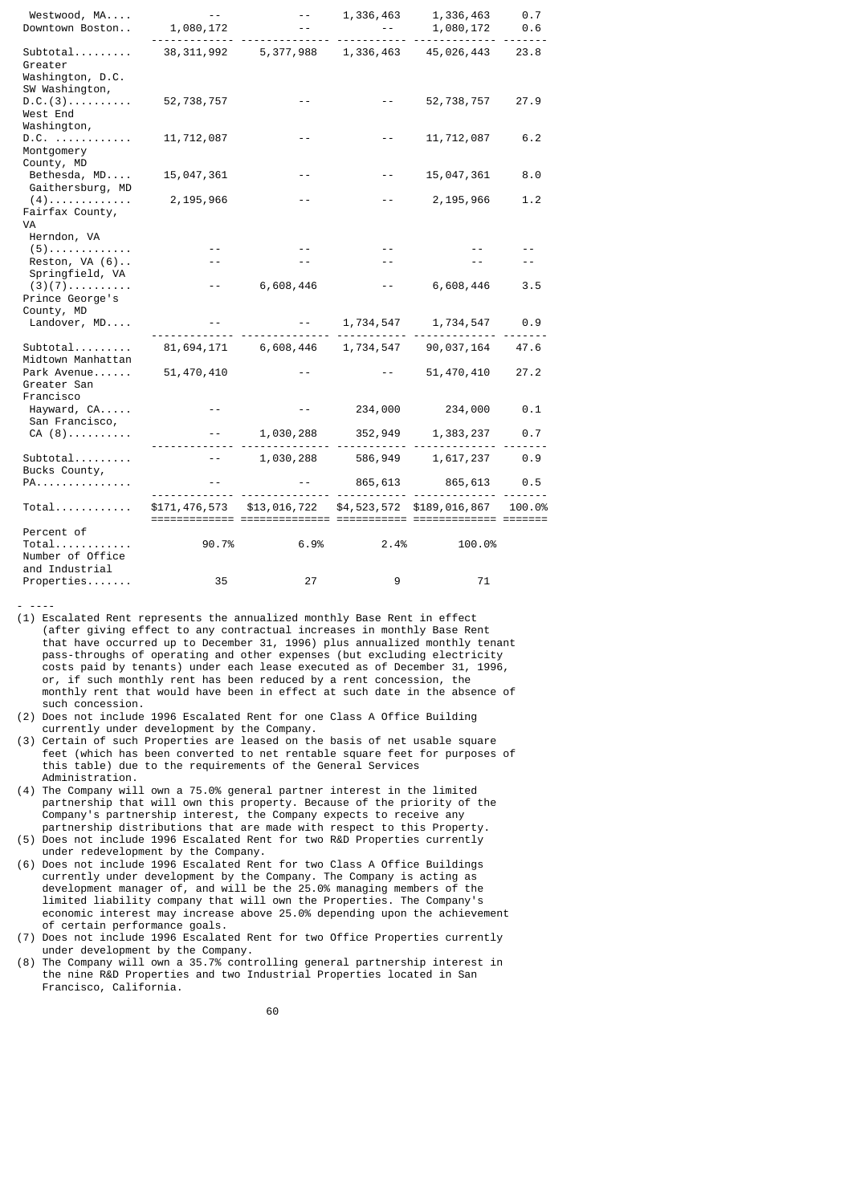| | | | | | |
|---|---|---|---|---|---|
| Westwood, MA.... | -- | -- | 1,336,463 | 1,336,463 | 0.7 |
| Downtown Boston.. | 1,080,172 | -- | -- | 1,080,172 | 0.6 |
| Subtotal......... | 38,311,992 | 5,377,988 | 1,336,463 | 45,026,443 | 23.8 |
| Greater Washington, D.C. | | | | | |
| SW Washington, D.C.(3).......... | 52,738,757 | -- | -- | 52,738,757 | 27.9 |
| West End Washington, D.C. ............ | 11,712,087 | -- | -- | 11,712,087 | 6.2 |
| Montgomery County, MD | | | | | |
| Bethesda, MD.... | 15,047,361 | -- | -- | 15,047,361 | 8.0 |
| Gaithersburg, MD (4)............. | 2,195,966 | -- | -- | 2,195,966 | 1.2 |
| Fairfax County, VA | | | | | |
| Herndon, VA (5)............. | -- | -- | -- | -- | -- |
| Reston, VA (6).. | -- | -- | -- | -- | -- |
| Springfield, VA (3)(7).......... | -- | 6,608,446 | -- | 6,608,446 | 3.5 |
| Prince George's County, MD | | | | | |
| Landover, MD.... | -- | -- | 1,734,547 | 1,734,547 | 0.9 |
| Subtotal......... | 81,694,171 | 6,608,446 | 1,734,547 | 90,037,164 | 47.6 |
| Midtown Manhattan Park Avenue...... | 51,470,410 | -- | -- | 51,470,410 | 27.2 |
| Greater San Francisco | | | | | |
| Hayward, CA..... | -- | -- | 234,000 | 234,000 | 0.1 |
| San Francisco, CA (8).......... | -- | 1,030,288 | 352,949 | 1,383,237 | 0.7 |
| Subtotal......... | -- | 1,030,288 | 586,949 | 1,617,237 | 0.9 |
| Bucks County, PA............... | -- | -- | 865,613 | 865,613 | 0.5 |
| Total............ | $171,476,573 | $13,016,722 | $4,523,572 | $189,016,867 | 100.0% |
| Percent of Total............ | 90.7% | 6.9% | 2.4% | 100.0% | |
| Number of Office and Industrial Properties....... | 35 | 27 | 9 | 71 | |

- ----

(1) Escalated Rent represents the annualized monthly Base Rent in effect (after giving effect to any contractual increases in monthly Base Rent that have occurred up to December 31, 1996) plus annualized monthly tenant pass-throughs of operating and other expenses (but excluding electricity costs paid by tenants) under each lease executed as of December 31, 1996, or, if such monthly rent has been reduced by a rent concession, the monthly rent that would have been in effect at such date in the absence of such concession.

(2) Does not include 1996 Escalated Rent for one Class A Office Building currently under development by the Company.

(3) Certain of such Properties are leased on the basis of net usable square feet (which has been converted to net rentable square feet for purposes of this table) due to the requirements of the General Services Administration.

(4) The Company will own a 75.0% general partner interest in the limited partnership that will own this property. Because of the priority of the Company's partnership interest, the Company expects to receive any partnership distributions that are made with respect to this Property.

(5) Does not include 1996 Escalated Rent for two R&D Properties currently under redevelopment by the Company.

(6) Does not include 1996 Escalated Rent for two Class A Office Buildings currently under development by the Company. The Company is acting as development manager of, and will be the 25.0% managing members of the limited liability company that will own the Properties. The Company's economic interest may increase above 25.0% depending upon the achievement of certain performance goals.

(7) Does not include 1996 Escalated Rent for two Office Properties currently under development by the Company.

(8) The Company will own a 35.7% controlling general partnership interest in the nine R&D Properties and two Industrial Properties located in San Francisco, California.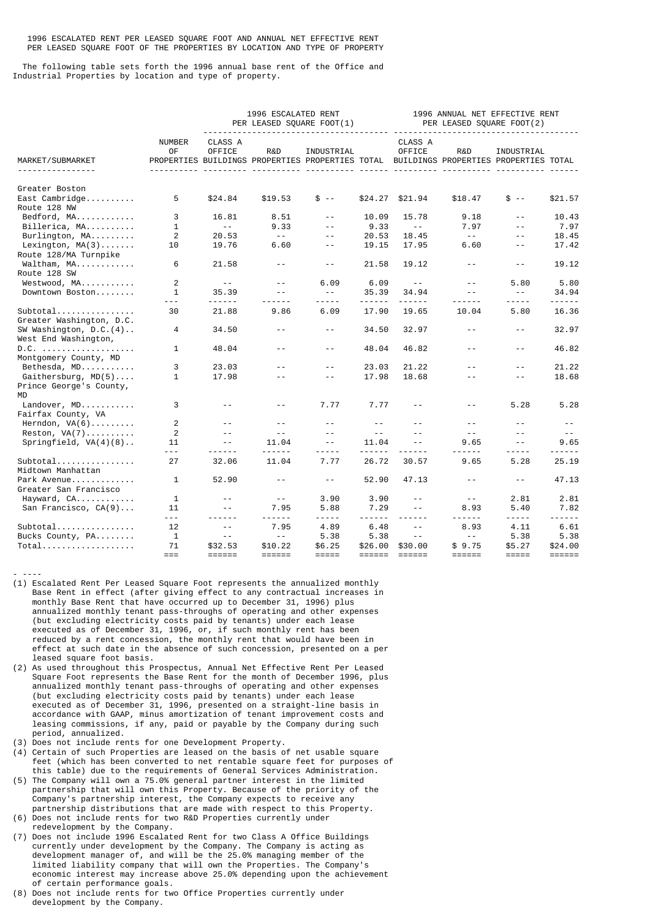1996 ESCALATED RENT PER LEASED SQUARE FOOT AND ANNUAL NET EFFECTIVE RENT PER LEASED SQUARE FOOT OF THE PROPERTIES BY LOCATION AND TYPE OF PROPERTY

The following table sets forth the 1996 annual base rent of the Office and Industrial Properties by location and type of property.

| | | 1996 ESCALATED RENT PER LEASED SQUARE FOOT(1) | | | | 1996 ANNUAL NET EFFECTIVE RENT PER LEASED SQUARE FOOT(2) | | | |
|---|---|---|---|---|---|---|---|---|---|
| MARKET/SUBMARKET | NUMBER OF PROPERTIES | CLASS A OFFICE BUILDINGS | R&D PROPERTIES | INDUSTRIAL PROPERTIES | TOTAL | CLASS A OFFICE BUILDINGS | R&D PROPERTIES | INDUSTRIAL PROPERTIES | TOTAL |
| Greater Boston | | | | | | | | | |
| East Cambridge.......... | 5 | $24.84 | $19.53 | $ -- | $24.27 | $21.94 | $18.47 | $ -- | $21.57 |
| Route 128 NW | | | | | | | | | |
| Bedford, MA............ | 3 | 16.81 | 8.51 | -- | 10.09 | 15.78 | 9.18 | -- | 10.43 |
| Billerica, MA.......... | 1 | -- | 9.33 | -- | 9.33 | -- | 7.97 | -- | 7.97 |
| Burlington, MA......... | 2 | 20.53 | -- | -- | 20.53 | 18.45 | -- | -- | 18.45 |
| Lexington, MA(3)....... | 10 | 19.76 | 6.60 | -- | 19.15 | 17.95 | 6.60 | -- | 17.42 |
| Route 128/MA Turnpike | | | | | | | | | |
| Waltham, MA............ | 6 | 21.58 | -- | -- | 21.58 | 19.12 | -- | -- | 19.12 |
| Route 128 SW | | | | | | | | | |
| Westwood, MA........... | 2 | -- | -- | 6.09 | 6.09 | -- | -- | 5.80 | 5.80 |
| Downtown Boston........ | 1 | 35.39 | -- | -- | 35.39 | 34.94 | -- | -- | 34.94 |
| Subtotal................ | 30 | 21.88 | 9.86 | 6.09 | 17.90 | 19.65 | 10.04 | 5.80 | 16.36 |
| Greater Washington, D.C. | | | | | | | | | |
| SW Washington, D.C.(4).. | 4 | 34.50 | -- | -- | 34.50 | 32.97 | -- | -- | 32.97 |
| West End Washington, D.C. ................... | 1 | 48.04 | -- | -- | 48.04 | 46.82 | -- | -- | 46.82 |
| Montgomery County, MD | | | | | | | | | |
| Bethesda, MD........... | 3 | 23.03 | -- | -- | 23.03 | 21.22 | -- | -- | 21.22 |
| Gaithersburg, MD(5).... | 1 | 17.98 | -- | -- | 17.98 | 18.68 | -- | -- | 18.68 |
| Prince George's County, MD | | | | | | | | | |
| Landover, MD........... | 3 | -- | -- | 7.77 | 7.77 | -- | -- | 5.28 | 5.28 |
| Fairfax County, VA | | | | | | | | | |
| Herndon, VA(6)......... | 2 | -- | -- | -- | -- | -- | -- | -- | -- |
| Reston, VA(7).......... | 2 | -- | -- | -- | -- | -- | -- | -- | -- |
| Springfield, VA(4)(8).. | 11 | -- | 11.04 | -- | 11.04 | -- | 9.65 | -- | 9.65 |
| Subtotal................ | 27 | 32.06 | 11.04 | 7.77 | 26.72 | 30.57 | 9.65 | 5.28 | 25.19 |
| Midtown Manhattan | | | | | | | | | |
| Park Avenue............. | 1 | 52.90 | -- | -- | 52.90 | 47.13 | -- | -- | 47.13 |
| Greater San Francisco | | | | | | | | | |
| Hayward, CA............ | 1 | -- | -- | 3.90 | 3.90 | -- | -- | 2.81 | 2.81 |
| San Francisco, CA(9)... | 11 | -- | 7.95 | 5.88 | 7.29 | -- | 8.93 | 5.40 | 7.82 |
| Subtotal................ | 12 | -- | 7.95 | 4.89 | 6.48 | -- | 8.93 | 4.11 | 6.61 |
| Bucks County, PA........ | 1 | -- | -- | 5.38 | 5.38 | -- | -- | 5.38 | 5.38 |
| Total................... | 71 | $32.53 | $10.22 | $6.25 | $26.00 | $30.00 | $ 9.75 | $5.27 | $24.00 |

- ----

(1) Escalated Rent Per Leased Square Foot represents the annualized monthly Base Rent in effect (after giving effect to any contractual increases in monthly Base Rent that have occurred up to December 31, 1996) plus annualized monthly tenant pass-throughs of operating and other expenses (but excluding electricity costs paid by tenants) under each lease executed as of December 31, 1996, or, if such monthly rent has been reduced by a rent concession, the monthly rent that would have been in effect at such date in the absence of such concession, presented on a per leased square foot basis.

(2) As used throughout this Prospectus, Annual Net Effective Rent Per Leased Square Foot represents the Base Rent for the month of December 1996, plus annualized monthly tenant pass-throughs of operating and other expenses (but excluding electricity costs paid by tenants) under each lease executed as of December 31, 1996, presented on a straight-line basis in accordance with GAAP, minus amortization of tenant improvement costs and leasing commissions, if any, paid or payable by the Company during such period, annualized.

(3) Does not include rents for one Development Property.

(4) Certain of such Properties are leased on the basis of net usable square feet (which has been converted to net rentable square feet for purposes of this table) due to the requirements of General Services Administration.

(5) The Company will own a 75.0% general partner interest in the limited partnership that will own this Property. Because of the priority of the Company's partnership interest, the Company expects to receive any partnership distributions that are made with respect to this Property.

(6) Does not include rents for two R&D Properties currently under redevelopment by the Company.

(7) Does not include 1996 Escalated Rent for two Class A Office Buildings currently under development by the Company. The Company is acting as development manager of, and will be the 25.0% managing member of the limited liability company that will own the Properties. The Company's economic interest may increase above 25.0% depending upon the achievement of certain performance goals.

(8) Does not include rents for two Office Properties currently under development by the Company.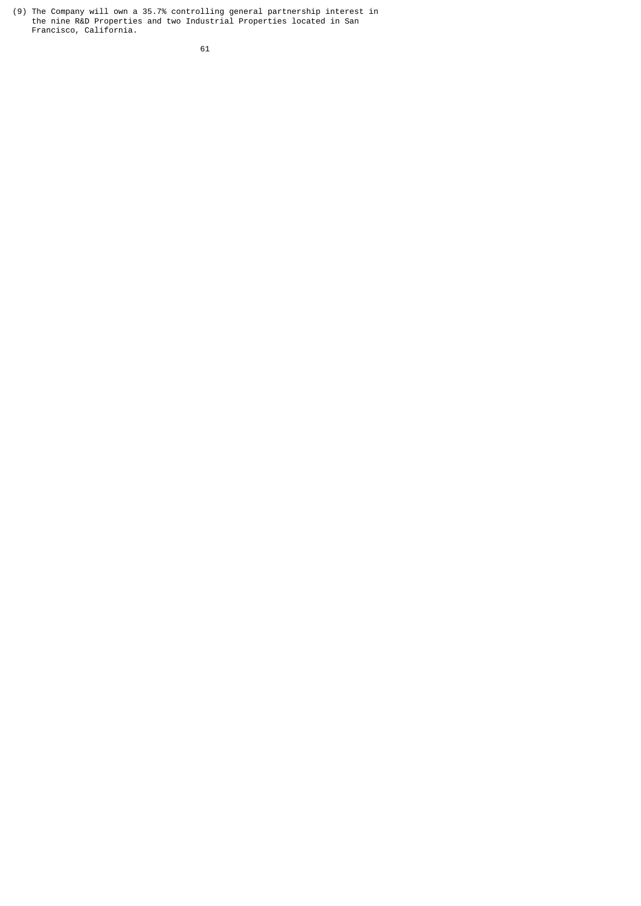(9) The Company will own a 35.7% controlling general partnership interest in the nine R&D Properties and two Industrial Properties located in San Francisco, California.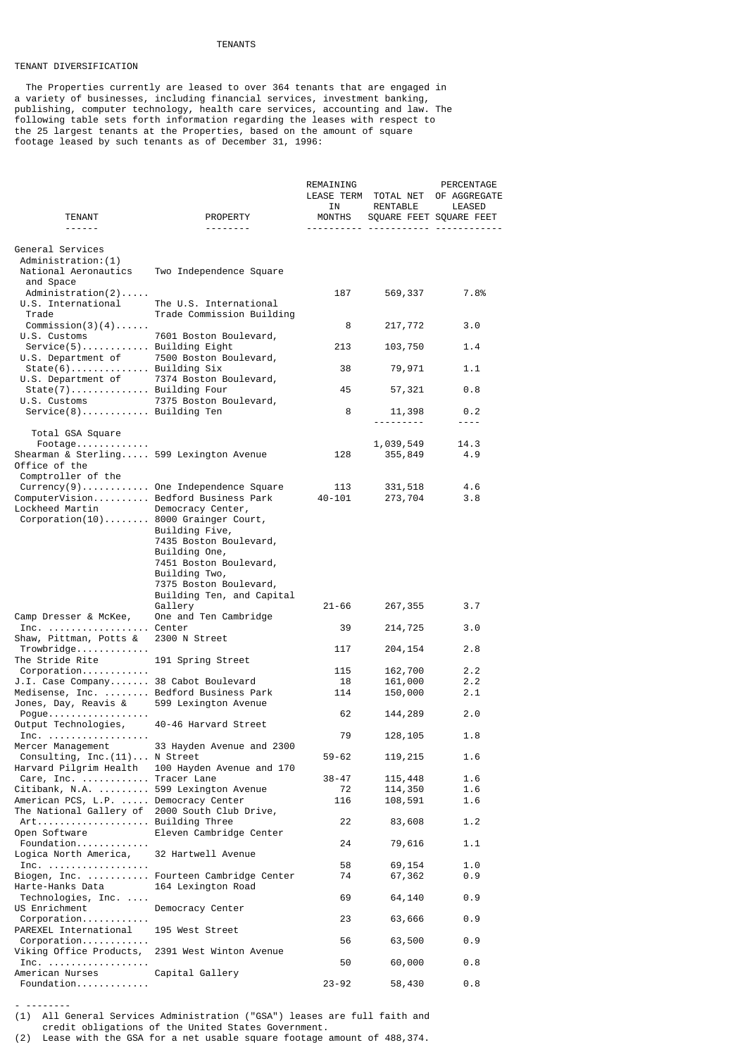# TENANTS

## TENANT DIVERSIFICATION

The Properties currently are leased to over 364 tenants that are engaged in a variety of businesses, including financial services, investment banking, publishing, computer technology, health care services, accounting and law. The following table sets forth information regarding the leases with respect to the 25 largest tenants at the Properties, based on the amount of square footage leased by such tenants as of December 31, 1996:

| TENANT | PROPERTY | REMAINING LEASE TERM IN MONTHS | TOTAL NET RENTABLE SQUARE FEET | PERCENTAGE OF AGGREGATE LEASED SQUARE FEET |
|---|---|---|---|---|
| General Services Administration:(1) | | | | |
| National Aeronautics and Space Administration(2) | Two Independence Square | 187 | 569,337 | 7.8% |
| U.S. International Trade Commission(3)(4) | The U.S. International Trade Commission Building | 8 | 217,772 | 3.0 |
| U.S. Customs Service(5) | 7601 Boston Boulevard, Building Eight | 213 | 103,750 | 1.4 |
| U.S. Department of State(6) | 7500 Boston Boulevard, Building Six | 38 | 79,971 | 1.1 |
| U.S. Department of State(7) | 7374 Boston Boulevard, Building Four | 45 | 57,321 | 0.8 |
| U.S. Customs Service(8) | 7375 Boston Boulevard, Building Ten | 8 | 11,398 | 0.2 |
| Total GSA Square Footage | | | 1,039,549 | 14.3 |
| Shearman & Sterling | 599 Lexington Avenue | 128 | 355,849 | 4.9 |
| Office of the Comptroller of the Currency(9) | One Independence Square | 113 | 331,518 | 4.6 |
| ComputerVision | Bedford Business Park | 40-101 | 273,704 | 3.8 |
| Lockheed Martin Corporation(10) | Democracy Center, 8000 Grainger Court, Building Five, 7435 Boston Boulevard, Building One, 7451 Boston Boulevard, Building Two, 7375 Boston Boulevard, Building Ten, and Capital Gallery | 21-66 | 267,355 | 3.7 |
| Camp Dresser & McKee, Inc. | One and Ten Cambridge Center | 39 | 214,725 | 3.0 |
| Shaw, Pittman, Potts & Trowbridge | 2300 N Street | 117 | 204,154 | 2.8 |
| The Stride Rite Corporation | 191 Spring Street | 115 | 162,700 | 2.2 |
| J.I. Case Company | 38 Cabot Boulevard | 18 | 161,000 | 2.2 |
| Medisense, Inc. | Bedford Business Park | 114 | 150,000 | 2.1 |
| Jones, Day, Reavis & Pogue | 599 Lexington Avenue | 62 | 144,289 | 2.0 |
| Output Technologies, Inc. | 40-46 Harvard Street | 79 | 128,105 | 1.8 |
| Mercer Management Consulting, Inc.(11) | 33 Hayden Avenue and 2300 N Street | 59-62 | 119,215 | 1.6 |
| Harvard Pilgrim Health Care, Inc. | 100 Hayden Avenue and 170 Tracer Lane | 38-47 | 115,448 | 1.6 |
| Citibank, N.A. | 599 Lexington Avenue | 72 | 114,350 | 1.6 |
| American PCS, L.P. | Democracy Center | 116 | 108,591 | 1.6 |
| The National Gallery of Art | 2000 South Club Drive, Building Three | 22 | 83,608 | 1.2 |
| Open Software Foundation | Eleven Cambridge Center | 24 | 79,616 | 1.1 |
| Logica North America, Inc. | 32 Hartwell Avenue | 58 | 69,154 | 1.0 |
| Biogen, Inc. | Fourteen Cambridge Center | 74 | 67,362 | 0.9 |
| Harte-Hanks Data Technologies, Inc. | 164 Lexington Road | 69 | 64,140 | 0.9 |
| US Enrichment Corporation | Democracy Center | 23 | 63,666 | 0.9 |
| PAREXEL International Corporation | 195 West Street | 56 | 63,500 | 0.9 |
| Viking Office Products, Inc. | 2391 West Winton Avenue | 50 | 60,000 | 0.8 |
| American Nurses Foundation | Capital Gallery | 23-92 | 58,430 | 0.8 |

---------

(1) All General Services Administration ("GSA") leases are full faith and credit obligations of the United States Government.

(2) Lease with the GSA for a net usable square footage amount of 488,374.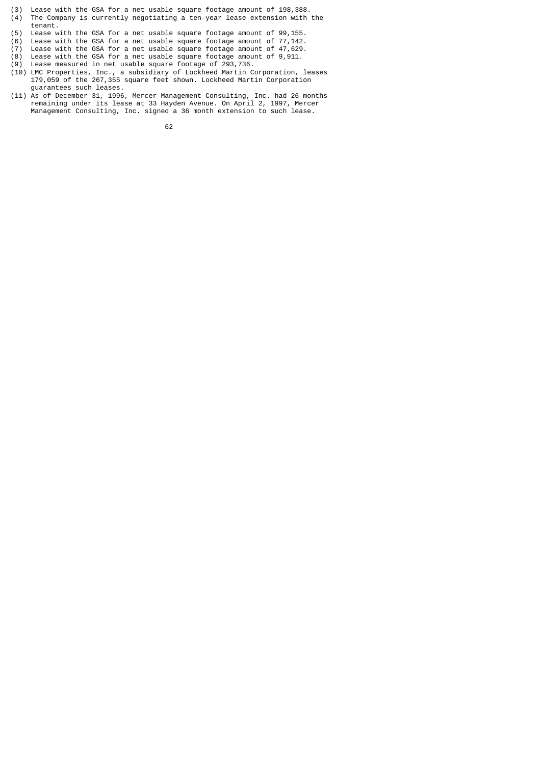(3) Lease with the GSA for a net usable square footage amount of 198,388.

(4) The Company is currently negotiating a ten-year lease extension with the tenant.

(5) Lease with the GSA for a net usable square footage amount of 99,155.

(6) Lease with the GSA for a net usable square footage amount of 77,142.

(7) Lease with the GSA for a net usable square footage amount of 47,629.

(8) Lease with the GSA for a net usable square footage amount of 9,911.

(9) Lease measured in net usable square footage of 293,736.

(10) LMC Properties, Inc., a subsidiary of Lockheed Martin Corporation, leases 179,059 of the 267,355 square feet shown. Lockheed Martin Corporation guarantees such leases.

(11) As of December 31, 1996, Mercer Management Consulting, Inc. had 26 months remaining under its lease at 33 Hayden Avenue. On April 2, 1997, Mercer Management Consulting, Inc. signed a 36 month extension to such lease.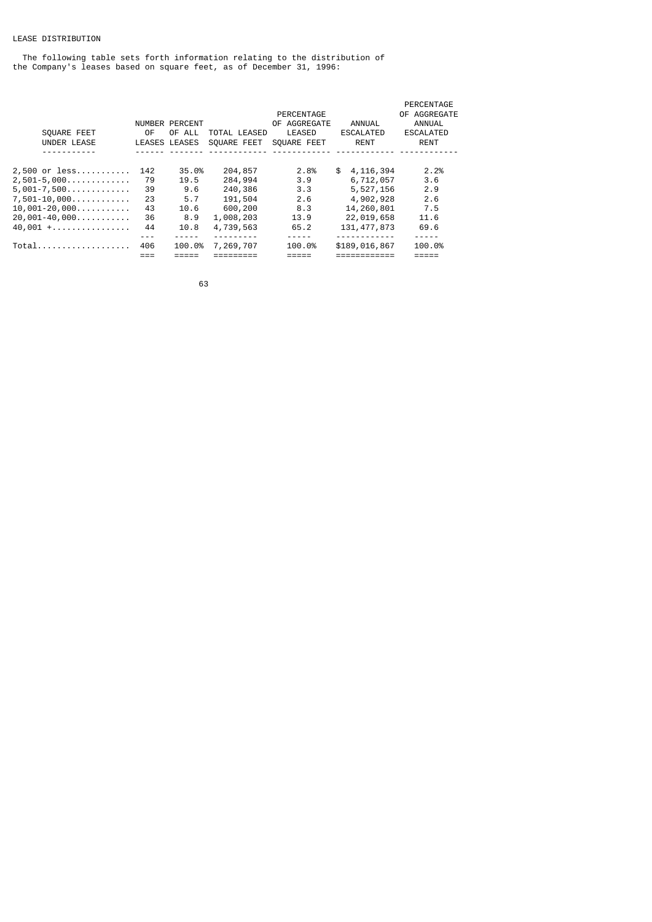LEASE DISTRIBUTION

The following table sets forth information relating to the distribution of the Company's leases based on square feet, as of December 31, 1996:

| SQUARE FEET UNDER LEASE | NUMBER OF LEASES | PERCENT OF ALL LEASES | TOTAL LEASED SQUARE FEET | PERCENTAGE OF AGGREGATE LEASED SQUARE FEET | ANNUAL ESCALATED RENT | PERCENTAGE OF AGGREGATE ANNUAL ESCALATED RENT |
|---|---|---|---|---|---|---|
| 2,500 or less | 142 | 35.0% | 204,857 | 2.8% | $ 4,116,394 | 2.2% |
| 2,501-5,000 | 79 | 19.5 | 284,994 | 3.9 | 6,712,057 | 3.6 |
| 5,001-7,500 | 39 | 9.6 | 240,386 | 3.3 | 5,527,156 | 2.9 |
| 7,501-10,000 | 23 | 5.7 | 191,504 | 2.6 | 4,902,928 | 2.6 |
| 10,001-20,000 | 43 | 10.6 | 600,200 | 8.3 | 14,260,801 | 7.5 |
| 20,001-40,000 | 36 | 8.9 | 1,008,203 | 13.9 | 22,019,658 | 11.6 |
| 40,001 + | 44 | 10.8 | 4,739,563 | 65.2 | 131,477,873 | 69.6 |
| Total | 406 | 100.0% | 7,269,707 | 100.0% | $189,016,867 | 100.0% |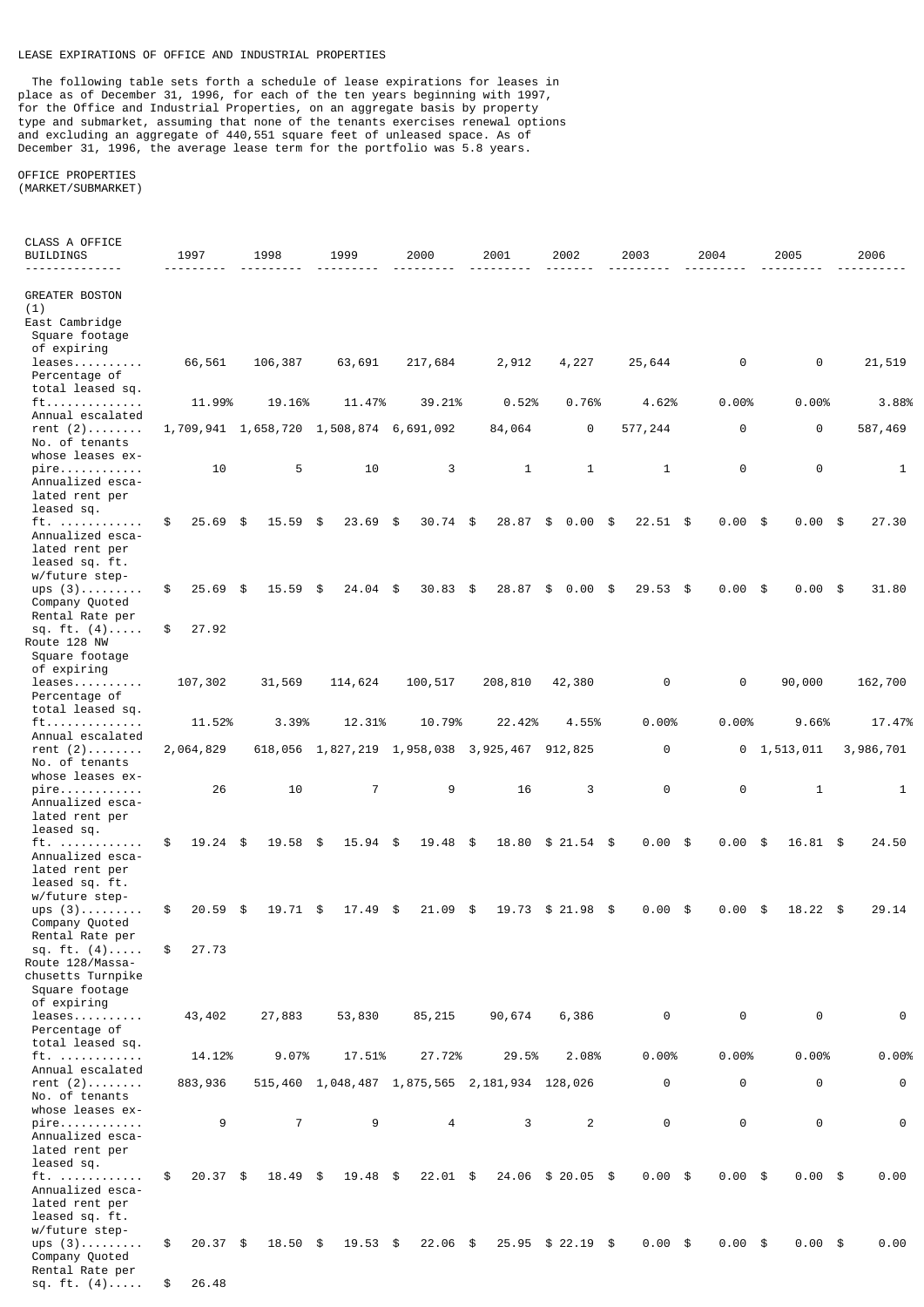LEASE EXPIRATIONS OF OFFICE AND INDUSTRIAL PROPERTIES

The following table sets forth a schedule of lease expirations for leases in place as of December 31, 1996, for each of the ten years beginning with 1997, for the Office and Industrial Properties, on an aggregate basis by property type and submarket, assuming that none of the tenants exercises renewal options and excluding an aggregate of 440,551 square feet of unleased space. As of December 31, 1996, the average lease term for the portfolio was 5.8 years.

OFFICE PROPERTIES
(MARKET/SUBMARKET)

| CLASS A OFFICE BUILDINGS | 1997 | 1998 | 1999 | 2000 | 2001 | 2002 | 2003 | 2004 | 2005 | 2006 |
|---|---|---|---|---|---|---|---|---|---|---|
| GREATER BOSTON (1) | | | | | | | | | | |
| East Cambridge | | | | | | | | | | |
| Square footage of expiring leases.......... | 66,561 | 106,387 | 63,691 | 217,684 | 2,912 | 4,227 | 25,644 | 0 | 0 | 21,519 |
| Percentage of total leased sq. ft.............. | 11.99% | 19.16% | 11.47% | 39.21% | 0.52% | 0.76% | 4.62% | 0.00% | 0.00% | 3.88% |
| Annual escalated rent (2)........ | 1,709,941 | 1,658,720 | 1,508,874 | 6,691,092 | 84,064 | 0 | 577,244 | 0 | 0 | 587,469 |
| No. of tenants whose leases expire............ | 10 | 5 | 10 | 3 | 1 | 1 | 1 | 0 | 0 | 1 |
| Annualized escalated rent per leased sq. ft. ............ | $ 25.69 | $ 15.59 | $ 23.69 | $ 30.74 | $ 28.87 | $ 0.00 | $ 22.51 | $ 0.00 | $ 0.00 | $ 27.30 |
| Annualized escalated rent per leased sq. ft. w/future step-ups (3)......... | $ 25.69 | $ 15.59 | $ 24.04 | $ 30.83 | $ 28.87 | $ 0.00 | $ 29.53 | $ 0.00 | $ 0.00 | $ 31.80 |
| Company Quoted Rental Rate per sq. ft. (4)..... | $ 27.92 | | | | | | | | | |
| Route 128 NW | | | | | | | | | | |
| Square footage of expiring leases.......... | 107,302 | 31,569 | 114,624 | 100,517 | 208,810 | 42,380 | 0 | 0 | 90,000 | 162,700 |
| Percentage of total leased sq. ft.............. | 11.52% | 3.39% | 12.31% | 10.79% | 22.42% | 4.55% | 0.00% | 0.00% | 9.66% | 17.47% |
| Annual escalated rent (2)........ | 2,064,829 | 618,056 | 1,827,219 | 1,958,038 | 3,925,467 | 912,825 | 0 | 0 | 1,513,011 | 3,986,701 |
| No. of tenants whose leases expire............ | 26 | 10 | 7 | 9 | 16 | 3 | 0 | 0 | 1 | 1 |
| Annualized escalated rent per leased sq. ft. ............ | $ 19.24 | $ 19.58 | $ 15.94 | $ 19.48 | $ 18.80 | $ 21.54 | $ 0.00 | $ 0.00 | $ 16.81 | $ 24.50 |
| Annualized escalated rent per leased sq. ft. w/future step-ups (3)......... | $ 20.59 | $ 19.71 | $ 17.49 | $ 21.09 | $ 19.73 | $ 21.98 | $ 0.00 | $ 0.00 | $ 18.22 | $ 29.14 |
| Company Quoted Rental Rate per sq. ft. (4)..... | $ 27.73 | | | | | | | | | |
| Route 128/Massachusetts Turnpike | | | | | | | | | | |
| Square footage of expiring leases.......... | 43,402 | 27,883 | 53,830 | 85,215 | 90,674 | 6,386 | 0 | 0 | 0 | 0 |
| Percentage of total leased sq. ft. ............ | 14.12% | 9.07% | 17.51% | 27.72% | 29.5% | 2.08% | 0.00% | 0.00% | 0.00% | 0.00% |
| Annual escalated rent (2)........ | 883,936 | 515,460 | 1,048,487 | 1,875,565 | 2,181,934 | 128,026 | 0 | 0 | 0 | 0 |
| No. of tenants whose leases expire............ | 9 | 7 | 9 | 4 | 3 | 2 | 0 | 0 | 0 | 0 |
| Annualized escalated rent per leased sq. ft. ............ | $ 20.37 | $ 18.49 | $ 19.48 | $ 22.01 | $ 24.06 | $ 20.05 | $ 0.00 | $ 0.00 | $ 0.00 | $ 0.00 |
| Annualized escalated rent per leased sq. ft. w/future step-ups (3)......... | $ 20.37 | $ 18.50 | $ 19.53 | $ 22.06 | $ 25.95 | $ 22.19 | $ 0.00 | $ 0.00 | $ 0.00 | $ 0.00 |
| Company Quoted Rental Rate per sq. ft. (4)..... | $ 26.48 | | | | | | | | | |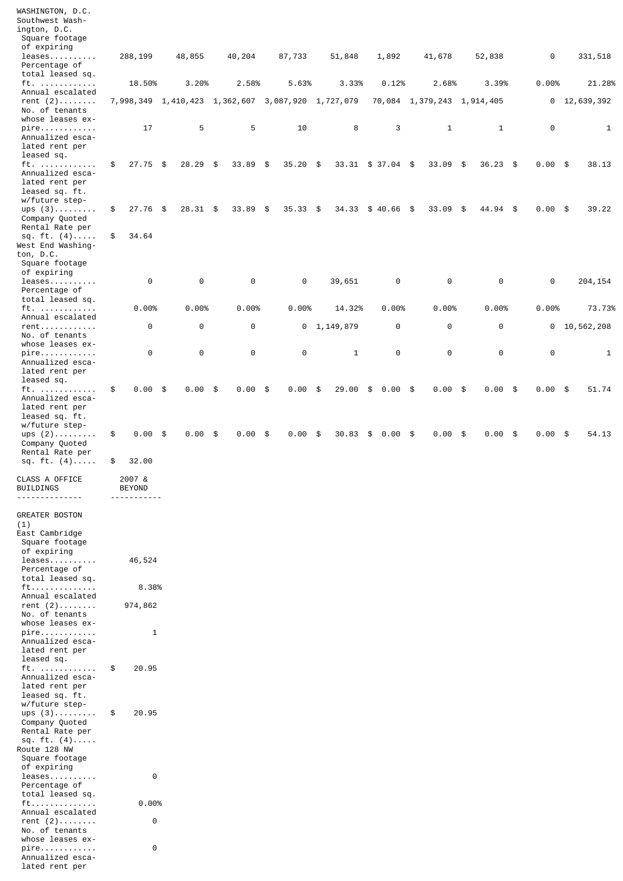| WASHINGTON, D.C. | | | | | | | | | | |
|---|---|---|---|---|---|---|---|---|---|---|
| Southwest Washington, D.C. | | | | | | | | | | |
| Square footage of expiring leases.......... | 288,199 | 48,855 | 40,204 | 87,733 | 51,848 | 1,892 | 41,678 | 52,838 | 0 | 331,518 |
| Percentage of total leased sq. ft. ............ | 18.50% | 3.20% | 2.58% | 5.63% | 3.33% | 0.12% | 2.68% | 3.39% | 0.00% | 21.28% |
| Annual escalated rent (2)........ | 7,998,349 | 1,410,423 | 1,362,607 | 3,087,920 | 1,727,079 | 70,084 | 1,379,243 | 1,914,405 | 0 | 12,639,392 |
| No. of tenants whose leases expire............ | 17 | 5 | 5 | 10 | 8 | 3 | 1 | 1 | 0 | 1 |
| Annualized escalated rent per leased sq. ft. ............ | $ 27.75 | $ 28.29 | $ 33.89 | $ 35.20 | $ 33.31 | $ 37.04 | $ 33.09 | $ 36.23 | $ 0.00 | $ 38.13 |
| Annualized escalated rent per leased sq. ft. w/future step-ups (3)......... | $ 27.76 | $ 28.31 | $ 33.89 | $ 35.33 | $ 34.33 | $ 40.66 | $ 33.09 | $ 44.94 | $ 0.00 | $ 39.22 |
| Company Quoted Rental Rate per sq. ft. (4)..... | $ 34.64 | | | | | | | | | |
| West End Washington, D.C. | | | | | | | | | | |
| Square footage of expiring leases.......... | 0 | 0 | 0 | 0 | 39,651 | 0 | 0 | 0 | 0 | 204,154 |
| Percentage of total leased sq. ft. ............ | 0.00% | 0.00% | 0.00% | 0.00% | 14.32% | 0.00% | 0.00% | 0.00% | 0.00% | 73.73% |
| Annual escalated rent............ | 0 | 0 | 0 | 0 | 1,149,879 | 0 | 0 | 0 | 0 | 10,562,208 |
| No. of tenants whose leases expire............ | 0 | 0 | 0 | 0 | 1 | 0 | 0 | 0 | 0 | 1 |
| Annualized escalated rent per leased sq. ft. ............ | $ 0.00 | $ 0.00 | $ 0.00 | $ 0.00 | $ 29.00 | $ 0.00 | $ 0.00 | $ 0.00 | $ 0.00 | $ 51.74 |
| Annualized escalated rent per leased sq. ft. w/future step-ups (2)......... | $ 0.00 | $ 0.00 | $ 0.00 | $ 0.00 | $ 30.83 | $ 0.00 | $ 0.00 | $ 0.00 | $ 0.00 | $ 54.13 |
| Company Quoted Rental Rate per sq. ft. (4)..... | $ 32.00 | | | | | | | | | |

| CLASS A OFFICE BUILDINGS | 2007 & BEYOND |
|---|---|
| GREATER BOSTON (1) | |
| East Cambridge | |
| Square footage of expiring leases.......... | 46,524 |
| Percentage of total leased sq. ft.............. | 8.38% |
| Annual escalated rent (2)........ | 974,862 |
| No. of tenants whose leases expire............ | 1 |
| Annualized escalated rent per leased sq. ft. ............ | $ 20.95 |
| Annualized escalated rent per leased sq. ft. w/future step-ups (3)......... | $ 20.95 |
| Company Quoted Rental Rate per sq. ft. (4)..... | |
| Route 128 NW | |
| Square footage of expiring leases.......... | 0 |
| Percentage of total leased sq. ft............. | 0.00% |
| Annual escalated rent (2)........ | 0 |
| No. of tenants whose leases expire............ | 0 |
| Annualized escalated rent per | |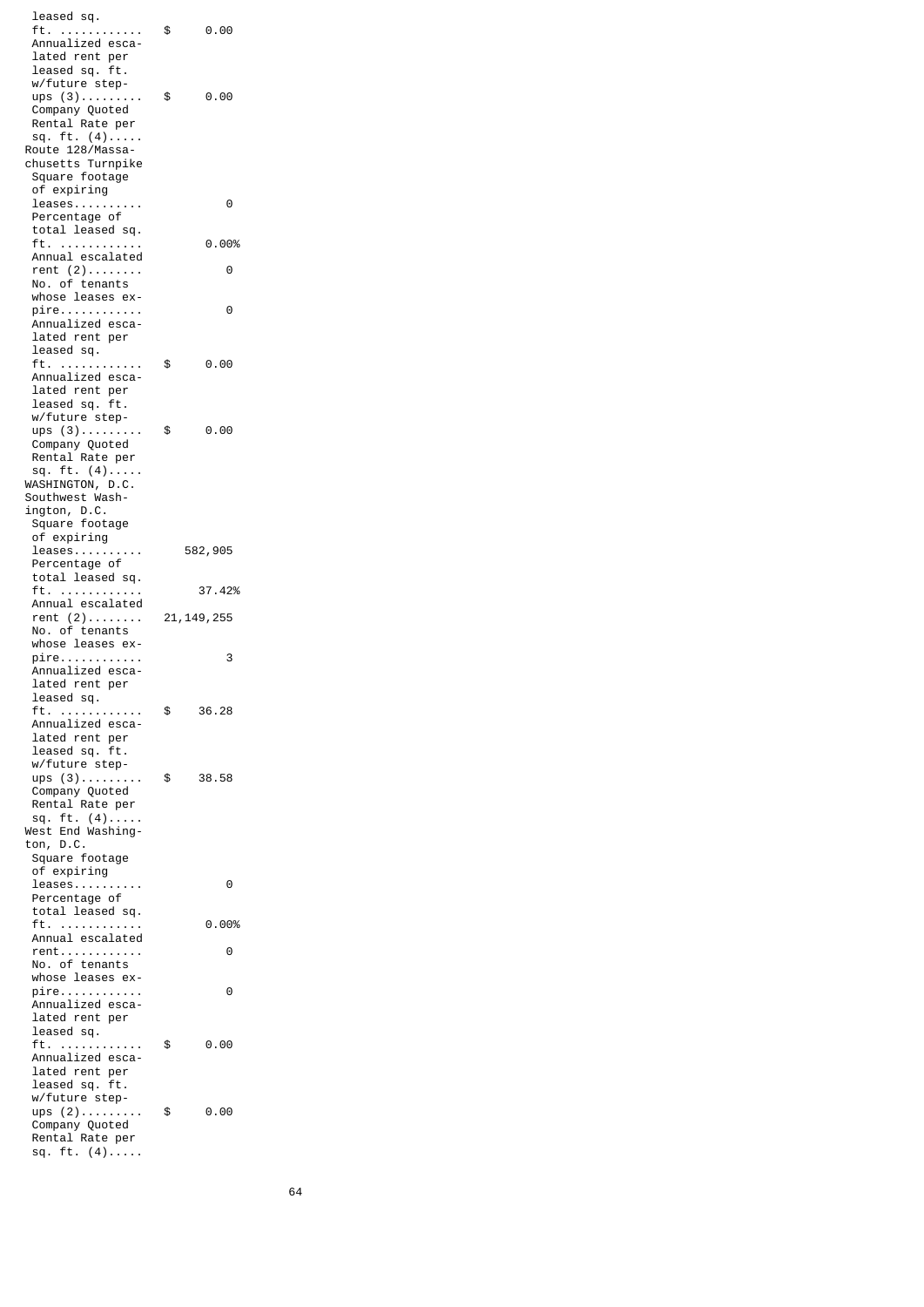| | |
|---|---|
| leased sq. ft. ............ | $ 0.00 |
| Annualized escalated rent per leased sq. ft. w/future step-ups (3)......... | $ 0.00 |
| Company Quoted Rental Rate per sq. ft. (4)..... | |
| Route 128/Massachusetts Turnpike | |
| Square footage of expiring leases.......... | 0 |
| Percentage of total leased sq. ft. ............ | 0.00% |
| Annual escalated rent (2)........ | 0 |
| No. of tenants whose leases expire............ | 0 |
| Annualized escalated rent per leased sq. ft. ............ | $ 0.00 |
| Annualized escalated rent per leased sq. ft. w/future step-ups (3)......... | $ 0.00 |
| Company Quoted Rental Rate per sq. ft. (4)..... | |
| WASHINGTON, D.C. | |
| Southwest Washington, D.C. | |
| Square footage of expiring leases.......... | 582,905 |
| Percentage of total leased sq. ft. ............ | 37.42% |
| Annual escalated rent (2)........ | 21,149,255 |
| No. of tenants whose leases expire............ | 3 |
| Annualized escalated rent per leased sq. ft. ............ | $ 36.28 |
| Annualized escalated rent per leased sq. ft. w/future step-ups (3)......... | $ 38.58 |
| Company Quoted Rental Rate per sq. ft. (4)..... | |
| West End Washington, D.C. | |
| Square footage of expiring leases.......... | 0 |
| Percentage of total leased sq. ft. ............ | 0.00% |
| Annual escalated rent............ | 0 |
| No. of tenants whose leases expire............ | 0 |
| Annualized escalated rent per leased sq. ft. ............ | $ 0.00 |
| Annualized escalated rent per leased sq. ft. w/future step-ups (2)......... | $ 0.00 |
| Company Quoted Rental Rate per sq. ft. (4)..... | |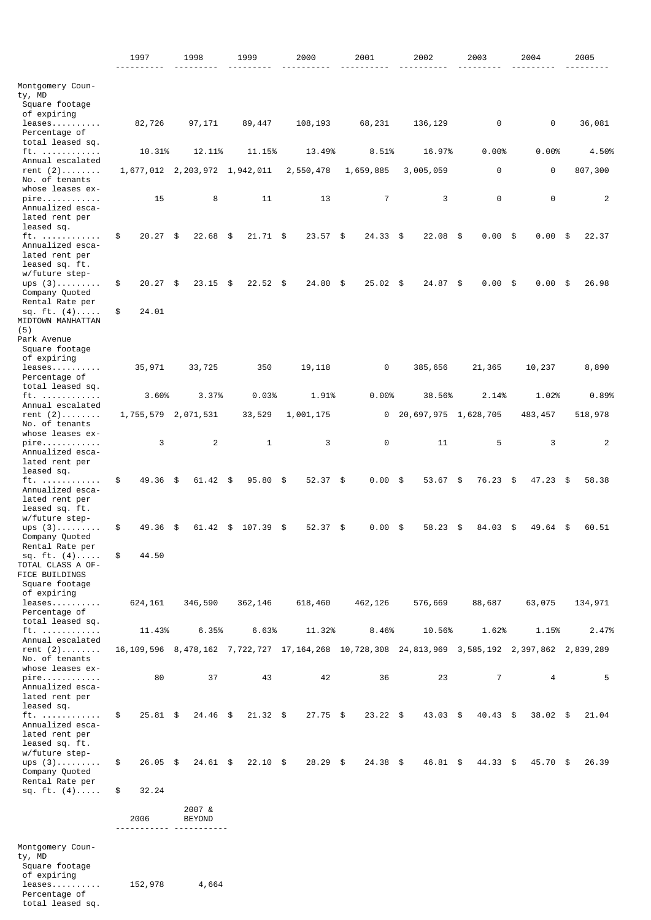| | 1997 | 1998 | 1999 | 2000 | 2001 | 2002 | 2003 | 2004 | 2005 |
|---|---|---|---|---|---|---|---|---|---|
| Montgomery County, MD | | | | | | | | | |
| Square footage of expiring leases.......... | 82,726 | 97,171 | 89,447 | 108,193 | 68,231 | 136,129 | 0 | 0 | 36,081 |
| Percentage of total leased sq. ft. ............ | 10.31% | 12.11% | 11.15% | 13.49% | 8.51% | 16.97% | 0.00% | 0.00% | 4.50% |
| Annual escalated rent (2)........ | 1,677,012 | 2,203,972 | 1,942,011 | 2,550,478 | 1,659,885 | 3,005,059 | 0 | 0 | 807,300 |
| No. of tenants whose leases expire............ | 15 | 8 | 11 | 13 | 7 | 3 | 0 | 0 | 2 |
| Annualized escalated rent per leased sq. ft. ............ | $ 20.27 | $ 22.68 | $ 21.71 | $ 23.57 | $ 24.33 | $ 22.08 | $ 0.00 | $ 0.00 | $ 22.37 |
| Annualized escalated rent per leased sq. ft. w/future step-ups (3)......... | $ 20.27 | $ 23.15 | $ 22.52 | $ 24.80 | $ 25.02 | $ 24.87 | $ 0.00 | $ 0.00 | $ 26.98 |
| Company Quoted Rental Rate per sq. ft. (4)..... | $ 24.01 | | | | | | | | |
| MIDTOWN MANHATTAN (5) | | | | | | | | | |
| Park Avenue | | | | | | | | | |
| Square footage of expiring leases.......... | 35,971 | 33,725 | 350 | 19,118 | 0 | 385,656 | 21,365 | 10,237 | 8,890 |
| Percentage of total leased sq. ft. ............ | 3.60% | 3.37% | 0.03% | 1.91% | 0.00% | 38.56% | 2.14% | 1.02% | 0.89% |
| Annual escalated rent (2)........ | 1,755,579 | 2,071,531 | 33,529 | 1,001,175 | 0 | 20,697,975 | 1,628,705 | 483,457 | 518,978 |
| No. of tenants whose leases expire............ | 3 | 2 | 1 | 3 | 0 | 11 | 5 | 3 | 2 |
| Annualized escalated rent per leased sq. ft. ............ | $ 49.36 | $ 61.42 | $ 95.80 | $ 52.37 | $ 0.00 | $ 53.67 | $ 76.23 | $ 47.23 | $ 58.38 |
| Annualized escalated rent per leased sq. ft. w/future step-ups (3)......... | $ 49.36 | $ 61.42 | $ 107.39 | $ 52.37 | $ 0.00 | $ 58.23 | $ 84.03 | $ 49.64 | $ 60.51 |
| Company Quoted Rental Rate per sq. ft. (4)..... | $ 44.50 | | | | | | | | |
| TOTAL CLASS A OFFICE BUILDINGS | | | | | | | | | |
| Square footage of expiring leases.......... | 624,161 | 346,590 | 362,146 | 618,460 | 462,126 | 576,669 | 88,687 | 63,075 | 134,971 |
| Percentage of total leased sq. ft. ............ | 11.43% | 6.35% | 6.63% | 11.32% | 8.46% | 10.56% | 1.62% | 1.15% | 2.47% |
| Annual escalated rent (2)........ | 16,109,596 | 8,478,162 | 7,722,727 | 17,164,268 | 10,728,308 | 24,813,969 | 3,585,192 | 2,397,862 | 2,839,289 |
| No. of tenants whose leases expire............ | 80 | 37 | 43 | 42 | 36 | 23 | 7 | 4 | 5 |
| Annualized escalated rent per leased sq. ft. ............ | $ 25.81 | $ 24.46 | $ 21.32 | $ 27.75 | $ 23.22 | $ 43.03 | $ 40.43 | $ 38.02 | $ 21.04 |
| Annualized escalated rent per leased sq. ft. w/future step-ups (3)......... | $ 26.05 | $ 24.61 | $ 22.10 | $ 28.29 | $ 24.38 | $ 46.81 | $ 44.33 | $ 45.70 | $ 26.39 |
| Company Quoted Rental Rate per sq. ft. (4)..... | $ 32.24 | | | | | | | | |

| | 2006 | 2007 & BEYOND |
|---|---|---|
| Montgomery County, MD | | |
| Square footage of expiring leases.......... | 152,978 | 4,664 |
| Percentage of total leased sq. | | |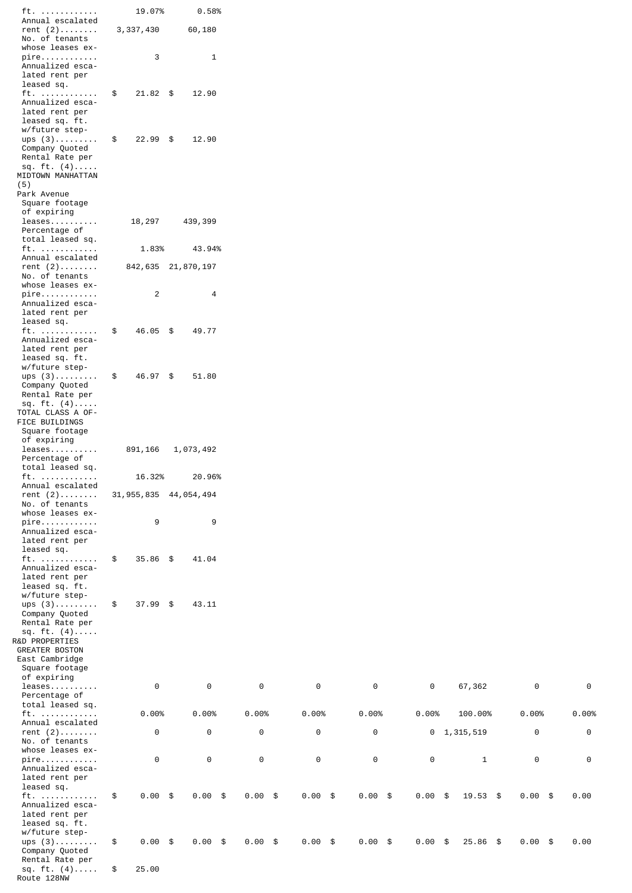| | | | | | | | | | |
|---|---|---|---|---|---|---|---|---|---|
| ft. ............ | 19.07% | 0.58% | | | | | | | |
| Annual escalated rent (2)........ | 3,337,430 | 60,180 | | | | | | | |
| No. of tenants whose leases expire............ | 3 | 1 | | | | | | | |
| Annualized escalated rent per leased sq. ft. ............ | $ 21.82 | $ 12.90 | | | | | | | |
| Annualized escalated rent per leased sq. ft. w/future step-ups (3)......... | $ 22.99 | $ 12.90 | | | | | | | |
| Company Quoted Rental Rate per sq. ft. (4)..... | | | | | | | | | |
| MIDTOWN MANHATTAN (5) | | | | | | | | | |
| Park Avenue | | | | | | | | | |
| Square footage of expiring leases.......... | 18,297 | 439,399 | | | | | | | |
| Percentage of total leased sq. ft. ............ | 1.83% | 43.94% | | | | | | | |
| Annual escalated rent (2)........ | 842,635 | 21,870,197 | | | | | | | |
| No. of tenants whose leases expire............ | 2 | 4 | | | | | | | |
| Annualized escalated rent per leased sq. ft. ............ | $ 46.05 | $ 49.77 | | | | | | | |
| Annualized escalated rent per leased sq. ft. w/future step-ups (3)......... | $ 46.97 | $ 51.80 | | | | | | | |
| Company Quoted Rental Rate per sq. ft. (4)..... | | | | | | | | | |
| TOTAL CLASS A OFFICE BUILDINGS | | | | | | | | | |
| Square footage of expiring leases.......... | 891,166 | 1,073,492 | | | | | | | |
| Percentage of total leased sq. ft. ............ | 16.32% | 20.96% | | | | | | | |
| Annual escalated rent (2)........ | 31,955,835 | 44,054,494 | | | | | | | |
| No. of tenants whose leases expire............ | 9 | 9 | | | | | | | |
| Annualized escalated rent per leased sq. ft. ............ | $ 35.86 | $ 41.04 | | | | | | | |
| Annualized escalated rent per leased sq. ft. w/future step-ups (3)......... | $ 37.99 | $ 43.11 | | | | | | | |
| Company Quoted Rental Rate per sq. ft. (4)..... | | | | | | | | | |
| R&D PROPERTIES | | | | | | | | | |
| GREATER BOSTON | | | | | | | | | |
| East Cambridge | | | | | | | | | |
| Square footage of expiring leases.......... | 0 | 0 | 0 | 0 | 0 | 0 | 67,362 | 0 | 0 |
| Percentage of total leased sq. ft. ............ | 0.00% | 0.00% | 0.00% | 0.00% | 0.00% | 0.00% | 100.00% | 0.00% | 0.00% |
| Annual escalated rent (2)........ | 0 | 0 | 0 | 0 | 0 | 0 | 1,315,519 | 0 | 0 |
| No. of tenants whose leases expire............ | 0 | 0 | 0 | 0 | 0 | 0 | 1 | 0 | 0 |
| Annualized escalated rent per leased sq. ft. ............ | $ 0.00 | $ 0.00 | $ 0.00 | $ 0.00 | $ 0.00 | $ 0.00 | $ 19.53 | $ 0.00 | $ 0.00 |
| Annualized escalated rent per leased sq. ft. w/future step-ups (3)......... | $ 0.00 | $ 0.00 | $ 0.00 | $ 0.00 | $ 0.00 | $ 0.00 | $ 25.86 | $ 0.00 | $ 0.00 |
| Company Quoted Rental Rate per sq. ft. (4)..... | $ 25.00 | | | | | | | | |
| Route 128NW | | | | | | | | | |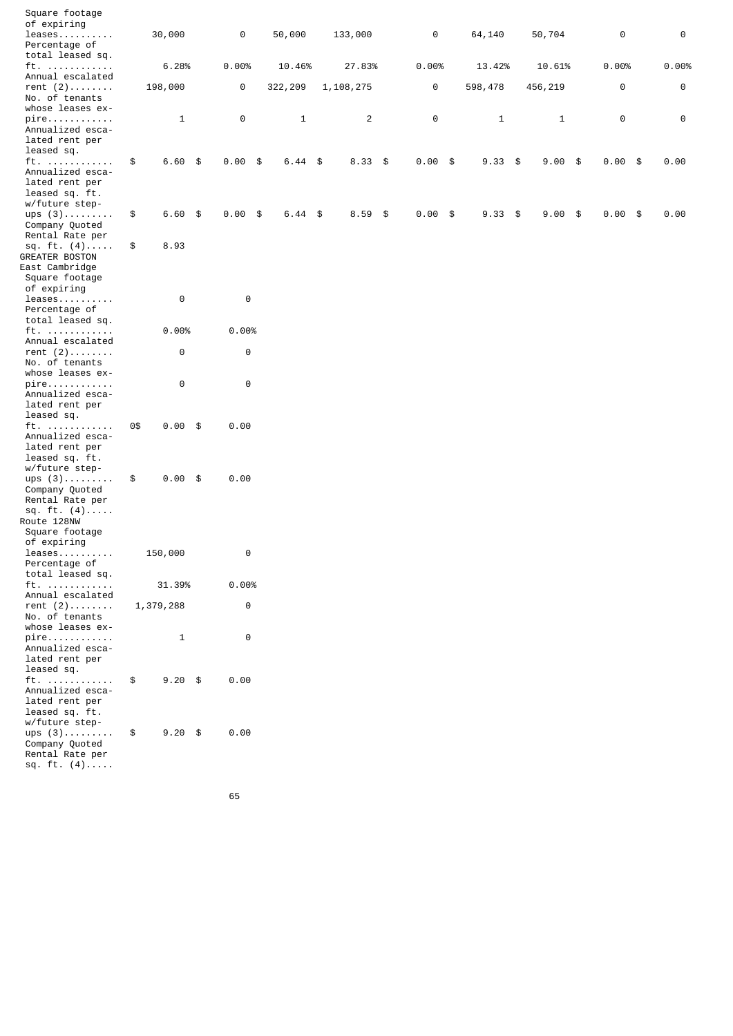| | | | | | | | | | |
|---|---|---|---|---|---|---|---|---|---|
| Square footage of expiring leases.......... | 30,000 | 0 | 50,000 | 133,000 | 0 | 64,140 | 50,704 | 0 | 0 |
| Percentage of total leased sq. ft. ............ | 6.28% | 0.00% | 10.46% | 27.83% | 0.00% | 13.42% | 10.61% | 0.00% | 0.00% |
| Annual escalated rent (2)........ | 198,000 | 0 | 322,209 | 1,108,275 | 0 | 598,478 | 456,219 | 0 | 0 |
| No. of tenants whose leases expire............ | 1 | 0 | 1 | 2 | 0 | 1 | 1 | 0 | 0 |
| Annualized escalated rent per leased sq. ft. ............ | $ 6.60 | $ 0.00 | $ 6.44 | $ 8.33 | $ 0.00 | $ 9.33 | $ 9.00 | $ 0.00 | $ 0.00 |
| Annualized escalated rent per leased sq. ft. w/future step-ups (3)......... | $ 6.60 | $ 0.00 | $ 6.44 | $ 8.59 | $ 0.00 | $ 9.33 | $ 9.00 | $ 0.00 | $ 0.00 |
| Company Quoted Rental Rate per sq. ft. (4)..... | $ 8.93 | | | | | | | | |
| GREATER BOSTON | | | | | | | | | |
| East Cambridge | | | | | | | | | |
| Square footage of expiring leases.......... | 0 | 0 | | | | | | | |
| Percentage of total leased sq. ft. ............ | 0.00% | 0.00% | | | | | | | |
| Annual escalated rent (2)........ | 0 | 0 | | | | | | | |
| No. of tenants whose leases expire............ | 0 | 0 | | | | | | | |
| Annualized escalated rent per leased sq. ft. ............ | 0$ 0.00 | $ 0.00 | | | | | | | |
| Annualized escalated rent per leased sq. ft. w/future step-ups (3)......... | $ 0.00 | $ 0.00 | | | | | | | |
| Company Quoted Rental Rate per sq. ft. (4)..... | | | | | | | | | |
| Route 128NW | | | | | | | | | |
| Square footage of expiring leases.......... | 150,000 | 0 | | | | | | | |
| Percentage of total leased sq. ft. ............ | 31.39% | 0.00% | | | | | | | |
| Annual escalated rent (2)........ | 1,379,288 | 0 | | | | | | | |
| No. of tenants whose leases expire............ | 1 | 0 | | | | | | | |
| Annualized escalated rent per leased sq. ft. ............ | $ 9.20 | $ 0.00 | | | | | | | |
| Annualized escalated rent per leased sq. ft. w/future step-ups (3)......... | $ 9.20 | $ 0.00 | | | | | | | |
| Company Quoted Rental Rate per sq. ft. (4)..... | | | | | | | | | |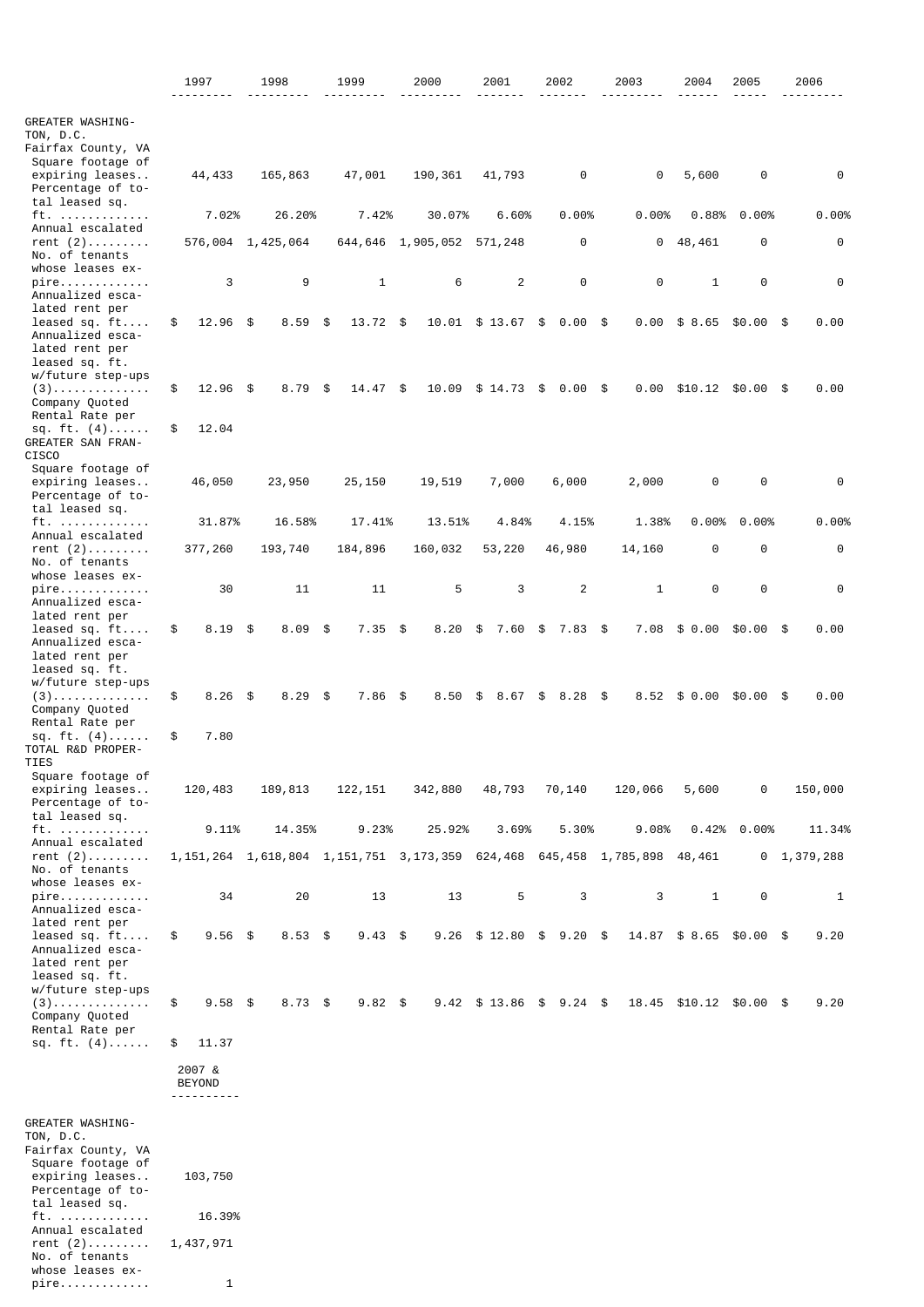| | 1997 | 1998 | 1999 | 2000 | 2001 | 2002 | 2003 | 2004 | 2005 | 2006 |
|---|---|---|---|---|---|---|---|---|---|---|
| GREATER WASHINGTON, D.C. | | | | | | | | | | |
| Fairfax County, VA | | | | | | | | | | |
| Square footage of expiring leases.. | 44,433 | 165,863 | 47,001 | 190,361 | 41,793 | 0 | 0 | 5,600 | 0 | 0 |
| Percentage of total leased sq. ft. ............ | 7.02% | 26.20% | 7.42% | 30.07% | 6.60% | 0.00% | 0.00% | 0.88% | 0.00% | 0.00% |
| Annual escalated rent (2)......... | 576,004 | 1,425,064 | 644,646 | 1,905,052 | 571,248 | 0 | 0 | 48,461 | 0 | 0 |
| No. of tenants whose leases expire............ | 3 | 9 | 1 | 6 | 2 | 0 | 0 | 1 | 0 | 0 |
| Annualized escalated rent per leased sq. ft.... | $ 12.96 | $ 8.59 | $ 13.72 | $ 10.01 | $ 13.67 | $ 0.00 | $ 0.00 | $ 8.65 | $0.00 | $ 0.00 |
| Annualized escalated rent per leased sq. ft. w/future step-ups (3).............. | $ 12.96 | $ 8.79 | $ 14.47 | $ 10.09 | $ 14.73 | $ 0.00 | $ 0.00 | $10.12 | $0.00 | $ 0.00 |
| Company Quoted Rental Rate per sq. ft. (4)...... | $ 12.04 | | | | | | | | | |
| GREATER SAN FRANCISCO | | | | | | | | | | |
| Square footage of expiring leases.. | 46,050 | 23,950 | 25,150 | 19,519 | 7,000 | 6,000 | 2,000 | 0 | 0 | 0 |
| Percentage of total leased sq. ft. ............ | 31.87% | 16.58% | 17.41% | 13.51% | 4.84% | 4.15% | 1.38% | 0.00% | 0.00% | 0.00% |
| Annual escalated rent (2)......... | 377,260 | 193,740 | 184,896 | 160,032 | 53,220 | 46,980 | 14,160 | 0 | 0 | 0 |
| No. of tenants whose leases expire............ | 30 | 11 | 11 | 5 | 3 | 2 | 1 | 0 | 0 | 0 |
| Annualized escalated rent per leased sq. ft.... | $ 8.19 | $ 8.09 | $ 7.35 | $ 8.20 | $ 7.60 | $ 7.83 | $ 7.08 | $ 0.00 | $0.00 | $ 0.00 |
| Annualized escalated rent per leased sq. ft. w/future step-ups (3).............. | $ 8.26 | $ 8.29 | $ 7.86 | $ 8.50 | $ 8.67 | $ 8.28 | $ 8.52 | $ 0.00 | $0.00 | $ 0.00 |
| Company Quoted Rental Rate per sq. ft. (4)...... | $ 7.80 | | | | | | | | | |
| TOTAL R&D PROPERTIES | | | | | | | | | | |
| Square footage of expiring leases.. | 120,483 | 189,813 | 122,151 | 342,880 | 48,793 | 70,140 | 120,066 | 5,600 | 0 | 150,000 |
| Percentage of total leased sq. ft. ............ | 9.11% | 14.35% | 9.23% | 25.92% | 3.69% | 5.30% | 9.08% | 0.42% | 0.00% | 11.34% |
| Annual escalated rent (2)......... | 1,151,264 | 1,618,804 | 1,151,751 | 3,173,359 | 624,468 | 645,458 | 1,785,898 | 48,461 | 0 | 1,379,288 |
| No. of tenants whose leases expire............ | 34 | 20 | 13 | 13 | 5 | 3 | 3 | 1 | 0 | 1 |
| Annualized escalated rent per leased sq. ft.... | $ 9.56 | $ 8.53 | $ 9.43 | $ 9.26 | $ 12.80 | $ 9.20 | $ 14.87 | $ 8.65 | $0.00 | $ 9.20 |
| Annualized escalated rent per leased sq. ft. w/future step-ups (3).............. | $ 9.58 | $ 8.73 | $ 9.82 | $ 9.42 | $ 13.86 | $ 9.24 | $ 18.45 | $10.12 | $0.00 | $ 9.20 |
| Company Quoted Rental Rate per sq. ft. (4)...... | $ 11.37 | | | | | | | | | |

| | 2007 & BEYOND |
|---|---|
| GREATER WASHINGTON, D.C. | |
| Fairfax County, VA | |
| Square footage of expiring leases.. | 103,750 |
| Percentage of total leased sq. ft. ............ | 16.39% |
| Annual escalated rent (2)......... | 1,437,971 |
| No. of tenants whose leases expire............ | 1 |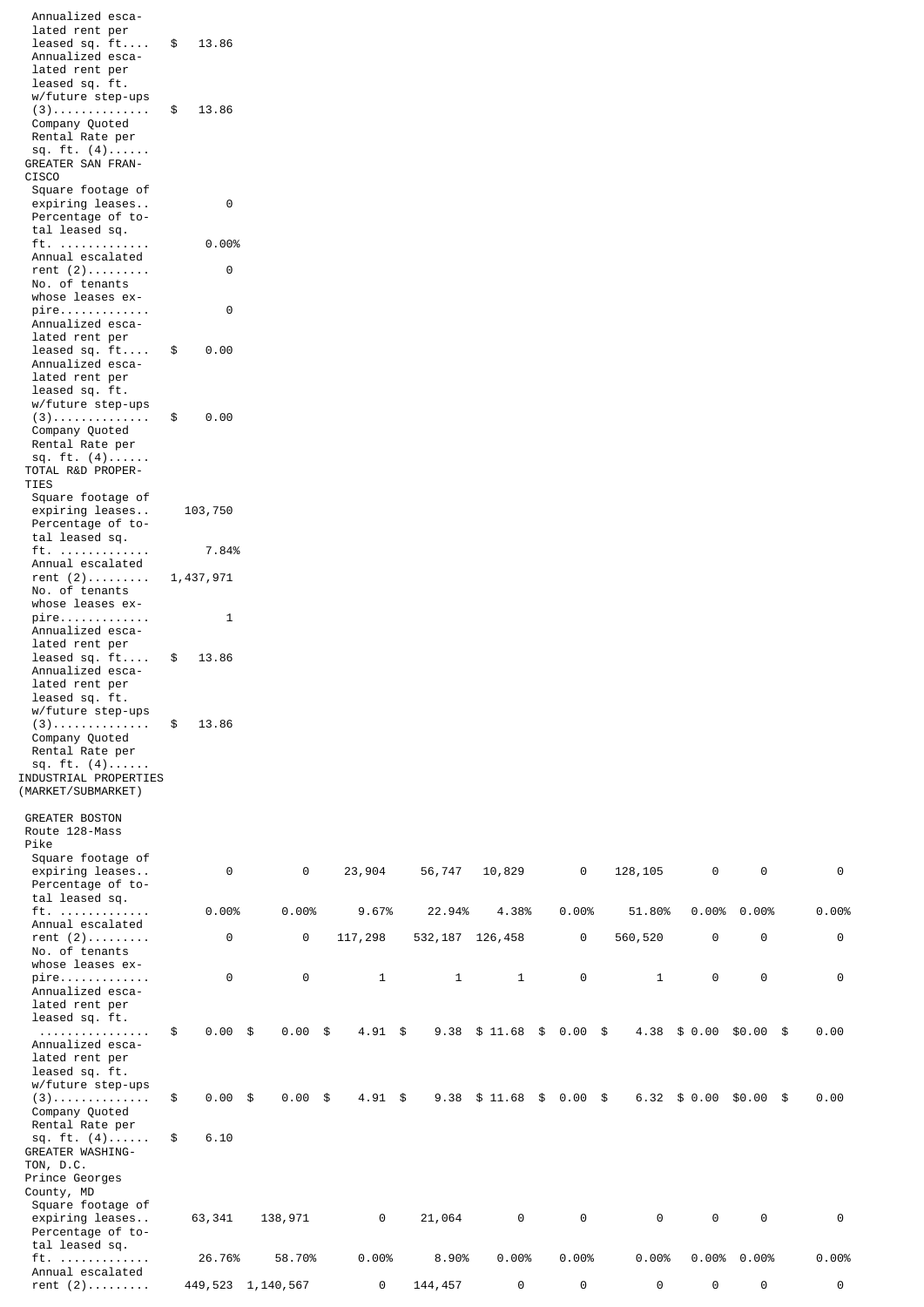| | | | | | | | | | | |
|---|---|---|---|---|---|---|---|---|---|---|
| Annualized escalated rent per leased sq. ft.... | $ 13.86 | | | | | | | | | |
| Annualized escalated rent per leased sq. ft. w/future step-ups (3).............. | $ 13.86 | | | | | | | | | |
| Company Quoted Rental Rate per sq. ft. (4)...... | | | | | | | | | | |
| GREATER SAN FRANCISCO | | | | | | | | | | |
| Square footage of expiring leases.. | 0 | | | | | | | | | |
| Percentage of total leased sq. ft. ............. | 0.00% | | | | | | | | | |
| Annual escalated rent (2)......... | 0 | | | | | | | | | |
| No. of tenants whose leases expire............. | 0 | | | | | | | | | |
| Annualized escalated rent per leased sq. ft.... | $ 0.00 | | | | | | | | | |
| Annualized escalated rent per leased sq. ft. w/future step-ups (3).............. | $ 0.00 | | | | | | | | | |
| Company Quoted Rental Rate per sq. ft. (4)...... | | | | | | | | | | |
| TOTAL R&D PROPERTIES | | | | | | | | | | |
| Square footage of expiring leases.. | 103,750 | | | | | | | | | |
| Percentage of total leased sq. ft. ............. | 7.84% | | | | | | | | | |
| Annual escalated rent (2)......... | 1,437,971 | | | | | | | | | |
| No. of tenants whose leases expire............. | 1 | | | | | | | | | |
| Annualized escalated rent per leased sq. ft.... | $ 13.86 | | | | | | | | | |
| Annualized escalated rent per leased sq. ft. w/future step-ups (3).............. | $ 13.86 | | | | | | | | | |
| Company Quoted Rental Rate per sq. ft. (4)...... | | | | | | | | | | |
| INDUSTRIAL PROPERTIES (MARKET/SUBMARKET) | | | | | | | | | | |
| GREATER BOSTON Route 128-Mass Pike | | | | | | | | | | |
| Square footage of expiring leases.. | 0 | 0 | 23,904 | 56,747 | 10,829 | 0 | 128,105 | 0 | 0 | 0 |
| Percentage of total leased sq. ft. ............. | 0.00% | 0.00% | 9.67% | 22.94% | 4.38% | 0.00% | 51.80% | 0.00% | 0.00% | 0.00% |
| Annual escalated rent (2)......... | 0 | 0 | 117,298 | 532,187 | 126,458 | 0 | 560,520 | 0 | 0 | 0 |
| No. of tenants whose leases expire............. | 0 | 0 | 1 | 1 | 1 | 0 | 1 | 0 | 0 | 0 |
| Annualized escalated rent per leased sq. ft. ................ | $ 0.00 | $ 0.00 | $ 4.91 | $ 9.38 | $ 11.68 | $ 0.00 | $ 4.38 | $ 0.00 | $0.00 | $ 0.00 |
| Annualized escalated rent per leased sq. ft. w/future step-ups (3).............. | $ 0.00 | $ 0.00 | $ 4.91 | $ 9.38 | $ 11.68 | $ 0.00 | $ 6.32 | $ 0.00 | $0.00 | $ 0.00 |
| Company Quoted Rental Rate per sq. ft. (4)...... | $ 6.10 | | | | | | | | | |
| GREATER WASHINGTON, D.C. Prince Georges County, MD | | | | | | | | | | |
| Square footage of expiring leases.. | 63,341 | 138,971 | 0 | 21,064 | 0 | 0 | 0 | 0 | 0 | 0 |
| Percentage of total leased sq. ft. ............. | 26.76% | 58.70% | 0.00% | 8.90% | 0.00% | 0.00% | 0.00% | 0.00% | 0.00% | 0.00% |
| Annual escalated rent (2)......... | 449,523 | 1,140,567 | 0 | 144,457 | 0 | 0 | 0 | 0 | 0 | 0 |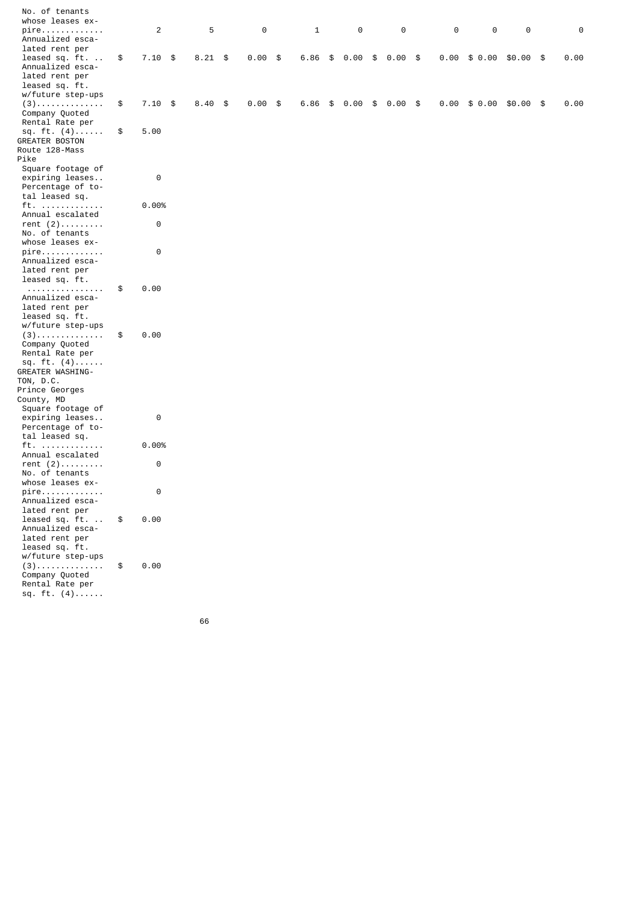| | | | | | | | | | | |
|---|---|---|---|---|---|---|---|---|---|---|
| No. of tenants whose leases expire............. | 2 | 5 | 0 | 1 | 0 | 0 | 0 | 0 | 0 | 0 |
| Annualized escalated rent per leased sq. ft. .. | $ 7.10 | $ 8.21 | $ 0.00 | $ 6.86 | $ 0.00 | $ 0.00 | $ 0.00 | $ 0.00 | $0.00 | $ 0.00 |
| Annualized escalated rent per leased sq. ft. w/future step-ups (3).............. | $ 7.10 | $ 8.40 | $ 0.00 | $ 6.86 | $ 0.00 | $ 0.00 | $ 0.00 | $ 0.00 | $0.00 | $ 0.00 |
| Company Quoted Rental Rate per sq. ft. (4)...... | $ 5.00 | | | | | | | | | |
| GREATER BOSTON | | | | | | | | | | |
| Route 128-Mass Pike | | | | | | | | | | |
| Square footage of expiring leases.. | 0 | | | | | | | | | |
| Percentage of total leased sq. ft. ............. | 0.00% | | | | | | | | | |
| Annual escalated rent (2)......... | 0 | | | | | | | | | |
| No. of tenants whose leases expire............. | 0 | | | | | | | | | |
| Annualized escalated rent per leased sq. ft. ................ | $ 0.00 | | | | | | | | | |
| Annualized escalated rent per leased sq. ft. w/future step-ups (3).............. | $ 0.00 | | | | | | | | | |
| Company Quoted Rental Rate per sq. ft. (4)...... | | | | | | | | | | |
| GREATER WASHINGTON, D.C. | | | | | | | | | | |
| Prince Georges County, MD | | | | | | | | | | |
| Square footage of expiring leases.. | 0 | | | | | | | | | |
| Percentage of total leased sq. ft. ............. | 0.00% | | | | | | | | | |
| Annual escalated rent (2)......... | 0 | | | | | | | | | |
| No. of tenants whose leases expire............. | 0 | | | | | | | | | |
| Annualized escalated rent per leased sq. ft. .. | $ 0.00 | | | | | | | | | |
| Annualized escalated rent per leased sq. ft. w/future step-ups (3).............. | $ 0.00 | | | | | | | | | |
| Company Quoted Rental Rate per sq. ft. (4)...... | | | | | | | | | | |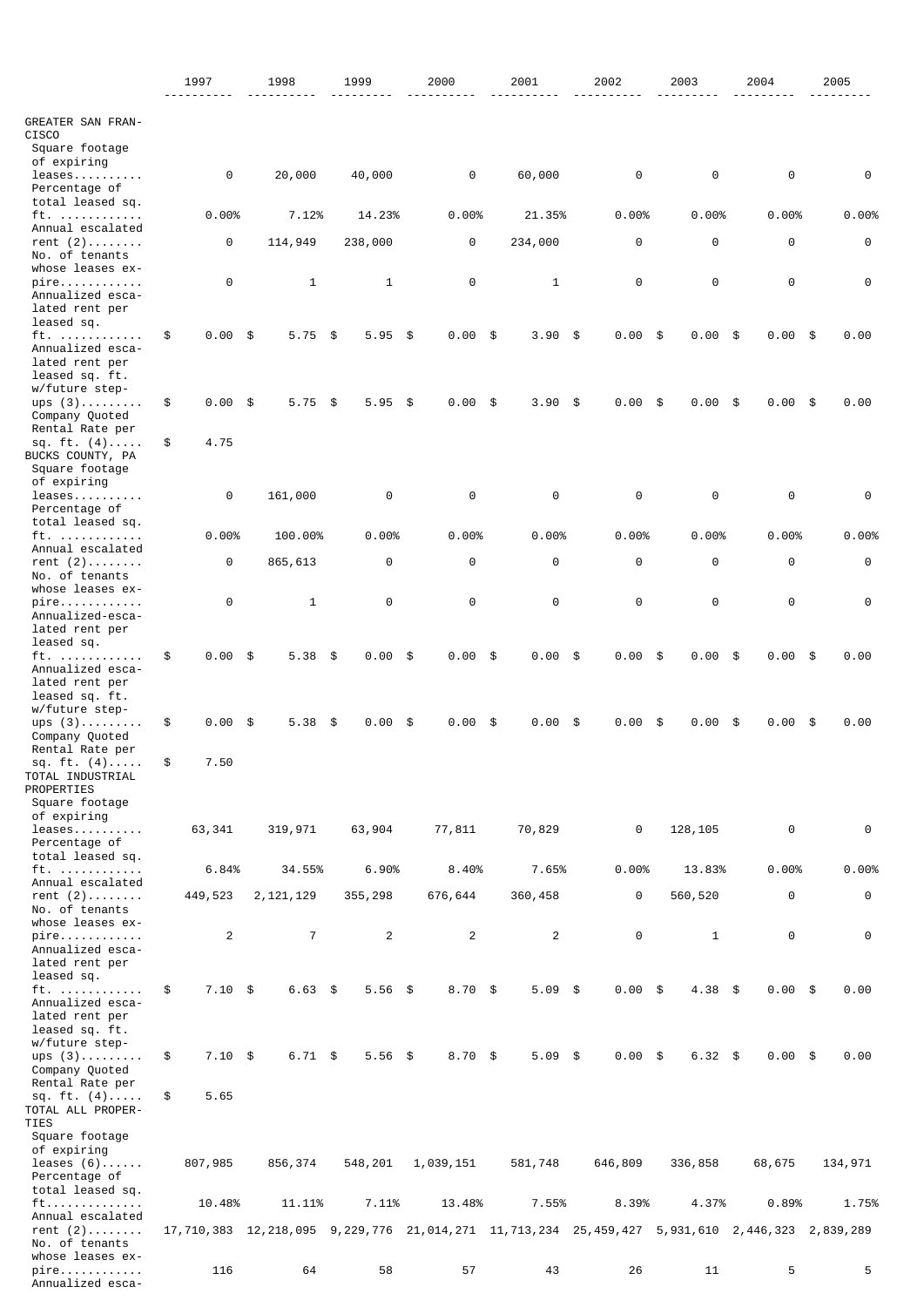| | 1997 | 1998 | 1999 | 2000 | 2001 | 2002 | 2003 | 2004 | 2005 |
|---|---|---|---|---|---|---|---|---|---|
| GREATER SAN FRANCISCO | | | | | | | | | |
| Square footage of expiring leases.......... | 0 | 20,000 | 40,000 | 0 | 60,000 | 0 | 0 | 0 | 0 |
| Percentage of total leased sq. ft. ............ | 0.00% | 7.12% | 14.23% | 0.00% | 21.35% | 0.00% | 0.00% | 0.00% | 0.00% |
| Annual escalated rent (2)........ | 0 | 114,949 | 238,000 | 0 | 234,000 | 0 | 0 | 0 | 0 |
| No. of tenants whose leases expire............ | 0 | 1 | 1 | 0 | 1 | 0 | 0 | 0 | 0 |
| Annualized escalated rent per leased sq. ft. ............ | $ 0.00 | $ 5.75 | $ 5.95 | $ 0.00 | $ 3.90 | $ 0.00 | $ 0.00 | $ 0.00 | $ 0.00 |
| Annualized escalated rent per leased sq. ft. w/future step-ups (3)......... | $ 0.00 | $ 5.75 | $ 5.95 | $ 0.00 | $ 3.90 | $ 0.00 | $ 0.00 | $ 0.00 | $ 0.00 |
| Company Quoted Rental Rate per sq. ft. (4)..... | $ 4.75 | | | | | | | | |
| BUCKS COUNTY, PA | | | | | | | | | |
| Square footage of expiring leases.......... | 0 | 161,000 | 0 | 0 | 0 | 0 | 0 | 0 | 0 |
| Percentage of total leased sq. ft. ............ | 0.00% | 100.00% | 0.00% | 0.00% | 0.00% | 0.00% | 0.00% | 0.00% | 0.00% |
| Annual escalated rent (2)........ | 0 | 865,613 | 0 | 0 | 0 | 0 | 0 | 0 | 0 |
| No. of tenants whose leases expire............ | 0 | 1 | 0 | 0 | 0 | 0 | 0 | 0 | 0 |
| Annualized-escalated rent per leased sq. ft. ............ | $ 0.00 | $ 5.38 | $ 0.00 | $ 0.00 | $ 0.00 | $ 0.00 | $ 0.00 | $ 0.00 | $ 0.00 |
| Annualized escalated rent per leased sq. ft. w/future step-ups (3)......... | $ 0.00 | $ 5.38 | $ 0.00 | $ 0.00 | $ 0.00 | $ 0.00 | $ 0.00 | $ 0.00 | $ 0.00 |
| Company Quoted Rental Rate per sq. ft. (4)..... | $ 7.50 | | | | | | | | |
| TOTAL INDUSTRIAL PROPERTIES | | | | | | | | | |
| Square footage of expiring leases.......... | 63,341 | 319,971 | 63,904 | 77,811 | 70,829 | 0 | 128,105 | 0 | 0 |
| Percentage of total leased sq. ft. ............ | 6.84% | 34.55% | 6.90% | 8.40% | 7.65% | 0.00% | 13.83% | 0.00% | 0.00% |
| Annual escalated rent (2)........ | 449,523 | 2,121,129 | 355,298 | 676,644 | 360,458 | 0 | 560,520 | 0 | 0 |
| No. of tenants whose leases expire............ | 2 | 7 | 2 | 2 | 2 | 0 | 1 | 0 | 0 |
| Annualized escalated rent per leased sq. ft. ............ | $ 7.10 | $ 6.63 | $ 5.56 | $ 8.70 | $ 5.09 | $ 0.00 | $ 4.38 | $ 0.00 | $ 0.00 |
| Annualized escalated rent per leased sq. ft. w/future step-ups (3)......... | $ 7.10 | $ 6.71 | $ 5.56 | $ 8.70 | $ 5.09 | $ 0.00 | $ 6.32 | $ 0.00 | $ 0.00 |
| Company Quoted Rental Rate per sq. ft. (4)..... | $ 5.65 | | | | | | | | |
| TOTAL ALL PROPERTIES | | | | | | | | | |
| Square footage of expiring leases (6)...... | 807,985 | 856,374 | 548,201 | 1,039,151 | 581,748 | 646,809 | 336,858 | 68,675 | 134,971 |
| Percentage of total leased sq. ft.............. | 10.48% | 11.11% | 7.11% | 13.48% | 7.55% | 8.39% | 4.37% | 0.89% | 1.75% |
| Annual escalated rent (2)........ | 17,710,383 | 12,218,095 | 9,229,776 | 21,014,271 | 11,713,234 | 25,459,427 | 5,931,610 | 2,446,323 | 2,839,289 |
| No. of tenants whose leases expire............ | 116 | 64 | 58 | 57 | 43 | 26 | 11 | 5 | 5 |
| Annualized esca- | | | | | | | | | |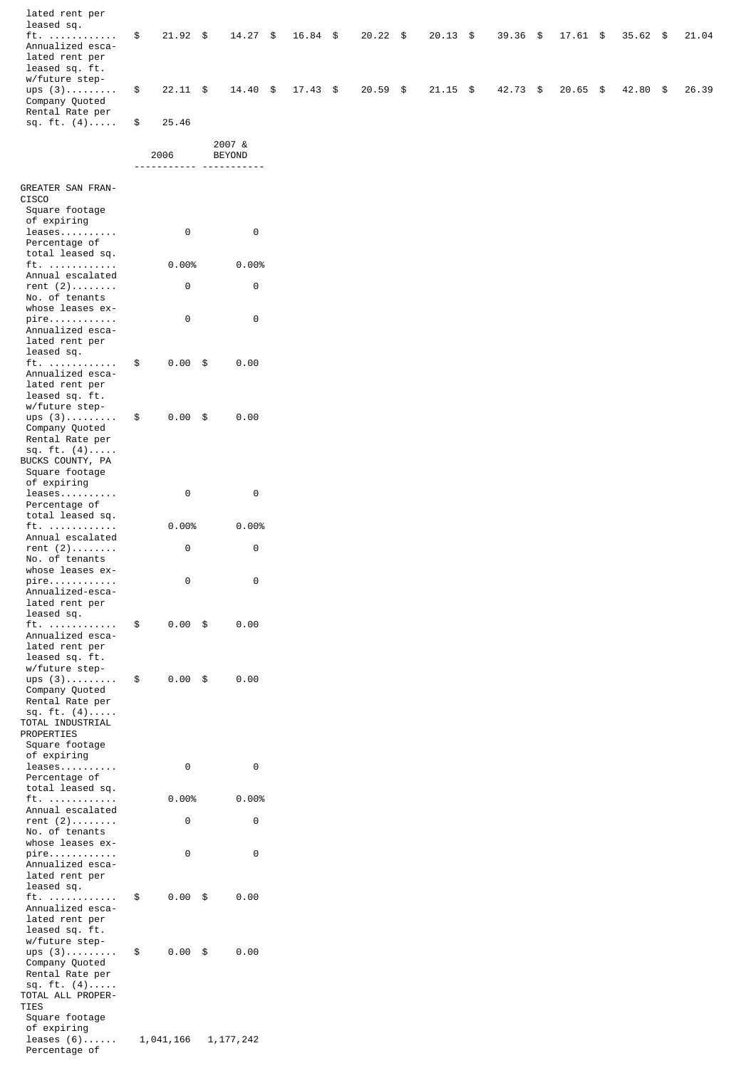| | | | | | | | | | |
|---|---|---|---|---|---|---|---|---|---|
| Annualized escalated rent per leased sq. ft. ............ | $ 21.92 | $ 14.27 | $ 16.84 | $ 20.22 | $ 20.13 | $ 39.36 | $ 17.61 | $ 35.62 | $ 21.04 |
| Annualized escalated rent per leased sq. ft. w/future step-ups (3)......... | $ 22.11 | $ 14.40 | $ 17.43 | $ 20.59 | $ 21.15 | $ 42.73 | $ 20.65 | $ 42.80 | $ 26.39 |
| Company Quoted Rental Rate per sq. ft. (4)..... | $ 25.46 | | | | | | | | |

| | 2006 | 2007 & BEYOND |
|---|---|---|
| GREATER SAN FRANCISCO | | |
| Square footage of expiring leases.......... | 0 | 0 |
| Percentage of total leased sq. ft. ............ | 0.00% | 0.00% |
| Annual escalated rent (2)........ | 0 | 0 |
| No. of tenants whose leases expire............ | 0 | 0 |
| Annualized escalated rent per leased sq. ft. ............ | $ 0.00 | $ 0.00 |
| Annualized escalated rent per leased sq. ft. w/future step-ups (3)......... | $ 0.00 | $ 0.00 |
| Company Quoted Rental Rate per sq. ft. (4)..... | | |
| BUCKS COUNTY, PA | | |
| Square footage of expiring leases.......... | 0 | 0 |
| Percentage of total leased sq. ft. ............ | 0.00% | 0.00% |
| Annual escalated rent (2)........ | 0 | 0 |
| No. of tenants whose leases expire............ | 0 | 0 |
| Annualized-escalated rent per leased sq. ft. ............ | $ 0.00 | $ 0.00 |
| Annualized escalated rent per leased sq. ft. w/future step-ups (3)......... | $ 0.00 | $ 0.00 |
| Company Quoted Rental Rate per sq. ft. (4)..... | | |
| TOTAL INDUSTRIAL PROPERTIES | | |
| Square footage of expiring leases.......... | 0 | 0 |
| Percentage of total leased sq. ft. ............ | 0.00% | 0.00% |
| Annual escalated rent (2)........ | 0 | 0 |
| No. of tenants whose leases expire............ | 0 | 0 |
| Annualized escalated rent per leased sq. ft. ............ | $ 0.00 | $ 0.00 |
| Annualized escalated rent per leased sq. ft. w/future step-ups (3)......... | $ 0.00 | $ 0.00 |
| Company Quoted Rental Rate per sq. ft. (4)..... | | |
| TOTAL ALL PROPERTIES | | |
| Square footage of expiring leases (6)...... | 1,041,166 | 1,177,242 |
| Percentage of | | |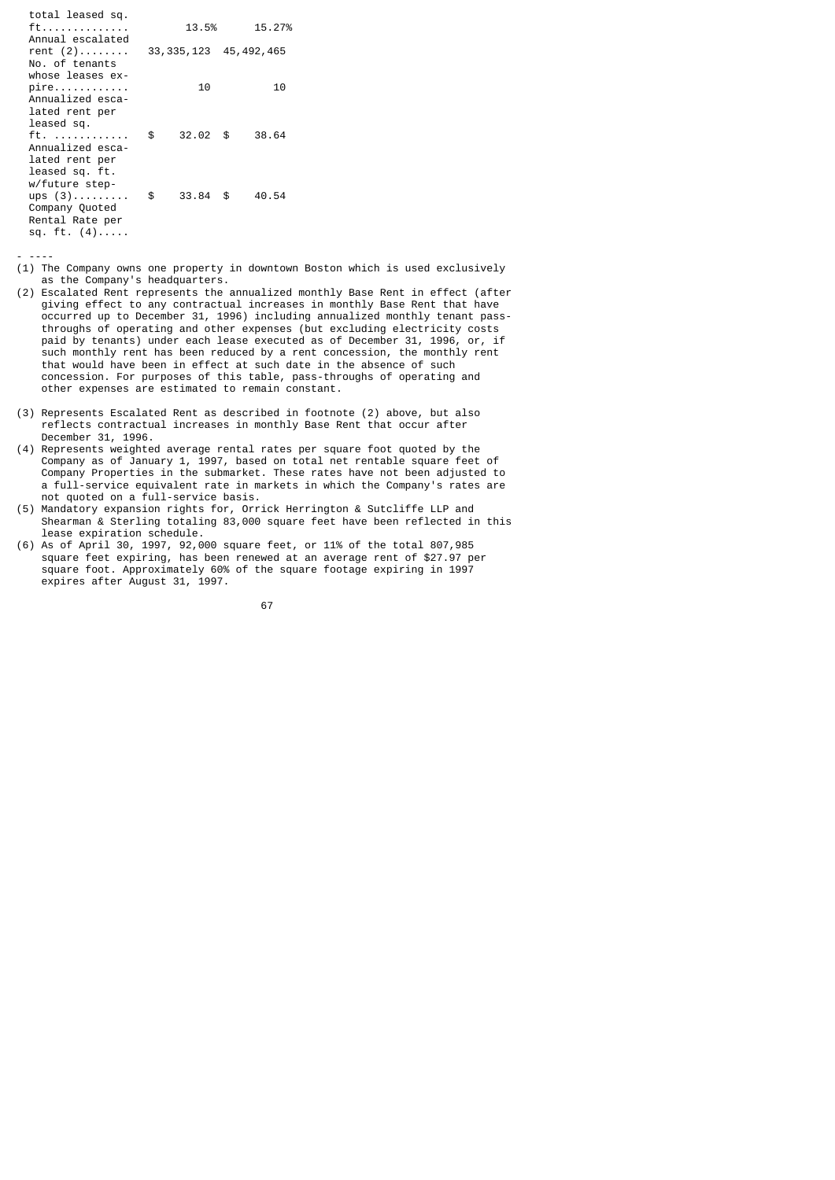| | | |
|---|---|---|
| total leased sq. ft. | 13.5% | 15.27% |
| Annual escalated rent (2) | 33,335,123 | 45,492,465 |
| No. of tenants whose leases expire | 10 | 10 |
| Annualized escalated rent per leased sq. ft. | $ 32.02 | $ 38.64 |
| Annualized escalated rent per leased sq. ft. w/future step-ups (3) | $ 33.84 | $ 40.54 |
| Company Quoted Rental Rate per sq. ft. (4) | | |

- ----

(1) The Company owns one property in downtown Boston which is used exclusively as the Company's headquarters.

(2) Escalated Rent represents the annualized monthly Base Rent in effect (after giving effect to any contractual increases in monthly Base Rent that have occurred up to December 31, 1996) including annualized monthly tenant pass-throughs of operating and other expenses (but excluding electricity costs paid by tenants) under each lease executed as of December 31, 1996, or, if such monthly rent has been reduced by a rent concession, the monthly rent that would have been in effect at such date in the absence of such concession. For purposes of this table, pass-throughs of operating and other expenses are estimated to remain constant.

(3) Represents Escalated Rent as described in footnote (2) above, but also reflects contractual increases in monthly Base Rent that occur after December 31, 1996.

(4) Represents weighted average rental rates per square foot quoted by the Company as of January 1, 1997, based on total net rentable square feet of Company Properties in the submarket. These rates have not been adjusted to a full-service equivalent rate in markets in which the Company's rates are not quoted on a full-service basis.

(5) Mandatory expansion rights for, Orrick Herrington & Sutcliffe LLP and Shearman & Sterling totaling 83,000 square feet have been reflected in this lease expiration schedule.

(6) As of April 30, 1997, 92,000 square feet, or 11% of the total 807,985 square feet expiring, has been renewed at an average rent of $27.97 per square foot. Approximately 60% of the square footage expiring in 1997 expires after August 31, 1997.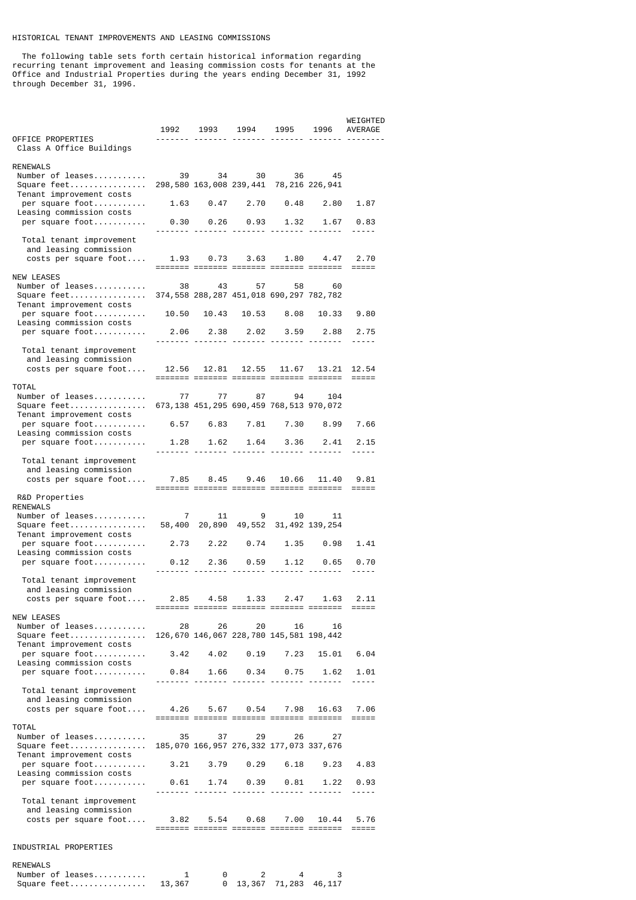HISTORICAL TENANT IMPROVEMENTS AND LEASING COMMISSIONS

The following table sets forth certain historical information regarding recurring tenant improvement and leasing commission costs for tenants at the Office and Industrial Properties during the years ending December 31, 1992 through December 31, 1996.

| OFFICE PROPERTIES | 1992 | 1993 | 1994 | 1995 | 1996 | WEIGHTED AVERAGE |
|---|---|---|---|---|---|---|
| Class A Office Buildings | | | | | | |
| RENEWALS | | | | | | |
| Number of leases | 39 | 34 | 30 | 36 | 45 | |
| Square feet | 298,580 | 163,008 | 239,441 | 78,216 | 226,941 | |
| Tenant improvement costs per square foot | 1.63 | 0.47 | 2.70 | 0.48 | 2.80 | 1.87 |
| Leasing commission costs per square foot | 0.30 | 0.26 | 0.93 | 1.32 | 1.67 | 0.83 |
| Total tenant improvement and leasing commission costs per square foot | 1.93 | 0.73 | 3.63 | 1.80 | 4.47 | 2.70 |
| NEW LEASES | | | | | | |
| Number of leases | 38 | 43 | 57 | 58 | 60 | |
| Square feet | 374,558 | 288,287 | 451,018 | 690,297 | 782,782 | |
| Tenant improvement costs per square foot | 10.50 | 10.43 | 10.53 | 8.08 | 10.33 | 9.80 |
| Leasing commission costs per square foot | 2.06 | 2.38 | 2.02 | 3.59 | 2.88 | 2.75 |
| Total tenant improvement and leasing commission costs per square foot | 12.56 | 12.81 | 12.55 | 11.67 | 13.21 | 12.54 |
| TOTAL | | | | | | |
| Number of leases | 77 | 77 | 87 | 94 | 104 | |
| Square feet | 673,138 | 451,295 | 690,459 | 768,513 | 970,072 | |
| Tenant improvement costs per square foot | 6.57 | 6.83 | 7.81 | 7.30 | 8.99 | 7.66 |
| Leasing commission costs per square foot | 1.28 | 1.62 | 1.64 | 3.36 | 2.41 | 2.15 |
| Total tenant improvement and leasing commission costs per square foot | 7.85 | 8.45 | 9.46 | 10.66 | 11.40 | 9.81 |
| R&D Properties | | | | | | |
| RENEWALS | | | | | | |
| Number of leases | 7 | 11 | 9 | 10 | 11 | |
| Square feet | 58,400 | 20,890 | 49,552 | 31,492 | 139,254 | |
| Tenant improvement costs per square foot | 2.73 | 2.22 | 0.74 | 1.35 | 0.98 | 1.41 |
| Leasing commission costs per square foot | 0.12 | 2.36 | 0.59 | 1.12 | 0.65 | 0.70 |
| Total tenant improvement and leasing commission costs per square foot | 2.85 | 4.58 | 1.33 | 2.47 | 1.63 | 2.11 |
| NEW LEASES | | | | | | |
| Number of leases | 28 | 26 | 20 | 16 | 16 | |
| Square feet | 126,670 | 146,067 | 228,780 | 145,581 | 198,442 | |
| Tenant improvement costs per square foot | 3.42 | 4.02 | 0.19 | 7.23 | 15.01 | 6.04 |
| Leasing commission costs per square foot | 0.84 | 1.66 | 0.34 | 0.75 | 1.62 | 1.01 |
| Total tenant improvement and leasing commission costs per square foot | 4.26 | 5.67 | 0.54 | 7.98 | 16.63 | 7.06 |
| TOTAL | | | | | | |
| Number of leases | 35 | 37 | 29 | 26 | 27 | |
| Square feet | 185,070 | 166,957 | 276,332 | 177,073 | 337,676 | |
| Tenant improvement costs per square foot | 3.21 | 3.79 | 0.29 | 6.18 | 9.23 | 4.83 |
| Leasing commission costs per square foot | 0.61 | 1.74 | 0.39 | 0.81 | 1.22 | 0.93 |
| Total tenant improvement and leasing commission costs per square foot | 3.82 | 5.54 | 0.68 | 7.00 | 10.44 | 5.76 |

INDUSTRIAL PROPERTIES

| | 1992 | 1993 | 1994 | 1995 | 1996 | WEIGHTED AVERAGE |
|---|---|---|---|---|---|---|
| RENEWALS | | | | | | |
| Number of leases | 1 | 0 | 2 | 4 | 3 | |
| Square feet | 13,367 | 0 | 13,367 | 71,283 | 46,117 | |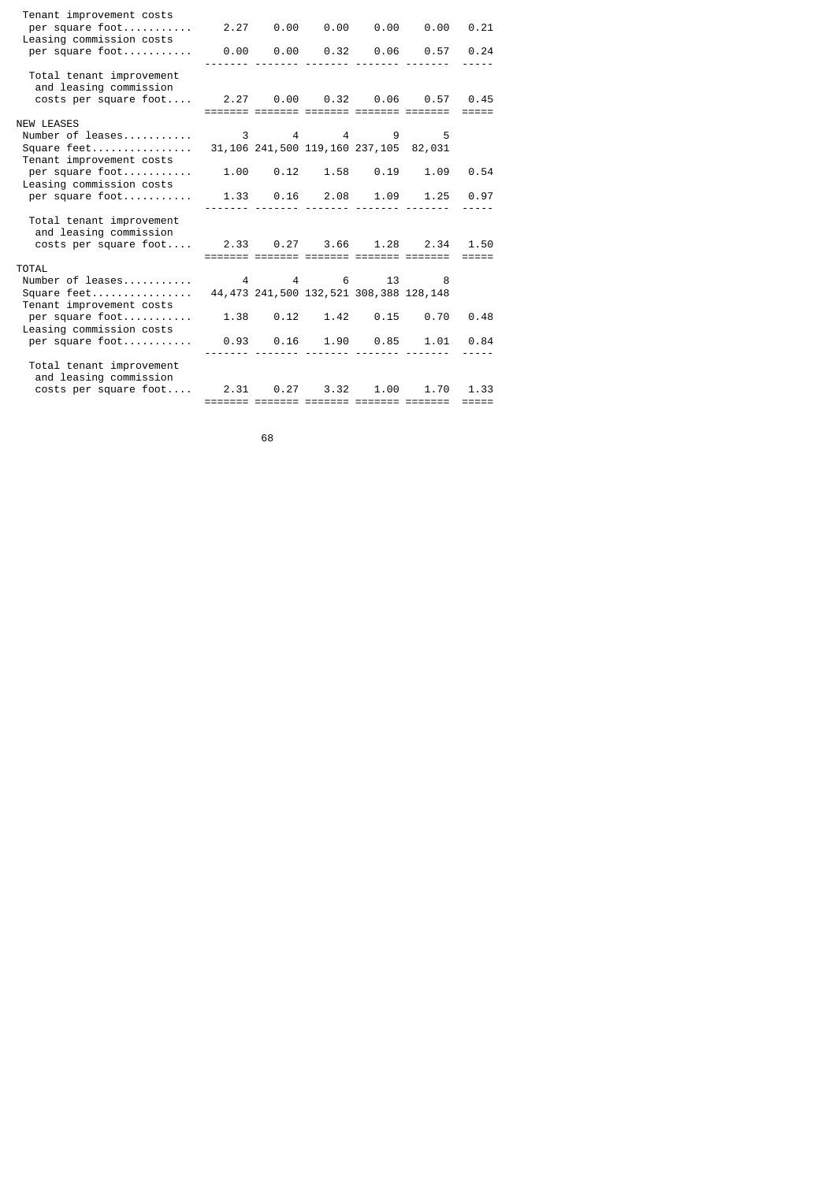| | | | | | | |
|---|---|---|---|---|---|---|
| Tenant improvement costs per square foot | 2.27 | 0.00 | 0.00 | 0.00 | 0.00 | 0.21 |
| Leasing commission costs per square foot | 0.00 | 0.00 | 0.32 | 0.06 | 0.57 | 0.24 |
| Total tenant improvement and leasing commission costs per square foot | 2.27 | 0.00 | 0.32 | 0.06 | 0.57 | 0.45 |
| NEW LEASES | | | | | | |
| Number of leases | 3 | 4 | 4 | 9 | 5 | |
| Square feet | 31,106 | 241,500 | 119,160 | 237,105 | 82,031 | |
| Tenant improvement costs per square foot | 1.00 | 0.12 | 1.58 | 0.19 | 1.09 | 0.54 |
| Leasing commission costs per square foot | 1.33 | 0.16 | 2.08 | 1.09 | 1.25 | 0.97 |
| Total tenant improvement and leasing commission costs per square foot | 2.33 | 0.27 | 3.66 | 1.28 | 2.34 | 1.50 |
| TOTAL | | | | | | |
| Number of leases | 4 | 4 | 6 | 13 | 8 | |
| Square feet | 44,473 | 241,500 | 132,521 | 308,388 | 128,148 | |
| Tenant improvement costs per square foot | 1.38 | 0.12 | 1.42 | 0.15 | 0.70 | 0.48 |
| Leasing commission costs per square foot | 0.93 | 0.16 | 1.90 | 0.85 | 1.01 | 0.84 |
| Total tenant improvement and leasing commission costs per square foot | 2.31 | 0.27 | 3.32 | 1.00 | 1.70 | 1.33 |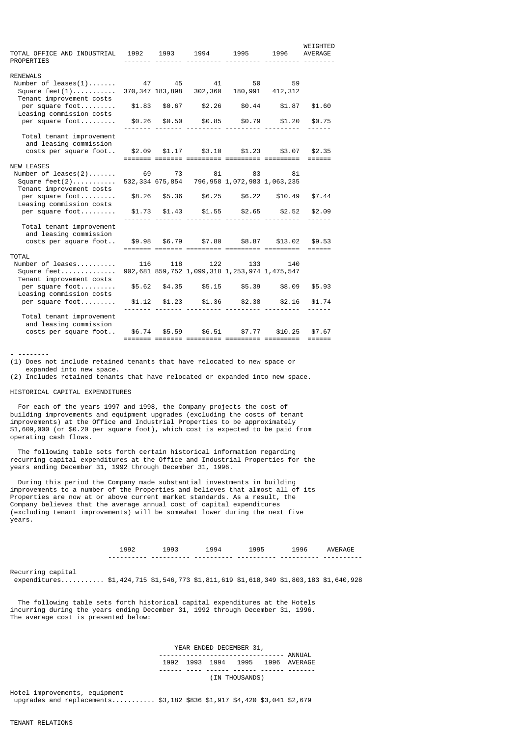| TOTAL OFFICE AND INDUSTRIAL PROPERTIES | 1992 | 1993 | 1994 | 1995 | 1996 | WEIGHTED AVERAGE |
|---|---|---|---|---|---|---|
| RENEWALS | | | | | | |
| Number of leases(1) | 47 | 45 | 41 | 50 | 59 | |
| Square feet(1) | 370,347 | 183,898 | 302,360 | 180,991 | 412,312 | |
| Tenant improvement costs per square foot | $1.83 | $0.67 | $2.26 | $0.44 | $1.87 | $1.60 |
| Leasing commission costs per square foot | $0.26 | $0.50 | $0.85 | $0.79 | $1.20 | $0.75 |
| Total tenant improvement and leasing commission costs per square foot | $2.09 | $1.17 | $3.10 | $1.23 | $3.07 | $2.35 |
| NEW LEASES | | | | | | |
| Number of leases(2) | 69 | 73 | 81 | 83 | 81 | |
| Square feet(2) | 532,334 | 675,854 | 796,958 | 1,072,983 | 1,063,235 | |
| Tenant improvement costs per square foot | $8.26 | $5.36 | $6.25 | $6.22 | $10.49 | $7.44 |
| Leasing commission costs per square foot | $1.73 | $1.43 | $1.55 | $2.65 | $2.52 | $2.09 |
| Total tenant improvement and leasing commission costs per square foot | $9.98 | $6.79 | $7.80 | $8.87 | $13.02 | $9.53 |
| TOTAL | | | | | | |
| Number of leases | 116 | 118 | 122 | 133 | 140 | |
| Square feet | 902,681 | 859,752 | 1,099,318 | 1,253,974 | 1,475,547 | |
| Tenant improvement costs per square foot | $5.62 | $4.35 | $5.15 | $5.39 | $8.09 | $5.93 |
| Leasing commission costs per square foot | $1.12 | $1.23 | $1.36 | $2.38 | $2.16 | $1.74 |
| Total tenant improvement and leasing commission costs per square foot | $6.74 | $5.59 | $6.51 | $7.77 | $10.25 | $7.67 |

- --------

(1) Does not include retained tenants that have relocated to new space or expanded into new space.

(2) Includes retained tenants that have relocated or expanded into new space.

HISTORICAL CAPITAL EXPENDITURES

For each of the years 1997 and 1998, the Company projects the cost of building improvements and equipment upgrades (excluding the costs of tenant improvements) at the Office and Industrial Properties to be approximately $1,609,000 (or $0.20 per square foot), which cost is expected to be paid from operating cash flows.

The following table sets forth certain historical information regarding recurring capital expenditures at the Office and Industrial Properties for the years ending December 31, 1992 through December 31, 1996.

During this period the Company made substantial investments in building improvements to a number of the Properties and believes that almost all of its Properties are now at or above current market standards. As a result, the Company believes that the average annual cost of capital expenditures (excluding tenant improvements) will be somewhat lower during the next five years.

| | 1992 | 1993 | 1994 | 1995 | 1996 | AVERAGE |
|---|---|---|---|---|---|---|
| Recurring capital expenditures | $1,424,715 | $1,546,773 | $1,811,619 | $1,618,349 | $1,803,183 | $1,640,928 |

The following table sets forth historical capital expenditures at the Hotels incurring during the years ending December 31, 1992 through December 31, 1996. The average cost is presented below:

| | YEAR ENDED DECEMBER 31, | | | | | ANNUAL |
|---|---|---|---|---|---|---|
| | 1992 | 1993 | 1994 | 1995 | 1996 | AVERAGE |
| | (IN THOUSANDS) | | | | | |
| Hotel improvements, equipment upgrades and replacements | $3,182 | $836 | $1,917 | $4,420 | $3,041 | $2,679 |

TENANT RELATIONS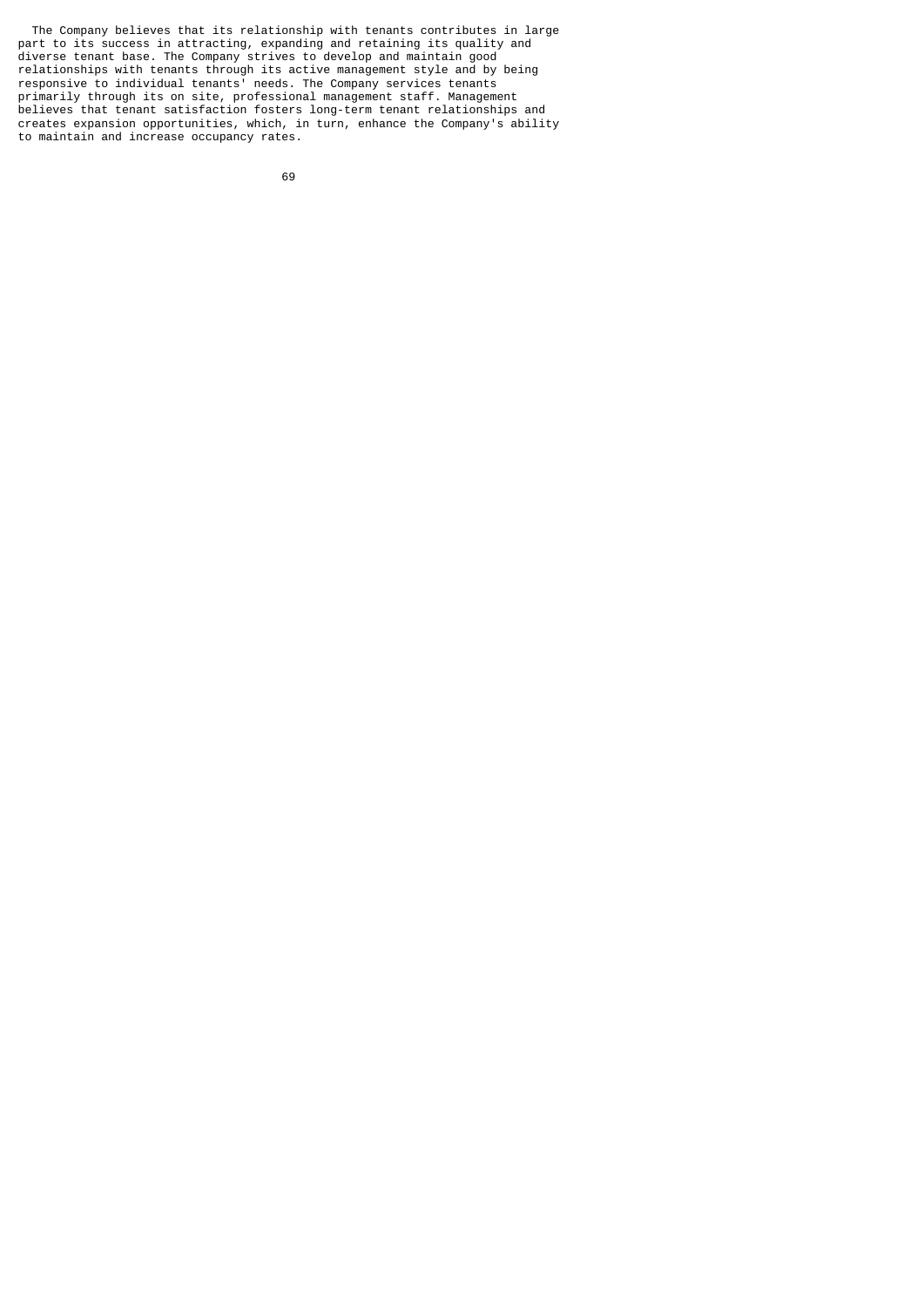The Company believes that its relationship with tenants contributes in large part to its success in attracting, expanding and retaining its quality and diverse tenant base. The Company strives to develop and maintain good relationships with tenants through its active management style and by being responsive to individual tenants' needs. The Company services tenants primarily through its on site, professional management staff. Management believes that tenant satisfaction fosters long-term tenant relationships and creates expansion opportunities, which, in turn, enhance the Company's ability to maintain and increase occupancy rates.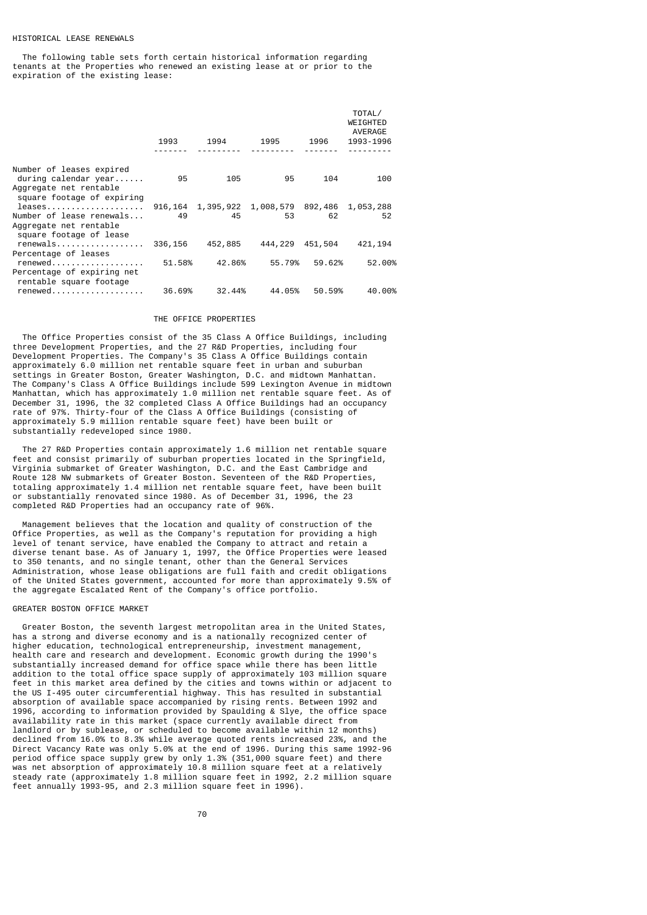HISTORICAL LEASE RENEWALS

The following table sets forth certain historical information regarding tenants at the Properties who renewed an existing lease at or prior to the expiration of the existing lease:

| | 1993 | 1994 | 1995 | 1996 | TOTAL/ WEIGHTED AVERAGE 1993-1996 |
|---|---|---|---|---|---|
| Number of leases expired during calendar year | 95 | 105 | 95 | 104 | 100 |
| Aggregate net rentable square footage of expiring leases | 916,164 | 1,395,922 | 1,008,579 | 892,486 | 1,053,288 |
| Number of lease renewals | 49 | 45 | 53 | 62 | 52 |
| Aggregate net rentable square footage of lease renewals | 336,156 | 452,885 | 444,229 | 451,504 | 421,194 |
| Percentage of leases renewed | 51.58% | 42.86% | 55.79% | 59.62% | 52.00% |
| Percentage of expiring net rentable square footage renewed | 36.69% | 32.44% | 44.05% | 50.59% | 40.00% |

THE OFFICE PROPERTIES

The Office Properties consist of the 35 Class A Office Buildings, including three Development Properties, and the 27 R&D Properties, including four Development Properties. The Company's 35 Class A Office Buildings contain approximately 6.0 million net rentable square feet in urban and suburban settings in Greater Boston, Greater Washington, D.C. and midtown Manhattan. The Company's Class A Office Buildings include 599 Lexington Avenue in midtown Manhattan, which has approximately 1.0 million net rentable square feet. As of December 31, 1996, the 32 completed Class A Office Buildings had an occupancy rate of 97%. Thirty-four of the Class A Office Buildings (consisting of approximately 5.9 million rentable square feet) have been built or substantially redeveloped since 1980.

The 27 R&D Properties contain approximately 1.6 million net rentable square feet and consist primarily of suburban properties located in the Springfield, Virginia submarket of Greater Washington, D.C. and the East Cambridge and Route 128 NW submarkets of Greater Boston. Seventeen of the R&D Properties, totaling approximately 1.4 million net rentable square feet, have been built or substantially renovated since 1980. As of December 31, 1996, the 23 completed R&D Properties had an occupancy rate of 96%.

Management believes that the location and quality of construction of the Office Properties, as well as the Company's reputation for providing a high level of tenant service, have enabled the Company to attract and retain a diverse tenant base. As of January 1, 1997, the Office Properties were leased to 350 tenants, and no single tenant, other than the General Services Administration, whose lease obligations are full faith and credit obligations of the United States government, accounted for more than approximately 9.5% of the aggregate Escalated Rent of the Company's office portfolio.

GREATER BOSTON OFFICE MARKET

Greater Boston, the seventh largest metropolitan area in the United States, has a strong and diverse economy and is a nationally recognized center of higher education, technological entrepreneurship, investment management, health care and research and development. Economic growth during the 1990's substantially increased demand for office space while there has been little addition to the total office space supply of approximately 103 million square feet in this market area defined by the cities and towns within or adjacent to the US I-495 outer circumferential highway. This has resulted in substantial absorption of available space accompanied by rising rents. Between 1992 and 1996, according to information provided by Spaulding & Slye, the office space availability rate in this market (space currently available direct from landlord or by sublease, or scheduled to become available within 12 months) declined from 16.0% to 8.3% while average quoted rents increased 23%, and the Direct Vacancy Rate was only 5.0% at the end of 1996. During this same 1992-96 period office space supply grew by only 1.3% (351,000 square feet) and there was net absorption of approximately 10.8 million square feet at a relatively steady rate (approximately 1.8 million square feet in 1992, 2.2 million square feet annually 1993-95, and 2.3 million square feet in 1996).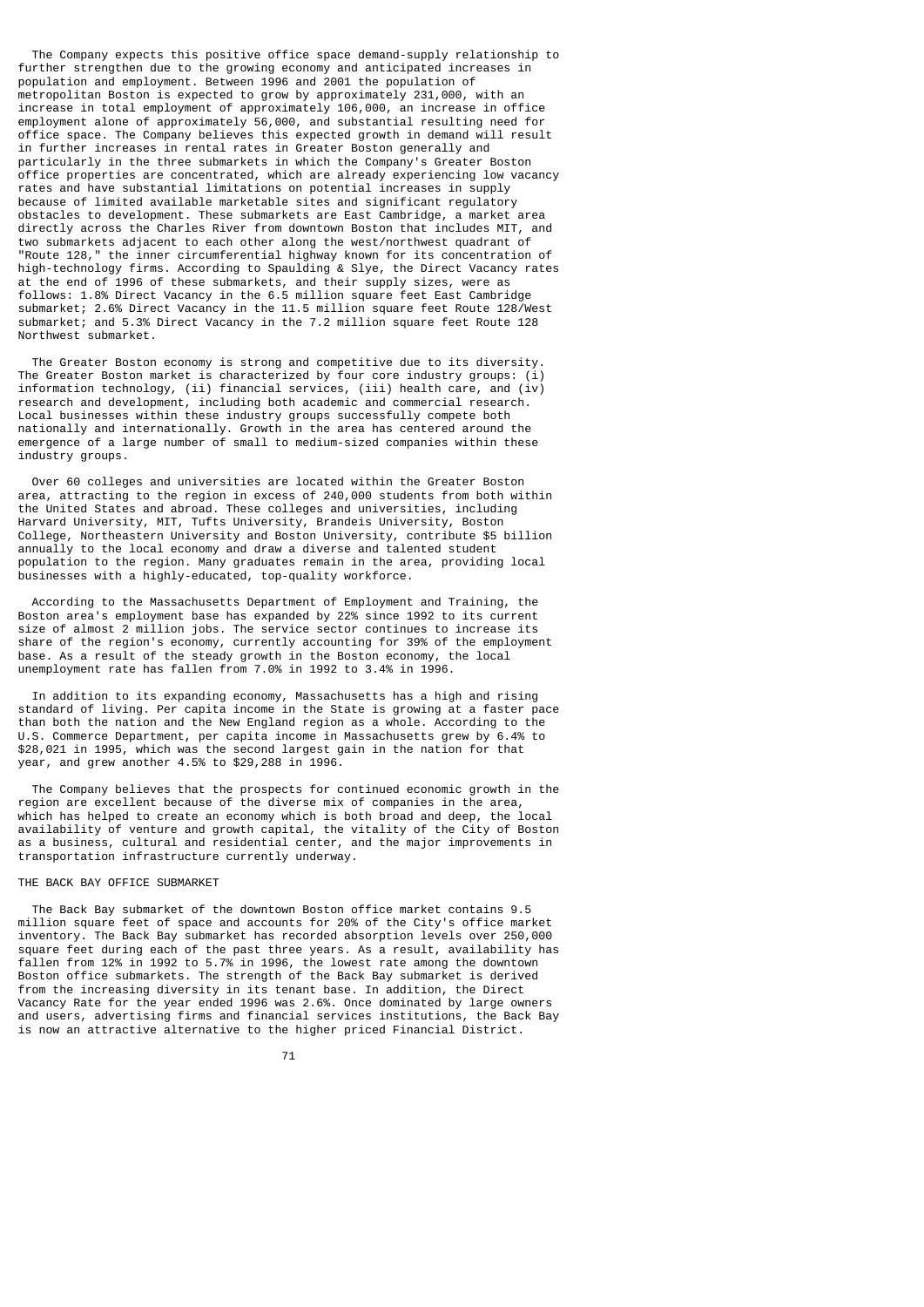The Company expects this positive office space demand-supply relationship to further strengthen due to the growing economy and anticipated increases in population and employment. Between 1996 and 2001 the population of metropolitan Boston is expected to grow by approximately 231,000, with an increase in total employment of approximately 106,000, an increase in office employment alone of approximately 56,000, and substantial resulting need for office space. The Company believes this expected growth in demand will result in further increases in rental rates in Greater Boston generally and particularly in the three submarkets in which the Company's Greater Boston office properties are concentrated, which are already experiencing low vacancy rates and have substantial limitations on potential increases in supply because of limited available marketable sites and significant regulatory obstacles to development. These submarkets are East Cambridge, a market area directly across the Charles River from downtown Boston that includes MIT, and two submarkets adjacent to each other along the west/northwest quadrant of "Route 128," the inner circumferential highway known for its concentration of high-technology firms. According to Spaulding & Slye, the Direct Vacancy rates at the end of 1996 of these submarkets, and their supply sizes, were as follows: 1.8% Direct Vacancy in the 6.5 million square feet East Cambridge submarket; 2.6% Direct Vacancy in the 11.5 million square feet Route 128/West submarket; and 5.3% Direct Vacancy in the 7.2 million square feet Route 128 Northwest submarket.

The Greater Boston economy is strong and competitive due to its diversity. The Greater Boston market is characterized by four core industry groups: (i) information technology, (ii) financial services, (iii) health care, and (iv) research and development, including both academic and commercial research. Local businesses within these industry groups successfully compete both nationally and internationally. Growth in the area has centered around the emergence of a large number of small to medium-sized companies within these industry groups.

Over 60 colleges and universities are located within the Greater Boston area, attracting to the region in excess of 240,000 students from both within the United States and abroad. These colleges and universities, including Harvard University, MIT, Tufts University, Brandeis University, Boston College, Northeastern University and Boston University, contribute $5 billion annually to the local economy and draw a diverse and talented student population to the region. Many graduates remain in the area, providing local businesses with a highly-educated, top-quality workforce.

According to the Massachusetts Department of Employment and Training, the Boston area's employment base has expanded by 22% since 1992 to its current size of almost 2 million jobs. The service sector continues to increase its share of the region's economy, currently accounting for 39% of the employment base. As a result of the steady growth in the Boston economy, the local unemployment rate has fallen from 7.0% in 1992 to 3.4% in 1996.

In addition to its expanding economy, Massachusetts has a high and rising standard of living. Per capita income in the State is growing at a faster pace than both the nation and the New England region as a whole. According to the U.S. Commerce Department, per capita income in Massachusetts grew by 6.4% to $28,021 in 1995, which was the second largest gain in the nation for that year, and grew another 4.5% to $29,288 in 1996.

The Company believes that the prospects for continued economic growth in the region are excellent because of the diverse mix of companies in the area, which has helped to create an economy which is both broad and deep, the local availability of venture and growth capital, the vitality of the City of Boston as a business, cultural and residential center, and the major improvements in transportation infrastructure currently underway.

## THE BACK BAY OFFICE SUBMARKET

The Back Bay submarket of the downtown Boston office market contains 9.5 million square feet of space and accounts for 20% of the City's office market inventory. The Back Bay submarket has recorded absorption levels over 250,000 square feet during each of the past three years. As a result, availability has fallen from 12% in 1992 to 5.7% in 1996, the lowest rate among the downtown Boston office submarkets. The strength of the Back Bay submarket is derived from the increasing diversity in its tenant base. In addition, the Direct Vacancy Rate for the year ended 1996 was 2.6%. Once dominated by large owners and users, advertising firms and financial services institutions, the Back Bay is now an attractive alternative to the higher priced Financial District.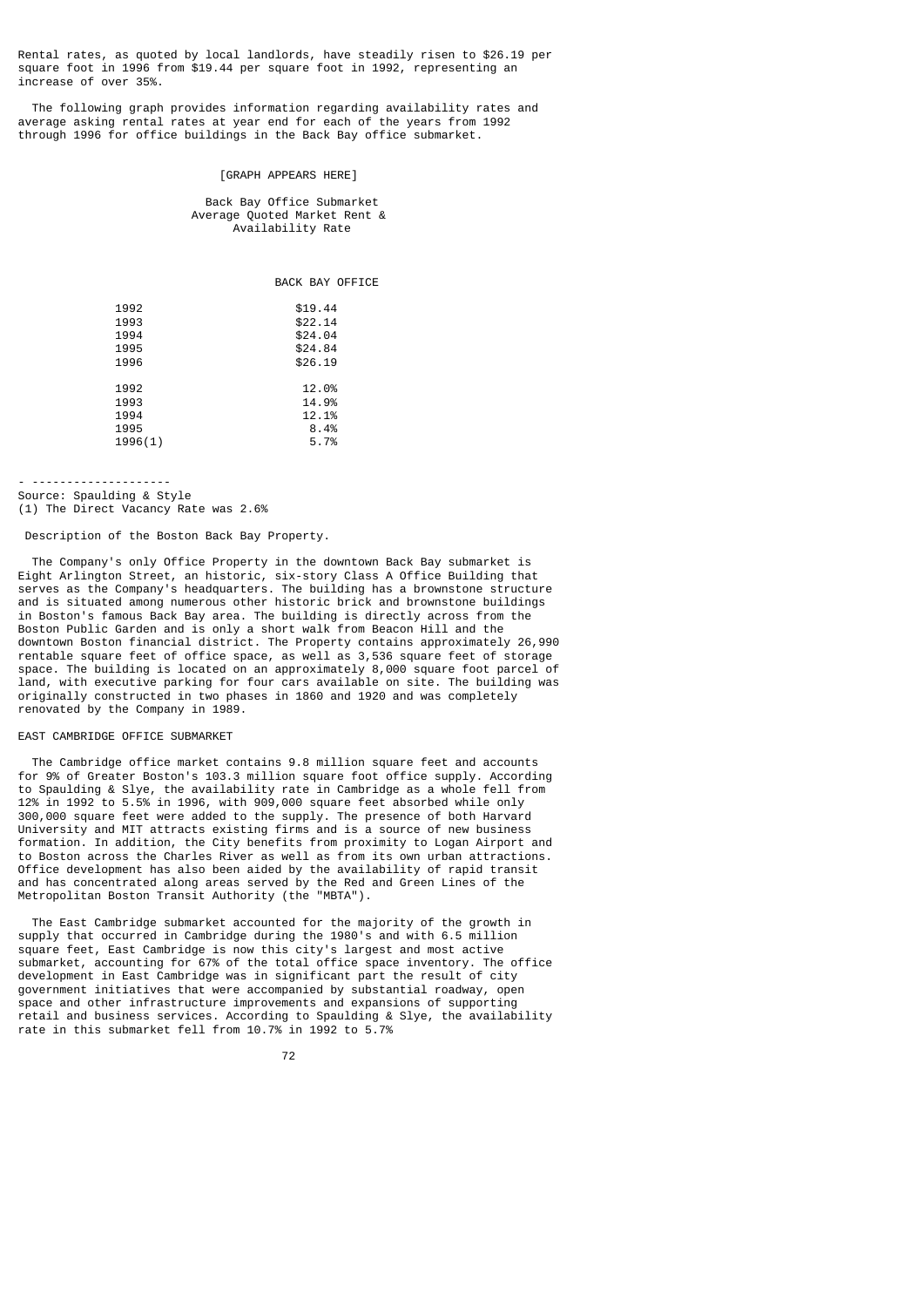Rental rates, as quoted by local landlords, have steadily risen to $26.19 per square foot in 1996 from $19.44 per square foot in 1992, representing an increase of over 35%.

The following graph provides information regarding availability rates and average asking rental rates at year end for each of the years from 1992 through 1996 for office buildings in the Back Bay office submarket.

[GRAPH APPEARS HERE]

Back Bay Office Submarket
Average Quoted Market Rent &
Availability Rate

| | BACK BAY OFFICE |
|---|---|
| 1992 | $19.44 |
| 1993 | $22.14 |
| 1994 | $24.04 |
| 1995 | $24.84 |
| 1996 | $26.19 |
| 1992 | 12.0% |
| 1993 | 14.9% |
| 1994 | 12.1% |
| 1995 | 8.4% |
| 1996(1) | 5.7% |

---

Source: Spaulding & Style

(1) The Direct Vacancy Rate was 2.6%

Description of the Boston Back Bay Property.

The Company's only Office Property in the downtown Back Bay submarket is Eight Arlington Street, an historic, six-story Class A Office Building that serves as the Company's headquarters. The building has a brownstone structure and is situated among numerous other historic brick and brownstone buildings in Boston's famous Back Bay area. The building is directly across from the Boston Public Garden and is only a short walk from Beacon Hill and the downtown Boston financial district. The Property contains approximately 26,990 rentable square feet of office space, as well as 3,536 square feet of storage space. The building is located on an approximately 8,000 square foot parcel of land, with executive parking for four cars available on site. The building was originally constructed in two phases in 1860 and 1920 and was completely renovated by the Company in 1989.

EAST CAMBRIDGE OFFICE SUBMARKET

The Cambridge office market contains 9.8 million square feet and accounts for 9% of Greater Boston's 103.3 million square foot office supply. According to Spaulding & Slye, the availability rate in Cambridge as a whole fell from 12% in 1992 to 5.5% in 1996, with 909,000 square feet absorbed while only 300,000 square feet were added to the supply. The presence of both Harvard University and MIT attracts existing firms and is a source of new business formation. In addition, the City benefits from proximity to Logan Airport and to Boston across the Charles River as well as from its own urban attractions. Office development has also been aided by the availability of rapid transit and has concentrated along areas served by the Red and Green Lines of the Metropolitan Boston Transit Authority (the "MBTA").

The East Cambridge submarket accounted for the majority of the growth in supply that occurred in Cambridge during the 1980's and with 6.5 million square feet, East Cambridge is now this city's largest and most active submarket, accounting for 67% of the total office space inventory. The office development in East Cambridge was in significant part the result of city government initiatives that were accompanied by substantial roadway, open space and other infrastructure improvements and expansions of supporting retail and business services. According to Spaulding & Slye, the availability rate in this submarket fell from 10.7% in 1992 to 5.7%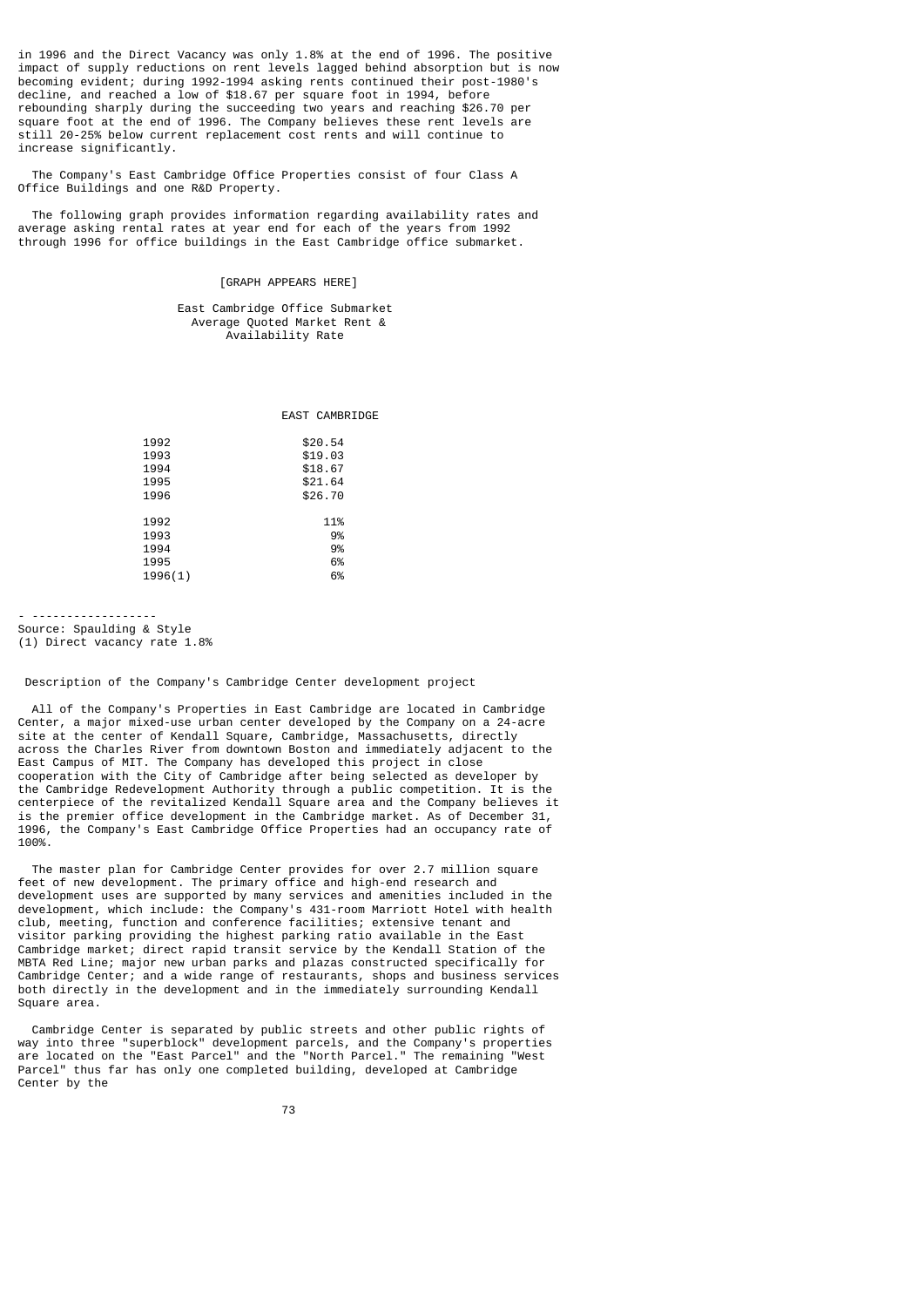in 1996 and the Direct Vacancy was only 1.8% at the end of 1996. The positive impact of supply reductions on rent levels lagged behind absorption but is now becoming evident; during 1992-1994 asking rents continued their post-1980's decline, and reached a low of $18.67 per square foot in 1994, before rebounding sharply during the succeeding two years and reaching $26.70 per square foot at the end of 1996. The Company believes these rent levels are still 20-25% below current replacement cost rents and will continue to increase significantly.

The Company's East Cambridge Office Properties consist of four Class A Office Buildings and one R&D Property.

The following graph provides information regarding availability rates and average asking rental rates at year end for each of the years from 1992 through 1996 for office buildings in the East Cambridge office submarket.

[GRAPH APPEARS HERE]

East Cambridge Office Submarket
Average Quoted Market Rent &
Availability Rate

| | EAST CAMBRIDGE |
|---|---|
| 1992 | $20.54 |
| 1993 | $19.03 |
| 1994 | $18.67 |
| 1995 | $21.64 |
| 1996 | $26.70 |
| 1992 | 11% |
| 1993 | 9% |
| 1994 | 9% |
| 1995 | 6% |
| 1996(1) | 6% |

Source: Spaulding & Style
(1) Direct vacancy rate 1.8%

Description of the Company's Cambridge Center development project

All of the Company's Properties in East Cambridge are located in Cambridge Center, a major mixed-use urban center developed by the Company on a 24-acre site at the center of Kendall Square, Cambridge, Massachusetts, directly across the Charles River from downtown Boston and immediately adjacent to the East Campus of MIT. The Company has developed this project in close cooperation with the City of Cambridge after being selected as developer by the Cambridge Redevelopment Authority through a public competition. It is the centerpiece of the revitalized Kendall Square area and the Company believes it is the premier office development in the Cambridge market. As of December 31, 1996, the Company's East Cambridge Office Properties had an occupancy rate of 100%.

The master plan for Cambridge Center provides for over 2.7 million square feet of new development. The primary office and high-end research and development uses are supported by many services and amenities included in the development, which include: the Company's 431-room Marriott Hotel with health club, meeting, function and conference facilities; extensive tenant and visitor parking providing the highest parking ratio available in the East Cambridge market; direct rapid transit service by the Kendall Station of the MBTA Red Line; major new urban parks and plazas constructed specifically for Cambridge Center; and a wide range of restaurants, shops and business services both directly in the development and in the immediately surrounding Kendall Square area.

Cambridge Center is separated by public streets and other public rights of way into three "superblock" development parcels, and the Company's properties are located on the "East Parcel" and the "North Parcel." The remaining "West Parcel" thus far has only one completed building, developed at Cambridge Center by the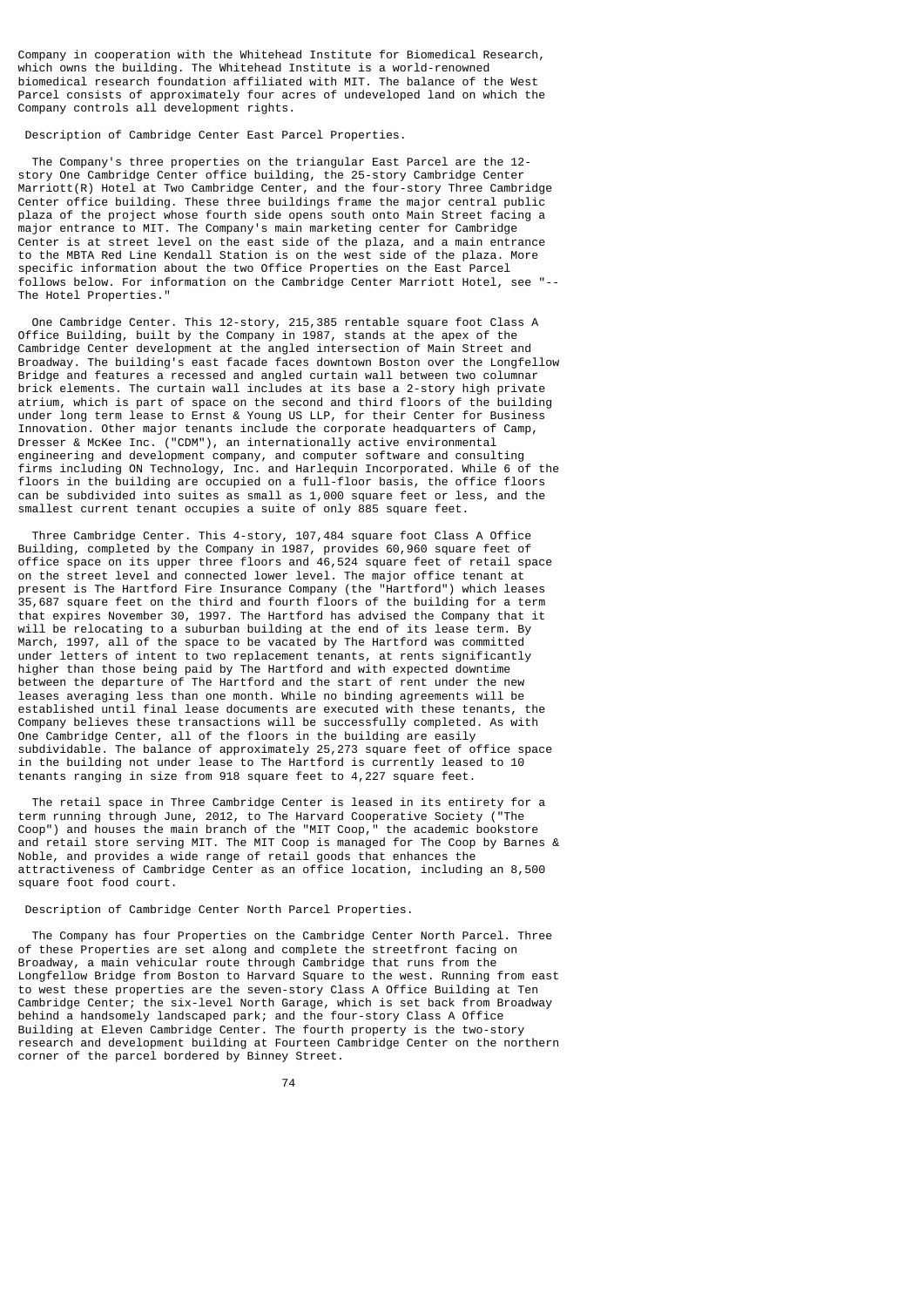Company in cooperation with the Whitehead Institute for Biomedical Research, which owns the building. The Whitehead Institute is a world-renowned biomedical research foundation affiliated with MIT. The balance of the West Parcel consists of approximately four acres of undeveloped land on which the Company controls all development rights.

Description of Cambridge Center East Parcel Properties.

The Company's three properties on the triangular East Parcel are the 12-story One Cambridge Center office building, the 25-story Cambridge Center Marriott(R) Hotel at Two Cambridge Center, and the four-story Three Cambridge Center office building. These three buildings frame the major central public plaza of the project whose fourth side opens south onto Main Street facing a major entrance to MIT. The Company's main marketing center for Cambridge Center is at street level on the east side of the plaza, and a main entrance to the MBTA Red Line Kendall Station is on the west side of the plaza. More specific information about the two Office Properties on the East Parcel follows below. For information on the Cambridge Center Marriott Hotel, see "--The Hotel Properties."

One Cambridge Center. This 12-story, 215,385 rentable square foot Class A Office Building, built by the Company in 1987, stands at the apex of the Cambridge Center development at the angled intersection of Main Street and Broadway. The building's east facade faces downtown Boston over the Longfellow Bridge and features a recessed and angled curtain wall between two columnar brick elements. The curtain wall includes at its base a 2-story high private atrium, which is part of space on the second and third floors of the building under long term lease to Ernst & Young US LLP, for their Center for Business Innovation. Other major tenants include the corporate headquarters of Camp, Dresser & McKee Inc. ("CDM"), an internationally active environmental engineering and development company, and computer software and consulting firms including ON Technology, Inc. and Harlequin Incorporated. While 6 of the floors in the building are occupied on a full-floor basis, the office floors can be subdivided into suites as small as 1,000 square feet or less, and the smallest current tenant occupies a suite of only 885 square feet.

Three Cambridge Center. This 4-story, 107,484 square foot Class A Office Building, completed by the Company in 1987, provides 60,960 square feet of office space on its upper three floors and 46,524 square feet of retail space on the street level and connected lower level. The major office tenant at present is The Hartford Fire Insurance Company (the "Hartford") which leases 35,687 square feet on the third and fourth floors of the building for a term that expires November 30, 1997. The Hartford has advised the Company that it will be relocating to a suburban building at the end of its lease term. By March, 1997, all of the space to be vacated by The Hartford was committed under letters of intent to two replacement tenants, at rents significantly higher than those being paid by The Hartford and with expected downtime between the departure of The Hartford and the start of rent under the new leases averaging less than one month. While no binding agreements will be established until final lease documents are executed with these tenants, the Company believes these transactions will be successfully completed. As with One Cambridge Center, all of the floors in the building are easily subdividable. The balance of approximately 25,273 square feet of office space in the building not under lease to The Hartford is currently leased to 10 tenants ranging in size from 918 square feet to 4,227 square feet.

The retail space in Three Cambridge Center is leased in its entirety for a term running through June, 2012, to The Harvard Cooperative Society ("The Coop") and houses the main branch of the "MIT Coop," the academic bookstore and retail store serving MIT. The MIT Coop is managed for The Coop by Barnes & Noble, and provides a wide range of retail goods that enhances the attractiveness of Cambridge Center as an office location, including an 8,500 square foot food court.

Description of Cambridge Center North Parcel Properties.

The Company has four Properties on the Cambridge Center North Parcel. Three of these Properties are set along and complete the streetfront facing on Broadway, a main vehicular route through Cambridge that runs from the Longfellow Bridge from Boston to Harvard Square to the west. Running from east to west these properties are the seven-story Class A Office Building at Ten Cambridge Center; the six-level North Garage, which is set back from Broadway behind a handsomely landscaped park; and the four-story Class A Office Building at Eleven Cambridge Center. The fourth property is the two-story research and development building at Fourteen Cambridge Center on the northern corner of the parcel bordered by Binney Street.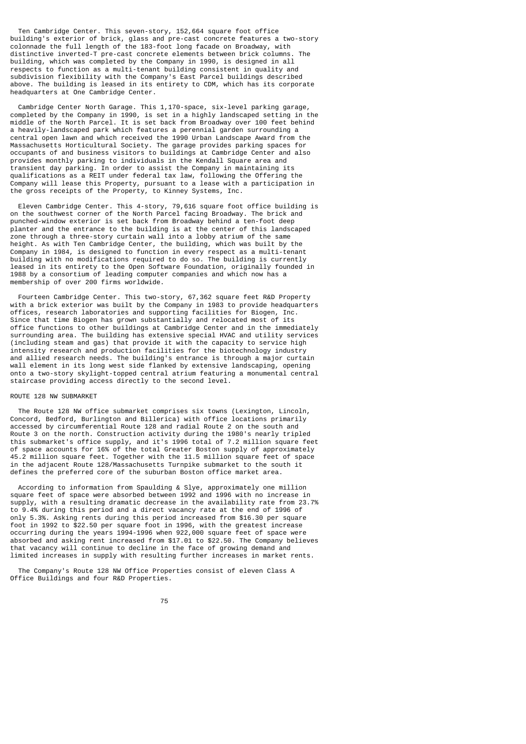Ten Cambridge Center. This seven-story, 152,664 square foot office building's exterior of brick, glass and pre-cast concrete features a two-story colonnade the full length of the 183-foot long facade on Broadway, with distinctive inverted-T pre-cast concrete elements between brick columns. The building, which was completed by the Company in 1990, is designed in all respects to function as a multi-tenant building consistent in quality and subdivision flexibility with the Company's East Parcel buildings described above. The building is leased in its entirety to CDM, which has its corporate headquarters at One Cambridge Center.

Cambridge Center North Garage. This 1,170-space, six-level parking garage, completed by the Company in 1990, is set in a highly landscaped setting in the middle of the North Parcel. It is set back from Broadway over 100 feet behind a heavily-landscaped park which features a perennial garden surrounding a central open lawn and which received the 1990 Urban Landscape Award from the Massachusetts Horticultural Society. The garage provides parking spaces for occupants of and business visitors to buildings at Cambridge Center and also provides monthly parking to individuals in the Kendall Square area and transient day parking. In order to assist the Company in maintaining its qualifications as a REIT under federal tax law, following the Offering the Company will lease this Property, pursuant to a lease with a participation in the gross receipts of the Property, to Kinney Systems, Inc.

Eleven Cambridge Center. This 4-story, 79,616 square foot office building is on the southwest corner of the North Parcel facing Broadway. The brick and punched-window exterior is set back from Broadway behind a ten-foot deep planter and the entrance to the building is at the center of this landscaped zone through a three-story curtain wall into a lobby atrium of the same height. As with Ten Cambridge Center, the building, which was built by the Company in 1984, is designed to function in every respect as a multi-tenant building with no modifications required to do so. The building is currently leased in its entirety to the Open Software Foundation, originally founded in 1988 by a consortium of leading computer companies and which now has a membership of over 200 firms worldwide.

Fourteen Cambridge Center. This two-story, 67,362 square feet R&D Property with a brick exterior was built by the Company in 1983 to provide headquarters offices, research laboratories and supporting facilities for Biogen, Inc. Since that time Biogen has grown substantially and relocated most of its office functions to other buildings at Cambridge Center and in the immediately surrounding area. The building has extensive special HVAC and utility services (including steam and gas) that provide it with the capacity to service high intensity research and production facilities for the biotechnology industry and allied research needs. The building's entrance is through a major curtain wall element in its long west side flanked by extensive landscaping, opening onto a two-story skylight-topped central atrium featuring a monumental central staircase providing access directly to the second level.

## ROUTE 128 NW SUBMARKET

The Route 128 NW office submarket comprises six towns (Lexington, Lincoln, Concord, Bedford, Burlington and Billerica) with office locations primarily accessed by circumferential Route 128 and radial Route 2 on the south and Route 3 on the north. Construction activity during the 1980's nearly tripled this submarket's office supply, and it's 1996 total of 7.2 million square feet of space accounts for 16% of the total Greater Boston supply of approximately 45.2 million square feet. Together with the 11.5 million square feet of space in the adjacent Route 128/Massachusetts Turnpike submarket to the south it defines the preferred core of the suburban Boston office market area.

According to information from Spaulding & Slye, approximately one million square feet of space were absorbed between 1992 and 1996 with no increase in supply, with a resulting dramatic decrease in the availability rate from 23.7% to 9.4% during this period and a direct vacancy rate at the end of 1996 of only 5.3%. Asking rents during this period increased from $16.30 per square foot in 1992 to $22.50 per square foot in 1996, with the greatest increase occurring during the years 1994-1996 when 922,000 square feet of space were absorbed and asking rent increased from $17.01 to $22.50. The Company believes that vacancy will continue to decline in the face of growing demand and limited increases in supply with resulting further increases in market rents.

The Company's Route 128 NW Office Properties consist of eleven Class A Office Buildings and four R&D Properties.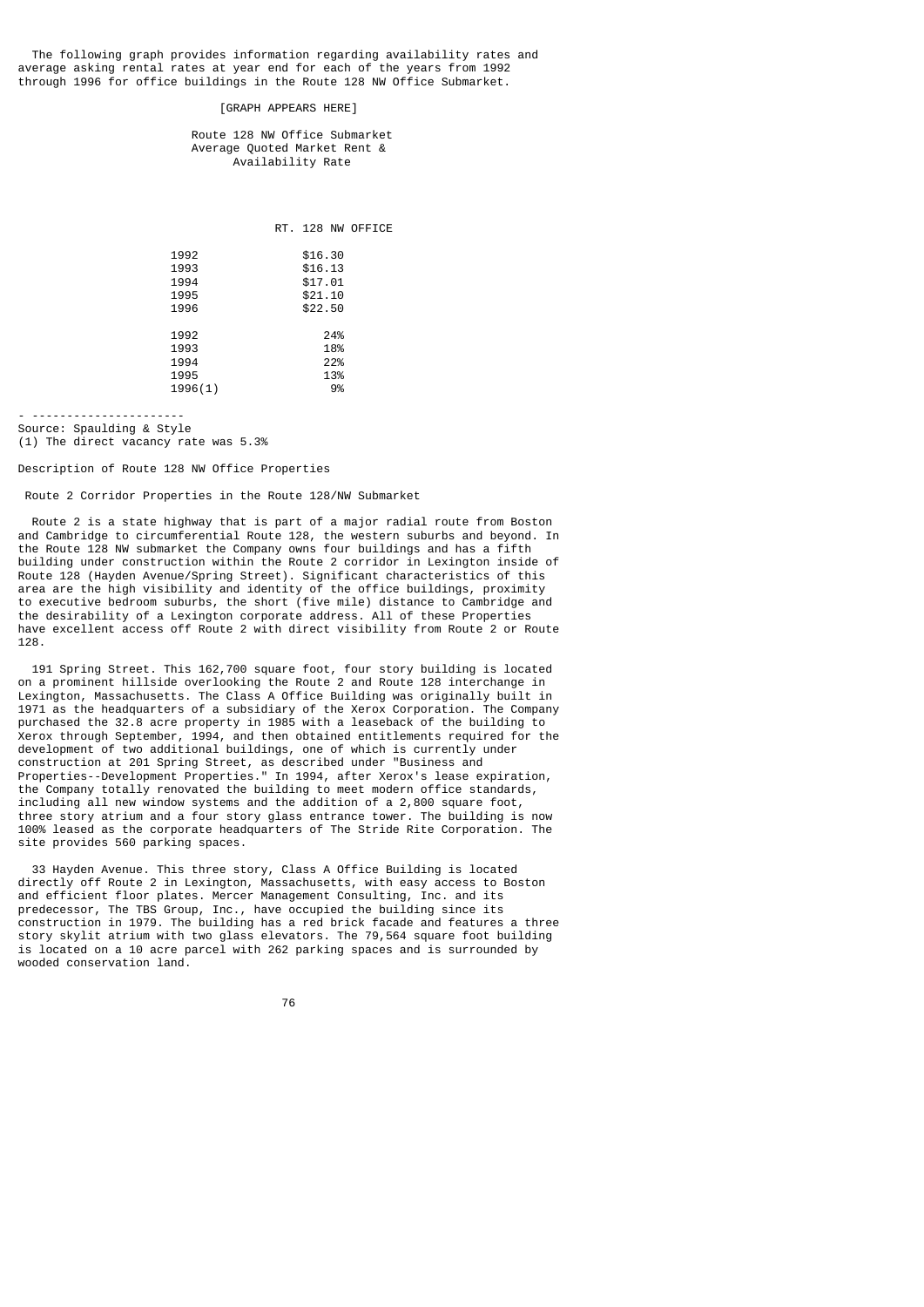The following graph provides information regarding availability rates and average asking rental rates at year end for each of the years from 1992 through 1996 for office buildings in the Route 128 NW Office Submarket.

[GRAPH APPEARS HERE]

Route 128 NW Office Submarket
Average Quoted Market Rent &
Availability Rate

| | RT. 128 NW OFFICE |
|---|---|
| 1992 | $16.30 |
| 1993 | $16.13 |
| 1994 | $17.01 |
| 1995 | $21.10 |
| 1996 | $22.50 |
| 1992 | 24% |
| 1993 | 18% |
| 1994 | 22% |
| 1995 | 13% |
| 1996(1) | 9% |

- ---------------------

Source: Spaulding & Style

(1) The direct vacancy rate was 5.3%

Description of Route 128 NW Office Properties

Route 2 Corridor Properties in the Route 128/NW Submarket

Route 2 is a state highway that is part of a major radial route from Boston and Cambridge to circumferential Route 128, the western suburbs and beyond. In the Route 128 NW submarket the Company owns four buildings and has a fifth building under construction within the Route 2 corridor in Lexington inside of Route 128 (Hayden Avenue/Spring Street). Significant characteristics of this area are the high visibility and identity of the office buildings, proximity to executive bedroom suburbs, the short (five mile) distance to Cambridge and the desirability of a Lexington corporate address. All of these Properties have excellent access off Route 2 with direct visibility from Route 2 or Route 128.

191 Spring Street. This 162,700 square foot, four story building is located on a prominent hillside overlooking the Route 2 and Route 128 interchange in Lexington, Massachusetts. The Class A Office Building was originally built in 1971 as the headquarters of a subsidiary of the Xerox Corporation. The Company purchased the 32.8 acre property in 1985 with a leaseback of the building to Xerox through September, 1994, and then obtained entitlements required for the development of two additional buildings, one of which is currently under construction at 201 Spring Street, as described under "Business and Properties--Development Properties." In 1994, after Xerox's lease expiration, the Company totally renovated the building to meet modern office standards, including all new window systems and the addition of a 2,800 square foot, three story atrium and a four story glass entrance tower. The building is now 100% leased as the corporate headquarters of The Stride Rite Corporation. The site provides 560 parking spaces.

33 Hayden Avenue. This three story, Class A Office Building is located directly off Route 2 in Lexington, Massachusetts, with easy access to Boston and efficient floor plates. Mercer Management Consulting, Inc. and its predecessor, The TBS Group, Inc., have occupied the building since its construction in 1979. The building has a red brick facade and features a three story skylit atrium with two glass elevators. The 79,564 square foot building is located on a 10 acre parcel with 262 parking spaces and is surrounded by wooded conservation land.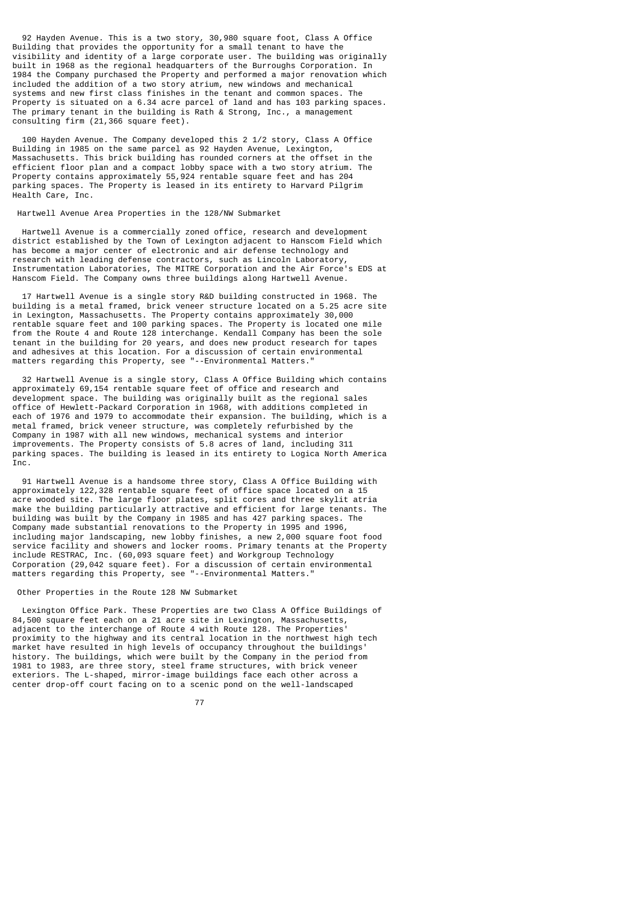92 Hayden Avenue. This is a two story, 30,980 square foot, Class A Office Building that provides the opportunity for a small tenant to have the visibility and identity of a large corporate user. The building was originally built in 1968 as the regional headquarters of the Burroughs Corporation. In 1984 the Company purchased the Property and performed a major renovation which included the addition of a two story atrium, new windows and mechanical systems and new first class finishes in the tenant and common spaces. The Property is situated on a 6.34 acre parcel of land and has 103 parking spaces. The primary tenant in the building is Rath & Strong, Inc., a management consulting firm (21,366 square feet).

100 Hayden Avenue. The Company developed this 2 1/2 story, Class A Office Building in 1985 on the same parcel as 92 Hayden Avenue, Lexington, Massachusetts. This brick building has rounded corners at the offset in the efficient floor plan and a compact lobby space with a two story atrium. The Property contains approximately 55,924 rentable square feet and has 204 parking spaces. The Property is leased in its entirety to Harvard Pilgrim Health Care, Inc.

Hartwell Avenue Area Properties in the 128/NW Submarket

Hartwell Avenue is a commercially zoned office, research and development district established by the Town of Lexington adjacent to Hanscom Field which has become a major center of electronic and air defense technology and research with leading defense contractors, such as Lincoln Laboratory, Instrumentation Laboratories, The MITRE Corporation and the Air Force's EDS at Hanscom Field. The Company owns three buildings along Hartwell Avenue.

17 Hartwell Avenue is a single story R&D building constructed in 1968. The building is a metal framed, brick veneer structure located on a 5.25 acre site in Lexington, Massachusetts. The Property contains approximately 30,000 rentable square feet and 100 parking spaces. The Property is located one mile from the Route 4 and Route 128 interchange. Kendall Company has been the sole tenant in the building for 20 years, and does new product research for tapes and adhesives at this location. For a discussion of certain environmental matters regarding this Property, see "--Environmental Matters."

32 Hartwell Avenue is a single story, Class A Office Building which contains approximately 69,154 rentable square feet of office and research and development space. The building was originally built as the regional sales office of Hewlett-Packard Corporation in 1968, with additions completed in each of 1976 and 1979 to accommodate their expansion. The building, which is a metal framed, brick veneer structure, was completely refurbished by the Company in 1987 with all new windows, mechanical systems and interior improvements. The Property consists of 5.8 acres of land, including 311 parking spaces. The building is leased in its entirety to Logica North America Inc.

91 Hartwell Avenue is a handsome three story, Class A Office Building with approximately 122,328 rentable square feet of office space located on a 15 acre wooded site. The large floor plates, split cores and three skylit atria make the building particularly attractive and efficient for large tenants. The building was built by the Company in 1985 and has 427 parking spaces. The Company made substantial renovations to the Property in 1995 and 1996, including major landscaping, new lobby finishes, a new 2,000 square foot food service facility and showers and locker rooms. Primary tenants at the Property include RESTRAC, Inc. (60,093 square feet) and Workgroup Technology Corporation (29,042 square feet). For a discussion of certain environmental matters regarding this Property, see "--Environmental Matters."

Other Properties in the Route 128 NW Submarket

Lexington Office Park. These Properties are two Class A Office Buildings of 84,500 square feet each on a 21 acre site in Lexington, Massachusetts, adjacent to the interchange of Route 4 with Route 128. The Properties' proximity to the highway and its central location in the northwest high tech market have resulted in high levels of occupancy throughout the buildings' history. The buildings, which were built by the Company in the period from 1981 to 1983, are three story, steel frame structures, with brick veneer exteriors. The L-shaped, mirror-image buildings face each other across a center drop-off court facing on to a scenic pond on the well-landscaped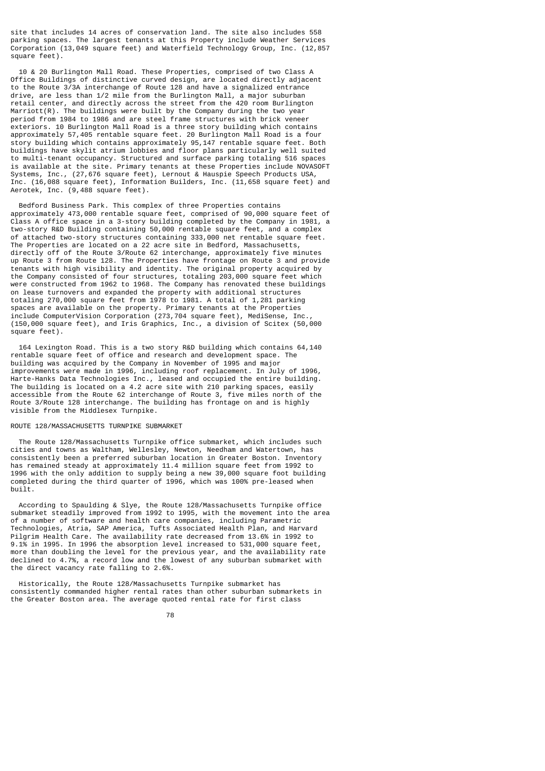site that includes 14 acres of conservation land. The site also includes 558 parking spaces. The largest tenants at this Property include Weather Services Corporation (13,049 square feet) and Waterfield Technology Group, Inc. (12,857 square feet).

10 & 20 Burlington Mall Road. These Properties, comprised of two Class A Office Buildings of distinctive curved design, are located directly adjacent to the Route 3/3A interchange of Route 128 and have a signalized entrance drive, are less than 1/2 mile from the Burlington Mall, a major suburban retail center, and directly across the street from the 420 room Burlington Marriott(R). The buildings were built by the Company during the two year period from 1984 to 1986 and are steel frame structures with brick veneer exteriors. 10 Burlington Mall Road is a three story building which contains approximately 57,405 rentable square feet. 20 Burlington Mall Road is a four story building which contains approximately 95,147 rentable square feet. Both buildings have skylit atrium lobbies and floor plans particularly well suited to multi-tenant occupancy. Structured and surface parking totaling 516 spaces is available at the site. Primary tenants at these Properties include NOVASOFT Systems, Inc., (27,676 square feet), Lernout & Hauspie Speech Products USA, Inc. (16,088 square feet), Information Builders, Inc. (11,658 square feet) and Aerotek, Inc. (9,488 square feet).

Bedford Business Park. This complex of three Properties contains approximately 473,000 rentable square feet, comprised of 90,000 square feet of Class A office space in a 3-story building completed by the Company in 1981, a two-story R&D Building containing 50,000 rentable square feet, and a complex of attached two-story structures containing 333,000 net rentable square feet. The Properties are located on a 22 acre site in Bedford, Massachusetts, directly off of the Route 3/Route 62 interchange, approximately five minutes up Route 3 from Route 128. The Properties have frontage on Route 3 and provide tenants with high visibility and identity. The original property acquired by the Company consisted of four structures, totaling 203,000 square feet which were constructed from 1962 to 1968. The Company has renovated these buildings on lease turnovers and expanded the property with additional structures totaling 270,000 square feet from 1978 to 1981. A total of 1,281 parking spaces are available on the property. Primary tenants at the Properties include ComputerVision Corporation (273,704 square feet), MediSense, Inc., (150,000 square feet), and Iris Graphics, Inc., a division of Scitex (50,000 square feet).

164 Lexington Road. This is a two story R&D building which contains 64,140 rentable square feet of office and research and development space. The building was acquired by the Company in November of 1995 and major improvements were made in 1996, including roof replacement. In July of 1996, Harte-Hanks Data Technologies Inc., leased and occupied the entire building. The building is located on a 4.2 acre site with 210 parking spaces, easily accessible from the Route 62 interchange of Route 3, five miles north of the Route 3/Route 128 interchange. The building has frontage on and is highly visible from the Middlesex Turnpike.

ROUTE 128/MASSACHUSETTS TURNPIKE SUBMARKET

The Route 128/Massachusetts Turnpike office submarket, which includes such cities and towns as Waltham, Wellesley, Newton, Needham and Watertown, has consistently been a preferred suburban location in Greater Boston. Inventory has remained steady at approximately 11.4 million square feet from 1992 to 1996 with the only addition to supply being a new 39,000 square foot building completed during the third quarter of 1996, which was 100% pre-leased when built.

According to Spaulding & Slye, the Route 128/Massachusetts Turnpike office submarket steadily improved from 1992 to 1995, with the movement into the area of a number of software and health care companies, including Parametric Technologies, Atria, SAP America, Tufts Associated Health Plan, and Harvard Pilgrim Health Care. The availability rate decreased from 13.6% in 1992 to 9.1% in 1995. In 1996 the absorption level increased to 531,000 square feet, more than doubling the level for the previous year, and the availability rate declined to 4.7%, a record low and the lowest of any suburban submarket with the direct vacancy rate falling to 2.6%.

Historically, the Route 128/Massachusetts Turnpike submarket has consistently commanded higher rental rates than other suburban submarkets in the Greater Boston area. The average quoted rental rate for first class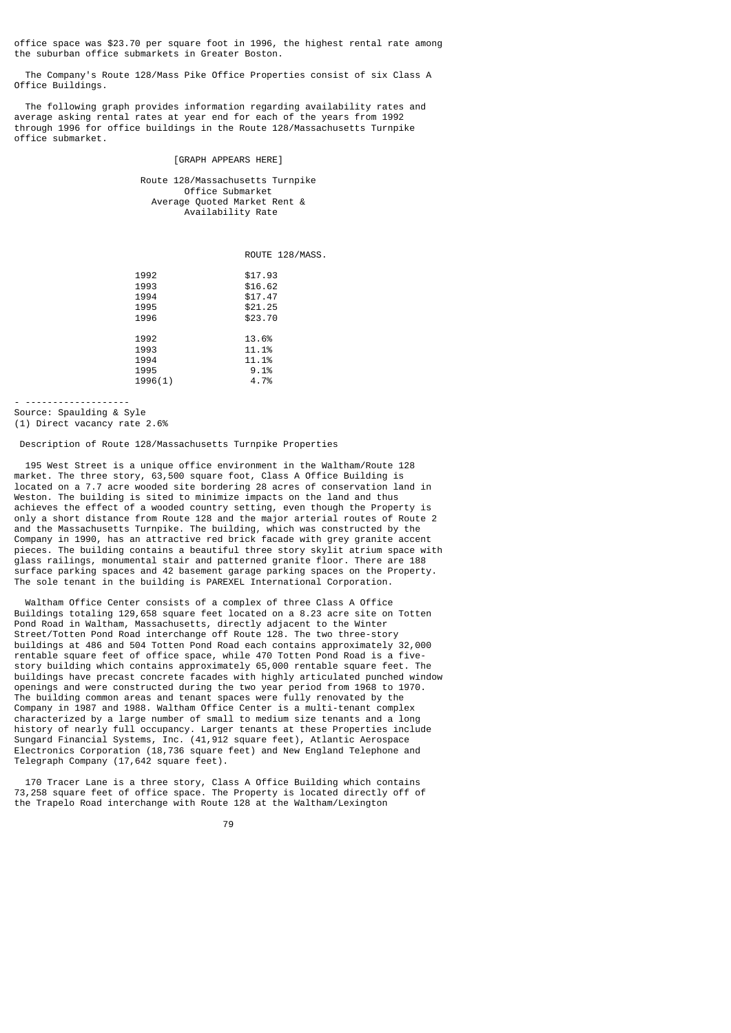office space was $23.70 per square foot in 1996, the highest rental rate among the suburban office submarkets in Greater Boston.

The Company's Route 128/Mass Pike Office Properties consist of six Class A Office Buildings.

The following graph provides information regarding availability rates and average asking rental rates at year end for each of the years from 1992 through 1996 for office buildings in the Route 128/Massachusetts Turnpike office submarket.

[GRAPH APPEARS HERE]

Route 128/Massachusetts Turnpike
Office Submarket
Average Quoted Market Rent &
Availability Rate

| | ROUTE 128/MASS. |
|---|---|
| 1992 | $17.93 |
| 1993 | $16.62 |
| 1994 | $17.47 |
| 1995 | $21.25 |
| 1996 | $23.70 |
| | |
| 1992 | 13.6% |
| 1993 | 11.1% |
| 1994 | 11.1% |
| 1995 | 9.1% |
| 1996(1) | 4.7% |

- -------------------
Source: Spaulding & Syle
(1) Direct vacancy rate 2.6%

Description of Route 128/Massachusetts Turnpike Properties

195 West Street is a unique office environment in the Waltham/Route 128 market. The three story, 63,500 square foot, Class A Office Building is located on a 7.7 acre wooded site bordering 28 acres of conservation land in Weston. The building is sited to minimize impacts on the land and thus achieves the effect of a wooded country setting, even though the Property is only a short distance from Route 128 and the major arterial routes of Route 2 and the Massachusetts Turnpike. The building, which was constructed by the Company in 1990, has an attractive red brick facade with grey granite accent pieces. The building contains a beautiful three story skylit atrium space with glass railings, monumental stair and patterned granite floor. There are 188 surface parking spaces and 42 basement garage parking spaces on the Property. The sole tenant in the building is PAREXEL International Corporation.

Waltham Office Center consists of a complex of three Class A Office Buildings totaling 129,658 square feet located on a 8.23 acre site on Totten Pond Road in Waltham, Massachusetts, directly adjacent to the Winter Street/Totten Pond Road interchange off Route 128. The two three-story buildings at 486 and 504 Totten Pond Road each contains approximately 32,000 rentable square feet of office space, while 470 Totten Pond Road is a five-story building which contains approximately 65,000 rentable square feet. The buildings have precast concrete facades with highly articulated punched window openings and were constructed during the two year period from 1968 to 1970. The building common areas and tenant spaces were fully renovated by the Company in 1987 and 1988. Waltham Office Center is a multi-tenant complex characterized by a large number of small to medium size tenants and a long history of nearly full occupancy. Larger tenants at these Properties include Sungard Financial Systems, Inc. (41,912 square feet), Atlantic Aerospace Electronics Corporation (18,736 square feet) and New England Telephone and Telegraph Company (17,642 square feet).

170 Tracer Lane is a three story, Class A Office Building which contains 73,258 square feet of office space. The Property is located directly off of the Trapelo Road interchange with Route 128 at the Waltham/Lexington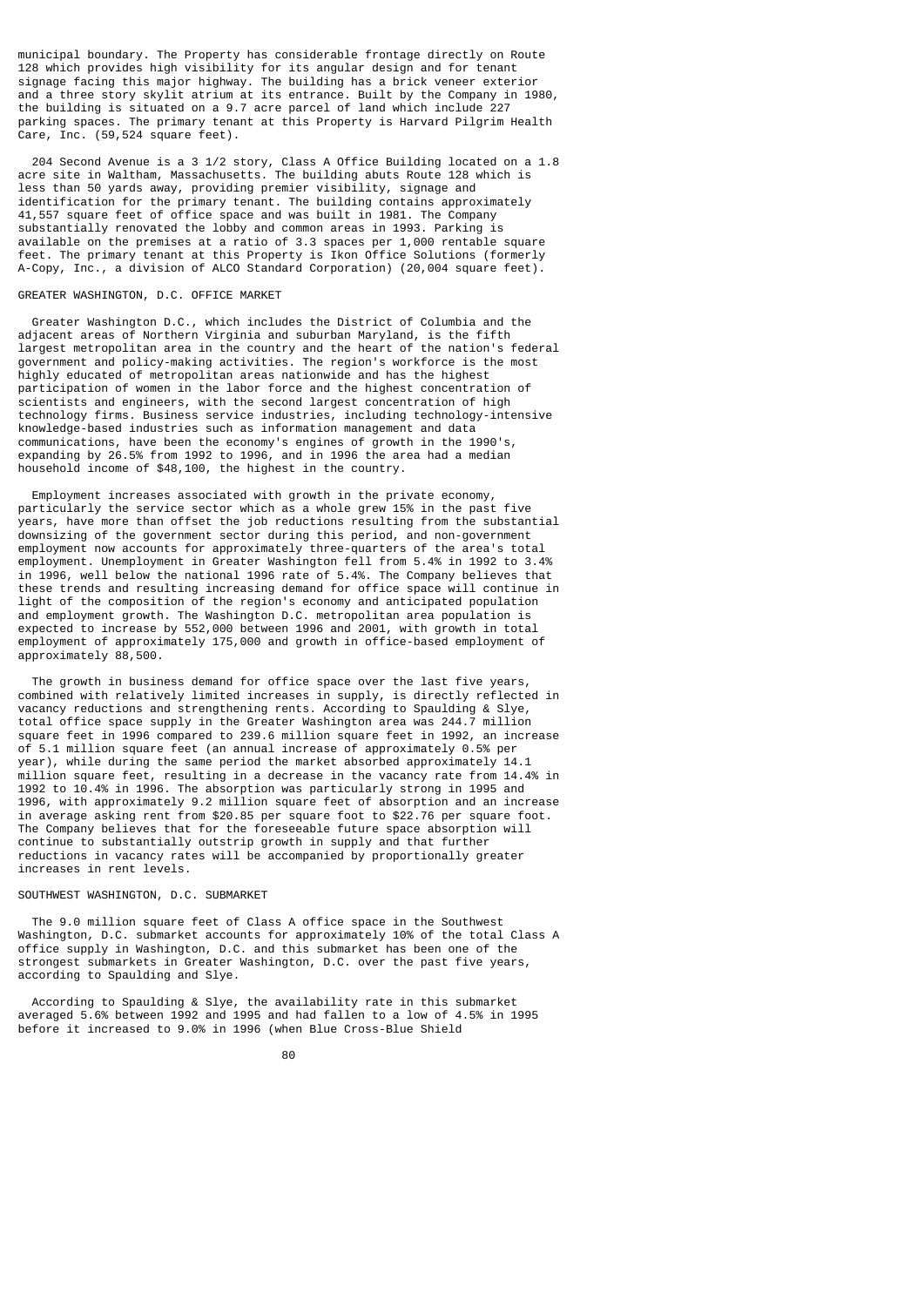municipal boundary. The Property has considerable frontage directly on Route 128 which provides high visibility for its angular design and for tenant signage facing this major highway. The building has a brick veneer exterior and a three story skylit atrium at its entrance. Built by the Company in 1980, the building is situated on a 9.7 acre parcel of land which include 227 parking spaces. The primary tenant at this Property is Harvard Pilgrim Health Care, Inc. (59,524 square feet).

204 Second Avenue is a 3 1/2 story, Class A Office Building located on a 1.8 acre site in Waltham, Massachusetts. The building abuts Route 128 which is less than 50 yards away, providing premier visibility, signage and identification for the primary tenant. The building contains approximately 41,557 square feet of office space and was built in 1981. The Company substantially renovated the lobby and common areas in 1993. Parking is available on the premises at a ratio of 3.3 spaces per 1,000 rentable square feet. The primary tenant at this Property is Ikon Office Solutions (formerly A-Copy, Inc., a division of ALCO Standard Corporation) (20,004 square feet).

## GREATER WASHINGTON, D.C. OFFICE MARKET

Greater Washington D.C., which includes the District of Columbia and the adjacent areas of Northern Virginia and suburban Maryland, is the fifth largest metropolitan area in the country and the heart of the nation's federal government and policy-making activities. The region's workforce is the most highly educated of metropolitan areas nationwide and has the highest participation of women in the labor force and the highest concentration of scientists and engineers, with the second largest concentration of high technology firms. Business service industries, including technology-intensive knowledge-based industries such as information management and data communications, have been the economy's engines of growth in the 1990's, expanding by 26.5% from 1992 to 1996, and in 1996 the area had a median household income of $48,100, the highest in the country.

Employment increases associated with growth in the private economy, particularly the service sector which as a whole grew 15% in the past five years, have more than offset the job reductions resulting from the substantial downsizing of the government sector during this period, and non-government employment now accounts for approximately three-quarters of the area's total employment. Unemployment in Greater Washington fell from 5.4% in 1992 to 3.4% in 1996, well below the national 1996 rate of 5.4%. The Company believes that these trends and resulting increasing demand for office space will continue in light of the composition of the region's economy and anticipated population and employment growth. The Washington D.C. metropolitan area population is expected to increase by 552,000 between 1996 and 2001, with growth in total employment of approximately 175,000 and growth in office-based employment of approximately 88,500.

The growth in business demand for office space over the last five years, combined with relatively limited increases in supply, is directly reflected in vacancy reductions and strengthening rents. According to Spaulding & Slye, total office space supply in the Greater Washington area was 244.7 million square feet in 1996 compared to 239.6 million square feet in 1992, an increase of 5.1 million square feet (an annual increase of approximately 0.5% per year), while during the same period the market absorbed approximately 14.1 million square feet, resulting in a decrease in the vacancy rate from 14.4% in 1992 to 10.4% in 1996. The absorption was particularly strong in 1995 and 1996, with approximately 9.2 million square feet of absorption and an increase in average asking rent from $20.85 per square foot to $22.76 per square foot. The Company believes that for the foreseeable future space absorption will continue to substantially outstrip growth in supply and that further reductions in vacancy rates will be accompanied by proportionally greater increases in rent levels.

## SOUTHWEST WASHINGTON, D.C. SUBMARKET

The 9.0 million square feet of Class A office space in the Southwest Washington, D.C. submarket accounts for approximately 10% of the total Class A office supply in Washington, D.C. and this submarket has been one of the strongest submarkets in Greater Washington, D.C. over the past five years, according to Spaulding and Slye.

According to Spaulding & Slye, the availability rate in this submarket averaged 5.6% between 1992 and 1995 and had fallen to a low of 4.5% in 1995 before it increased to 9.0% in 1996 (when Blue Cross-Blue Shield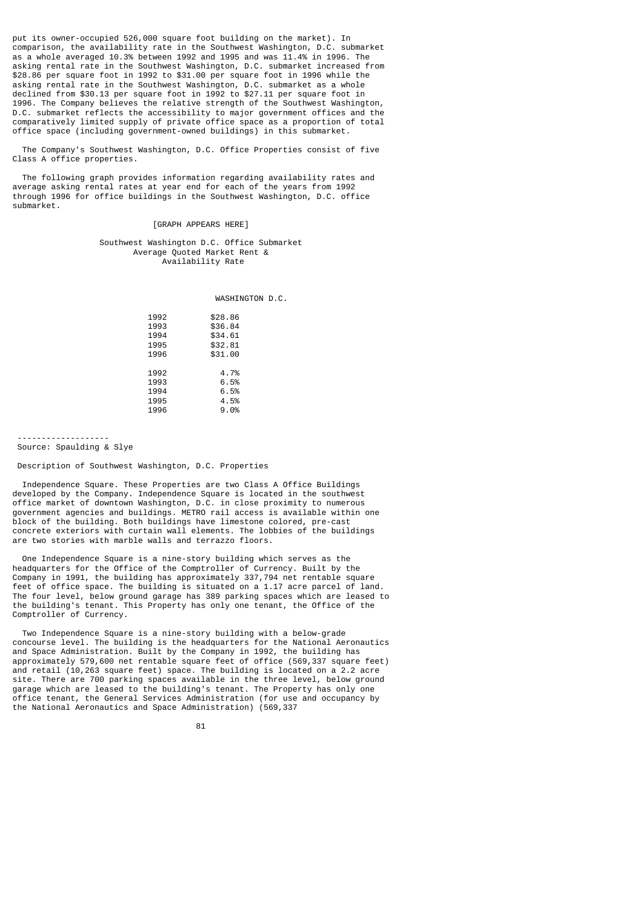put its owner-occupied 526,000 square foot building on the market). In comparison, the availability rate in the Southwest Washington, D.C. submarket as a whole averaged 10.3% between 1992 and 1995 and was 11.4% in 1996. The asking rental rate in the Southwest Washington, D.C. submarket increased from $28.86 per square foot in 1992 to $31.00 per square foot in 1996 while the asking rental rate in the Southwest Washington, D.C. submarket as a whole declined from $30.13 per square foot in 1992 to $27.11 per square foot in 1996. The Company believes the relative strength of the Southwest Washington, D.C. submarket reflects the accessibility to major government offices and the comparatively limited supply of private office space as a proportion of total office space (including government-owned buildings) in this submarket.

The Company's Southwest Washington, D.C. Office Properties consist of five Class A office properties.

The following graph provides information regarding availability rates and average asking rental rates at year end for each of the years from 1992 through 1996 for office buildings in the Southwest Washington, D.C. office submarket.

[GRAPH APPEARS HERE]

Southwest Washington D.C. Office Submarket
Average Quoted Market Rent &
Availability Rate

| | WASHINGTON D.C. |
|---|---|
| 1992 | $28.86 |
| 1993 | $36.84 |
| 1994 | $34.61 |
| 1995 | $32.81 |
| 1996 | $31.00 |
| | |
| 1992 | 4.7% |
| 1993 | 6.5% |
| 1994 | 6.5% |
| 1995 | 4.5% |
| 1996 | 9.0% |

---

Source: Spaulding & Slye

Description of Southwest Washington, D.C. Properties

Independence Square. These Properties are two Class A Office Buildings developed by the Company. Independence Square is located in the southwest office market of downtown Washington, D.C. in close proximity to numerous government agencies and buildings. METRO rail access is available within one block of the building. Both buildings have limestone colored, pre-cast concrete exteriors with curtain wall elements. The lobbies of the buildings are two stories with marble walls and terrazzo floors.

One Independence Square is a nine-story building which serves as the headquarters for the Office of the Comptroller of Currency. Built by the Company in 1991, the building has approximately 337,794 net rentable square feet of office space. The building is situated on a 1.17 acre parcel of land. The four level, below ground garage has 389 parking spaces which are leased to the building's tenant. This Property has only one tenant, the Office of the Comptroller of Currency.

Two Independence Square is a nine-story building with a below-grade concourse level. The building is the headquarters for the National Aeronautics and Space Administration. Built by the Company in 1992, the building has approximately 579,600 net rentable square feet of office (569,337 square feet) and retail (10,263 square feet) space. The building is located on a 2.2 acre site. There are 700 parking spaces available in the three level, below ground garage which are leased to the building's tenant. The Property has only one office tenant, the General Services Administration (for use and occupancy by the National Aeronautics and Space Administration) (569,337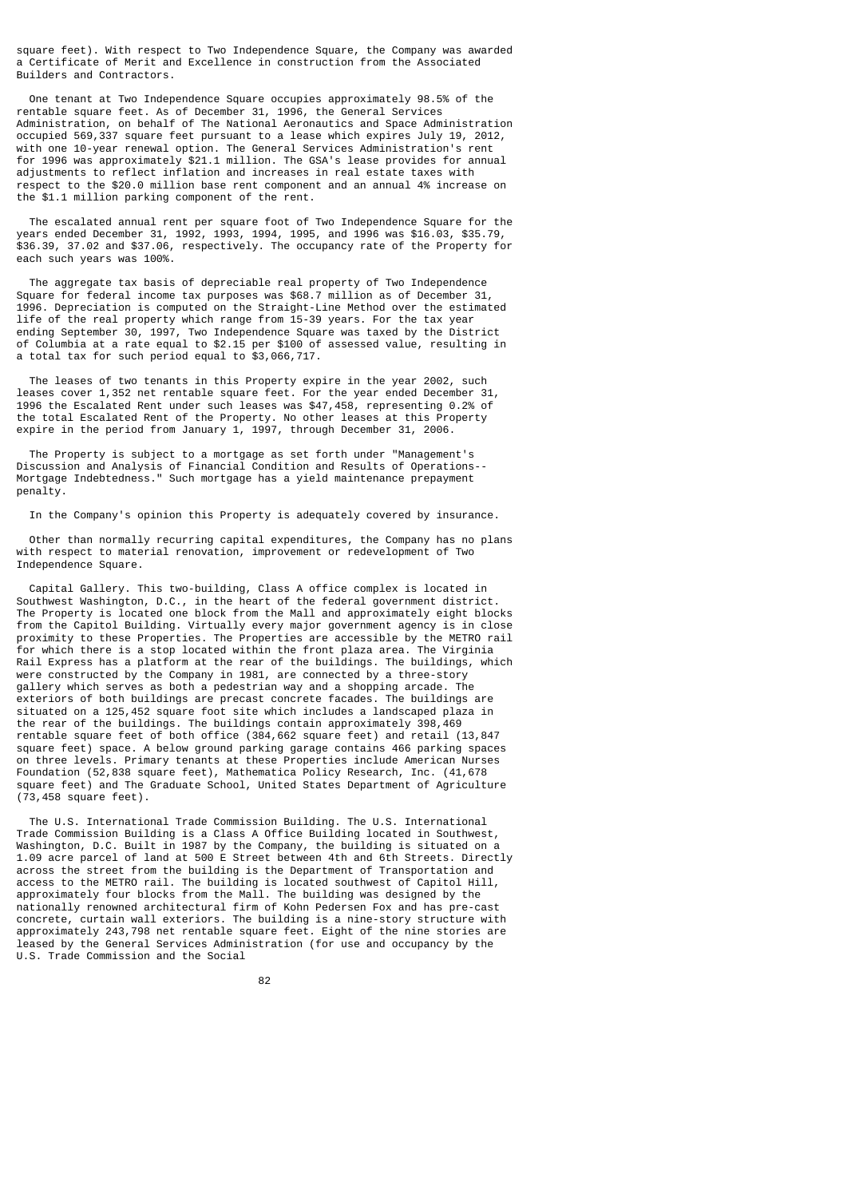square feet). With respect to Two Independence Square, the Company was awarded a Certificate of Merit and Excellence in construction from the Associated Builders and Contractors.

One tenant at Two Independence Square occupies approximately 98.5% of the rentable square feet. As of December 31, 1996, the General Services Administration, on behalf of The National Aeronautics and Space Administration occupied 569,337 square feet pursuant to a lease which expires July 19, 2012, with one 10-year renewal option. The General Services Administration's rent for 1996 was approximately $21.1 million. The GSA's lease provides for annual adjustments to reflect inflation and increases in real estate taxes with respect to the $20.0 million base rent component and an annual 4% increase on the $1.1 million parking component of the rent.

The escalated annual rent per square foot of Two Independence Square for the years ended December 31, 1992, 1993, 1994, 1995, and 1996 was $16.03, $35.79, $36.39, 37.02 and $37.06, respectively. The occupancy rate of the Property for each such years was 100%.

The aggregate tax basis of depreciable real property of Two Independence Square for federal income tax purposes was $68.7 million as of December 31, 1996. Depreciation is computed on the Straight-Line Method over the estimated life of the real property which range from 15-39 years. For the tax year ending September 30, 1997, Two Independence Square was taxed by the District of Columbia at a rate equal to $2.15 per $100 of assessed value, resulting in a total tax for such period equal to $3,066,717.

The leases of two tenants in this Property expire in the year 2002, such leases cover 1,352 net rentable square feet. For the year ended December 31, 1996 the Escalated Rent under such leases was $47,458, representing 0.2% of the total Escalated Rent of the Property. No other leases at this Property expire in the period from January 1, 1997, through December 31, 2006.

The Property is subject to a mortgage as set forth under "Management's Discussion and Analysis of Financial Condition and Results of Operations--Mortgage Indebtedness." Such mortgage has a yield maintenance prepayment penalty.

In the Company's opinion this Property is adequately covered by insurance.

Other than normally recurring capital expenditures, the Company has no plans with respect to material renovation, improvement or redevelopment of Two Independence Square.

Capital Gallery. This two-building, Class A office complex is located in Southwest Washington, D.C., in the heart of the federal government district. The Property is located one block from the Mall and approximately eight blocks from the Capitol Building. Virtually every major government agency is in close proximity to these Properties. The Properties are accessible by the METRO rail for which there is a stop located within the front plaza area. The Virginia Rail Express has a platform at the rear of the buildings. The buildings, which were constructed by the Company in 1981, are connected by a three-story gallery which serves as both a pedestrian way and a shopping arcade. The exteriors of both buildings are precast concrete facades. The buildings are situated on a 125,452 square foot site which includes a landscaped plaza in the rear of the buildings. The buildings contain approximately 398,469 rentable square feet of both office (384,662 square feet) and retail (13,847 square feet) space. A below ground parking garage contains 466 parking spaces on three levels. Primary tenants at these Properties include American Nurses Foundation (52,838 square feet), Mathematica Policy Research, Inc. (41,678 square feet) and The Graduate School, United States Department of Agriculture (73,458 square feet).

The U.S. International Trade Commission Building. The U.S. International Trade Commission Building is a Class A Office Building located in Southwest, Washington, D.C. Built in 1987 by the Company, the building is situated on a 1.09 acre parcel of land at 500 E Street between 4th and 6th Streets. Directly across the street from the building is the Department of Transportation and access to the METRO rail. The building is located southwest of Capitol Hill, approximately four blocks from the Mall. The building was designed by the nationally renowned architectural firm of Kohn Pedersen Fox and has pre-cast concrete, curtain wall exteriors. The building is a nine-story structure with approximately 243,798 net rentable square feet. Eight of the nine stories are leased by the General Services Administration (for use and occupancy by the U.S. Trade Commission and the Social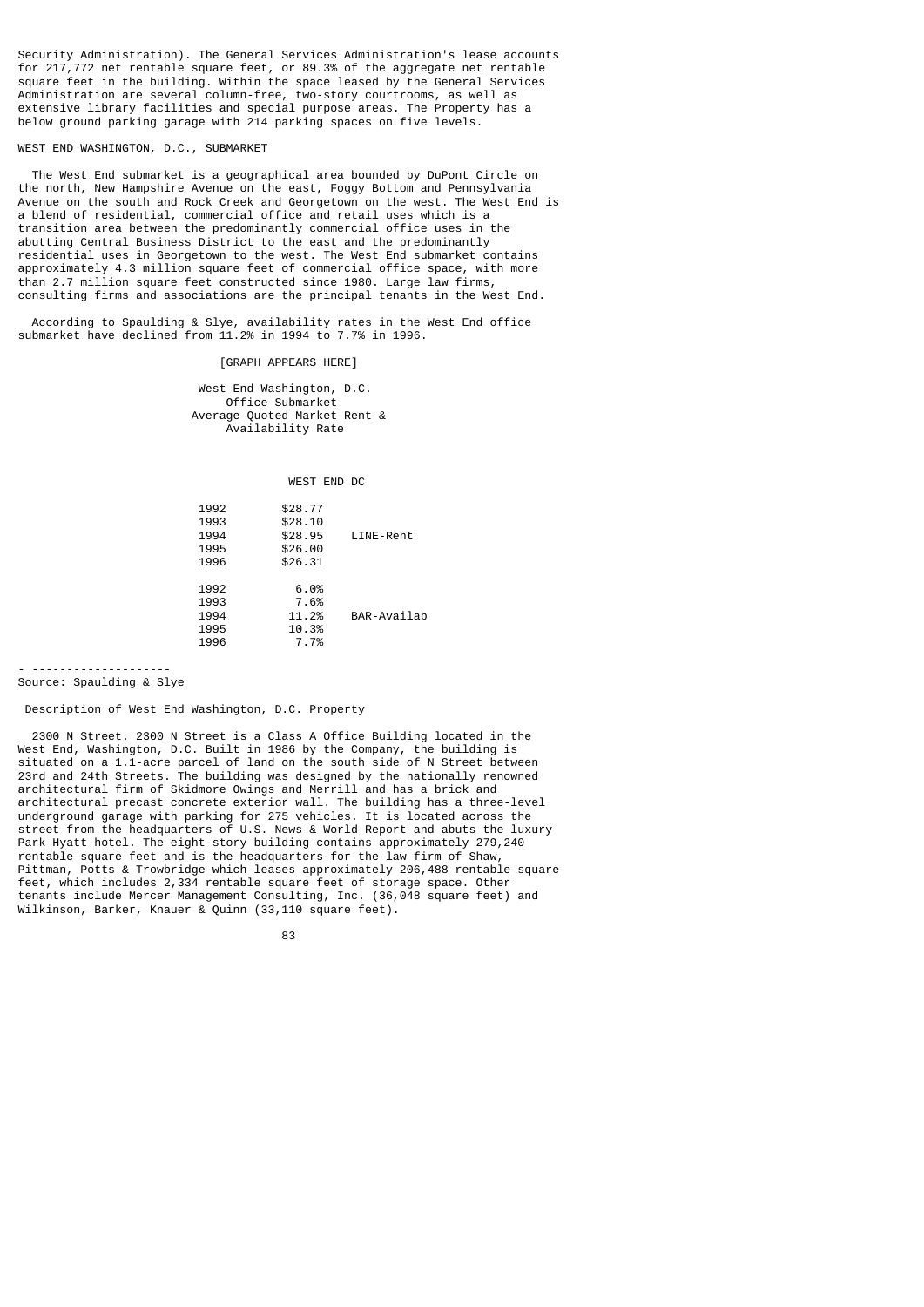Security Administration). The General Services Administration's lease accounts for 217,772 net rentable square feet, or 89.3% of the aggregate net rentable square feet in the building. Within the space leased by the General Services Administration are several column-free, two-story courtrooms, as well as extensive library facilities and special purpose areas. The Property has a below ground parking garage with 214 parking spaces on five levels.

WEST END WASHINGTON, D.C., SUBMARKET

The West End submarket is a geographical area bounded by DuPont Circle on the north, New Hampshire Avenue on the east, Foggy Bottom and Pennsylvania Avenue on the south and Rock Creek and Georgetown on the west. The West End is a blend of residential, commercial office and retail uses which is a transition area between the predominantly commercial office uses in the abutting Central Business District to the east and the predominantly residential uses in Georgetown to the west. The West End submarket contains approximately 4.3 million square feet of commercial office space, with more than 2.7 million square feet constructed since 1980. Large law firms, consulting firms and associations are the principal tenants in the West End.

According to Spaulding & Slye, availability rates in the West End office submarket have declined from 11.2% in 1994 to 7.7% in 1996.

[GRAPH APPEARS HERE]

West End Washington, D.C.
Office Submarket
Average Quoted Market Rent &
Availability Rate

WEST END DC

| Year | West End DC | |
|---|---|---|
| 1992 | $28.77 | |
| 1993 | $28.10 | |
| 1994 | $28.95 | LINE-Rent |
| 1995 | $26.00 | |
| 1996 | $26.31 | |
| 1992 | 6.0% | |
| 1993 | 7.6% | |
| 1994 | 11.2% | BAR-Availab |
| 1995 | 10.3% | |
| 1996 | 7.7% | |

- --------------------
Source: Spaulding & Slye

Description of West End Washington, D.C. Property

2300 N Street. 2300 N Street is a Class A Office Building located in the West End, Washington, D.C. Built in 1986 by the Company, the building is situated on a 1.1-acre parcel of land on the south side of N Street between 23rd and 24th Streets. The building was designed by the nationally renowned architectural firm of Skidmore Owings and Merrill and has a brick and architectural precast concrete exterior wall. The building has a three-level underground garage with parking for 275 vehicles. It is located across the street from the headquarters of U.S. News & World Report and abuts the luxury Park Hyatt hotel. The eight-story building contains approximately 279,240 rentable square feet and is the headquarters for the law firm of Shaw, Pittman, Potts & Trowbridge which leases approximately 206,488 rentable square feet, which includes 2,334 rentable square feet of storage space. Other tenants include Mercer Management Consulting, Inc. (36,048 square feet) and Wilkinson, Barker, Knauer & Quinn (33,110 square feet).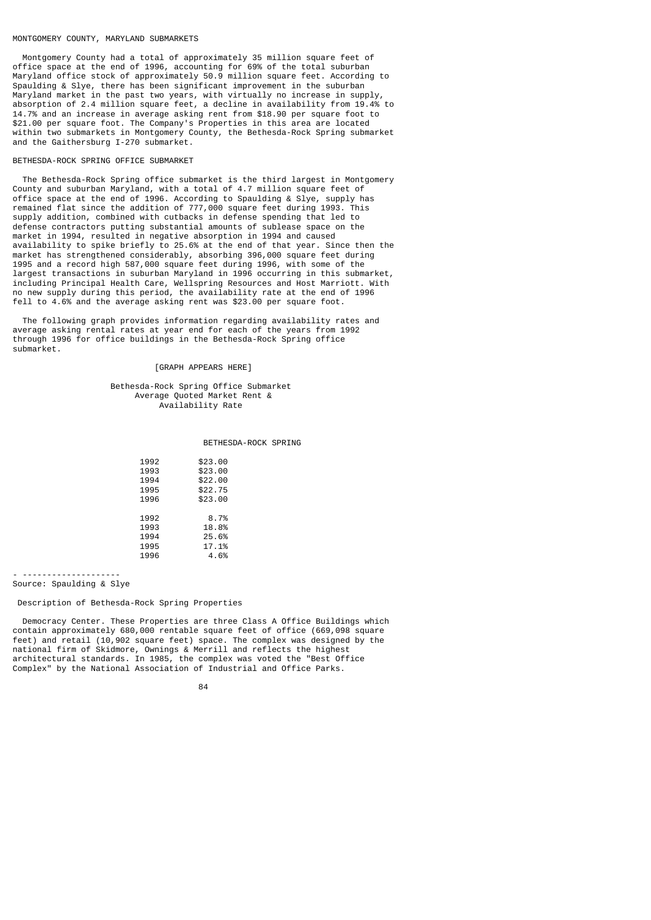## MONTGOMERY COUNTY, MARYLAND SUBMARKETS

Montgomery County had a total of approximately 35 million square feet of office space at the end of 1996, accounting for 69% of the total suburban Maryland office stock of approximately 50.9 million square feet. According to Spaulding & Slye, there has been significant improvement in the suburban Maryland market in the past two years, with virtually no increase in supply, absorption of 2.4 million square feet, a decline in availability from 19.4% to 14.7% and an increase in average asking rent from $18.90 per square foot to $21.00 per square foot. The Company's Properties in this area are located within two submarkets in Montgomery County, the Bethesda-Rock Spring submarket and the Gaithersburg I-270 submarket.

## BETHESDA-ROCK SPRING OFFICE SUBMARKET

The Bethesda-Rock Spring office submarket is the third largest in Montgomery County and suburban Maryland, with a total of 4.7 million square feet of office space at the end of 1996. According to Spaulding & Slye, supply has remained flat since the addition of 777,000 square feet during 1993. This supply addition, combined with cutbacks in defense spending that led to defense contractors putting substantial amounts of sublease space on the market in 1994, resulted in negative absorption in 1994 and caused availability to spike briefly to 25.6% at the end of that year. Since then the market has strengthened considerably, absorbing 396,000 square feet during 1995 and a record high 587,000 square feet during 1996, with some of the largest transactions in suburban Maryland in 1996 occurring in this submarket, including Principal Health Care, Wellspring Resources and Host Marriott. With no new supply during this period, the availability rate at the end of 1996 fell to 4.6% and the average asking rent was $23.00 per square foot.

The following graph provides information regarding availability rates and average asking rental rates at year end for each of the years from 1992 through 1996 for office buildings in the Bethesda-Rock Spring office submarket.

[GRAPH APPEARS HERE]

Bethesda-Rock Spring Office Submarket
Average Quoted Market Rent &
Availability Rate

BETHESDA-ROCK SPRING

| Year | Average Quoted Market Rent |
|---|---|
| 1992 | $23.00 |
| 1993 | $23.00 |
| 1994 | $22.00 |
| 1995 | $22.75 |
| 1996 | $23.00 |

| Year | Availability Rate |
|---|---|
| 1992 | 8.7% |
| 1993 | 18.8% |
| 1994 | 25.6% |
| 1995 | 17.1% |
| 1996 | 4.6% |

- --------------------

Source: Spaulding & Slye

### Description of Bethesda-Rock Spring Properties

Democracy Center. These Properties are three Class A Office Buildings which contain approximately 680,000 rentable square feet of office (669,098 square feet) and retail (10,902 square feet) space. The complex was designed by the national firm of Skidmore, Owings & Merrill and reflects the highest architectural standards. In 1985, the complex was voted the "Best Office Complex" by the National Association of Industrial and Office Parks.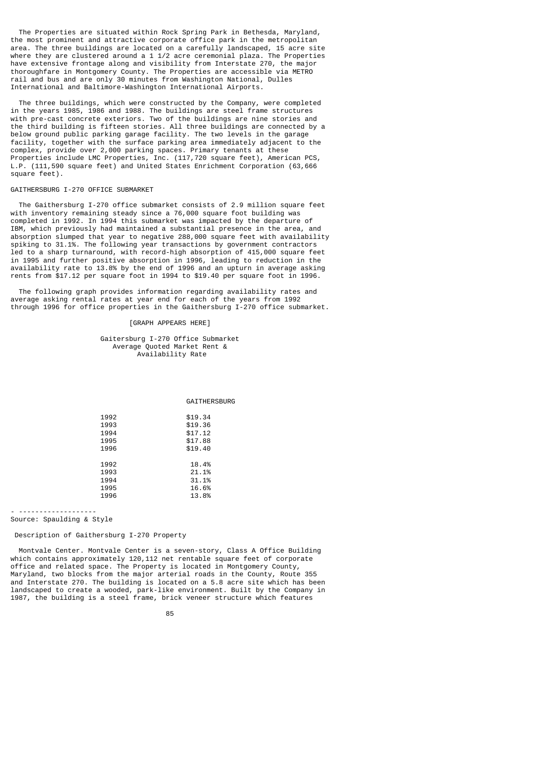The Properties are situated within Rock Spring Park in Bethesda, Maryland, the most prominent and attractive corporate office park in the metropolitan area. The three buildings are located on a carefully landscaped, 15 acre site where they are clustered around a 1 1/2 acre ceremonial plaza. The Properties have extensive frontage along and visibility from Interstate 270, the major thoroughfare in Montgomery County. The Properties are accessible via METRO rail and bus and are only 30 minutes from Washington National, Dulles International and Baltimore-Washington International Airports.

The three buildings, which were constructed by the Company, were completed in the years 1985, 1986 and 1988. The buildings are steel frame structures with pre-cast concrete exteriors. Two of the buildings are nine stories and the third building is fifteen stories. All three buildings are connected by a below ground public parking garage facility. The two levels in the garage facility, together with the surface parking area immediately adjacent to the complex, provide over 2,000 parking spaces. Primary tenants at these Properties include LMC Properties, Inc. (117,720 square feet), American PCS, L.P. (111,590 square feet) and United States Enrichment Corporation (63,666 square feet).

GAITHERSBURG I-270 OFFICE SUBMARKET

The Gaithersburg I-270 office submarket consists of 2.9 million square feet with inventory remaining steady since a 76,000 square foot building was completed in 1992. In 1994 this submarket was impacted by the departure of IBM, which previously had maintained a substantial presence in the area, and absorption slumped that year to negative 288,000 square feet with availability spiking to 31.1%. The following year transactions by government contractors led to a sharp turnaround, with record-high absorption of 415,000 square feet in 1995 and further positive absorption in 1996, leading to reduction in the availability rate to 13.8% by the end of 1996 and an upturn in average asking rents from $17.12 per square foot in 1994 to $19.40 per square foot in 1996.

The following graph provides information regarding availability rates and average asking rental rates at year end for each of the years from 1992 through 1996 for office properties in the Gaithersburg I-270 office submarket.

[GRAPH APPEARS HERE]

Gaitersburg I-270 Office Submarket
Average Quoted Market Rent &
Availability Rate

| | GAITHERSBURG |
|---|---|
| 1992 | $19.34 |
| 1993 | $19.36 |
| 1994 | $17.12 |
| 1995 | $17.88 |
| 1996 | $19.40 |
| | |
| 1992 | 18.4% |
| 1993 | 21.1% |
| 1994 | 31.1% |
| 1995 | 16.6% |
| 1996 | 13.8% |

- -------------------
Source: Spaulding & Style

Description of Gaithersburg I-270 Property

Montvale Center. Montvale Center is a seven-story, Class A Office Building which contains approximately 120,112 net rentable square feet of corporate office and related space. The Property is located in Montgomery County, Maryland, two blocks from the major arterial roads in the County, Route 355 and Interstate 270. The building is located on a 5.8 acre site which has been landscaped to create a wooded, park-like environment. Built by the Company in 1987, the building is a steel frame, brick veneer structure which features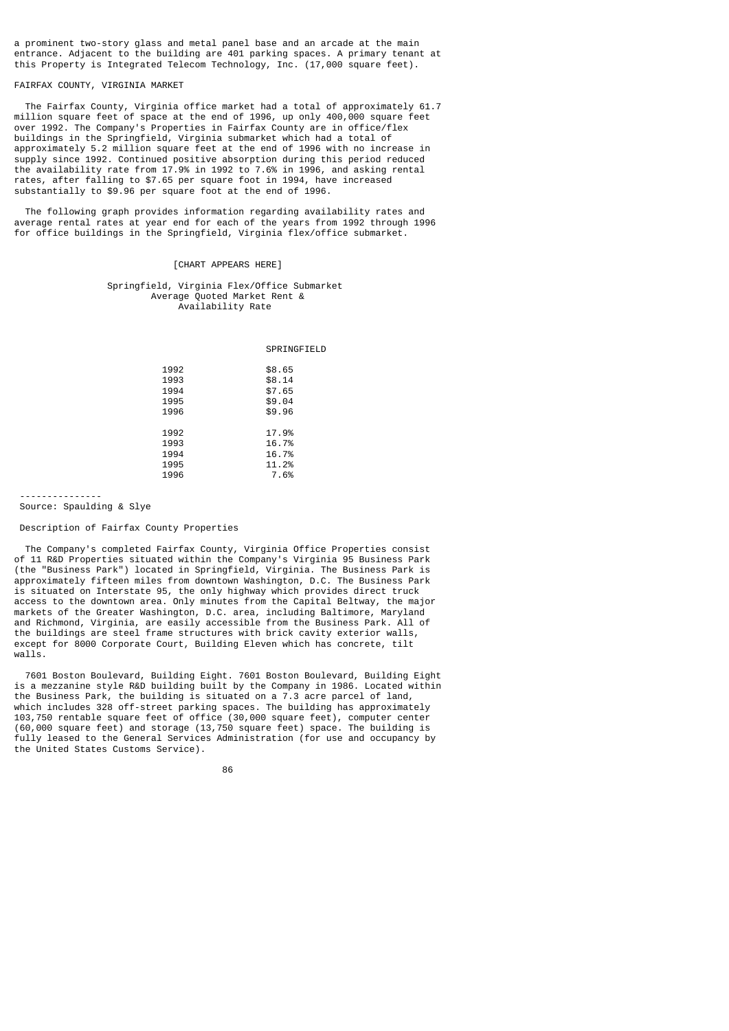a prominent two-story glass and metal panel base and an arcade at the main entrance. Adjacent to the building are 401 parking spaces. A primary tenant at this Property is Integrated Telecom Technology, Inc. (17,000 square feet).

FAIRFAX COUNTY, VIRGINIA MARKET

The Fairfax County, Virginia office market had a total of approximately 61.7 million square feet of space at the end of 1996, up only 400,000 square feet over 1992. The Company's Properties in Fairfax County are in office/flex buildings in the Springfield, Virginia submarket which had a total of approximately 5.2 million square feet at the end of 1996 with no increase in supply since 1992. Continued positive absorption during this period reduced the availability rate from 17.9% in 1992 to 7.6% in 1996, and asking rental rates, after falling to $7.65 per square foot in 1994, have increased substantially to $9.96 per square foot at the end of 1996.

The following graph provides information regarding availability rates and average rental rates at year end for each of the years from 1992 through 1996 for office buildings in the Springfield, Virginia flex/office submarket.

[CHART APPEARS HERE]

Springfield, Virginia Flex/Office Submarket
Average Quoted Market Rent &
Availability Rate

| | SPRINGFIELD |
|---|---|
| 1992 | $8.65 |
| 1993 | $8.14 |
| 1994 | $7.65 |
| 1995 | $9.04 |
| 1996 | $9.96 |
| | |
| 1992 | 17.9% |
| 1993 | 16.7% |
| 1994 | 16.7% |
| 1995 | 11.2% |
| 1996 | 7.6% |

---------------
Source: Spaulding & Slye

Description of Fairfax County Properties

The Company's completed Fairfax County, Virginia Office Properties consist of 11 R&D Properties situated within the Company's Virginia 95 Business Park (the "Business Park") located in Springfield, Virginia. The Business Park is approximately fifteen miles from downtown Washington, D.C. The Business Park is situated on Interstate 95, the only highway which provides direct truck access to the downtown area. Only minutes from the Capital Beltway, the major markets of the Greater Washington, D.C. area, including Baltimore, Maryland and Richmond, Virginia, are easily accessible from the Business Park. All of the buildings are steel frame structures with brick cavity exterior walls, except for 8000 Corporate Court, Building Eleven which has concrete, tilt walls.

7601 Boston Boulevard, Building Eight. 7601 Boston Boulevard, Building Eight is a mezzanine style R&D building built by the Company in 1986. Located within the Business Park, the building is situated on a 7.3 acre parcel of land, which includes 328 off-street parking spaces. The building has approximately 103,750 rentable square feet of office (30,000 square feet), computer center (60,000 square feet) and storage (13,750 square feet) space. The building is fully leased to the General Services Administration (for use and occupancy by the United States Customs Service).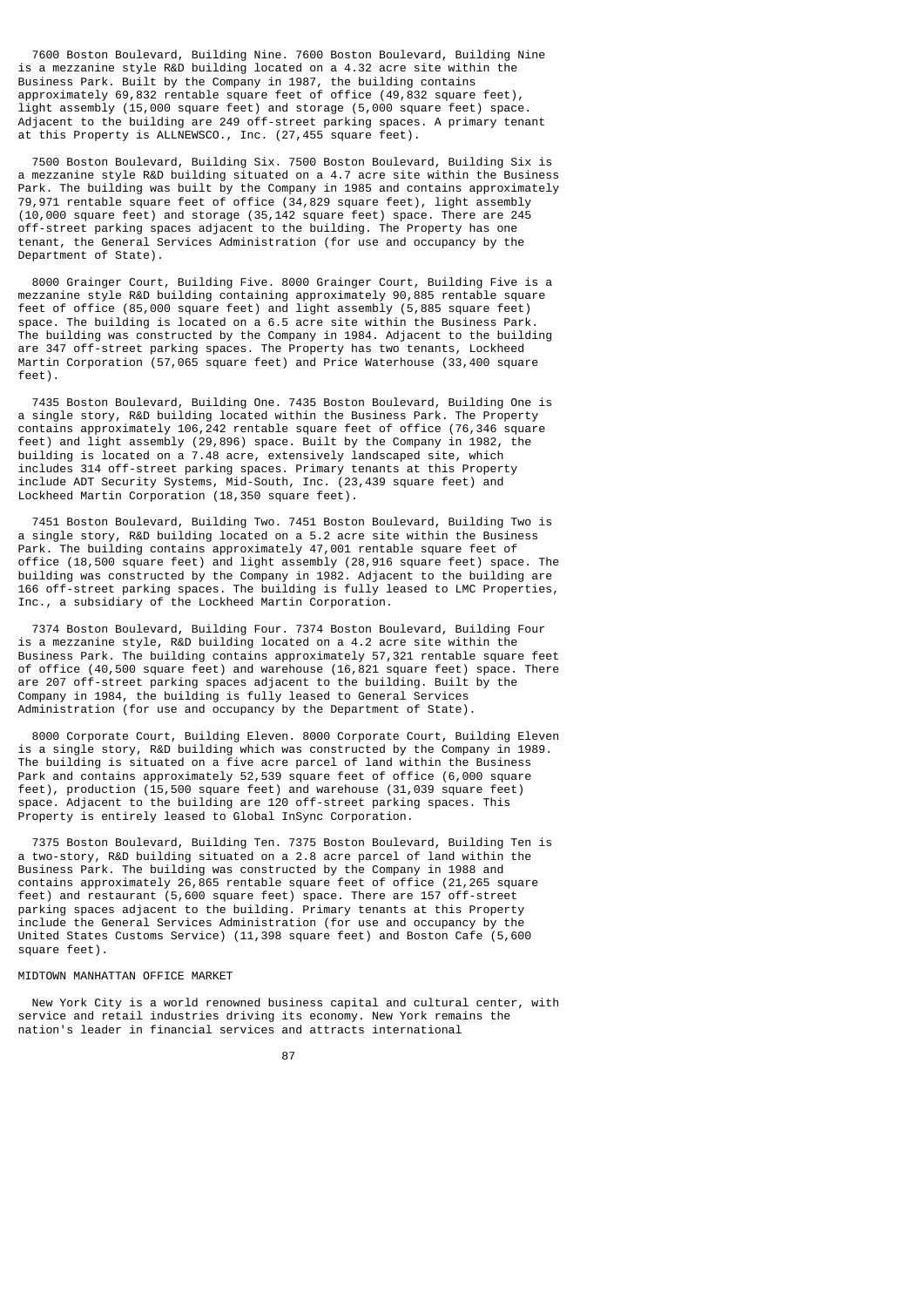7600 Boston Boulevard, Building Nine. 7600 Boston Boulevard, Building Nine is a mezzanine style R&D building located on a 4.32 acre site within the Business Park. Built by the Company in 1987, the building contains approximately 69,832 rentable square feet of office (49,832 square feet), light assembly (15,000 square feet) and storage (5,000 square feet) space. Adjacent to the building are 249 off-street parking spaces. A primary tenant at this Property is ALLNEWSCO., Inc. (27,455 square feet).

7500 Boston Boulevard, Building Six. 7500 Boston Boulevard, Building Six is a mezzanine style R&D building situated on a 4.7 acre site within the Business Park. The building was built by the Company in 1985 and contains approximately 79,971 rentable square feet of office (34,829 square feet), light assembly (10,000 square feet) and storage (35,142 square feet) space. There are 245 off-street parking spaces adjacent to the building. The Property has one tenant, the General Services Administration (for use and occupancy by the Department of State).

8000 Grainger Court, Building Five. 8000 Grainger Court, Building Five is a mezzanine style R&D building containing approximately 90,885 rentable square feet of office (85,000 square feet) and light assembly (5,885 square feet) space. The building is located on a 6.5 acre site within the Business Park. The building was constructed by the Company in 1984. Adjacent to the building are 347 off-street parking spaces. The Property has two tenants, Lockheed Martin Corporation (57,065 square feet) and Price Waterhouse (33,400 square feet).

7435 Boston Boulevard, Building One. 7435 Boston Boulevard, Building One is a single story, R&D building located within the Business Park. The Property contains approximately 106,242 rentable square feet of office (76,346 square feet) and light assembly (29,896) space. Built by the Company in 1982, the building is located on a 7.48 acre, extensively landscaped site, which includes 314 off-street parking spaces. Primary tenants at this Property include ADT Security Systems, Mid-South, Inc. (23,439 square feet) and Lockheed Martin Corporation (18,350 square feet).

7451 Boston Boulevard, Building Two. 7451 Boston Boulevard, Building Two is a single story, R&D building located on a 5.2 acre site within the Business Park. The building contains approximately 47,001 rentable square feet of office (18,500 square feet) and light assembly (28,916 square feet) space. The building was constructed by the Company in 1982. Adjacent to the building are 166 off-street parking spaces. The building is fully leased to LMC Properties, Inc., a subsidiary of the Lockheed Martin Corporation.

7374 Boston Boulevard, Building Four. 7374 Boston Boulevard, Building Four is a mezzanine style, R&D building located on a 4.2 acre site within the Business Park. The building contains approximately 57,321 rentable square feet of office (40,500 square feet) and warehouse (16,821 square feet) space. There are 207 off-street parking spaces adjacent to the building. Built by the Company in 1984, the building is fully leased to General Services Administration (for use and occupancy by the Department of State).

8000 Corporate Court, Building Eleven. 8000 Corporate Court, Building Eleven is a single story, R&D building which was constructed by the Company in 1989. The building is situated on a five acre parcel of land within the Business Park and contains approximately 52,539 square feet of office (6,000 square feet), production (15,500 square feet) and warehouse (31,039 square feet) space. Adjacent to the building are 120 off-street parking spaces. This Property is entirely leased to Global InSync Corporation.

7375 Boston Boulevard, Building Ten. 7375 Boston Boulevard, Building Ten is a two-story, R&D building situated on a 2.8 acre parcel of land within the Business Park. The building was constructed by the Company in 1988 and contains approximately 26,865 rentable square feet of office (21,265 square feet) and restaurant (5,600 square feet) space. There are 157 off-street parking spaces adjacent to the building. Primary tenants at this Property include the General Services Administration (for use and occupancy by the United States Customs Service) (11,398 square feet) and Boston Cafe (5,600 square feet).

## MIDTOWN MANHATTAN OFFICE MARKET

New York City is a world renowned business capital and cultural center, with service and retail industries driving its economy. New York remains the nation's leader in financial services and attracts international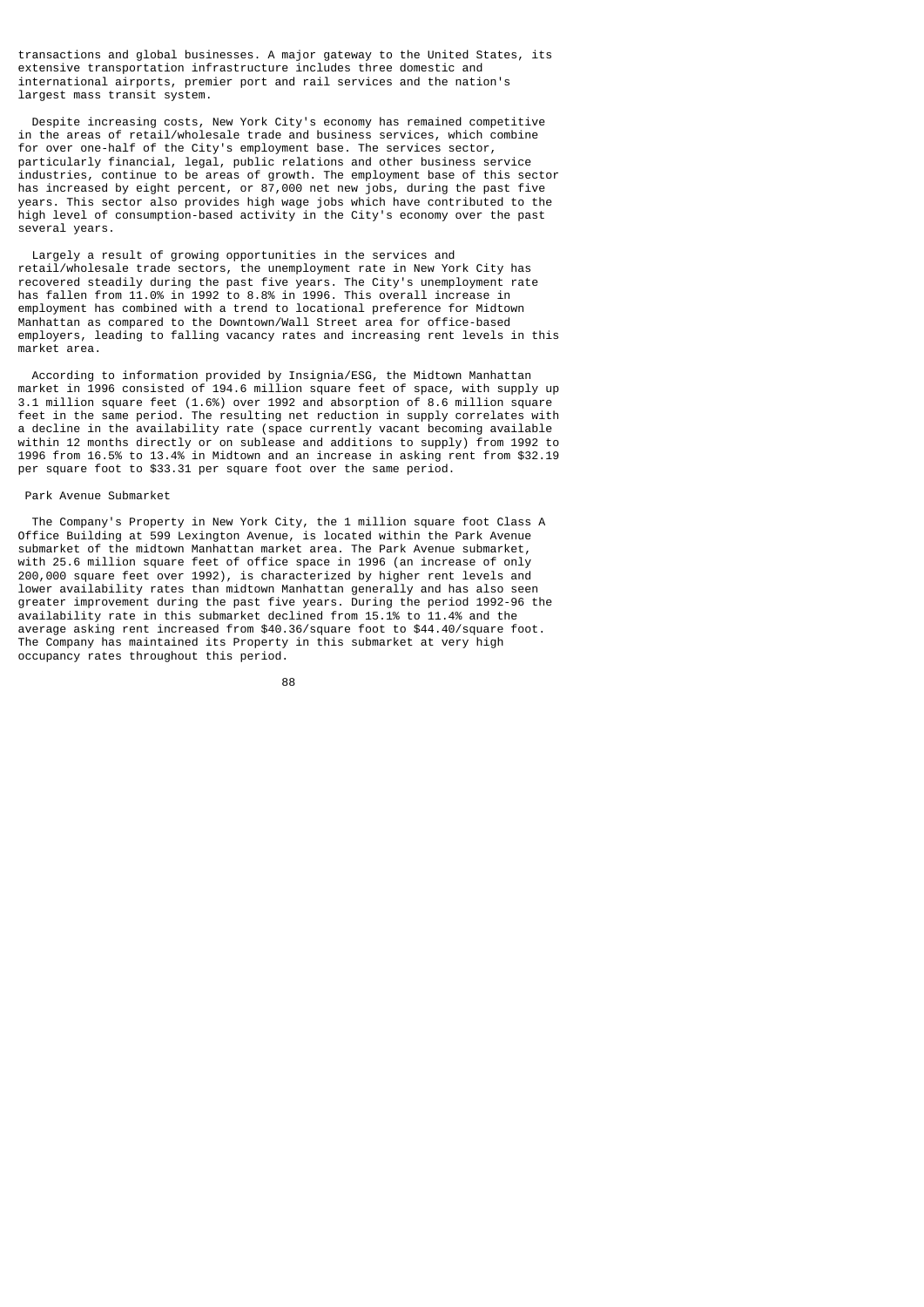transactions and global businesses. A major gateway to the United States, its extensive transportation infrastructure includes three domestic and international airports, premier port and rail services and the nation's largest mass transit system.

Despite increasing costs, New York City's economy has remained competitive in the areas of retail/wholesale trade and business services, which combine for over one-half of the City's employment base. The services sector, particularly financial, legal, public relations and other business service industries, continue to be areas of growth. The employment base of this sector has increased by eight percent, or 87,000 net new jobs, during the past five years. This sector also provides high wage jobs which have contributed to the high level of consumption-based activity in the City's economy over the past several years.

Largely a result of growing opportunities in the services and retail/wholesale trade sectors, the unemployment rate in New York City has recovered steadily during the past five years. The City's unemployment rate has fallen from 11.0% in 1992 to 8.8% in 1996. This overall increase in employment has combined with a trend to locational preference for Midtown Manhattan as compared to the Downtown/Wall Street area for office-based employers, leading to falling vacancy rates and increasing rent levels in this market area.

According to information provided by Insignia/ESG, the Midtown Manhattan market in 1996 consisted of 194.6 million square feet of space, with supply up 3.1 million square feet (1.6%) over 1992 and absorption of 8.6 million square feet in the same period. The resulting net reduction in supply correlates with a decline in the availability rate (space currently vacant becoming available within 12 months directly or on sublease and additions to supply) from 1992 to 1996 from 16.5% to 13.4% in Midtown and an increase in asking rent from $32.19 per square foot to $33.31 per square foot over the same period.

Park Avenue Submarket

The Company's Property in New York City, the 1 million square foot Class A Office Building at 599 Lexington Avenue, is located within the Park Avenue submarket of the midtown Manhattan market area. The Park Avenue submarket, with 25.6 million square feet of office space in 1996 (an increase of only 200,000 square feet over 1992), is characterized by higher rent levels and lower availability rates than midtown Manhattan generally and has also seen greater improvement during the past five years. During the period 1992-96 the availability rate in this submarket declined from 15.1% to 11.4% and the average asking rent increased from $40.36/square foot to $44.40/square foot. The Company has maintained its Property in this submarket at very high occupancy rates throughout this period.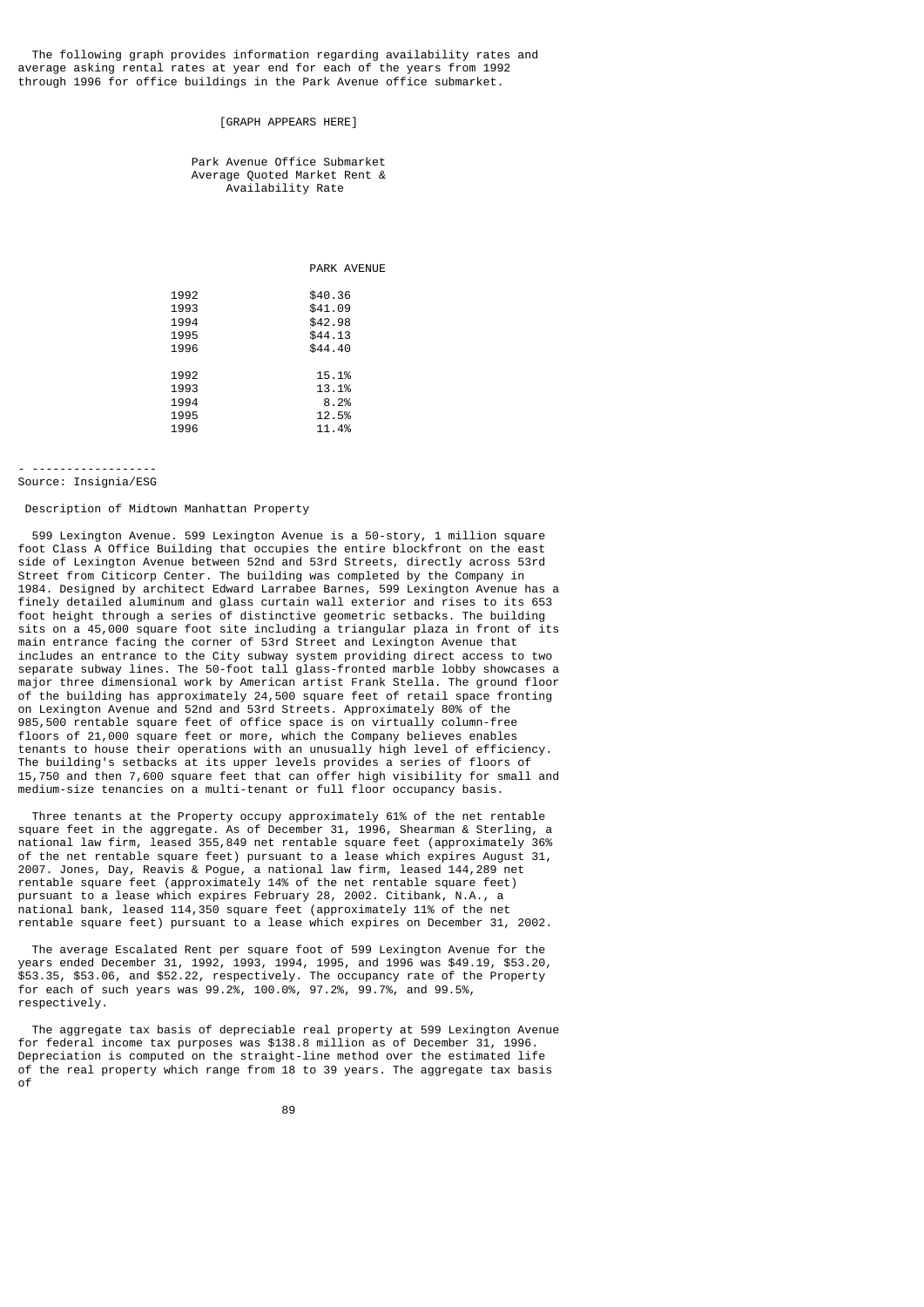The following graph provides information regarding availability rates and average asking rental rates at year end for each of the years from 1992 through 1996 for office buildings in the Park Avenue office submarket.

[GRAPH APPEARS HERE]

Park Avenue Office Submarket
Average Quoted Market Rent &
Availability Rate

| | PARK AVENUE |
|---|---|
| 1992 | $40.36 |
| 1993 | $41.09 |
| 1994 | $42.98 |
| 1995 | $44.13 |
| 1996 | $44.40 |
| | |
| 1992 | 15.1% |
| 1993 | 13.1% |
| 1994 | 8.2% |
| 1995 | 12.5% |
| 1996 | 11.4% |

Source: Insignia/ESG

Description of Midtown Manhattan Property

599 Lexington Avenue. 599 Lexington Avenue is a 50-story, 1 million square foot Class A Office Building that occupies the entire blockfront on the east side of Lexington Avenue between 52nd and 53rd Streets, directly across 53rd Street from Citicorp Center. The building was completed by the Company in 1984. Designed by architect Edward Larrabee Barnes, 599 Lexington Avenue has a finely detailed aluminum and glass curtain wall exterior and rises to its 653 foot height through a series of distinctive geometric setbacks. The building sits on a 45,000 square foot site including a triangular plaza in front of its main entrance facing the corner of 53rd Street and Lexington Avenue that includes an entrance to the City subway system providing direct access to two separate subway lines. The 50-foot tall glass-fronted marble lobby showcases a major three dimensional work by American artist Frank Stella. The ground floor of the building has approximately 24,500 square feet of retail space fronting on Lexington Avenue and 52nd and 53rd Streets. Approximately 80% of the 985,500 rentable square feet of office space is on virtually column-free floors of 21,000 square feet or more, which the Company believes enables tenants to house their operations with an unusually high level of efficiency. The building's setbacks at its upper levels provides a series of floors of 15,750 and then 7,600 square feet that can offer high visibility for small and medium-size tenancies on a multi-tenant or full floor occupancy basis.

Three tenants at the Property occupy approximately 61% of the net rentable square feet in the aggregate. As of December 31, 1996, Shearman & Sterling, a national law firm, leased 355,849 net rentable square feet (approximately 36% of the net rentable square feet) pursuant to a lease which expires August 31, 2007. Jones, Day, Reavis & Pogue, a national law firm, leased 144,289 net rentable square feet (approximately 14% of the net rentable square feet) pursuant to a lease which expires February 28, 2002. Citibank, N.A., a national bank, leased 114,350 square feet (approximately 11% of the net rentable square feet) pursuant to a lease which expires on December 31, 2002.

The average Escalated Rent per square foot of 599 Lexington Avenue for the years ended December 31, 1992, 1993, 1994, 1995, and 1996 was $49.19, $53.20, $53.35, $53.06, and $52.22, respectively. The occupancy rate of the Property for each of such years was 99.2%, 100.0%, 97.2%, 99.7%, and 99.5%, respectively.

The aggregate tax basis of depreciable real property at 599 Lexington Avenue for federal income tax purposes was $138.8 million as of December 31, 1996. Depreciation is computed on the straight-line method over the estimated life of the real property which range from 18 to 39 years. The aggregate tax basis of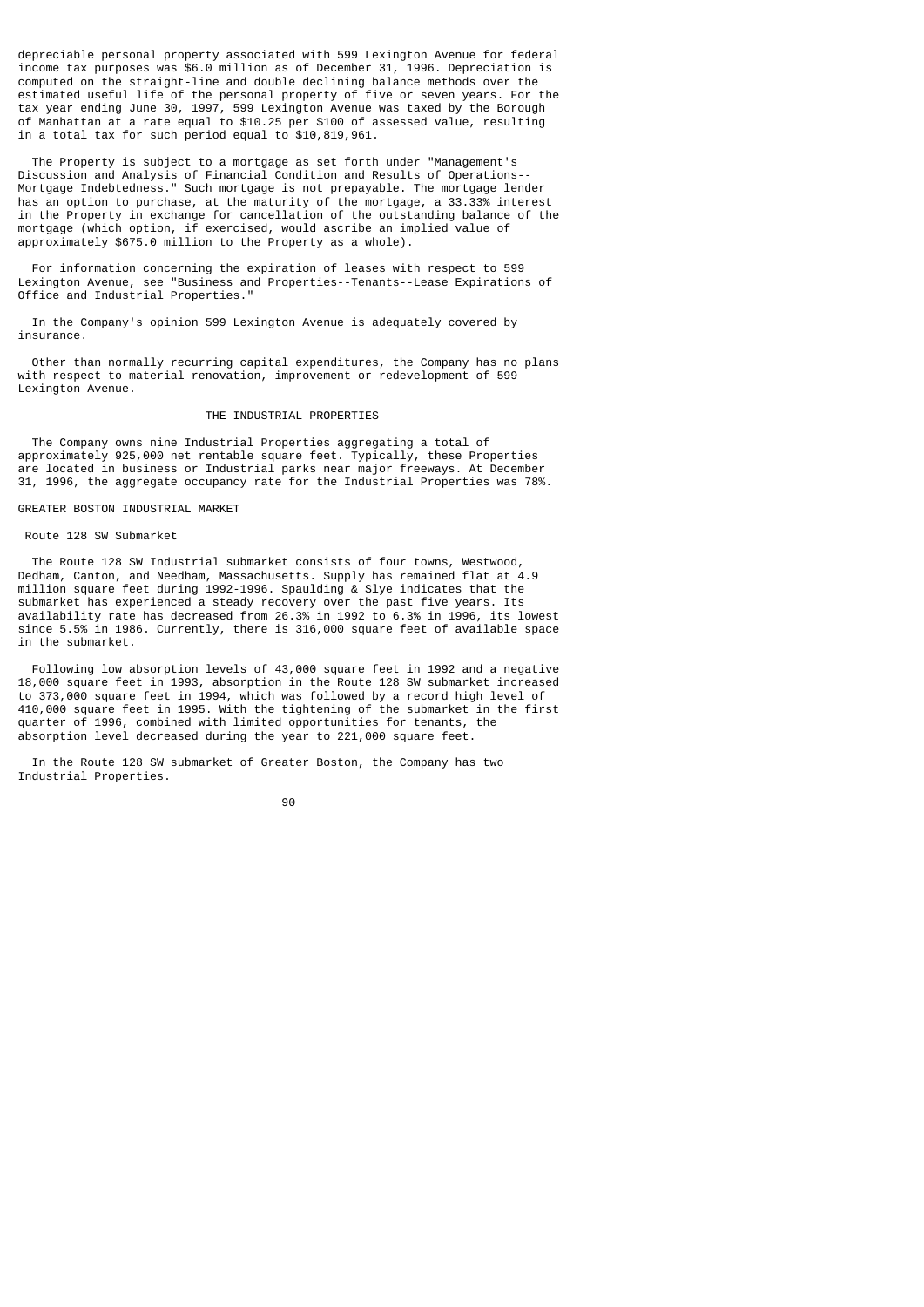depreciable personal property associated with 599 Lexington Avenue for federal income tax purposes was $6.0 million as of December 31, 1996. Depreciation is computed on the straight-line and double declining balance methods over the estimated useful life of the personal property of five or seven years. For the tax year ending June 30, 1997, 599 Lexington Avenue was taxed by the Borough of Manhattan at a rate equal to $10.25 per $100 of assessed value, resulting in a total tax for such period equal to $10,819,961.

The Property is subject to a mortgage as set forth under "Management's Discussion and Analysis of Financial Condition and Results of Operations--Mortgage Indebtedness." Such mortgage is not prepayable. The mortgage lender has an option to purchase, at the maturity of the mortgage, a 33.33% interest in the Property in exchange for cancellation of the outstanding balance of the mortgage (which option, if exercised, would ascribe an implied value of approximately $675.0 million to the Property as a whole).

For information concerning the expiration of leases with respect to 599 Lexington Avenue, see "Business and Properties--Tenants--Lease Expirations of Office and Industrial Properties."

In the Company's opinion 599 Lexington Avenue is adequately covered by insurance.

Other than normally recurring capital expenditures, the Company has no plans with respect to material renovation, improvement or redevelopment of 599 Lexington Avenue.

## THE INDUSTRIAL PROPERTIES

The Company owns nine Industrial Properties aggregating a total of approximately 925,000 net rentable square feet. Typically, these Properties are located in business or Industrial parks near major freeways. At December 31, 1996, the aggregate occupancy rate for the Industrial Properties was 78%.

### GREATER BOSTON INDUSTRIAL MARKET

#### Route 128 SW Submarket

The Route 128 SW Industrial submarket consists of four towns, Westwood, Dedham, Canton, and Needham, Massachusetts. Supply has remained flat at 4.9 million square feet during 1992-1996. Spaulding & Slye indicates that the submarket has experienced a steady recovery over the past five years. Its availability rate has decreased from 26.3% in 1992 to 6.3% in 1996, its lowest since 5.5% in 1986. Currently, there is 316,000 square feet of available space in the submarket.

Following low absorption levels of 43,000 square feet in 1992 and a negative 18,000 square feet in 1993, absorption in the Route 128 SW submarket increased to 373,000 square feet in 1994, which was followed by a record high level of 410,000 square feet in 1995. With the tightening of the submarket in the first quarter of 1996, combined with limited opportunities for tenants, the absorption level decreased during the year to 221,000 square feet.

In the Route 128 SW submarket of Greater Boston, the Company has two Industrial Properties.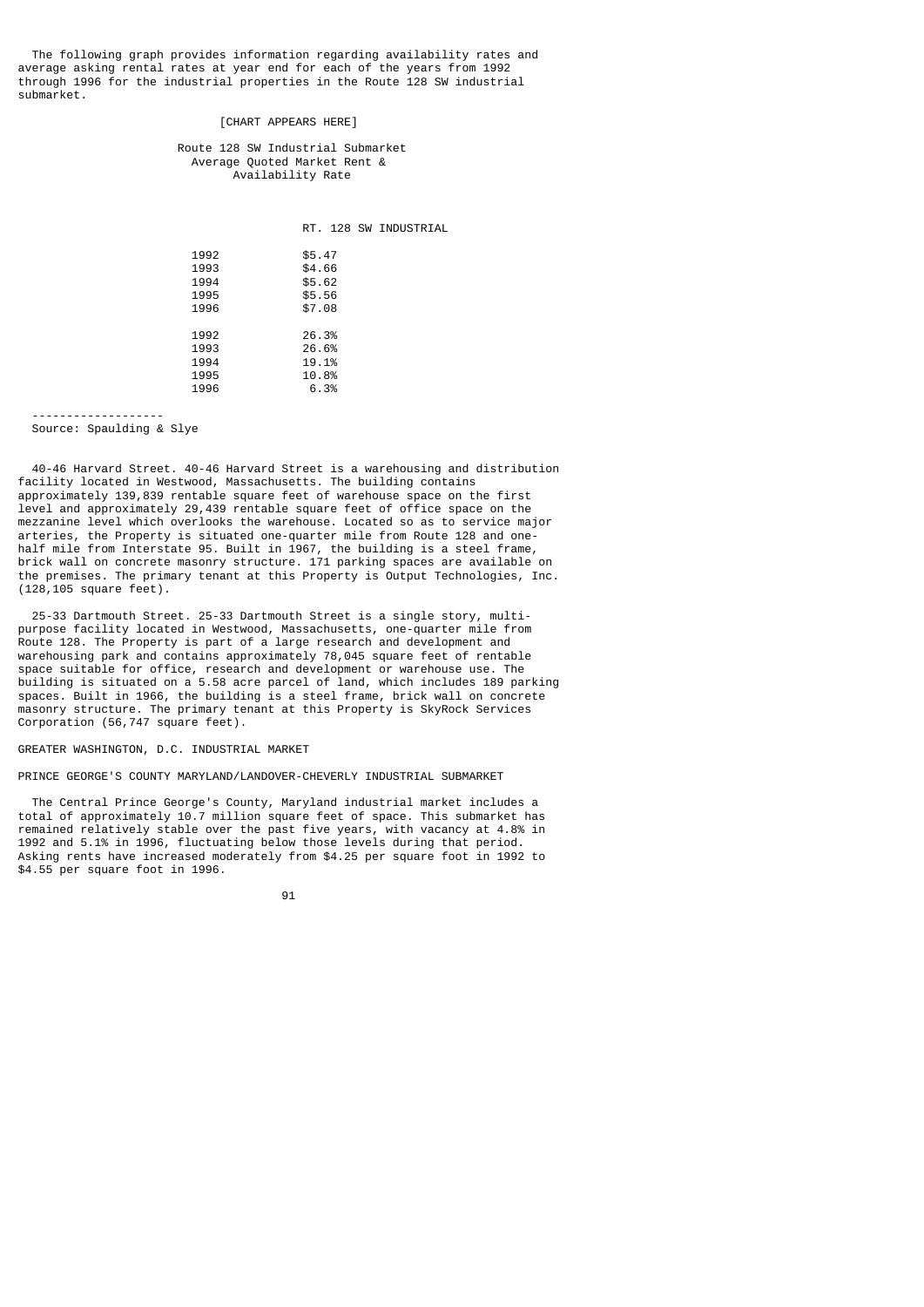The following graph provides information regarding availability rates and average asking rental rates at year end for each of the years from 1992 through 1996 for the industrial properties in the Route 128 SW industrial submarket.

[CHART APPEARS HERE]

Route 128 SW Industrial Submarket
Average Quoted Market Rent &
Availability Rate

| | RT. 128 SW INDUSTRIAL |
|---|---|
| 1992 | $5.47 |
| 1993 | $4.66 |
| 1994 | $5.62 |
| 1995 | $5.56 |
| 1996 | $7.08 |
| 1992 | 26.3% |
| 1993 | 26.6% |
| 1994 | 19.1% |
| 1995 | 10.8% |
| 1996 | 6.3% |

-------------------
Source: Spaulding & Slye

40-46 Harvard Street. 40-46 Harvard Street is a warehousing and distribution facility located in Westwood, Massachusetts. The building contains approximately 139,839 rentable square feet of warehouse space on the first level and approximately 29,439 rentable square feet of office space on the mezzanine level which overlooks the warehouse. Located so as to service major arteries, the Property is situated one-quarter mile from Route 128 and one-half mile from Interstate 95. Built in 1967, the building is a steel frame, brick wall on concrete masonry structure. 171 parking spaces are available on the premises. The primary tenant at this Property is Output Technologies, Inc. (128,105 square feet).

25-33 Dartmouth Street. 25-33 Dartmouth Street is a single story, multi-purpose facility located in Westwood, Massachusetts, one-quarter mile from Route 128. The Property is part of a large research and development and warehousing park and contains approximately 78,045 square feet of rentable space suitable for office, research and development or warehouse use. The building is situated on a 5.58 acre parcel of land, which includes 189 parking spaces. Built in 1966, the building is a steel frame, brick wall on concrete masonry structure. The primary tenant at this Property is SkyRock Services Corporation (56,747 square feet).

GREATER WASHINGTON, D.C. INDUSTRIAL MARKET

PRINCE GEORGE'S COUNTY MARYLAND/LANDOVER-CHEVERLY INDUSTRIAL SUBMARKET

The Central Prince George's County, Maryland industrial market includes a total of approximately 10.7 million square feet of space. This submarket has remained relatively stable over the past five years, with vacancy at 4.8% in 1992 and 5.1% in 1996, fluctuating below those levels during that period. Asking rents have increased moderately from $4.25 per square foot in 1992 to $4.55 per square foot in 1996.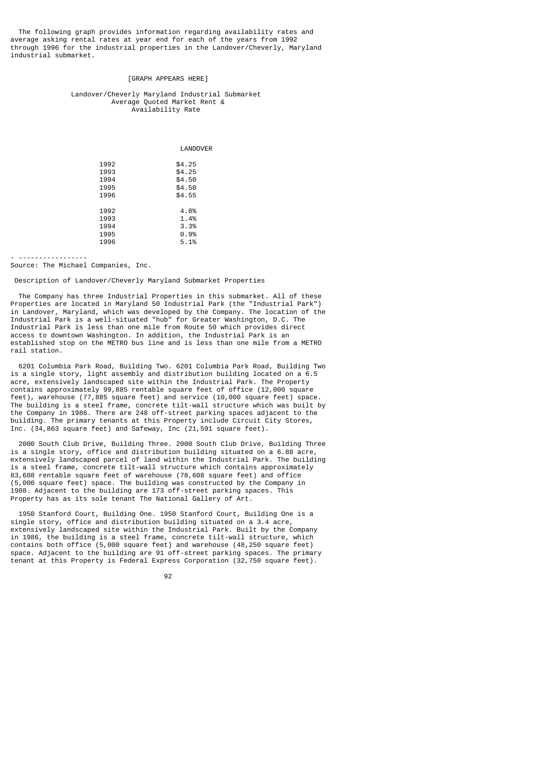The following graph provides information regarding availability rates and average asking rental rates at year end for each of the years from 1992 through 1996 for the industrial properties in the Landover/Cheverly, Maryland industrial submarket.

[GRAPH APPEARS HERE]

Landover/Cheverly Maryland Industrial Submarket
Average Quoted Market Rent &
Availability Rate

| | LANDOVER |
|---|---|
| 1992 | $4.25 |
| 1993 | $4.25 |
| 1994 | $4.50 |
| 1995 | $4.50 |
| 1996 | $4.55 |
| | |
| 1992 | 4.8% |
| 1993 | 1.4% |
| 1994 | 3.3% |
| 1995 | 0.9% |
| 1996 | 5.1% |

- -----------------
Source: The Michael Companies, Inc.

Description of Landover/Cheverly Maryland Submarket Properties

The Company has three Industrial Properties in this submarket. All of these Properties are located in Maryland 50 Industrial Park (the "Industrial Park") in Landover, Maryland, which was developed by the Company. The location of the Industrial Park is a well-situated "hub" for Greater Washington, D.C. The Industrial Park is less than one mile from Route 50 which provides direct access to downtown Washington. In addition, the Industrial Park is an established stop on the METRO bus line and is less than one mile from a METRO rail station.

6201 Columbia Park Road, Building Two. 6201 Columbia Park Road, Building Two is a single story, light assembly and distribution building located on a 6.5 acre, extensively landscaped site within the Industrial Park. The Property contains approximately 99,885 rentable square feet of office (12,000 square feet), warehouse (77,885 square feet) and service (10,000 square feet) space. The building is a steel frame, concrete tilt-wall structure which was built by the Company in 1986. There are 248 off-street parking spaces adjacent to the building. The primary tenants at this Property include Circuit City Stores, Inc. (34,863 square feet) and Safeway, Inc (21,591 square feet).

2000 South Club Drive, Building Three. 2000 South Club Drive, Building Three is a single story, office and distribution building situated on a 6.88 acre, extensively landscaped parcel of land within the Industrial Park. The building is a steel frame, concrete tilt-wall structure which contains approximately 83,608 rentable square feet of warehouse (78,608 square feet) and office (5,000 square feet) space. The building was constructed by the Company in 1988. Adjacent to the building are 173 off-street parking spaces. This Property has as its sole tenant The National Gallery of Art.

1950 Stanford Court, Building One. 1950 Stanford Court, Building One is a single story, office and distribution building situated on a 3.4 acre, extensively landscaped site within the Industrial Park. Built by the Company in 1986, the building is a steel frame, concrete tilt-wall structure, which contains both office (5,000 square feet) and warehouse (48,250 square feet) space. Adjacent to the building are 91 off-street parking spaces. The primary tenant at this Property is Federal Express Corporation (32,750 square feet).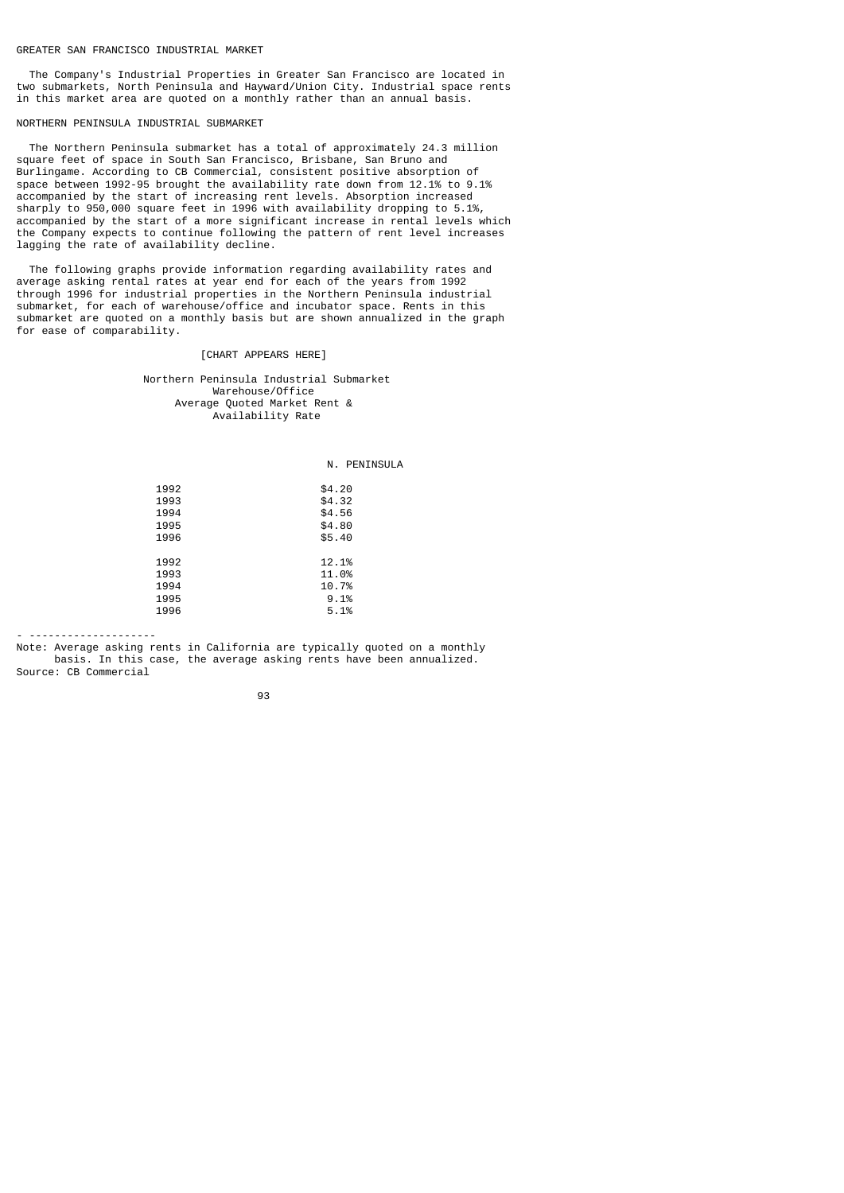## GREATER SAN FRANCISCO INDUSTRIAL MARKET

The Company's Industrial Properties in Greater San Francisco are located in two submarkets, North Peninsula and Hayward/Union City. Industrial space rents in this market area are quoted on a monthly rather than an annual basis.

### NORTHERN PENINSULA INDUSTRIAL SUBMARKET

The Northern Peninsula submarket has a total of approximately 24.3 million square feet of space in South San Francisco, Brisbane, San Bruno and Burlingame. According to CB Commercial, consistent positive absorption of space between 1992-95 brought the availability rate down from 12.1% to 9.1% accompanied by the start of increasing rent levels. Absorption increased sharply to 950,000 square feet in 1996 with availability dropping to 5.1%, accompanied by the start of a more significant increase in rental levels which the Company expects to continue following the pattern of rent level increases lagging the rate of availability decline.

The following graphs provide information regarding availability rates and average asking rental rates at year end for each of the years from 1992 through 1996 for industrial properties in the Northern Peninsula industrial submarket, for each of warehouse/office and incubator space. Rents in this submarket are quoted on a monthly basis but are shown annualized in the graph for ease of comparability.

[CHART APPEARS HERE]

Northern Peninsula Industrial Submarket
Warehouse/Office
Average Quoted Market Rent &
Availability Rate

| | N. PENINSULA |
|---|---|
| 1992 | $4.20 |
| 1993 | $4.32 |
| 1994 | $4.56 |
| 1995 | $4.80 |
| 1996 | $5.40 |
| | |
| 1992 | 12.1% |
| 1993 | 11.0% |
| 1994 | 10.7% |
| 1995 | 9.1% |
| 1996 | 5.1% |

- --------------------

Note: Average asking rents in California are typically quoted on a monthly basis. In this case, the average asking rents have been annualized.
Source: CB Commercial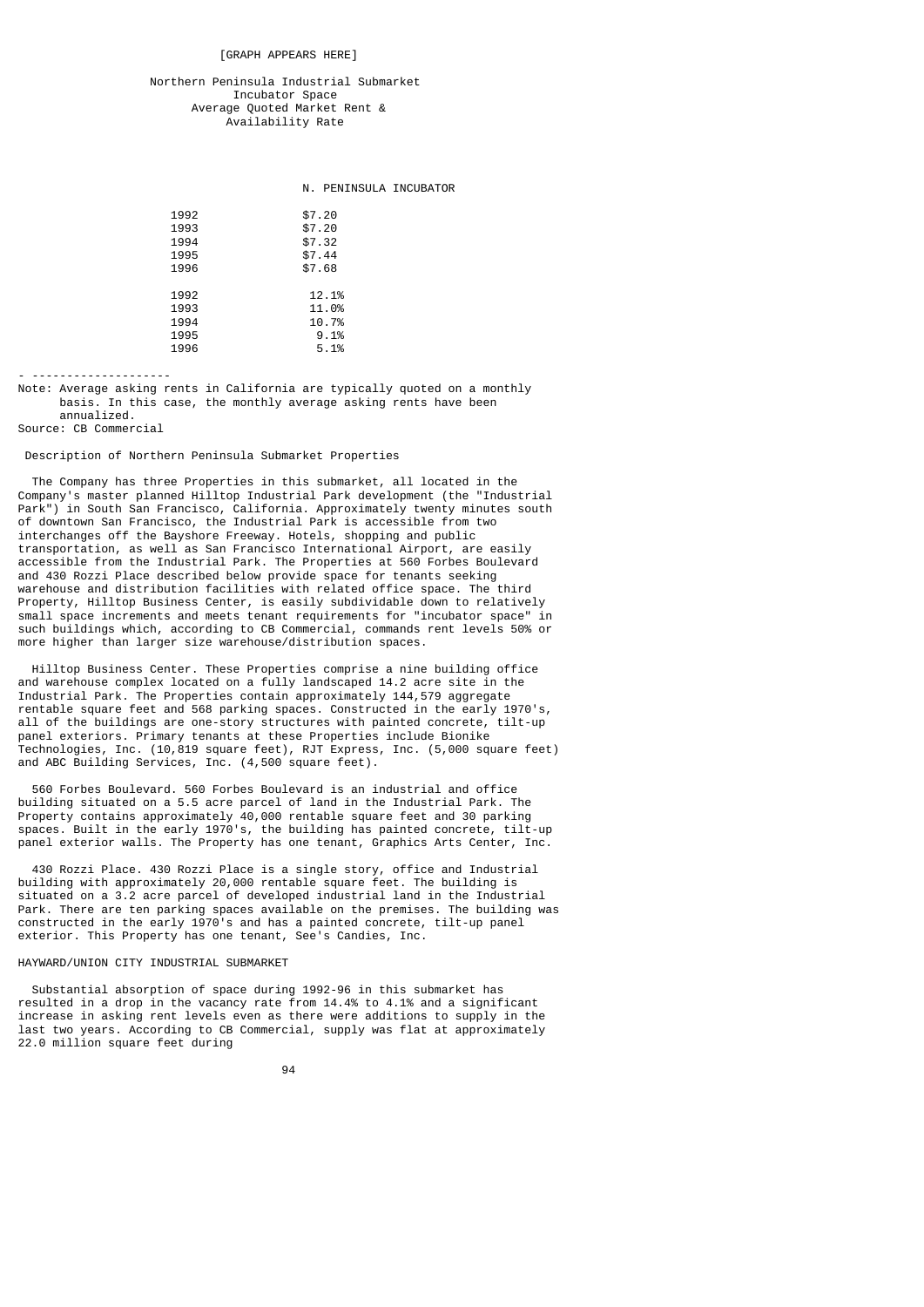[GRAPH APPEARS HERE]

Northern Peninsula Industrial Submarket
Incubator Space
Average Quoted Market Rent &
Availability Rate

| | N. PENINSULA INCUBATOR |
|---|---|
| 1992 | $7.20 |
| 1993 | $7.20 |
| 1994 | $7.32 |
| 1995 | $7.44 |
| 1996 | $7.68 |
| 1992 | 12.1% |
| 1993 | 11.0% |
| 1994 | 10.7% |
| 1995 | 9.1% |
| 1996 | 5.1% |

- --------------------

Note: Average asking rents in California are typically quoted on a monthly basis. In this case, the monthly average asking rents have been annualized.

Source: CB Commercial

Description of Northern Peninsula Submarket Properties

The Company has three Properties in this submarket, all located in the Company's master planned Hilltop Industrial Park development (the "Industrial Park") in South San Francisco, California. Approximately twenty minutes south of downtown San Francisco, the Industrial Park is accessible from two interchanges off the Bayshore Freeway. Hotels, shopping and public transportation, as well as San Francisco International Airport, are easily accessible from the Industrial Park. The Properties at 560 Forbes Boulevard and 430 Rozzi Place described below provide space for tenants seeking warehouse and distribution facilities with related office space. The third Property, Hilltop Business Center, is easily subdividable down to relatively small space increments and meets tenant requirements for "incubator space" in such buildings which, according to CB Commercial, commands rent levels 50% or more higher than larger size warehouse/distribution spaces.

Hilltop Business Center. These Properties comprise a nine building office and warehouse complex located on a fully landscaped 14.2 acre site in the Industrial Park. The Properties contain approximately 144,579 aggregate rentable square feet and 568 parking spaces. Constructed in the early 1970's, all of the buildings are one-story structures with painted concrete, tilt-up panel exteriors. Primary tenants at these Properties include Bionike Technologies, Inc. (10,819 square feet), RJT Express, Inc. (5,000 square feet) and ABC Building Services, Inc. (4,500 square feet).

560 Forbes Boulevard. 560 Forbes Boulevard is an industrial and office building situated on a 5.5 acre parcel of land in the Industrial Park. The Property contains approximately 40,000 rentable square feet and 30 parking spaces. Built in the early 1970's, the building has painted concrete, tilt-up panel exterior walls. The Property has one tenant, Graphics Arts Center, Inc.

430 Rozzi Place. 430 Rozzi Place is a single story, office and Industrial building with approximately 20,000 rentable square feet. The building is situated on a 3.2 acre parcel of developed industrial land in the Industrial Park. There are ten parking spaces available on the premises. The building was constructed in the early 1970's and has a painted concrete, tilt-up panel exterior. This Property has one tenant, See's Candies, Inc.

HAYWARD/UNION CITY INDUSTRIAL SUBMARKET

Substantial absorption of space during 1992-96 in this submarket has resulted in a drop in the vacancy rate from 14.4% to 4.1% and a significant increase in asking rent levels even as there were additions to supply in the last two years. According to CB Commercial, supply was flat at approximately 22.0 million square feet during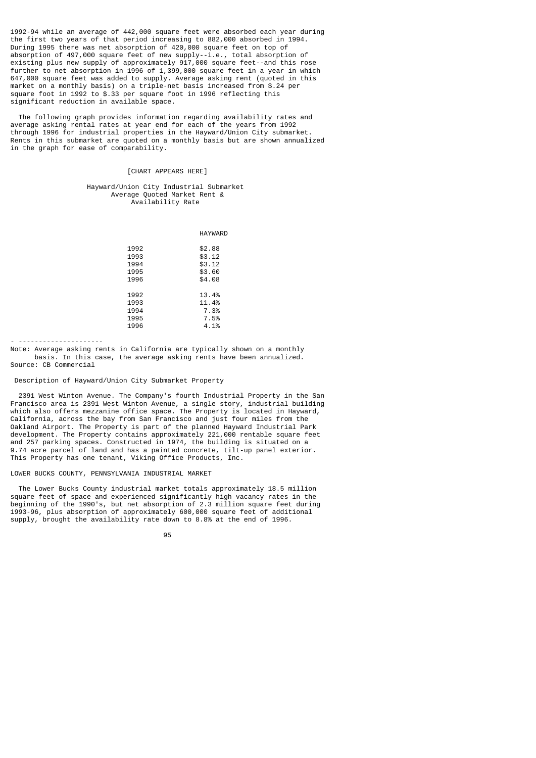1992-94 while an average of 442,000 square feet were absorbed each year during the first two years of that period increasing to 882,000 absorbed in 1994. During 1995 there was net absorption of 420,000 square feet on top of absorption of 497,000 square feet of new supply--i.e., total absorption of existing plus new supply of approximately 917,000 square feet--and this rose further to net absorption in 1996 of 1,399,000 square feet in a year in which 647,000 square feet was added to supply. Average asking rent (quoted in this market on a monthly basis) on a triple-net basis increased from $.24 per square foot in 1992 to $.33 per square foot in 1996 reflecting this significant reduction in available space.

The following graph provides information regarding availability rates and average asking rental rates at year end for each of the years from 1992 through 1996 for industrial properties in the Hayward/Union City submarket. Rents in this submarket are quoted on a monthly basis but are shown annualized in the graph for ease of comparability.

[CHART APPEARS HERE]

Hayward/Union City Industrial Submarket
Average Quoted Market Rent &
Availability Rate

| | HAYWARD |
|---|---|
| 1992 | $2.88 |
| 1993 | $3.12 |
| 1994 | $3.12 |
| 1995 | $3.60 |
| 1996 | $4.08 |
| 1992 | 13.4% |
| 1993 | 11.4% |
| 1994 | 7.3% |
| 1995 | 7.5% |
| 1996 | 4.1% |

- ---------------------

Note: Average asking rents in California are typically shown on a monthly basis. In this case, the average asking rents have been annualized.
Source: CB Commercial

### Description of Hayward/Union City Submarket Property

2391 West Winton Avenue. The Company's fourth Industrial Property in the San Francisco area is 2391 West Winton Avenue, a single story, industrial building which also offers mezzanine office space. The Property is located in Hayward, California, across the bay from San Francisco and just four miles from the Oakland Airport. The Property is part of the planned Hayward Industrial Park development. The Property contains approximately 221,000 rentable square feet and 257 parking spaces. Constructed in 1974, the building is situated on a 9.74 acre parcel of land and has a painted concrete, tilt-up panel exterior. This Property has one tenant, Viking Office Products, Inc.

## LOWER BUCKS COUNTY, PENNSYLVANIA INDUSTRIAL MARKET

The Lower Bucks County industrial market totals approximately 18.5 million square feet of space and experienced significantly high vacancy rates in the beginning of the 1990's, but net absorption of 2.3 million square feet during 1993-96, plus absorption of approximately 600,000 square feet of additional supply, brought the availability rate down to 8.8% at the end of 1996.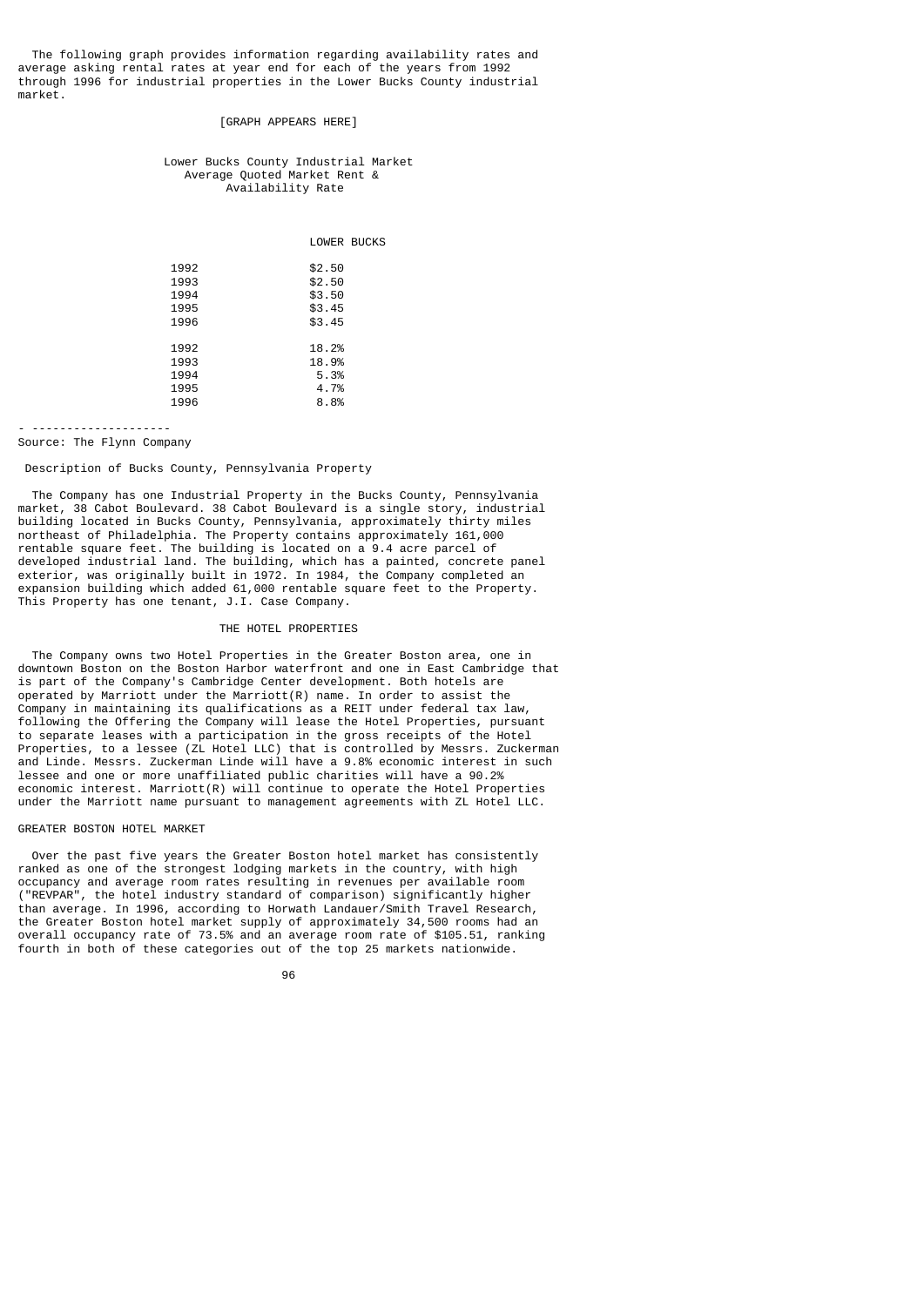The following graph provides information regarding availability rates and average asking rental rates at year end for each of the years from 1992 through 1996 for industrial properties in the Lower Bucks County industrial market.

[GRAPH APPEARS HERE]

Lower Bucks County Industrial Market
Average Quoted Market Rent &
Availability Rate

| | LOWER BUCKS |
|---|---|
| 1992 | $2.50 |
| 1993 | $2.50 |
| 1994 | $3.50 |
| 1995 | $3.45 |
| 1996 | $3.45 |
| | |
| 1992 | 18.2% |
| 1993 | 18.9% |
| 1994 | 5.3% |
| 1995 | 4.7% |
| 1996 | 8.8% |

- --------------------
Source: The Flynn Company

Description of Bucks County, Pennsylvania Property

The Company has one Industrial Property in the Bucks County, Pennsylvania market, 38 Cabot Boulevard. 38 Cabot Boulevard is a single story, industrial building located in Bucks County, Pennsylvania, approximately thirty miles northeast of Philadelphia. The Property contains approximately 161,000 rentable square feet. The building is located on a 9.4 acre parcel of developed industrial land. The building, which has a painted, concrete panel exterior, was originally built in 1972. In 1984, the Company completed an expansion building which added 61,000 rentable square feet to the Property. This Property has one tenant, J.I. Case Company.

## THE HOTEL PROPERTIES

The Company owns two Hotel Properties in the Greater Boston area, one in downtown Boston on the Boston Harbor waterfront and one in East Cambridge that is part of the Company's Cambridge Center development. Both hotels are operated by Marriott under the Marriott(R) name. In order to assist the Company in maintaining its qualifications as a REIT under federal tax law, following the Offering the Company will lease the Hotel Properties, pursuant to separate leases with a participation in the gross receipts of the Hotel Properties, to a lessee (ZL Hotel LLC) that is controlled by Messrs. Zuckerman and Linde. Messrs. Zuckerman Linde will have a 9.8% economic interest in such lessee and one or more unaffiliated public charities will have a 90.2% economic interest. Marriott(R) will continue to operate the Hotel Properties under the Marriott name pursuant to management agreements with ZL Hotel LLC.

### GREATER BOSTON HOTEL MARKET

Over the past five years the Greater Boston hotel market has consistently ranked as one of the strongest lodging markets in the country, with high occupancy and average room rates resulting in revenues per available room ("REVPAR", the hotel industry standard of comparison) significantly higher than average. In 1996, according to Horwath Landauer/Smith Travel Research, the Greater Boston hotel market supply of approximately 34,500 rooms had an overall occupancy rate of 73.5% and an average room rate of $105.51, ranking fourth in both of these categories out of the top 25 markets nationwide.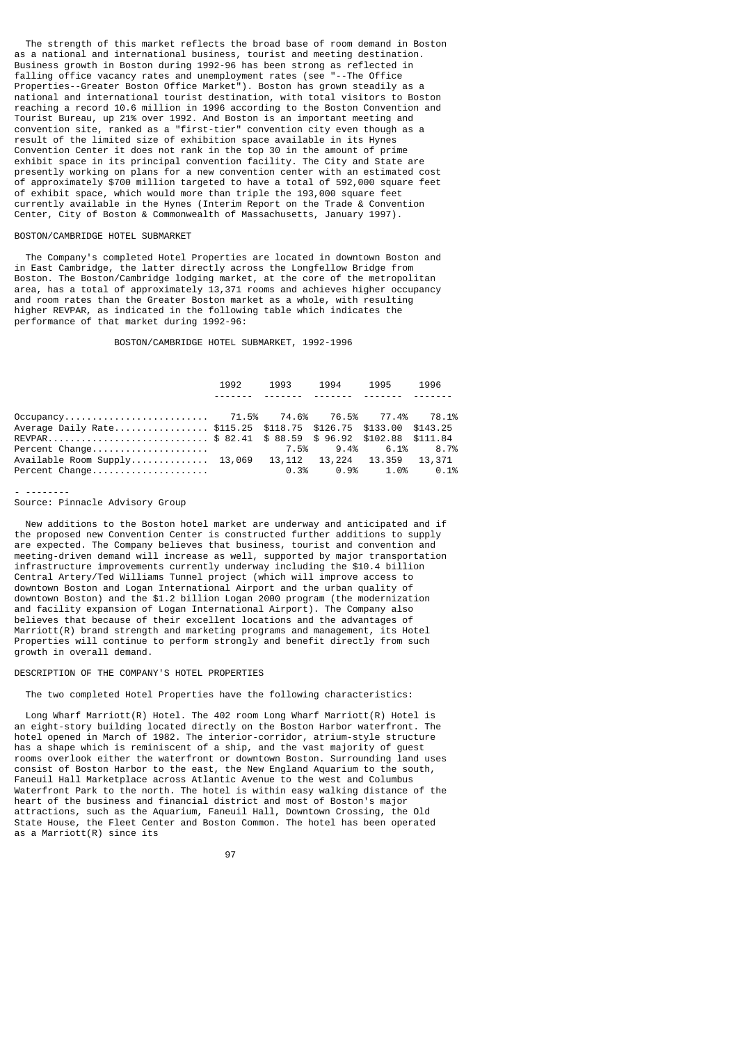The strength of this market reflects the broad base of room demand in Boston as a national and international business, tourist and meeting destination. Business growth in Boston during 1992-96 has been strong as reflected in falling office vacancy rates and unemployment rates (see "--The Office Properties--Greater Boston Office Market"). Boston has grown steadily as a national and international tourist destination, with total visitors to Boston reaching a record 10.6 million in 1996 according to the Boston Convention and Tourist Bureau, up 21% over 1992. And Boston is an important meeting and convention site, ranked as a "first-tier" convention city even though as a result of the limited size of exhibition space available in its Hynes Convention Center it does not rank in the top 30 in the amount of prime exhibit space in its principal convention facility. The City and State are presently working on plans for a new convention center with an estimated cost of approximately $700 million targeted to have a total of 592,000 square feet of exhibit space, which would more than triple the 193,000 square feet currently available in the Hynes (Interim Report on the Trade & Convention Center, City of Boston & Commonwealth of Massachusetts, January 1997).

## BOSTON/CAMBRIDGE HOTEL SUBMARKET

The Company's completed Hotel Properties are located in downtown Boston and in East Cambridge, the latter directly across the Longfellow Bridge from Boston. The Boston/Cambridge lodging market, at the core of the metropolitan area, has a total of approximately 13,371 rooms and achieves higher occupancy and room rates than the Greater Boston market as a whole, with resulting higher REVPAR, as indicated in the following table which indicates the performance of that market during 1992-96:

BOSTON/CAMBRIDGE HOTEL SUBMARKET, 1992-1996

| | 1992 | 1993 | 1994 | 1995 | 1996 |
|---|---|---|---|---|---|
| Occupancy | 71.5% | 74.6% | 76.5% | 77.4% | 78.1% |
| Average Daily Rate | $115.25 | $118.75 | $126.75 | $133.00 | $143.25 |
| REVPAR | $ 82.41 | $ 88.59 | $ 96.92 | $102.88 | $111.84 |
| Percent Change | | 7.5% | 9.4% | 6.1% | 8.7% |
| Available Room Supply | 13,069 | 13,112 | 13,224 | 13,359 | 13,371 |
| Percent Change | | 0.3% | 0.9% | 1.0% | 0.1% |

Source: Pinnacle Advisory Group

New additions to the Boston hotel market are underway and anticipated and if the proposed new Convention Center is constructed further additions to supply are expected. The Company believes that business, tourist and convention and meeting-driven demand will increase as well, supported by major transportation infrastructure improvements currently underway including the $10.4 billion Central Artery/Ted Williams Tunnel project (which will improve access to downtown Boston and Logan International Airport and the urban quality of downtown Boston) and the $1.2 billion Logan 2000 program (the modernization and facility expansion of Logan International Airport). The Company also believes that because of their excellent locations and the advantages of Marriott(R) brand strength and marketing programs and management, its Hotel Properties will continue to perform strongly and benefit directly from such growth in overall demand.

## DESCRIPTION OF THE COMPANY'S HOTEL PROPERTIES

The two completed Hotel Properties have the following characteristics:

Long Wharf Marriott(R) Hotel. The 402 room Long Wharf Marriott(R) Hotel is an eight-story building located directly on the Boston Harbor waterfront. The hotel opened in March of 1982. The interior-corridor, atrium-style structure has a shape which is reminiscent of a ship, and the vast majority of guest rooms overlook either the waterfront or downtown Boston. Surrounding land uses consist of Boston Harbor to the east, the New England Aquarium to the south, Faneuil Hall Marketplace across Atlantic Avenue to the west and Columbus Waterfront Park to the north. The hotel is within easy walking distance of the heart of the business and financial district and most of Boston's major attractions, such as the Aquarium, Faneuil Hall, Downtown Crossing, the Old State House, the Fleet Center and Boston Common. The hotel has been operated as a Marriott(R) since its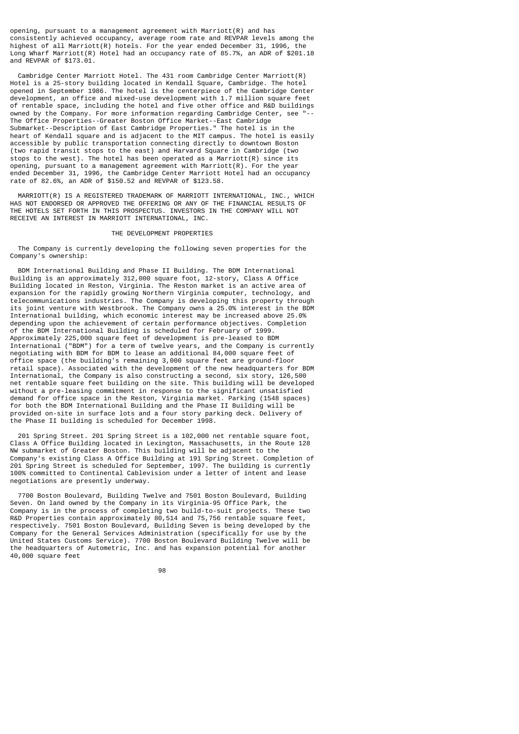opening, pursuant to a management agreement with Marriott(R) and has consistently achieved occupancy, average room rate and REVPAR levels among the highest of all Marriott(R) hotels. For the year ended December 31, 1996, the Long Wharf Marriott(R) Hotel had an occupancy rate of 85.7%, an ADR of $201.18 and REVPAR of $173.01.

Cambridge Center Marriott Hotel. The 431 room Cambridge Center Marriott(R) Hotel is a 25-story building located in Kendall Square, Cambridge. The hotel opened in September 1986. The hotel is the centerpiece of the Cambridge Center development, an office and mixed-use development with 1.7 million square feet of rentable space, including the hotel and five other office and R&D buildings owned by the Company. For more information regarding Cambridge Center, see "--The Office Properties--Greater Boston Office Market--East Cambridge Submarket--Description of East Cambridge Properties." The hotel is in the heart of Kendall square and is adjacent to the MIT campus. The hotel is easily accessible by public transportation connecting directly to downtown Boston (two rapid transit stops to the east) and Harvard Square in Cambridge (two stops to the west). The hotel has been operated as a Marriott(R) since its opening, pursuant to a management agreement with Marriott(R). For the year ended December 31, 1996, the Cambridge Center Marriott Hotel had an occupancy rate of 82.6%, an ADR of $150.52 and REVPAR of $123.58.

MARRIOTT(R) IS A REGISTERED TRADEMARK OF MARRIOTT INTERNATIONAL, INC., WHICH HAS NOT ENDORSED OR APPROVED THE OFFERING OR ANY OF THE FINANCIAL RESULTS OF THE HOTELS SET FORTH IN THIS PROSPECTUS. INVESTORS IN THE COMPANY WILL NOT RECEIVE AN INTEREST IN MARRIOTT INTERNATIONAL, INC.

## THE DEVELOPMENT PROPERTIES

The Company is currently developing the following seven properties for the Company's ownership:

BDM International Building and Phase II Building. The BDM International Building is an approximately 312,000 square foot, 12-story, Class A Office Building located in Reston, Virginia. The Reston market is an active area of expansion for the rapidly growing Northern Virginia computer, technology, and telecommunications industries. The Company is developing this property through its joint venture with Westbrook. The Company owns a 25.0% interest in the BDM International building, which economic interest may be increased above 25.0% depending upon the achievement of certain performance objectives. Completion of the BDM International Building is scheduled for February of 1999. Approximately 225,000 square feet of development is pre-leased to BDM International ("BDM") for a term of twelve years, and the Company is currently negotiating with BDM for BDM to lease an additional 84,000 square feet of office space (the building's remaining 3,000 square feet are ground-floor retail space). Associated with the development of the new headquarters for BDM International, the Company is also constructing a second, six story, 126,500 net rentable square feet building on the site. This building will be developed without a pre-leasing commitment in response to the significant unsatisfied demand for office space in the Reston, Virginia market. Parking (1548 spaces) for both the BDM International Building and the Phase II Building will be provided on-site in surface lots and a four story parking deck. Delivery of the Phase II building is scheduled for December 1998.

201 Spring Street. 201 Spring Street is a 102,000 net rentable square foot, Class A Office Building located in Lexington, Massachusetts, in the Route 128 NW submarket of Greater Boston. This building will be adjacent to the Company's existing Class A Office Building at 191 Spring Street. Completion of 201 Spring Street is scheduled for September, 1997. The building is currently 100% committed to Continental Cablevision under a letter of intent and lease negotiations are presently underway.

7700 Boston Boulevard, Building Twelve and 7501 Boston Boulevard, Building Seven. On land owned by the Company in its Virginia-95 Office Park, the Company is in the process of completing two build-to-suit projects. These two R&D Properties contain approximately 80,514 and 75,756 rentable square feet, respectively. 7501 Boston Boulevard, Building Seven is being developed by the Company for the General Services Administration (specifically for use by the United States Customs Service). 7700 Boston Boulevard Building Twelve will be the headquarters of Autometric, Inc. and has expansion potential for another 40,000 square feet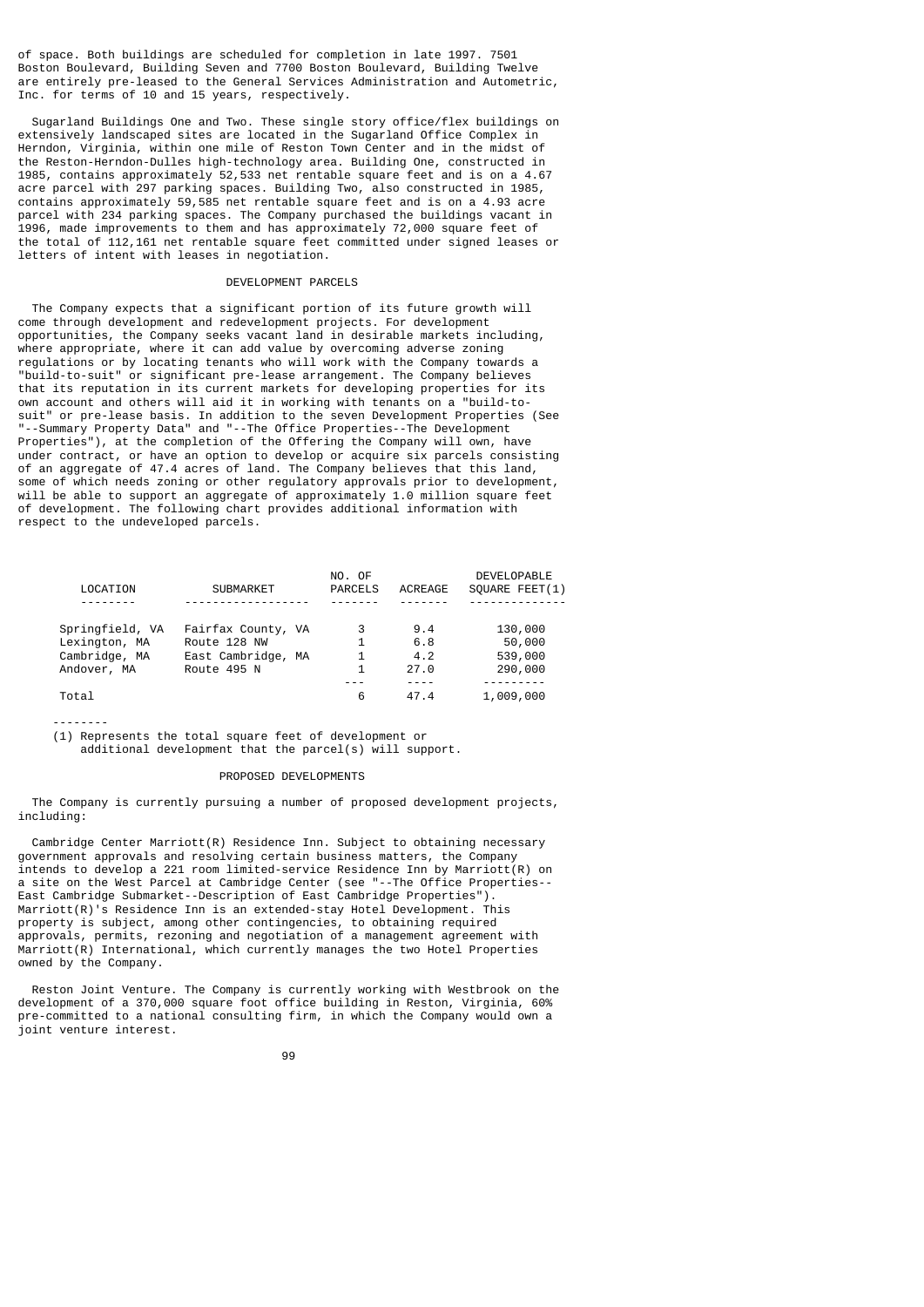of space. Both buildings are scheduled for completion in late 1997. 7501 Boston Boulevard, Building Seven and 7700 Boston Boulevard, Building Twelve are entirely pre-leased to the General Services Administration and Autometric, Inc. for terms of 10 and 15 years, respectively.

Sugarland Buildings One and Two. These single story office/flex buildings on extensively landscaped sites are located in the Sugarland Office Complex in Herndon, Virginia, within one mile of Reston Town Center and in the midst of the Reston-Herndon-Dulles high-technology area. Building One, constructed in 1985, contains approximately 52,533 net rentable square feet and is on a 4.67 acre parcel with 297 parking spaces. Building Two, also constructed in 1985, contains approximately 59,585 net rentable square feet and is on a 4.93 acre parcel with 234 parking spaces. The Company purchased the buildings vacant in 1996, made improvements to them and has approximately 72,000 square feet of the total of 112,161 net rentable square feet committed under signed leases or letters of intent with leases in negotiation.

## DEVELOPMENT PARCELS

The Company expects that a significant portion of its future growth will come through development and redevelopment projects. For development opportunities, the Company seeks vacant land in desirable markets including, where appropriate, where it can add value by overcoming adverse zoning regulations or by locating tenants who will work with the Company towards a "build-to-suit" or significant pre-lease arrangement. The Company believes that its reputation in its current markets for developing properties for its own account and others will aid it in working with tenants on a "build-to-suit" or pre-lease basis. In addition to the seven Development Properties (See "--Summary Property Data" and "--The Office Properties--The Development Properties"), at the completion of the Offering the Company will own, have under contract, or have an option to develop or acquire six parcels consisting of an aggregate of 47.4 acres of land. The Company believes that this land, some of which needs zoning or other regulatory approvals prior to development, will be able to support an aggregate of approximately 1.0 million square feet of development. The following chart provides additional information with respect to the undeveloped parcels.

| LOCATION | SUBMARKET | NO. OF PARCELS | ACREAGE | DEVELOPABLE SQUARE FEET(1) |
|---|---|---|---|---|
| Springfield, VA | Fairfax County, VA | 3 | 9.4 | 130,000 |
| Lexington, MA | Route 128 NW | 1 | 6.8 | 50,000 |
| Cambridge, MA | East Cambridge, MA | 1 | 4.2 | 539,000 |
| Andover, MA | Route 495 N | 1 | 27.0 | 290,000 |
| Total | | 6 | 47.4 | 1,009,000 |

--------

(1) Represents the total square feet of development or additional development that the parcel(s) will support.

## PROPOSED DEVELOPMENTS

The Company is currently pursuing a number of proposed development projects, including:

Cambridge Center Marriott(R) Residence Inn. Subject to obtaining necessary government approvals and resolving certain business matters, the Company intends to develop a 221 room limited-service Residence Inn by Marriott(R) on a site on the West Parcel at Cambridge Center (see "--The Office Properties--East Cambridge Submarket--Description of East Cambridge Properties"). Marriott(R)'s Residence Inn is an extended-stay Hotel Development. This property is subject, among other contingencies, to obtaining required approvals, permits, rezoning and negotiation of a management agreement with Marriott(R) International, which currently manages the two Hotel Properties owned by the Company.

Reston Joint Venture. The Company is currently working with Westbrook on the development of a 370,000 square foot office building in Reston, Virginia, 60% pre-committed to a national consulting firm, in which the Company would own a joint venture interest.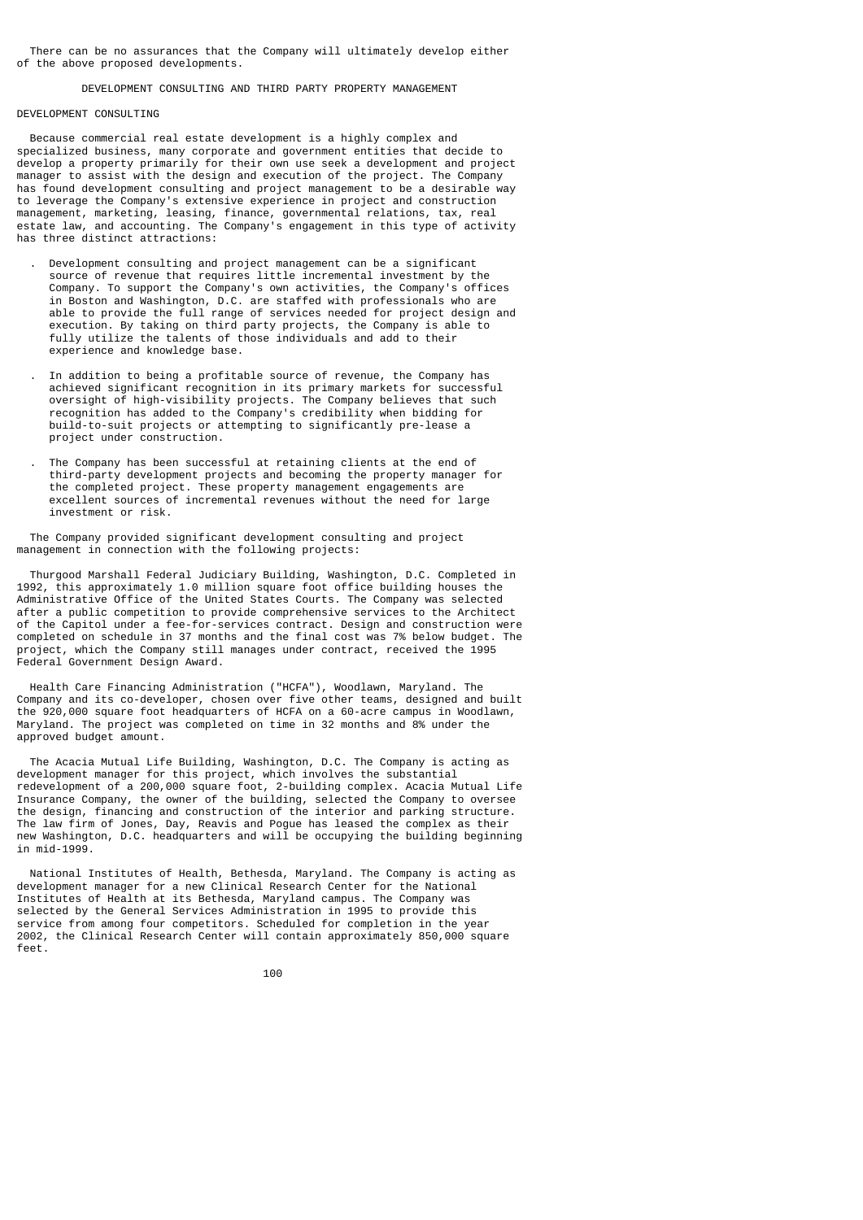There can be no assurances that the Company will ultimately develop either of the above proposed developments.

## DEVELOPMENT CONSULTING AND THIRD PARTY PROPERTY MANAGEMENT

### DEVELOPMENT CONSULTING

Because commercial real estate development is a highly complex and specialized business, many corporate and government entities that decide to develop a property primarily for their own use seek a development and project manager to assist with the design and execution of the project. The Company has found development consulting and project management to be a desirable way to leverage the Company's extensive experience in project and construction management, marketing, leasing, finance, governmental relations, tax, real estate law, and accounting. The Company's engagement in this type of activity has three distinct attractions:

- Development consulting and project management can be a significant source of revenue that requires little incremental investment by the Company. To support the Company's own activities, the Company's offices in Boston and Washington, D.C. are staffed with professionals who are able to provide the full range of services needed for project design and execution. By taking on third party projects, the Company is able to fully utilize the talents of those individuals and add to their experience and knowledge base.

- In addition to being a profitable source of revenue, the Company has achieved significant recognition in its primary markets for successful oversight of high-visibility projects. The Company believes that such recognition has added to the Company's credibility when bidding for build-to-suit projects or attempting to significantly pre-lease a project under construction.

- The Company has been successful at retaining clients at the end of third-party development projects and becoming the property manager for the completed project. These property management engagements are excellent sources of incremental revenues without the need for large investment or risk.

The Company provided significant development consulting and project management in connection with the following projects:

Thurgood Marshall Federal Judiciary Building, Washington, D.C. Completed in 1992, this approximately 1.0 million square foot office building houses the Administrative Office of the United States Courts. The Company was selected after a public competition to provide comprehensive services to the Architect of the Capitol under a fee-for-services contract. Design and construction were completed on schedule in 37 months and the final cost was 7% below budget. The project, which the Company still manages under contract, received the 1995 Federal Government Design Award.

Health Care Financing Administration ("HCFA"), Woodlawn, Maryland. The Company and its co-developer, chosen over five other teams, designed and built the 920,000 square foot headquarters of HCFA on a 60-acre campus in Woodlawn, Maryland. The project was completed on time in 32 months and 8% under the approved budget amount.

The Acacia Mutual Life Building, Washington, D.C. The Company is acting as development manager for this project, which involves the substantial redevelopment of a 200,000 square foot, 2-building complex. Acacia Mutual Life Insurance Company, the owner of the building, selected the Company to oversee the design, financing and construction of the interior and parking structure. The law firm of Jones, Day, Reavis and Pogue has leased the complex as their new Washington, D.C. headquarters and will be occupying the building beginning in mid-1999.

National Institutes of Health, Bethesda, Maryland. The Company is acting as development manager for a new Clinical Research Center for the National Institutes of Health at its Bethesda, Maryland campus. The Company was selected by the General Services Administration in 1995 to provide this service from among four competitors. Scheduled for completion in the year 2002, the Clinical Research Center will contain approximately 850,000 square feet.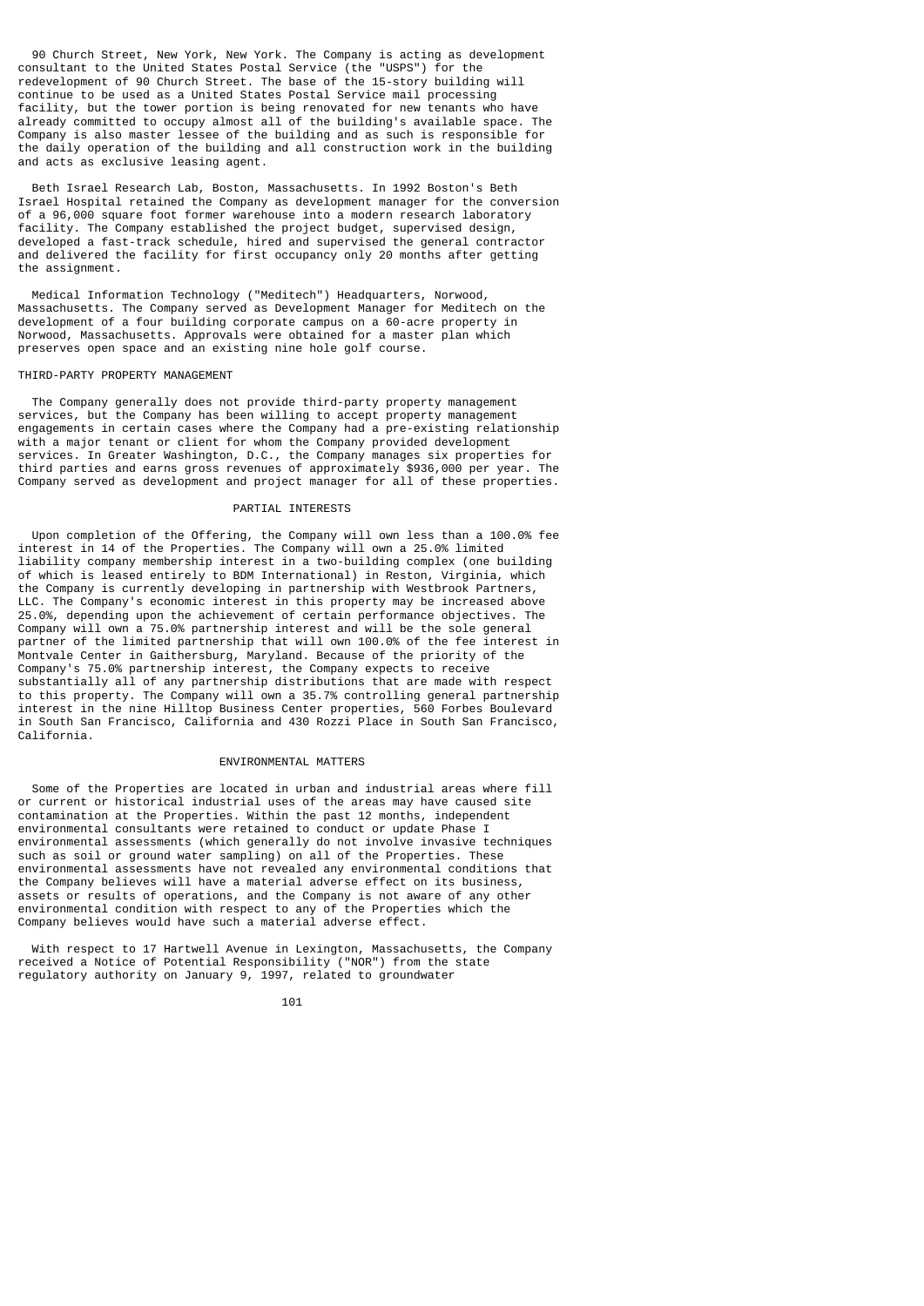90 Church Street, New York, New York. The Company is acting as development consultant to the United States Postal Service (the "USPS") for the redevelopment of 90 Church Street. The base of the 15-story building will continue to be used as a United States Postal Service mail processing facility, but the tower portion is being renovated for new tenants who have already committed to occupy almost all of the building's available space. The Company is also master lessee of the building and as such is responsible for the daily operation of the building and all construction work in the building and acts as exclusive leasing agent.

Beth Israel Research Lab, Boston, Massachusetts. In 1992 Boston's Beth Israel Hospital retained the Company as development manager for the conversion of a 96,000 square foot former warehouse into a modern research laboratory facility. The Company established the project budget, supervised design, developed a fast-track schedule, hired and supervised the general contractor and delivered the facility for first occupancy only 20 months after getting the assignment.

Medical Information Technology ("Meditech") Headquarters, Norwood, Massachusetts. The Company served as Development Manager for Meditech on the development of a four building corporate campus on a 60-acre property in Norwood, Massachusetts. Approvals were obtained for a master plan which preserves open space and an existing nine hole golf course.

THIRD-PARTY PROPERTY MANAGEMENT

The Company generally does not provide third-party property management services, but the Company has been willing to accept property management engagements in certain cases where the Company had a pre-existing relationship with a major tenant or client for whom the Company provided development services. In Greater Washington, D.C., the Company manages six properties for third parties and earns gross revenues of approximately $936,000 per year. The Company served as development and project manager for all of these properties.

## PARTIAL INTERESTS

Upon completion of the Offering, the Company will own less than a 100.0% fee interest in 14 of the Properties. The Company will own a 25.0% limited liability company membership interest in a two-building complex (one building of which is leased entirely to BDM International) in Reston, Virginia, which the Company is currently developing in partnership with Westbrook Partners, LLC. The Company's economic interest in this property may be increased above 25.0%, depending upon the achievement of certain performance objectives. The Company will own a 75.0% partnership interest and will be the sole general partner of the limited partnership that will own 100.0% of the fee interest in Montvale Center in Gaithersburg, Maryland. Because of the priority of the Company's 75.0% partnership interest, the Company expects to receive substantially all of any partnership distributions that are made with respect to this property. The Company will own a 35.7% controlling general partnership interest in the nine Hilltop Business Center properties, 560 Forbes Boulevard in South San Francisco, California and 430 Rozzi Place in South San Francisco, California.

## ENVIRONMENTAL MATTERS

Some of the Properties are located in urban and industrial areas where fill or current or historical industrial uses of the areas may have caused site contamination at the Properties. Within the past 12 months, independent environmental consultants were retained to conduct or update Phase I environmental assessments (which generally do not involve invasive techniques such as soil or ground water sampling) on all of the Properties. These environmental assessments have not revealed any environmental conditions that the Company believes will have a material adverse effect on its business, assets or results of operations, and the Company is not aware of any other environmental condition with respect to any of the Properties which the Company believes would have such a material adverse effect.

With respect to 17 Hartwell Avenue in Lexington, Massachusetts, the Company received a Notice of Potential Responsibility ("NOR") from the state regulatory authority on January 9, 1997, related to groundwater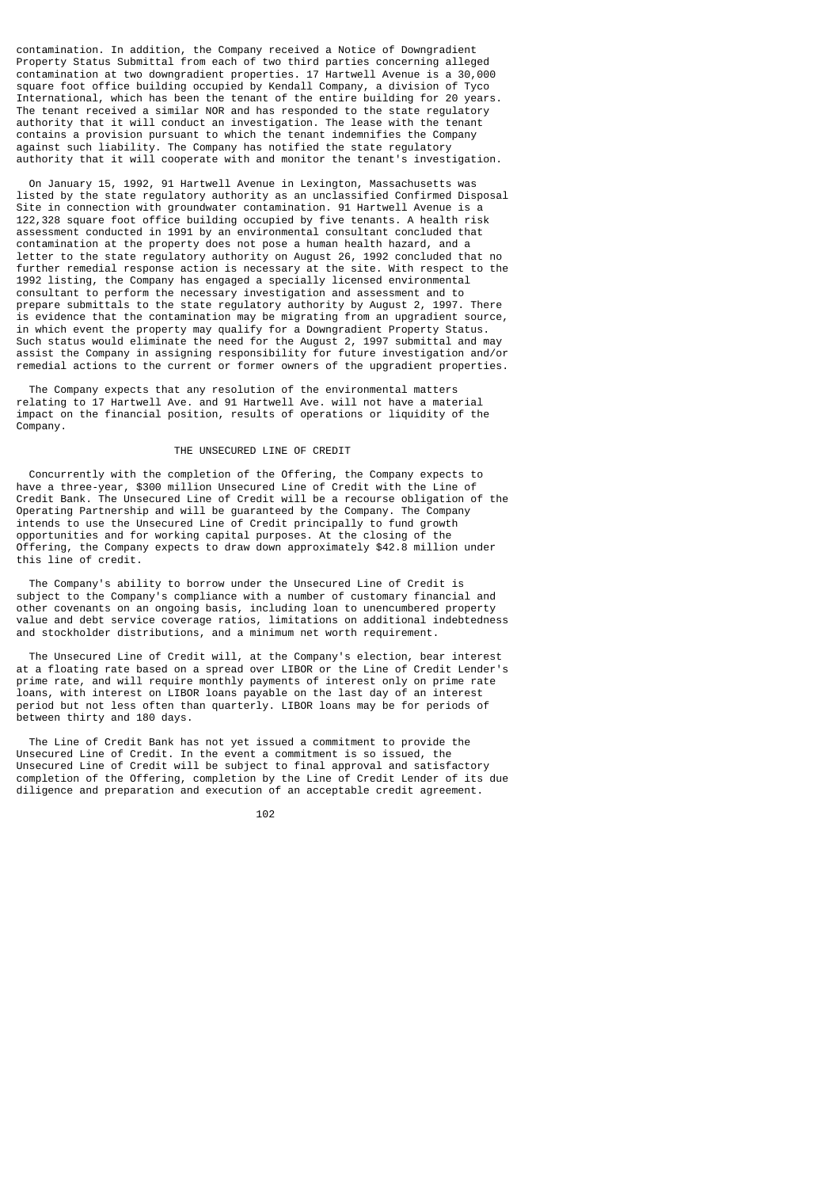contamination. In addition, the Company received a Notice of Downgradient Property Status Submittal from each of two third parties concerning alleged contamination at two downgradient properties. 17 Hartwell Avenue is a 30,000 square foot office building occupied by Kendall Company, a division of Tyco International, which has been the tenant of the entire building for 20 years. The tenant received a similar NOR and has responded to the state regulatory authority that it will conduct an investigation. The lease with the tenant contains a provision pursuant to which the tenant indemnifies the Company against such liability. The Company has notified the state regulatory authority that it will cooperate with and monitor the tenant's investigation.

On January 15, 1992, 91 Hartwell Avenue in Lexington, Massachusetts was listed by the state regulatory authority as an unclassified Confirmed Disposal Site in connection with groundwater contamination. 91 Hartwell Avenue is a 122,328 square foot office building occupied by five tenants. A health risk assessment conducted in 1991 by an environmental consultant concluded that contamination at the property does not pose a human health hazard, and a letter to the state regulatory authority on August 26, 1992 concluded that no further remedial response action is necessary at the site. With respect to the 1992 listing, the Company has engaged a specially licensed environmental consultant to perform the necessary investigation and assessment and to prepare submittals to the state regulatory authority by August 2, 1997. There is evidence that the contamination may be migrating from an upgradient source, in which event the property may qualify for a Downgradient Property Status. Such status would eliminate the need for the August 2, 1997 submittal and may assist the Company in assigning responsibility for future investigation and/or remedial actions to the current or former owners of the upgradient properties.

The Company expects that any resolution of the environmental matters relating to 17 Hartwell Ave. and 91 Hartwell Ave. will not have a material impact on the financial position, results of operations or liquidity of the Company.

## THE UNSECURED LINE OF CREDIT

Concurrently with the completion of the Offering, the Company expects to have a three-year, $300 million Unsecured Line of Credit with the Line of Credit Bank. The Unsecured Line of Credit will be a recourse obligation of the Operating Partnership and will be guaranteed by the Company. The Company intends to use the Unsecured Line of Credit principally to fund growth opportunities and for working capital purposes. At the closing of the Offering, the Company expects to draw down approximately $42.8 million under this line of credit.

The Company's ability to borrow under the Unsecured Line of Credit is subject to the Company's compliance with a number of customary financial and other covenants on an ongoing basis, including loan to unencumbered property value and debt service coverage ratios, limitations on additional indebtedness and stockholder distributions, and a minimum net worth requirement.

The Unsecured Line of Credit will, at the Company's election, bear interest at a floating rate based on a spread over LIBOR or the Line of Credit Lender's prime rate, and will require monthly payments of interest only on prime rate loans, with interest on LIBOR loans payable on the last day of an interest period but not less often than quarterly. LIBOR loans may be for periods of between thirty and 180 days.

The Line of Credit Bank has not yet issued a commitment to provide the Unsecured Line of Credit. In the event a commitment is so issued, the Unsecured Line of Credit will be subject to final approval and satisfactory completion of the Offering, completion by the Line of Credit Lender of its due diligence and preparation and execution of an acceptable credit agreement.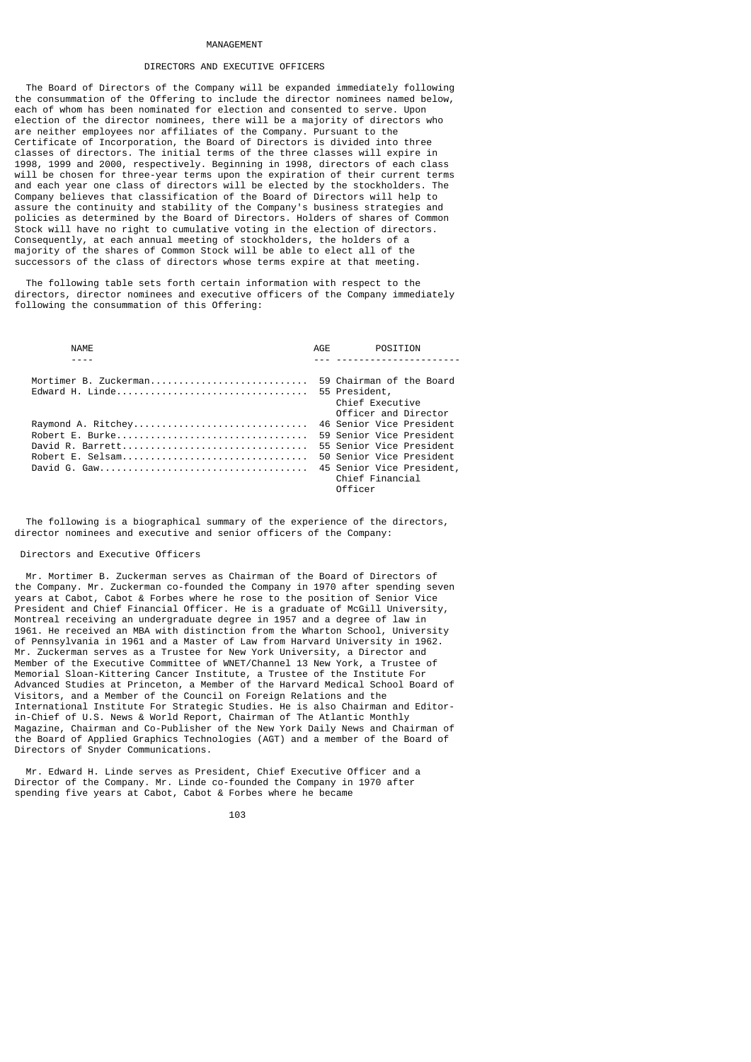# MANAGEMENT

## DIRECTORS AND EXECUTIVE OFFICERS

The Board of Directors of the Company will be expanded immediately following the consummation of the Offering to include the director nominees named below, each of whom has been nominated for election and consented to serve. Upon election of the director nominees, there will be a majority of directors who are neither employees nor affiliates of the Company. Pursuant to the Certificate of Incorporation, the Board of Directors is divided into three classes of directors. The initial terms of the three classes will expire in 1998, 1999 and 2000, respectively. Beginning in 1998, directors of each class will be chosen for three-year terms upon the expiration of their current terms and each year one class of directors will be elected by the stockholders. The Company believes that classification of the Board of Directors will help to assure the continuity and stability of the Company's business strategies and policies as determined by the Board of Directors. Holders of shares of Common Stock will have no right to cumulative voting in the election of directors. Consequently, at each annual meeting of stockholders, the holders of a majority of the shares of Common Stock will be able to elect all of the successors of the class of directors whose terms expire at that meeting.

The following table sets forth certain information with respect to the directors, director nominees and executive officers of the Company immediately following the consummation of this Offering:

| NAME | AGE | POSITION |
| --- | --- | --- |
| Mortimer B. Zuckerman | 59 | Chairman of the Board |
| Edward H. Linde | 55 | President, Chief Executive Officer and Director |
| Raymond A. Ritchey | 46 | Senior Vice President |
| Robert E. Burke | 59 | Senior Vice President |
| David R. Barrett | 55 | Senior Vice President |
| Robert E. Selsam | 50 | Senior Vice President |
| David G. Gaw | 45 | Senior Vice President, Chief Financial Officer |

The following is a biographical summary of the experience of the directors, director nominees and executive and senior officers of the Company:

### Directors and Executive Officers

Mr. Mortimer B. Zuckerman serves as Chairman of the Board of Directors of the Company. Mr. Zuckerman co-founded the Company in 1970 after spending seven years at Cabot, Cabot & Forbes where he rose to the position of Senior Vice President and Chief Financial Officer. He is a graduate of McGill University, Montreal receiving an undergraduate degree in 1957 and a degree of law in 1961. He received an MBA with distinction from the Wharton School, University of Pennsylvania in 1961 and a Master of Law from Harvard University in 1962. Mr. Zuckerman serves as a Trustee for New York University, a Director and Member of the Executive Committee of WNET/Channel 13 New York, a Trustee of Memorial Sloan-Kittering Cancer Institute, a Trustee of the Institute For Advanced Studies at Princeton, a Member of the Harvard Medical School Board of Visitors, and a Member of the Council on Foreign Relations and the International Institute For Strategic Studies. He is also Chairman and Editor-in-Chief of U.S. News & World Report, Chairman of The Atlantic Monthly Magazine, Chairman and Co-Publisher of the New York Daily News and Chairman of the Board of Applied Graphics Technologies (AGT) and a member of the Board of Directors of Snyder Communications.

Mr. Edward H. Linde serves as President, Chief Executive Officer and a Director of the Company. Mr. Linde co-founded the Company in 1970 after spending five years at Cabot, Cabot & Forbes where he became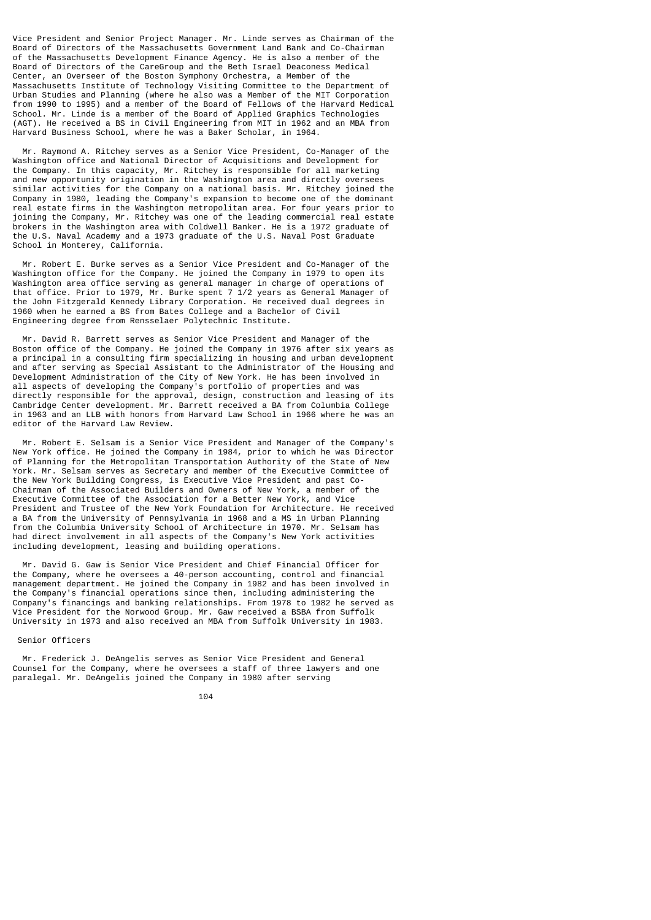Vice President and Senior Project Manager. Mr. Linde serves as Chairman of the Board of Directors of the Massachusetts Government Land Bank and Co-Chairman of the Massachusetts Development Finance Agency. He is also a member of the Board of Directors of the CareGroup and the Beth Israel Deaconess Medical Center, an Overseer of the Boston Symphony Orchestra, a Member of the Massachusetts Institute of Technology Visiting Committee to the Department of Urban Studies and Planning (where he also was a Member of the MIT Corporation from 1990 to 1995) and a member of the Board of Fellows of the Harvard Medical School. Mr. Linde is a member of the Board of Applied Graphics Technologies (AGT). He received a BS in Civil Engineering from MIT in 1962 and an MBA from Harvard Business School, where he was a Baker Scholar, in 1964.

Mr. Raymond A. Ritchey serves as a Senior Vice President, Co-Manager of the Washington office and National Director of Acquisitions and Development for the Company. In this capacity, Mr. Ritchey is responsible for all marketing and new opportunity origination in the Washington area and directly oversees similar activities for the Company on a national basis. Mr. Ritchey joined the Company in 1980, leading the Company's expansion to become one of the dominant real estate firms in the Washington metropolitan area. For four years prior to joining the Company, Mr. Ritchey was one of the leading commercial real estate brokers in the Washington area with Coldwell Banker. He is a 1972 graduate of the U.S. Naval Academy and a 1973 graduate of the U.S. Naval Post Graduate School in Monterey, California.

Mr. Robert E. Burke serves as a Senior Vice President and Co-Manager of the Washington office for the Company. He joined the Company in 1979 to open its Washington area office serving as general manager in charge of operations of that office. Prior to 1979, Mr. Burke spent 7 1/2 years as General Manager of the John Fitzgerald Kennedy Library Corporation. He received dual degrees in 1960 when he earned a BS from Bates College and a Bachelor of Civil Engineering degree from Rensselaer Polytechnic Institute.

Mr. David R. Barrett serves as Senior Vice President and Manager of the Boston office of the Company. He joined the Company in 1976 after six years as a principal in a consulting firm specializing in housing and urban development and after serving as Special Assistant to the Administrator of the Housing and Development Administration of the City of New York. He has been involved in all aspects of developing the Company's portfolio of properties and was directly responsible for the approval, design, construction and leasing of its Cambridge Center development. Mr. Barrett received a BA from Columbia College in 1963 and an LLB with honors from Harvard Law School in 1966 where he was an editor of the Harvard Law Review.

Mr. Robert E. Selsam is a Senior Vice President and Manager of the Company's New York office. He joined the Company in 1984, prior to which he was Director of Planning for the Metropolitan Transportation Authority of the State of New York. Mr. Selsam serves as Secretary and member of the Executive Committee of the New York Building Congress, is Executive Vice President and past Co-Chairman of the Associated Builders and Owners of New York, a member of the Executive Committee of the Association for a Better New York, and Vice President and Trustee of the New York Foundation for Architecture. He received a BA from the University of Pennsylvania in 1968 and a MS in Urban Planning from the Columbia University School of Architecture in 1970. Mr. Selsam has had direct involvement in all aspects of the Company's New York activities including development, leasing and building operations.

Mr. David G. Gaw is Senior Vice President and Chief Financial Officer for the Company, where he oversees a 40-person accounting, control and financial management department. He joined the Company in 1982 and has been involved in the Company's financial operations since then, including administering the Company's financings and banking relationships. From 1978 to 1982 he served as Vice President for the Norwood Group. Mr. Gaw received a BSBA from Suffolk University in 1973 and also received an MBA from Suffolk University in 1983.

Senior Officers

Mr. Frederick J. DeAngelis serves as Senior Vice President and General Counsel for the Company, where he oversees a staff of three lawyers and one paralegal. Mr. DeAngelis joined the Company in 1980 after serving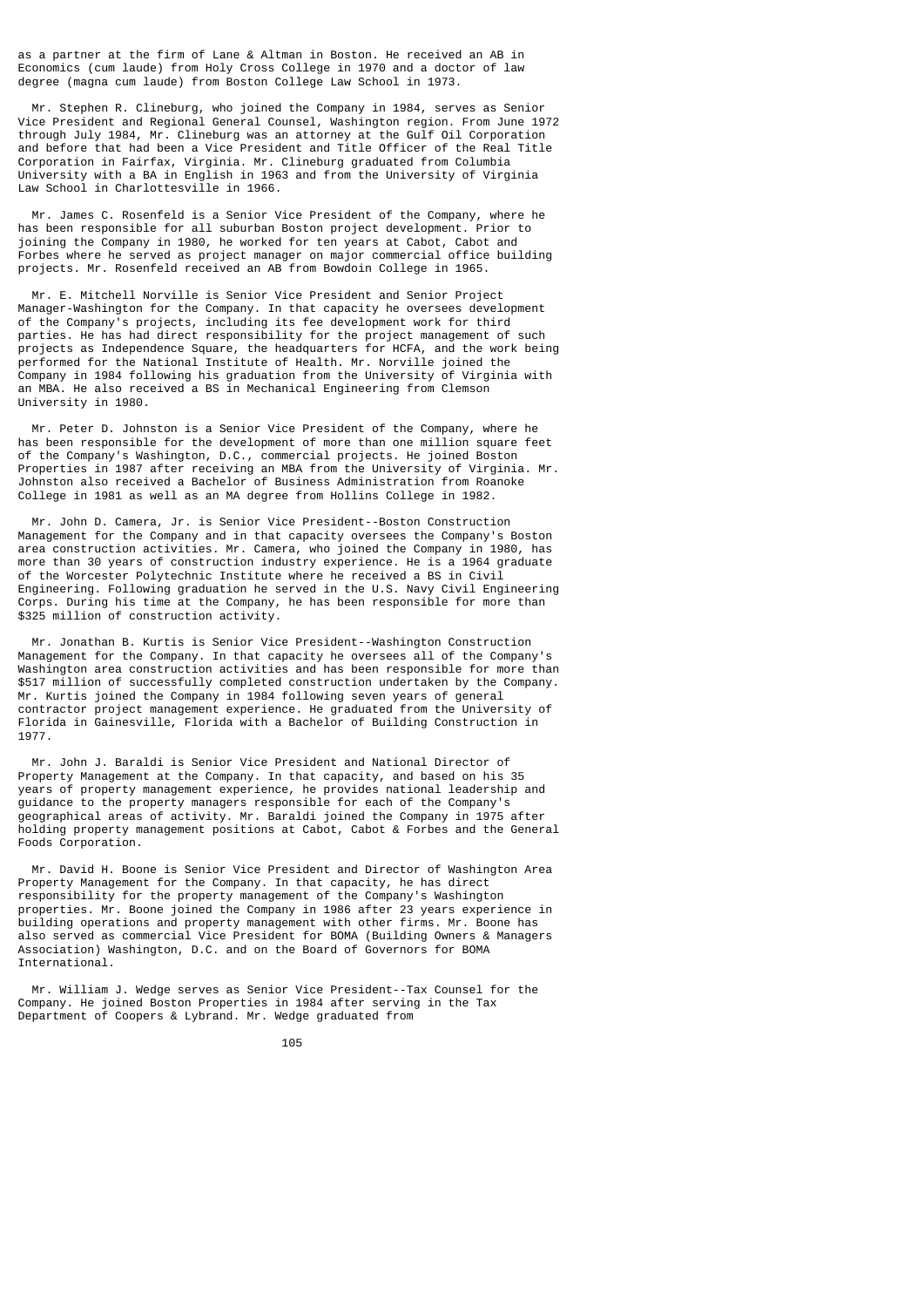as a partner at the firm of Lane & Altman in Boston. He received an AB in Economics (cum laude) from Holy Cross College in 1970 and a doctor of law degree (magna cum laude) from Boston College Law School in 1973.

Mr. Stephen R. Clineburg, who joined the Company in 1984, serves as Senior Vice President and Regional General Counsel, Washington region. From June 1972 through July 1984, Mr. Clineburg was an attorney at the Gulf Oil Corporation and before that had been a Vice President and Title Officer of the Real Title Corporation in Fairfax, Virginia. Mr. Clineburg graduated from Columbia University with a BA in English in 1963 and from the University of Virginia Law School in Charlottesville in 1966.

Mr. James C. Rosenfeld is a Senior Vice President of the Company, where he has been responsible for all suburban Boston project development. Prior to joining the Company in 1980, he worked for ten years at Cabot, Cabot and Forbes where he served as project manager on major commercial office building projects. Mr. Rosenfeld received an AB from Bowdoin College in 1965.

Mr. E. Mitchell Norville is Senior Vice President and Senior Project Manager-Washington for the Company. In that capacity he oversees development of the Company's projects, including its fee development work for third parties. He has had direct responsibility for the project management of such projects as Independence Square, the headquarters for HCFA, and the work being performed for the National Institute of Health. Mr. Norville joined the Company in 1984 following his graduation from the University of Virginia with an MBA. He also received a BS in Mechanical Engineering from Clemson University in 1980.

Mr. Peter D. Johnston is a Senior Vice President of the Company, where he has been responsible for the development of more than one million square feet of the Company's Washington, D.C., commercial projects. He joined Boston Properties in 1987 after receiving an MBA from the University of Virginia. Mr. Johnston also received a Bachelor of Business Administration from Roanoke College in 1981 as well as an MA degree from Hollins College in 1982.

Mr. John D. Camera, Jr. is Senior Vice President--Boston Construction Management for the Company and in that capacity oversees the Company's Boston area construction activities. Mr. Camera, who joined the Company in 1980, has more than 30 years of construction industry experience. He is a 1964 graduate of the Worcester Polytechnic Institute where he received a BS in Civil Engineering. Following graduation he served in the U.S. Navy Civil Engineering Corps. During his time at the Company, he has been responsible for more than $325 million of construction activity.

Mr. Jonathan B. Kurtis is Senior Vice President--Washington Construction Management for the Company. In that capacity he oversees all of the Company's Washington area construction activities and has been responsible for more than $517 million of successfully completed construction undertaken by the Company. Mr. Kurtis joined the Company in 1984 following seven years of general contractor project management experience. He graduated from the University of Florida in Gainesville, Florida with a Bachelor of Building Construction in 1977.

Mr. John J. Baraldi is Senior Vice President and National Director of Property Management at the Company. In that capacity, and based on his 35 years of property management experience, he provides national leadership and guidance to the property managers responsible for each of the Company's geographical areas of activity. Mr. Baraldi joined the Company in 1975 after holding property management positions at Cabot, Cabot & Forbes and the General Foods Corporation.

Mr. David H. Boone is Senior Vice President and Director of Washington Area Property Management for the Company. In that capacity, he has direct responsibility for the property management of the Company's Washington properties. Mr. Boone joined the Company in 1986 after 23 years experience in building operations and property management with other firms. Mr. Boone has also served as commercial Vice President for BOMA (Building Owners & Managers Association) Washington, D.C. and on the Board of Governors for BOMA International.

Mr. William J. Wedge serves as Senior Vice President--Tax Counsel for the Company. He joined Boston Properties in 1984 after serving in the Tax Department of Coopers & Lybrand. Mr. Wedge graduated from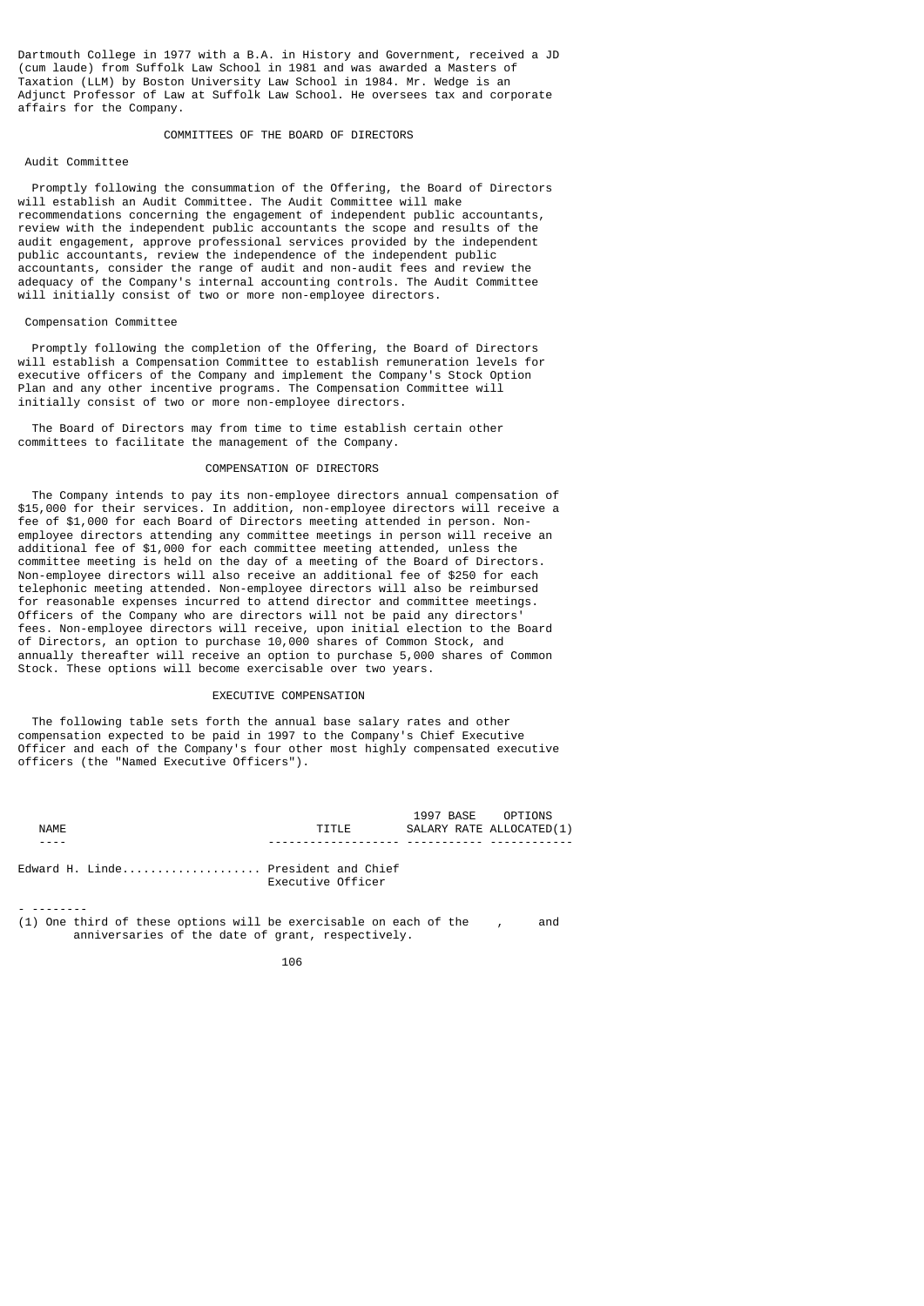Dartmouth College in 1977 with a B.A. in History and Government, received a JD (cum laude) from Suffolk Law School in 1981 and was awarded a Masters of Taxation (LLM) by Boston University Law School in 1984. Mr. Wedge is an Adjunct Professor of Law at Suffolk Law School. He oversees tax and corporate affairs for the Company.

## COMMITTEES OF THE BOARD OF DIRECTORS

### Audit Committee

Promptly following the consummation of the Offering, the Board of Directors will establish an Audit Committee. The Audit Committee will make recommendations concerning the engagement of independent public accountants, review with the independent public accountants the scope and results of the audit engagement, approve professional services provided by the independent public accountants, review the independence of the independent public accountants, consider the range of audit and non-audit fees and review the adequacy of the Company's internal accounting controls. The Audit Committee will initially consist of two or more non-employee directors.

### Compensation Committee

Promptly following the completion of the Offering, the Board of Directors will establish a Compensation Committee to establish remuneration levels for executive officers of the Company and implement the Company's Stock Option Plan and any other incentive programs. The Compensation Committee will initially consist of two or more non-employee directors.

The Board of Directors may from time to time establish certain other committees to facilitate the management of the Company.

## COMPENSATION OF DIRECTORS

The Company intends to pay its non-employee directors annual compensation of $15,000 for their services. In addition, non-employee directors will receive a fee of $1,000 for each Board of Directors meeting attended in person. Non-employee directors attending any committee meetings in person will receive an additional fee of $1,000 for each committee meeting attended, unless the committee meeting is held on the day of a meeting of the Board of Directors. Non-employee directors will also receive an additional fee of $250 for each telephonic meeting attended. Non-employee directors will also be reimbursed for reasonable expenses incurred to attend director and committee meetings. Officers of the Company who are directors will not be paid any directors' fees. Non-employee directors will receive, upon initial election to the Board of Directors, an option to purchase 10,000 shares of Common Stock, and annually thereafter will receive an option to purchase 5,000 shares of Common Stock. These options will become exercisable over two years.

## EXECUTIVE COMPENSATION

The following table sets forth the annual base salary rates and other compensation expected to be paid in 1997 to the Company's Chief Executive Officer and each of the Company's four other most highly compensated executive officers (the "Named Executive Officers").

| NAME | TITLE | 1997 BASE SALARY RATE | OPTIONS ALLOCATED(1) |
|---|---|---|---|
| Edward H. Linde | President and Chief Executive Officer | | |

(1) One third of these options will be exercisable on each of the , and anniversaries of the date of grant, respectively.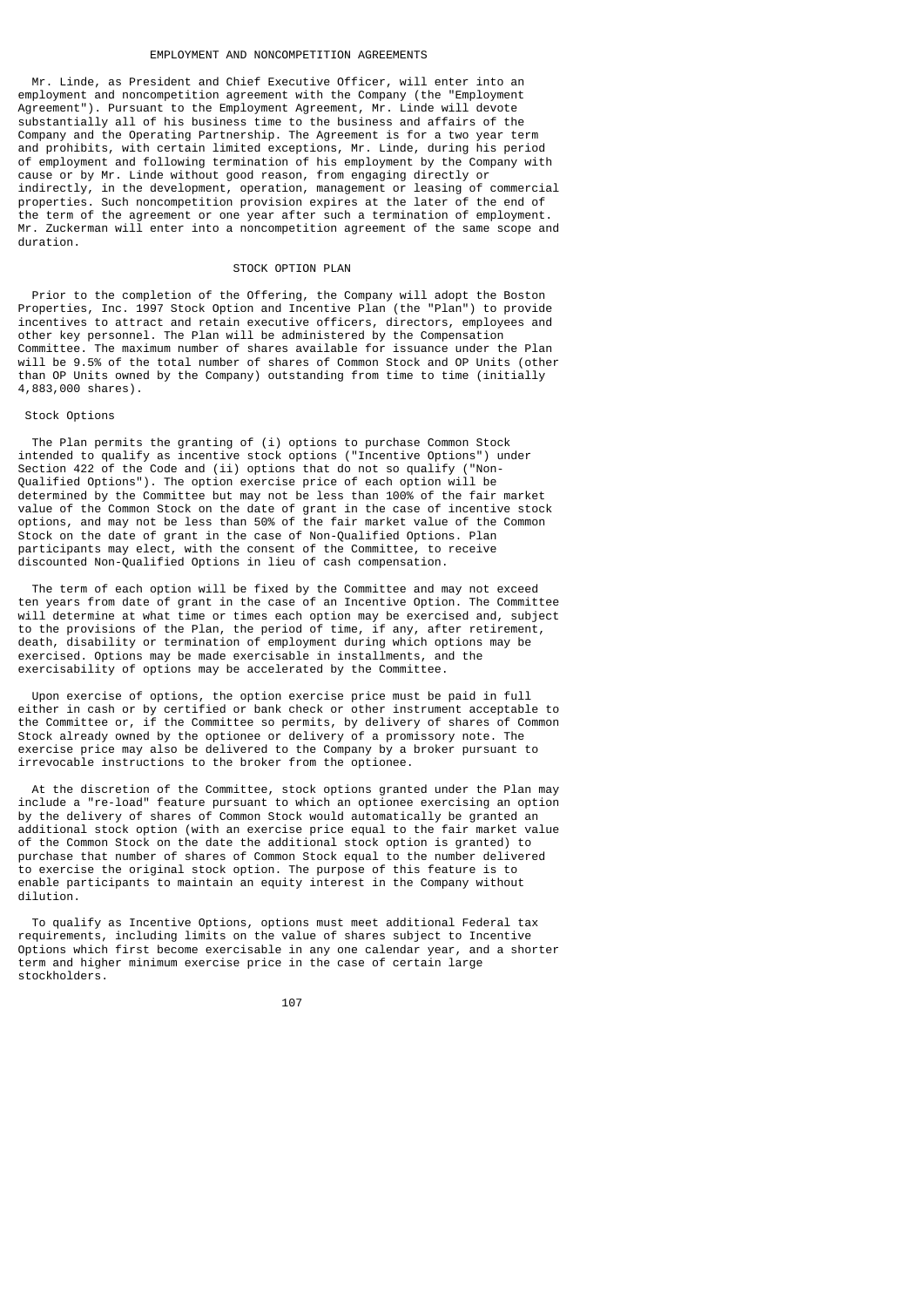## EMPLOYMENT AND NONCOMPETITION AGREEMENTS

Mr. Linde, as President and Chief Executive Officer, will enter into an employment and noncompetition agreement with the Company (the "Employment Agreement"). Pursuant to the Employment Agreement, Mr. Linde will devote substantially all of his business time to the business and affairs of the Company and the Operating Partnership. The Agreement is for a two year term and prohibits, with certain limited exceptions, Mr. Linde, during his period of employment and following termination of his employment by the Company with cause or by Mr. Linde without good reason, from engaging directly or indirectly, in the development, operation, management or leasing of commercial properties. Such noncompetition provision expires at the later of the end of the term of the agreement or one year after such a termination of employment. Mr. Zuckerman will enter into a noncompetition agreement of the same scope and duration.

## STOCK OPTION PLAN

Prior to the completion of the Offering, the Company will adopt the Boston Properties, Inc. 1997 Stock Option and Incentive Plan (the "Plan") to provide incentives to attract and retain executive officers, directors, employees and other key personnel. The Plan will be administered by the Compensation Committee. The maximum number of shares available for issuance under the Plan will be 9.5% of the total number of shares of Common Stock and OP Units (other than OP Units owned by the Company) outstanding from time to time (initially 4,883,000 shares).

### Stock Options

The Plan permits the granting of (i) options to purchase Common Stock intended to qualify as incentive stock options ("Incentive Options") under Section 422 of the Code and (ii) options that do not so qualify ("Non-Qualified Options"). The option exercise price of each option will be determined by the Committee but may not be less than 100% of the fair market value of the Common Stock on the date of grant in the case of incentive stock options, and may not be less than 50% of the fair market value of the Common Stock on the date of grant in the case of Non-Qualified Options. Plan participants may elect, with the consent of the Committee, to receive discounted Non-Qualified Options in lieu of cash compensation.

The term of each option will be fixed by the Committee and may not exceed ten years from date of grant in the case of an Incentive Option. The Committee will determine at what time or times each option may be exercised and, subject to the provisions of the Plan, the period of time, if any, after retirement, death, disability or termination of employment during which options may be exercised. Options may be made exercisable in installments, and the exercisability of options may be accelerated by the Committee.

Upon exercise of options, the option exercise price must be paid in full either in cash or by certified or bank check or other instrument acceptable to the Committee or, if the Committee so permits, by delivery of shares of Common Stock already owned by the optionee or delivery of a promissory note. The exercise price may also be delivered to the Company by a broker pursuant to irrevocable instructions to the broker from the optionee.

At the discretion of the Committee, stock options granted under the Plan may include a "re-load" feature pursuant to which an optionee exercising an option by the delivery of shares of Common Stock would automatically be granted an additional stock option (with an exercise price equal to the fair market value of the Common Stock on the date the additional stock option is granted) to purchase that number of shares of Common Stock equal to the number delivered to exercise the original stock option. The purpose of this feature is to enable participants to maintain an equity interest in the Company without dilution.

To qualify as Incentive Options, options must meet additional Federal tax requirements, including limits on the value of shares subject to Incentive Options which first become exercisable in any one calendar year, and a shorter term and higher minimum exercise price in the case of certain large stockholders.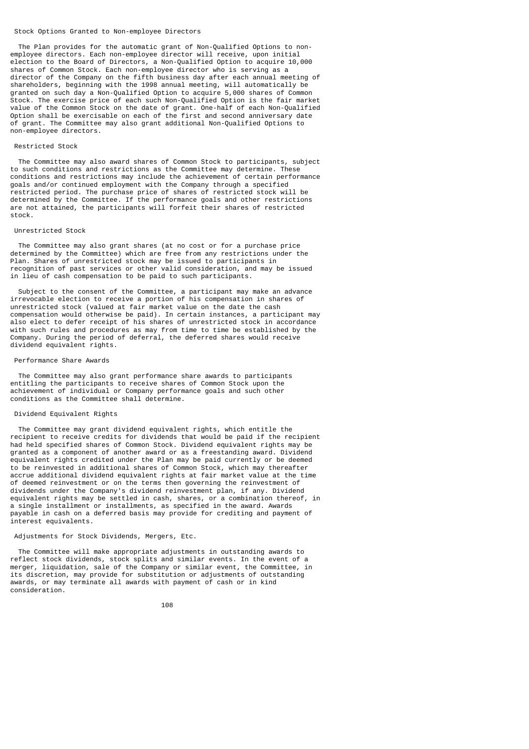### Stock Options Granted to Non-employee Directors

The Plan provides for the automatic grant of Non-Qualified Options to non-employee directors. Each non-employee director will receive, upon initial election to the Board of Directors, a Non-Qualified Option to acquire 10,000 shares of Common Stock. Each non-employee director who is serving as a director of the Company on the fifth business day after each annual meeting of shareholders, beginning with the 1998 annual meeting, will automatically be granted on such day a Non-Qualified Option to acquire 5,000 shares of Common Stock. The exercise price of each such Non-Qualified Option is the fair market value of the Common Stock on the date of grant. One-half of each Non-Qualified Option shall be exercisable on each of the first and second anniversary date of grant. The Committee may also grant additional Non-Qualified Options to non-employee directors.

### Restricted Stock

The Committee may also award shares of Common Stock to participants, subject to such conditions and restrictions as the Committee may determine. These conditions and restrictions may include the achievement of certain performance goals and/or continued employment with the Company through a specified restricted period. The purchase price of shares of restricted stock will be determined by the Committee. If the performance goals and other restrictions are not attained, the participants will forfeit their shares of restricted stock.

### Unrestricted Stock

The Committee may also grant shares (at no cost or for a purchase price determined by the Committee) which are free from any restrictions under the Plan. Shares of unrestricted stock may be issued to participants in recognition of past services or other valid consideration, and may be issued in lieu of cash compensation to be paid to such participants.

Subject to the consent of the Committee, a participant may make an advance irrevocable election to receive a portion of his compensation in shares of unrestricted stock (valued at fair market value on the date the cash compensation would otherwise be paid). In certain instances, a participant may also elect to defer receipt of his shares of unrestricted stock in accordance with such rules and procedures as may from time to time be established by the Company. During the period of deferral, the deferred shares would receive dividend equivalent rights.

### Performance Share Awards

The Committee may also grant performance share awards to participants entitling the participants to receive shares of Common Stock upon the achievement of individual or Company performance goals and such other conditions as the Committee shall determine.

### Dividend Equivalent Rights

The Committee may grant dividend equivalent rights, which entitle the recipient to receive credits for dividends that would be paid if the recipient had held specified shares of Common Stock. Dividend equivalent rights may be granted as a component of another award or as a freestanding award. Dividend equivalent rights credited under the Plan may be paid currently or be deemed to be reinvested in additional shares of Common Stock, which may thereafter accrue additional dividend equivalent rights at fair market value at the time of deemed reinvestment or on the terms then governing the reinvestment of dividends under the Company's dividend reinvestment plan, if any. Dividend equivalent rights may be settled in cash, shares, or a combination thereof, in a single installment or installments, as specified in the award. Awards payable in cash on a deferred basis may provide for crediting and payment of interest equivalents.

### Adjustments for Stock Dividends, Mergers, Etc.

The Committee will make appropriate adjustments in outstanding awards to reflect stock dividends, stock splits and similar events. In the event of a merger, liquidation, sale of the Company or similar event, the Committee, in its discretion, may provide for substitution or adjustments of outstanding awards, or may terminate all awards with payment of cash or in kind consideration.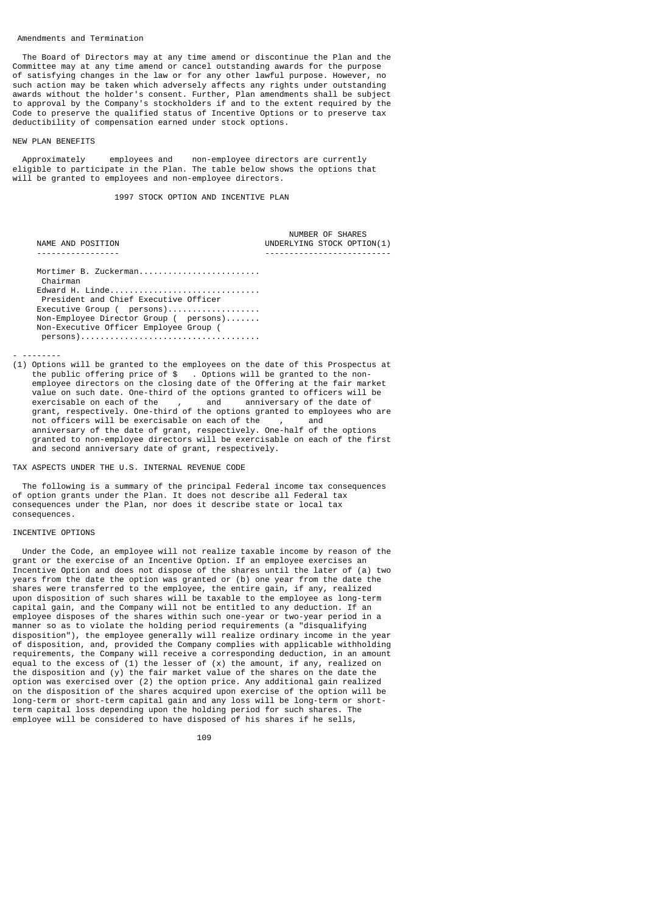### Amendments and Termination

The Board of Directors may at any time amend or discontinue the Plan and the Committee may at any time amend or cancel outstanding awards for the purpose of satisfying changes in the law or for any other lawful purpose. However, no such action may be taken which adversely affects any rights under outstanding awards without the holder's consent. Further, Plan amendments shall be subject to approval by the Company's stockholders if and to the extent required by the Code to preserve the qualified status of Incentive Options or to preserve tax deductibility of compensation earned under stock options.

## NEW PLAN BENEFITS

Approximately      employees and     non-employee directors are currently eligible to participate in the Plan. The table below shows the options that will be granted to employees and non-employee directors.

### 1997 STOCK OPTION AND INCENTIVE PLAN

| NAME AND POSITION | NUMBER OF SHARES UNDERLYING STOCK OPTION(1) |
|---|---|
| Mortimer B. Zuckerman<br>Chairman | |
| Edward H. Linde<br>President and Chief Executive Officer | |
| Executive Group (  persons) | |
| Non-Employee Director Group (  persons) | |
| Non-Executive Officer Employee Group (  persons) | |

- --------

(1) Options will be granted to the employees on the date of this Prospectus at the public offering price of $   . Options will be granted to the non-employee directors on the closing date of the Offering at the fair market value on such date. One-third of the options granted to officers will be exercisable on each of the    ,     and     anniversary of the date of grant, respectively. One-third of the options granted to employees who are not officers will be exercisable on each of the    ,     and     anniversary of the date of grant, respectively. One-half of the options granted to non-employee directors will be exercisable on each of the first and second anniversary date of grant, respectively.

## TAX ASPECTS UNDER THE U.S. INTERNAL REVENUE CODE

The following is a summary of the principal Federal income tax consequences of option grants under the Plan. It does not describe all Federal tax consequences under the Plan, nor does it describe state or local tax consequences.

### INCENTIVE OPTIONS

Under the Code, an employee will not realize taxable income by reason of the grant or the exercise of an Incentive Option. If an employee exercises an Incentive Option and does not dispose of the shares until the later of (a) two years from the date the option was granted or (b) one year from the date the shares were transferred to the employee, the entire gain, if any, realized upon disposition of such shares will be taxable to the employee as long-term capital gain, and the Company will not be entitled to any deduction. If an employee disposes of the shares within such one-year or two-year period in a manner so as to violate the holding period requirements (a "disqualifying disposition"), the employee generally will realize ordinary income in the year of disposition, and, provided the Company complies with applicable withholding requirements, the Company will receive a corresponding deduction, in an amount equal to the excess of (1) the lesser of (x) the amount, if any, realized on the disposition and (y) the fair market value of the shares on the date the option was exercised over (2) the option price. Any additional gain realized on the disposition of the shares acquired upon exercise of the option will be long-term or short-term capital gain and any loss will be long-term or short-term capital loss depending upon the holding period for such shares. The employee will be considered to have disposed of his shares if he sells,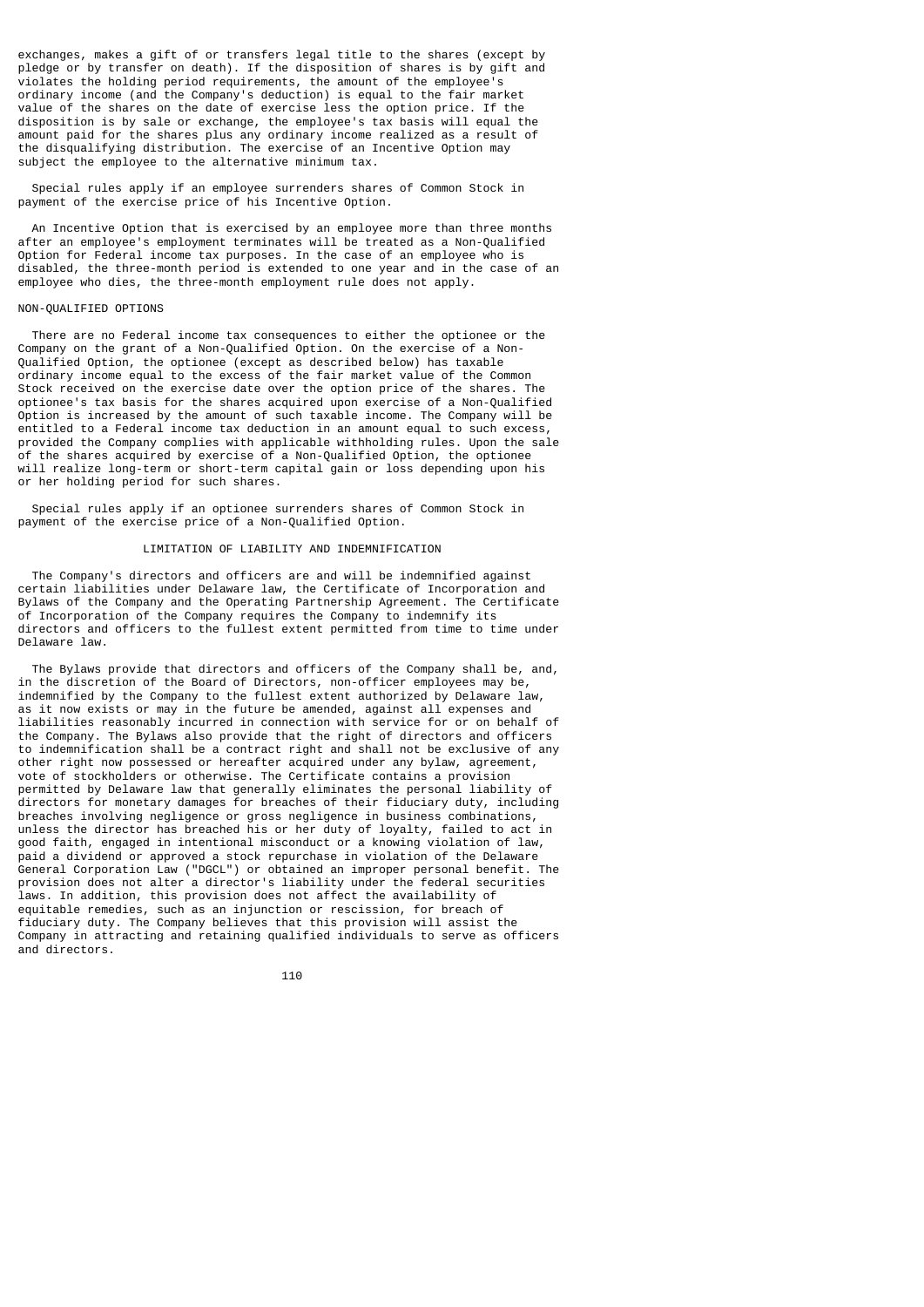exchanges, makes a gift of or transfers legal title to the shares (except by pledge or by transfer on death). If the disposition of shares is by gift and violates the holding period requirements, the amount of the employee's ordinary income (and the Company's deduction) is equal to the fair market value of the shares on the date of exercise less the option price. If the disposition is by sale or exchange, the employee's tax basis will equal the amount paid for the shares plus any ordinary income realized as a result of the disqualifying distribution. The exercise of an Incentive Option may subject the employee to the alternative minimum tax.

Special rules apply if an employee surrenders shares of Common Stock in payment of the exercise price of his Incentive Option.

An Incentive Option that is exercised by an employee more than three months after an employee's employment terminates will be treated as a Non-Qualified Option for Federal income tax purposes. In the case of an employee who is disabled, the three-month period is extended to one year and in the case of an employee who dies, the three-month employment rule does not apply.

NON-QUALIFIED OPTIONS

There are no Federal income tax consequences to either the optionee or the Company on the grant of a Non-Qualified Option. On the exercise of a Non-Qualified Option, the optionee (except as described below) has taxable ordinary income equal to the excess of the fair market value of the Common Stock received on the exercise date over the option price of the shares. The optionee's tax basis for the shares acquired upon exercise of a Non-Qualified Option is increased by the amount of such taxable income. The Company will be entitled to a Federal income tax deduction in an amount equal to such excess, provided the Company complies with applicable withholding rules. Upon the sale of the shares acquired by exercise of a Non-Qualified Option, the optionee will realize long-term or short-term capital gain or loss depending upon his or her holding period for such shares.

Special rules apply if an optionee surrenders shares of Common Stock in payment of the exercise price of a Non-Qualified Option.

## LIMITATION OF LIABILITY AND INDEMNIFICATION

The Company's directors and officers are and will be indemnified against certain liabilities under Delaware law, the Certificate of Incorporation and Bylaws of the Company and the Operating Partnership Agreement. The Certificate of Incorporation of the Company requires the Company to indemnify its directors and officers to the fullest extent permitted from time to time under Delaware law.

The Bylaws provide that directors and officers of the Company shall be, and, in the discretion of the Board of Directors, non-officer employees may be, indemnified by the Company to the fullest extent authorized by Delaware law, as it now exists or may in the future be amended, against all expenses and liabilities reasonably incurred in connection with service for or on behalf of the Company. The Bylaws also provide that the right of directors and officers to indemnification shall be a contract right and shall not be exclusive of any other right now possessed or hereafter acquired under any bylaw, agreement, vote of stockholders or otherwise. The Certificate contains a provision permitted by Delaware law that generally eliminates the personal liability of directors for monetary damages for breaches of their fiduciary duty, including breaches involving negligence or gross negligence in business combinations, unless the director has breached his or her duty of loyalty, failed to act in good faith, engaged in intentional misconduct or a knowing violation of law, paid a dividend or approved a stock repurchase in violation of the Delaware General Corporation Law ("DGCL") or obtained an improper personal benefit. The provision does not alter a director's liability under the federal securities laws. In addition, this provision does not affect the availability of equitable remedies, such as an injunction or rescission, for breach of fiduciary duty. The Company believes that this provision will assist the Company in attracting and retaining qualified individuals to serve as officers and directors.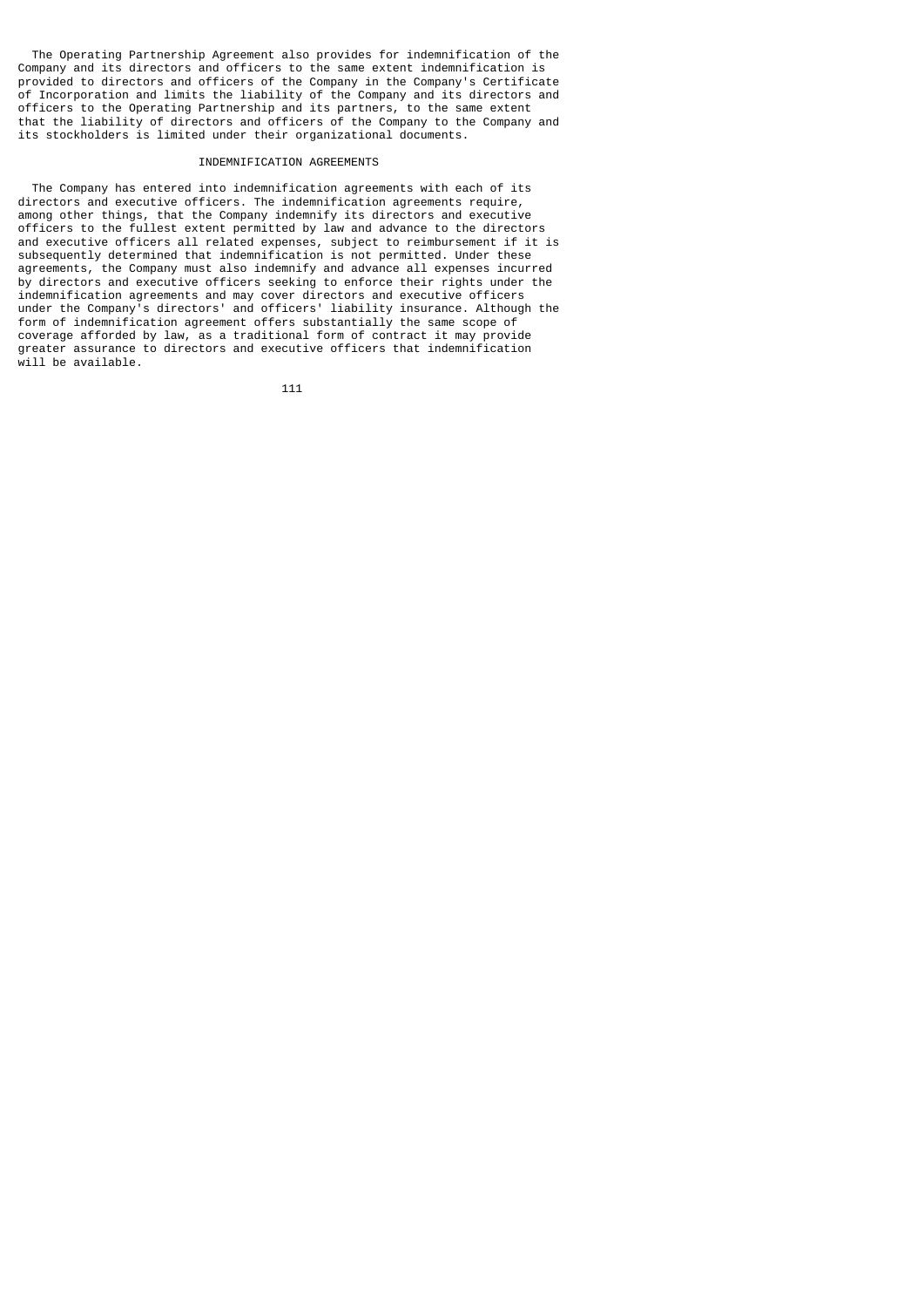The Operating Partnership Agreement also provides for indemnification of the Company and its directors and officers to the same extent indemnification is provided to directors and officers of the Company in the Company's Certificate of Incorporation and limits the liability of the Company and its directors and officers to the Operating Partnership and its partners, to the same extent that the liability of directors and officers of the Company to the Company and its stockholders is limited under their organizational documents.

## INDEMNIFICATION AGREEMENTS

The Company has entered into indemnification agreements with each of its directors and executive officers. The indemnification agreements require, among other things, that the Company indemnify its directors and executive officers to the fullest extent permitted by law and advance to the directors and executive officers all related expenses, subject to reimbursement if it is subsequently determined that indemnification is not permitted. Under these agreements, the Company must also indemnify and advance all expenses incurred by directors and executive officers seeking to enforce their rights under the indemnification agreements and may cover directors and executive officers under the Company's directors' and officers' liability insurance. Although the form of indemnification agreement offers substantially the same scope of coverage afforded by law, as a traditional form of contract it may provide greater assurance to directors and executive officers that indemnification will be available.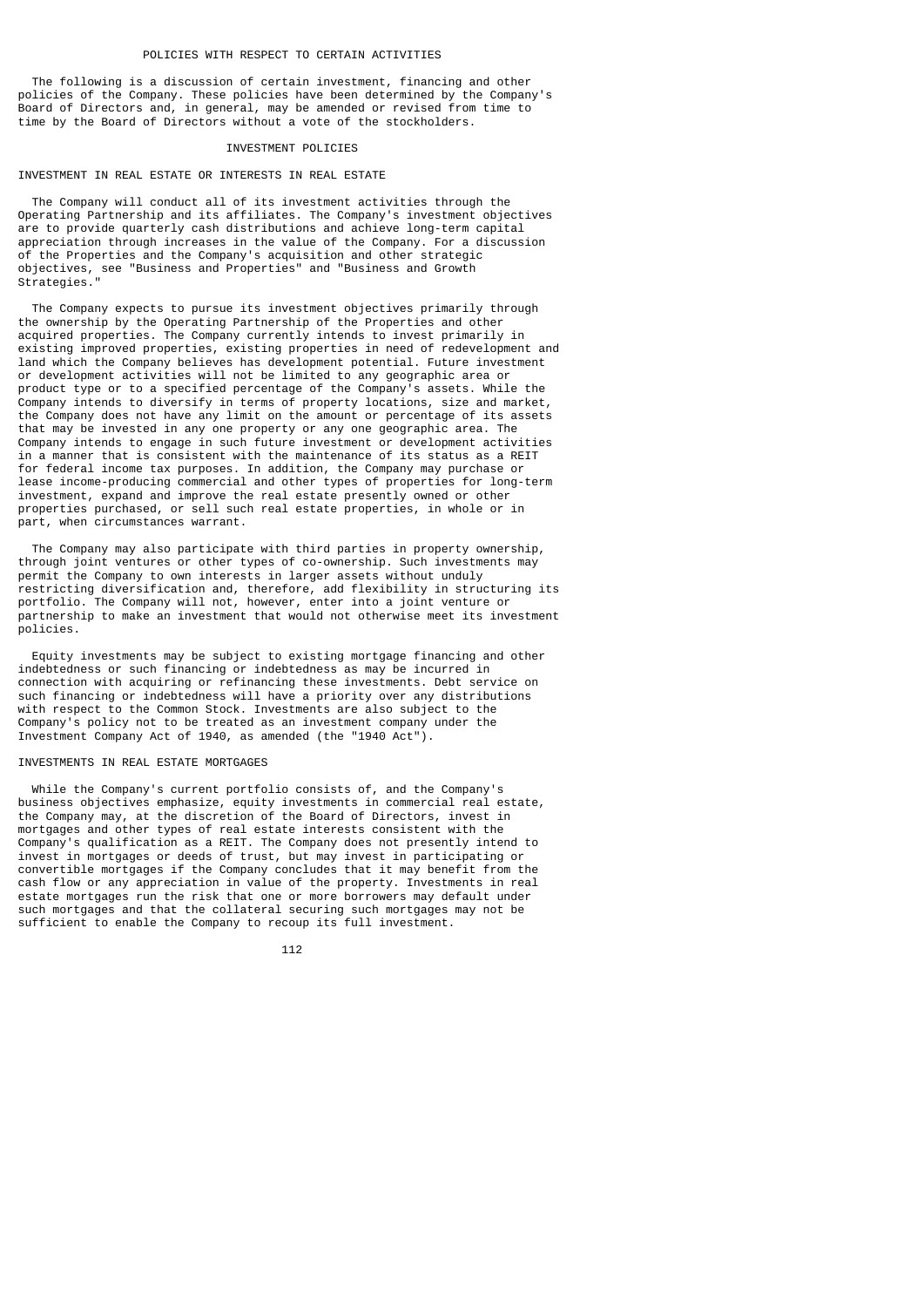## POLICIES WITH RESPECT TO CERTAIN ACTIVITIES

The following is a discussion of certain investment, financing and other policies of the Company. These policies have been determined by the Company's Board of Directors and, in general, may be amended or revised from time to time by the Board of Directors without a vote of the stockholders.

### INVESTMENT POLICIES

#### INVESTMENT IN REAL ESTATE OR INTERESTS IN REAL ESTATE

The Company will conduct all of its investment activities through the Operating Partnership and its affiliates. The Company's investment objectives are to provide quarterly cash distributions and achieve long-term capital appreciation through increases in the value of the Company. For a discussion of the Properties and the Company's acquisition and other strategic objectives, see "Business and Properties" and "Business and Growth Strategies."

The Company expects to pursue its investment objectives primarily through the ownership by the Operating Partnership of the Properties and other acquired properties. The Company currently intends to invest primarily in existing improved properties, existing properties in need of redevelopment and land which the Company believes has development potential. Future investment or development activities will not be limited to any geographic area or product type or to a specified percentage of the Company's assets. While the Company intends to diversify in terms of property locations, size and market, the Company does not have any limit on the amount or percentage of its assets that may be invested in any one property or any one geographic area. The Company intends to engage in such future investment or development activities in a manner that is consistent with the maintenance of its status as a REIT for federal income tax purposes. In addition, the Company may purchase or lease income-producing commercial and other types of properties for long-term investment, expand and improve the real estate presently owned or other properties purchased, or sell such real estate properties, in whole or in part, when circumstances warrant.

The Company may also participate with third parties in property ownership, through joint ventures or other types of co-ownership. Such investments may permit the Company to own interests in larger assets without unduly restricting diversification and, therefore, add flexibility in structuring its portfolio. The Company will not, however, enter into a joint venture or partnership to make an investment that would not otherwise meet its investment policies.

Equity investments may be subject to existing mortgage financing and other indebtedness or such financing or indebtedness as may be incurred in connection with acquiring or refinancing these investments. Debt service on such financing or indebtedness will have a priority over any distributions with respect to the Common Stock. Investments are also subject to the Company's policy not to be treated as an investment company under the Investment Company Act of 1940, as amended (the "1940 Act").

#### INVESTMENTS IN REAL ESTATE MORTGAGES

While the Company's current portfolio consists of, and the Company's business objectives emphasize, equity investments in commercial real estate, the Company may, at the discretion of the Board of Directors, invest in mortgages and other types of real estate interests consistent with the Company's qualification as a REIT. The Company does not presently intend to invest in mortgages or deeds of trust, but may invest in participating or convertible mortgages if the Company concludes that it may benefit from the cash flow or any appreciation in value of the property. Investments in real estate mortgages run the risk that one or more borrowers may default under such mortgages and that the collateral securing such mortgages may not be sufficient to enable the Company to recoup its full investment.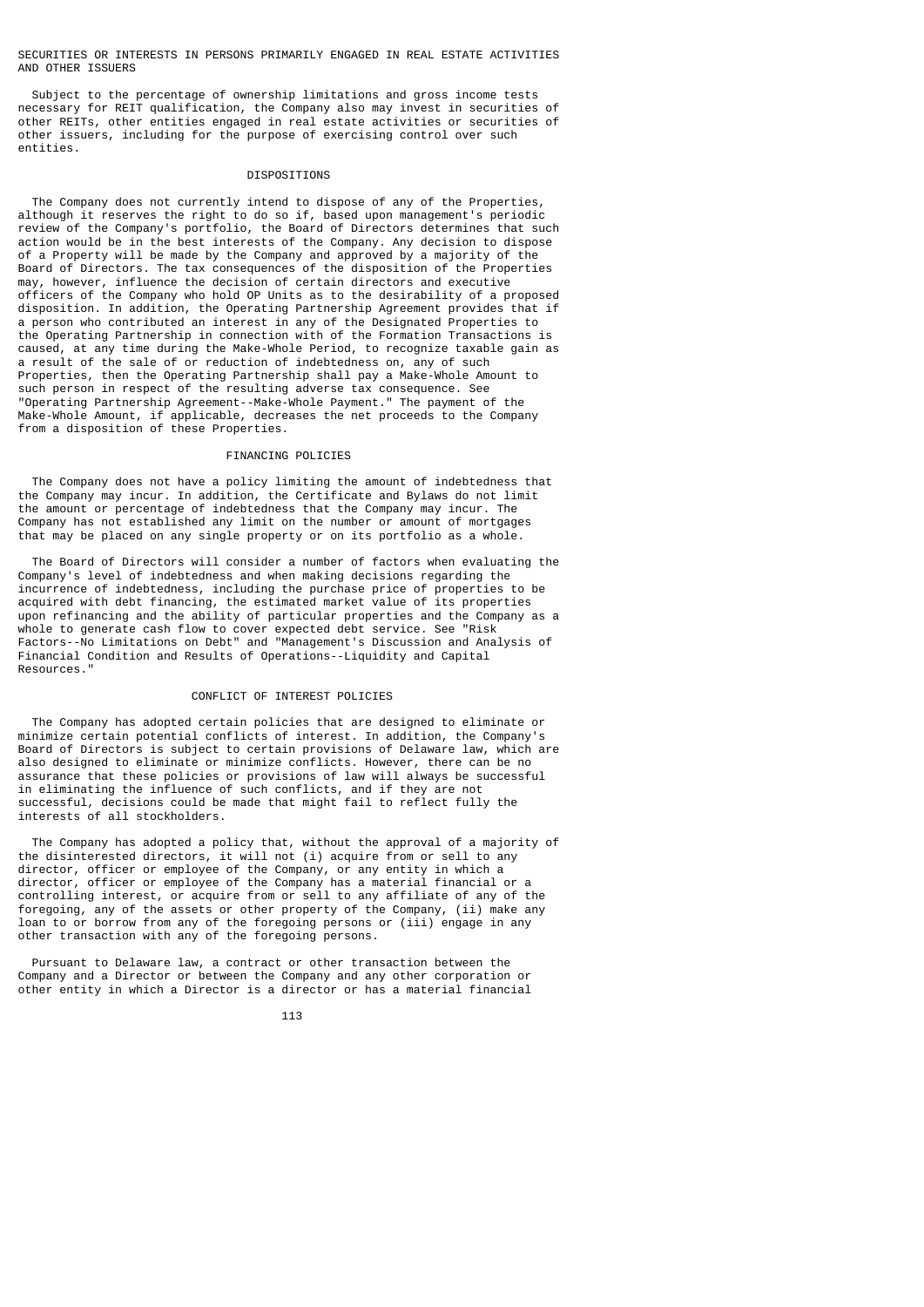## SECURITIES OR INTERESTS IN PERSONS PRIMARILY ENGAGED IN REAL ESTATE ACTIVITIES AND OTHER ISSUERS

Subject to the percentage of ownership limitations and gross income tests necessary for REIT qualification, the Company also may invest in securities of other REITs, other entities engaged in real estate activities or securities of other issuers, including for the purpose of exercising control over such entities.

## DISPOSITIONS

The Company does not currently intend to dispose of any of the Properties, although it reserves the right to do so if, based upon management's periodic review of the Company's portfolio, the Board of Directors determines that such action would be in the best interests of the Company. Any decision to dispose of a Property will be made by the Company and approved by a majority of the Board of Directors. The tax consequences of the disposition of the Properties may, however, influence the decision of certain directors and executive officers of the Company who hold OP Units as to the desirability of a proposed disposition. In addition, the Operating Partnership Agreement provides that if a person who contributed an interest in any of the Designated Properties to the Operating Partnership in connection with of the Formation Transactions is caused, at any time during the Make-Whole Period, to recognize taxable gain as a result of the sale of or reduction of indebtedness on, any of such Properties, then the Operating Partnership shall pay a Make-Whole Amount to such person in respect of the resulting adverse tax consequence. See "Operating Partnership Agreement--Make-Whole Payment." The payment of the Make-Whole Amount, if applicable, decreases the net proceeds to the Company from a disposition of these Properties.

## FINANCING POLICIES

The Company does not have a policy limiting the amount of indebtedness that the Company may incur. In addition, the Certificate and Bylaws do not limit the amount or percentage of indebtedness that the Company may incur. The Company has not established any limit on the number or amount of mortgages that may be placed on any single property or on its portfolio as a whole.

The Board of Directors will consider a number of factors when evaluating the Company's level of indebtedness and when making decisions regarding the incurrence of indebtedness, including the purchase price of properties to be acquired with debt financing, the estimated market value of its properties upon refinancing and the ability of particular properties and the Company as a whole to generate cash flow to cover expected debt service. See "Risk Factors--No Limitations on Debt" and "Management's Discussion and Analysis of Financial Condition and Results of Operations--Liquidity and Capital Resources."

## CONFLICT OF INTEREST POLICIES

The Company has adopted certain policies that are designed to eliminate or minimize certain potential conflicts of interest. In addition, the Company's Board of Directors is subject to certain provisions of Delaware law, which are also designed to eliminate or minimize conflicts. However, there can be no assurance that these policies or provisions of law will always be successful in eliminating the influence of such conflicts, and if they are not successful, decisions could be made that might fail to reflect fully the interests of all stockholders.

The Company has adopted a policy that, without the approval of a majority of the disinterested directors, it will not (i) acquire from or sell to any director, officer or employee of the Company, or any entity in which a director, officer or employee of the Company has a material financial or a controlling interest, or acquire from or sell to any affiliate of any of the foregoing, any of the assets or other property of the Company, (ii) make any loan to or borrow from any of the foregoing persons or (iii) engage in any other transaction with any of the foregoing persons.

Pursuant to Delaware law, a contract or other transaction between the Company and a Director or between the Company and any other corporation or other entity in which a Director is a director or has a material financial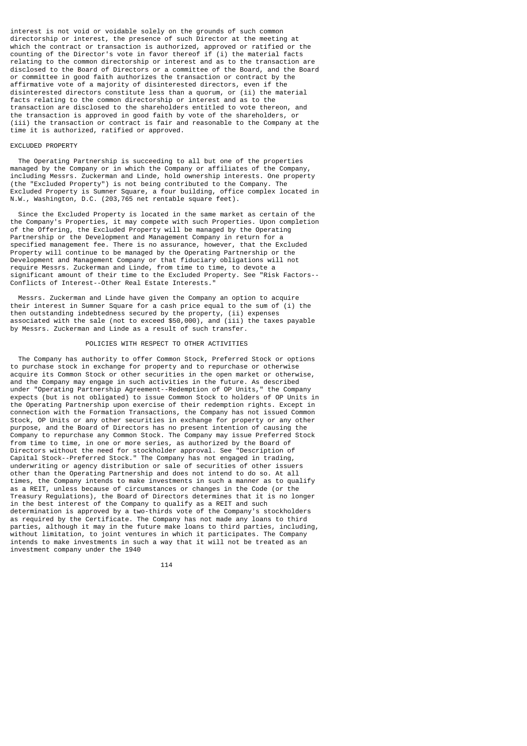interest is not void or voidable solely on the grounds of such common directorship or interest, the presence of such Director at the meeting at which the contract or transaction is authorized, approved or ratified or the counting of the Director's vote in favor thereof if (i) the material facts relating to the common directorship or interest and as to the transaction are disclosed to the Board of Directors or a committee of the Board, and the Board or committee in good faith authorizes the transaction or contract by the affirmative vote of a majority of disinterested directors, even if the disinterested directors constitute less than a quorum, or (ii) the material facts relating to the common directorship or interest and as to the transaction are disclosed to the shareholders entitled to vote thereon, and the transaction is approved in good faith by vote of the shareholders, or (iii) the transaction or contract is fair and reasonable to the Company at the time it is authorized, ratified or approved.

### EXCLUDED PROPERTY

The Operating Partnership is succeeding to all but one of the properties managed by the Company or in which the Company or affiliates of the Company, including Messrs. Zuckerman and Linde, hold ownership interests. One property (the "Excluded Property") is not being contributed to the Company. The Excluded Property is Sumner Square, a four building, office complex located in N.W., Washington, D.C. (203,765 net rentable square feet).

Since the Excluded Property is located in the same market as certain of the the Company's Properties, it may compete with such Properties. Upon completion of the Offering, the Excluded Property will be managed by the Operating Partnership or the Development and Management Company in return for a specified management fee. There is no assurance, however, that the Excluded Property will continue to be managed by the Operating Partnership or the Development and Management Company or that fiduciary obligations will not require Messrs. Zuckerman and Linde, from time to time, to devote a significant amount of their time to the Excluded Property. See "Risk Factors--Conflicts of Interest--Other Real Estate Interests."

Messrs. Zuckerman and Linde have given the Company an option to acquire their interest in Sumner Square for a cash price equal to the sum of (i) the then outstanding indebtedness secured by the property, (ii) expenses associated with the sale (not to exceed $50,000), and (iii) the taxes payable by Messrs. Zuckerman and Linde as a result of such transfer.

## POLICIES WITH RESPECT TO OTHER ACTIVITIES

The Company has authority to offer Common Stock, Preferred Stock or options to purchase stock in exchange for property and to repurchase or otherwise acquire its Common Stock or other securities in the open market or otherwise, and the Company may engage in such activities in the future. As described under "Operating Partnership Agreement--Redemption of OP Units," the Company expects (but is not obligated) to issue Common Stock to holders of OP Units in the Operating Partnership upon exercise of their redemption rights. Except in connection with the Formation Transactions, the Company has not issued Common Stock, OP Units or any other securities in exchange for property or any other purpose, and the Board of Directors has no present intention of causing the Company to repurchase any Common Stock. The Company may issue Preferred Stock from time to time, in one or more series, as authorized by the Board of Directors without the need for stockholder approval. See "Description of Capital Stock--Preferred Stock." The Company has not engaged in trading, underwriting or agency distribution or sale of securities of other issuers other than the Operating Partnership and does not intend to do so. At all times, the Company intends to make investments in such a manner as to qualify as a REIT, unless because of circumstances or changes in the Code (or the Treasury Regulations), the Board of Directors determines that it is no longer in the best interest of the Company to qualify as a REIT and such determination is approved by a two-thirds vote of the Company's stockholders as required by the Certificate. The Company has not made any loans to third parties, although it may in the future make loans to third parties, including, without limitation, to joint ventures in which it participates. The Company intends to make investments in such a way that it will not be treated as an investment company under the 1940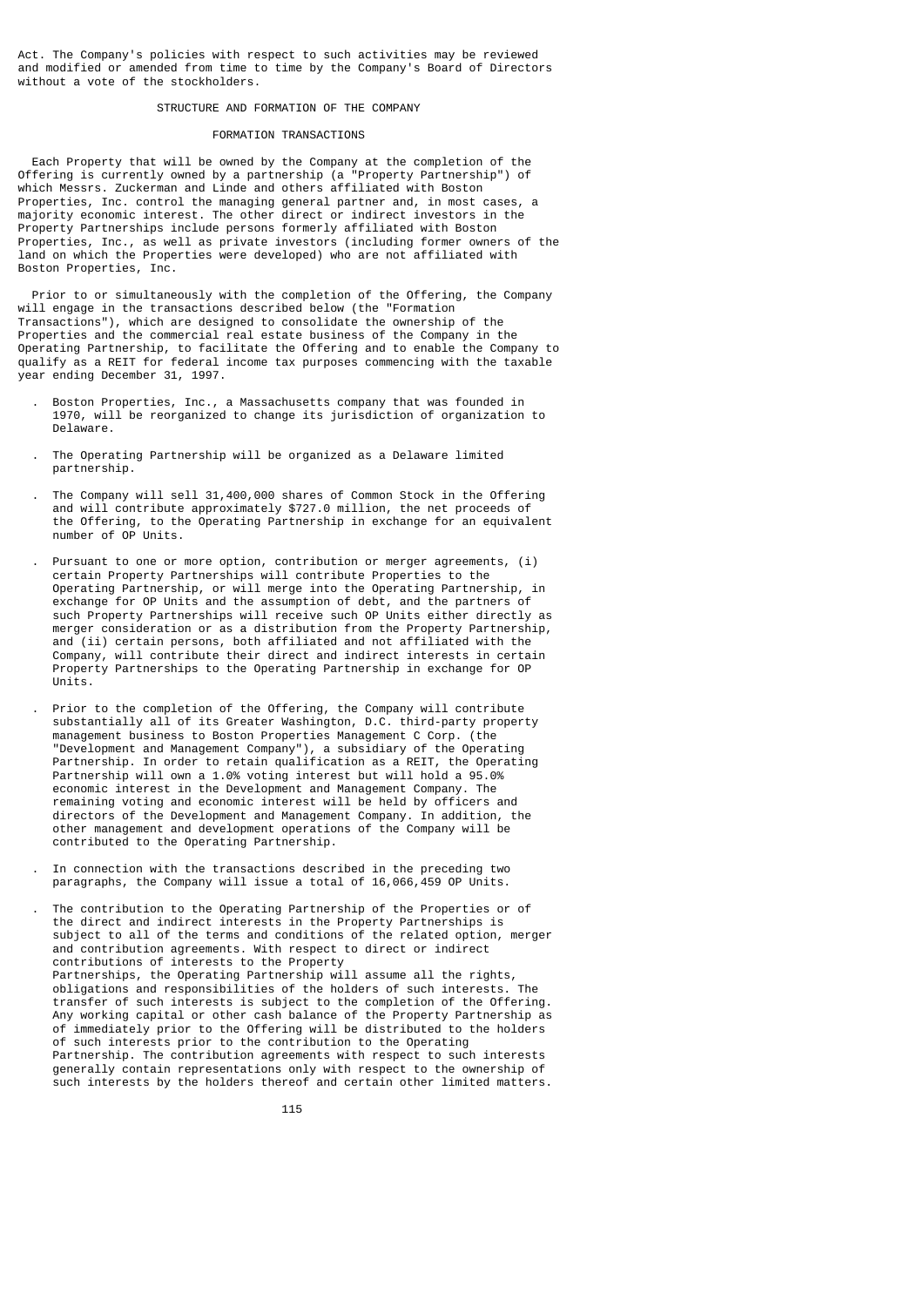Act. The Company's policies with respect to such activities may be reviewed and modified or amended from time to time by the Company's Board of Directors without a vote of the stockholders.

## STRUCTURE AND FORMATION OF THE COMPANY

### FORMATION TRANSACTIONS

Each Property that will be owned by the Company at the completion of the Offering is currently owned by a partnership (a "Property Partnership") of which Messrs. Zuckerman and Linde and others affiliated with Boston Properties, Inc. control the managing general partner and, in most cases, a majority economic interest. The other direct or indirect investors in the Property Partnerships include persons formerly affiliated with Boston Properties, Inc., as well as private investors (including former owners of the land on which the Properties were developed) who are not affiliated with Boston Properties, Inc.

Prior to or simultaneously with the completion of the Offering, the Company will engage in the transactions described below (the "Formation Transactions"), which are designed to consolidate the ownership of the Properties and the commercial real estate business of the Company in the Operating Partnership, to facilitate the Offering and to enable the Company to qualify as a REIT for federal income tax purposes commencing with the taxable year ending December 31, 1997.

- Boston Properties, Inc., a Massachusetts company that was founded in 1970, will be reorganized to change its jurisdiction of organization to Delaware.

- The Operating Partnership will be organized as a Delaware limited partnership.

- The Company will sell 31,400,000 shares of Common Stock in the Offering and will contribute approximately $727.0 million, the net proceeds of the Offering, to the Operating Partnership in exchange for an equivalent number of OP Units.

- Pursuant to one or more option, contribution or merger agreements, (i) certain Property Partnerships will contribute Properties to the Operating Partnership, or will merge into the Operating Partnership, in exchange for OP Units and the assumption of debt, and the partners of such Property Partnerships will receive such OP Units either directly as merger consideration or as a distribution from the Property Partnership, and (ii) certain persons, both affiliated and not affiliated with the Company, will contribute their direct and indirect interests in certain Property Partnerships to the Operating Partnership in exchange for OP Units.

- Prior to the completion of the Offering, the Company will contribute substantially all of its Greater Washington, D.C. third-party property management business to Boston Properties Management C Corp. (the "Development and Management Company"), a subsidiary of the Operating Partnership. In order to retain qualification as a REIT, the Operating Partnership will own a 1.0% voting interest but will hold a 95.0% economic interest in the Development and Management Company. The remaining voting and economic interest will be held by officers and directors of the Development and Management Company. In addition, the other management and development operations of the Company will be contributed to the Operating Partnership.

- In connection with the transactions described in the preceding two paragraphs, the Company will issue a total of 16,066,459 OP Units.

- The contribution to the Operating Partnership of the Properties or of the direct and indirect interests in the Property Partnerships is subject to all of the terms and conditions of the related option, merger and contribution agreements. With respect to direct or indirect contributions of interests to the Property Partnerships, the Operating Partnership will assume all the rights, obligations and responsibilities of the holders of such interests. The transfer of such interests is subject to the completion of the Offering. Any working capital or other cash balance of the Property Partnership as of immediately prior to the Offering will be distributed to the holders of such interests prior to the contribution to the Operating Partnership. The contribution agreements with respect to such interests generally contain representations only with respect to the ownership of such interests by the holders thereof and certain other limited matters.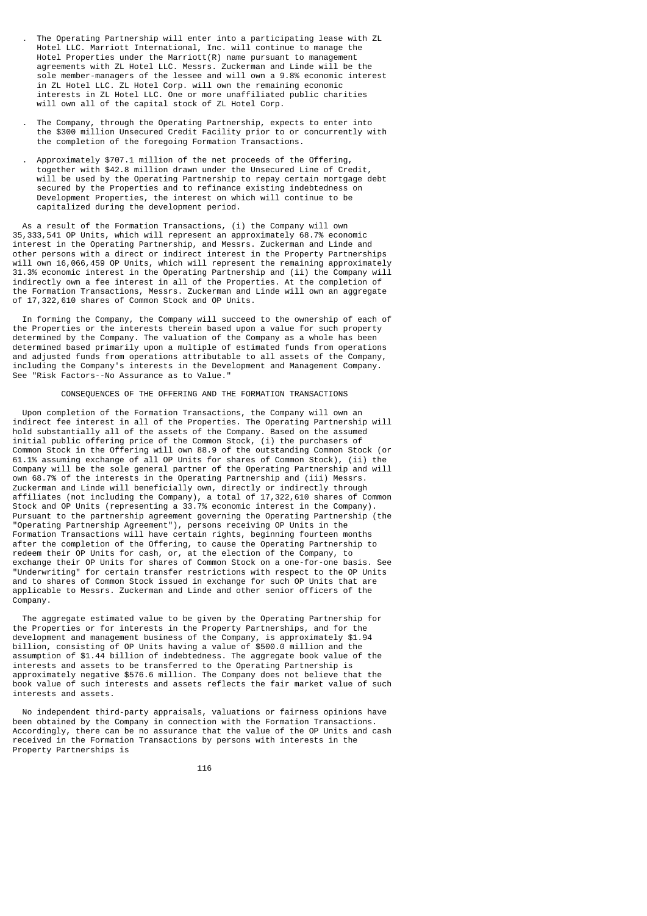- The Operating Partnership will enter into a participating lease with ZL Hotel LLC. Marriott International, Inc. will continue to manage the Hotel Properties under the Marriott(R) name pursuant to management agreements with ZL Hotel LLC. Messrs. Zuckerman and Linde will be the sole member-managers of the lessee and will own a 9.8% economic interest in ZL Hotel LLC. ZL Hotel Corp. will own the remaining economic interests in ZL Hotel LLC. One or more unaffiliated public charities will own all of the capital stock of ZL Hotel Corp.

- The Company, through the Operating Partnership, expects to enter into the $300 million Unsecured Credit Facility prior to or concurrently with the completion of the foregoing Formation Transactions.

- Approximately $707.1 million of the net proceeds of the Offering, together with $42.8 million drawn under the Unsecured Line of Credit, will be used by the Operating Partnership to repay certain mortgage debt secured by the Properties and to refinance existing indebtedness on Development Properties, the interest on which will continue to be capitalized during the development period.

As a result of the Formation Transactions, (i) the Company will own 35,333,541 OP Units, which will represent an approximately 68.7% economic interest in the Operating Partnership, and Messrs. Zuckerman and Linde and other persons with a direct or indirect interest in the Property Partnerships will own 16,066,459 OP Units, which will represent the remaining approximately 31.3% economic interest in the Operating Partnership and (ii) the Company will indirectly own a fee interest in all of the Properties. At the completion of the Formation Transactions, Messrs. Zuckerman and Linde will own an aggregate of 17,322,610 shares of Common Stock and OP Units.

In forming the Company, the Company will succeed to the ownership of each of the Properties or the interests therein based upon a value for such property determined by the Company. The valuation of the Company as a whole has been determined based primarily upon a multiple of estimated funds from operations and adjusted funds from operations attributable to all assets of the Company, including the Company's interests in the Development and Management Company. See "Risk Factors--No Assurance as to Value."

## CONSEQUENCES OF THE OFFERING AND THE FORMATION TRANSACTIONS

Upon completion of the Formation Transactions, the Company will own an indirect fee interest in all of the Properties. The Operating Partnership will hold substantially all of the assets of the Company. Based on the assumed initial public offering price of the Common Stock, (i) the purchasers of Common Stock in the Offering will own 88.9 of the outstanding Common Stock (or 61.1% assuming exchange of all OP Units for shares of Common Stock), (ii) the Company will be the sole general partner of the Operating Partnership and will own 68.7% of the interests in the Operating Partnership and (iii) Messrs. Zuckerman and Linde will beneficially own, directly or indirectly through affiliates (not including the Company), a total of 17,322,610 shares of Common Stock and OP Units (representing a 33.7% economic interest in the Company). Pursuant to the partnership agreement governing the Operating Partnership (the "Operating Partnership Agreement"), persons receiving OP Units in the Formation Transactions will have certain rights, beginning fourteen months after the completion of the Offering, to cause the Operating Partnership to redeem their OP Units for cash, or, at the election of the Company, to exchange their OP Units for shares of Common Stock on a one-for-one basis. See "Underwriting" for certain transfer restrictions with respect to the OP Units and to shares of Common Stock issued in exchange for such OP Units that are applicable to Messrs. Zuckerman and Linde and other senior officers of the Company.

The aggregate estimated value to be given by the Operating Partnership for the Properties or for interests in the Property Partnerships, and for the development and management business of the Company, is approximately $1.94 billion, consisting of OP Units having a value of $500.0 million and the assumption of $1.44 billion of indebtedness. The aggregate book value of the interests and assets to be transferred to the Operating Partnership is approximately negative $576.6 million. The Company does not believe that the book value of such interests and assets reflects the fair market value of such interests and assets.

No independent third-party appraisals, valuations or fairness opinions have been obtained by the Company in connection with the Formation Transactions. Accordingly, there can be no assurance that the value of the OP Units and cash received in the Formation Transactions by persons with interests in the Property Partnerships is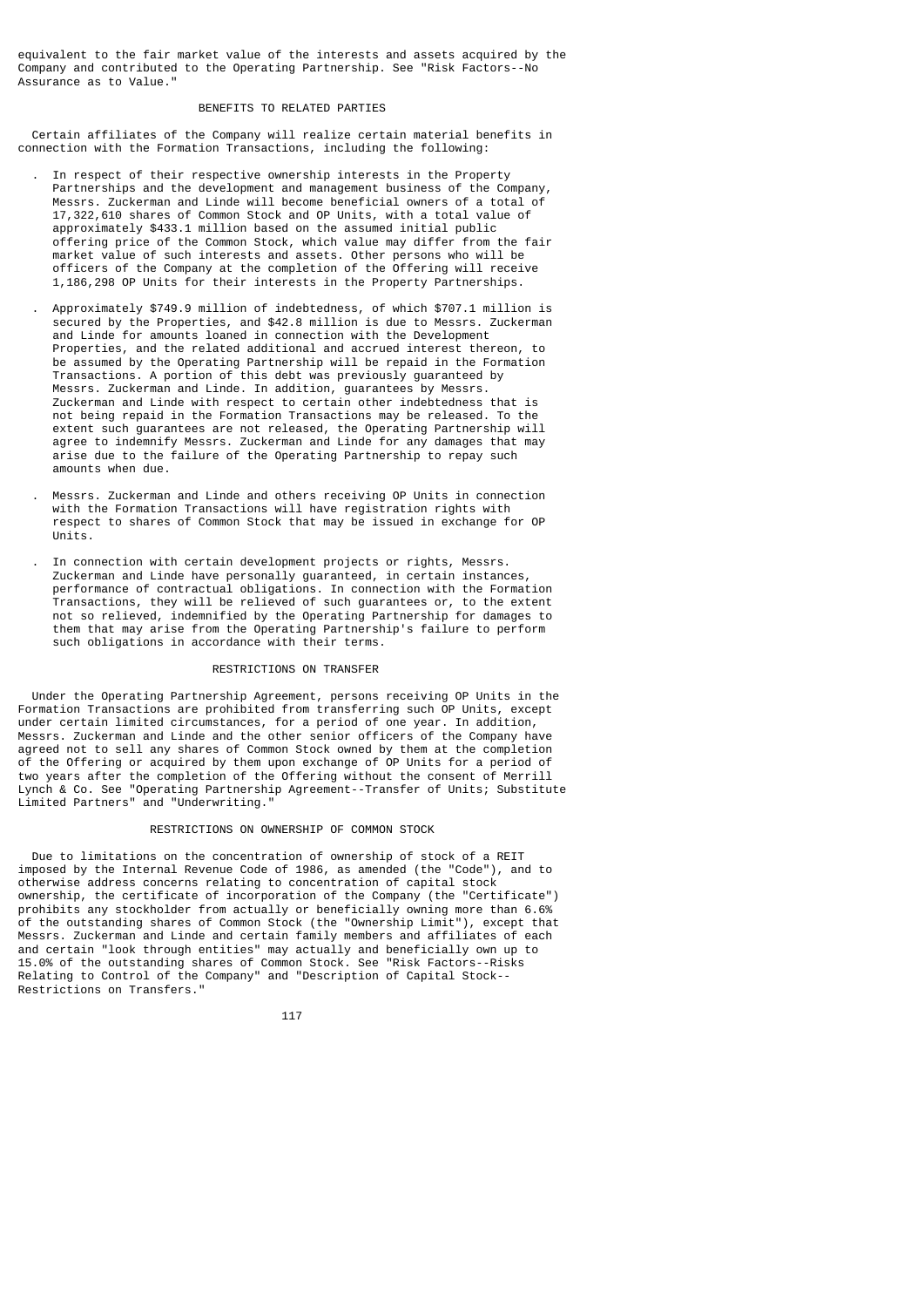equivalent to the fair market value of the interests and assets acquired by the Company and contributed to the Operating Partnership. See "Risk Factors--No Assurance as to Value."

## BENEFITS TO RELATED PARTIES

Certain affiliates of the Company will realize certain material benefits in connection with the Formation Transactions, including the following:

- In respect of their respective ownership interests in the Property Partnerships and the development and management business of the Company, Messrs. Zuckerman and Linde will become beneficial owners of a total of 17,322,610 shares of Common Stock and OP Units, with a total value of approximately $433.1 million based on the assumed initial public offering price of the Common Stock, which value may differ from the fair market value of such interests and assets. Other persons who will be officers of the Company at the completion of the Offering will receive 1,186,298 OP Units for their interests in the Property Partnerships.

- Approximately $749.9 million of indebtedness, of which $707.1 million is secured by the Properties, and $42.8 million is due to Messrs. Zuckerman and Linde for amounts loaned in connection with the Development Properties, and the related additional and accrued interest thereon, to be assumed by the Operating Partnership will be repaid in the Formation Transactions. A portion of this debt was previously guaranteed by Messrs. Zuckerman and Linde. In addition, guarantees by Messrs. Zuckerman and Linde with respect to certain other indebtedness that is not being repaid in the Formation Transactions may be released. To the extent such guarantees are not released, the Operating Partnership will agree to indemnify Messrs. Zuckerman and Linde for any damages that may arise due to the failure of the Operating Partnership to repay such amounts when due.

- Messrs. Zuckerman and Linde and others receiving OP Units in connection with the Formation Transactions will have registration rights with respect to shares of Common Stock that may be issued in exchange for OP Units.

- In connection with certain development projects or rights, Messrs. Zuckerman and Linde have personally guaranteed, in certain instances, performance of contractual obligations. In connection with the Formation Transactions, they will be relieved of such guarantees or, to the extent not so relieved, indemnified by the Operating Partnership for damages to them that may arise from the Operating Partnership's failure to perform such obligations in accordance with their terms.

## RESTRICTIONS ON TRANSFER

Under the Operating Partnership Agreement, persons receiving OP Units in the Formation Transactions are prohibited from transferring such OP Units, except under certain limited circumstances, for a period of one year. In addition, Messrs. Zuckerman and Linde and the other senior officers of the Company have agreed not to sell any shares of Common Stock owned by them at the completion of the Offering or acquired by them upon exchange of OP Units for a period of two years after the completion of the Offering without the consent of Merrill Lynch & Co. See "Operating Partnership Agreement--Transfer of Units; Substitute Limited Partners" and "Underwriting."

## RESTRICTIONS ON OWNERSHIP OF COMMON STOCK

Due to limitations on the concentration of ownership of stock of a REIT imposed by the Internal Revenue Code of 1986, as amended (the "Code"), and to otherwise address concerns relating to concentration of capital stock ownership, the certificate of incorporation of the Company (the "Certificate") prohibits any stockholder from actually or beneficially owning more than 6.6% of the outstanding shares of Common Stock (the "Ownership Limit"), except that Messrs. Zuckerman and Linde and certain family members and affiliates of each and certain "look through entities" may actually and beneficially own up to 15.0% of the outstanding shares of Common Stock. See "Risk Factors--Risks Relating to Control of the Company" and "Description of Capital Stock--Restrictions on Transfers."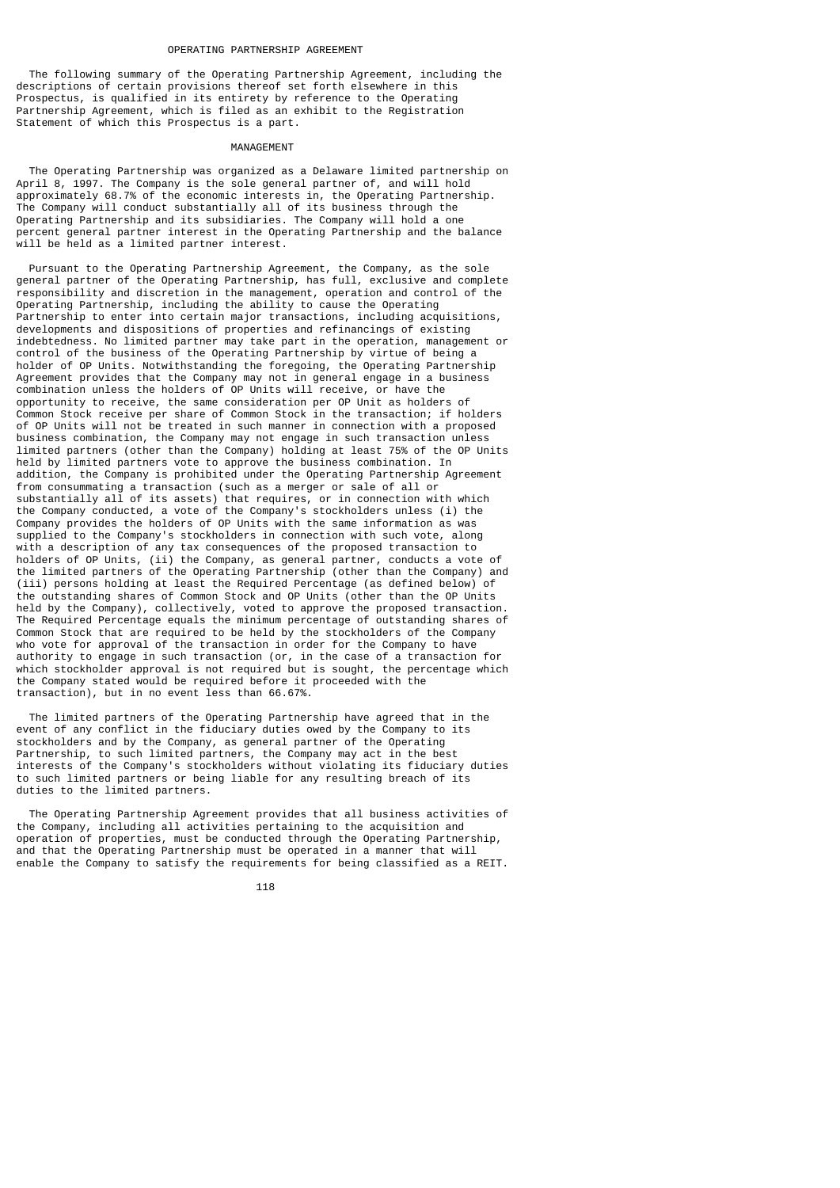# OPERATING PARTNERSHIP AGREEMENT

The following summary of the Operating Partnership Agreement, including the descriptions of certain provisions thereof set forth elsewhere in this Prospectus, is qualified in its entirety by reference to the Operating Partnership Agreement, which is filed as an exhibit to the Registration Statement of which this Prospectus is a part.

## MANAGEMENT

The Operating Partnership was organized as a Delaware limited partnership on April 8, 1997. The Company is the sole general partner of, and will hold approximately 68.7% of the economic interests in, the Operating Partnership. The Company will conduct substantially all of its business through the Operating Partnership and its subsidiaries. The Company will hold a one percent general partner interest in the Operating Partnership and the balance will be held as a limited partner interest.

Pursuant to the Operating Partnership Agreement, the Company, as the sole general partner of the Operating Partnership, has full, exclusive and complete responsibility and discretion in the management, operation and control of the Operating Partnership, including the ability to cause the Operating Partnership to enter into certain major transactions, including acquisitions, developments and dispositions of properties and refinancings of existing indebtedness. No limited partner may take part in the operation, management or control of the business of the Operating Partnership by virtue of being a holder of OP Units. Notwithstanding the foregoing, the Operating Partnership Agreement provides that the Company may not in general engage in a business combination unless the holders of OP Units will receive, or have the opportunity to receive, the same consideration per OP Unit as holders of Common Stock receive per share of Common Stock in the transaction; if holders of OP Units will not be treated in such manner in connection with a proposed business combination, the Company may not engage in such transaction unless limited partners (other than the Company) holding at least 75% of the OP Units held by limited partners vote to approve the business combination. In addition, the Company is prohibited under the Operating Partnership Agreement from consummating a transaction (such as a merger or sale of all or substantially all of its assets) that requires, or in connection with which the Company conducted, a vote of the Company's stockholders unless (i) the Company provides the holders of OP Units with the same information as was supplied to the Company's stockholders in connection with such vote, along with a description of any tax consequences of the proposed transaction to holders of OP Units, (ii) the Company, as general partner, conducts a vote of the limited partners of the Operating Partnership (other than the Company) and (iii) persons holding at least the Required Percentage (as defined below) of the outstanding shares of Common Stock and OP Units (other than the OP Units held by the Company), collectively, voted to approve the proposed transaction. The Required Percentage equals the minimum percentage of outstanding shares of Common Stock that are required to be held by the stockholders of the Company who vote for approval of the transaction in order for the Company to have authority to engage in such transaction (or, in the case of a transaction for which stockholder approval is not required but is sought, the percentage which the Company stated would be required before it proceeded with the transaction), but in no event less than 66.67%.

The limited partners of the Operating Partnership have agreed that in the event of any conflict in the fiduciary duties owed by the Company to its stockholders and by the Company, as general partner of the Operating Partnership, to such limited partners, the Company may act in the best interests of the Company's stockholders without violating its fiduciary duties to such limited partners or being liable for any resulting breach of its duties to the limited partners.

The Operating Partnership Agreement provides that all business activities of the Company, including all activities pertaining to the acquisition and operation of properties, must be conducted through the Operating Partnership, and that the Operating Partnership must be operated in a manner that will enable the Company to satisfy the requirements for being classified as a REIT.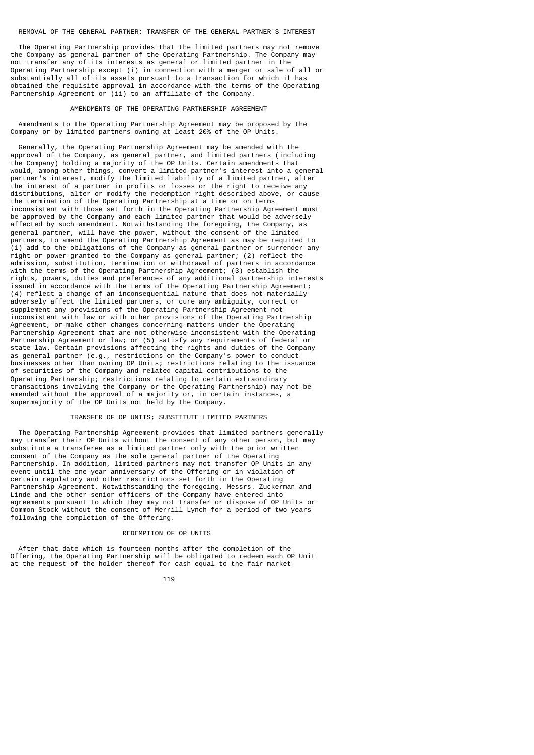## REMOVAL OF THE GENERAL PARTNER; TRANSFER OF THE GENERAL PARTNER'S INTEREST

The Operating Partnership provides that the limited partners may not remove the Company as general partner of the Operating Partnership. The Company may not transfer any of its interests as general or limited partner in the Operating Partnership except (i) in connection with a merger or sale of all or substantially all of its assets pursuant to a transaction for which it has obtained the requisite approval in accordance with the terms of the Operating Partnership Agreement or (ii) to an affiliate of the Company.

## AMENDMENTS OF THE OPERATING PARTNERSHIP AGREEMENT

Amendments to the Operating Partnership Agreement may be proposed by the Company or by limited partners owning at least 20% of the OP Units.

Generally, the Operating Partnership Agreement may be amended with the approval of the Company, as general partner, and limited partners (including the Company) holding a majority of the OP Units. Certain amendments that would, among other things, convert a limited partner's interest into a general partner's interest, modify the limited liability of a limited partner, alter the interest of a partner in profits or losses or the right to receive any distributions, alter or modify the redemption right described above, or cause the termination of the Operating Partnership at a time or on terms inconsistent with those set forth in the Operating Partnership Agreement must be approved by the Company and each limited partner that would be adversely affected by such amendment. Notwithstanding the foregoing, the Company, as general partner, will have the power, without the consent of the limited partners, to amend the Operating Partnership Agreement as may be required to (1) add to the obligations of the Company as general partner or surrender any right or power granted to the Company as general partner; (2) reflect the admission, substitution, termination or withdrawal of partners in accordance with the terms of the Operating Partnership Agreement; (3) establish the rights, powers, duties and preferences of any additional partnership interests issued in accordance with the terms of the Operating Partnership Agreement; (4) reflect a change of an inconsequential nature that does not materially adversely affect the limited partners, or cure any ambiguity, correct or supplement any provisions of the Operating Partnership Agreement not inconsistent with law or with other provisions of the Operating Partnership Agreement, or make other changes concerning matters under the Operating Partnership Agreement that are not otherwise inconsistent with the Operating Partnership Agreement or law; or (5) satisfy any requirements of federal or state law. Certain provisions affecting the rights and duties of the Company as general partner (e.g., restrictions on the Company's power to conduct businesses other than owning OP Units; restrictions relating to the issuance of securities of the Company and related capital contributions to the Operating Partnership; restrictions relating to certain extraordinary transactions involving the Company or the Operating Partnership) may not be amended without the approval of a majority or, in certain instances, a supermajority of the OP Units not held by the Company.

## TRANSFER OF OP UNITS; SUBSTITUTE LIMITED PARTNERS

The Operating Partnership Agreement provides that limited partners generally may transfer their OP Units without the consent of any other person, but may substitute a transferee as a limited partner only with the prior written consent of the Company as the sole general partner of the Operating Partnership. In addition, limited partners may not transfer OP Units in any event until the one-year anniversary of the Offering or in violation of certain regulatory and other restrictions set forth in the Operating Partnership Agreement. Notwithstanding the foregoing, Messrs. Zuckerman and Linde and the other senior officers of the Company have entered into agreements pursuant to which they may not transfer or dispose of OP Units or Common Stock without the consent of Merrill Lynch for a period of two years following the completion of the Offering.

## REDEMPTION OF OP UNITS

After that date which is fourteen months after the completion of the Offering, the Operating Partnership will be obligated to redeem each OP Unit at the request of the holder thereof for cash equal to the fair market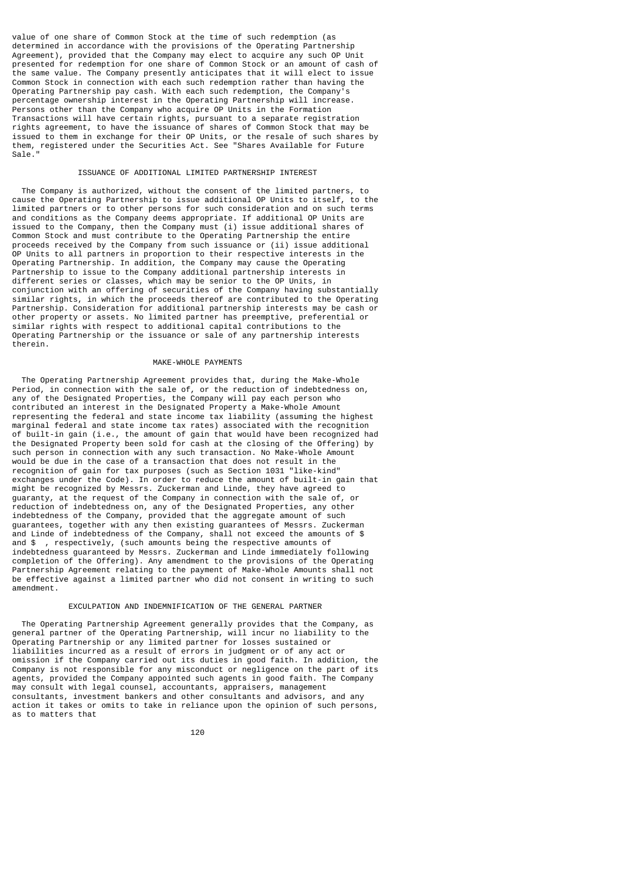value of one share of Common Stock at the time of such redemption (as determined in accordance with the provisions of the Operating Partnership Agreement), provided that the Company may elect to acquire any such OP Unit presented for redemption for one share of Common Stock or an amount of cash of the same value. The Company presently anticipates that it will elect to issue Common Stock in connection with each such redemption rather than having the Operating Partnership pay cash. With each such redemption, the Company's percentage ownership interest in the Operating Partnership will increase. Persons other than the Company who acquire OP Units in the Formation Transactions will have certain rights, pursuant to a separate registration rights agreement, to have the issuance of shares of Common Stock that may be issued to them in exchange for their OP Units, or the resale of such shares by them, registered under the Securities Act. See "Shares Available for Future Sale."

### ISSUANCE OF ADDITIONAL LIMITED PARTNERSHIP INTEREST

The Company is authorized, without the consent of the limited partners, to cause the Operating Partnership to issue additional OP Units to itself, to the limited partners or to other persons for such consideration and on such terms and conditions as the Company deems appropriate. If additional OP Units are issued to the Company, then the Company must (i) issue additional shares of Common Stock and must contribute to the Operating Partnership the entire proceeds received by the Company from such issuance or (ii) issue additional OP Units to all partners in proportion to their respective interests in the Operating Partnership. In addition, the Company may cause the Operating Partnership to issue to the Company additional partnership interests in different series or classes, which may be senior to the OP Units, in conjunction with an offering of securities of the Company having substantially similar rights, in which the proceeds thereof are contributed to the Operating Partnership. Consideration for additional partnership interests may be cash or other property or assets. No limited partner has preemptive, preferential or similar rights with respect to additional capital contributions to the Operating Partnership or the issuance or sale of any partnership interests therein.

### MAKE-WHOLE PAYMENTS

The Operating Partnership Agreement provides that, during the Make-Whole Period, in connection with the sale of, or the reduction of indebtedness on, any of the Designated Properties, the Company will pay each person who contributed an interest in the Designated Property a Make-Whole Amount representing the federal and state income tax liability (assuming the highest marginal federal and state income tax rates) associated with the recognition of built-in gain (i.e., the amount of gain that would have been recognized had the Designated Property been sold for cash at the closing of the Offering) by such person in connection with any such transaction. No Make-Whole Amount would be due in the case of a transaction that does not result in the recognition of gain for tax purposes (such as Section 1031 "like-kind" exchanges under the Code). In order to reduce the amount of built-in gain that might be recognized by Messrs. Zuckerman and Linde, they have agreed to guaranty, at the request of the Company in connection with the sale of, or reduction of indebtedness on, any of the Designated Properties, any other indebtedness of the Company, provided that the aggregate amount of such guarantees, together with any then existing guarantees of Messrs. Zuckerman and Linde of indebtedness of the Company, shall not exceed the amounts of $ and $ , respectively, (such amounts being the respective amounts of indebtedness guaranteed by Messrs. Zuckerman and Linde immediately following completion of the Offering). Any amendment to the provisions of the Operating Partnership Agreement relating to the payment of Make-Whole Amounts shall not be effective against a limited partner who did not consent in writing to such amendment.

### EXCULPATION AND INDEMNIFICATION OF THE GENERAL PARTNER

The Operating Partnership Agreement generally provides that the Company, as general partner of the Operating Partnership, will incur no liability to the Operating Partnership or any limited partner for losses sustained or liabilities incurred as a result of errors in judgment or of any act or omission if the Company carried out its duties in good faith. In addition, the Company is not responsible for any misconduct or negligence on the part of its agents, provided the Company appointed such agents in good faith. The Company may consult with legal counsel, accountants, appraisers, management consultants, investment bankers and other consultants and advisors, and any action it takes or omits to take in reliance upon the opinion of such persons, as to matters that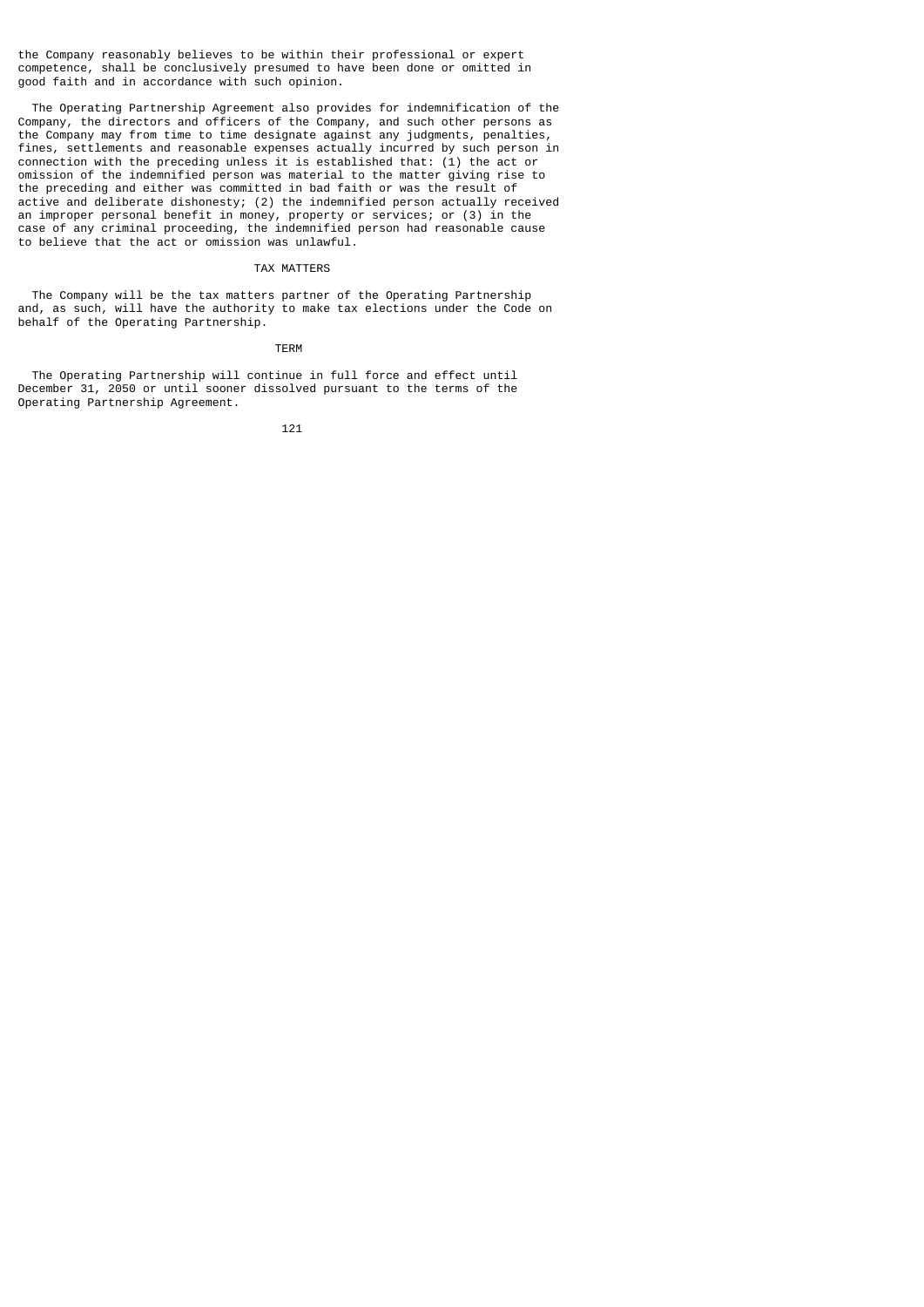the Company reasonably believes to be within their professional or expert competence, shall be conclusively presumed to have been done or omitted in good faith and in accordance with such opinion.

The Operating Partnership Agreement also provides for indemnification of the Company, the directors and officers of the Company, and such other persons as the Company may from time to time designate against any judgments, penalties, fines, settlements and reasonable expenses actually incurred by such person in connection with the preceding unless it is established that: (1) the act or omission of the indemnified person was material to the matter giving rise to the preceding and either was committed in bad faith or was the result of active and deliberate dishonesty; (2) the indemnified person actually received an improper personal benefit in money, property or services; or (3) in the case of any criminal proceeding, the indemnified person had reasonable cause to believe that the act or omission was unlawful.

## TAX MATTERS

The Company will be the tax matters partner of the Operating Partnership and, as such, will have the authority to make tax elections under the Code on behalf of the Operating Partnership.

## TERM

The Operating Partnership will continue in full force and effect until December 31, 2050 or until sooner dissolved pursuant to the terms of the Operating Partnership Agreement.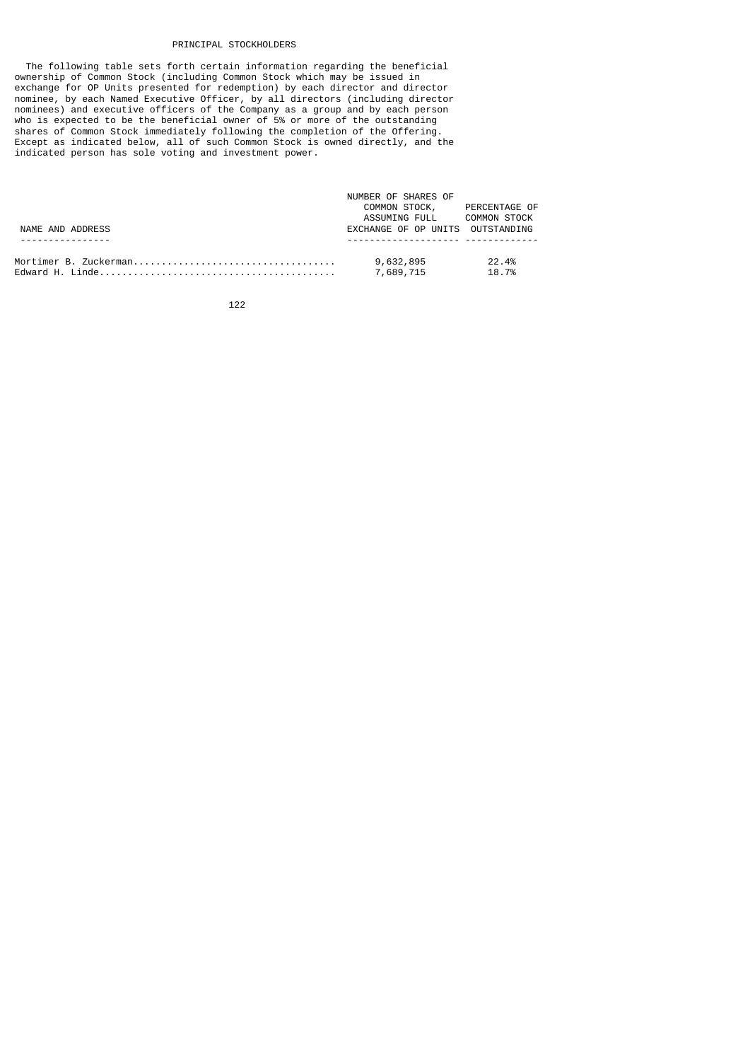## PRINCIPAL STOCKHOLDERS

The following table sets forth certain information regarding the beneficial ownership of Common Stock (including Common Stock which may be issued in exchange for OP Units presented for redemption) by each director and director nominee, by each Named Executive Officer, by all directors (including director nominees) and executive officers of the Company as a group and by each person who is expected to be the beneficial owner of 5% or more of the outstanding shares of Common Stock immediately following the completion of the Offering. Except as indicated below, all of such Common Stock is owned directly, and the indicated person has sole voting and investment power.

| NAME AND ADDRESS | NUMBER OF SHARES OF COMMON STOCK, ASSUMING FULL EXCHANGE OF OP UNITS | PERCENTAGE OF COMMON STOCK OUTSTANDING |
|---|---|---|
| Mortimer B. Zuckerman | 9,632,895 | 22.4% |
| Edward H. Linde | 7,689,715 | 18.7% |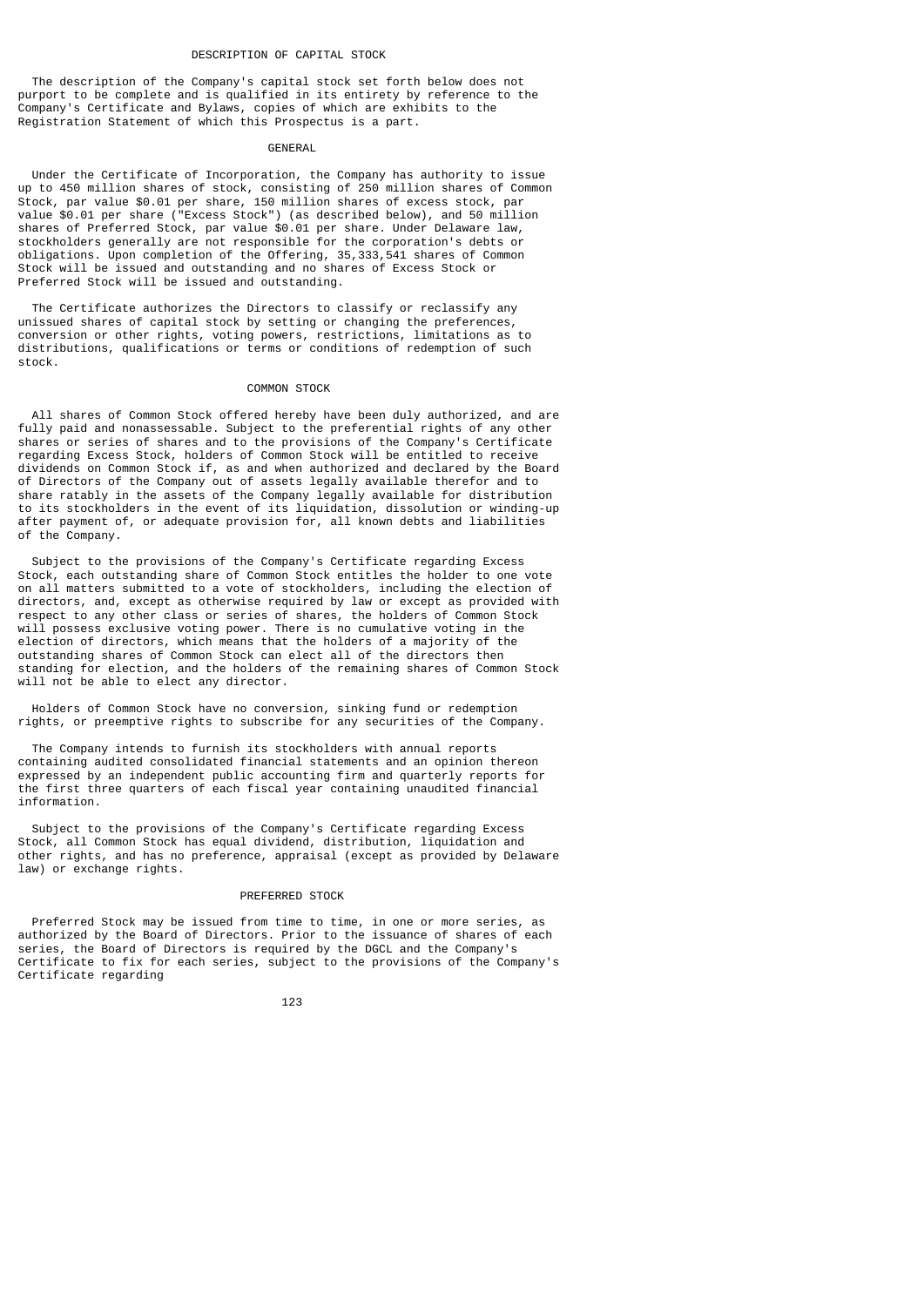## DESCRIPTION OF CAPITAL STOCK

The description of the Company's capital stock set forth below does not purport to be complete and is qualified in its entirety by reference to the Company's Certificate and Bylaws, copies of which are exhibits to the Registration Statement of which this Prospectus is a part.

### GENERAL

Under the Certificate of Incorporation, the Company has authority to issue up to 450 million shares of stock, consisting of 250 million shares of Common Stock, par value $0.01 per share, 150 million shares of excess stock, par value $0.01 per share ("Excess Stock") (as described below), and 50 million shares of Preferred Stock, par value $0.01 per share. Under Delaware law, stockholders generally are not responsible for the corporation's debts or obligations. Upon completion of the Offering, 35,333,541 shares of Common Stock will be issued and outstanding and no shares of Excess Stock or Preferred Stock will be issued and outstanding.

The Certificate authorizes the Directors to classify or reclassify any unissued shares of capital stock by setting or changing the preferences, conversion or other rights, voting powers, restrictions, limitations as to distributions, qualifications or terms or conditions of redemption of such stock.

### COMMON STOCK

All shares of Common Stock offered hereby have been duly authorized, and are fully paid and nonassessable. Subject to the preferential rights of any other shares or series of shares and to the provisions of the Company's Certificate regarding Excess Stock, holders of Common Stock will be entitled to receive dividends on Common Stock if, as and when authorized and declared by the Board of Directors of the Company out of assets legally available therefor and to share ratably in the assets of the Company legally available for distribution to its stockholders in the event of its liquidation, dissolution or winding-up after payment of, or adequate provision for, all known debts and liabilities of the Company.

Subject to the provisions of the Company's Certificate regarding Excess Stock, each outstanding share of Common Stock entitles the holder to one vote on all matters submitted to a vote of stockholders, including the election of directors, and, except as otherwise required by law or except as provided with respect to any other class or series of shares, the holders of Common Stock will possess exclusive voting power. There is no cumulative voting in the election of directors, which means that the holders of a majority of the outstanding shares of Common Stock can elect all of the directors then standing for election, and the holders of the remaining shares of Common Stock will not be able to elect any director.

Holders of Common Stock have no conversion, sinking fund or redemption rights, or preemptive rights to subscribe for any securities of the Company.

The Company intends to furnish its stockholders with annual reports containing audited consolidated financial statements and an opinion thereon expressed by an independent public accounting firm and quarterly reports for the first three quarters of each fiscal year containing unaudited financial information.

Subject to the provisions of the Company's Certificate regarding Excess Stock, all Common Stock has equal dividend, distribution, liquidation and other rights, and has no preference, appraisal (except as provided by Delaware law) or exchange rights.

### PREFERRED STOCK

Preferred Stock may be issued from time to time, in one or more series, as authorized by the Board of Directors. Prior to the issuance of shares of each series, the Board of Directors is required by the DGCL and the Company's Certificate to fix for each series, subject to the provisions of the Company's Certificate regarding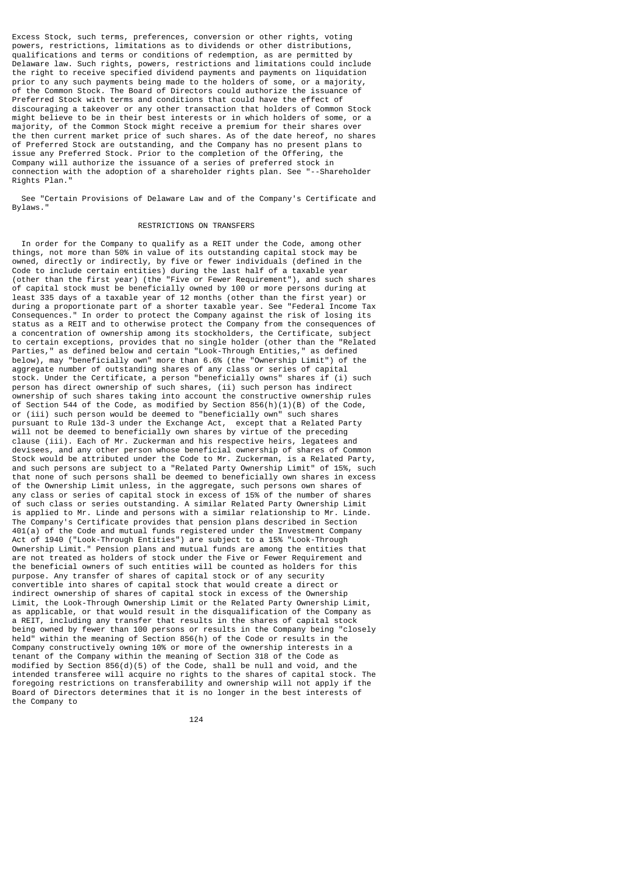Excess Stock, such terms, preferences, conversion or other rights, voting powers, restrictions, limitations as to dividends or other distributions, qualifications and terms or conditions of redemption, as are permitted by Delaware law. Such rights, powers, restrictions and limitations could include the right to receive specified dividend payments and payments on liquidation prior to any such payments being made to the holders of some, or a majority, of the Common Stock. The Board of Directors could authorize the issuance of Preferred Stock with terms and conditions that could have the effect of discouraging a takeover or any other transaction that holders of Common Stock might believe to be in their best interests or in which holders of some, or a majority, of the Common Stock might receive a premium for their shares over the then current market price of such shares. As of the date hereof, no shares of Preferred Stock are outstanding, and the Company has no present plans to issue any Preferred Stock. Prior to the completion of the Offering, the Company will authorize the issuance of a series of preferred stock in connection with the adoption of a shareholder rights plan. See "--Shareholder Rights Plan."

See "Certain Provisions of Delaware Law and of the Company's Certificate and Bylaws."

## RESTRICTIONS ON TRANSFERS

In order for the Company to qualify as a REIT under the Code, among other things, not more than 50% in value of its outstanding capital stock may be owned, directly or indirectly, by five or fewer individuals (defined in the Code to include certain entities) during the last half of a taxable year (other than the first year) (the "Five or Fewer Requirement"), and such shares of capital stock must be beneficially owned by 100 or more persons during at least 335 days of a taxable year of 12 months (other than the first year) or during a proportionate part of a shorter taxable year. See "Federal Income Tax Consequences." In order to protect the Company against the risk of losing its status as a REIT and to otherwise protect the Company from the consequences of a concentration of ownership among its stockholders, the Certificate, subject to certain exceptions, provides that no single holder (other than the "Related Parties," as defined below and certain "Look-Through Entities," as defined below), may "beneficially own" more than 6.6% (the "Ownership Limit") of the aggregate number of outstanding shares of any class or series of capital stock. Under the Certificate, a person "beneficially owns" shares if (i) such person has direct ownership of such shares, (ii) such person has indirect ownership of such shares taking into account the constructive ownership rules of Section 544 of the Code, as modified by Section 856(h)(1)(B) of the Code, or (iii) such person would be deemed to "beneficially own" such shares pursuant to Rule 13d-3 under the Exchange Act, except that a Related Party will not be deemed to beneficially own shares by virtue of the preceding clause (iii). Each of Mr. Zuckerman and his respective heirs, legatees and devisees, and any other person whose beneficial ownership of shares of Common Stock would be attributed under the Code to Mr. Zuckerman, is a Related Party, and such persons are subject to a "Related Party Ownership Limit" of 15%, such that none of such persons shall be deemed to beneficially own shares in excess of the Ownership Limit unless, in the aggregate, such persons own shares of any class or series of capital stock in excess of 15% of the number of shares of such class or series outstanding. A similar Related Party Ownership Limit is applied to Mr. Linde and persons with a similar relationship to Mr. Linde. The Company's Certificate provides that pension plans described in Section 401(a) of the Code and mutual funds registered under the Investment Company Act of 1940 ("Look-Through Entities") are subject to a 15% "Look-Through Ownership Limit." Pension plans and mutual funds are among the entities that are not treated as holders of stock under the Five or Fewer Requirement and the beneficial owners of such entities will be counted as holders for this purpose. Any transfer of shares of capital stock or of any security convertible into shares of capital stock that would create a direct or indirect ownership of shares of capital stock in excess of the Ownership Limit, the Look-Through Ownership Limit or the Related Party Ownership Limit, as applicable, or that would result in the disqualification of the Company as a REIT, including any transfer that results in the shares of capital stock being owned by fewer than 100 persons or results in the Company being "closely held" within the meaning of Section 856(h) of the Code or results in the Company constructively owning 10% or more of the ownership interests in a tenant of the Company within the meaning of Section 318 of the Code as modified by Section 856(d)(5) of the Code, shall be null and void, and the intended transferee will acquire no rights to the shares of capital stock. The foregoing restrictions on transferability and ownership will not apply if the Board of Directors determines that it is no longer in the best interests of the Company to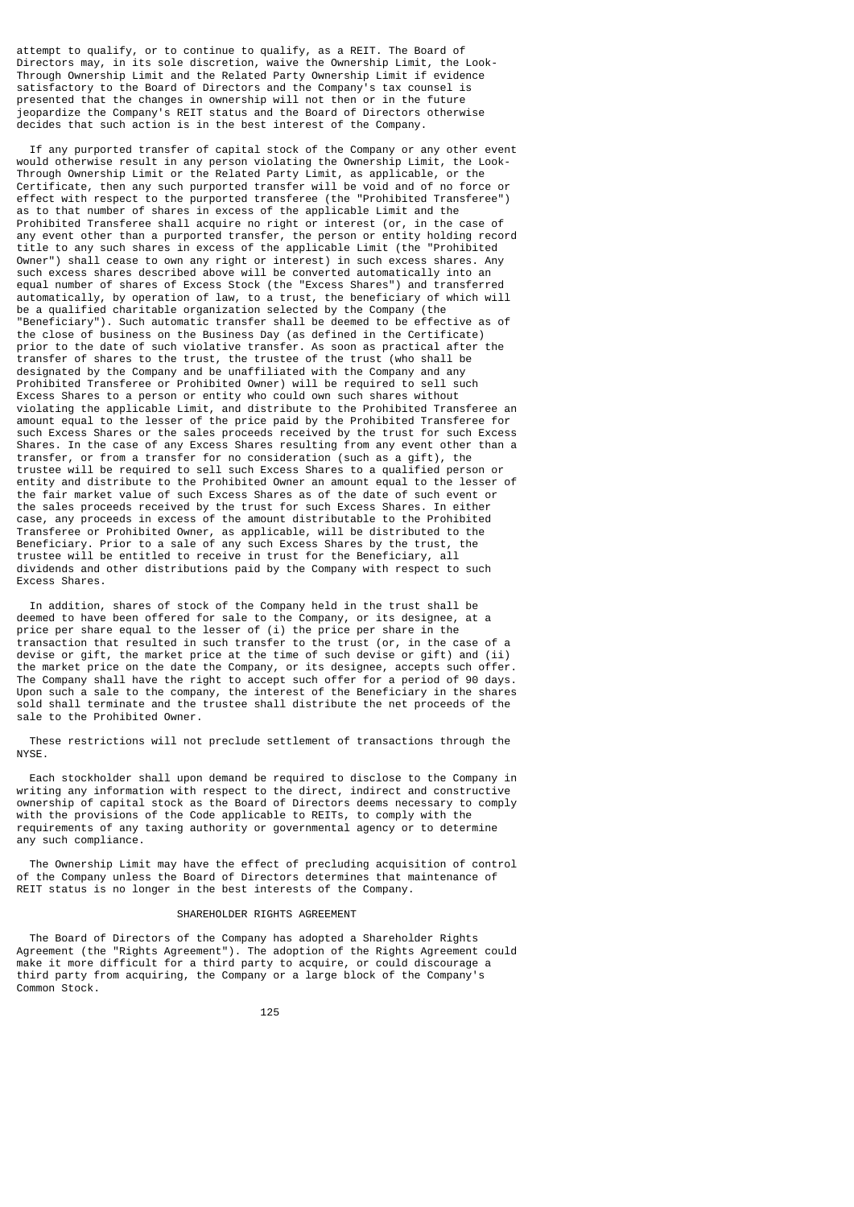attempt to qualify, or to continue to qualify, as a REIT. The Board of Directors may, in its sole discretion, waive the Ownership Limit, the Look-Through Ownership Limit and the Related Party Ownership Limit if evidence satisfactory to the Board of Directors and the Company's tax counsel is presented that the changes in ownership will not then or in the future jeopardize the Company's REIT status and the Board of Directors otherwise decides that such action is in the best interest of the Company.

If any purported transfer of capital stock of the Company or any other event would otherwise result in any person violating the Ownership Limit, the Look-Through Ownership Limit or the Related Party Limit, as applicable, or the Certificate, then any such purported transfer will be void and of no force or effect with respect to the purported transferee (the "Prohibited Transferee") as to that number of shares in excess of the applicable Limit and the Prohibited Transferee shall acquire no right or interest (or, in the case of any event other than a purported transfer, the person or entity holding record title to any such shares in excess of the applicable Limit (the "Prohibited Owner") shall cease to own any right or interest) in such excess shares. Any such excess shares described above will be converted automatically into an equal number of shares of Excess Stock (the "Excess Shares") and transferred automatically, by operation of law, to a trust, the beneficiary of which will be a qualified charitable organization selected by the Company (the "Beneficiary"). Such automatic transfer shall be deemed to be effective as of the close of business on the Business Day (as defined in the Certificate) prior to the date of such violative transfer. As soon as practical after the transfer of shares to the trust, the trustee of the trust (who shall be designated by the Company and be unaffiliated with the Company and any Prohibited Transferee or Prohibited Owner) will be required to sell such Excess Shares to a person or entity who could own such shares without violating the applicable Limit, and distribute to the Prohibited Transferee an amount equal to the lesser of the price paid by the Prohibited Transferee for such Excess Shares or the sales proceeds received by the trust for such Excess Shares. In the case of any Excess Shares resulting from any event other than a transfer, or from a transfer for no consideration (such as a gift), the trustee will be required to sell such Excess Shares to a qualified person or entity and distribute to the Prohibited Owner an amount equal to the lesser of the fair market value of such Excess Shares as of the date of such event or the sales proceeds received by the trust for such Excess Shares. In either case, any proceeds in excess of the amount distributable to the Prohibited Transferee or Prohibited Owner, as applicable, will be distributed to the Beneficiary. Prior to a sale of any such Excess Shares by the trust, the trustee will be entitled to receive in trust for the Beneficiary, all dividends and other distributions paid by the Company with respect to such Excess Shares.

In addition, shares of stock of the Company held in the trust shall be deemed to have been offered for sale to the Company, or its designee, at a price per share equal to the lesser of (i) the price per share in the transaction that resulted in such transfer to the trust (or, in the case of a devise or gift, the market price at the time of such devise or gift) and (ii) the market price on the date the Company, or its designee, accepts such offer. The Company shall have the right to accept such offer for a period of 90 days. Upon such a sale to the company, the interest of the Beneficiary in the shares sold shall terminate and the trustee shall distribute the net proceeds of the sale to the Prohibited Owner.

These restrictions will not preclude settlement of transactions through the NYSE.

Each stockholder shall upon demand be required to disclose to the Company in writing any information with respect to the direct, indirect and constructive ownership of capital stock as the Board of Directors deems necessary to comply with the provisions of the Code applicable to REITs, to comply with the requirements of any taxing authority or governmental agency or to determine any such compliance.

The Ownership Limit may have the effect of precluding acquisition of control of the Company unless the Board of Directors determines that maintenance of REIT status is no longer in the best interests of the Company.

## SHAREHOLDER RIGHTS AGREEMENT

The Board of Directors of the Company has adopted a Shareholder Rights Agreement (the "Rights Agreement"). The adoption of the Rights Agreement could make it more difficult for a third party to acquire, or could discourage a third party from acquiring, the Company or a large block of the Company's Common Stock.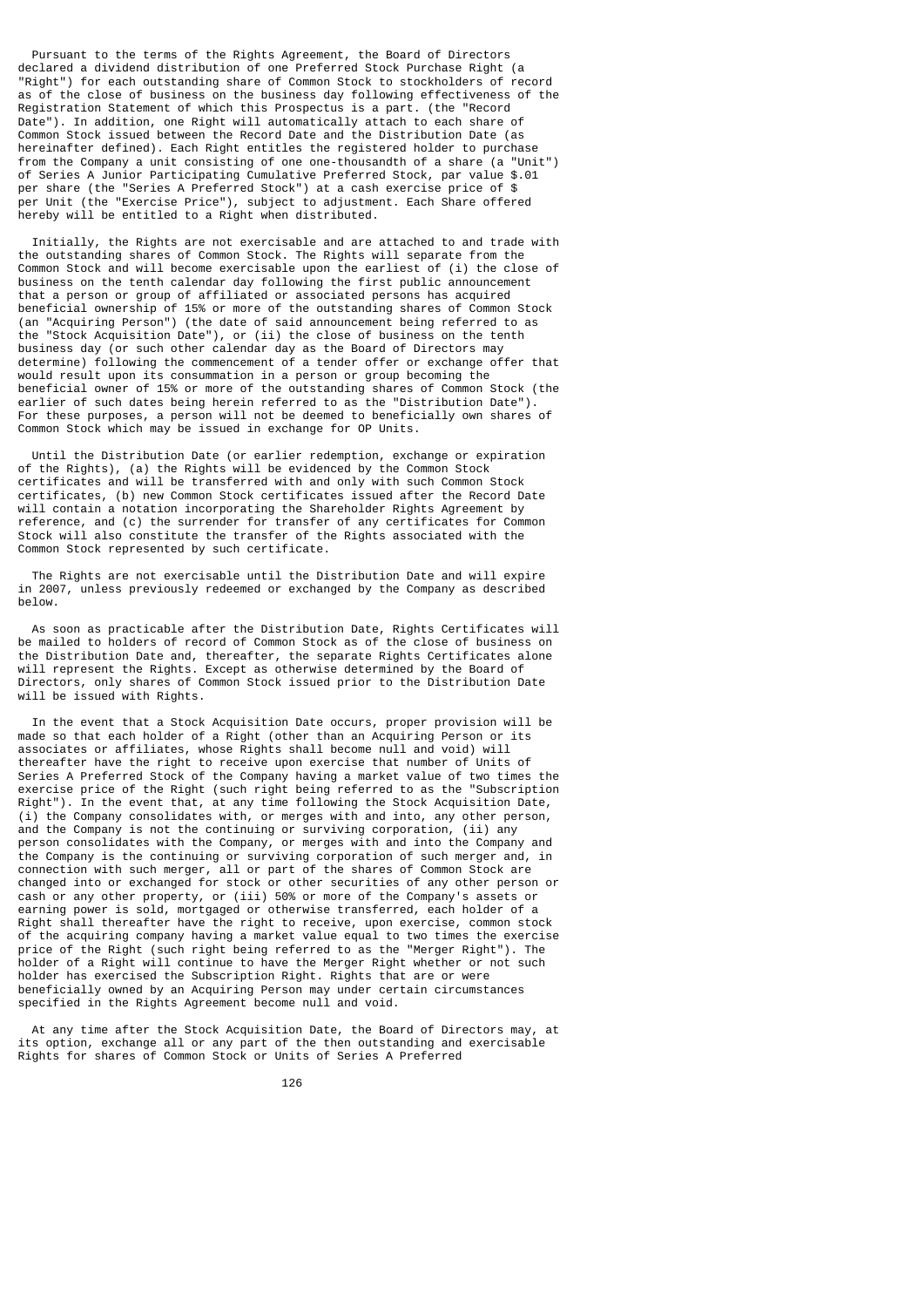Pursuant to the terms of the Rights Agreement, the Board of Directors declared a dividend distribution of one Preferred Stock Purchase Right (a "Right") for each outstanding share of Common Stock to stockholders of record as of the close of business on the business day following effectiveness of the Registration Statement of which this Prospectus is a part. (the "Record Date"). In addition, one Right will automatically attach to each share of Common Stock issued between the Record Date and the Distribution Date (as hereinafter defined). Each Right entitles the registered holder to purchase from the Company a unit consisting of one one-thousandth of a share (a "Unit") of Series A Junior Participating Cumulative Preferred Stock, par value $.01 per share (the "Series A Preferred Stock") at a cash exercise price of $ per Unit (the "Exercise Price"), subject to adjustment. Each Share offered hereby will be entitled to a Right when distributed.

Initially, the Rights are not exercisable and are attached to and trade with the outstanding shares of Common Stock. The Rights will separate from the Common Stock and will become exercisable upon the earliest of (i) the close of business on the tenth calendar day following the first public announcement that a person or group of affiliated or associated persons has acquired beneficial ownership of 15% or more of the outstanding shares of Common Stock (an "Acquiring Person") (the date of said announcement being referred to as the "Stock Acquisition Date"), or (ii) the close of business on the tenth business day (or such other calendar day as the Board of Directors may determine) following the commencement of a tender offer or exchange offer that would result upon its consummation in a person or group becoming the beneficial owner of 15% or more of the outstanding shares of Common Stock (the earlier of such dates being herein referred to as the "Distribution Date"). For these purposes, a person will not be deemed to beneficially own shares of Common Stock which may be issued in exchange for OP Units.

Until the Distribution Date (or earlier redemption, exchange or expiration of the Rights), (a) the Rights will be evidenced by the Common Stock certificates and will be transferred with and only with such Common Stock certificates, (b) new Common Stock certificates issued after the Record Date will contain a notation incorporating the Shareholder Rights Agreement by reference, and (c) the surrender for transfer of any certificates for Common Stock will also constitute the transfer of the Rights associated with the Common Stock represented by such certificate.

The Rights are not exercisable until the Distribution Date and will expire in 2007, unless previously redeemed or exchanged by the Company as described below.

As soon as practicable after the Distribution Date, Rights Certificates will be mailed to holders of record of Common Stock as of the close of business on the Distribution Date and, thereafter, the separate Rights Certificates alone will represent the Rights. Except as otherwise determined by the Board of Directors, only shares of Common Stock issued prior to the Distribution Date will be issued with Rights.

In the event that a Stock Acquisition Date occurs, proper provision will be made so that each holder of a Right (other than an Acquiring Person or its associates or affiliates, whose Rights shall become null and void) will thereafter have the right to receive upon exercise that number of Units of Series A Preferred Stock of the Company having a market value of two times the exercise price of the Right (such right being referred to as the "Subscription Right"). In the event that, at any time following the Stock Acquisition Date, (i) the Company consolidates with, or merges with and into, any other person, and the Company is not the continuing or surviving corporation, (ii) any person consolidates with the Company, or merges with and into the Company and the Company is the continuing or surviving corporation of such merger and, in connection with such merger, all or part of the shares of Common Stock are changed into or exchanged for stock or other securities of any other person or cash or any other property, or (iii) 50% or more of the Company's assets or earning power is sold, mortgaged or otherwise transferred, each holder of a Right shall thereafter have the right to receive, upon exercise, common stock of the acquiring company having a market value equal to two times the exercise price of the Right (such right being referred to as the "Merger Right"). The holder of a Right will continue to have the Merger Right whether or not such holder has exercised the Subscription Right. Rights that are or were beneficially owned by an Acquiring Person may under certain circumstances specified in the Rights Agreement become null and void.

At any time after the Stock Acquisition Date, the Board of Directors may, at its option, exchange all or any part of the then outstanding and exercisable Rights for shares of Common Stock or Units of Series A Preferred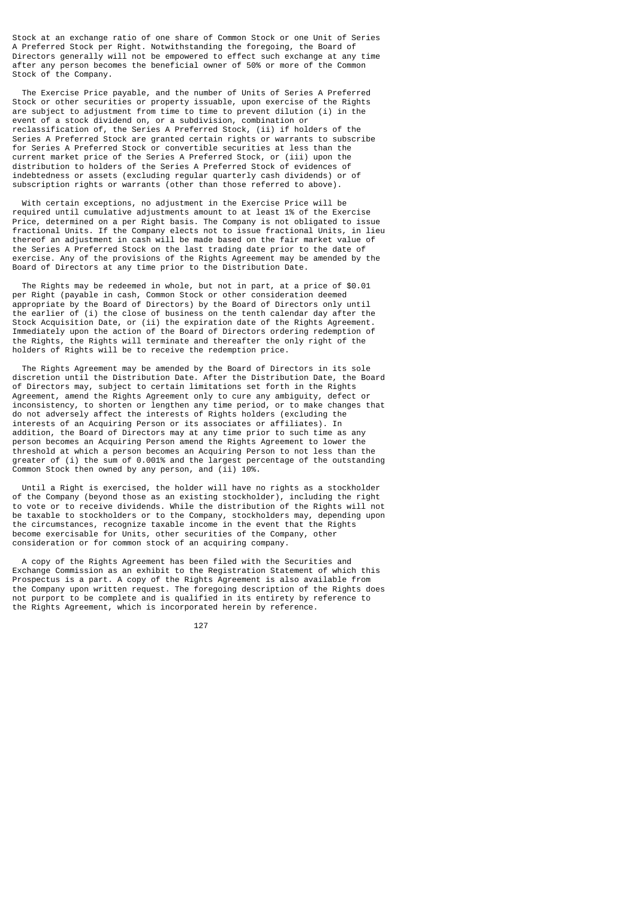Stock at an exchange ratio of one share of Common Stock or one Unit of Series A Preferred Stock per Right. Notwithstanding the foregoing, the Board of Directors generally will not be empowered to effect such exchange at any time after any person becomes the beneficial owner of 50% or more of the Common Stock of the Company.

The Exercise Price payable, and the number of Units of Series A Preferred Stock or other securities or property issuable, upon exercise of the Rights are subject to adjustment from time to time to prevent dilution (i) in the event of a stock dividend on, or a subdivision, combination or reclassification of, the Series A Preferred Stock, (ii) if holders of the Series A Preferred Stock are granted certain rights or warrants to subscribe for Series A Preferred Stock or convertible securities at less than the current market price of the Series A Preferred Stock, or (iii) upon the distribution to holders of the Series A Preferred Stock of evidences of indebtedness or assets (excluding regular quarterly cash dividends) or of subscription rights or warrants (other than those referred to above).

With certain exceptions, no adjustment in the Exercise Price will be required until cumulative adjustments amount to at least 1% of the Exercise Price, determined on a per Right basis. The Company is not obligated to issue fractional Units. If the Company elects not to issue fractional Units, in lieu thereof an adjustment in cash will be made based on the fair market value of the Series A Preferred Stock on the last trading date prior to the date of exercise. Any of the provisions of the Rights Agreement may be amended by the Board of Directors at any time prior to the Distribution Date.

The Rights may be redeemed in whole, but not in part, at a price of $0.01 per Right (payable in cash, Common Stock or other consideration deemed appropriate by the Board of Directors) by the Board of Directors only until the earlier of (i) the close of business on the tenth calendar day after the Stock Acquisition Date, or (ii) the expiration date of the Rights Agreement. Immediately upon the action of the Board of Directors ordering redemption of the Rights, the Rights will terminate and thereafter the only right of the holders of Rights will be to receive the redemption price.

The Rights Agreement may be amended by the Board of Directors in its sole discretion until the Distribution Date. After the Distribution Date, the Board of Directors may, subject to certain limitations set forth in the Rights Agreement, amend the Rights Agreement only to cure any ambiguity, defect or inconsistency, to shorten or lengthen any time period, or to make changes that do not adversely affect the interests of Rights holders (excluding the interests of an Acquiring Person or its associates or affiliates). In addition, the Board of Directors may at any time prior to such time as any person becomes an Acquiring Person amend the Rights Agreement to lower the threshold at which a person becomes an Acquiring Person to not less than the greater of (i) the sum of 0.001% and the largest percentage of the outstanding Common Stock then owned by any person, and (ii) 10%.

Until a Right is exercised, the holder will have no rights as a stockholder of the Company (beyond those as an existing stockholder), including the right to vote or to receive dividends. While the distribution of the Rights will not be taxable to stockholders or to the Company, stockholders may, depending upon the circumstances, recognize taxable income in the event that the Rights become exercisable for Units, other securities of the Company, other consideration or for common stock of an acquiring company.

A copy of the Rights Agreement has been filed with the Securities and Exchange Commission as an exhibit to the Registration Statement of which this Prospectus is a part. A copy of the Rights Agreement is also available from the Company upon written request. The foregoing description of the Rights does not purport to be complete and is qualified in its entirety by reference to the Rights Agreement, which is incorporated herein by reference.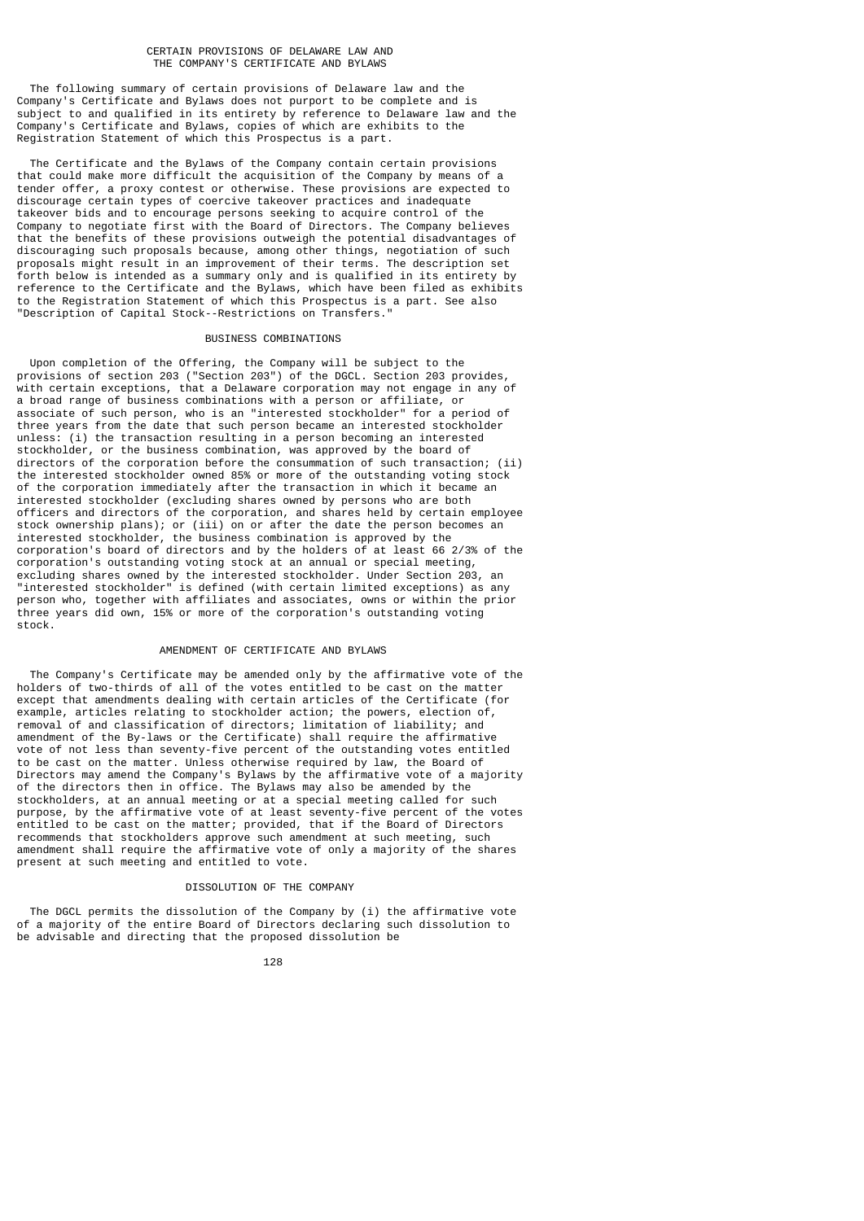## CERTAIN PROVISIONS OF DELAWARE LAW AND THE COMPANY'S CERTIFICATE AND BYLAWS

The following summary of certain provisions of Delaware law and the Company's Certificate and Bylaws does not purport to be complete and is subject to and qualified in its entirety by reference to Delaware law and the Company's Certificate and Bylaws, copies of which are exhibits to the Registration Statement of which this Prospectus is a part.

The Certificate and the Bylaws of the Company contain certain provisions that could make more difficult the acquisition of the Company by means of a tender offer, a proxy contest or otherwise. These provisions are expected to discourage certain types of coercive takeover practices and inadequate takeover bids and to encourage persons seeking to acquire control of the Company to negotiate first with the Board of Directors. The Company believes that the benefits of these provisions outweigh the potential disadvantages of discouraging such proposals because, among other things, negotiation of such proposals might result in an improvement of their terms. The description set forth below is intended as a summary only and is qualified in its entirety by reference to the Certificate and the Bylaws, which have been filed as exhibits to the Registration Statement of which this Prospectus is a part. See also "Description of Capital Stock--Restrictions on Transfers."

### BUSINESS COMBINATIONS

Upon completion of the Offering, the Company will be subject to the provisions of section 203 ("Section 203") of the DGCL. Section 203 provides, with certain exceptions, that a Delaware corporation may not engage in any of a broad range of business combinations with a person or affiliate, or associate of such person, who is an "interested stockholder" for a period of three years from the date that such person became an interested stockholder unless: (i) the transaction resulting in a person becoming an interested stockholder, or the business combination, was approved by the board of directors of the corporation before the consummation of such transaction; (ii) the interested stockholder owned 85% or more of the outstanding voting stock of the corporation immediately after the transaction in which it became an interested stockholder (excluding shares owned by persons who are both officers and directors of the corporation, and shares held by certain employee stock ownership plans); or (iii) on or after the date the person becomes an interested stockholder, the business combination is approved by the corporation's board of directors and by the holders of at least 66 2/3% of the corporation's outstanding voting stock at an annual or special meeting, excluding shares owned by the interested stockholder. Under Section 203, an "interested stockholder" is defined (with certain limited exceptions) as any person who, together with affiliates and associates, owns or within the prior three years did own, 15% or more of the corporation's outstanding voting stock.

### AMENDMENT OF CERTIFICATE AND BYLAWS

The Company's Certificate may be amended only by the affirmative vote of the holders of two-thirds of all of the votes entitled to be cast on the matter except that amendments dealing with certain articles of the Certificate (for example, articles relating to stockholder action; the powers, election of, removal of and classification of directors; limitation of liability; and amendment of the By-laws or the Certificate) shall require the affirmative vote of not less than seventy-five percent of the outstanding votes entitled to be cast on the matter. Unless otherwise required by law, the Board of Directors may amend the Company's Bylaws by the affirmative vote of a majority of the directors then in office. The Bylaws may also be amended by the stockholders, at an annual meeting or at a special meeting called for such purpose, by the affirmative vote of at least seventy-five percent of the votes entitled to be cast on the matter; provided, that if the Board of Directors recommends that stockholders approve such amendment at such meeting, such amendment shall require the affirmative vote of only a majority of the shares present at such meeting and entitled to vote.

### DISSOLUTION OF THE COMPANY

The DGCL permits the dissolution of the Company by (i) the affirmative vote of a majority of the entire Board of Directors declaring such dissolution to be advisable and directing that the proposed dissolution be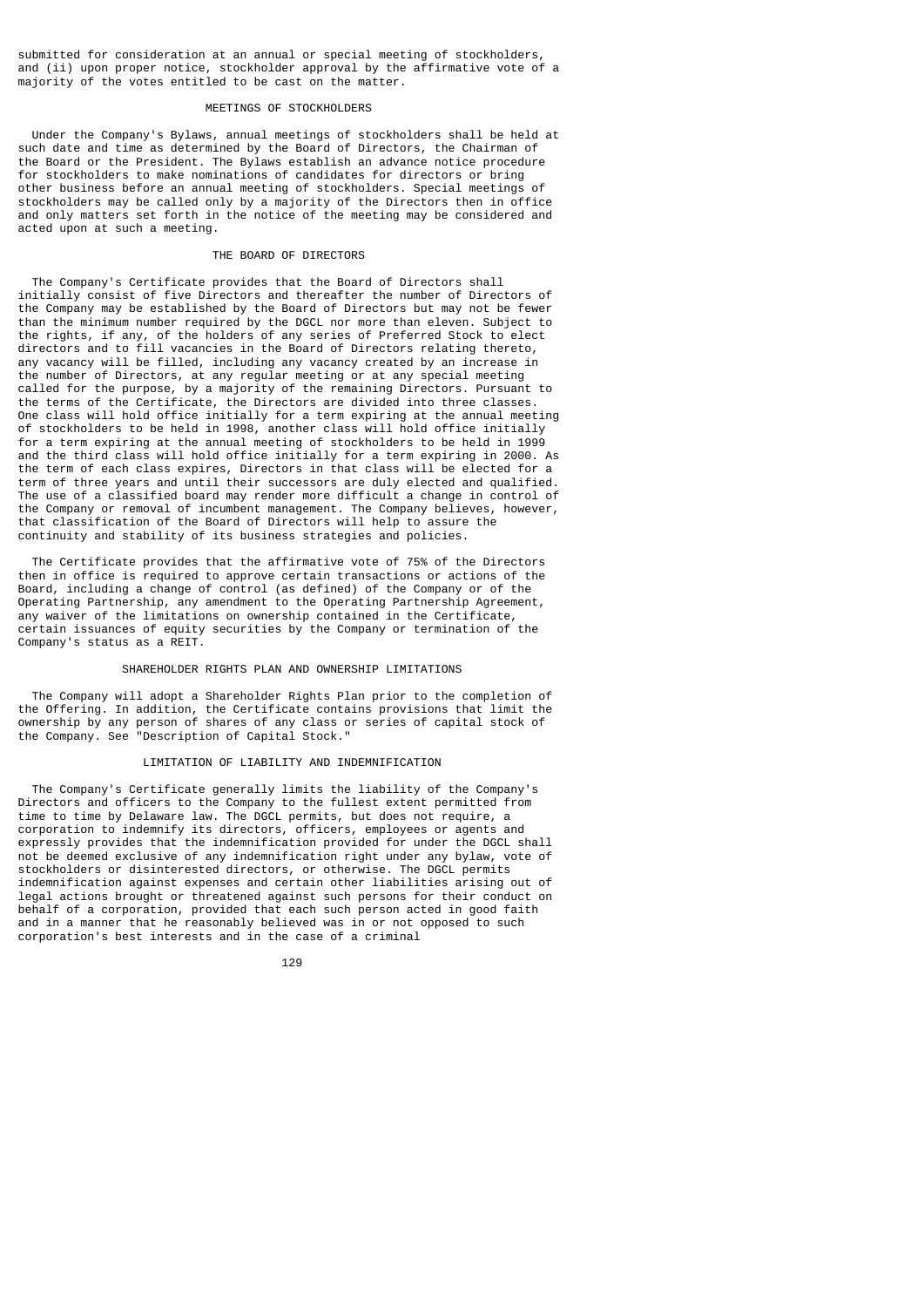submitted for consideration at an annual or special meeting of stockholders, and (ii) upon proper notice, stockholder approval by the affirmative vote of a majority of the votes entitled to be cast on the matter.

## MEETINGS OF STOCKHOLDERS

Under the Company's Bylaws, annual meetings of stockholders shall be held at such date and time as determined by the Board of Directors, the Chairman of the Board or the President. The Bylaws establish an advance notice procedure for stockholders to make nominations of candidates for directors or bring other business before an annual meeting of stockholders. Special meetings of stockholders may be called only by a majority of the Directors then in office and only matters set forth in the notice of the meeting may be considered and acted upon at such a meeting.

## THE BOARD OF DIRECTORS

The Company's Certificate provides that the Board of Directors shall initially consist of five Directors and thereafter the number of Directors of the Company may be established by the Board of Directors but may not be fewer than the minimum number required by the DGCL nor more than eleven. Subject to the rights, if any, of the holders of any series of Preferred Stock to elect directors and to fill vacancies in the Board of Directors relating thereto, any vacancy will be filled, including any vacancy created by an increase in the number of Directors, at any regular meeting or at any special meeting called for the purpose, by a majority of the remaining Directors. Pursuant to the terms of the Certificate, the Directors are divided into three classes. One class will hold office initially for a term expiring at the annual meeting of stockholders to be held in 1998, another class will hold office initially for a term expiring at the annual meeting of stockholders to be held in 1999 and the third class will hold office initially for a term expiring in 2000. As the term of each class expires, Directors in that class will be elected for a term of three years and until their successors are duly elected and qualified. The use of a classified board may render more difficult a change in control of the Company or removal of incumbent management. The Company believes, however, that classification of the Board of Directors will help to assure the continuity and stability of its business strategies and policies.

The Certificate provides that the affirmative vote of 75% of the Directors then in office is required to approve certain transactions or actions of the Board, including a change of control (as defined) of the Company or of the Operating Partnership, any amendment to the Operating Partnership Agreement, any waiver of the limitations on ownership contained in the Certificate, certain issuances of equity securities by the Company or termination of the Company's status as a REIT.

## SHAREHOLDER RIGHTS PLAN AND OWNERSHIP LIMITATIONS

The Company will adopt a Shareholder Rights Plan prior to the completion of the Offering. In addition, the Certificate contains provisions that limit the ownership by any person of shares of any class or series of capital stock of the Company. See "Description of Capital Stock."

## LIMITATION OF LIABILITY AND INDEMNIFICATION

The Company's Certificate generally limits the liability of the Company's Directors and officers to the Company to the fullest extent permitted from time to time by Delaware law. The DGCL permits, but does not require, a corporation to indemnify its directors, officers, employees or agents and expressly provides that the indemnification provided for under the DGCL shall not be deemed exclusive of any indemnification right under any bylaw, vote of stockholders or disinterested directors, or otherwise. The DGCL permits indemnification against expenses and certain other liabilities arising out of legal actions brought or threatened against such persons for their conduct on behalf of a corporation, provided that each such person acted in good faith and in a manner that he reasonably believed was in or not opposed to such corporation's best interests and in the case of a criminal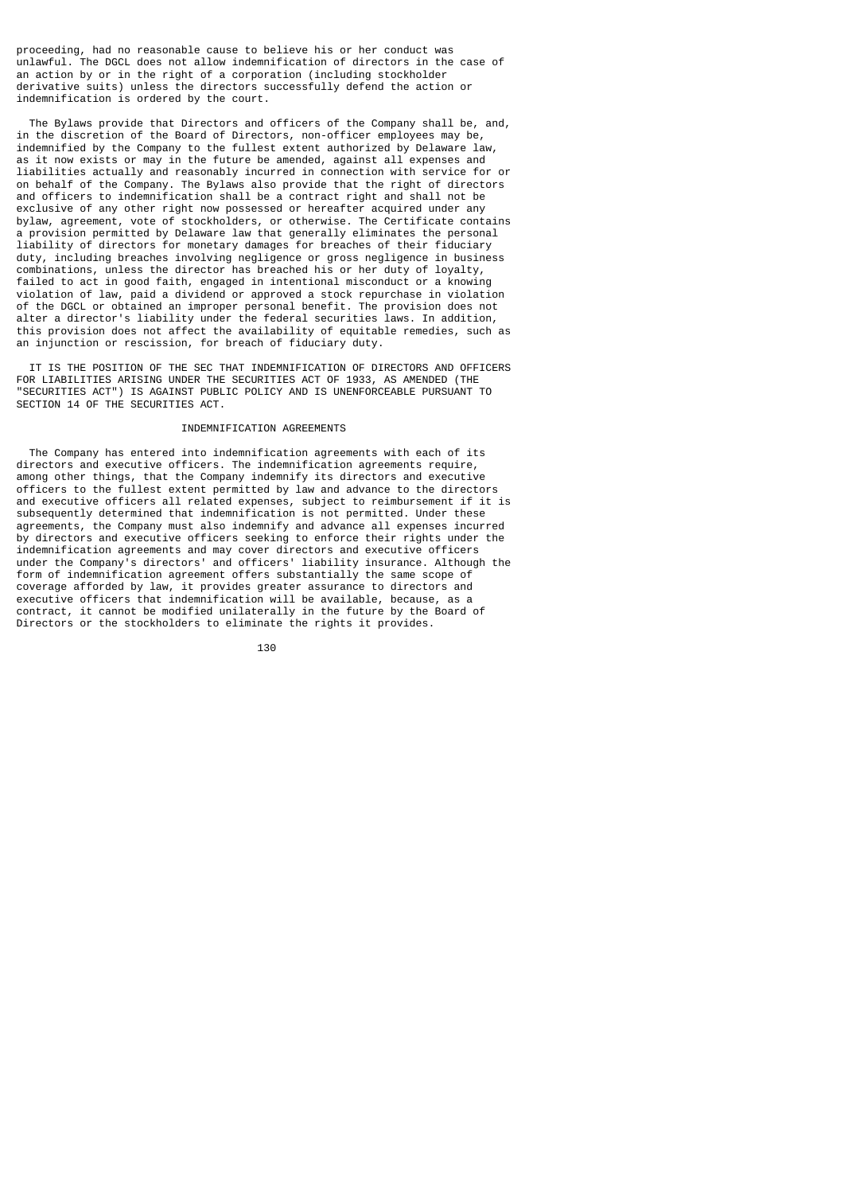proceeding, had no reasonable cause to believe his or her conduct was unlawful. The DGCL does not allow indemnification of directors in the case of an action by or in the right of a corporation (including stockholder derivative suits) unless the directors successfully defend the action or indemnification is ordered by the court.

The Bylaws provide that Directors and officers of the Company shall be, and, in the discretion of the Board of Directors, non-officer employees may be, indemnified by the Company to the fullest extent authorized by Delaware law, as it now exists or may in the future be amended, against all expenses and liabilities actually and reasonably incurred in connection with service for or on behalf of the Company. The Bylaws also provide that the right of directors and officers to indemnification shall be a contract right and shall not be exclusive of any other right now possessed or hereafter acquired under any bylaw, agreement, vote of stockholders, or otherwise. The Certificate contains a provision permitted by Delaware law that generally eliminates the personal liability of directors for monetary damages for breaches of their fiduciary duty, including breaches involving negligence or gross negligence in business combinations, unless the director has breached his or her duty of loyalty, failed to act in good faith, engaged in intentional misconduct or a knowing violation of law, paid a dividend or approved a stock repurchase in violation of the DGCL or obtained an improper personal benefit. The provision does not alter a director's liability under the federal securities laws. In addition, this provision does not affect the availability of equitable remedies, such as an injunction or rescission, for breach of fiduciary duty.

IT IS THE POSITION OF THE SEC THAT INDEMNIFICATION OF DIRECTORS AND OFFICERS FOR LIABILITIES ARISING UNDER THE SECURITIES ACT OF 1933, AS AMENDED (THE "SECURITIES ACT") IS AGAINST PUBLIC POLICY AND IS UNENFORCEABLE PURSUANT TO SECTION 14 OF THE SECURITIES ACT.

## INDEMNIFICATION AGREEMENTS

The Company has entered into indemnification agreements with each of its directors and executive officers. The indemnification agreements require, among other things, that the Company indemnify its directors and executive officers to the fullest extent permitted by law and advance to the directors and executive officers all related expenses, subject to reimbursement if it is subsequently determined that indemnification is not permitted. Under these agreements, the Company must also indemnify and advance all expenses incurred by directors and executive officers seeking to enforce their rights under the indemnification agreements and may cover directors and executive officers under the Company's directors' and officers' liability insurance. Although the form of indemnification agreement offers substantially the same scope of coverage afforded by law, it provides greater assurance to directors and executive officers that indemnification will be available, because, as a contract, it cannot be modified unilaterally in the future by the Board of Directors or the stockholders to eliminate the rights it provides.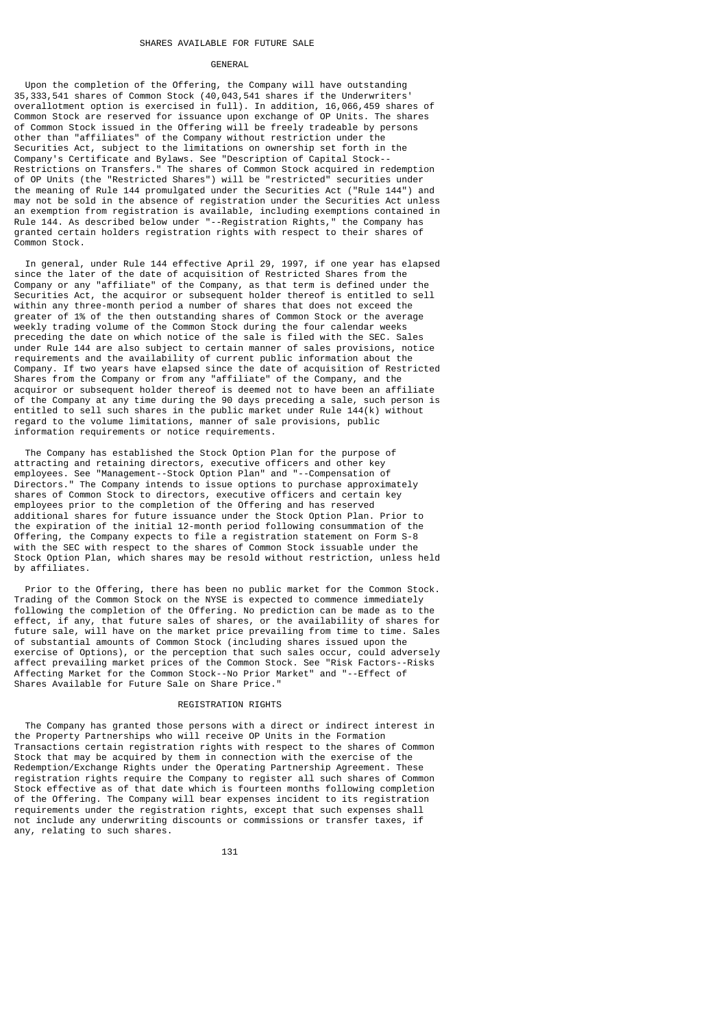# SHARES AVAILABLE FOR FUTURE SALE

## GENERAL

Upon the completion of the Offering, the Company will have outstanding 35,333,541 shares of Common Stock (40,043,541 shares if the Underwriters' overallotment option is exercised in full). In addition, 16,066,459 shares of Common Stock are reserved for issuance upon exchange of OP Units. The shares of Common Stock issued in the Offering will be freely tradeable by persons other than "affiliates" of the Company without restriction under the Securities Act, subject to the limitations on ownership set forth in the Company's Certificate and Bylaws. See "Description of Capital Stock--Restrictions on Transfers." The shares of Common Stock acquired in redemption of OP Units (the "Restricted Shares") will be "restricted" securities under the meaning of Rule 144 promulgated under the Securities Act ("Rule 144") and may not be sold in the absence of registration under the Securities Act unless an exemption from registration is available, including exemptions contained in Rule 144. As described below under "--Registration Rights," the Company has granted certain holders registration rights with respect to their shares of Common Stock.

In general, under Rule 144 effective April 29, 1997, if one year has elapsed since the later of the date of acquisition of Restricted Shares from the Company or any "affiliate" of the Company, as that term is defined under the Securities Act, the acquiror or subsequent holder thereof is entitled to sell within any three-month period a number of shares that does not exceed the greater of 1% of the then outstanding shares of Common Stock or the average weekly trading volume of the Common Stock during the four calendar weeks preceding the date on which notice of the sale is filed with the SEC. Sales under Rule 144 are also subject to certain manner of sales provisions, notice requirements and the availability of current public information about the Company. If two years have elapsed since the date of acquisition of Restricted Shares from the Company or from any "affiliate" of the Company, and the acquiror or subsequent holder thereof is deemed not to have been an affiliate of the Company at any time during the 90 days preceding a sale, such person is entitled to sell such shares in the public market under Rule 144(k) without regard to the volume limitations, manner of sale provisions, public information requirements or notice requirements.

The Company has established the Stock Option Plan for the purpose of attracting and retaining directors, executive officers and other key employees. See "Management--Stock Option Plan" and "--Compensation of Directors." The Company intends to issue options to purchase approximately shares of Common Stock to directors, executive officers and certain key employees prior to the completion of the Offering and has reserved additional shares for future issuance under the Stock Option Plan. Prior to the expiration of the initial 12-month period following consummation of the Offering, the Company expects to file a registration statement on Form S-8 with the SEC with respect to the shares of Common Stock issuable under the Stock Option Plan, which shares may be resold without restriction, unless held by affiliates.

Prior to the Offering, there has been no public market for the Common Stock. Trading of the Common Stock on the NYSE is expected to commence immediately following the completion of the Offering. No prediction can be made as to the effect, if any, that future sales of shares, or the availability of shares for future sale, will have on the market price prevailing from time to time. Sales of substantial amounts of Common Stock (including shares issued upon the exercise of Options), or the perception that such sales occur, could adversely affect prevailing market prices of the Common Stock. See "Risk Factors--Risks Affecting Market for the Common Stock--No Prior Market" and "--Effect of Shares Available for Future Sale on Share Price."

## REGISTRATION RIGHTS

The Company has granted those persons with a direct or indirect interest in the Property Partnerships who will receive OP Units in the Formation Transactions certain registration rights with respect to the shares of Common Stock that may be acquired by them in connection with the exercise of the Redemption/Exchange Rights under the Operating Partnership Agreement. These registration rights require the Company to register all such shares of Common Stock effective as of that date which is fourteen months following completion of the Offering. The Company will bear expenses incident to its registration requirements under the registration rights, except that such expenses shall not include any underwriting discounts or commissions or transfer taxes, if any, relating to such shares.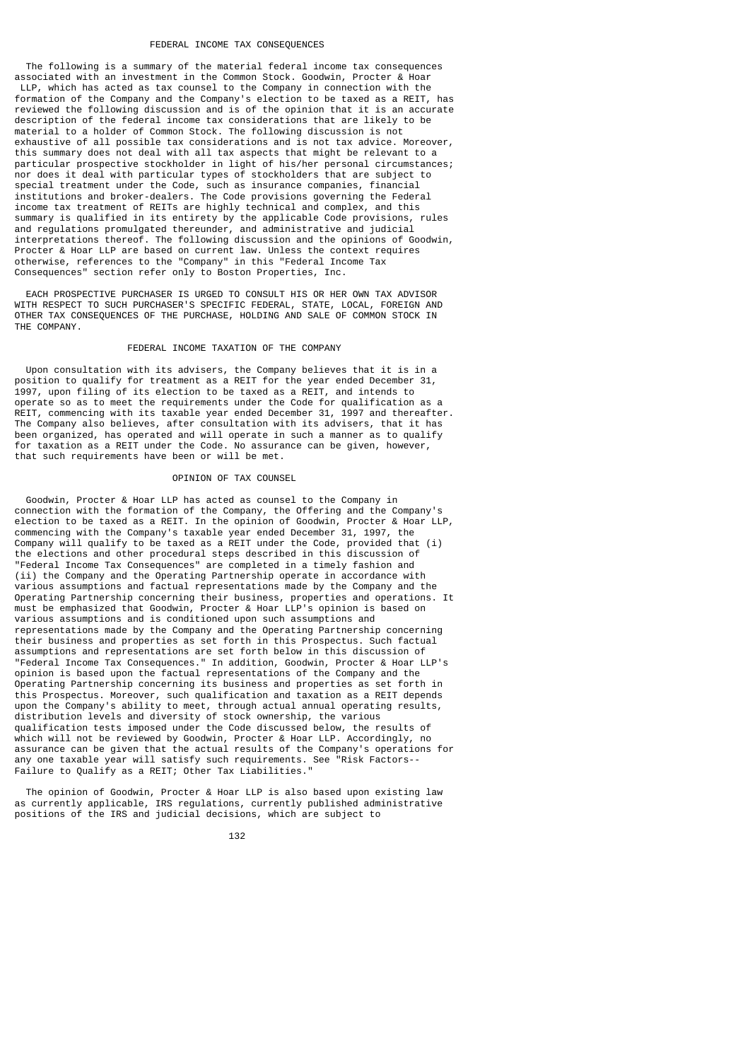## FEDERAL INCOME TAX CONSEQUENCES

The following is a summary of the material federal income tax consequences associated with an investment in the Common Stock. Goodwin, Procter & Hoar LLP, which has acted as tax counsel to the Company in connection with the formation of the Company and the Company's election to be taxed as a REIT, has reviewed the following discussion and is of the opinion that it is an accurate description of the federal income tax considerations that are likely to be material to a holder of Common Stock. The following discussion is not exhaustive of all possible tax considerations and is not tax advice. Moreover, this summary does not deal with all tax aspects that might be relevant to a particular prospective stockholder in light of his/her personal circumstances; nor does it deal with particular types of stockholders that are subject to special treatment under the Code, such as insurance companies, financial institutions and broker-dealers. The Code provisions governing the Federal income tax treatment of REITs are highly technical and complex, and this summary is qualified in its entirety by the applicable Code provisions, rules and regulations promulgated thereunder, and administrative and judicial interpretations thereof. The following discussion and the opinions of Goodwin, Procter & Hoar LLP are based on current law. Unless the context requires otherwise, references to the "Company" in this "Federal Income Tax Consequences" section refer only to Boston Properties, Inc.

EACH PROSPECTIVE PURCHASER IS URGED TO CONSULT HIS OR HER OWN TAX ADVISOR WITH RESPECT TO SUCH PURCHASER'S SPECIFIC FEDERAL, STATE, LOCAL, FOREIGN AND OTHER TAX CONSEQUENCES OF THE PURCHASE, HOLDING AND SALE OF COMMON STOCK IN THE COMPANY.

### FEDERAL INCOME TAXATION OF THE COMPANY

Upon consultation with its advisers, the Company believes that it is in a position to qualify for treatment as a REIT for the year ended December 31, 1997, upon filing of its election to be taxed as a REIT, and intends to operate so as to meet the requirements under the Code for qualification as a REIT, commencing with its taxable year ended December 31, 1997 and thereafter. The Company also believes, after consultation with its advisers, that it has been organized, has operated and will operate in such a manner as to qualify for taxation as a REIT under the Code. No assurance can be given, however, that such requirements have been or will be met.

### OPINION OF TAX COUNSEL

Goodwin, Procter & Hoar LLP has acted as counsel to the Company in connection with the formation of the Company, the Offering and the Company's election to be taxed as a REIT. In the opinion of Goodwin, Procter & Hoar LLP, commencing with the Company's taxable year ended December 31, 1997, the Company will qualify to be taxed as a REIT under the Code, provided that (i) the elections and other procedural steps described in this discussion of "Federal Income Tax Consequences" are completed in a timely fashion and (ii) the Company and the Operating Partnership operate in accordance with various assumptions and factual representations made by the Company and the Operating Partnership concerning their business, properties and operations. It must be emphasized that Goodwin, Procter & Hoar LLP's opinion is based on various assumptions and is conditioned upon such assumptions and representations made by the Company and the Operating Partnership concerning their business and properties as set forth in this Prospectus. Such factual assumptions and representations are set forth below in this discussion of "Federal Income Tax Consequences." In addition, Goodwin, Procter & Hoar LLP's opinion is based upon the factual representations of the Company and the Operating Partnership concerning its business and properties as set forth in this Prospectus. Moreover, such qualification and taxation as a REIT depends upon the Company's ability to meet, through actual annual operating results, distribution levels and diversity of stock ownership, the various qualification tests imposed under the Code discussed below, the results of which will not be reviewed by Goodwin, Procter & Hoar LLP. Accordingly, no assurance can be given that the actual results of the Company's operations for any one taxable year will satisfy such requirements. See "Risk Factors--Failure to Qualify as a REIT; Other Tax Liabilities."

The opinion of Goodwin, Procter & Hoar LLP is also based upon existing law as currently applicable, IRS regulations, currently published administrative positions of the IRS and judicial decisions, which are subject to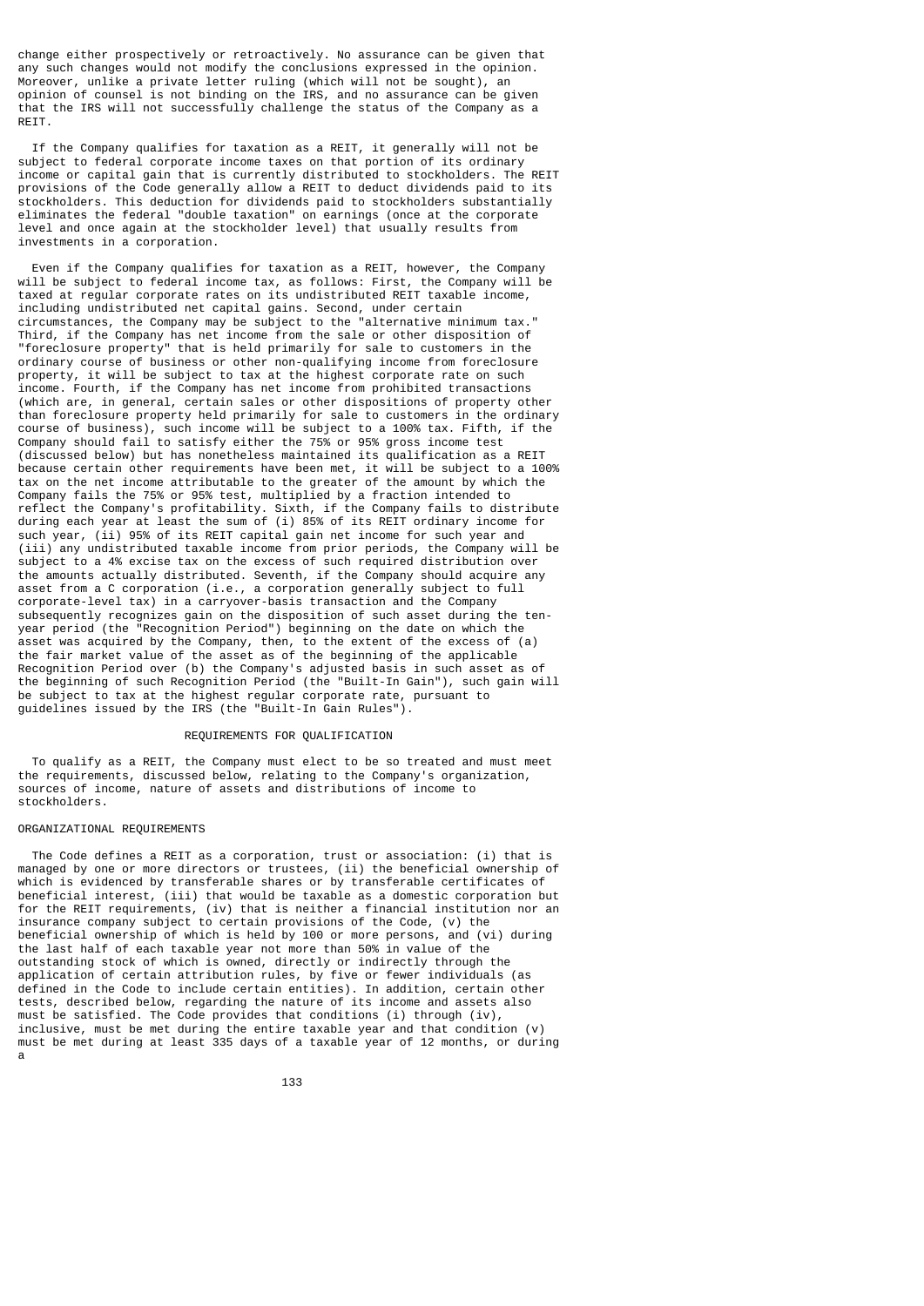change either prospectively or retroactively. No assurance can be given that any such changes would not modify the conclusions expressed in the opinion. Moreover, unlike a private letter ruling (which will not be sought), an opinion of counsel is not binding on the IRS, and no assurance can be given that the IRS will not successfully challenge the status of the Company as a REIT.

If the Company qualifies for taxation as a REIT, it generally will not be subject to federal corporate income taxes on that portion of its ordinary income or capital gain that is currently distributed to stockholders. The REIT provisions of the Code generally allow a REIT to deduct dividends paid to its stockholders. This deduction for dividends paid to stockholders substantially eliminates the federal "double taxation" on earnings (once at the corporate level and once again at the stockholder level) that usually results from investments in a corporation.

Even if the Company qualifies for taxation as a REIT, however, the Company will be subject to federal income tax, as follows: First, the Company will be taxed at regular corporate rates on its undistributed REIT taxable income, including undistributed net capital gains. Second, under certain circumstances, the Company may be subject to the "alternative minimum tax." Third, if the Company has net income from the sale or other disposition of "foreclosure property" that is held primarily for sale to customers in the ordinary course of business or other non-qualifying income from foreclosure property, it will be subject to tax at the highest corporate rate on such income. Fourth, if the Company has net income from prohibited transactions (which are, in general, certain sales or other dispositions of property other than foreclosure property held primarily for sale to customers in the ordinary course of business), such income will be subject to a 100% tax. Fifth, if the Company should fail to satisfy either the 75% or 95% gross income test (discussed below) but has nonetheless maintained its qualification as a REIT because certain other requirements have been met, it will be subject to a 100% tax on the net income attributable to the greater of the amount by which the Company fails the 75% or 95% test, multiplied by a fraction intended to reflect the Company's profitability. Sixth, if the Company fails to distribute during each year at least the sum of (i) 85% of its REIT ordinary income for such year, (ii) 95% of its REIT capital gain net income for such year and (iii) any undistributed taxable income from prior periods, the Company will be subject to a 4% excise tax on the excess of such required distribution over the amounts actually distributed. Seventh, if the Company should acquire any asset from a C corporation (i.e., a corporation generally subject to full corporate-level tax) in a carryover-basis transaction and the Company subsequently recognizes gain on the disposition of such asset during the ten-year period (the "Recognition Period") beginning on the date on which the asset was acquired by the Company, then, to the extent of the excess of (a) the fair market value of the asset as of the beginning of the applicable Recognition Period over (b) the Company's adjusted basis in such asset as of the beginning of such Recognition Period (the "Built-In Gain"), such gain will be subject to tax at the highest regular corporate rate, pursuant to guidelines issued by the IRS (the "Built-In Gain Rules").

## REQUIREMENTS FOR QUALIFICATION

To qualify as a REIT, the Company must elect to be so treated and must meet the requirements, discussed below, relating to the Company's organization, sources of income, nature of assets and distributions of income to stockholders.

### ORGANIZATIONAL REQUIREMENTS

The Code defines a REIT as a corporation, trust or association: (i) that is managed by one or more directors or trustees, (ii) the beneficial ownership of which is evidenced by transferable shares or by transferable certificates of beneficial interest, (iii) that would be taxable as a domestic corporation but for the REIT requirements, (iv) that is neither a financial institution nor an insurance company subject to certain provisions of the Code, (v) the beneficial ownership of which is held by 100 or more persons, and (vi) during the last half of each taxable year not more than 50% in value of the outstanding stock of which is owned, directly or indirectly through the application of certain attribution rules, by five or fewer individuals (as defined in the Code to include certain entities). In addition, certain other tests, described below, regarding the nature of its income and assets also must be satisfied. The Code provides that conditions (i) through (iv), inclusive, must be met during the entire taxable year and that condition (v) must be met during at least 335 days of a taxable year of 12 months, or during a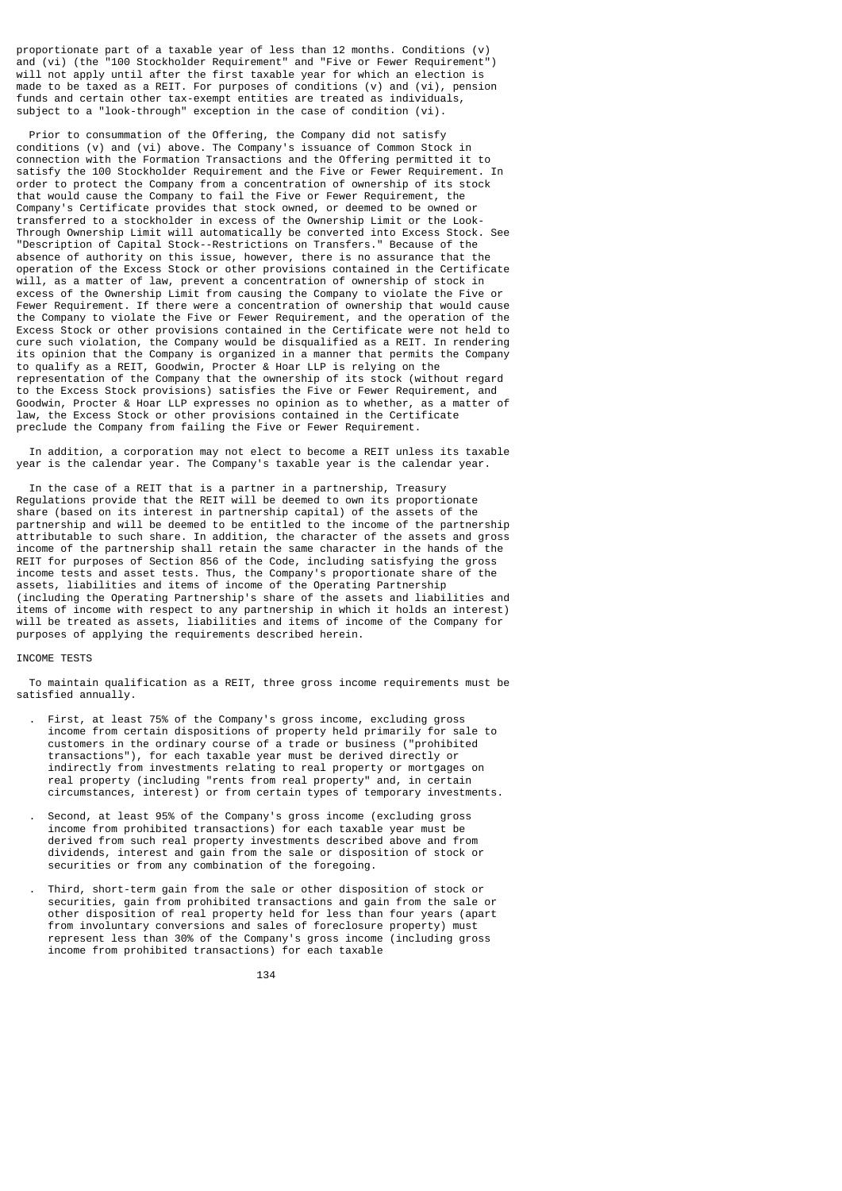proportionate part of a taxable year of less than 12 months. Conditions (v) and (vi) (the "100 Stockholder Requirement" and "Five or Fewer Requirement") will not apply until after the first taxable year for which an election is made to be taxed as a REIT. For purposes of conditions (v) and (vi), pension funds and certain other tax-exempt entities are treated as individuals, subject to a "look-through" exception in the case of condition (vi).

Prior to consummation of the Offering, the Company did not satisfy conditions (v) and (vi) above. The Company's issuance of Common Stock in connection with the Formation Transactions and the Offering permitted it to satisfy the 100 Stockholder Requirement and the Five or Fewer Requirement. In order to protect the Company from a concentration of ownership of its stock that would cause the Company to fail the Five or Fewer Requirement, the Company's Certificate provides that stock owned, or deemed to be owned or transferred to a stockholder in excess of the Ownership Limit or the Look-Through Ownership Limit will automatically be converted into Excess Stock. See "Description of Capital Stock--Restrictions on Transfers." Because of the absence of authority on this issue, however, there is no assurance that the operation of the Excess Stock or other provisions contained in the Certificate will, as a matter of law, prevent a concentration of ownership of stock in excess of the Ownership Limit from causing the Company to violate the Five or Fewer Requirement. If there were a concentration of ownership that would cause the Company to violate the Five or Fewer Requirement, and the operation of the Excess Stock or other provisions contained in the Certificate were not held to cure such violation, the Company would be disqualified as a REIT. In rendering its opinion that the Company is organized in a manner that permits the Company to qualify as a REIT, Goodwin, Procter & Hoar LLP is relying on the representation of the Company that the ownership of its stock (without regard to the Excess Stock provisions) satisfies the Five or Fewer Requirement, and Goodwin, Procter & Hoar LLP expresses no opinion as to whether, as a matter of law, the Excess Stock or other provisions contained in the Certificate preclude the Company from failing the Five or Fewer Requirement.

In addition, a corporation may not elect to become a REIT unless its taxable year is the calendar year. The Company's taxable year is the calendar year.

In the case of a REIT that is a partner in a partnership, Treasury Regulations provide that the REIT will be deemed to own its proportionate share (based on its interest in partnership capital) of the assets of the partnership and will be deemed to be entitled to the income of the partnership attributable to such share. In addition, the character of the assets and gross income of the partnership shall retain the same character in the hands of the REIT for purposes of Section 856 of the Code, including satisfying the gross income tests and asset tests. Thus, the Company's proportionate share of the assets, liabilities and items of income of the Operating Partnership (including the Operating Partnership's share of the assets and liabilities and items of income with respect to any partnership in which it holds an interest) will be treated as assets, liabilities and items of income of the Company for purposes of applying the requirements described herein.

INCOME TESTS

To maintain qualification as a REIT, three gross income requirements must be satisfied annually.

- First, at least 75% of the Company's gross income, excluding gross income from certain dispositions of property held primarily for sale to customers in the ordinary course of a trade or business ("prohibited transactions"), for each taxable year must be derived directly or indirectly from investments relating to real property or mortgages on real property (including "rents from real property" and, in certain circumstances, interest) or from certain types of temporary investments.

- Second, at least 95% of the Company's gross income (excluding gross income from prohibited transactions) for each taxable year must be derived from such real property investments described above and from dividends, interest and gain from the sale or disposition of stock or securities or from any combination of the foregoing.

- Third, short-term gain from the sale or other disposition of stock or securities, gain from prohibited transactions and gain from the sale or other disposition of real property held for less than four years (apart from involuntary conversions and sales of foreclosure property) must represent less than 30% of the Company's gross income (including gross income from prohibited transactions) for each taxable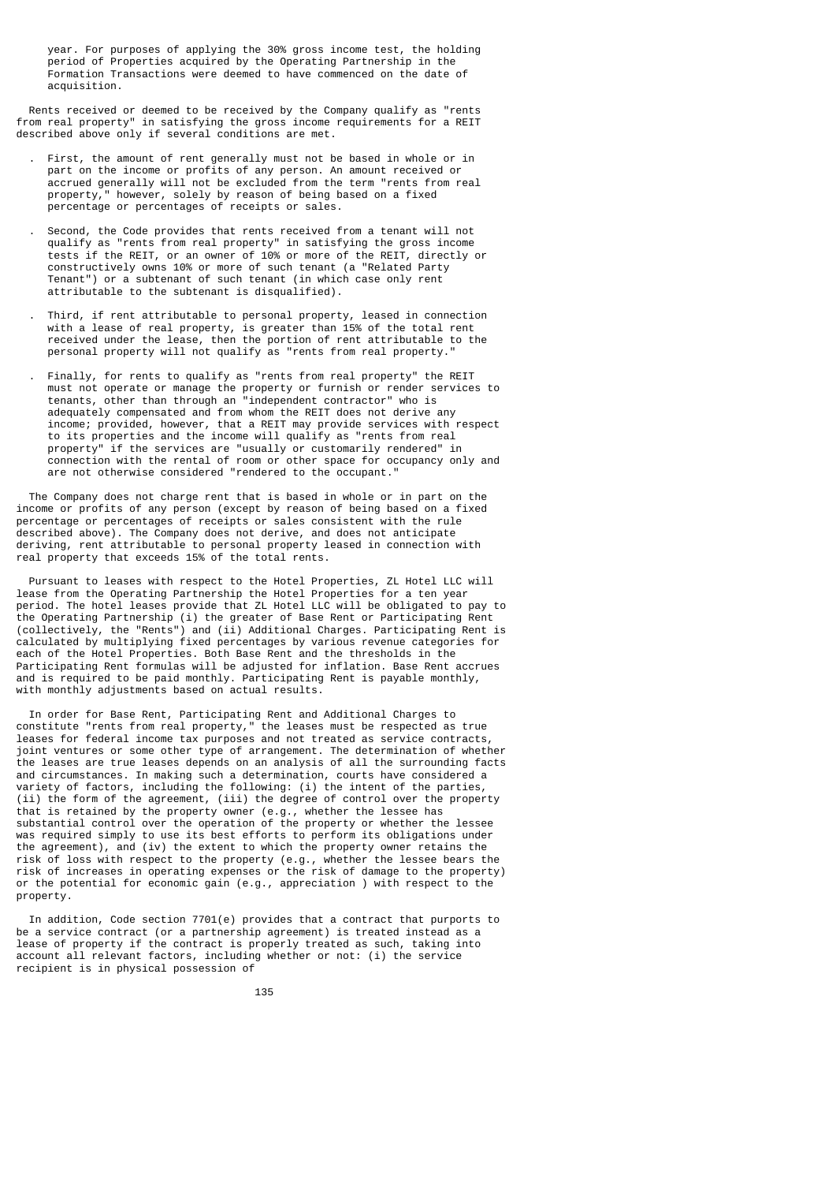year. For purposes of applying the 30% gross income test, the holding period of Properties acquired by the Operating Partnership in the Formation Transactions were deemed to have commenced on the date of acquisition.

Rents received or deemed to be received by the Company qualify as "rents from real property" in satisfying the gross income requirements for a REIT described above only if several conditions are met.

- First, the amount of rent generally must not be based in whole or in part on the income or profits of any person. An amount received or accrued generally will not be excluded from the term "rents from real property," however, solely by reason of being based on a fixed percentage or percentages of receipts or sales.

- Second, the Code provides that rents received from a tenant will not qualify as "rents from real property" in satisfying the gross income tests if the REIT, or an owner of 10% or more of the REIT, directly or constructively owns 10% or more of such tenant (a "Related Party Tenant") or a subtenant of such tenant (in which case only rent attributable to the subtenant is disqualified).

- Third, if rent attributable to personal property, leased in connection with a lease of real property, is greater than 15% of the total rent received under the lease, then the portion of rent attributable to the personal property will not qualify as "rents from real property."

- Finally, for rents to qualify as "rents from real property" the REIT must not operate or manage the property or furnish or render services to tenants, other than through an "independent contractor" who is adequately compensated and from whom the REIT does not derive any income; provided, however, that a REIT may provide services with respect to its properties and the income will qualify as "rents from real property" if the services are "usually or customarily rendered" in connection with the rental of room or other space for occupancy only and are not otherwise considered "rendered to the occupant."

The Company does not charge rent that is based in whole or in part on the income or profits of any person (except by reason of being based on a fixed percentage or percentages of receipts or sales consistent with the rule described above). The Company does not derive, and does not anticipate deriving, rent attributable to personal property leased in connection with real property that exceeds 15% of the total rents.

Pursuant to leases with respect to the Hotel Properties, ZL Hotel LLC will lease from the Operating Partnership the Hotel Properties for a ten year period. The hotel leases provide that ZL Hotel LLC will be obligated to pay to the Operating Partnership (i) the greater of Base Rent or Participating Rent (collectively, the "Rents") and (ii) Additional Charges. Participating Rent is calculated by multiplying fixed percentages by various revenue categories for each of the Hotel Properties. Both Base Rent and the thresholds in the Participating Rent formulas will be adjusted for inflation. Base Rent accrues and is required to be paid monthly. Participating Rent is payable monthly, with monthly adjustments based on actual results.

In order for Base Rent, Participating Rent and Additional Charges to constitute "rents from real property," the leases must be respected as true leases for federal income tax purposes and not treated as service contracts, joint ventures or some other type of arrangement. The determination of whether the leases are true leases depends on an analysis of all the surrounding facts and circumstances. In making such a determination, courts have considered a variety of factors, including the following: (i) the intent of the parties, (ii) the form of the agreement, (iii) the degree of control over the property that is retained by the property owner (e.g., whether the lessee has substantial control over the operation of the property or whether the lessee was required simply to use its best efforts to perform its obligations under the agreement), and (iv) the extent to which the property owner retains the risk of loss with respect to the property (e.g., whether the lessee bears the risk of increases in operating expenses or the risk of damage to the property) or the potential for economic gain (e.g., appreciation ) with respect to the property.

In addition, Code section 7701(e) provides that a contract that purports to be a service contract (or a partnership agreement) is treated instead as a lease of property if the contract is properly treated as such, taking into account all relevant factors, including whether or not: (i) the service recipient is in physical possession of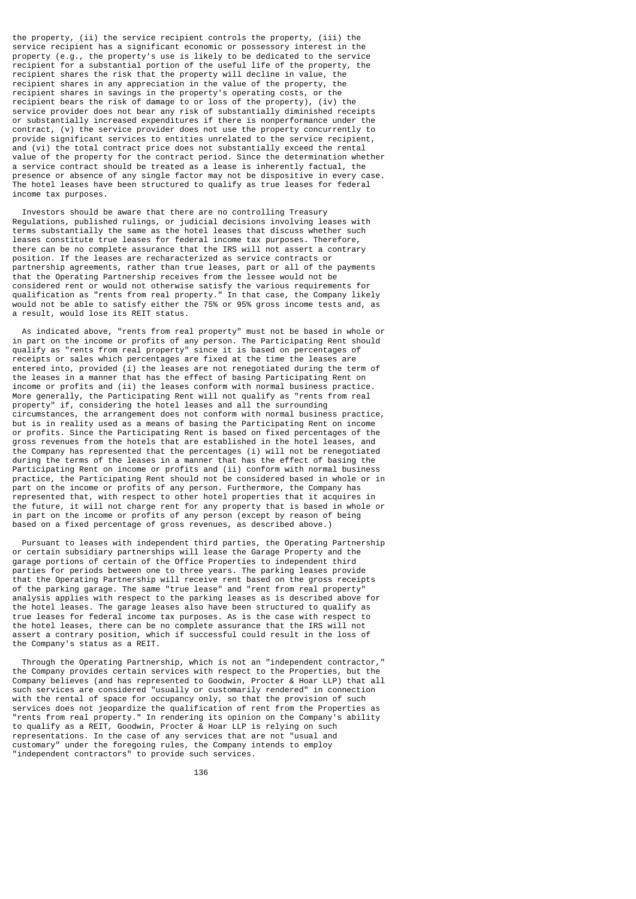the property, (ii) the service recipient controls the property, (iii) the service recipient has a significant economic or possessory interest in the property (e.g., the property's use is likely to be dedicated to the service recipient for a substantial portion of the useful life of the property, the recipient shares the risk that the property will decline in value, the recipient shares in any appreciation in the value of the property, the recipient shares in savings in the property's operating costs, or the recipient bears the risk of damage to or loss of the property), (iv) the service provider does not bear any risk of substantially diminished receipts or substantially increased expenditures if there is nonperformance under the contract, (v) the service provider does not use the property concurrently to provide significant services to entities unrelated to the service recipient, and (vi) the total contract price does not substantially exceed the rental value of the property for the contract period. Since the determination whether a service contract should be treated as a lease is inherently factual, the presence or absence of any single factor may not be dispositive in every case. The hotel leases have been structured to qualify as true leases for federal income tax purposes.

Investors should be aware that there are no controlling Treasury Regulations, published rulings, or judicial decisions involving leases with terms substantially the same as the hotel leases that discuss whether such leases constitute true leases for federal income tax purposes. Therefore, there can be no complete assurance that the IRS will not assert a contrary position. If the leases are recharacterized as service contracts or partnership agreements, rather than true leases, part or all of the payments that the Operating Partnership receives from the lessee would not be considered rent or would not otherwise satisfy the various requirements for qualification as "rents from real property." In that case, the Company likely would not be able to satisfy either the 75% or 95% gross income tests and, as a result, would lose its REIT status.

As indicated above, "rents from real property" must not be based in whole or in part on the income or profits of any person. The Participating Rent should qualify as "rents from real property" since it is based on percentages of receipts or sales which percentages are fixed at the time the leases are entered into, provided (i) the leases are not renegotiated during the term of the leases in a manner that has the effect of basing Participating Rent on income or profits and (ii) the leases conform with normal business practice. More generally, the Participating Rent will not qualify as "rents from real property" if, considering the hotel leases and all the surrounding circumstances, the arrangement does not conform with normal business practice, but is in reality used as a means of basing the Participating Rent on income or profits. Since the Participating Rent is based on fixed percentages of the gross revenues from the hotels that are established in the hotel leases, and the Company has represented that the percentages (i) will not be renegotiated during the terms of the leases in a manner that has the effect of basing the Participating Rent on income or profits and (ii) conform with normal business practice, the Participating Rent should not be considered based in whole or in part on the income or profits of any person. Furthermore, the Company has represented that, with respect to other hotel properties that it acquires in the future, it will not charge rent for any property that is based in whole or in part on the income or profits of any person (except by reason of being based on a fixed percentage of gross revenues, as described above.)

Pursuant to leases with independent third parties, the Operating Partnership or certain subsidiary partnerships will lease the Garage Property and the garage portions of certain of the Office Properties to independent third parties for periods between one to three years. The parking leases provide that the Operating Partnership will receive rent based on the gross receipts of the parking garage. The same "true lease" and "rent from real property" analysis applies with respect to the parking leases as is described above for the hotel leases. The garage leases also have been structured to qualify as true leases for federal income tax purposes. As is the case with respect to the hotel leases, there can be no complete assurance that the IRS will not assert a contrary position, which if successful could result in the loss of the Company's status as a REIT.

Through the Operating Partnership, which is not an "independent contractor," the Company provides certain services with respect to the Properties, but the Company believes (and has represented to Goodwin, Procter & Hoar LLP) that all such services are considered "usually or customarily rendered" in connection with the rental of space for occupancy only, so that the provision of such services does not jeopardize the qualification of rent from the Properties as "rents from real property." In rendering its opinion on the Company's ability to qualify as a REIT, Goodwin, Procter & Hoar LLP is relying on such representations. In the case of any services that are not "usual and customary" under the foregoing rules, the Company intends to employ "independent contractors" to provide such services.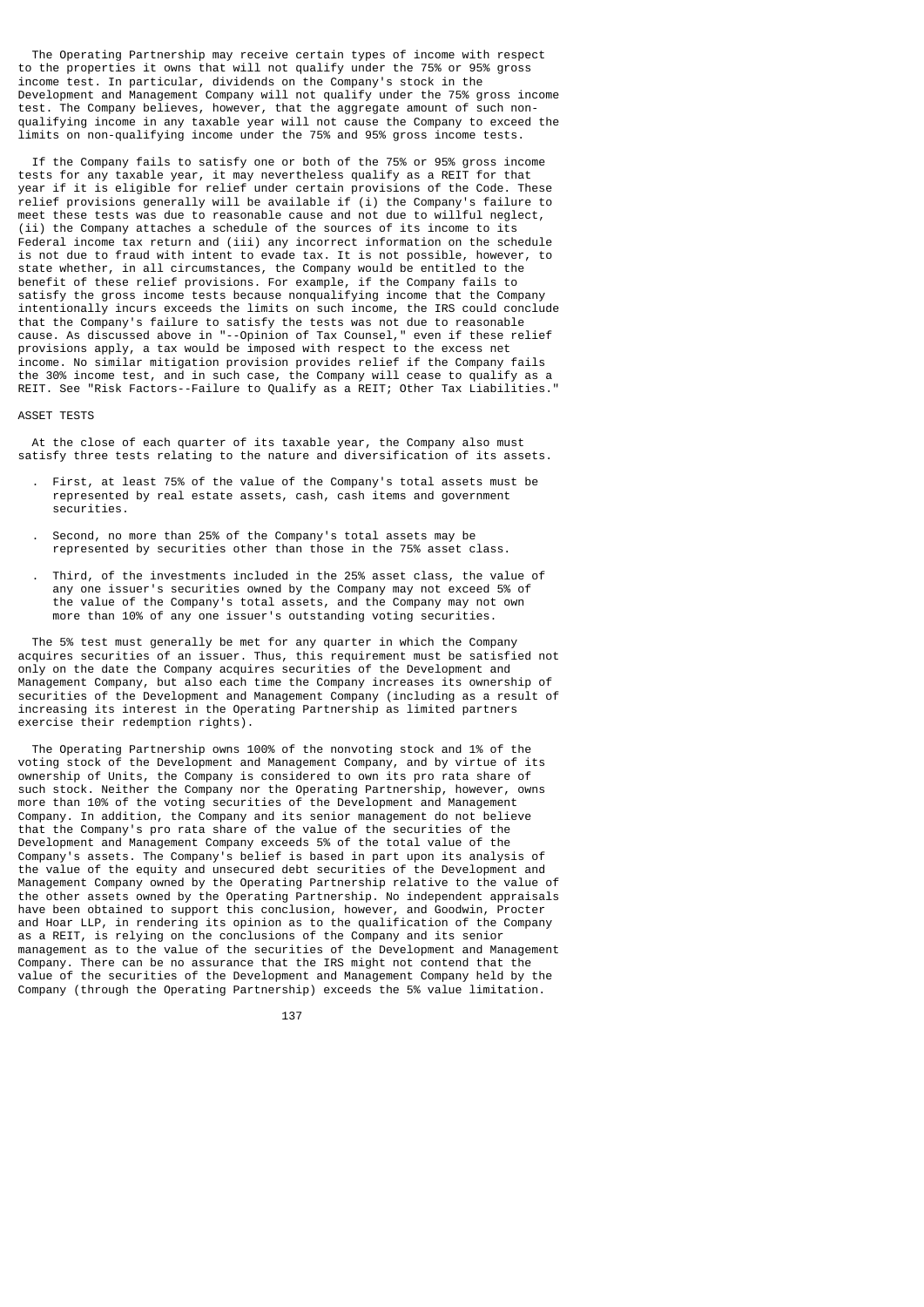The Operating Partnership may receive certain types of income with respect to the properties it owns that will not qualify under the 75% or 95% gross income test. In particular, dividends on the Company's stock in the Development and Management Company will not qualify under the 75% gross income test. The Company believes, however, that the aggregate amount of such non-qualifying income in any taxable year will not cause the Company to exceed the limits on non-qualifying income under the 75% and 95% gross income tests.

If the Company fails to satisfy one or both of the 75% or 95% gross income tests for any taxable year, it may nevertheless qualify as a REIT for that year if it is eligible for relief under certain provisions of the Code. These relief provisions generally will be available if (i) the Company's failure to meet these tests was due to reasonable cause and not due to willful neglect, (ii) the Company attaches a schedule of the sources of its income to its Federal income tax return and (iii) any incorrect information on the schedule is not due to fraud with intent to evade tax. It is not possible, however, to state whether, in all circumstances, the Company would be entitled to the benefit of these relief provisions. For example, if the Company fails to satisfy the gross income tests because nonqualifying income that the Company intentionally incurs exceeds the limits on such income, the IRS could conclude that the Company's failure to satisfy the tests was not due to reasonable cause. As discussed above in "--Opinion of Tax Counsel," even if these relief provisions apply, a tax would be imposed with respect to the excess net income. No similar mitigation provision provides relief if the Company fails the 30% income test, and in such case, the Company will cease to qualify as a REIT. See "Risk Factors--Failure to Qualify as a REIT; Other Tax Liabilities."

ASSET TESTS

At the close of each quarter of its taxable year, the Company also must satisfy three tests relating to the nature and diversification of its assets.

- First, at least 75% of the value of the Company's total assets must be represented by real estate assets, cash, cash items and government securities.
- Second, no more than 25% of the Company's total assets may be represented by securities other than those in the 75% asset class.
- Third, of the investments included in the 25% asset class, the value of any one issuer's securities owned by the Company may not exceed 5% of the value of the Company's total assets, and the Company may not own more than 10% of any one issuer's outstanding voting securities.

The 5% test must generally be met for any quarter in which the Company acquires securities of an issuer. Thus, this requirement must be satisfied not only on the date the Company acquires securities of the Development and Management Company, but also each time the Company increases its ownership of securities of the Development and Management Company (including as a result of increasing its interest in the Operating Partnership as limited partners exercise their redemption rights).

The Operating Partnership owns 100% of the nonvoting stock and 1% of the voting stock of the Development and Management Company, and by virtue of its ownership of Units, the Company is considered to own its pro rata share of such stock. Neither the Company nor the Operating Partnership, however, owns more than 10% of the voting securities of the Development and Management Company. In addition, the Company and its senior management do not believe that the Company's pro rata share of the value of the securities of the Development and Management Company exceeds 5% of the total value of the Company's assets. The Company's belief is based in part upon its analysis of the value of the equity and unsecured debt securities of the Development and Management Company owned by the Operating Partnership relative to the value of the other assets owned by the Operating Partnership. No independent appraisals have been obtained to support this conclusion, however, and Goodwin, Procter and Hoar LLP, in rendering its opinion as to the qualification of the Company as a REIT, is relying on the conclusions of the Company and its senior management as to the value of the securities of the Development and Management Company. There can be no assurance that the IRS might not contend that the value of the securities of the Development and Management Company held by the Company (through the Operating Partnership) exceeds the 5% value limitation.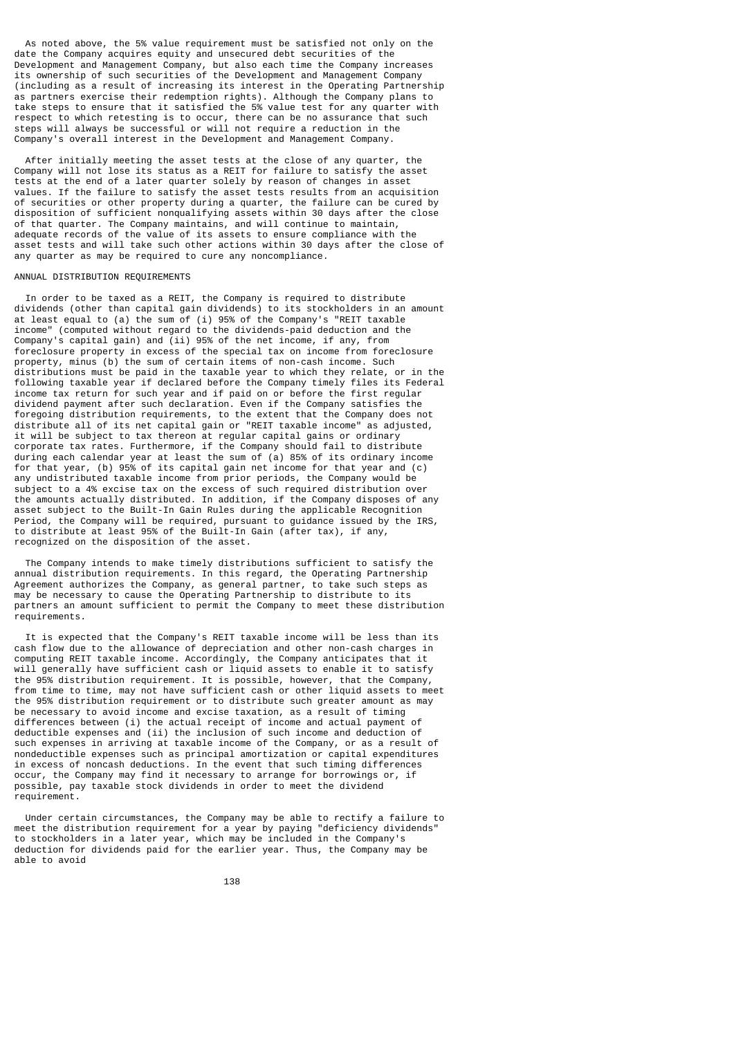As noted above, the 5% value requirement must be satisfied not only on the date the Company acquires equity and unsecured debt securities of the Development and Management Company, but also each time the Company increases its ownership of such securities of the Development and Management Company (including as a result of increasing its interest in the Operating Partnership as partners exercise their redemption rights). Although the Company plans to take steps to ensure that it satisfied the 5% value test for any quarter with respect to which retesting is to occur, there can be no assurance that such steps will always be successful or will not require a reduction in the Company's overall interest in the Development and Management Company.

After initially meeting the asset tests at the close of any quarter, the Company will not lose its status as a REIT for failure to satisfy the asset tests at the end of a later quarter solely by reason of changes in asset values. If the failure to satisfy the asset tests results from an acquisition of securities or other property during a quarter, the failure can be cured by disposition of sufficient nonqualifying assets within 30 days after the close of that quarter. The Company maintains, and will continue to maintain, adequate records of the value of its assets to ensure compliance with the asset tests and will take such other actions within 30 days after the close of any quarter as may be required to cure any noncompliance.

ANNUAL DISTRIBUTION REQUIREMENTS

In order to be taxed as a REIT, the Company is required to distribute dividends (other than capital gain dividends) to its stockholders in an amount at least equal to (a) the sum of (i) 95% of the Company's "REIT taxable income" (computed without regard to the dividends-paid deduction and the Company's capital gain) and (ii) 95% of the net income, if any, from foreclosure property in excess of the special tax on income from foreclosure property, minus (b) the sum of certain items of non-cash income. Such distributions must be paid in the taxable year to which they relate, or in the following taxable year if declared before the Company timely files its Federal income tax return for such year and if paid on or before the first regular dividend payment after such declaration. Even if the Company satisfies the foregoing distribution requirements, to the extent that the Company does not distribute all of its net capital gain or "REIT taxable income" as adjusted, it will be subject to tax thereon at regular capital gains or ordinary corporate tax rates. Furthermore, if the Company should fail to distribute during each calendar year at least the sum of (a) 85% of its ordinary income for that year, (b) 95% of its capital gain net income for that year and (c) any undistributed taxable income from prior periods, the Company would be subject to a 4% excise tax on the excess of such required distribution over the amounts actually distributed. In addition, if the Company disposes of any asset subject to the Built-In Gain Rules during the applicable Recognition Period, the Company will be required, pursuant to guidance issued by the IRS, to distribute at least 95% of the Built-In Gain (after tax), if any, recognized on the disposition of the asset.

The Company intends to make timely distributions sufficient to satisfy the annual distribution requirements. In this regard, the Operating Partnership Agreement authorizes the Company, as general partner, to take such steps as may be necessary to cause the Operating Partnership to distribute to its partners an amount sufficient to permit the Company to meet these distribution requirements.

It is expected that the Company's REIT taxable income will be less than its cash flow due to the allowance of depreciation and other non-cash charges in computing REIT taxable income. Accordingly, the Company anticipates that it will generally have sufficient cash or liquid assets to enable it to satisfy the 95% distribution requirement. It is possible, however, that the Company, from time to time, may not have sufficient cash or other liquid assets to meet the 95% distribution requirement or to distribute such greater amount as may be necessary to avoid income and excise taxation, as a result of timing differences between (i) the actual receipt of income and actual payment of deductible expenses and (ii) the inclusion of such income and deduction of such expenses in arriving at taxable income of the Company, or as a result of nondeductible expenses such as principal amortization or capital expenditures in excess of noncash deductions. In the event that such timing differences occur, the Company may find it necessary to arrange for borrowings or, if possible, pay taxable stock dividends in order to meet the dividend requirement.

Under certain circumstances, the Company may be able to rectify a failure to meet the distribution requirement for a year by paying "deficiency dividends" to stockholders in a later year, which may be included in the Company's deduction for dividends paid for the earlier year. Thus, the Company may be able to avoid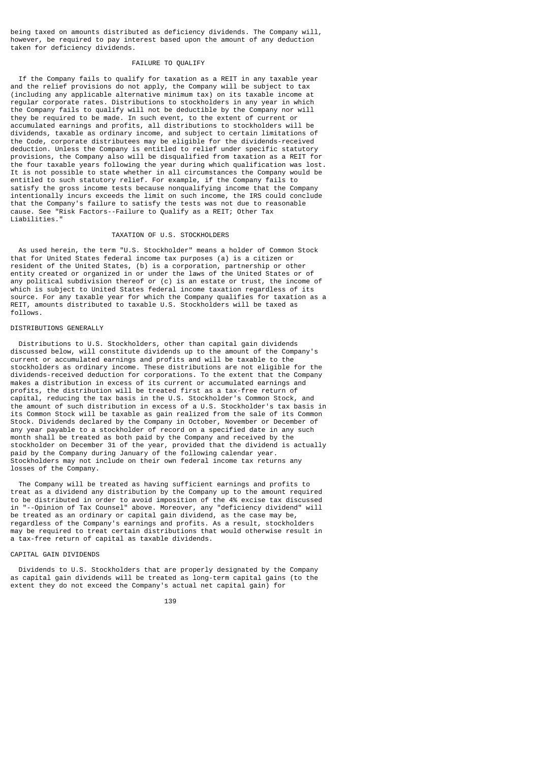being taxed on amounts distributed as deficiency dividends. The Company will, however, be required to pay interest based upon the amount of any deduction taken for deficiency dividends.

### FAILURE TO QUALIFY

If the Company fails to qualify for taxation as a REIT in any taxable year and the relief provisions do not apply, the Company will be subject to tax (including any applicable alternative minimum tax) on its taxable income at regular corporate rates. Distributions to stockholders in any year in which the Company fails to qualify will not be deductible by the Company nor will they be required to be made. In such event, to the extent of current or accumulated earnings and profits, all distributions to stockholders will be dividends, taxable as ordinary income, and subject to certain limitations of the Code, corporate distributees may be eligible for the dividends-received deduction. Unless the Company is entitled to relief under specific statutory provisions, the Company also will be disqualified from taxation as a REIT for the four taxable years following the year during which qualification was lost. It is not possible to state whether in all circumstances the Company would be entitled to such statutory relief. For example, if the Company fails to satisfy the gross income tests because nonqualifying income that the Company intentionally incurs exceeds the limit on such income, the IRS could conclude that the Company's failure to satisfy the tests was not due to reasonable cause. See "Risk Factors--Failure to Qualify as a REIT; Other Tax Liabilities."

### TAXATION OF U.S. STOCKHOLDERS

As used herein, the term "U.S. Stockholder" means a holder of Common Stock that for United States federal income tax purposes (a) is a citizen or resident of the United States, (b) is a corporation, partnership or other entity created or organized in or under the laws of the United States or of any political subdivision thereof or (c) is an estate or trust, the income of which is subject to United States federal income taxation regardless of its source. For any taxable year for which the Company qualifies for taxation as a REIT, amounts distributed to taxable U.S. Stockholders will be taxed as follows.

#### DISTRIBUTIONS GENERALLY

Distributions to U.S. Stockholders, other than capital gain dividends discussed below, will constitute dividends up to the amount of the Company's current or accumulated earnings and profits and will be taxable to the stockholders as ordinary income. These distributions are not eligible for the dividends-received deduction for corporations. To the extent that the Company makes a distribution in excess of its current or accumulated earnings and profits, the distribution will be treated first as a tax-free return of capital, reducing the tax basis in the U.S. Stockholder's Common Stock, and the amount of such distribution in excess of a U.S. Stockholder's tax basis in its Common Stock will be taxable as gain realized from the sale of its Common Stock. Dividends declared by the Company in October, November or December of any year payable to a stockholder of record on a specified date in any such month shall be treated as both paid by the Company and received by the stockholder on December 31 of the year, provided that the dividend is actually paid by the Company during January of the following calendar year. Stockholders may not include on their own federal income tax returns any losses of the Company.

The Company will be treated as having sufficient earnings and profits to treat as a dividend any distribution by the Company up to the amount required to be distributed in order to avoid imposition of the 4% excise tax discussed in "--Opinion of Tax Counsel" above. Moreover, any "deficiency dividend" will be treated as an ordinary or capital gain dividend, as the case may be, regardless of the Company's earnings and profits. As a result, stockholders may be required to treat certain distributions that would otherwise result in a tax-free return of capital as taxable dividends.

#### CAPITAL GAIN DIVIDENDS

Dividends to U.S. Stockholders that are properly designated by the Company as capital gain dividends will be treated as long-term capital gains (to the extent they do not exceed the Company's actual net capital gain) for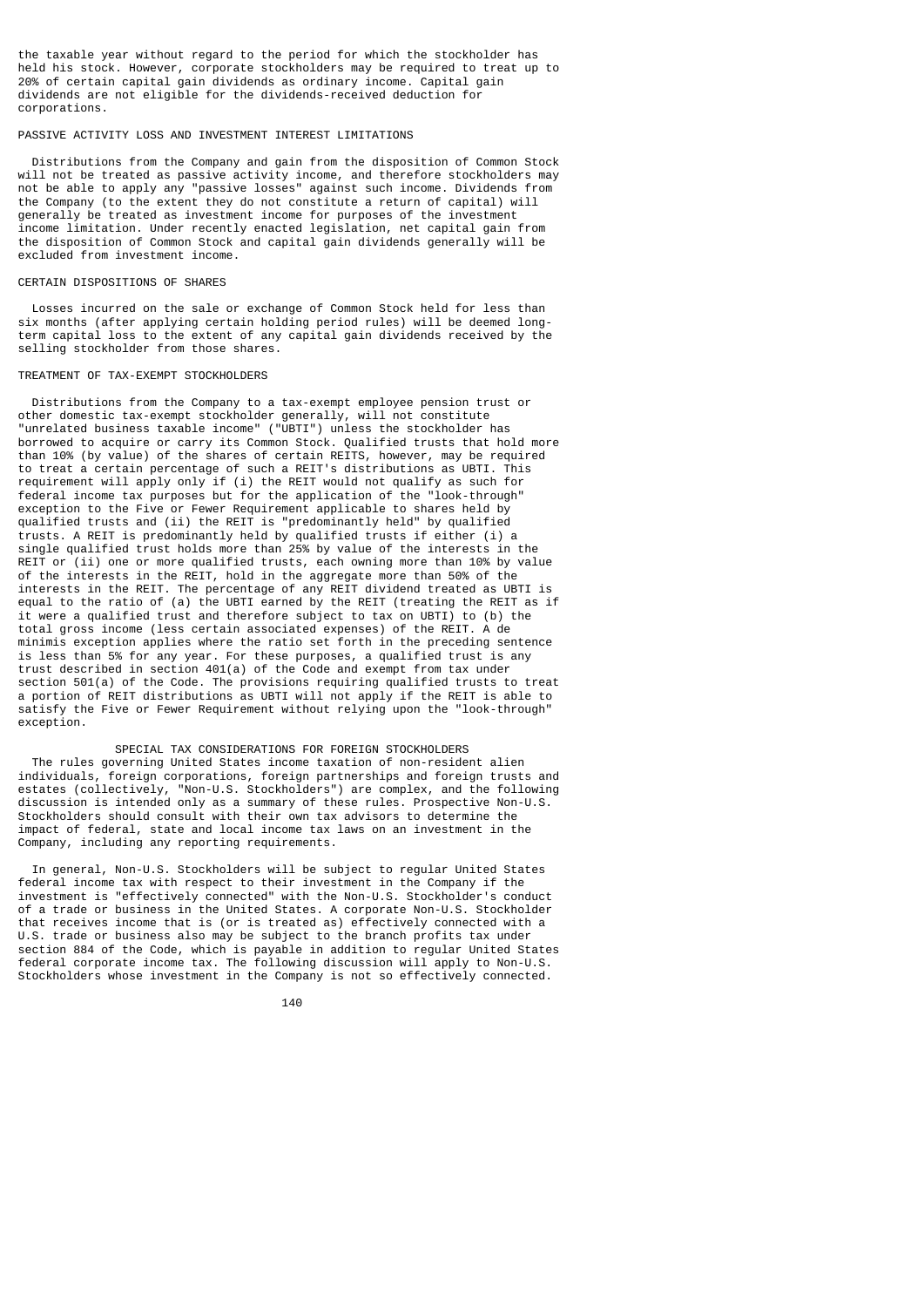the taxable year without regard to the period for which the stockholder has held his stock. However, corporate stockholders may be required to treat up to 20% of certain capital gain dividends as ordinary income. Capital gain dividends are not eligible for the dividends-received deduction for corporations.

### PASSIVE ACTIVITY LOSS AND INVESTMENT INTEREST LIMITATIONS

Distributions from the Company and gain from the disposition of Common Stock will not be treated as passive activity income, and therefore stockholders may not be able to apply any "passive losses" against such income. Dividends from the Company (to the extent they do not constitute a return of capital) will generally be treated as investment income for purposes of the investment income limitation. Under recently enacted legislation, net capital gain from the disposition of Common Stock and capital gain dividends generally will be excluded from investment income.

### CERTAIN DISPOSITIONS OF SHARES

Losses incurred on the sale or exchange of Common Stock held for less than six months (after applying certain holding period rules) will be deemed long-term capital loss to the extent of any capital gain dividends received by the selling stockholder from those shares.

### TREATMENT OF TAX-EXEMPT STOCKHOLDERS

Distributions from the Company to a tax-exempt employee pension trust or other domestic tax-exempt stockholder generally, will not constitute "unrelated business taxable income" ("UBTI") unless the stockholder has borrowed to acquire or carry its Common Stock. Qualified trusts that hold more than 10% (by value) of the shares of certain REITS, however, may be required to treat a certain percentage of such a REIT's distributions as UBTI. This requirement will apply only if (i) the REIT would not qualify as such for federal income tax purposes but for the application of the "look-through" exception to the Five or Fewer Requirement applicable to shares held by qualified trusts and (ii) the REIT is "predominantly held" by qualified trusts. A REIT is predominantly held by qualified trusts if either (i) a single qualified trust holds more than 25% by value of the interests in the REIT or (ii) one or more qualified trusts, each owning more than 10% by value of the interests in the REIT, hold in the aggregate more than 50% of the interests in the REIT. The percentage of any REIT dividend treated as UBTI is equal to the ratio of (a) the UBTI earned by the REIT (treating the REIT as if it were a qualified trust and therefore subject to tax on UBTI) to (b) the total gross income (less certain associated expenses) of the REIT. A de minimis exception applies where the ratio set forth in the preceding sentence is less than 5% for any year. For these purposes, a qualified trust is any trust described in section 401(a) of the Code and exempt from tax under section 501(a) of the Code. The provisions requiring qualified trusts to treat a portion of REIT distributions as UBTI will not apply if the REIT is able to satisfy the Five or Fewer Requirement without relying upon the "look-through" exception.

## SPECIAL TAX CONSIDERATIONS FOR FOREIGN STOCKHOLDERS

The rules governing United States income taxation of non-resident alien individuals, foreign corporations, foreign partnerships and foreign trusts and estates (collectively, "Non-U.S. Stockholders") are complex, and the following discussion is intended only as a summary of these rules. Prospective Non-U.S. Stockholders should consult with their own tax advisors to determine the impact of federal, state and local income tax laws on an investment in the Company, including any reporting requirements.

In general, Non-U.S. Stockholders will be subject to regular United States federal income tax with respect to their investment in the Company if the investment is "effectively connected" with the Non-U.S. Stockholder's conduct of a trade or business in the United States. A corporate Non-U.S. Stockholder that receives income that is (or is treated as) effectively connected with a U.S. trade or business also may be subject to the branch profits tax under section 884 of the Code, which is payable in addition to regular United States federal corporate income tax. The following discussion will apply to Non-U.S. Stockholders whose investment in the Company is not so effectively connected.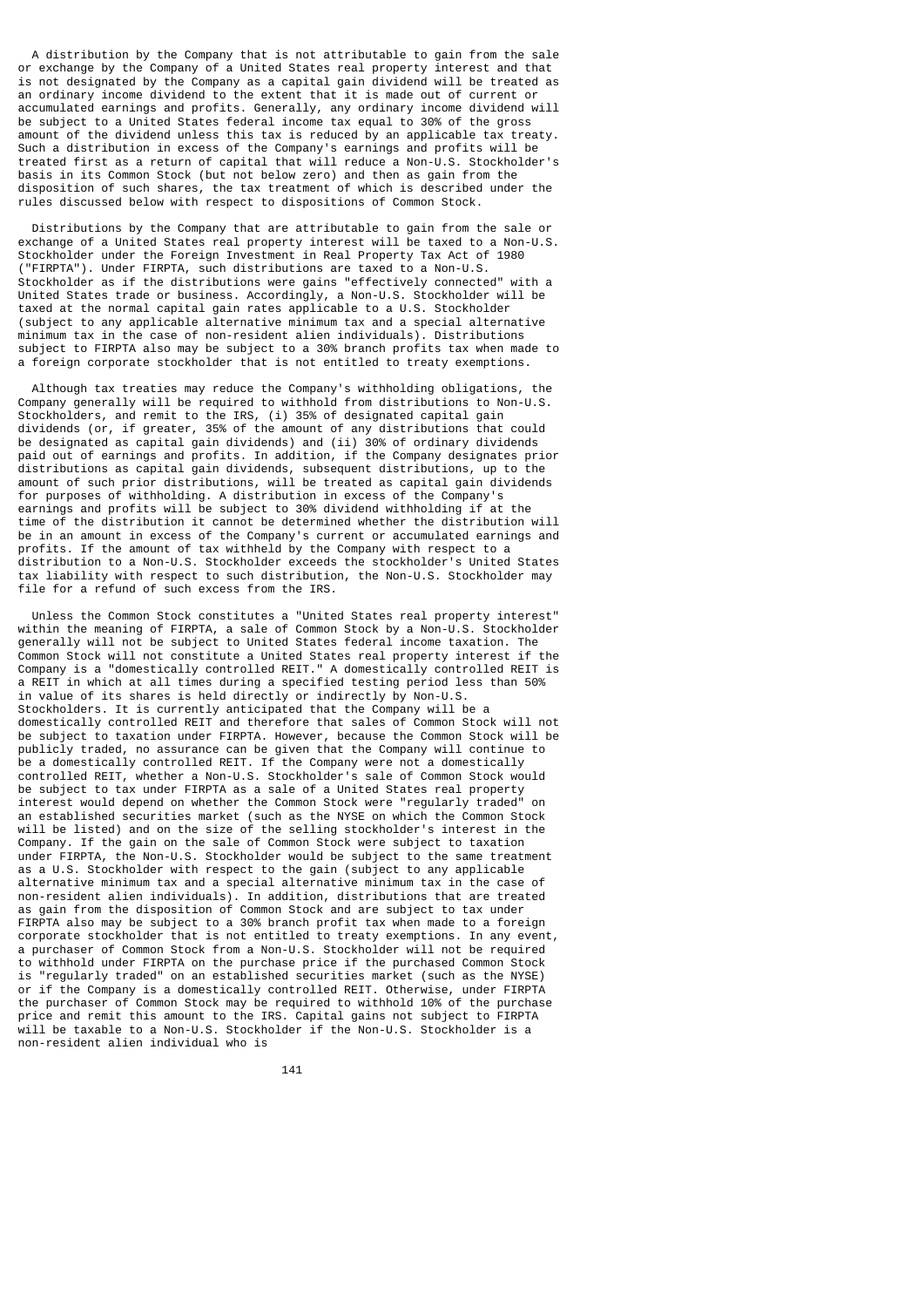A distribution by the Company that is not attributable to gain from the sale or exchange by the Company of a United States real property interest and that is not designated by the Company as a capital gain dividend will be treated as an ordinary income dividend to the extent that it is made out of current or accumulated earnings and profits. Generally, any ordinary income dividend will be subject to a United States federal income tax equal to 30% of the gross amount of the dividend unless this tax is reduced by an applicable tax treaty. Such a distribution in excess of the Company's earnings and profits will be treated first as a return of capital that will reduce a Non-U.S. Stockholder's basis in its Common Stock (but not below zero) and then as gain from the disposition of such shares, the tax treatment of which is described under the rules discussed below with respect to dispositions of Common Stock.

Distributions by the Company that are attributable to gain from the sale or exchange of a United States real property interest will be taxed to a Non-U.S. Stockholder under the Foreign Investment in Real Property Tax Act of 1980 ("FIRPTA"). Under FIRPTA, such distributions are taxed to a Non-U.S. Stockholder as if the distributions were gains "effectively connected" with a United States trade or business. Accordingly, a Non-U.S. Stockholder will be taxed at the normal capital gain rates applicable to a U.S. Stockholder (subject to any applicable alternative minimum tax and a special alternative minimum tax in the case of non-resident alien individuals). Distributions subject to FIRPTA also may be subject to a 30% branch profits tax when made to a foreign corporate stockholder that is not entitled to treaty exemptions.

Although tax treaties may reduce the Company's withholding obligations, the Company generally will be required to withhold from distributions to Non-U.S. Stockholders, and remit to the IRS, (i) 35% of designated capital gain dividends (or, if greater, 35% of the amount of any distributions that could be designated as capital gain dividends) and (ii) 30% of ordinary dividends paid out of earnings and profits. In addition, if the Company designates prior distributions as capital gain dividends, subsequent distributions, up to the amount of such prior distributions, will be treated as capital gain dividends for purposes of withholding. A distribution in excess of the Company's earnings and profits will be subject to 30% dividend withholding if at the time of the distribution it cannot be determined whether the distribution will be in an amount in excess of the Company's current or accumulated earnings and profits. If the amount of tax withheld by the Company with respect to a distribution to a Non-U.S. Stockholder exceeds the stockholder's United States tax liability with respect to such distribution, the Non-U.S. Stockholder may file for a refund of such excess from the IRS.

Unless the Common Stock constitutes a "United States real property interest" within the meaning of FIRPTA, a sale of Common Stock by a Non-U.S. Stockholder generally will not be subject to United States federal income taxation. The Common Stock will not constitute a United States real property interest if the Company is a "domestically controlled REIT." A domestically controlled REIT is a REIT in which at all times during a specified testing period less than 50% in value of its shares is held directly or indirectly by Non-U.S. Stockholders. It is currently anticipated that the Company will be a domestically controlled REIT and therefore that sales of Common Stock will not be subject to taxation under FIRPTA. However, because the Common Stock will be publicly traded, no assurance can be given that the Company will continue to be a domestically controlled REIT. If the Company were not a domestically controlled REIT, whether a Non-U.S. Stockholder's sale of Common Stock would be subject to tax under FIRPTA as a sale of a United States real property interest would depend on whether the Common Stock were "regularly traded" on an established securities market (such as the NYSE on which the Common Stock will be listed) and on the size of the selling stockholder's interest in the Company. If the gain on the sale of Common Stock were subject to taxation under FIRPTA, the Non-U.S. Stockholder would be subject to the same treatment as a U.S. Stockholder with respect to the gain (subject to any applicable alternative minimum tax and a special alternative minimum tax in the case of non-resident alien individuals). In addition, distributions that are treated as gain from the disposition of Common Stock and are subject to tax under FIRPTA also may be subject to a 30% branch profit tax when made to a foreign corporate stockholder that is not entitled to treaty exemptions. In any event, a purchaser of Common Stock from a Non-U.S. Stockholder will not be required to withhold under FIRPTA on the purchase price if the purchased Common Stock is "regularly traded" on an established securities market (such as the NYSE) or if the Company is a domestically controlled REIT. Otherwise, under FIRPTA the purchaser of Common Stock may be required to withhold 10% of the purchase price and remit this amount to the IRS. Capital gains not subject to FIRPTA will be taxable to a Non-U.S. Stockholder if the Non-U.S. Stockholder is a non-resident alien individual who is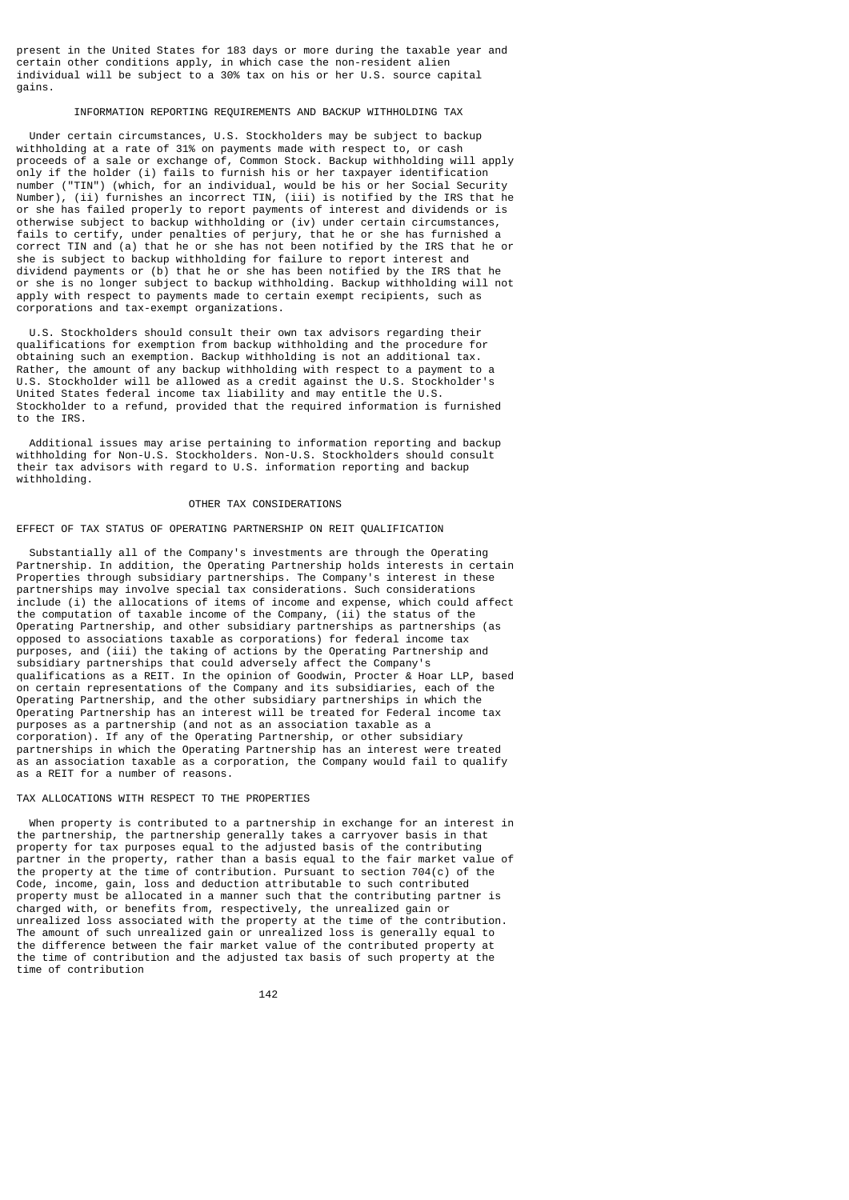present in the United States for 183 days or more during the taxable year and certain other conditions apply, in which case the non-resident alien individual will be subject to a 30% tax on his or her U.S. source capital gains.

### INFORMATION REPORTING REQUIREMENTS AND BACKUP WITHHOLDING TAX

Under certain circumstances, U.S. Stockholders may be subject to backup withholding at a rate of 31% on payments made with respect to, or cash proceeds of a sale or exchange of, Common Stock. Backup withholding will apply only if the holder (i) fails to furnish his or her taxpayer identification number ("TIN") (which, for an individual, would be his or her Social Security Number), (ii) furnishes an incorrect TIN, (iii) is notified by the IRS that he or she has failed properly to report payments of interest and dividends or is otherwise subject to backup withholding or (iv) under certain circumstances, fails to certify, under penalties of perjury, that he or she has furnished a correct TIN and (a) that he or she has not been notified by the IRS that he or she is subject to backup withholding for failure to report interest and dividend payments or (b) that he or she has been notified by the IRS that he or she is no longer subject to backup withholding. Backup withholding will not apply with respect to payments made to certain exempt recipients, such as corporations and tax-exempt organizations.

U.S. Stockholders should consult their own tax advisors regarding their qualifications for exemption from backup withholding and the procedure for obtaining such an exemption. Backup withholding is not an additional tax. Rather, the amount of any backup withholding with respect to a payment to a U.S. Stockholder will be allowed as a credit against the U.S. Stockholder's United States federal income tax liability and may entitle the U.S. Stockholder to a refund, provided that the required information is furnished to the IRS.

Additional issues may arise pertaining to information reporting and backup withholding for Non-U.S. Stockholders. Non-U.S. Stockholders should consult their tax advisors with regard to U.S. information reporting and backup withholding.

## OTHER TAX CONSIDERATIONS

### EFFECT OF TAX STATUS OF OPERATING PARTNERSHIP ON REIT QUALIFICATION

Substantially all of the Company's investments are through the Operating Partnership. In addition, the Operating Partnership holds interests in certain Properties through subsidiary partnerships. The Company's interest in these partnerships may involve special tax considerations. Such considerations include (i) the allocations of items of income and expense, which could affect the computation of taxable income of the Company, (ii) the status of the Operating Partnership, and other subsidiary partnerships as partnerships (as opposed to associations taxable as corporations) for federal income tax purposes, and (iii) the taking of actions by the Operating Partnership and subsidiary partnerships that could adversely affect the Company's qualifications as a REIT. In the opinion of Goodwin, Procter & Hoar LLP, based on certain representations of the Company and its subsidiaries, each of the Operating Partnership, and the other subsidiary partnerships in which the Operating Partnership has an interest will be treated for Federal income tax purposes as a partnership (and not as an association taxable as a corporation). If any of the Operating Partnership, or other subsidiary partnerships in which the Operating Partnership has an interest were treated as an association taxable as a corporation, the Company would fail to qualify as a REIT for a number of reasons.

### TAX ALLOCATIONS WITH RESPECT TO THE PROPERTIES

When property is contributed to a partnership in exchange for an interest in the partnership, the partnership generally takes a carryover basis in that property for tax purposes equal to the adjusted basis of the contributing partner in the property, rather than a basis equal to the fair market value of the property at the time of contribution. Pursuant to section 704(c) of the Code, income, gain, loss and deduction attributable to such contributed property must be allocated in a manner such that the contributing partner is charged with, or benefits from, respectively, the unrealized gain or unrealized loss associated with the property at the time of the contribution. The amount of such unrealized gain or unrealized loss is generally equal to the difference between the fair market value of the contributed property at the time of contribution and the adjusted tax basis of such property at the time of contribution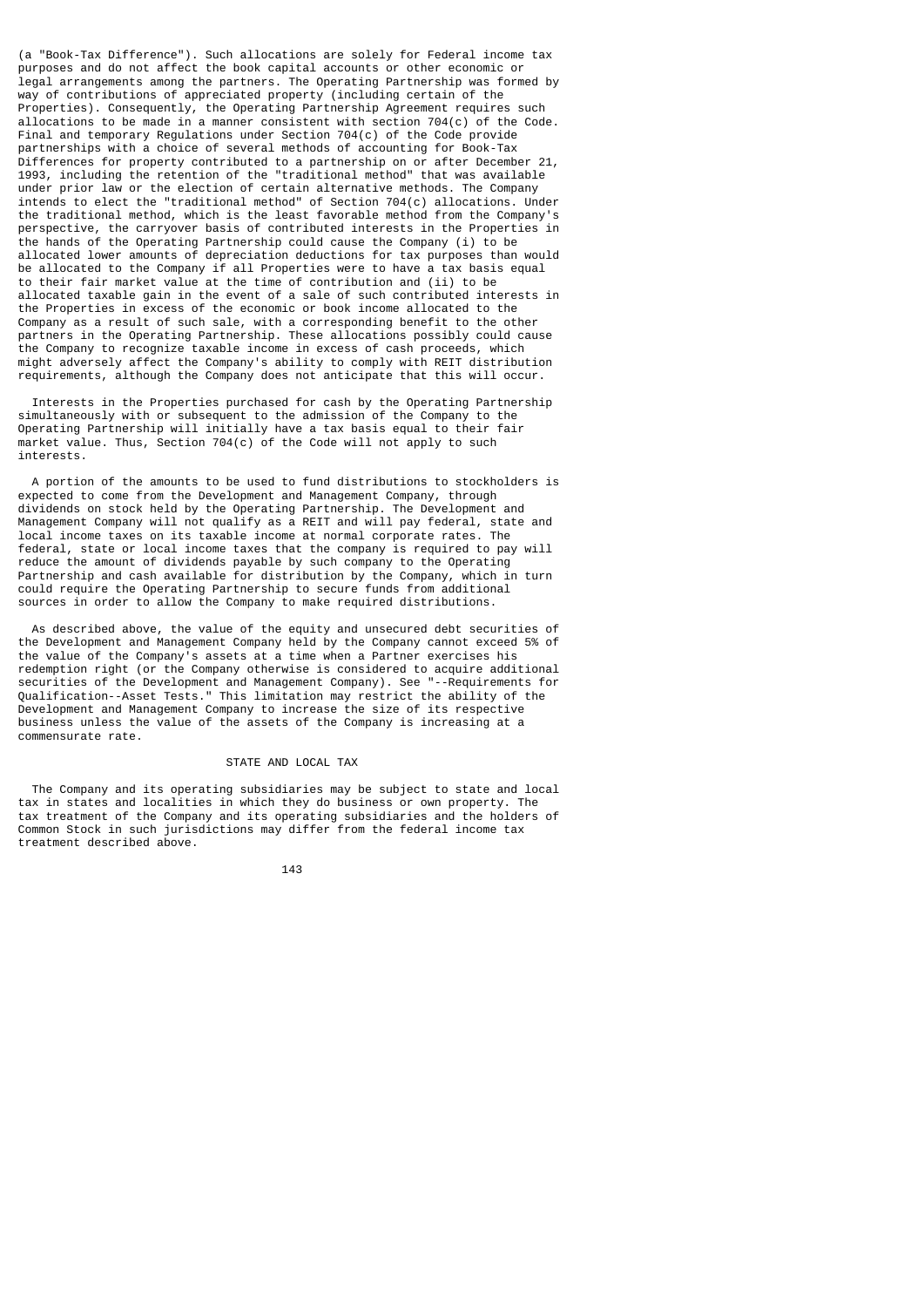(a "Book-Tax Difference"). Such allocations are solely for Federal income tax purposes and do not affect the book capital accounts or other economic or legal arrangements among the partners. The Operating Partnership was formed by way of contributions of appreciated property (including certain of the Properties). Consequently, the Operating Partnership Agreement requires such allocations to be made in a manner consistent with section 704(c) of the Code. Final and temporary Regulations under Section 704(c) of the Code provide partnerships with a choice of several methods of accounting for Book-Tax Differences for property contributed to a partnership on or after December 21, 1993, including the retention of the "traditional method" that was available under prior law or the election of certain alternative methods. The Company intends to elect the "traditional method" of Section 704(c) allocations. Under the traditional method, which is the least favorable method from the Company's perspective, the carryover basis of contributed interests in the Properties in the hands of the Operating Partnership could cause the Company (i) to be allocated lower amounts of depreciation deductions for tax purposes than would be allocated to the Company if all Properties were to have a tax basis equal to their fair market value at the time of contribution and (ii) to be allocated taxable gain in the event of a sale of such contributed interests in the Properties in excess of the economic or book income allocated to the Company as a result of such sale, with a corresponding benefit to the other partners in the Operating Partnership. These allocations possibly could cause the Company to recognize taxable income in excess of cash proceeds, which might adversely affect the Company's ability to comply with REIT distribution requirements, although the Company does not anticipate that this will occur.

Interests in the Properties purchased for cash by the Operating Partnership simultaneously with or subsequent to the admission of the Company to the Operating Partnership will initially have a tax basis equal to their fair market value. Thus, Section 704(c) of the Code will not apply to such interests.

A portion of the amounts to be used to fund distributions to stockholders is expected to come from the Development and Management Company, through dividends on stock held by the Operating Partnership. The Development and Management Company will not qualify as a REIT and will pay federal, state and local income taxes on its taxable income at normal corporate rates. The federal, state or local income taxes that the company is required to pay will reduce the amount of dividends payable by such company to the Operating Partnership and cash available for distribution by the Company, which in turn could require the Operating Partnership to secure funds from additional sources in order to allow the Company to make required distributions.

As described above, the value of the equity and unsecured debt securities of the Development and Management Company held by the Company cannot exceed 5% of the value of the Company's assets at a time when a Partner exercises his redemption right (or the Company otherwise is considered to acquire additional securities of the Development and Management Company). See "--Requirements for Qualification--Asset Tests." This limitation may restrict the ability of the Development and Management Company to increase the size of its respective business unless the value of the assets of the Company is increasing at a commensurate rate.

## STATE AND LOCAL TAX

The Company and its operating subsidiaries may be subject to state and local tax in states and localities in which they do business or own property. The tax treatment of the Company and its operating subsidiaries and the holders of Common Stock in such jurisdictions may differ from the federal income tax treatment described above.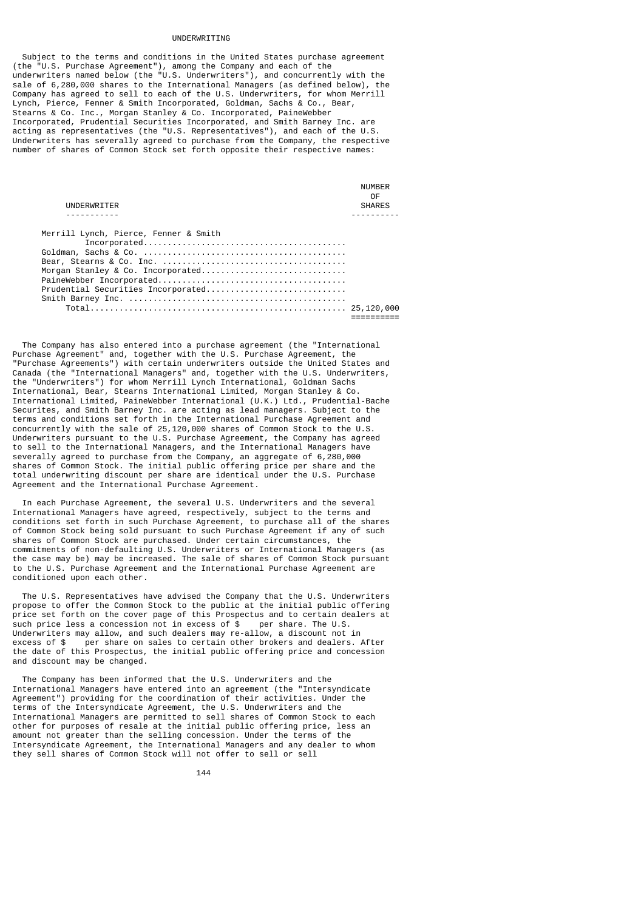## UNDERWRITING

Subject to the terms and conditions in the United States purchase agreement (the "U.S. Purchase Agreement"), among the Company and each of the underwriters named below (the "U.S. Underwriters"), and concurrently with the sale of 6,280,000 shares to the International Managers (as defined below), the Company has agreed to sell to each of the U.S. Underwriters, for whom Merrill Lynch, Pierce, Fenner & Smith Incorporated, Goldman, Sachs & Co., Bear, Stearns & Co. Inc., Morgan Stanley & Co. Incorporated, PaineWebber Incorporated, Prudential Securities Incorporated, and Smith Barney Inc. are acting as representatives (the "U.S. Representatives"), and each of the U.S. Underwriters has severally agreed to purchase from the Company, the respective number of shares of Common Stock set forth opposite their respective names:

| UNDERWRITER | NUMBER OF SHARES |
|---|---|
| Merrill Lynch, Pierce, Fenner & Smith Incorporated | |
| Goldman, Sachs & Co. | |
| Bear, Stearns & Co. Inc. | |
| Morgan Stanley & Co. Incorporated | |
| PaineWebber Incorporated | |
| Prudential Securities Incorporated | |
| Smith Barney Inc. | |
| Total | 25,120,000 |

The Company has also entered into a purchase agreement (the "International Purchase Agreement" and, together with the U.S. Purchase Agreement, the "Purchase Agreements") with certain underwriters outside the United States and Canada (the "International Managers" and, together with the U.S. Underwriters, the "Underwriters") for whom Merrill Lynch International, Goldman Sachs International, Bear, Stearns International Limited, Morgan Stanley & Co. International Limited, PaineWebber International (U.K.) Ltd., Prudential-Bache Securites, and Smith Barney Inc. are acting as lead managers. Subject to the terms and conditions set forth in the International Purchase Agreement and concurrently with the sale of 25,120,000 shares of Common Stock to the U.S. Underwriters pursuant to the U.S. Purchase Agreement, the Company has agreed to sell to the International Managers, and the International Managers have severally agreed to purchase from the Company, an aggregate of 6,280,000 shares of Common Stock. The initial public offering price per share and the total underwriting discount per share are identical under the U.S. Purchase Agreement and the International Purchase Agreement.

In each Purchase Agreement, the several U.S. Underwriters and the several International Managers have agreed, respectively, subject to the terms and conditions set forth in such Purchase Agreement, to purchase all of the shares of Common Stock being sold pursuant to such Purchase Agreement if any of such shares of Common Stock are purchased. Under certain circumstances, the commitments of non-defaulting U.S. Underwriters or International Managers (as the case may be) may be increased. The sale of shares of Common Stock pursuant to the U.S. Purchase Agreement and the International Purchase Agreement are conditioned upon each other.

The U.S. Representatives have advised the Company that the U.S. Underwriters propose to offer the Common Stock to the public at the initial public offering price set forth on the cover page of this Prospectus and to certain dealers at such price less a concession not in excess of $ per share. The U.S. Underwriters may allow, and such dealers may re-allow, a discount not in excess of $ per share on sales to certain other brokers and dealers. After the date of this Prospectus, the initial public offering price and concession and discount may be changed.

The Company has been informed that the U.S. Underwriters and the International Managers have entered into an agreement (the "Intersyndicate Agreement") providing for the coordination of their activities. Under the terms of the Intersyndicate Agreement, the U.S. Underwriters and the International Managers are permitted to sell shares of Common Stock to each other for purposes of resale at the initial public offering price, less an amount not greater than the selling concession. Under the terms of the Intersyndicate Agreement, the International Managers and any dealer to whom they sell shares of Common Stock will not offer to sell or sell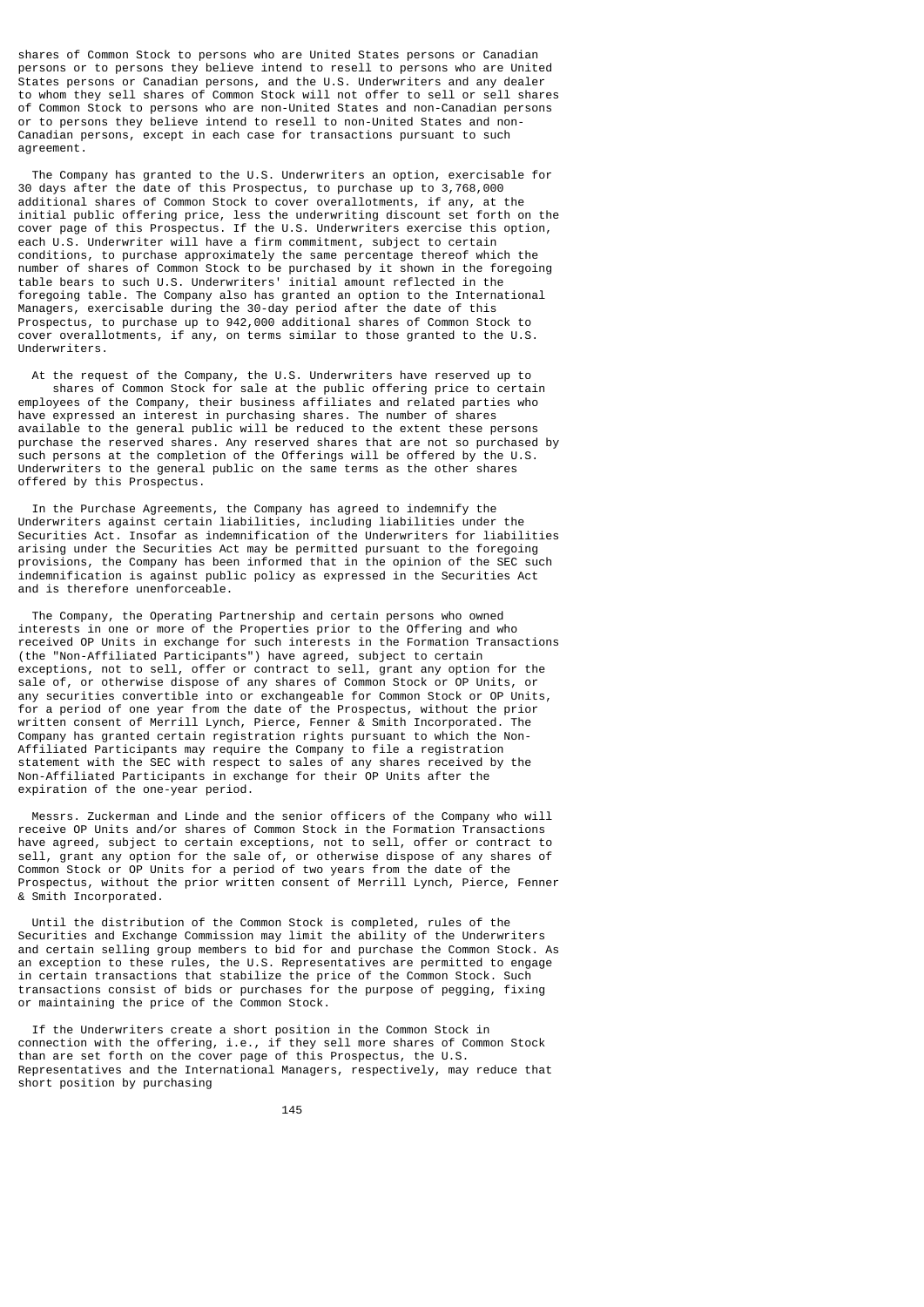shares of Common Stock to persons who are United States persons or Canadian persons or to persons they believe intend to resell to persons who are United States persons or Canadian persons, and the U.S. Underwriters and any dealer to whom they sell shares of Common Stock will not offer to sell or sell shares of Common Stock to persons who are non-United States and non-Canadian persons or to persons they believe intend to resell to non-United States and non-Canadian persons, except in each case for transactions pursuant to such agreement.

The Company has granted to the U.S. Underwriters an option, exercisable for 30 days after the date of this Prospectus, to purchase up to 3,768,000 additional shares of Common Stock to cover overallotments, if any, at the initial public offering price, less the underwriting discount set forth on the cover page of this Prospectus. If the U.S. Underwriters exercise this option, each U.S. Underwriter will have a firm commitment, subject to certain conditions, to purchase approximately the same percentage thereof which the number of shares of Common Stock to be purchased by it shown in the foregoing table bears to such U.S. Underwriters' initial amount reflected in the foregoing table. The Company also has granted an option to the International Managers, exercisable during the 30-day period after the date of this Prospectus, to purchase up to 942,000 additional shares of Common Stock to cover overallotments, if any, on terms similar to those granted to the U.S. Underwriters.

At the request of the Company, the U.S. Underwriters have reserved up to shares of Common Stock for sale at the public offering price to certain employees of the Company, their business affiliates and related parties who have expressed an interest in purchasing shares. The number of shares available to the general public will be reduced to the extent these persons purchase the reserved shares. Any reserved shares that are not so purchased by such persons at the completion of the Offerings will be offered by the U.S. Underwriters to the general public on the same terms as the other shares offered by this Prospectus.

In the Purchase Agreements, the Company has agreed to indemnify the Underwriters against certain liabilities, including liabilities under the Securities Act. Insofar as indemnification of the Underwriters for liabilities arising under the Securities Act may be permitted pursuant to the foregoing provisions, the Company has been informed that in the opinion of the SEC such indemnification is against public policy as expressed in the Securities Act and is therefore unenforceable.

The Company, the Operating Partnership and certain persons who owned interests in one or more of the Properties prior to the Offering and who received OP Units in exchange for such interests in the Formation Transactions (the "Non-Affiliated Participants") have agreed, subject to certain exceptions, not to sell, offer or contract to sell, grant any option for the sale of, or otherwise dispose of any shares of Common Stock or OP Units, or any securities convertible into or exchangeable for Common Stock or OP Units, for a period of one year from the date of the Prospectus, without the prior written consent of Merrill Lynch, Pierce, Fenner & Smith Incorporated. The Company has granted certain registration rights pursuant to which the Non-Affiliated Participants may require the Company to file a registration statement with the SEC with respect to sales of any shares received by the Non-Affiliated Participants in exchange for their OP Units after the expiration of the one-year period.

Messrs. Zuckerman and Linde and the senior officers of the Company who will receive OP Units and/or shares of Common Stock in the Formation Transactions have agreed, subject to certain exceptions, not to sell, offer or contract to sell, grant any option for the sale of, or otherwise dispose of any shares of Common Stock or OP Units for a period of two years from the date of the Prospectus, without the prior written consent of Merrill Lynch, Pierce, Fenner & Smith Incorporated.

Until the distribution of the Common Stock is completed, rules of the Securities and Exchange Commission may limit the ability of the Underwriters and certain selling group members to bid for and purchase the Common Stock. As an exception to these rules, the U.S. Representatives are permitted to engage in certain transactions that stabilize the price of the Common Stock. Such transactions consist of bids or purchases for the purpose of pegging, fixing or maintaining the price of the Common Stock.

If the Underwriters create a short position in the Common Stock in connection with the offering, i.e., if they sell more shares of Common Stock than are set forth on the cover page of this Prospectus, the U.S. Representatives and the International Managers, respectively, may reduce that short position by purchasing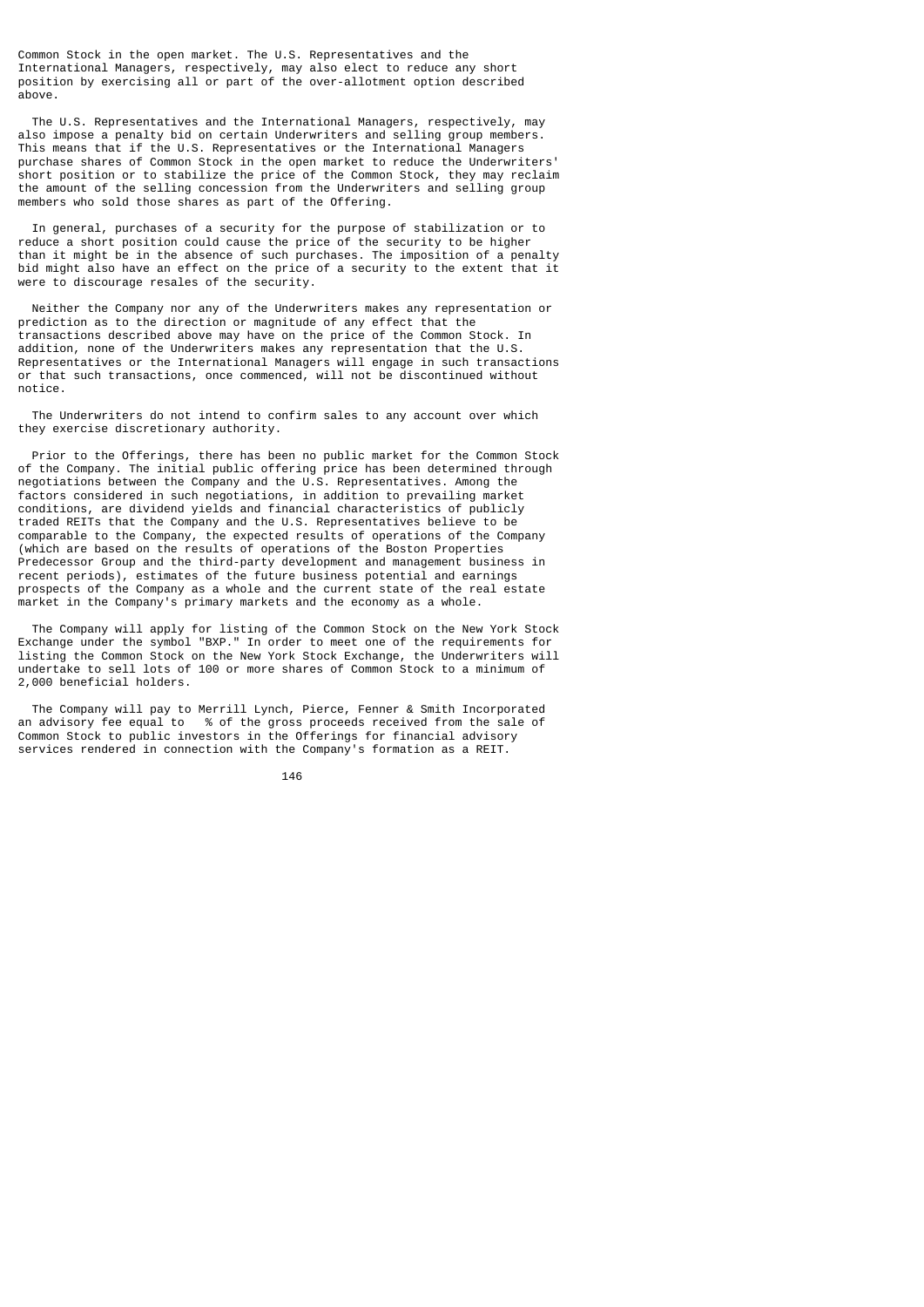Common Stock in the open market. The U.S. Representatives and the International Managers, respectively, may also elect to reduce any short position by exercising all or part of the over-allotment option described above.

The U.S. Representatives and the International Managers, respectively, may also impose a penalty bid on certain Underwriters and selling group members. This means that if the U.S. Representatives or the International Managers purchase shares of Common Stock in the open market to reduce the Underwriters' short position or to stabilize the price of the Common Stock, they may reclaim the amount of the selling concession from the Underwriters and selling group members who sold those shares as part of the Offering.

In general, purchases of a security for the purpose of stabilization or to reduce a short position could cause the price of the security to be higher than it might be in the absence of such purchases. The imposition of a penalty bid might also have an effect on the price of a security to the extent that it were to discourage resales of the security.

Neither the Company nor any of the Underwriters makes any representation or prediction as to the direction or magnitude of any effect that the transactions described above may have on the price of the Common Stock. In addition, none of the Underwriters makes any representation that the U.S. Representatives or the International Managers will engage in such transactions or that such transactions, once commenced, will not be discontinued without notice.

The Underwriters do not intend to confirm sales to any account over which they exercise discretionary authority.

Prior to the Offerings, there has been no public market for the Common Stock of the Company. The initial public offering price has been determined through negotiations between the Company and the U.S. Representatives. Among the factors considered in such negotiations, in addition to prevailing market conditions, are dividend yields and financial characteristics of publicly traded REITs that the Company and the U.S. Representatives believe to be comparable to the Company, the expected results of operations of the Company (which are based on the results of operations of the Boston Properties Predecessor Group and the third-party development and management business in recent periods), estimates of the future business potential and earnings prospects of the Company as a whole and the current state of the real estate market in the Company's primary markets and the economy as a whole.

The Company will apply for listing of the Common Stock on the New York Stock Exchange under the symbol "BXP." In order to meet one of the requirements for listing the Common Stock on the New York Stock Exchange, the Underwriters will undertake to sell lots of 100 or more shares of Common Stock to a minimum of 2,000 beneficial holders.

The Company will pay to Merrill Lynch, Pierce, Fenner & Smith Incorporated an advisory fee equal to % of the gross proceeds received from the sale of Common Stock to public investors in the Offerings for financial advisory services rendered in connection with the Company's formation as a REIT.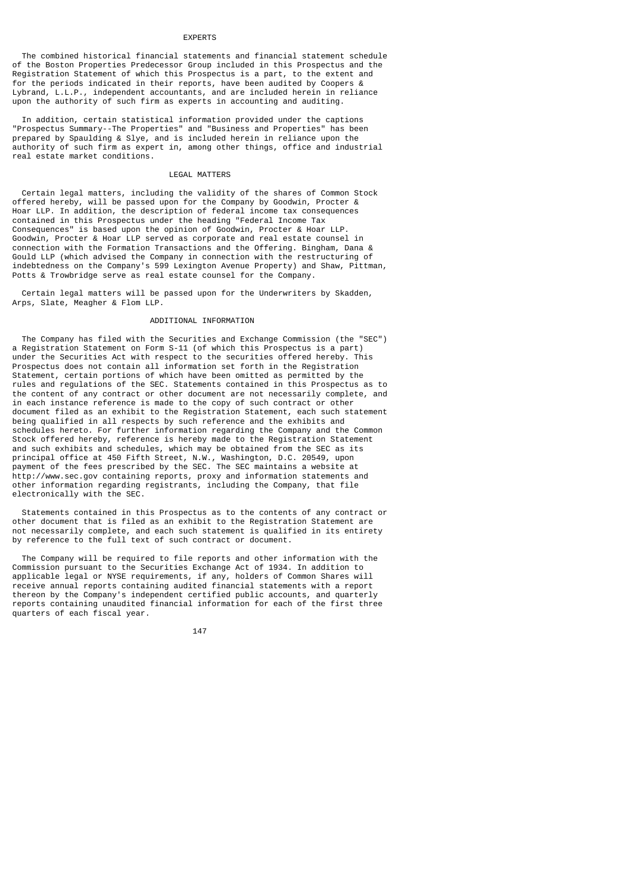## EXPERTS

The combined historical financial statements and financial statement schedule of the Boston Properties Predecessor Group included in this Prospectus and the Registration Statement of which this Prospectus is a part, to the extent and for the periods indicated in their reports, have been audited by Coopers & Lybrand, L.L.P., independent accountants, and are included herein in reliance upon the authority of such firm as experts in accounting and auditing.

In addition, certain statistical information provided under the captions "Prospectus Summary--The Properties" and "Business and Properties" has been prepared by Spaulding & Slye, and is included herein in reliance upon the authority of such firm as expert in, among other things, office and industrial real estate market conditions.

## LEGAL MATTERS

Certain legal matters, including the validity of the shares of Common Stock offered hereby, will be passed upon for the Company by Goodwin, Procter & Hoar LLP. In addition, the description of federal income tax consequences contained in this Prospectus under the heading "Federal Income Tax Consequences" is based upon the opinion of Goodwin, Procter & Hoar LLP. Goodwin, Procter & Hoar LLP served as corporate and real estate counsel in connection with the Formation Transactions and the Offering. Bingham, Dana & Gould LLP (which advised the Company in connection with the restructuring of indebtedness on the Company's 599 Lexington Avenue Property) and Shaw, Pittman, Potts & Trowbridge serve as real estate counsel for the Company.

Certain legal matters will be passed upon for the Underwriters by Skadden, Arps, Slate, Meagher & Flom LLP.

## ADDITIONAL INFORMATION

The Company has filed with the Securities and Exchange Commission (the "SEC") a Registration Statement on Form S-11 (of which this Prospectus is a part) under the Securities Act with respect to the securities offered hereby. This Prospectus does not contain all information set forth in the Registration Statement, certain portions of which have been omitted as permitted by the rules and regulations of the SEC. Statements contained in this Prospectus as to the content of any contract or other document are not necessarily complete, and in each instance reference is made to the copy of such contract or other document filed as an exhibit to the Registration Statement, each such statement being qualified in all respects by such reference and the exhibits and schedules hereto. For further information regarding the Company and the Common Stock offered hereby, reference is hereby made to the Registration Statement and such exhibits and schedules, which may be obtained from the SEC as its principal office at 450 Fifth Street, N.W., Washington, D.C. 20549, upon payment of the fees prescribed by the SEC. The SEC maintains a website at http://www.sec.gov containing reports, proxy and information statements and other information regarding registrants, including the Company, that file electronically with the SEC.

Statements contained in this Prospectus as to the contents of any contract or other document that is filed as an exhibit to the Registration Statement are not necessarily complete, and each such statement is qualified in its entirety by reference to the full text of such contract or document.

The Company will be required to file reports and other information with the Commission pursuant to the Securities Exchange Act of 1934. In addition to applicable legal or NYSE requirements, if any, holders of Common Shares will receive annual reports containing audited financial statements with a report thereon by the Company's independent certified public accounts, and quarterly reports containing unaudited financial information for each of the first three quarters of each fiscal year.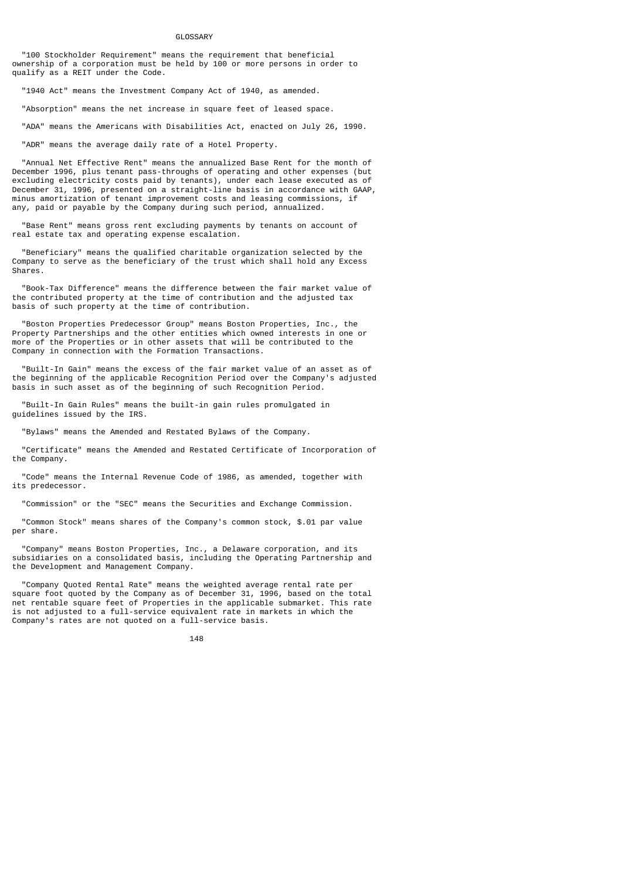## GLOSSARY

"100 Stockholder Requirement" means the requirement that beneficial ownership of a corporation must be held by 100 or more persons in order to qualify as a REIT under the Code.

"1940 Act" means the Investment Company Act of 1940, as amended.

"Absorption" means the net increase in square feet of leased space.

"ADA" means the Americans with Disabilities Act, enacted on July 26, 1990.

"ADR" means the average daily rate of a Hotel Property.

"Annual Net Effective Rent" means the annualized Base Rent for the month of December 1996, plus tenant pass-throughs of operating and other expenses (but excluding electricity costs paid by tenants), under each lease executed as of December 31, 1996, presented on a straight-line basis in accordance with GAAP, minus amortization of tenant improvement costs and leasing commissions, if any, paid or payable by the Company during such period, annualized.

"Base Rent" means gross rent excluding payments by tenants on account of real estate tax and operating expense escalation.

"Beneficiary" means the qualified charitable organization selected by the Company to serve as the beneficiary of the trust which shall hold any Excess Shares.

"Book-Tax Difference" means the difference between the fair market value of the contributed property at the time of contribution and the adjusted tax basis of such property at the time of contribution.

"Boston Properties Predecessor Group" means Boston Properties, Inc., the Property Partnerships and the other entities which owned interests in one or more of the Properties or in other assets that will be contributed to the Company in connection with the Formation Transactions.

"Built-In Gain" means the excess of the fair market value of an asset as of the beginning of the applicable Recognition Period over the Company's adjusted basis in such asset as of the beginning of such Recognition Period.

"Built-In Gain Rules" means the built-in gain rules promulgated in guidelines issued by the IRS.

"Bylaws" means the Amended and Restated Bylaws of the Company.

"Certificate" means the Amended and Restated Certificate of Incorporation of the Company.

"Code" means the Internal Revenue Code of 1986, as amended, together with its predecessor.

"Commission" or the "SEC" means the Securities and Exchange Commission.

"Common Stock" means shares of the Company's common stock, $.01 par value per share.

"Company" means Boston Properties, Inc., a Delaware corporation, and its subsidiaries on a consolidated basis, including the Operating Partnership and the Development and Management Company.

"Company Quoted Rental Rate" means the weighted average rental rate per square foot quoted by the Company as of December 31, 1996, based on the total net rentable square feet of Properties in the applicable submarket. This rate is not adjusted to a full-service equivalent rate in markets in which the Company's rates are not quoted on a full-service basis.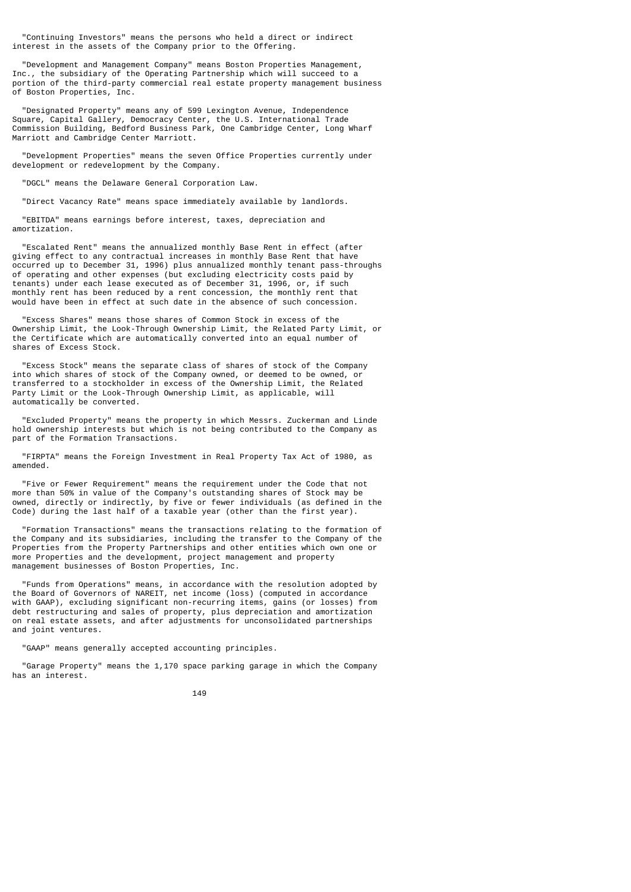"Continuing Investors" means the persons who held a direct or indirect interest in the assets of the Company prior to the Offering.

"Development and Management Company" means Boston Properties Management, Inc., the subsidiary of the Operating Partnership which will succeed to a portion of the third-party commercial real estate property management business of Boston Properties, Inc.

"Designated Property" means any of 599 Lexington Avenue, Independence Square, Capital Gallery, Democracy Center, the U.S. International Trade Commission Building, Bedford Business Park, One Cambridge Center, Long Wharf Marriott and Cambridge Center Marriott.

"Development Properties" means the seven Office Properties currently under development or redevelopment by the Company.

"DGCL" means the Delaware General Corporation Law.

"Direct Vacancy Rate" means space immediately available by landlords.

"EBITDA" means earnings before interest, taxes, depreciation and amortization.

"Escalated Rent" means the annualized monthly Base Rent in effect (after giving effect to any contractual increases in monthly Base Rent that have occurred up to December 31, 1996) plus annualized monthly tenant pass-throughs of operating and other expenses (but excluding electricity costs paid by tenants) under each lease executed as of December 31, 1996, or, if such monthly rent has been reduced by a rent concession, the monthly rent that would have been in effect at such date in the absence of such concession.

"Excess Shares" means those shares of Common Stock in excess of the Ownership Limit, the Look-Through Ownership Limit, the Related Party Limit, or the Certificate which are automatically converted into an equal number of shares of Excess Stock.

"Excess Stock" means the separate class of shares of stock of the Company into which shares of stock of the Company owned, or deemed to be owned, or transferred to a stockholder in excess of the Ownership Limit, the Related Party Limit or the Look-Through Ownership Limit, as applicable, will automatically be converted.

"Excluded Property" means the property in which Messrs. Zuckerman and Linde hold ownership interests but which is not being contributed to the Company as part of the Formation Transactions.

"FIRPTA" means the Foreign Investment in Real Property Tax Act of 1980, as amended.

"Five or Fewer Requirement" means the requirement under the Code that not more than 50% in value of the Company's outstanding shares of Stock may be owned, directly or indirectly, by five or fewer individuals (as defined in the Code) during the last half of a taxable year (other than the first year).

"Formation Transactions" means the transactions relating to the formation of the Company and its subsidiaries, including the transfer to the Company of the Properties from the Property Partnerships and other entities which own one or more Properties and the development, project management and property management businesses of Boston Properties, Inc.

"Funds from Operations" means, in accordance with the resolution adopted by the Board of Governors of NAREIT, net income (loss) (computed in accordance with GAAP), excluding significant non-recurring items, gains (or losses) from debt restructuring and sales of property, plus depreciation and amortization on real estate assets, and after adjustments for unconsolidated partnerships and joint ventures.

"GAAP" means generally accepted accounting principles.

"Garage Property" means the 1,170 space parking garage in which the Company has an interest.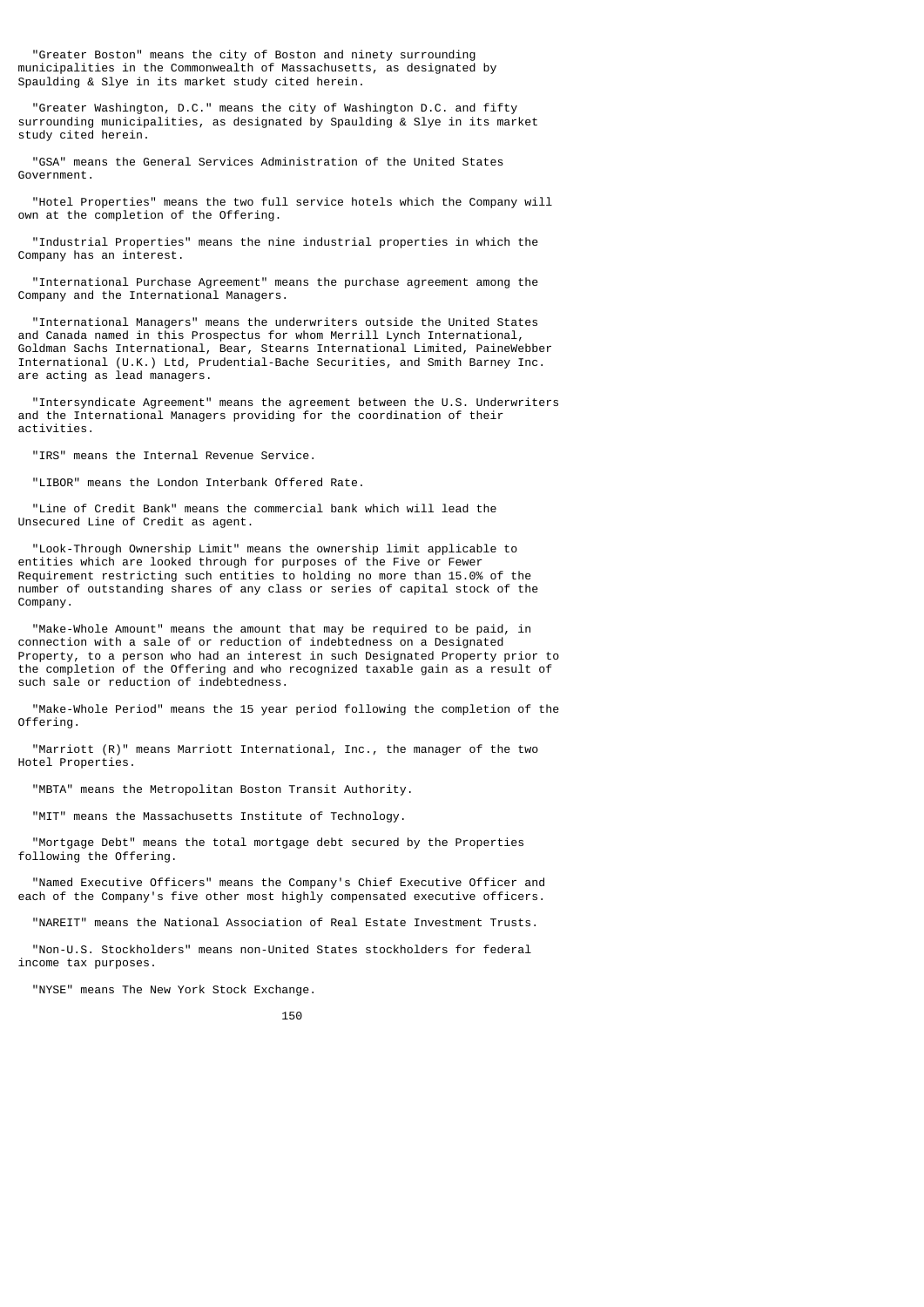"Greater Boston" means the city of Boston and ninety surrounding municipalities in the Commonwealth of Massachusetts, as designated by Spaulding & Slye in its market study cited herein.

"Greater Washington, D.C." means the city of Washington D.C. and fifty surrounding municipalities, as designated by Spaulding & Slye in its market study cited herein.

"GSA" means the General Services Administration of the United States Government.

"Hotel Properties" means the two full service hotels which the Company will own at the completion of the Offering.

"Industrial Properties" means the nine industrial properties in which the Company has an interest.

"International Purchase Agreement" means the purchase agreement among the Company and the International Managers.

"International Managers" means the underwriters outside the United States and Canada named in this Prospectus for whom Merrill Lynch International, Goldman Sachs International, Bear, Stearns International Limited, PaineWebber International (U.K.) Ltd, Prudential-Bache Securities, and Smith Barney Inc. are acting as lead managers.

"Intersyndicate Agreement" means the agreement between the U.S. Underwriters and the International Managers providing for the coordination of their activities.

"IRS" means the Internal Revenue Service.

"LIBOR" means the London Interbank Offered Rate.

"Line of Credit Bank" means the commercial bank which will lead the Unsecured Line of Credit as agent.

"Look-Through Ownership Limit" means the ownership limit applicable to entities which are looked through for purposes of the Five or Fewer Requirement restricting such entities to holding no more than 15.0% of the number of outstanding shares of any class or series of capital stock of the Company.

"Make-Whole Amount" means the amount that may be required to be paid, in connection with a sale of or reduction of indebtedness on a Designated Property, to a person who had an interest in such Designated Property prior to the completion of the Offering and who recognized taxable gain as a result of such sale or reduction of indebtedness.

"Make-Whole Period" means the 15 year period following the completion of the Offering.

"Marriott (R)" means Marriott International, Inc., the manager of the two Hotel Properties.

"MBTA" means the Metropolitan Boston Transit Authority.

"MIT" means the Massachusetts Institute of Technology.

"Mortgage Debt" means the total mortgage debt secured by the Properties following the Offering.

"Named Executive Officers" means the Company's Chief Executive Officer and each of the Company's five other most highly compensated executive officers.

"NAREIT" means the National Association of Real Estate Investment Trusts.

"Non-U.S. Stockholders" means non-United States stockholders for federal income tax purposes.

"NYSE" means The New York Stock Exchange.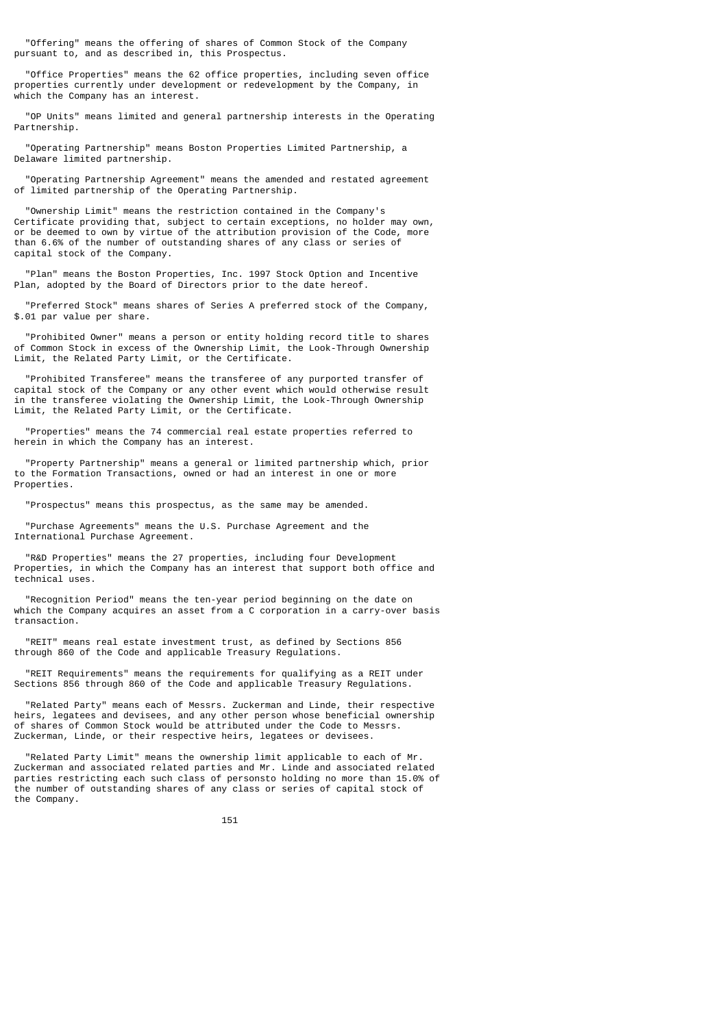"Offering" means the offering of shares of Common Stock of the Company pursuant to, and as described in, this Prospectus.

"Office Properties" means the 62 office properties, including seven office properties currently under development or redevelopment by the Company, in which the Company has an interest.

"OP Units" means limited and general partnership interests in the Operating Partnership.

"Operating Partnership" means Boston Properties Limited Partnership, a Delaware limited partnership.

"Operating Partnership Agreement" means the amended and restated agreement of limited partnership of the Operating Partnership.

"Ownership Limit" means the restriction contained in the Company's Certificate providing that, subject to certain exceptions, no holder may own, or be deemed to own by virtue of the attribution provision of the Code, more than 6.6% of the number of outstanding shares of any class or series of capital stock of the Company.

"Plan" means the Boston Properties, Inc. 1997 Stock Option and Incentive Plan, adopted by the Board of Directors prior to the date hereof.

"Preferred Stock" means shares of Series A preferred stock of the Company, $.01 par value per share.

"Prohibited Owner" means a person or entity holding record title to shares of Common Stock in excess of the Ownership Limit, the Look-Through Ownership Limit, the Related Party Limit, or the Certificate.

"Prohibited Transferee" means the transferee of any purported transfer of capital stock of the Company or any other event which would otherwise result in the transferee violating the Ownership Limit, the Look-Through Ownership Limit, the Related Party Limit, or the Certificate.

"Properties" means the 74 commercial real estate properties referred to herein in which the Company has an interest.

"Property Partnership" means a general or limited partnership which, prior to the Formation Transactions, owned or had an interest in one or more Properties.

"Prospectus" means this prospectus, as the same may be amended.

"Purchase Agreements" means the U.S. Purchase Agreement and the International Purchase Agreement.

"R&D Properties" means the 27 properties, including four Development Properties, in which the Company has an interest that support both office and technical uses.

"Recognition Period" means the ten-year period beginning on the date on which the Company acquires an asset from a C corporation in a carry-over basis transaction.

"REIT" means real estate investment trust, as defined by Sections 856 through 860 of the Code and applicable Treasury Regulations.

"REIT Requirements" means the requirements for qualifying as a REIT under Sections 856 through 860 of the Code and applicable Treasury Regulations.

"Related Party" means each of Messrs. Zuckerman and Linde, their respective heirs, legatees and devisees, and any other person whose beneficial ownership of shares of Common Stock would be attributed under the Code to Messrs. Zuckerman, Linde, or their respective heirs, legatees or devisees.

"Related Party Limit" means the ownership limit applicable to each of Mr. Zuckerman and associated related parties and Mr. Linde and associated related parties restricting each such class of personsto holding no more than 15.0% of the number of outstanding shares of any class or series of capital stock of the Company.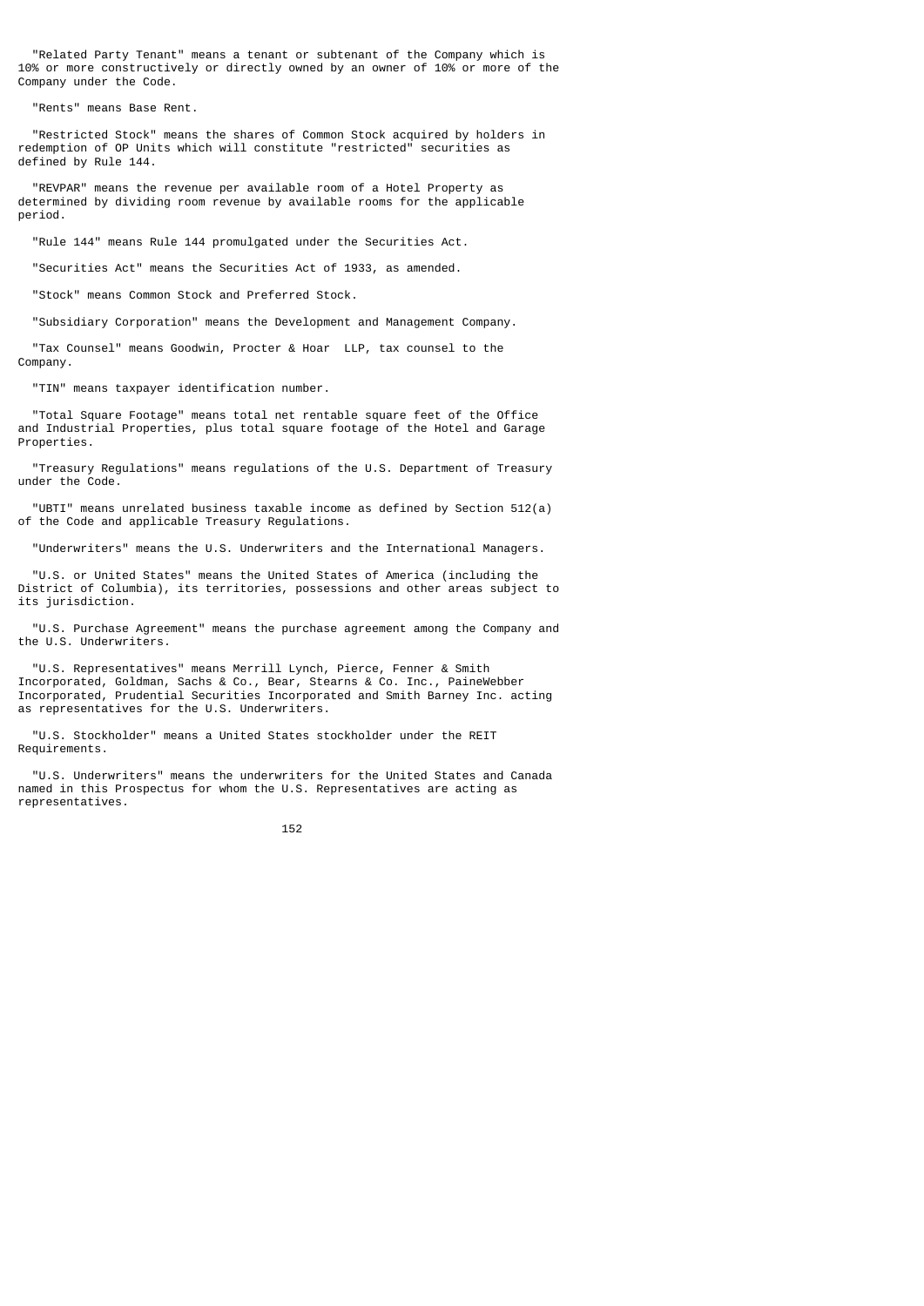"Related Party Tenant" means a tenant or subtenant of the Company which is 10% or more constructively or directly owned by an owner of 10% or more of the Company under the Code.

"Rents" means Base Rent.

"Restricted Stock" means the shares of Common Stock acquired by holders in redemption of OP Units which will constitute "restricted" securities as defined by Rule 144.

"REVPAR" means the revenue per available room of a Hotel Property as determined by dividing room revenue by available rooms for the applicable period.

"Rule 144" means Rule 144 promulgated under the Securities Act.

"Securities Act" means the Securities Act of 1933, as amended.

"Stock" means Common Stock and Preferred Stock.

"Subsidiary Corporation" means the Development and Management Company.

"Tax Counsel" means Goodwin, Procter & Hoar LLP, tax counsel to the Company.

"TIN" means taxpayer identification number.

"Total Square Footage" means total net rentable square feet of the Office and Industrial Properties, plus total square footage of the Hotel and Garage Properties.

"Treasury Regulations" means regulations of the U.S. Department of Treasury under the Code.

"UBTI" means unrelated business taxable income as defined by Section 512(a) of the Code and applicable Treasury Regulations.

"Underwriters" means the U.S. Underwriters and the International Managers.

"U.S. or United States" means the United States of America (including the District of Columbia), its territories, possessions and other areas subject to its jurisdiction.

"U.S. Purchase Agreement" means the purchase agreement among the Company and the U.S. Underwriters.

"U.S. Representatives" means Merrill Lynch, Pierce, Fenner & Smith Incorporated, Goldman, Sachs & Co., Bear, Stearns & Co. Inc., PaineWebber Incorporated, Prudential Securities Incorporated and Smith Barney Inc. acting as representatives for the U.S. Underwriters.

"U.S. Stockholder" means a United States stockholder under the REIT Requirements.

"U.S. Underwriters" means the underwriters for the United States and Canada named in this Prospectus for whom the U.S. Representatives are acting as representatives.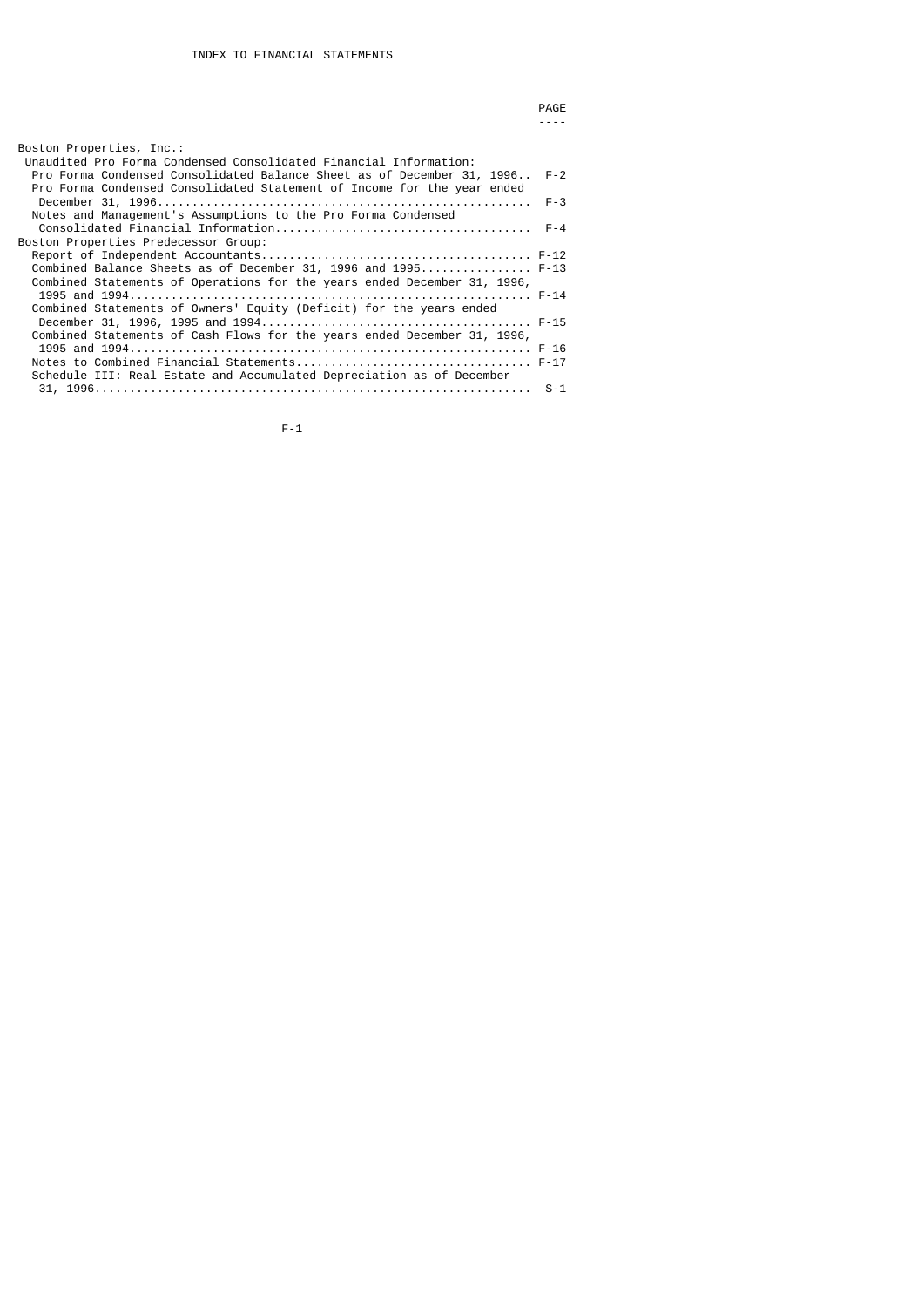# INDEX TO FINANCIAL STATEMENTS

| | PAGE |
|---|---|
| Boston Properties, Inc.: | |
| Unaudited Pro Forma Condensed Consolidated Financial Information: | |
| Pro Forma Condensed Consolidated Balance Sheet as of December 31, 1996 | F-2 |
| Pro Forma Condensed Consolidated Statement of Income for the year ended December 31, 1996 | F-3 |
| Notes and Management's Assumptions to the Pro Forma Condensed Consolidated Financial Information | F-4 |
| Boston Properties Predecessor Group: | |
| Report of Independent Accountants | F-12 |
| Combined Balance Sheets as of December 31, 1996 and 1995 | F-13 |
| Combined Statements of Operations for the years ended December 31, 1996, 1995 and 1994 | F-14 |
| Combined Statements of Owners' Equity (Deficit) for the years ended December 31, 1996, 1995 and 1994 | F-15 |
| Combined Statements of Cash Flows for the years ended December 31, 1996, 1995 and 1994 | F-16 |
| Notes to Combined Financial Statements | F-17 |
| Schedule III: Real Estate and Accumulated Depreciation as of December 31, 1996 | S-1 |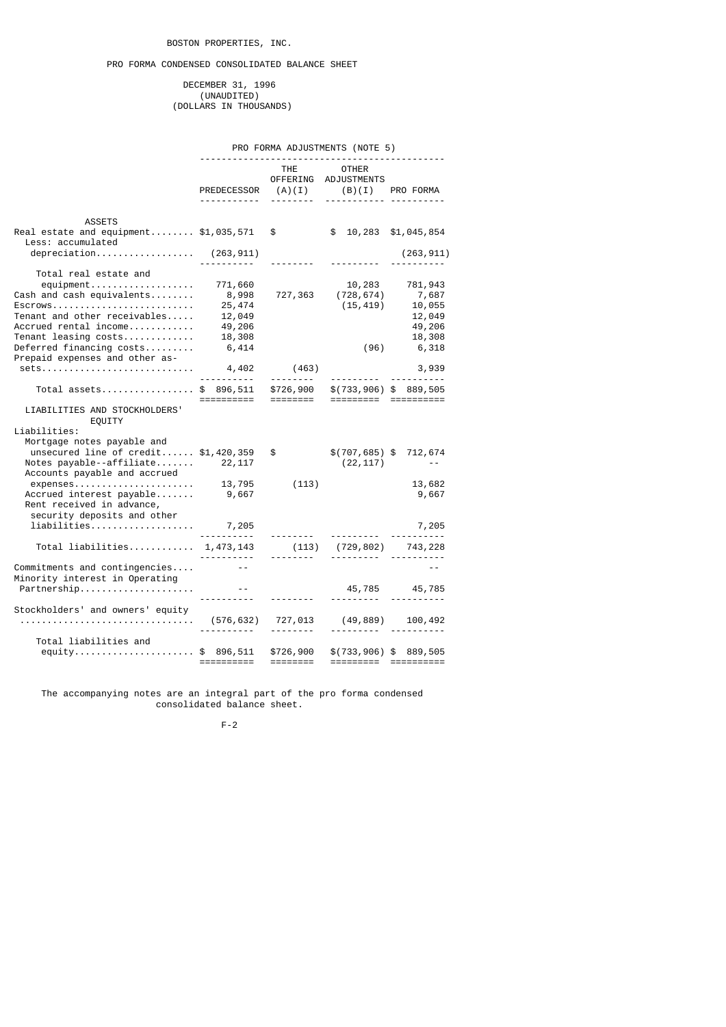BOSTON PROPERTIES, INC.

PRO FORMA CONDENSED CONSOLIDATED BALANCE SHEET

DECEMBER 31, 1996
(UNAUDITED)
(DOLLARS IN THOUSANDS)

| | | PRO FORMA ADJUSTMENTS (NOTE 5) | | |
|---|---|---|---|---|
| | PREDECESSOR | THE OFFERING (A)(I) | OTHER ADJUSTMENTS (B)(I) | PRO FORMA |
| **ASSETS** | | | | |
| Real estate and equipment | $1,035,571 | $ | $ 10,283 | $1,045,854 |
| Less: accumulated depreciation | (263,911) | | | (263,911) |
| Total real estate and equipment | 771,660 | | 10,283 | 781,943 |
| Cash and cash equivalents | 8,998 | 727,363 | (728,674) | 7,687 |
| Escrows | 25,474 | | (15,419) | 10,055 |
| Tenant and other receivables | 12,049 | | | 12,049 |
| Accrued rental income | 49,206 | | | 49,206 |
| Tenant leasing costs | 18,308 | | | 18,308 |
| Deferred financing costs | 6,414 | | (96) | 6,318 |
| Prepaid expenses and other assets | 4,402 | (463) | | 3,939 |
| Total assets | $ 896,511 | $726,900 | $(733,906) | $ 889,505 |
| **LIABILITIES AND STOCKHOLDERS' EQUITY** | | | | |
| Liabilities: | | | | |
| Mortgage notes payable and unsecured line of credit | $1,420,359 | $ | $(707,685) | $ 712,674 |
| Notes payable--affiliate | 22,117 | | (22,117) | -- |
| Accounts payable and accrued expenses | 13,795 | (113) | | 13,682 |
| Accrued interest payable | 9,667 | | | 9,667 |
| Rent received in advance, security deposits and other liabilities | 7,205 | | | 7,205 |
| Total liabilities | 1,473,143 | (113) | (729,802) | 743,228 |
| Commitments and contingencies | -- | | | -- |
| Minority interest in Operating Partnership | -- | | 45,785 | 45,785 |
| Stockholders' and owners' equity | (576,632) | 727,013 | (49,889) | 100,492 |
| Total liabilities and equity | $ 896,511 | $726,900 | $(733,906) | $ 889,505 |

The accompanying notes are an integral part of the pro forma condensed consolidated balance sheet.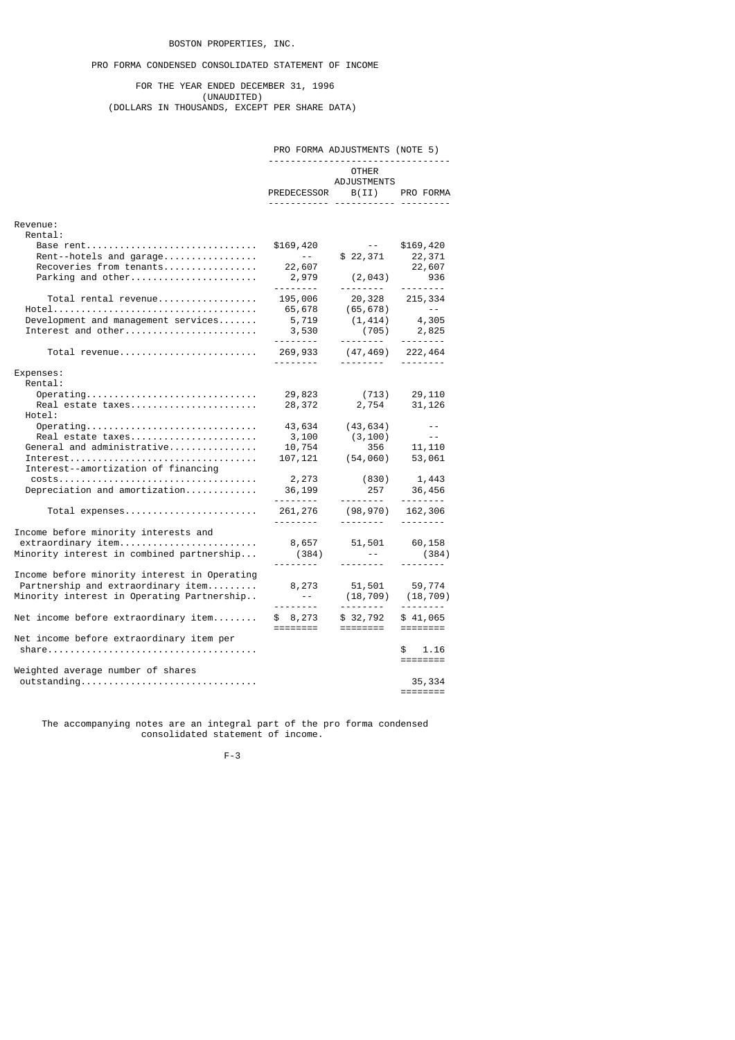# BOSTON PROPERTIES, INC.

## PRO FORMA CONDENSED CONSOLIDATED STATEMENT OF INCOME

FOR THE YEAR ENDED DECEMBER 31, 1996
(UNAUDITED)
(DOLLARS IN THOUSANDS, EXCEPT PER SHARE DATA)

| | PRO FORMA ADJUSTMENTS (NOTE 5) | | |
|---|---|---|---|
| | PREDECESSOR | OTHER ADJUSTMENTS B(II) | PRO FORMA |
| Revenue: | | | |
| Rental: | | | |
| Base rent | $169,420 | -- | $169,420 |
| Rent--hotels and garage | -- | $ 22,371 | 22,371 |
| Recoveries from tenants | 22,607 | | 22,607 |
| Parking and other | 2,979 | (2,043) | 936 |
| Total rental revenue | 195,006 | 20,328 | 215,334 |
| Hotel | 65,678 | (65,678) | -- |
| Development and management services | 5,719 | (1,414) | 4,305 |
| Interest and other | 3,530 | (705) | 2,825 |
| Total revenue | 269,933 | (47,469) | 222,464 |
| Expenses: | | | |
| Rental: | | | |
| Operating | 29,823 | (713) | 29,110 |
| Real estate taxes | 28,372 | 2,754 | 31,126 |
| Hotel: | | | |
| Operating | 43,634 | (43,634) | -- |
| Real estate taxes | 3,100 | (3,100) | -- |
| General and administrative | 10,754 | 356 | 11,110 |
| Interest | 107,121 | (54,060) | 53,061 |
| Interest--amortization of financing costs | 2,273 | (830) | 1,443 |
| Depreciation and amortization | 36,199 | 257 | 36,456 |
| Total expenses | 261,276 | (98,970) | 162,306 |
| Income before minority interests and extraordinary item | 8,657 | 51,501 | 60,158 |
| Minority interest in combined partnership | (384) | -- | (384) |
| Income before minority interest in Operating Partnership and extraordinary item | 8,273 | 51,501 | 59,774 |
| Minority interest in Operating Partnership | -- | (18,709) | (18,709) |
| Net income before extraordinary item | $ 8,273 | $ 32,792 | $ 41,065 |
| Net income before extraordinary item per share | | | $ 1.16 |
| Weighted average number of shares outstanding | | | 35,334 |

The accompanying notes are an integral part of the pro forma condensed consolidated statement of income.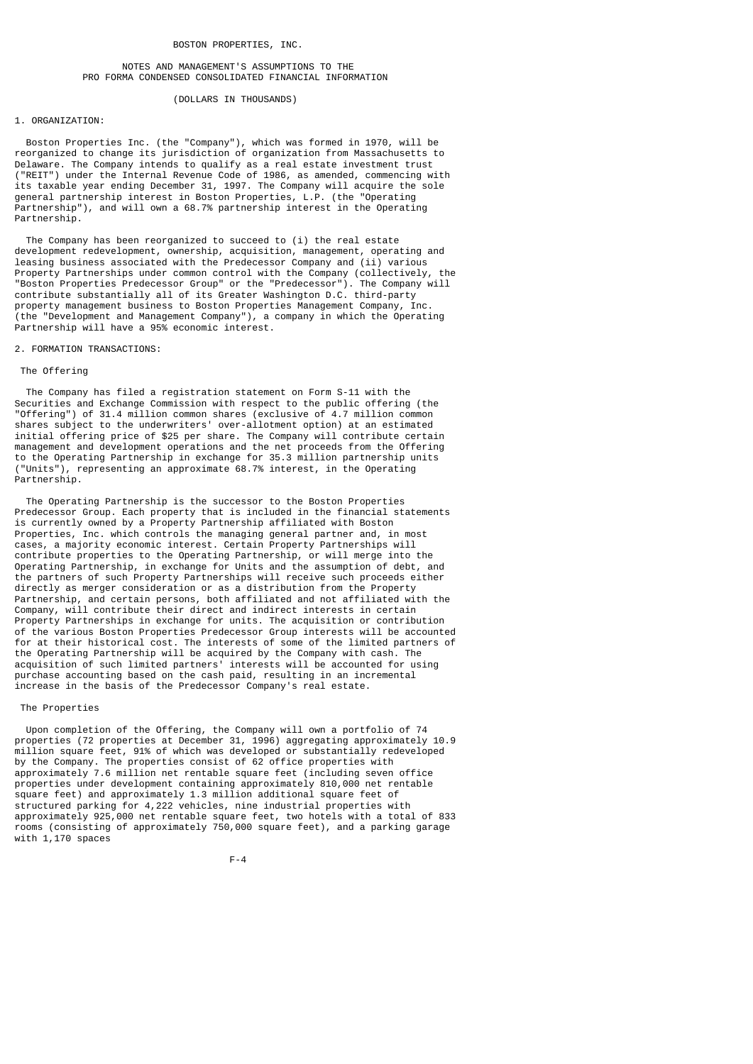BOSTON PROPERTIES, INC.

NOTES AND MANAGEMENT'S ASSUMPTIONS TO THE PRO FORMA CONDENSED CONSOLIDATED FINANCIAL INFORMATION

(DOLLARS IN THOUSANDS)

## 1. ORGANIZATION:

Boston Properties Inc. (the "Company"), which was formed in 1970, will be reorganized to change its jurisdiction of organization from Massachusetts to Delaware. The Company intends to qualify as a real estate investment trust ("REIT") under the Internal Revenue Code of 1986, as amended, commencing with its taxable year ending December 31, 1997. The Company will acquire the sole general partnership interest in Boston Properties, L.P. (the "Operating Partnership"), and will own a 68.7% partnership interest in the Operating Partnership.

The Company has been reorganized to succeed to (i) the real estate development redevelopment, ownership, acquisition, management, operating and leasing business associated with the Predecessor Company and (ii) various Property Partnerships under common control with the Company (collectively, the "Boston Properties Predecessor Group" or the "Predecessor"). The Company will contribute substantially all of its Greater Washington D.C. third-party property management business to Boston Properties Management Company, Inc. (the "Development and Management Company"), a company in which the Operating Partnership will have a 95% economic interest.

## 2. FORMATION TRANSACTIONS:

### The Offering

The Company has filed a registration statement on Form S-11 with the Securities and Exchange Commission with respect to the public offering (the "Offering") of 31.4 million common shares (exclusive of 4.7 million common shares subject to the underwriters' over-allotment option) at an estimated initial offering price of $25 per share. The Company will contribute certain management and development operations and the net proceeds from the Offering to the Operating Partnership in exchange for 35.3 million partnership units ("Units"), representing an approximate 68.7% interest, in the Operating Partnership.

The Operating Partnership is the successor to the Boston Properties Predecessor Group. Each property that is included in the financial statements is currently owned by a Property Partnership affiliated with Boston Properties, Inc. which controls the managing general partner and, in most cases, a majority economic interest. Certain Property Partnerships will contribute properties to the Operating Partnership, or will merge into the Operating Partnership, in exchange for Units and the assumption of debt, and the partners of such Property Partnerships will receive such proceeds either directly as merger consideration or as a distribution from the Property Partnership, and certain persons, both affiliated and not affiliated with the Company, will contribute their direct and indirect interests in certain Property Partnerships in exchange for units. The acquisition or contribution of the various Boston Properties Predecessor Group interests will be accounted for at their historical cost. The interests of some of the limited partners of the Operating Partnership will be acquired by the Company with cash. The acquisition of such limited partners' interests will be accounted for using purchase accounting based on the cash paid, resulting in an incremental increase in the basis of the Predecessor Company's real estate.

### The Properties

Upon completion of the Offering, the Company will own a portfolio of 74 properties (72 properties at December 31, 1996) aggregating approximately 10.9 million square feet, 91% of which was developed or substantially redeveloped by the Company. The properties consist of 62 office properties with approximately 7.6 million net rentable square feet (including seven office properties under development containing approximately 810,000 net rentable square feet) and approximately 1.3 million additional square feet of structured parking for 4,222 vehicles, nine industrial properties with approximately 925,000 net rentable square feet, two hotels with a total of 833 rooms (consisting of approximately 750,000 square feet), and a parking garage with 1,170 spaces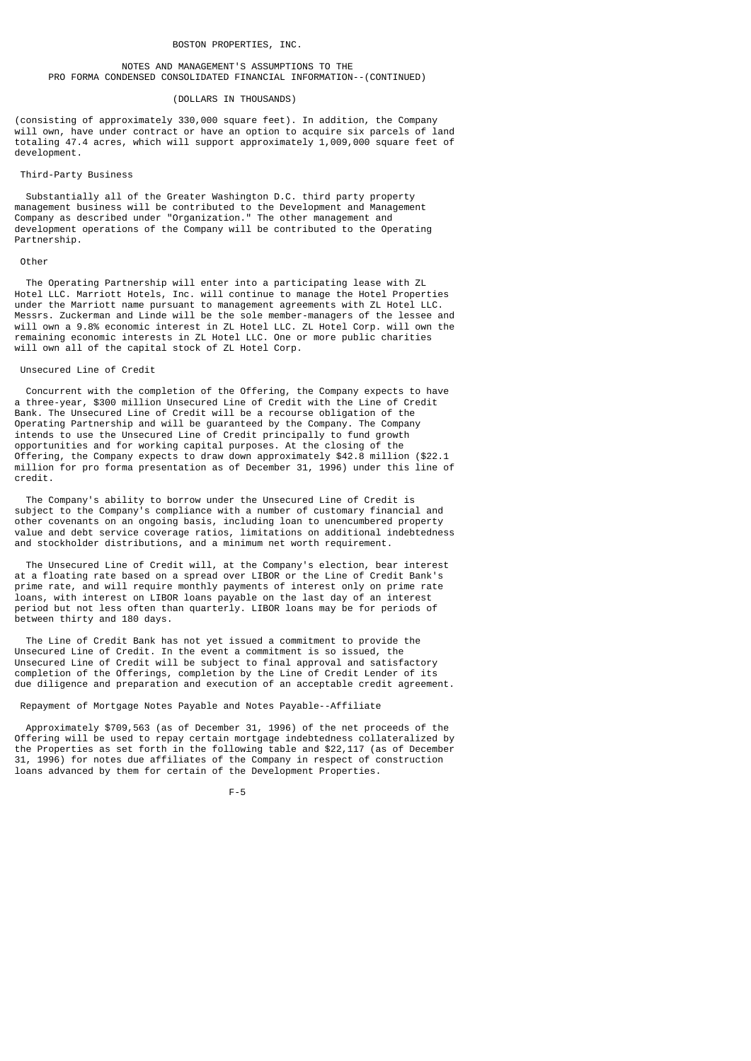BOSTON PROPERTIES, INC.

NOTES AND MANAGEMENT'S ASSUMPTIONS TO THE PRO FORMA CONDENSED CONSOLIDATED FINANCIAL INFORMATION--(CONTINUED)

(DOLLARS IN THOUSANDS)

(consisting of approximately 330,000 square feet). In addition, the Company will own, have under contract or have an option to acquire six parcels of land totaling 47.4 acres, which will support approximately 1,009,000 square feet of development.

Third-Party Business

Substantially all of the Greater Washington D.C. third party property management business will be contributed to the Development and Management Company as described under "Organization." The other management and development operations of the Company will be contributed to the Operating Partnership.

Other

The Operating Partnership will enter into a participating lease with ZL Hotel LLC. Marriott Hotels, Inc. will continue to manage the Hotel Properties under the Marriott name pursuant to management agreements with ZL Hotel LLC. Messrs. Zuckerman and Linde will be the sole member-managers of the lessee and will own a 9.8% economic interest in ZL Hotel LLC. ZL Hotel Corp. will own the remaining economic interests in ZL Hotel LLC. One or more public charities will own all of the capital stock of ZL Hotel Corp.

Unsecured Line of Credit

Concurrent with the completion of the Offering, the Company expects to have a three-year, $300 million Unsecured Line of Credit with the Line of Credit Bank. The Unsecured Line of Credit will be a recourse obligation of the Operating Partnership and will be guaranteed by the Company. The Company intends to use the Unsecured Line of Credit principally to fund growth opportunities and for working capital purposes. At the closing of the Offering, the Company expects to draw down approximately $42.8 million ($22.1 million for pro forma presentation as of December 31, 1996) under this line of credit.

The Company's ability to borrow under the Unsecured Line of Credit is subject to the Company's compliance with a number of customary financial and other covenants on an ongoing basis, including loan to unencumbered property value and debt service coverage ratios, limitations on additional indebtedness and stockholder distributions, and a minimum net worth requirement.

The Unsecured Line of Credit will, at the Company's election, bear interest at a floating rate based on a spread over LIBOR or the Line of Credit Bank's prime rate, and will require monthly payments of interest only on prime rate loans, with interest on LIBOR loans payable on the last day of an interest period but not less often than quarterly. LIBOR loans may be for periods of between thirty and 180 days.

The Line of Credit Bank has not yet issued a commitment to provide the Unsecured Line of Credit. In the event a commitment is so issued, the Unsecured Line of Credit will be subject to final approval and satisfactory completion of the Offerings, completion by the Line of Credit Lender of its due diligence and preparation and execution of an acceptable credit agreement.

Repayment of Mortgage Notes Payable and Notes Payable--Affiliate

Approximately $709,563 (as of December 31, 1996) of the net proceeds of the Offering will be used to repay certain mortgage indebtedness collateralized by the Properties as set forth in the following table and $22,117 (as of December 31, 1996) for notes due affiliates of the Company in respect of construction loans advanced by them for certain of the Development Properties.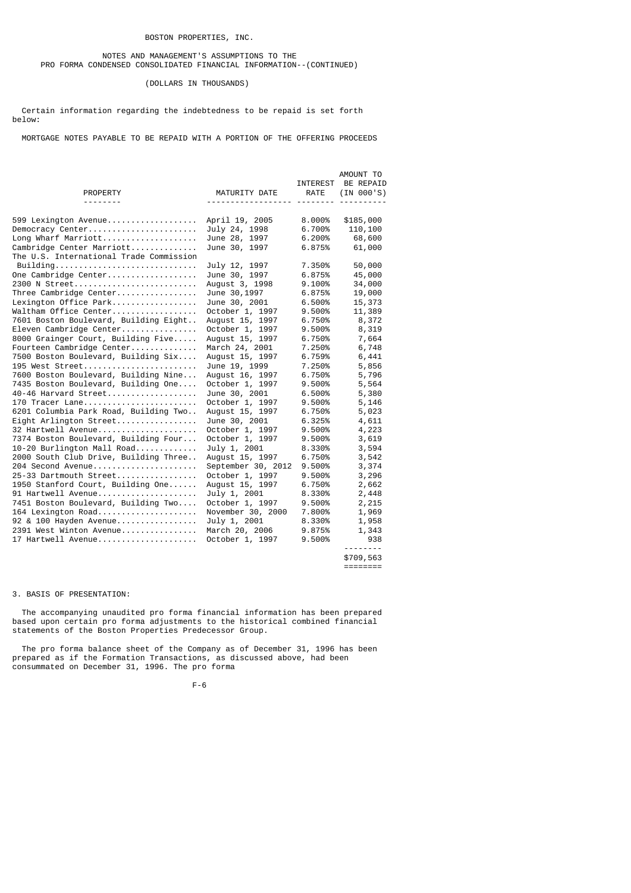BOSTON PROPERTIES, INC.

NOTES AND MANAGEMENT'S ASSUMPTIONS TO THE PRO FORMA CONDENSED CONSOLIDATED FINANCIAL INFORMATION--(CONTINUED)

(DOLLARS IN THOUSANDS)

Certain information regarding the indebtedness to be repaid is set forth below:

MORTGAGE NOTES PAYABLE TO BE REPAID WITH A PORTION OF THE OFFERING PROCEEDS

| PROPERTY | MATURITY DATE | INTEREST RATE | AMOUNT TO BE REPAID (IN 000'S) |
|---|---|---|---|
| 599 Lexington Avenue | April 19, 2005 | 8.000% | $185,000 |
| Democracy Center | July 24, 1998 | 6.700% | 110,100 |
| Long Wharf Marriott | June 28, 1997 | 6.200% | 68,600 |
| Cambridge Center Marriott | June 30, 1997 | 6.875% | 61,000 |
| The U.S. International Trade Commission Building | July 12, 1997 | 7.350% | 50,000 |
| One Cambridge Center | June 30, 1997 | 6.875% | 45,000 |
| 2300 N Street | August 3, 1998 | 9.100% | 34,000 |
| Three Cambridge Center | June 30,1997 | 6.875% | 19,000 |
| Lexington Office Park | June 30, 2001 | 6.500% | 15,373 |
| Waltham Office Center | October 1, 1997 | 9.500% | 11,389 |
| 7601 Boston Boulevard, Building Eight | August 15, 1997 | 6.750% | 8,372 |
| Eleven Cambridge Center | October 1, 1997 | 9.500% | 8,319 |
| 8000 Grainger Court, Building Five | August 15, 1997 | 6.750% | 7,664 |
| Fourteen Cambridge Center | March 24, 2001 | 7.250% | 6,748 |
| 7500 Boston Boulevard, Building Six | August 15, 1997 | 6.759% | 6,441 |
| 195 West Street | June 19, 1999 | 7.250% | 5,856 |
| 7600 Boston Boulevard, Building Nine | August 16, 1997 | 6.750% | 5,796 |
| 7435 Boston Boulevard, Building One | October 1, 1997 | 9.500% | 5,564 |
| 40-46 Harvard Street | June 30, 2001 | 6.500% | 5,380 |
| 170 Tracer Lane | October 1, 1997 | 9.500% | 5,146 |
| 6201 Columbia Park Road, Building Two | August 15, 1997 | 6.750% | 5,023 |
| Eight Arlington Street | June 30, 2001 | 6.325% | 4,611 |
| 32 Hartwell Avenue | October 1, 1997 | 9.500% | 4,223 |
| 7374 Boston Boulevard, Building Four | October 1, 1997 | 9.500% | 3,619 |
| 10-20 Burlington Mall Road | July 1, 2001 | 8.330% | 3,594 |
| 2000 South Club Drive, Building Three | August 15, 1997 | 6.750% | 3,542 |
| 204 Second Avenue | September 30, 2012 | 9.500% | 3,374 |
| 25-33 Dartmouth Street | October 1, 1997 | 9.500% | 3,296 |
| 1950 Stanford Court, Building One | August 15, 1997 | 6.750% | 2,662 |
| 91 Hartwell Avenue | July 1, 2001 | 8.330% | 2,448 |
| 7451 Boston Boulevard, Building Two | October 1, 1997 | 9.500% | 2,215 |
| 164 Lexington Road | November 30, 2000 | 7.800% | 1,969 |
| 92 & 100 Hayden Avenue | July 1, 2001 | 8.330% | 1,958 |
| 2391 West Winton Avenue | March 20, 2006 | 9.875% | 1,343 |
| 17 Hartwell Avenue | October 1, 1997 | 9.500% | 938 |
| | | | $709,563 |

3. BASIS OF PRESENTATION:

The accompanying unaudited pro forma financial information has been prepared based upon certain pro forma adjustments to the historical combined financial statements of the Boston Properties Predecessor Group.

The pro forma balance sheet of the Company as of December 31, 1996 has been prepared as if the Formation Transactions, as discussed above, had been consummated on December 31, 1996. The pro forma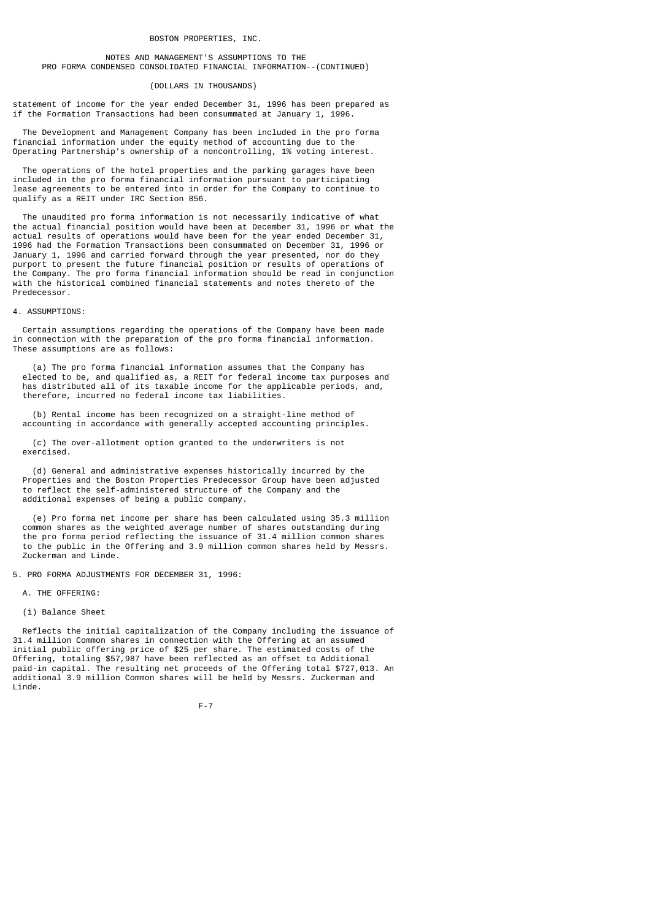BOSTON PROPERTIES, INC.

NOTES AND MANAGEMENT'S ASSUMPTIONS TO THE
PRO FORMA CONDENSED CONSOLIDATED FINANCIAL INFORMATION--(CONTINUED)

(DOLLARS IN THOUSANDS)

statement of income for the year ended December 31, 1996 has been prepared as if the Formation Transactions had been consummated at January 1, 1996.

The Development and Management Company has been included in the pro forma financial information under the equity method of accounting due to the Operating Partnership's ownership of a noncontrolling, 1% voting interest.

The operations of the hotel properties and the parking garages have been included in the pro forma financial information pursuant to participating lease agreements to be entered into in order for the Company to continue to qualify as a REIT under IRC Section 856.

The unaudited pro forma information is not necessarily indicative of what the actual financial position would have been at December 31, 1996 or what the actual results of operations would have been for the year ended December 31, 1996 had the Formation Transactions been consummated on December 31, 1996 or January 1, 1996 and carried forward through the year presented, nor do they purport to present the future financial position or results of operations of the Company. The pro forma financial information should be read in conjunction with the historical combined financial statements and notes thereto of the Predecessor.

4. ASSUMPTIONS:

Certain assumptions regarding the operations of the Company have been made in connection with the preparation of the pro forma financial information. These assumptions are as follows:

(a) The pro forma financial information assumes that the Company has elected to be, and qualified as, a REIT for federal income tax purposes and has distributed all of its taxable income for the applicable periods, and, therefore, incurred no federal income tax liabilities.

(b) Rental income has been recognized on a straight-line method of accounting in accordance with generally accepted accounting principles.

(c) The over-allotment option granted to the underwriters is not exercised.

(d) General and administrative expenses historically incurred by the Properties and the Boston Properties Predecessor Group have been adjusted to reflect the self-administered structure of the Company and the additional expenses of being a public company.

(e) Pro forma net income per share has been calculated using 35.3 million common shares as the weighted average number of shares outstanding during the pro forma period reflecting the issuance of 31.4 million common shares to the public in the Offering and 3.9 million common shares held by Messrs. Zuckerman and Linde.

5. PRO FORMA ADJUSTMENTS FOR DECEMBER 31, 1996:

A. THE OFFERING:

(i) Balance Sheet

Reflects the initial capitalization of the Company including the issuance of 31.4 million Common shares in connection with the Offering at an assumed initial public offering price of $25 per share. The estimated costs of the Offering, totaling $57,987 have been reflected as an offset to Additional paid-in capital. The resulting net proceeds of the Offering total $727,013. An additional 3.9 million Common shares will be held by Messrs. Zuckerman and Linde.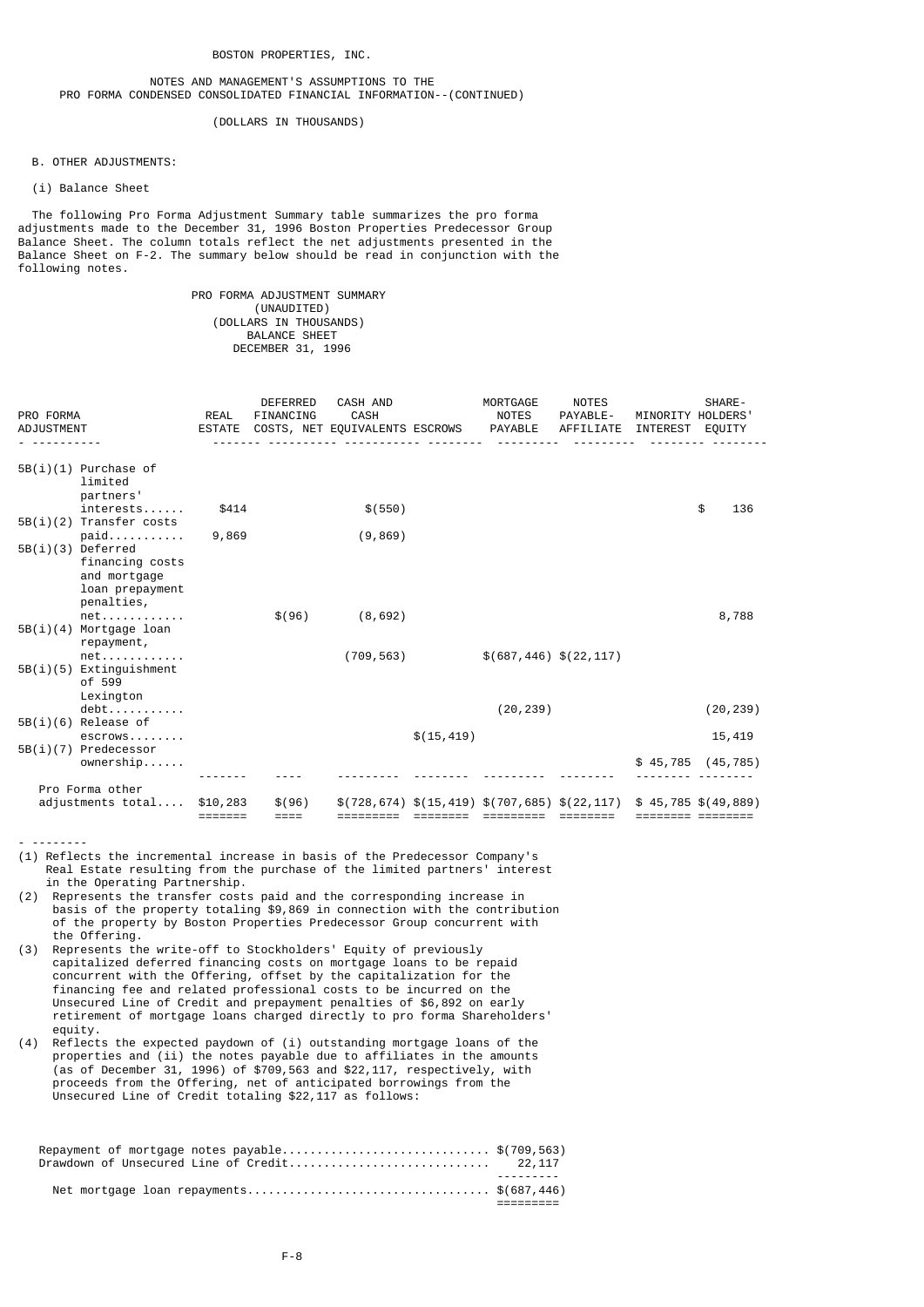BOSTON PROPERTIES, INC.

NOTES AND MANAGEMENT'S ASSUMPTIONS TO THE PRO FORMA CONDENSED CONSOLIDATED FINANCIAL INFORMATION--(CONTINUED)

(DOLLARS IN THOUSANDS)

B. OTHER ADJUSTMENTS:

(i) Balance Sheet

The following Pro Forma Adjustment Summary table summarizes the pro forma adjustments made to the December 31, 1996 Boston Properties Predecessor Group Balance Sheet. The column totals reflect the net adjustments presented in the Balance Sheet on F-2. The summary below should be read in conjunction with the following notes.

PRO FORMA ADJUSTMENT SUMMARY
(UNAUDITED)
(DOLLARS IN THOUSANDS)
BALANCE SHEET
DECEMBER 31, 1996

| PRO FORMA ADJUSTMENT | REAL ESTATE | DEFERRED FINANCING COSTS, NET | CASH AND CASH EQUIVALENTS | ESCROWS | MORTGAGE NOTES PAYABLE | NOTES PAYABLE-AFFILIATE | MINORITY INTEREST | SHARE-HOLDERS' EQUITY |
|---|---|---|---|---|---|---|---|---|
| 5B(i)(1) Purchase of limited partners' interests | $414 | | $(550) | | | | | $ 136 |
| 5B(i)(2) Transfer costs paid | 9,869 | | (9,869) | | | | | |
| 5B(i)(3) Deferred financing costs and mortgage loan prepayment penalties, net | | $(96) | (8,692) | | | | | 8,788 |
| 5B(i)(4) Mortgage loan repayment, net | | | (709,563) | | $(687,446) | $(22,117) | | |
| 5B(i)(5) Extinguishment of 599 Lexington debt | | | | | (20,239) | | | (20,239) |
| 5B(i)(6) Release of escrows | | | | $(15,419) | | | | 15,419 |
| 5B(i)(7) Predecessor ownership | | | | | | | $ 45,785 | (45,785) |
| Pro Forma other adjustments total | $10,283 | $(96) | $(728,674) | $(15,419) | $(707,685) | $(22,117) | $ 45,785 | $(49,889) |

- --------

(1) Reflects the incremental increase in basis of the Predecessor Company's Real Estate resulting from the purchase of the limited partners' interest in the Operating Partnership.

(2) Represents the transfer costs paid and the corresponding increase in basis of the property totaling $9,869 in connection with the contribution of the property by Boston Properties Predecessor Group concurrent with the Offering.

(3) Represents the write-off to Stockholders' Equity of previously capitalized deferred financing costs on mortgage loans to be repaid concurrent with the Offering, offset by the capitalization for the financing fee and related professional costs to be incurred on the Unsecured Line of Credit and prepayment penalties of $6,892 on early retirement of mortgage loans charged directly to pro forma Shareholders' equity.

(4) Reflects the expected paydown of (i) outstanding mortgage loans of the properties and (ii) the notes payable due to affiliates in the amounts (as of December 31, 1996) of $709,563 and $22,117, respectively, with proceeds from the Offering, net of anticipated borrowings from the Unsecured Line of Credit totaling $22,117 as follows:

| | |
|---|---|
| Repayment of mortgage notes payable | $(709,563) |
| Drawdown of Unsecured Line of Credit | 22,117 |
| Net mortgage loan repayments | $(687,446) |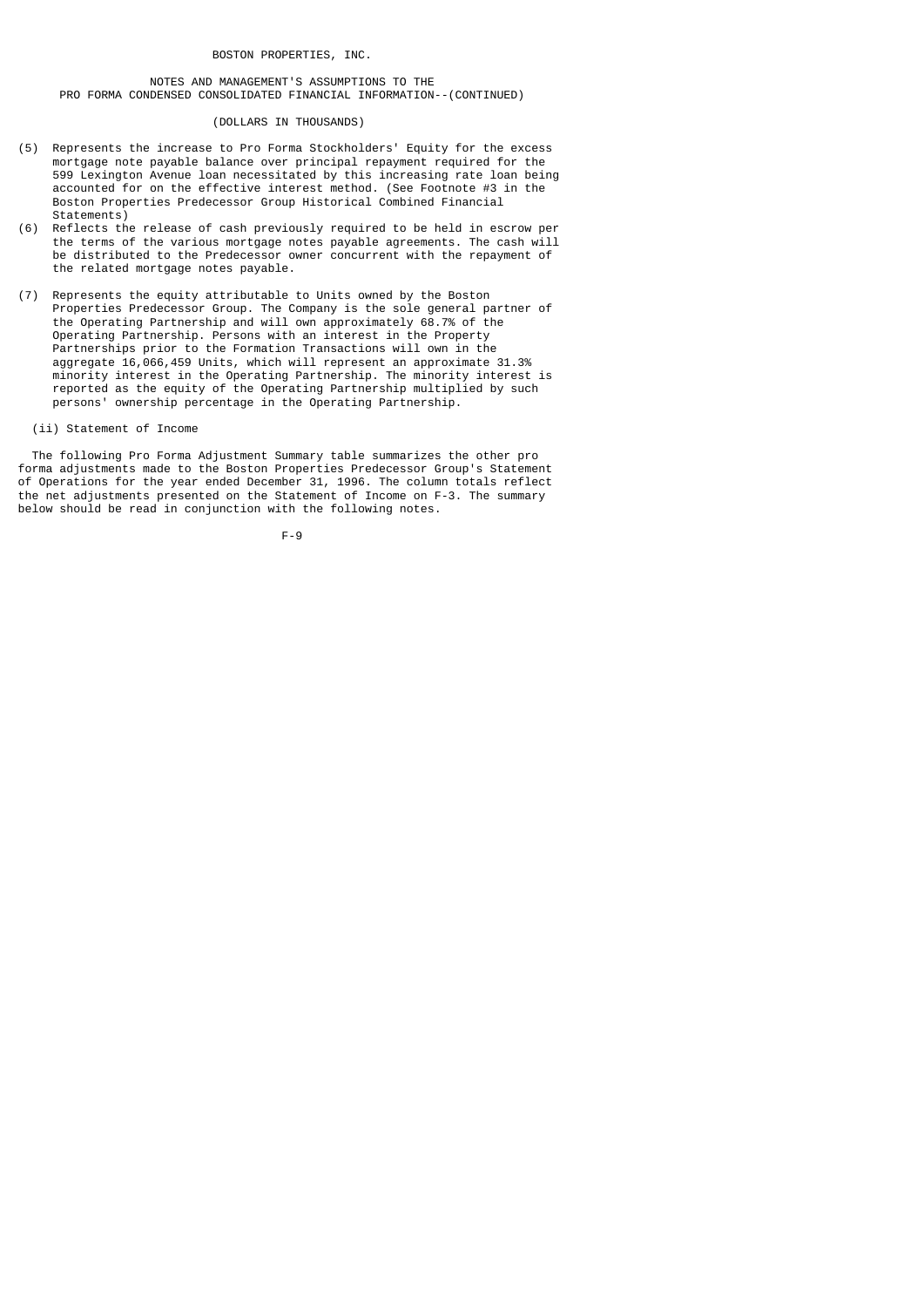BOSTON PROPERTIES, INC.

NOTES AND MANAGEMENT'S ASSUMPTIONS TO THE PRO FORMA CONDENSED CONSOLIDATED FINANCIAL INFORMATION--(CONTINUED)

(DOLLARS IN THOUSANDS)

(5) Represents the increase to Pro Forma Stockholders' Equity for the excess mortgage note payable balance over principal repayment required for the 599 Lexington Avenue loan necessitated by this increasing rate loan being accounted for on the effective interest method. (See Footnote #3 in the Boston Properties Predecessor Group Historical Combined Financial Statements)

(6) Reflects the release of cash previously required to be held in escrow per the terms of the various mortgage notes payable agreements. The cash will be distributed to the Predecessor owner concurrent with the repayment of the related mortgage notes payable.

(7) Represents the equity attributable to Units owned by the Boston Properties Predecessor Group. The Company is the sole general partner of the Operating Partnership and will own approximately 68.7% of the Operating Partnership. Persons with an interest in the Property Partnerships prior to the Formation Transactions will own in the aggregate 16,066,459 Units, which will represent an approximate 31.3% minority interest in the Operating Partnership. The minority interest is reported as the equity of the Operating Partnership multiplied by such persons' ownership percentage in the Operating Partnership.

(ii) Statement of Income

The following Pro Forma Adjustment Summary table summarizes the other pro forma adjustments made to the Boston Properties Predecessor Group's Statement of Operations for the year ended December 31, 1996. The column totals reflect the net adjustments presented on the Statement of Income on F-3. The summary below should be read in conjunction with the following notes.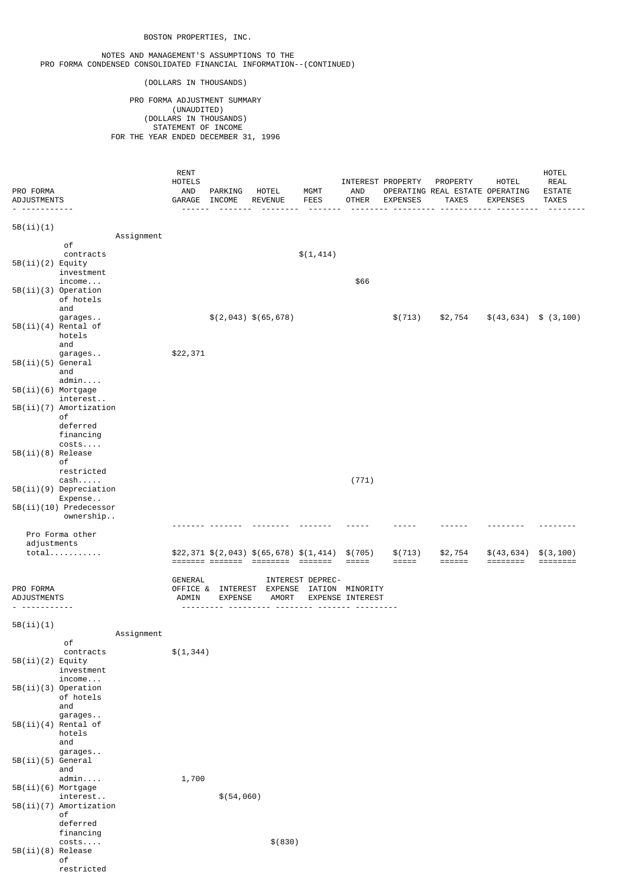BOSTON PROPERTIES, INC.

NOTES AND MANAGEMENT'S ASSUMPTIONS TO THE PRO FORMA CONDENSED CONSOLIDATED FINANCIAL INFORMATION--(CONTINUED)

(DOLLARS IN THOUSANDS)

PRO FORMA ADJUSTMENT SUMMARY
(UNAUDITED)
(DOLLARS IN THOUSANDS)
STATEMENT OF INCOME
FOR THE YEAR ENDED DECEMBER 31, 1996

| PRO FORMA ADJUSTMENTS | | RENT HOTELS AND GARAGE | PARKING INCOME | HOTEL REVENUE | MGMT FEES | INTEREST AND OTHER | PROPERTY OPERATING EXPENSES | PROPERTY REAL ESTATE TAXES | HOTEL OPERATING EXPENSES | HOTEL REAL ESTATE TAXES |
|---|---|---|---|---|---|---|---|---|---|---|
| 5B(ii)(1) | Assignment of contracts | | | | $(1,414) | | | | | |
| 5B(ii)(2) | Equity investment income... | | | | | $66 | | | | |
| 5B(ii)(3) | Operation of hotels and garages.. | | $(2,043) | $(65,678) | | | $(713) | $2,754 | $(43,634) | $ (3,100) |
| 5B(ii)(4) | Rental of hotels and garages.. | $22,371 | | | | | | | | |
| 5B(ii)(5) | General and admin.... | | | | | | | | | |
| 5B(ii)(6) | Mortgage interest.. | | | | | | | | | |
| 5B(ii)(7) | Amortization of deferred financing costs.... | | | | | | | | | |
| 5B(ii)(8) | Release of restricted cash..... | | | | | (771) | | | | |
| 5B(ii)(9) | Depreciation Expense.. | | | | | | | | | |
| 5B(ii)(10) | Predecessor ownership.. | | | | | | | | | |
| Pro Forma other adjustments total........... | | $22,371 | $(2,043) | $(65,678) | $(1,414) | $(705) | $(713) | $2,754 | $(43,634) | $(3,100) |

| PRO FORMA ADJUSTMENTS | | GENERAL OFFICE & ADMIN | INTEREST EXPENSE | INTEREST EXPENSE AMORT | DEPRECIATION EXPENSE | MINORITY INTEREST |
|---|---|---|---|---|---|---|
| 5B(ii)(1) | Assignment of contracts | $(1,344) | | | | |
| 5B(ii)(2) | Equity investment income... | | | | | |
| 5B(ii)(3) | Operation of hotels and garages.. | | | | | |
| 5B(ii)(4) | Rental of hotels and garages.. | | | | | |
| 5B(ii)(5) | General and admin.... | 1,700 | | | | |
| 5B(ii)(6) | Mortgage interest.. | | $(54,060) | | | |
| 5B(ii)(7) | Amortization of deferred financing costs.... | | | $(830) | | |
| 5B(ii)(8) | Release of restricted | | | | | |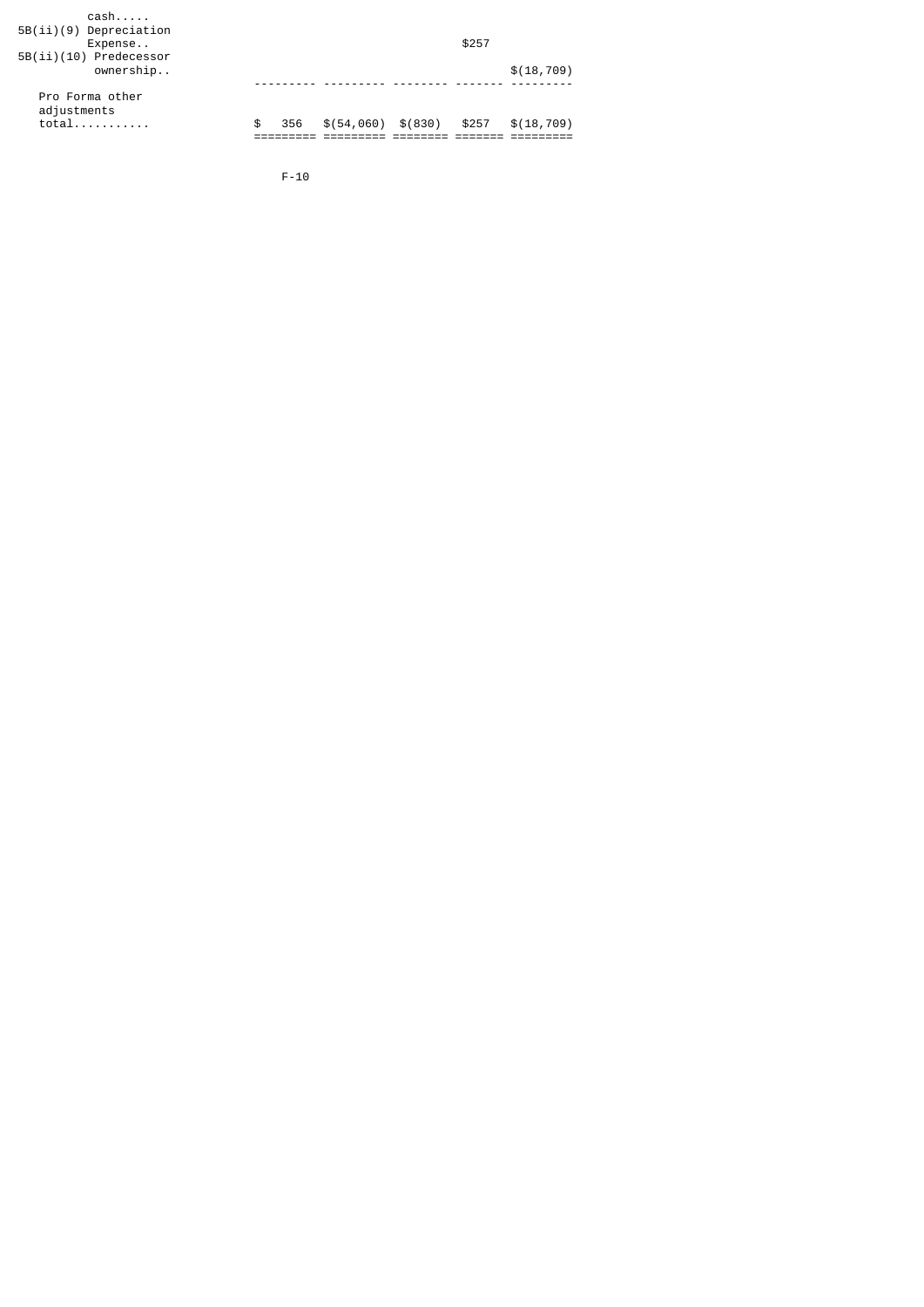| | | | | | |
|---|---|---|---|---|---|
| cash..... | | | | | |
| 5B(ii)(9) Depreciation Expense.. | | | | $257 | |
| 5B(ii)(10) Predecessor ownership.. | | | | | $(18,709) |
| Pro Forma other adjustments total........... | $ 356 | $(54,060) | $(830) | $257 | $(18,709) |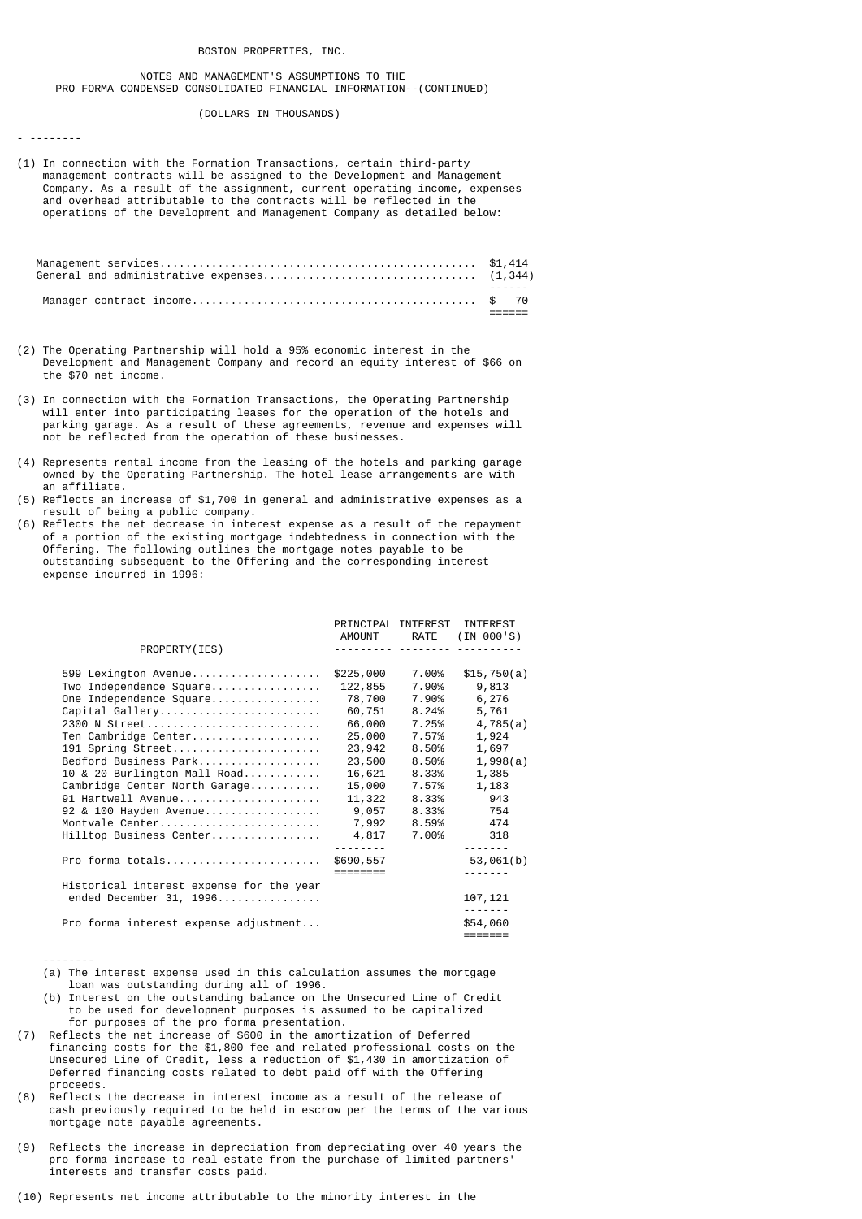BOSTON PROPERTIES, INC.

NOTES AND MANAGEMENT'S ASSUMPTIONS TO THE PRO FORMA CONDENSED CONSOLIDATED FINANCIAL INFORMATION--(CONTINUED)

(DOLLARS IN THOUSANDS)

---

(1) In connection with the Formation Transactions, certain third-party management contracts will be assigned to the Development and Management Company. As a result of the assignment, current operating income, expenses and overhead attributable to the contracts will be reflected in the operations of the Development and Management Company as detailed below:

| | |
|---|---|
| Management services | $1,414 |
| General and administrative expenses | (1,344) |
| Manager contract income | $ 70 |

(2) The Operating Partnership will hold a 95% economic interest in the Development and Management Company and record an equity interest of $66 on the $70 net income.

(3) In connection with the Formation Transactions, the Operating Partnership will enter into participating leases for the operation of the hotels and parking garage. As a result of these agreements, revenue and expenses will not be reflected from the operation of these businesses.

(4) Represents rental income from the leasing of the hotels and parking garage owned by the Operating Partnership. The hotel lease arrangements are with an affiliate.

(5) Reflects an increase of $1,700 in general and administrative expenses as a result of being a public company.

(6) Reflects the net decrease in interest expense as a result of the repayment of a portion of the existing mortgage indebtedness in connection with the Offering. The following outlines the mortgage notes payable to be outstanding subsequent to the Offering and the corresponding interest expense incurred in 1996:

| PROPERTY(IES) | PRINCIPAL AMOUNT | INTEREST RATE | INTEREST (IN 000'S) |
|---|---|---|---|
| 599 Lexington Avenue | $225,000 | 7.00% | $15,750(a) |
| Two Independence Square | 122,855 | 7.90% | 9,813 |
| One Independence Square | 78,700 | 7.90% | 6,276 |
| Capital Gallery | 60,751 | 8.24% | 5,761 |
| 2300 N Street | 66,000 | 7.25% | 4,785(a) |
| Ten Cambridge Center | 25,000 | 7.57% | 1,924 |
| 191 Spring Street | 23,942 | 8.50% | 1,697 |
| Bedford Business Park | 23,500 | 8.50% | 1,998(a) |
| 10 & 20 Burlington Mall Road | 16,621 | 8.33% | 1,385 |
| Cambridge Center North Garage | 15,000 | 7.57% | 1,183 |
| 91 Hartwell Avenue | 11,322 | 8.33% | 943 |
| 92 & 100 Hayden Avenue | 9,057 | 8.33% | 754 |
| Montvale Center | 7,992 | 8.59% | 474 |
| Hilltop Business Center | 4,817 | 7.00% | 318 |
| Pro forma totals | $690,557 | | 53,061(b) |
| Historical interest expense for the year ended December 31, 1996 | | | 107,121 |
| Pro forma interest expense adjustment | | | $54,060 |

---

(a) The interest expense used in this calculation assumes the mortgage loan was outstanding during all of 1996.

(b) Interest on the outstanding balance on the Unsecured Line of Credit to be used for development purposes is assumed to be capitalized for purposes of the pro forma presentation.

(7) Reflects the net increase of $600 in the amortization of Deferred financing costs for the $1,800 fee and related professional costs on the Unsecured Line of Credit, less a reduction of $1,430 in amortization of Deferred financing costs related to debt paid off with the Offering proceeds.

(8) Reflects the decrease in interest income as a result of the release of cash previously required to be held in escrow per the terms of the various mortgage note payable agreements.

(9) Reflects the increase in depreciation from depreciating over 40 years the pro forma increase to real estate from the purchase of limited partners' interests and transfer costs paid.

(10) Represents net income attributable to the minority interest in the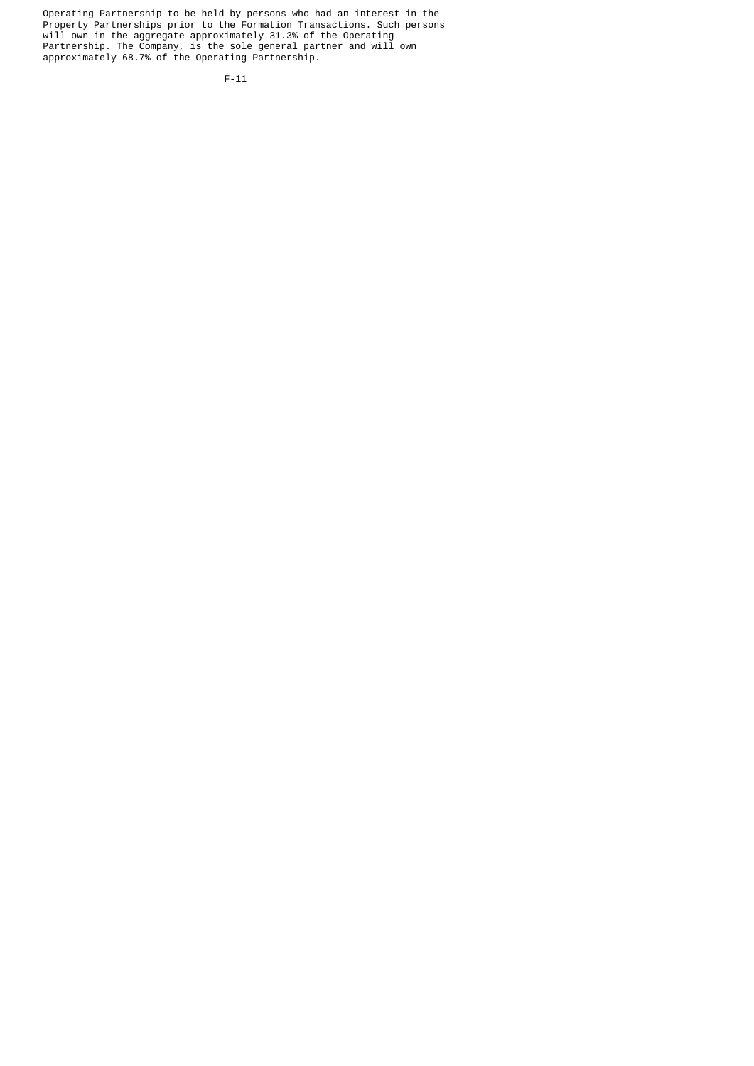Operating Partnership to be held by persons who had an interest in the Property Partnerships prior to the Formation Transactions. Such persons will own in the aggregate approximately 31.3% of the Operating Partnership. The Company, is the sole general partner and will own approximately 68.7% of the Operating Partnership.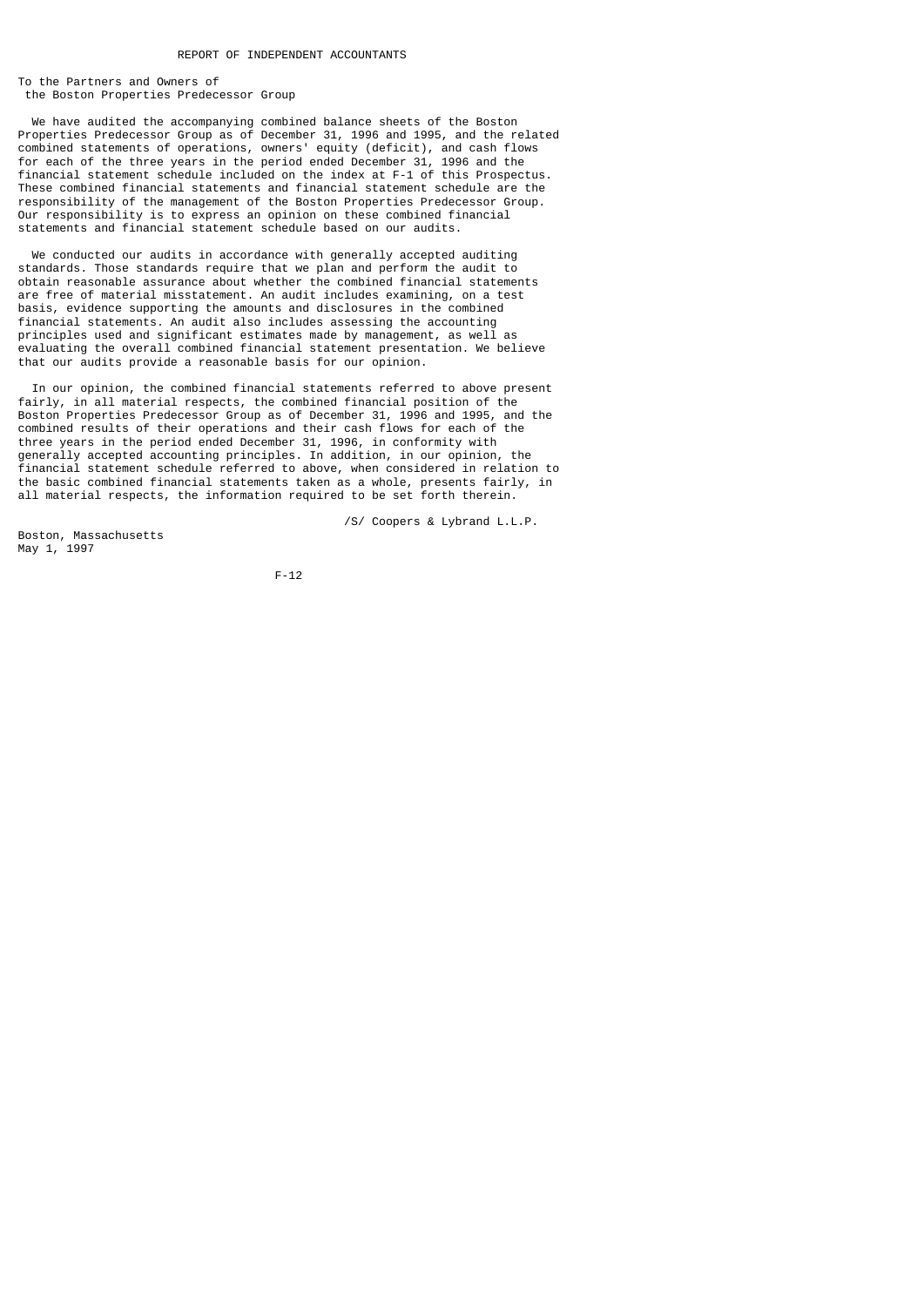# REPORT OF INDEPENDENT ACCOUNTANTS

To the Partners and Owners of
the Boston Properties Predecessor Group

We have audited the accompanying combined balance sheets of the Boston Properties Predecessor Group as of December 31, 1996 and 1995, and the related combined statements of operations, owners' equity (deficit), and cash flows for each of the three years in the period ended December 31, 1996 and the financial statement schedule included on the index at F-1 of this Prospectus. These combined financial statements and financial statement schedule are the responsibility of the management of the Boston Properties Predecessor Group. Our responsibility is to express an opinion on these combined financial statements and financial statement schedule based on our audits.

We conducted our audits in accordance with generally accepted auditing standards. Those standards require that we plan and perform the audit to obtain reasonable assurance about whether the combined financial statements are free of material misstatement. An audit includes examining, on a test basis, evidence supporting the amounts and disclosures in the combined financial statements. An audit also includes assessing the accounting principles used and significant estimates made by management, as well as evaluating the overall combined financial statement presentation. We believe that our audits provide a reasonable basis for our opinion.

In our opinion, the combined financial statements referred to above present fairly, in all material respects, the combined financial position of the Boston Properties Predecessor Group as of December 31, 1996 and 1995, and the combined results of their operations and their cash flows for each of the three years in the period ended December 31, 1996, in conformity with generally accepted accounting principles. In addition, in our opinion, the financial statement schedule referred to above, when considered in relation to the basic combined financial statements taken as a whole, presents fairly, in all material respects, the information required to be set forth therein.

/S/ Coopers & Lybrand L.L.P.

Boston, Massachusetts
May 1, 1997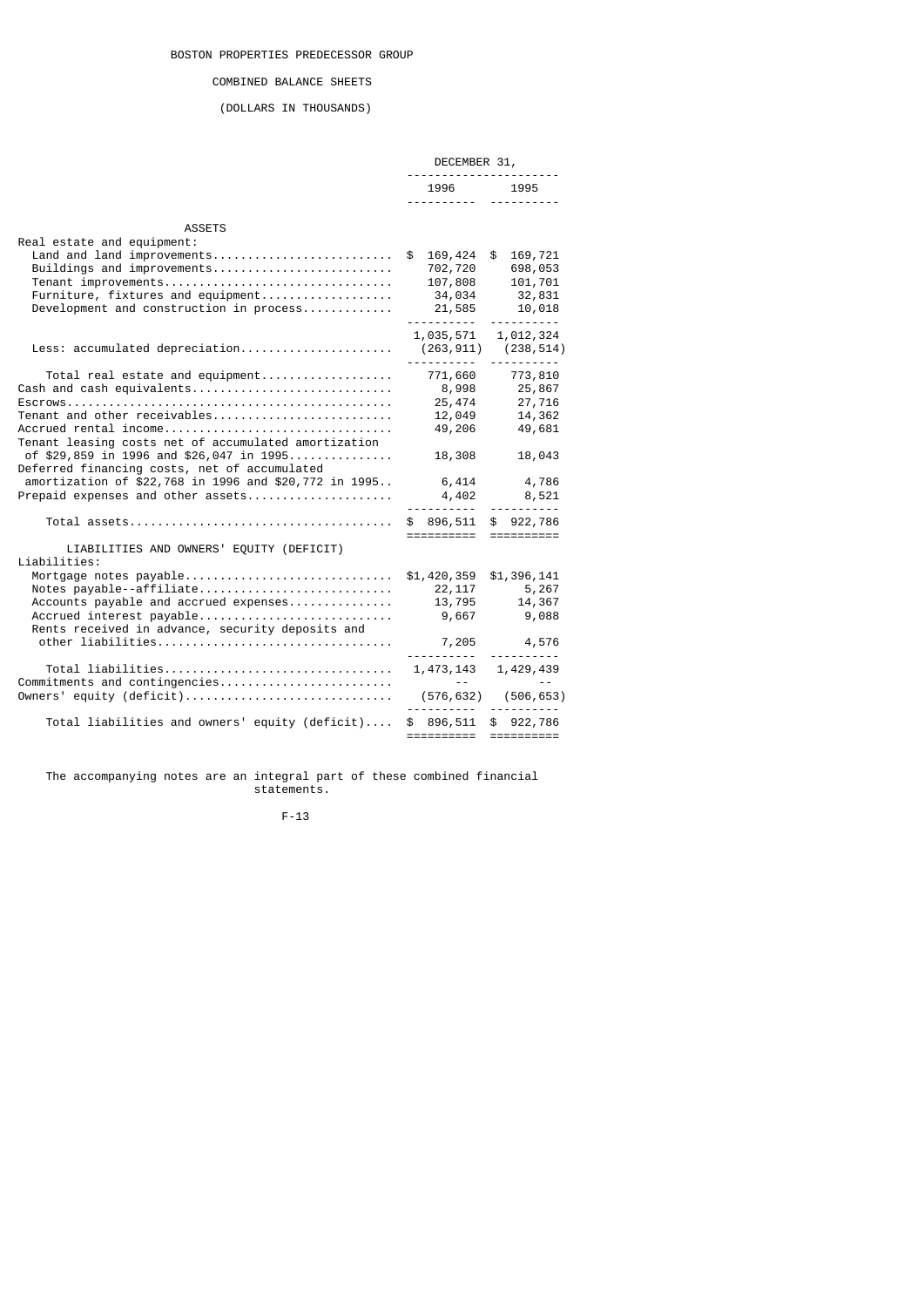# BOSTON PROPERTIES PREDECESSOR GROUP

## COMBINED BALANCE SHEETS

(DOLLARS IN THOUSANDS)

| | DECEMBER 31, 1996 | DECEMBER 31, 1995 |
|---|---|---|
| **ASSETS** | | |
| Real estate and equipment: | | |
| Land and land improvements | $ 169,424 | $ 169,721 |
| Buildings and improvements | 702,720 | 698,053 |
| Tenant improvements | 107,808 | 101,701 |
| Furniture, fixtures and equipment | 34,034 | 32,831 |
| Development and construction in process | 21,585 | 10,018 |
| | 1,035,571 | 1,012,324 |
| Less: accumulated depreciation | (263,911) | (238,514) |
| Total real estate and equipment | 771,660 | 773,810 |
| Cash and cash equivalents | 8,998 | 25,867 |
| Escrows | 25,474 | 27,716 |
| Tenant and other receivables | 12,049 | 14,362 |
| Accrued rental income | 49,206 | 49,681 |
| Tenant leasing costs net of accumulated amortization of $29,859 in 1996 and $26,047 in 1995 | 18,308 | 18,043 |
| Deferred financing costs, net of accumulated amortization of $22,768 in 1996 and $20,772 in 1995 | 6,414 | 4,786 |
| Prepaid expenses and other assets | 4,402 | 8,521 |
| Total assets | $ 896,511 | $ 922,786 |
| **LIABILITIES AND OWNERS' EQUITY (DEFICIT)** | | |
| Liabilities: | | |
| Mortgage notes payable | $1,420,359 | $1,396,141 |
| Notes payable--affiliate | 22,117 | 5,267 |
| Accounts payable and accrued expenses | 13,795 | 14,367 |
| Accrued interest payable | 9,667 | 9,088 |
| Rents received in advance, security deposits and other liabilities | 7,205 | 4,576 |
| Total liabilities | 1,473,143 | 1,429,439 |
| Commitments and contingencies | -- | -- |
| Owners' equity (deficit) | (576,632) | (506,653) |
| Total liabilities and owners' equity (deficit) | $ 896,511 | $ 922,786 |

The accompanying notes are an integral part of these combined financial statements.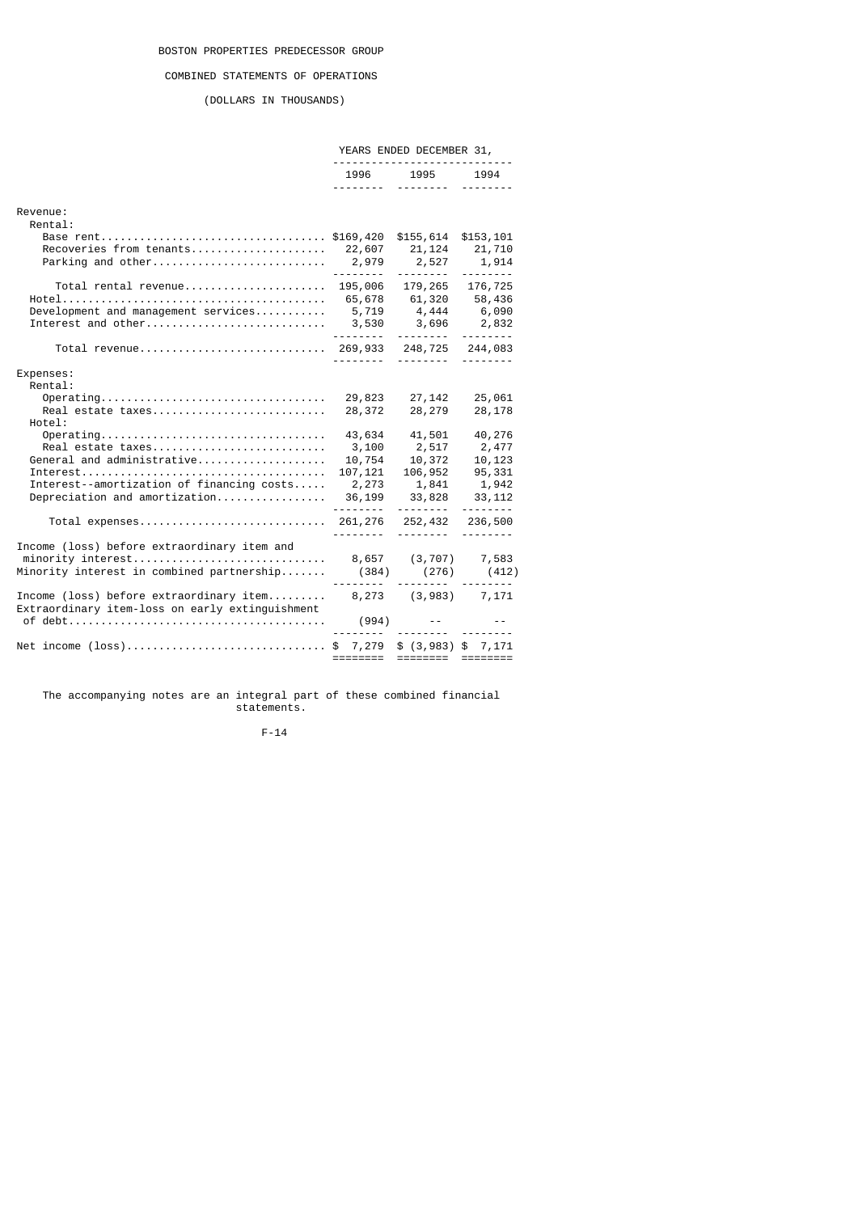BOSTON PROPERTIES PREDECESSOR GROUP

COMBINED STATEMENTS OF OPERATIONS

(DOLLARS IN THOUSANDS)

| | YEARS ENDED DECEMBER 31, | | |
|---|---|---|---|
| | 1996 | 1995 | 1994 |
| Revenue: | | | |
| Rental: | | | |
| Base rent | $169,420 | $155,614 | $153,101 |
| Recoveries from tenants | 22,607 | 21,124 | 21,710 |
| Parking and other | 2,979 | 2,527 | 1,914 |
| Total rental revenue | 195,006 | 179,265 | 176,725 |
| Hotel | 65,678 | 61,320 | 58,436 |
| Development and management services | 5,719 | 4,444 | 6,090 |
| Interest and other | 3,530 | 3,696 | 2,832 |
| Total revenue | 269,933 | 248,725 | 244,083 |
| Expenses: | | | |
| Rental: | | | |
| Operating | 29,823 | 27,142 | 25,061 |
| Real estate taxes | 28,372 | 28,279 | 28,178 |
| Hotel: | | | |
| Operating | 43,634 | 41,501 | 40,276 |
| Real estate taxes | 3,100 | 2,517 | 2,477 |
| General and administrative | 10,754 | 10,372 | 10,123 |
| Interest | 107,121 | 106,952 | 95,331 |
| Interest--amortization of financing costs | 2,273 | 1,841 | 1,942 |
| Depreciation and amortization | 36,199 | 33,828 | 33,112 |
| Total expenses | 261,276 | 252,432 | 236,500 |
| Income (loss) before extraordinary item and minority interest | 8,657 | (3,707) | 7,583 |
| Minority interest in combined partnership | (384) | (276) | (412) |
| Income (loss) before extraordinary item | 8,273 | (3,983) | 7,171 |
| Extraordinary item-loss on early extinguishment of debt | (994) | -- | -- |
| Net income (loss) | $ 7,279 | $ (3,983) | $ 7,171 |

The accompanying notes are an integral part of these combined financial statements.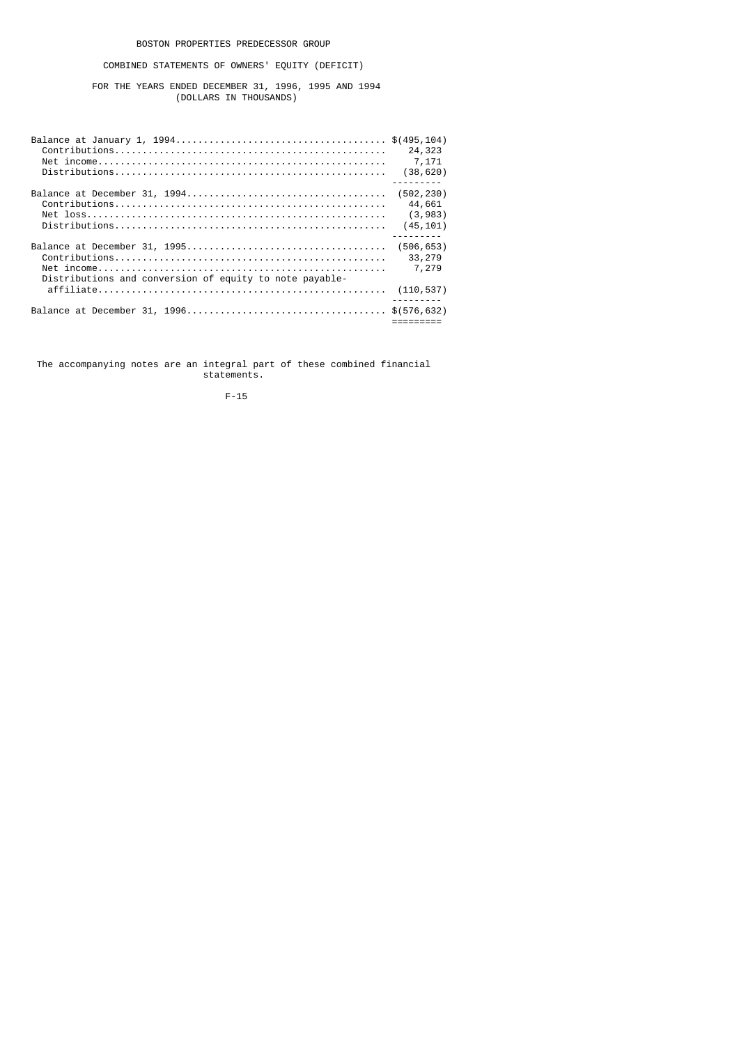BOSTON PROPERTIES PREDECESSOR GROUP

COMBINED STATEMENTS OF OWNERS' EQUITY (DEFICIT)

FOR THE YEARS ENDED DECEMBER 31, 1996, 1995 AND 1994
(DOLLARS IN THOUSANDS)

| | |
|---|---|
| Balance at January 1, 1994 | $(495,104) |
| Contributions | 24,323 |
| Net income | 7,171 |
| Distributions | (38,620) |
| Balance at December 31, 1994 | (502,230) |
| Contributions | 44,661 |
| Net loss | (3,983) |
| Distributions | (45,101) |
| Balance at December 31, 1995 | (506,653) |
| Contributions | 33,279 |
| Net income | 7,279 |
| Distributions and conversion of equity to note payable-affiliate | (110,537) |
| Balance at December 31, 1996 | $(576,632) |

The accompanying notes are an integral part of these combined financial statements.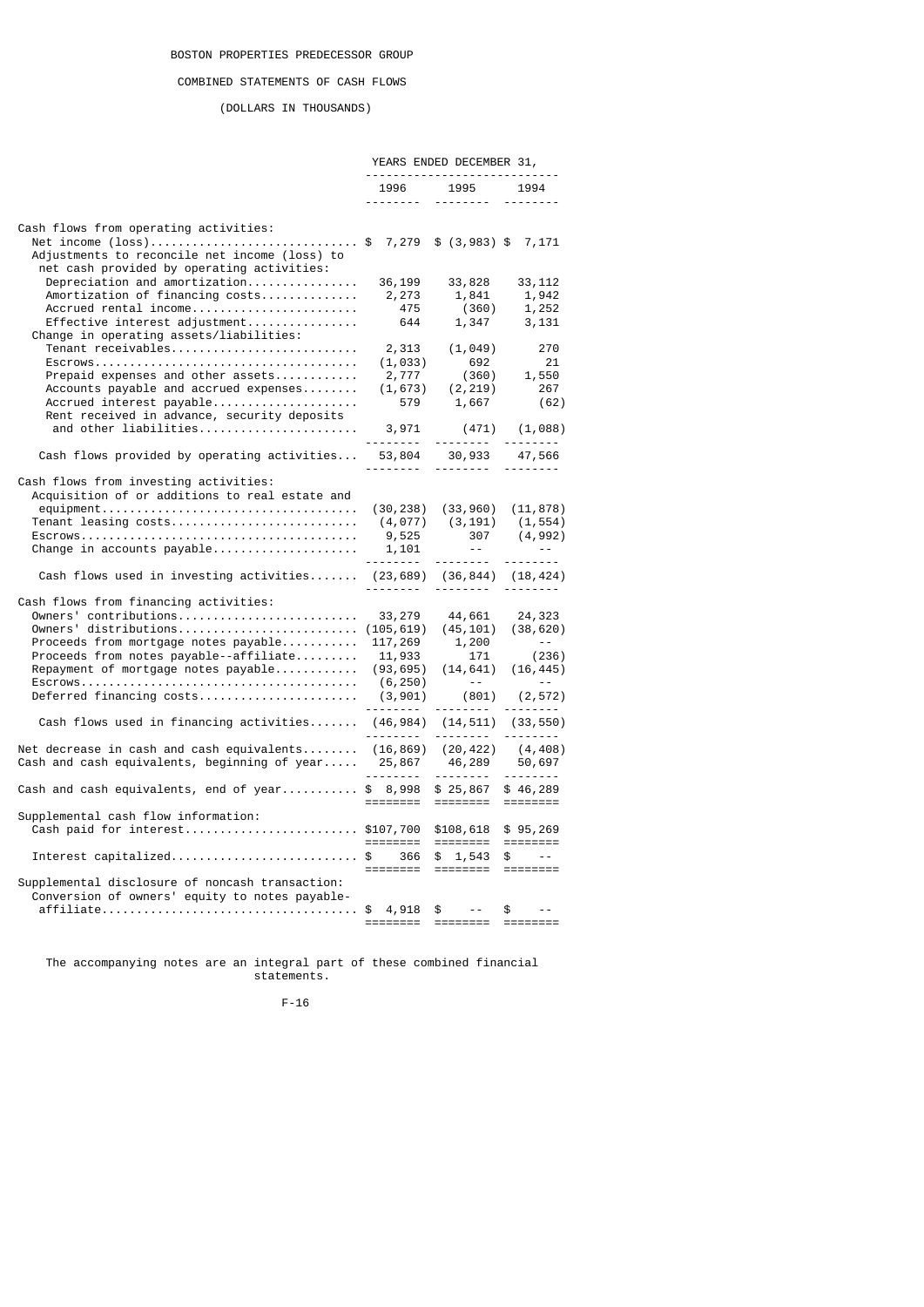# BOSTON PROPERTIES PREDECESSOR GROUP

## COMBINED STATEMENTS OF CASH FLOWS

(DOLLARS IN THOUSANDS)

| | YEARS ENDED DECEMBER 31, | | |
|---|---|---|---|
| | 1996 | 1995 | 1994 |
| Cash flows from operating activities: | | | |
| Net income (loss) | $ 7,279 | $ (3,983) | $ 7,171 |
| Adjustments to reconcile net income (loss) to net cash provided by operating activities: | | | |
| Depreciation and amortization | 36,199 | 33,828 | 33,112 |
| Amortization of financing costs | 2,273 | 1,841 | 1,942 |
| Accrued rental income | 475 | (360) | 1,252 |
| Effective interest adjustment | 644 | 1,347 | 3,131 |
| Change in operating assets/liabilities: | | | |
| Tenant receivables | 2,313 | (1,049) | 270 |
| Escrows | (1,033) | 692 | 21 |
| Prepaid expenses and other assets | 2,777 | (360) | 1,550 |
| Accounts payable and accrued expenses | (1,673) | (2,219) | 267 |
| Accrued interest payable | 579 | 1,667 | (62) |
| Rent received in advance, security deposits and other liabilities | 3,971 | (471) | (1,088) |
| Cash flows provided by operating activities | 53,804 | 30,933 | 47,566 |
| Cash flows from investing activities: | | | |
| Acquisition of or additions to real estate and equipment | (30,238) | (33,960) | (11,878) |
| Tenant leasing costs | (4,077) | (3,191) | (1,554) |
| Escrows | 9,525 | 307 | (4,992) |
| Change in accounts payable | 1,101 | -- | -- |
| Cash flows used in investing activities | (23,689) | (36,844) | (18,424) |
| Cash flows from financing activities: | | | |
| Owners' contributions | 33,279 | 44,661 | 24,323 |
| Owners' distributions | (105,619) | (45,101) | (38,620) |
| Proceeds from mortgage notes payable | 117,269 | 1,200 | -- |
| Proceeds from notes payable--affiliate | 11,933 | 171 | (236) |
| Repayment of mortgage notes payable | (93,695) | (14,641) | (16,445) |
| Escrows | (6,250) | -- | -- |
| Deferred financing costs | (3,901) | (801) | (2,572) |
| Cash flows used in financing activities | (46,984) | (14,511) | (33,550) |
| Net decrease in cash and cash equivalents | (16,869) | (20,422) | (4,408) |
| Cash and cash equivalents, beginning of year | 25,867 | 46,289 | 50,697 |
| Cash and cash equivalents, end of year | $ 8,998 | $ 25,867 | $ 46,289 |
| Supplemental cash flow information: | | | |
| Cash paid for interest | $107,700 | $108,618 | $ 95,269 |
| Interest capitalized | $ 366 | $ 1,543 | $ -- |
| Supplemental disclosure of noncash transaction: | | | |
| Conversion of owners' equity to notes payable-affiliate | $ 4,918 | $ -- | $ -- |

The accompanying notes are an integral part of these combined financial statements.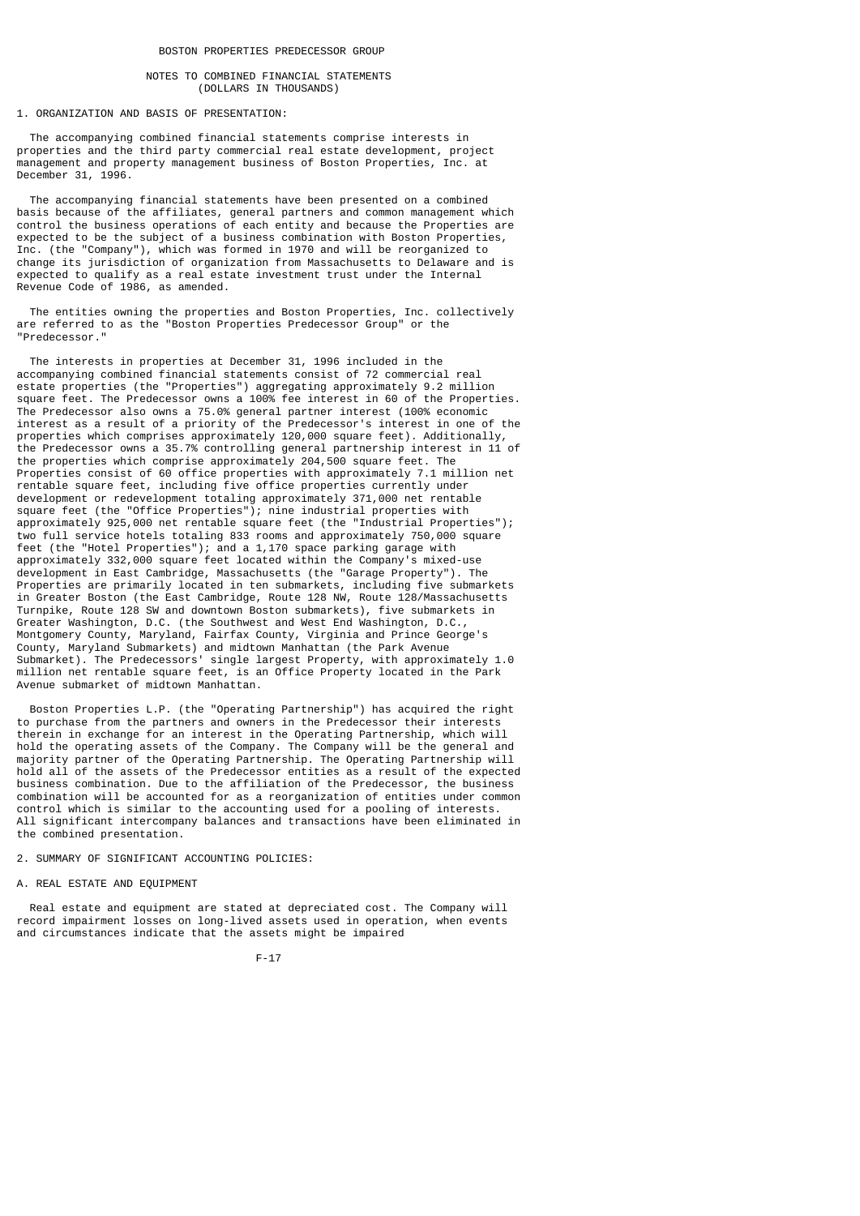BOSTON PROPERTIES PREDECESSOR GROUP

NOTES TO COMBINED FINANCIAL STATEMENTS
(DOLLARS IN THOUSANDS)

## 1. ORGANIZATION AND BASIS OF PRESENTATION:

The accompanying combined financial statements comprise interests in properties and the third party commercial real estate development, project management and property management business of Boston Properties, Inc. at December 31, 1996.

The accompanying financial statements have been presented on a combined basis because of the affiliates, general partners and common management which control the business operations of each entity and because the Properties are expected to be the subject of a business combination with Boston Properties, Inc. (the "Company"), which was formed in 1970 and will be reorganized to change its jurisdiction of organization from Massachusetts to Delaware and is expected to qualify as a real estate investment trust under the Internal Revenue Code of 1986, as amended.

The entities owning the properties and Boston Properties, Inc. collectively are referred to as the "Boston Properties Predecessor Group" or the "Predecessor."

The interests in properties at December 31, 1996 included in the accompanying combined financial statements consist of 72 commercial real estate properties (the "Properties") aggregating approximately 9.2 million square feet. The Predecessor owns a 100% fee interest in 60 of the Properties. The Predecessor also owns a 75.0% general partner interest (100% economic interest as a result of a priority of the Predecessor's interest in one of the properties which comprises approximately 120,000 square feet). Additionally, the Predecessor owns a 35.7% controlling general partnership interest in 11 of the properties which comprise approximately 204,500 square feet. The Properties consist of 60 office properties with approximately 7.1 million net rentable square feet, including five office properties currently under development or redevelopment totaling approximately 371,000 net rentable square feet (the "Office Properties"); nine industrial properties with approximately 925,000 net rentable square feet (the "Industrial Properties"); two full service hotels totaling 833 rooms and approximately 750,000 square feet (the "Hotel Properties"); and a 1,170 space parking garage with approximately 332,000 square feet located within the Company's mixed-use development in East Cambridge, Massachusetts (the "Garage Property"). The Properties are primarily located in ten submarkets, including five submarkets in Greater Boston (the East Cambridge, Route 128 NW, Route 128/Massachusetts Turnpike, Route 128 SW and downtown Boston submarkets), five submarkets in Greater Washington, D.C. (the Southwest and West End Washington, D.C., Montgomery County, Maryland, Fairfax County, Virginia and Prince George's County, Maryland Submarkets) and midtown Manhattan (the Park Avenue Submarket). The Predecessors' single largest Property, with approximately 1.0 million net rentable square feet, is an Office Property located in the Park Avenue submarket of midtown Manhattan.

Boston Properties L.P. (the "Operating Partnership") has acquired the right to purchase from the partners and owners in the Predecessor their interests therein in exchange for an interest in the Operating Partnership, which will hold the operating assets of the Company. The Company will be the general and majority partner of the Operating Partnership. The Operating Partnership will hold all of the assets of the Predecessor entities as a result of the expected business combination. Due to the affiliation of the Predecessor, the business combination will be accounted for as a reorganization of entities under common control which is similar to the accounting used for a pooling of interests. All significant intercompany balances and transactions have been eliminated in the combined presentation.

## 2. SUMMARY OF SIGNIFICANT ACCOUNTING POLICIES:

### A. REAL ESTATE AND EQUIPMENT

Real estate and equipment are stated at depreciated cost. The Company will record impairment losses on long-lived assets used in operation, when events and circumstances indicate that the assets might be impaired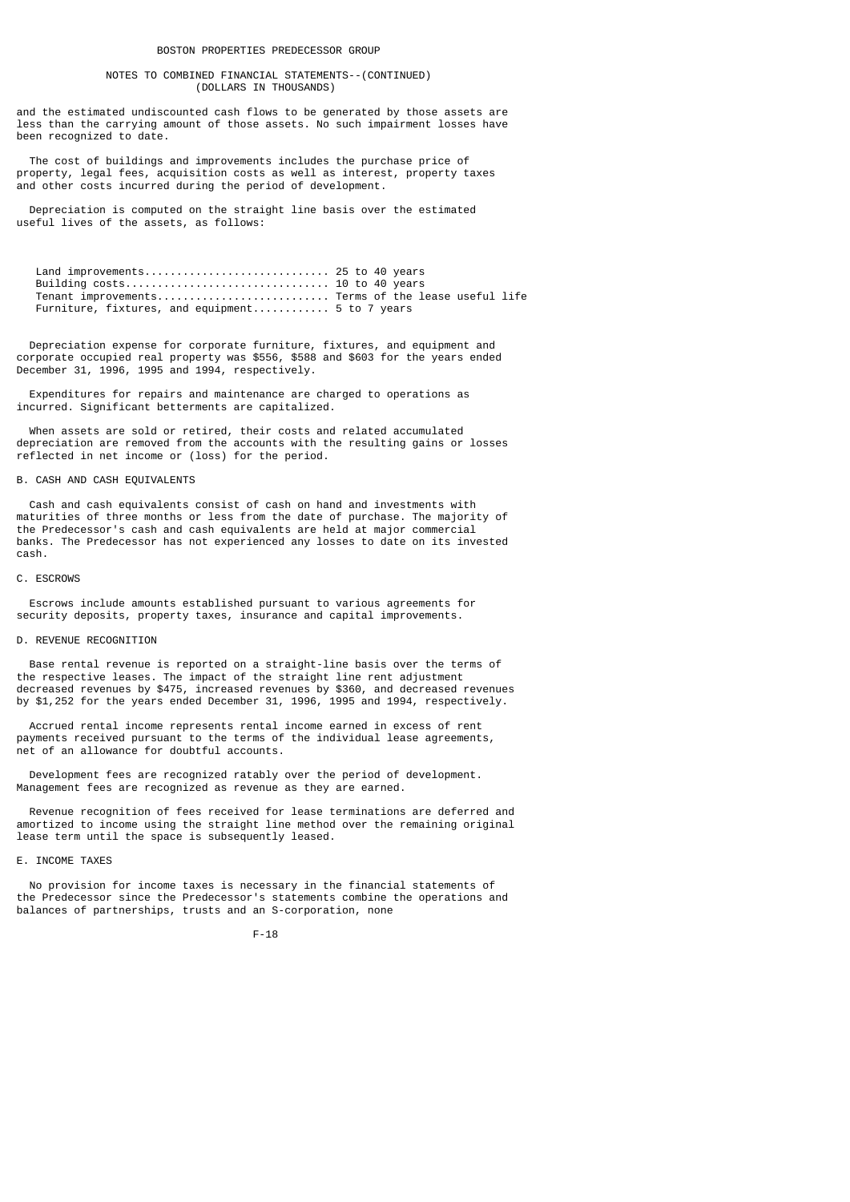and the estimated undiscounted cash flows to be generated by those assets are less than the carrying amount of those assets. No such impairment losses have been recognized to date.

The cost of buildings and improvements includes the purchase price of property, legal fees, acquisition costs as well as interest, property taxes and other costs incurred during the period of development.

Depreciation is computed on the straight line basis over the estimated useful lives of the assets, as follows:

| | |
|---|---|
| Land improvements | 25 to 40 years |
| Building costs | 10 to 40 years |
| Tenant improvements | Terms of the lease useful life |
| Furniture, fixtures, and equipment | 5 to 7 years |

Depreciation expense for corporate furniture, fixtures, and equipment and corporate occupied real property was $556, $588 and $603 for the years ended December 31, 1996, 1995 and 1994, respectively.

Expenditures for repairs and maintenance are charged to operations as incurred. Significant betterments are capitalized.

When assets are sold or retired, their costs and related accumulated depreciation are removed from the accounts with the resulting gains or losses reflected in net income or (loss) for the period.

B. CASH AND CASH EQUIVALENTS

Cash and cash equivalents consist of cash on hand and investments with maturities of three months or less from the date of purchase. The majority of the Predecessor's cash and cash equivalents are held at major commercial banks. The Predecessor has not experienced any losses to date on its invested cash.

C. ESCROWS

Escrows include amounts established pursuant to various agreements for security deposits, property taxes, insurance and capital improvements.

D. REVENUE RECOGNITION

Base rental revenue is reported on a straight-line basis over the terms of the respective leases. The impact of the straight line rent adjustment decreased revenues by $475, increased revenues by $360, and decreased revenues by $1,252 for the years ended December 31, 1996, 1995 and 1994, respectively.

Accrued rental income represents rental income earned in excess of rent payments received pursuant to the terms of the individual lease agreements, net of an allowance for doubtful accounts.

Development fees are recognized ratably over the period of development. Management fees are recognized as revenue as they are earned.

Revenue recognition of fees received for lease terminations are deferred and amortized to income using the straight line method over the remaining original lease term until the space is subsequently leased.

E. INCOME TAXES

No provision for income taxes is necessary in the financial statements of the Predecessor since the Predecessor's statements combine the operations and balances of partnerships, trusts and an S-corporation, none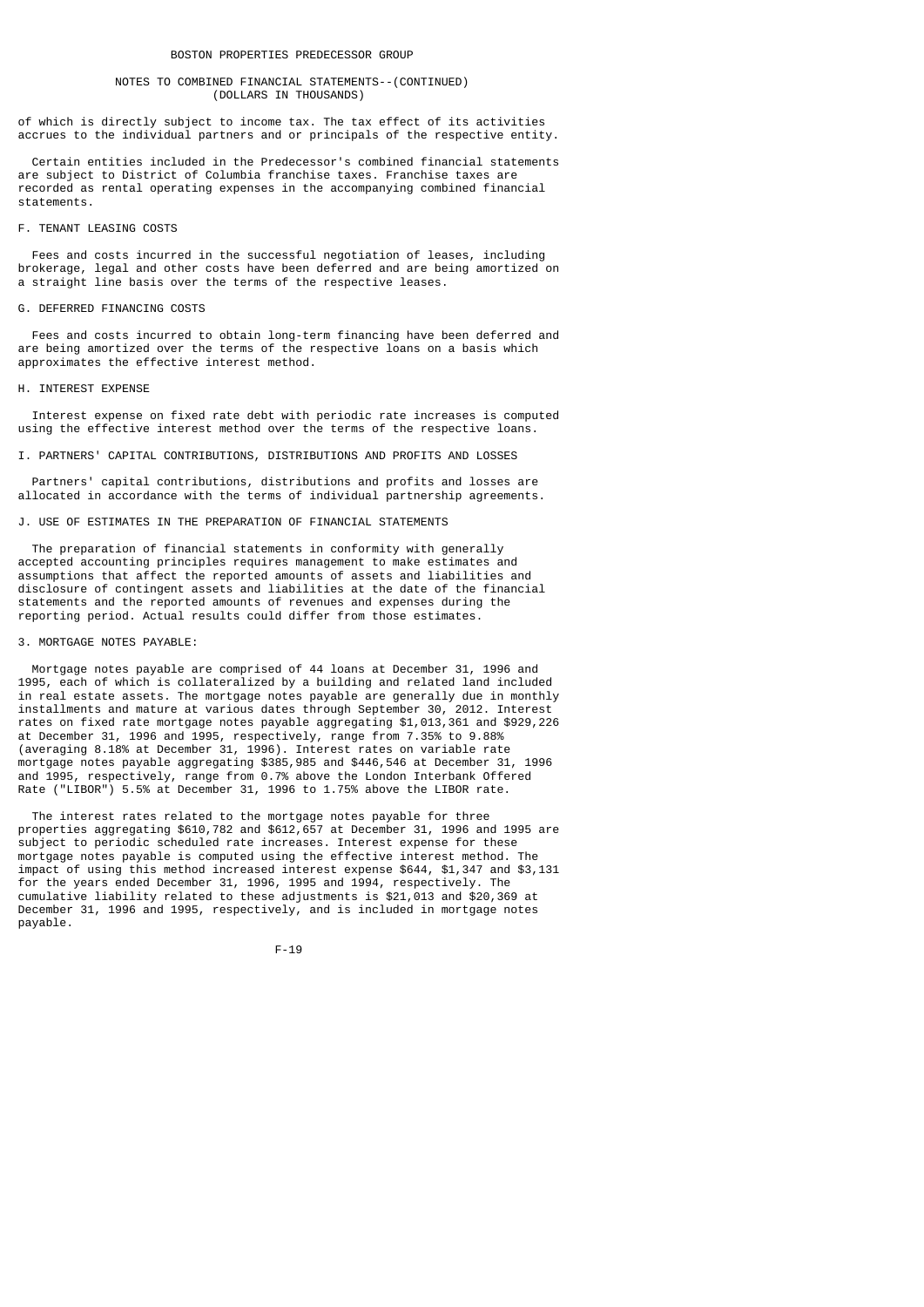of which is directly subject to income tax. The tax effect of its activities accrues to the individual partners and or principals of the respective entity.

Certain entities included in the Predecessor's combined financial statements are subject to District of Columbia franchise taxes. Franchise taxes are recorded as rental operating expenses in the accompanying combined financial statements.

### F. TENANT LEASING COSTS

Fees and costs incurred in the successful negotiation of leases, including brokerage, legal and other costs have been deferred and are being amortized on a straight line basis over the terms of the respective leases.

### G. DEFERRED FINANCING COSTS

Fees and costs incurred to obtain long-term financing have been deferred and are being amortized over the terms of the respective loans on a basis which approximates the effective interest method.

### H. INTEREST EXPENSE

Interest expense on fixed rate debt with periodic rate increases is computed using the effective interest method over the terms of the respective loans.

### I. PARTNERS' CAPITAL CONTRIBUTIONS, DISTRIBUTIONS AND PROFITS AND LOSSES

Partners' capital contributions, distributions and profits and losses are allocated in accordance with the terms of individual partnership agreements.

### J. USE OF ESTIMATES IN THE PREPARATION OF FINANCIAL STATEMENTS

The preparation of financial statements in conformity with generally accepted accounting principles requires management to make estimates and assumptions that affect the reported amounts of assets and liabilities and disclosure of contingent assets and liabilities at the date of the financial statements and the reported amounts of revenues and expenses during the reporting period. Actual results could differ from those estimates.

## 3. MORTGAGE NOTES PAYABLE:

Mortgage notes payable are comprised of 44 loans at December 31, 1996 and 1995, each of which is collateralized by a building and related land included in real estate assets. The mortgage notes payable are generally due in monthly installments and mature at various dates through September 30, 2012. Interest rates on fixed rate mortgage notes payable aggregating $1,013,361 and $929,226 at December 31, 1996 and 1995, respectively, range from 7.35% to 9.88% (averaging 8.18% at December 31, 1996). Interest rates on variable rate mortgage notes payable aggregating $385,985 and $446,546 at December 31, 1996 and 1995, respectively, range from 0.7% above the London Interbank Offered Rate ("LIBOR") 5.5% at December 31, 1996 to 1.75% above the LIBOR rate.

The interest rates related to the mortgage notes payable for three properties aggregating $610,782 and $612,657 at December 31, 1996 and 1995 are subject to periodic scheduled rate increases. Interest expense for these mortgage notes payable is computed using the effective interest method. The impact of using this method increased interest expense $644, $1,347 and $3,131 for the years ended December 31, 1996, 1995 and 1994, respectively. The cumulative liability related to these adjustments is $21,013 and $20,369 at December 31, 1996 and 1995, respectively, and is included in mortgage notes payable.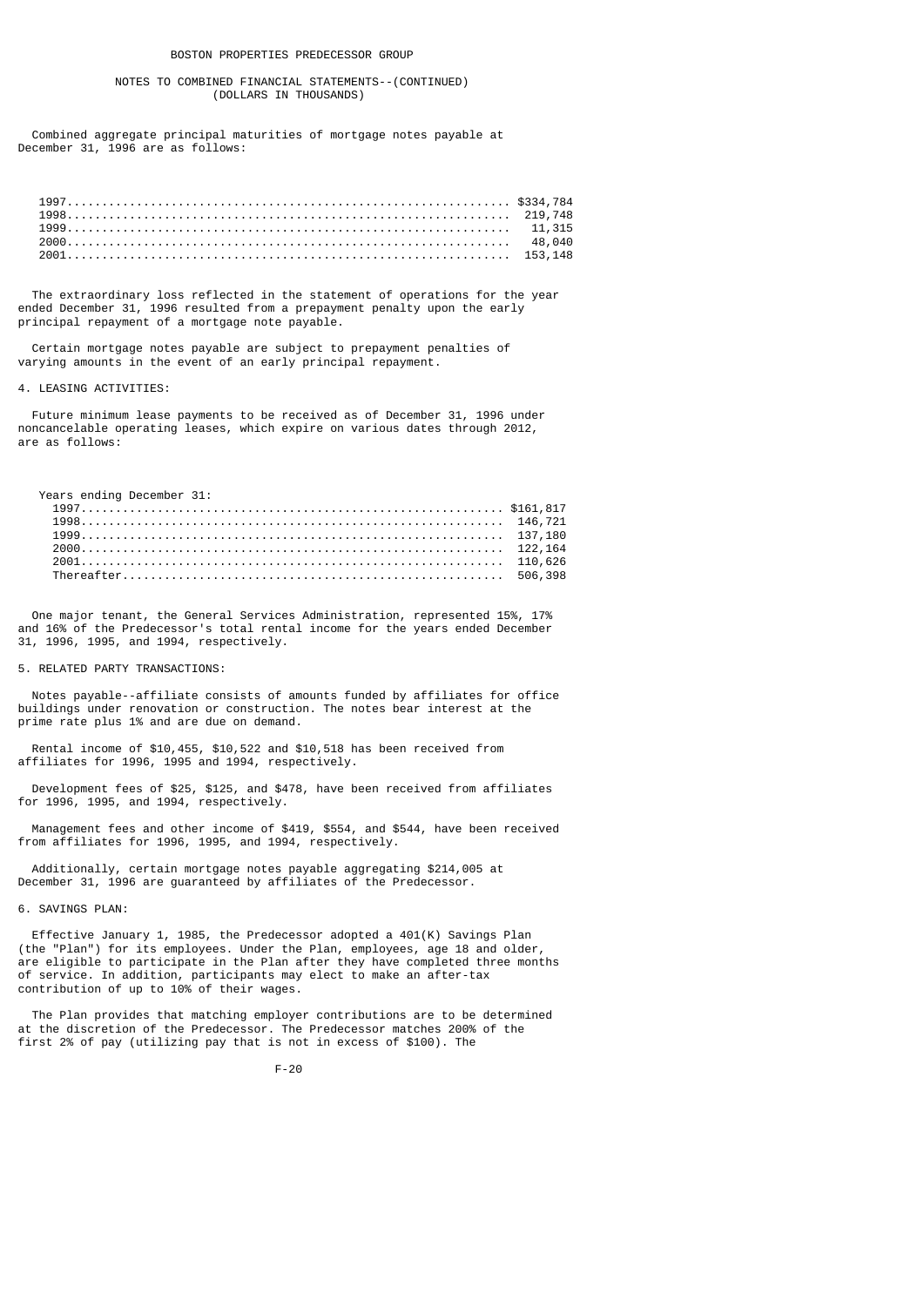BOSTON PROPERTIES PREDECESSOR GROUP

NOTES TO COMBINED FINANCIAL STATEMENTS--(CONTINUED)
(DOLLARS IN THOUSANDS)

Combined aggregate principal maturities of mortgage notes payable at December 31, 1996 are as follows:

| | |
|---|---|
| 1997 | $334,784 |
| 1998 | 219,748 |
| 1999 | 11,315 |
| 2000 | 48,040 |
| 2001 | 153,148 |

The extraordinary loss reflected in the statement of operations for the year ended December 31, 1996 resulted from a prepayment penalty upon the early principal repayment of a mortgage note payable.

Certain mortgage notes payable are subject to prepayment penalties of varying amounts in the event of an early principal repayment.

## 4. LEASING ACTIVITIES:

Future minimum lease payments to be received as of December 31, 1996 under noncancelable operating leases, which expire on various dates through 2012, are as follows:

| Years ending December 31: | |
|---|---|
| 1997 | $161,817 |
| 1998 | 146,721 |
| 1999 | 137,180 |
| 2000 | 122,164 |
| 2001 | 110,626 |
| Thereafter | 506,398 |

One major tenant, the General Services Administration, represented 15%, 17% and 16% of the Predecessor's total rental income for the years ended December 31, 1996, 1995, and 1994, respectively.

## 5. RELATED PARTY TRANSACTIONS:

Notes payable--affiliate consists of amounts funded by affiliates for office buildings under renovation or construction. The notes bear interest at the prime rate plus 1% and are due on demand.

Rental income of $10,455, $10,522 and $10,518 has been received from affiliates for 1996, 1995 and 1994, respectively.

Development fees of $25, $125, and $478, have been received from affiliates for 1996, 1995, and 1994, respectively.

Management fees and other income of $419, $554, and $544, have been received from affiliates for 1996, 1995, and 1994, respectively.

Additionally, certain mortgage notes payable aggregating $214,005 at December 31, 1996 are guaranteed by affiliates of the Predecessor.

## 6. SAVINGS PLAN:

Effective January 1, 1985, the Predecessor adopted a 401(K) Savings Plan (the "Plan") for its employees. Under the Plan, employees, age 18 and older, are eligible to participate in the Plan after they have completed three months of service. In addition, participants may elect to make an after-tax contribution of up to 10% of their wages.

The Plan provides that matching employer contributions are to be determined at the discretion of the Predecessor. The Predecessor matches 200% of the first 2% of pay (utilizing pay that is not in excess of $100). The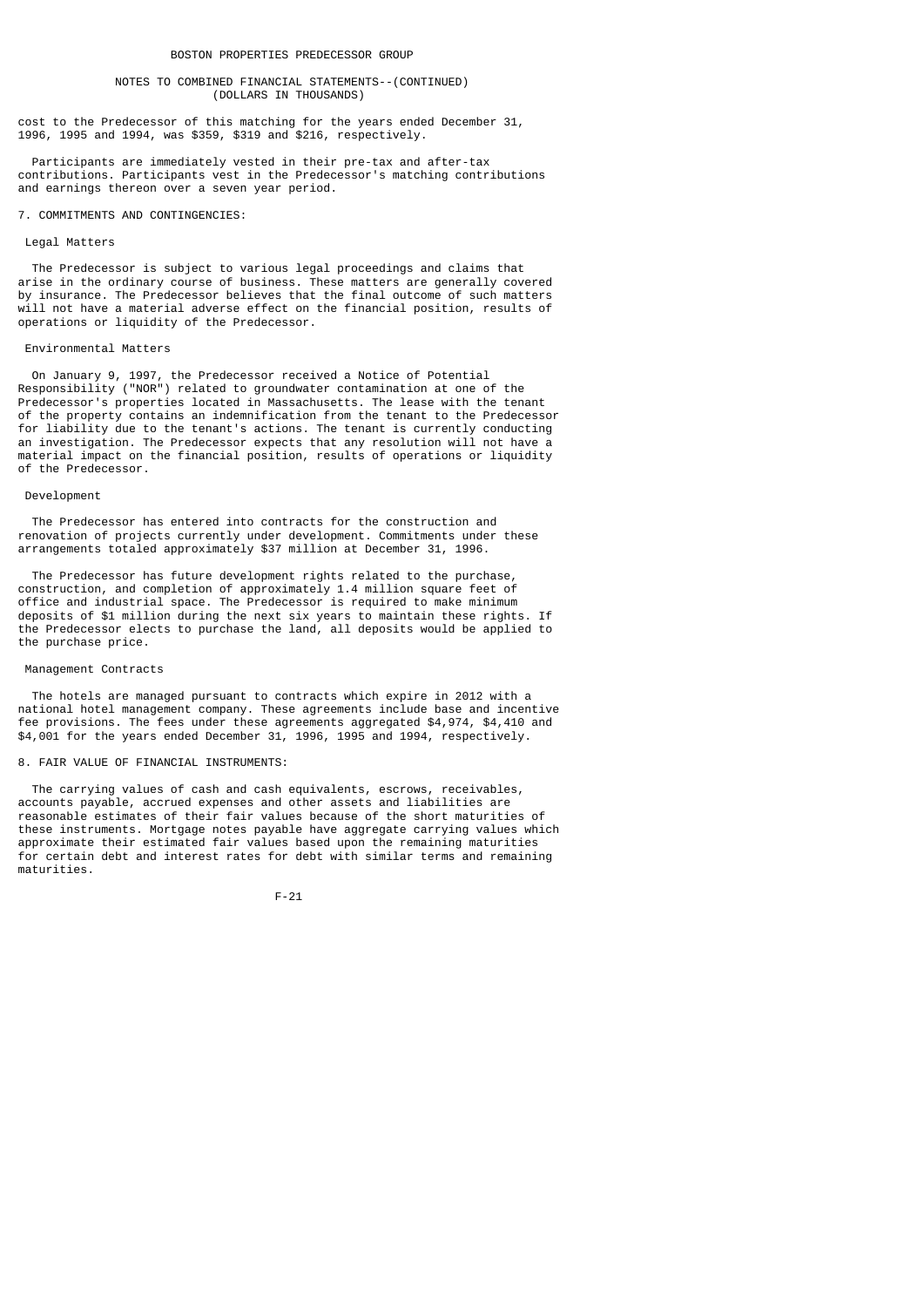cost to the Predecessor of this matching for the years ended December 31, 1996, 1995 and 1994, was $359, $319 and $216, respectively.

Participants are immediately vested in their pre-tax and after-tax contributions. Participants vest in the Predecessor's matching contributions and earnings thereon over a seven year period.

## 7. COMMITMENTS AND CONTINGENCIES:

### Legal Matters

The Predecessor is subject to various legal proceedings and claims that arise in the ordinary course of business. These matters are generally covered by insurance. The Predecessor believes that the final outcome of such matters will not have a material adverse effect on the financial position, results of operations or liquidity of the Predecessor.

### Environmental Matters

On January 9, 1997, the Predecessor received a Notice of Potential Responsibility ("NOR") related to groundwater contamination at one of the Predecessor's properties located in Massachusetts. The lease with the tenant of the property contains an indemnification from the tenant to the Predecessor for liability due to the tenant's actions. The tenant is currently conducting an investigation. The Predecessor expects that any resolution will not have a material impact on the financial position, results of operations or liquidity of the Predecessor.

### Development

The Predecessor has entered into contracts for the construction and renovation of projects currently under development. Commitments under these arrangements totaled approximately $37 million at December 31, 1996.

The Predecessor has future development rights related to the purchase, construction, and completion of approximately 1.4 million square feet of office and industrial space. The Predecessor is required to make minimum deposits of $1 million during the next six years to maintain these rights. If the Predecessor elects to purchase the land, all deposits would be applied to the purchase price.

### Management Contracts

The hotels are managed pursuant to contracts which expire in 2012 with a national hotel management company. These agreements include base and incentive fee provisions. The fees under these agreements aggregated $4,974, $4,410 and $4,001 for the years ended December 31, 1996, 1995 and 1994, respectively.

## 8. FAIR VALUE OF FINANCIAL INSTRUMENTS:

The carrying values of cash and cash equivalents, escrows, receivables, accounts payable, accrued expenses and other assets and liabilities are reasonable estimates of their fair values because of the short maturities of these instruments. Mortgage notes payable have aggregate carrying values which approximate their estimated fair values based upon the remaining maturities for certain debt and interest rates for debt with similar terms and remaining maturities.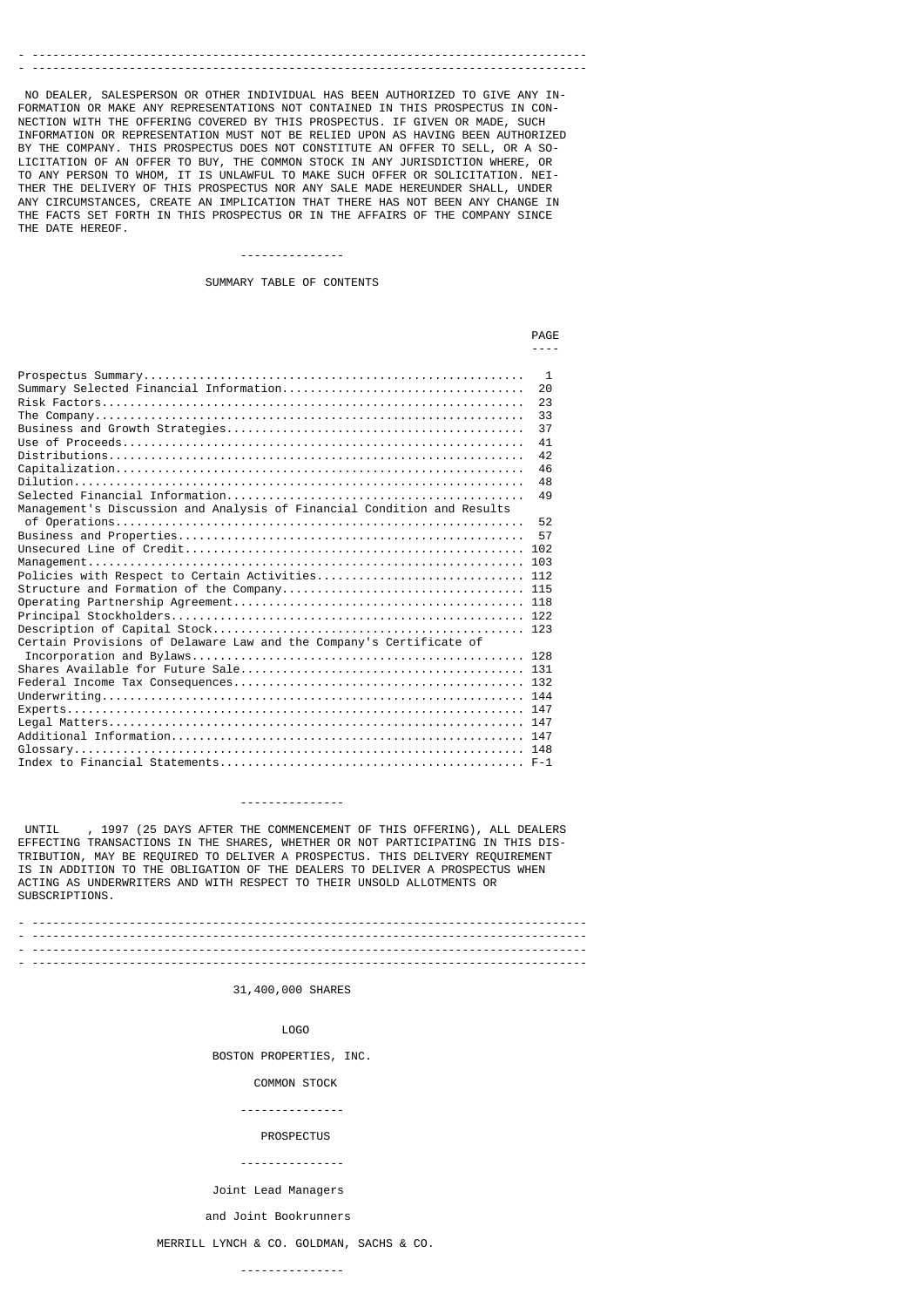NO DEALER, SALESPERSON OR OTHER INDIVIDUAL HAS BEEN AUTHORIZED TO GIVE ANY INFORMATION OR MAKE ANY REPRESENTATIONS NOT CONTAINED IN THIS PROSPECTUS IN CONNECTION WITH THE OFFERING COVERED BY THIS PROSPECTUS. IF GIVEN OR MADE, SUCH INFORMATION OR REPRESENTATION MUST NOT BE RELIED UPON AS HAVING BEEN AUTHORIZED BY THE COMPANY. THIS PROSPECTUS DOES NOT CONSTITUTE AN OFFER TO SELL, OR A SOLICITATION OF AN OFFER TO BUY, THE COMMON STOCK IN ANY JURISDICTION WHERE, OR TO ANY PERSON TO WHOM, IT IS UNLAWFUL TO MAKE SUCH OFFER OR SOLICITATION. NEITHER THE DELIVERY OF THIS PROSPECTUS NOR ANY SALE MADE HEREUNDER SHALL, UNDER ANY CIRCUMSTANCES, CREATE AN IMPLICATION THAT THERE HAS NOT BEEN ANY CHANGE IN THE FACTS SET FORTH IN THIS PROSPECTUS OR IN THE AFFAIRS OF THE COMPANY SINCE THE DATE HEREOF.

---

SUMMARY TABLE OF CONTENTS

| | PAGE |
|---|---|
| Prospectus Summary | 1 |
| Summary Selected Financial Information | 20 |
| Risk Factors | 23 |
| The Company | 33 |
| Business and Growth Strategies | 37 |
| Use of Proceeds | 41 |
| Distributions | 42 |
| Capitalization | 46 |
| Dilution | 48 |
| Selected Financial Information | 49 |
| Management's Discussion and Analysis of Financial Condition and Results of Operations | 52 |
| Business and Properties | 57 |
| Unsecured Line of Credit | 102 |
| Management | 103 |
| Policies with Respect to Certain Activities | 112 |
| Structure and Formation of the Company | 115 |
| Operating Partnership Agreement | 118 |
| Principal Stockholders | 122 |
| Description of Capital Stock | 123 |
| Certain Provisions of Delaware Law and the Company's Certificate of Incorporation and Bylaws | 128 |
| Shares Available for Future Sale | 131 |
| Federal Income Tax Consequences | 132 |
| Underwriting | 144 |
| Experts | 147 |
| Legal Matters | 147 |
| Additional Information | 147 |
| Glossary | 148 |
| Index to Financial Statements | F-1 |

---

UNTIL , 1997 (25 DAYS AFTER THE COMMENCEMENT OF THIS OFFERING), ALL DEALERS EFFECTING TRANSACTIONS IN THE SHARES, WHETHER OR NOT PARTICIPATING IN THIS DISTRIBUTION, MAY BE REQUIRED TO DELIVER A PROSPECTUS. THIS DELIVERY REQUIREMENT IS IN ADDITION TO THE OBLIGATION OF THE DEALERS TO DELIVER A PROSPECTUS WHEN ACTING AS UNDERWRITERS AND WITH RESPECT TO THEIR UNSOLD ALLOTMENTS OR SUBSCRIPTIONS.

---

31,400,000 SHARES

LOGO

BOSTON PROPERTIES, INC.

COMMON STOCK

---

PROSPECTUS

---

Joint Lead Managers

and Joint Bookrunners

MERRILL LYNCH & CO. GOLDMAN, SACHS & CO.

---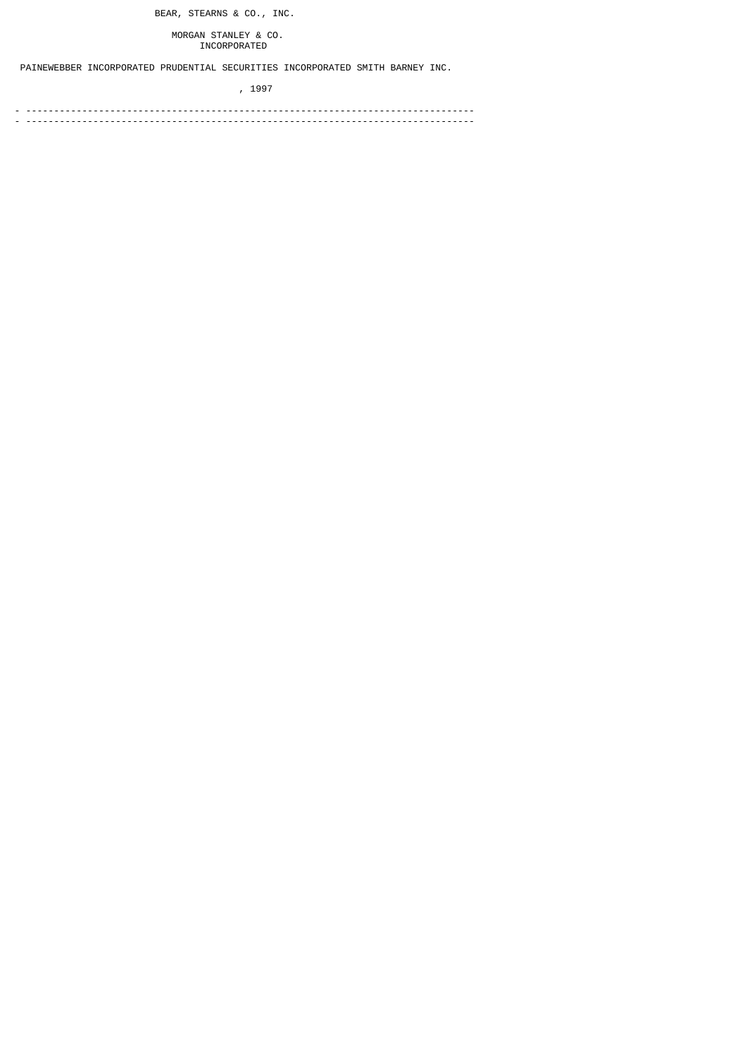BEAR, STEARNS & CO., INC.

MORGAN STANLEY & CO.
INCORPORATED

PAINEWEBBER INCORPORATED PRUDENTIAL SECURITIES INCORPORATED SMITH BARNEY INC.

, 1997

---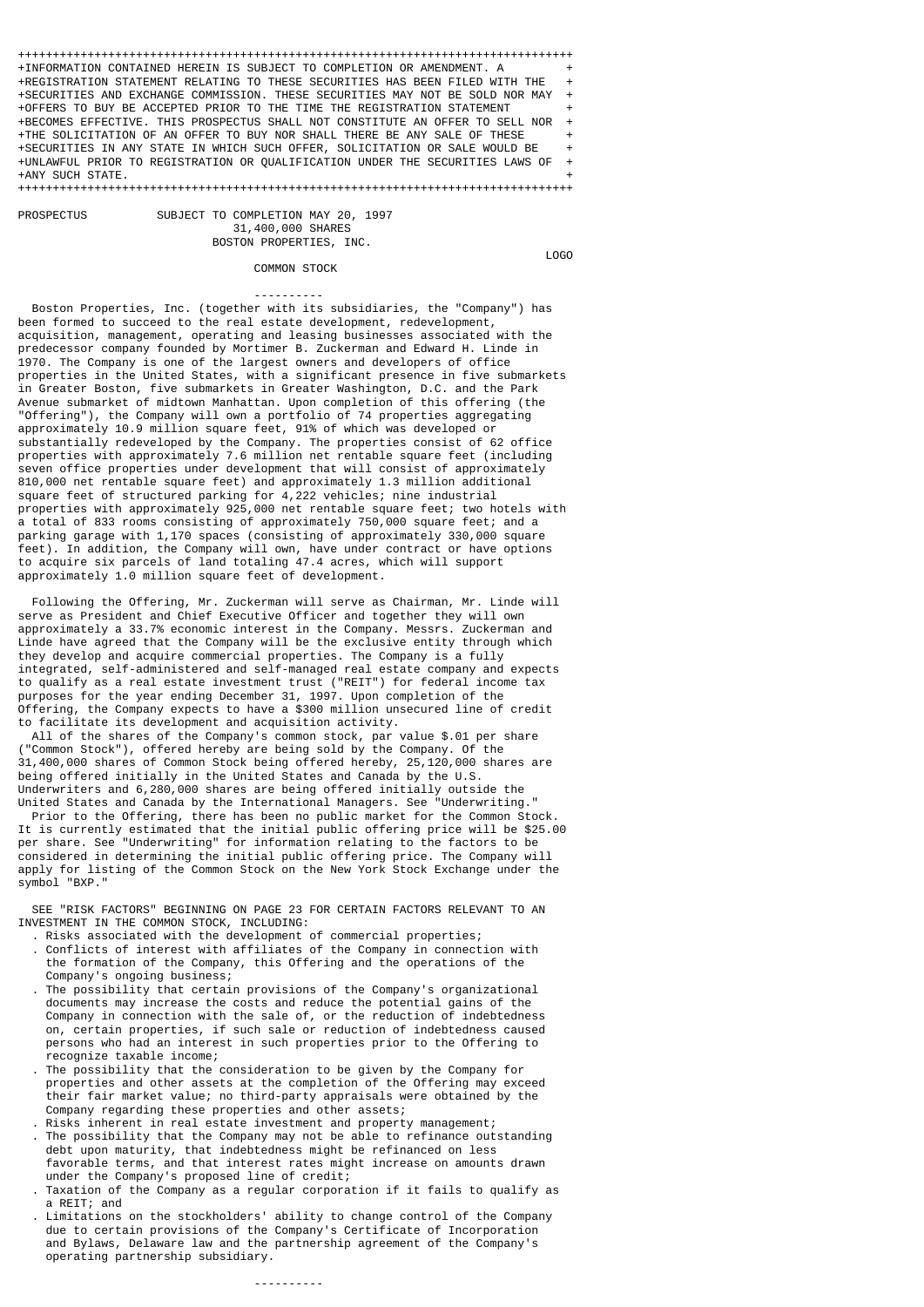INFORMATION CONTAINED HEREIN IS SUBJECT TO COMPLETION OR AMENDMENT. A REGISTRATION STATEMENT RELATING TO THESE SECURITIES HAS BEEN FILED WITH THE SECURITIES AND EXCHANGE COMMISSION. THESE SECURITIES MAY NOT BE SOLD NOR MAY OFFERS TO BUY BE ACCEPTED PRIOR TO THE TIME THE REGISTRATION STATEMENT BECOMES EFFECTIVE. THIS PROSPECTUS SHALL NOT CONSTITUTE AN OFFER TO SELL NOR THE SOLICITATION OF AN OFFER TO BUY NOR SHALL THERE BE ANY SALE OF THESE SECURITIES IN ANY STATE IN WHICH SUCH OFFER, SOLICITATION OR SALE WOULD BE UNLAWFUL PRIOR TO REGISTRATION OR QUALIFICATION UNDER THE SECURITIES LAWS OF ANY SUCH STATE.

PROSPECTUS SUBJECT TO COMPLETION MAY 20, 1997

# 31,400,000 SHARES

# BOSTON PROPERTIES, INC.

LOGO

## COMMON STOCK

----------

Boston Properties, Inc. (together with its subsidiaries, the "Company") has been formed to succeed to the real estate development, redevelopment, acquisition, management, operating and leasing businesses associated with the predecessor company founded by Mortimer B. Zuckerman and Edward H. Linde in 1970. The Company is one of the largest owners and developers of office properties in the United States, with a significant presence in five submarkets in Greater Boston, five submarkets in Greater Washington, D.C. and the Park Avenue submarket of midtown Manhattan. Upon completion of this offering (the "Offering"), the Company will own a portfolio of 74 properties aggregating approximately 10.9 million square feet, 91% of which was developed or substantially redeveloped by the Company. The properties consist of 62 office properties with approximately 7.6 million net rentable square feet (including seven office properties under development that will consist of approximately 810,000 net rentable square feet) and approximately 1.3 million additional square feet of structured parking for 4,222 vehicles; nine industrial properties with approximately 925,000 net rentable square feet; two hotels with a total of 833 rooms consisting of approximately 750,000 square feet; and a parking garage with 1,170 spaces (consisting of approximately 330,000 square feet). In addition, the Company will own, have under contract or have options to acquire six parcels of land totaling 47.4 acres, which will support approximately 1.0 million square feet of development.

Following the Offering, Mr. Zuckerman will serve as Chairman, Mr. Linde will serve as President and Chief Executive Officer and together they will own approximately a 33.7% economic interest in the Company. Messrs. Zuckerman and Linde have agreed that the Company will be the exclusive entity through which they develop and acquire commercial properties. The Company is a fully integrated, self-administered and self-managed real estate company and expects to qualify as a real estate investment trust ("REIT") for federal income tax purposes for the year ending December 31, 1997. Upon completion of the Offering, the Company expects to have a $300 million unsecured line of credit to facilitate its development and acquisition activity.

All of the shares of the Company's common stock, par value $.01 per share ("Common Stock"), offered hereby are being sold by the Company. Of the 31,400,000 shares of Common Stock being offered hereby, 25,120,000 shares are being offered initially in the United States and Canada by the U.S. Underwriters and 6,280,000 shares are being offered initially outside the United States and Canada by the International Managers. See "Underwriting."

Prior to the Offering, there has been no public market for the Common Stock. It is currently estimated that the initial public offering price will be $25.00 per share. See "Underwriting" for information relating to the factors to be considered in determining the initial public offering price. The Company will apply for listing of the Common Stock on the New York Stock Exchange under the symbol "BXP."

SEE "RISK FACTORS" BEGINNING ON PAGE 23 FOR CERTAIN FACTORS RELEVANT TO AN INVESTMENT IN THE COMMON STOCK, INCLUDING:

- Risks associated with the development of commercial properties;
- Conflicts of interest with affiliates of the Company in connection with the formation of the Company, this Offering and the operations of the Company's ongoing business;
- The possibility that certain provisions of the Company's organizational documents may increase the costs and reduce the potential gains of the Company in connection with the sale of, or the reduction of indebtedness on, certain properties, if such sale or reduction of indebtedness caused persons who had an interest in such properties prior to the Offering to recognize taxable income;
- The possibility that the consideration to be given by the Company for properties and other assets at the completion of the Offering may exceed their fair market value; no third-party appraisals were obtained by the Company regarding these properties and other assets;
- Risks inherent in real estate investment and property management;
- The possibility that the Company may not be able to refinance outstanding debt upon maturity, that indebtedness might be refinanced on less favorable terms, and that interest rates might increase on amounts drawn under the Company's proposed line of credit;
- Taxation of the Company as a regular corporation if it fails to qualify as a REIT; and
- Limitations on the stockholders' ability to change control of the Company due to certain provisions of the Company's Certificate of Incorporation and Bylaws, Delaware law and the partnership agreement of the Company's operating partnership subsidiary.

----------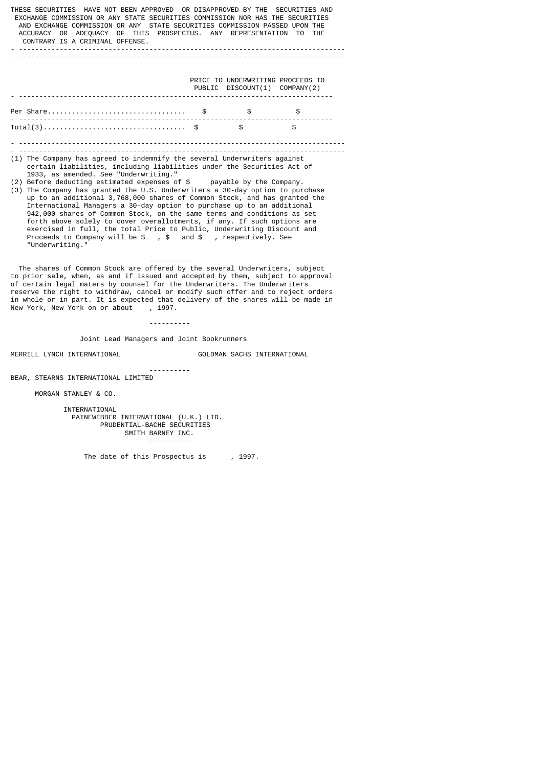THESE SECURITIES HAVE NOT BEEN APPROVED OR DISAPPROVED BY THE SECURITIES AND EXCHANGE COMMISSION OR ANY STATE SECURITIES COMMISSION NOR HAS THE SECURITIES AND EXCHANGE COMMISSION OR ANY STATE SECURITIES COMMISSION PASSED UPON THE ACCURACY OR ADEQUACY OF THIS PROSPECTUS. ANY REPRESENTATION TO THE CONTRARY IS A CRIMINAL OFFENSE.

| | PRICE TO PUBLIC | UNDERWRITING DISCOUNT(1) | PROCEEDS TO COMPANY(2) |
|---|---|---|---|
| Per Share | $ | $ | $ |
| Total(3) | $ | $ | $ |

(1) The Company has agreed to indemnify the several Underwriters against certain liabilities, including liabilities under the Securities Act of 1933, as amended. See "Underwriting."

(2) Before deducting estimated expenses of $ payable by the Company.

(3) The Company has granted the U.S. Underwriters a 30-day option to purchase up to an additional 3,768,000 shares of Common Stock, and has granted the International Managers a 30-day option to purchase up to an additional 942,000 shares of Common Stock, on the same terms and conditions as set forth above solely to cover overallotments, if any. If such options are exercised in full, the total Price to Public, Underwriting Discount and Proceeds to Company will be $ , $ and $ , respectively. See "Underwriting."

----------

The shares of Common Stock are offered by the several Underwriters, subject to prior sale, when, as and if issued and accepted by them, subject to approval of certain legal maters by counsel for the Underwriters. The Underwriters reserve the right to withdraw, cancel or modify such offer and to reject orders in whole or in part. It is expected that delivery of the shares will be made in New York, New York on or about , 1997.

----------

Joint Lead Managers and Joint Bookrunners

MERRILL LYNCH INTERNATIONAL GOLDMAN SACHS INTERNATIONAL

----------

BEAR, STEARNS INTERNATIONAL LIMITED

MORGAN STANLEY & CO. INTERNATIONAL

PAINEWEBBER INTERNATIONAL (U.K.) LTD.

PRUDENTIAL-BACHE SECURITIES

SMITH BARNEY INC.

----------

The date of this Prospectus is , 1997.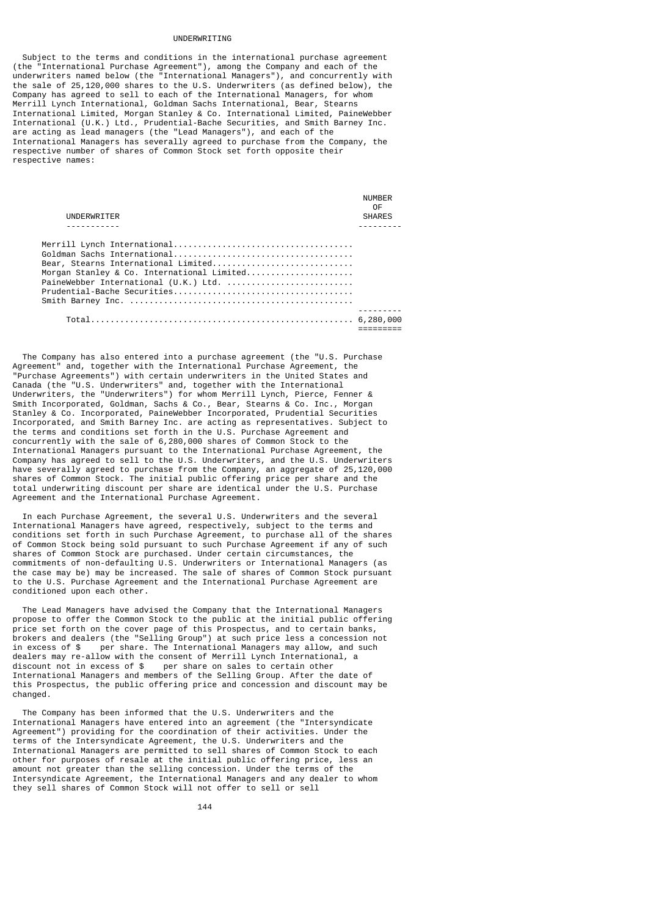# UNDERWRITING

Subject to the terms and conditions in the international purchase agreement (the "International Purchase Agreement"), among the Company and each of the underwriters named below (the "International Managers"), and concurrently with the sale of 25,120,000 shares to the U.S. Underwriters (as defined below), the Company has agreed to sell to each of the International Managers, for whom Merrill Lynch International, Goldman Sachs International, Bear, Stearns International Limited, Morgan Stanley & Co. International Limited, PaineWebber International (U.K.) Ltd., Prudential-Bache Securities, and Smith Barney Inc. are acting as lead managers (the "Lead Managers"), and each of the International Managers has severally agreed to purchase from the Company, the respective number of shares of Common Stock set forth opposite their respective names:

| UNDERWRITER | NUMBER OF SHARES |
|---|---|
| Merrill Lynch International | |
| Goldman Sachs International | |
| Bear, Stearns International Limited | |
| Morgan Stanley & Co. International Limited | |
| PaineWebber International (U.K.) Ltd. | |
| Prudential-Bache Securities | |
| Smith Barney Inc. | |
| Total | 6,280,000 |

The Company has also entered into a purchase agreement (the "U.S. Purchase Agreement" and, together with the International Purchase Agreement, the "Purchase Agreements") with certain underwriters in the United States and Canada (the "U.S. Underwriters" and, together with the International Underwriters, the "Underwriters") for whom Merrill Lynch, Pierce, Fenner & Smith Incorporated, Goldman, Sachs & Co., Bear, Stearns & Co. Inc., Morgan Stanley & Co. Incorporated, PaineWebber Incorporated, Prudential Securities Incorporated, and Smith Barney Inc. are acting as representatives. Subject to the terms and conditions set forth in the U.S. Purchase Agreement and concurrently with the sale of 6,280,000 shares of Common Stock to the International Managers pursuant to the International Purchase Agreement, the Company has agreed to sell to the U.S. Underwriters, and the U.S. Underwriters have severally agreed to purchase from the Company, an aggregate of 25,120,000 shares of Common Stock. The initial public offering price per share and the total underwriting discount per share are identical under the U.S. Purchase Agreement and the International Purchase Agreement.

In each Purchase Agreement, the several U.S. Underwriters and the several International Managers have agreed, respectively, subject to the terms and conditions set forth in such Purchase Agreement, to purchase all of the shares of Common Stock being sold pursuant to such Purchase Agreement if any of such shares of Common Stock are purchased. Under certain circumstances, the commitments of non-defaulting U.S. Underwriters or International Managers (as the case may be) may be increased. The sale of shares of Common Stock pursuant to the U.S. Purchase Agreement and the International Purchase Agreement are conditioned upon each other.

The Lead Managers have advised the Company that the International Managers propose to offer the Common Stock to the public at the initial public offering price set forth on the cover page of this Prospectus, and to certain banks, brokers and dealers (the "Selling Group") at such price less a concession not in excess of $    per share. The International Managers may allow, and such dealers may re-allow with the consent of Merrill Lynch International, a discount not in excess of $    per share on sales to certain other International Managers and members of the Selling Group. After the date of this Prospectus, the public offering price and concession and discount may be changed.

The Company has been informed that the U.S. Underwriters and the International Managers have entered into an agreement (the "Intersyndicate Agreement") providing for the coordination of their activities. Under the terms of the Intersyndicate Agreement, the U.S. Underwriters and the International Managers are permitted to sell shares of Common Stock to each other for purposes of resale at the initial public offering price, less an amount not greater than the selling concession. Under the terms of the Intersyndicate Agreement, the International Managers and any dealer to whom they sell shares of Common Stock will not offer to sell or sell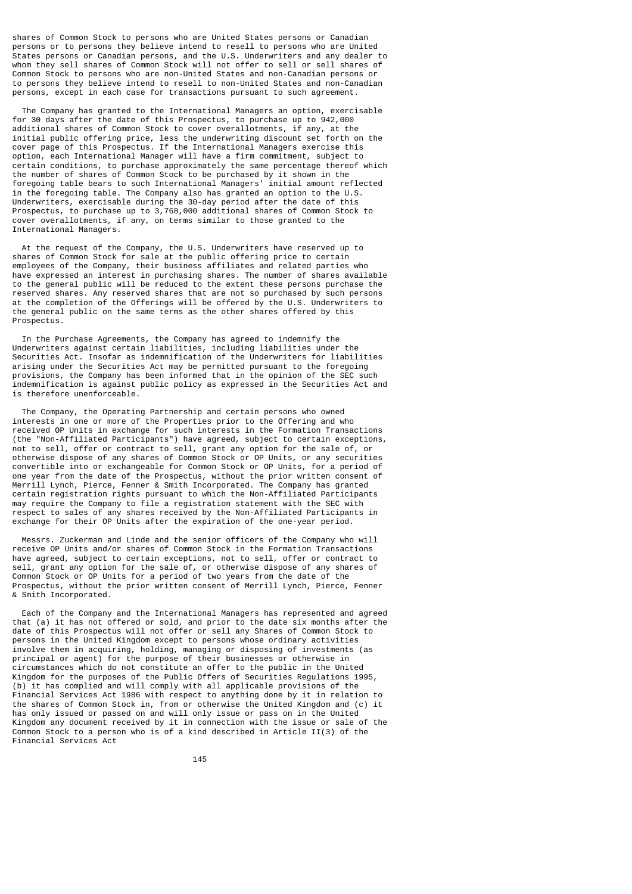shares of Common Stock to persons who are United States persons or Canadian persons or to persons they believe intend to resell to persons who are United States persons or Canadian persons, and the U.S. Underwriters and any dealer to whom they sell shares of Common Stock will not offer to sell or sell shares of Common Stock to persons who are non-United States and non-Canadian persons or to persons they believe intend to resell to non-United States and non-Canadian persons, except in each case for transactions pursuant to such agreement.

The Company has granted to the International Managers an option, exercisable for 30 days after the date of this Prospectus, to purchase up to 942,000 additional shares of Common Stock to cover overallotments, if any, at the initial public offering price, less the underwriting discount set forth on the cover page of this Prospectus. If the International Managers exercise this option, each International Manager will have a firm commitment, subject to certain conditions, to purchase approximately the same percentage thereof which the number of shares of Common Stock to be purchased by it shown in the foregoing table bears to such International Managers' initial amount reflected in the foregoing table. The Company also has granted an option to the U.S. Underwriters, exercisable during the 30-day period after the date of this Prospectus, to purchase up to 3,768,000 additional shares of Common Stock to cover overallotments, if any, on terms similar to those granted to the International Managers.

At the request of the Company, the U.S. Underwriters have reserved up to shares of Common Stock for sale at the public offering price to certain employees of the Company, their business affiliates and related parties who have expressed an interest in purchasing shares. The number of shares available to the general public will be reduced to the extent these persons purchase the reserved shares. Any reserved shares that are not so purchased by such persons at the completion of the Offerings will be offered by the U.S. Underwriters to the general public on the same terms as the other shares offered by this Prospectus.

In the Purchase Agreements, the Company has agreed to indemnify the Underwriters against certain liabilities, including liabilities under the Securities Act. Insofar as indemnification of the Underwriters for liabilities arising under the Securities Act may be permitted pursuant to the foregoing provisions, the Company has been informed that in the opinion of the SEC such indemnification is against public policy as expressed in the Securities Act and is therefore unenforceable.

The Company, the Operating Partnership and certain persons who owned interests in one or more of the Properties prior to the Offering and who received OP Units in exchange for such interests in the Formation Transactions (the "Non-Affiliated Participants") have agreed, subject to certain exceptions, not to sell, offer or contract to sell, grant any option for the sale of, or otherwise dispose of any shares of Common Stock or OP Units, or any securities convertible into or exchangeable for Common Stock or OP Units, for a period of one year from the date of the Prospectus, without the prior written consent of Merrill Lynch, Pierce, Fenner & Smith Incorporated. The Company has granted certain registration rights pursuant to which the Non-Affiliated Participants may require the Company to file a registration statement with the SEC with respect to sales of any shares received by the Non-Affiliated Participants in exchange for their OP Units after the expiration of the one-year period.

Messrs. Zuckerman and Linde and the senior officers of the Company who will receive OP Units and/or shares of Common Stock in the Formation Transactions have agreed, subject to certain exceptions, not to sell, offer or contract to sell, grant any option for the sale of, or otherwise dispose of any shares of Common Stock or OP Units for a period of two years from the date of the Prospectus, without the prior written consent of Merrill Lynch, Pierce, Fenner & Smith Incorporated.

Each of the Company and the International Managers has represented and agreed that (a) it has not offered or sold, and prior to the date six months after the date of this Prospectus will not offer or sell any Shares of Common Stock to persons in the United Kingdom except to persons whose ordinary activities involve them in acquiring, holding, managing or disposing of investments (as principal or agent) for the purpose of their businesses or otherwise in circumstances which do not constitute an offer to the public in the United Kingdom for the purposes of the Public Offers of Securities Regulations 1995, (b) it has complied and will comply with all applicable provisions of the Financial Services Act 1986 with respect to anything done by it in relation to the shares of Common Stock in, from or otherwise the United Kingdom and (c) it has only issued or passed on and will only issue or pass on in the United Kingdom any document received by it in connection with the issue or sale of the Common Stock to a person who is of a kind described in Article II(3) of the Financial Services Act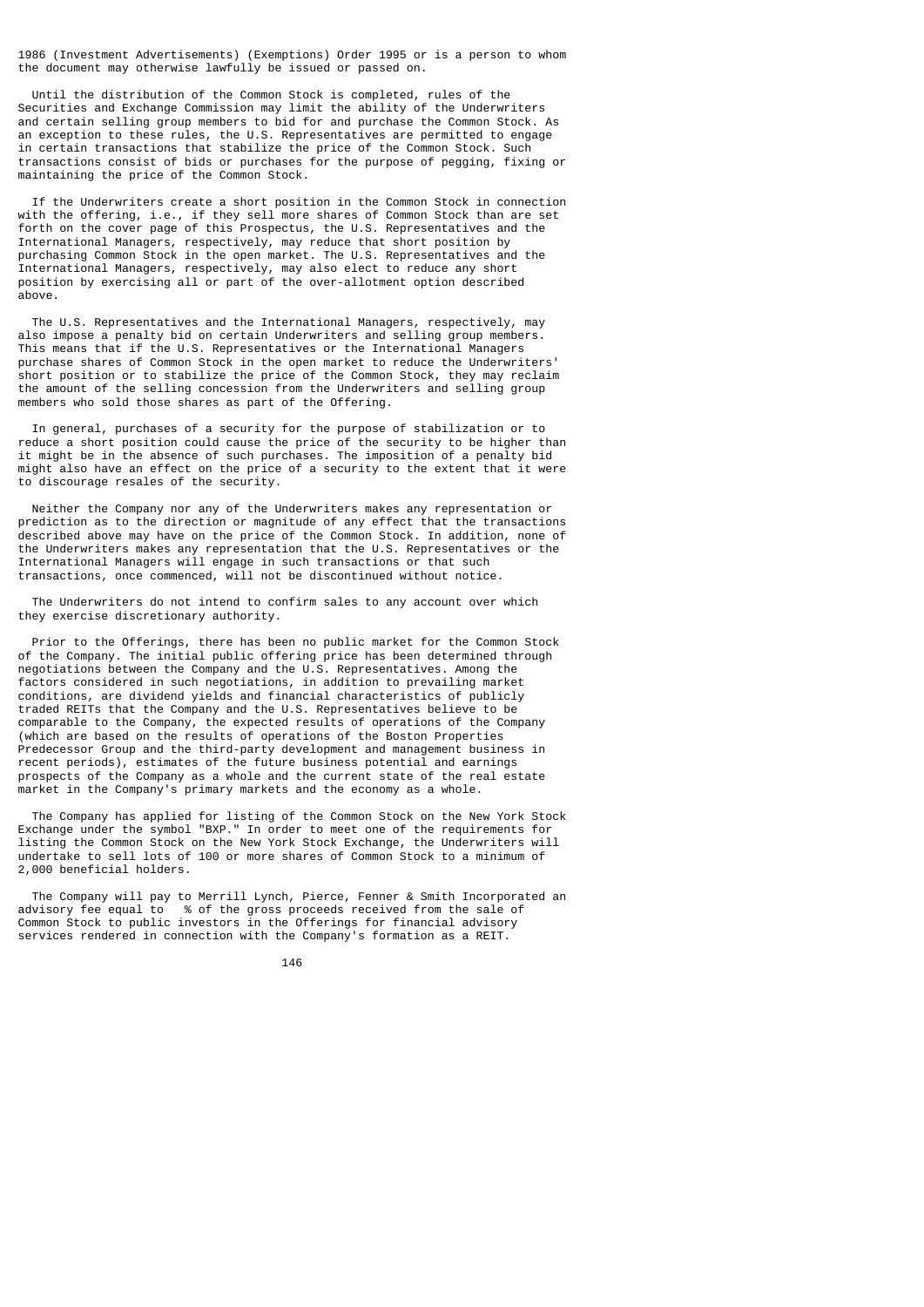1986 (Investment Advertisements) (Exemptions) Order 1995 or is a person to whom the document may otherwise lawfully be issued or passed on.

Until the distribution of the Common Stock is completed, rules of the Securities and Exchange Commission may limit the ability of the Underwriters and certain selling group members to bid for and purchase the Common Stock. As an exception to these rules, the U.S. Representatives are permitted to engage in certain transactions that stabilize the price of the Common Stock. Such transactions consist of bids or purchases for the purpose of pegging, fixing or maintaining the price of the Common Stock.

If the Underwriters create a short position in the Common Stock in connection with the offering, i.e., if they sell more shares of Common Stock than are set forth on the cover page of this Prospectus, the U.S. Representatives and the International Managers, respectively, may reduce that short position by purchasing Common Stock in the open market. The U.S. Representatives and the International Managers, respectively, may also elect to reduce any short position by exercising all or part of the over-allotment option described above.

The U.S. Representatives and the International Managers, respectively, may also impose a penalty bid on certain Underwriters and selling group members. This means that if the U.S. Representatives or the International Managers purchase shares of Common Stock in the open market to reduce the Underwriters' short position or to stabilize the price of the Common Stock, they may reclaim the amount of the selling concession from the Underwriters and selling group members who sold those shares as part of the Offering.

In general, purchases of a security for the purpose of stabilization or to reduce a short position could cause the price of the security to be higher than it might be in the absence of such purchases. The imposition of a penalty bid might also have an effect on the price of a security to the extent that it were to discourage resales of the security.

Neither the Company nor any of the Underwriters makes any representation or prediction as to the direction or magnitude of any effect that the transactions described above may have on the price of the Common Stock. In addition, none of the Underwriters makes any representation that the U.S. Representatives or the International Managers will engage in such transactions or that such transactions, once commenced, will not be discontinued without notice.

The Underwriters do not intend to confirm sales to any account over which they exercise discretionary authority.

Prior to the Offerings, there has been no public market for the Common Stock of the Company. The initial public offering price has been determined through negotiations between the Company and the U.S. Representatives. Among the factors considered in such negotiations, in addition to prevailing market conditions, are dividend yields and financial characteristics of publicly traded REITs that the Company and the U.S. Representatives believe to be comparable to the Company, the expected results of operations of the Company (which are based on the results of operations of the Boston Properties Predecessor Group and the third-party development and management business in recent periods), estimates of the future business potential and earnings prospects of the Company as a whole and the current state of the real estate market in the Company's primary markets and the economy as a whole.

The Company has applied for listing of the Common Stock on the New York Stock Exchange under the symbol "BXP." In order to meet one of the requirements for listing the Common Stock on the New York Stock Exchange, the Underwriters will undertake to sell lots of 100 or more shares of Common Stock to a minimum of 2,000 beneficial holders.

The Company will pay to Merrill Lynch, Pierce, Fenner & Smith Incorporated an advisory fee equal to % of the gross proceeds received from the sale of Common Stock to public investors in the Offerings for financial advisory services rendered in connection with the Company's formation as a REIT.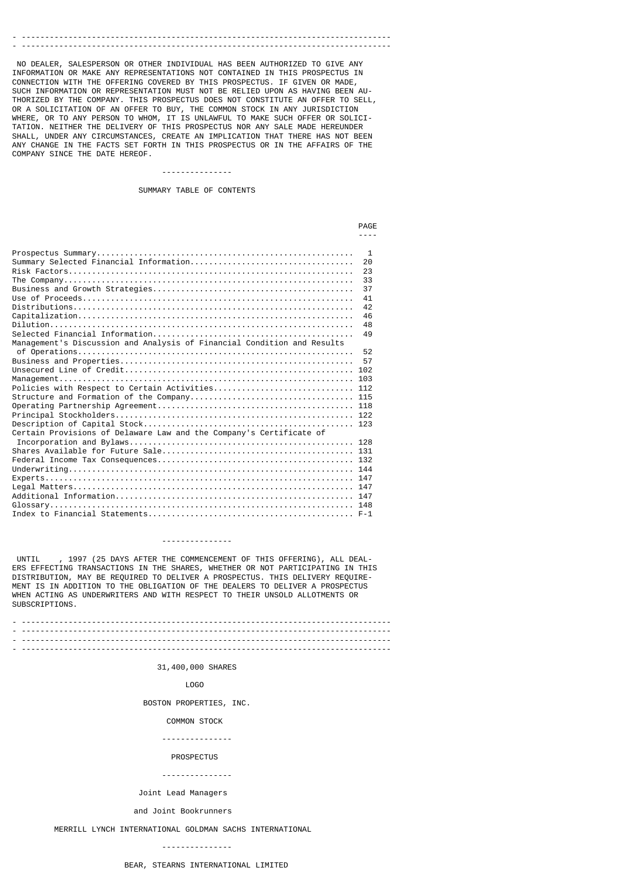NO DEALER, SALESPERSON OR OTHER INDIVIDUAL HAS BEEN AUTHORIZED TO GIVE ANY INFORMATION OR MAKE ANY REPRESENTATIONS NOT CONTAINED IN THIS PROSPECTUS IN CONNECTION WITH THE OFFERING COVERED BY THIS PROSPECTUS. IF GIVEN OR MADE, SUCH INFORMATION OR REPRESENTATION MUST NOT BE RELIED UPON AS HAVING BEEN AUTHORIZED BY THE COMPANY. THIS PROSPECTUS DOES NOT CONSTITUTE AN OFFER TO SELL, OR A SOLICITATION OF AN OFFER TO BUY, THE COMMON STOCK IN ANY JURISDICTION WHERE, OR TO ANY PERSON TO WHOM, IT IS UNLAWFUL TO MAKE SUCH OFFER OR SOLICITATION. NEITHER THE DELIVERY OF THIS PROSPECTUS NOR ANY SALE MADE HEREUNDER SHALL, UNDER ANY CIRCUMSTANCES, CREATE AN IMPLICATION THAT THERE HAS NOT BEEN ANY CHANGE IN THE FACTS SET FORTH IN THIS PROSPECTUS OR IN THE AFFAIRS OF THE COMPANY SINCE THE DATE HEREOF.

---------------

SUMMARY TABLE OF CONTENTS

| | PAGE |
|---|---|
| Prospectus Summary | 1 |
| Summary Selected Financial Information | 20 |
| Risk Factors | 23 |
| The Company | 33 |
| Business and Growth Strategies | 37 |
| Use of Proceeds | 41 |
| Distributions | 42 |
| Capitalization | 46 |
| Dilution | 48 |
| Selected Financial Information | 49 |
| Management's Discussion and Analysis of Financial Condition and Results of Operations | 52 |
| Business and Properties | 57 |
| Unsecured Line of Credit | 102 |
| Management | 103 |
| Policies with Respect to Certain Activities | 112 |
| Structure and Formation of the Company | 115 |
| Operating Partnership Agreement | 118 |
| Principal Stockholders | 122 |
| Description of Capital Stock | 123 |
| Certain Provisions of Delaware Law and the Company's Certificate of Incorporation and Bylaws | 128 |
| Shares Available for Future Sale | 131 |
| Federal Income Tax Consequences | 132 |
| Underwriting | 144 |
| Experts | 147 |
| Legal Matters | 147 |
| Additional Information | 147 |
| Glossary | 148 |
| Index to Financial Statements | F-1 |

---------------

UNTIL , 1997 (25 DAYS AFTER THE COMMENCEMENT OF THIS OFFERING), ALL DEALERS EFFECTING TRANSACTIONS IN THE SHARES, WHETHER OR NOT PARTICIPATING IN THIS DISTRIBUTION, MAY BE REQUIRED TO DELIVER A PROSPECTUS. THIS DELIVERY REQUIREMENT IS IN ADDITION TO THE OBLIGATION OF THE DEALERS TO DELIVER A PROSPECTUS WHEN ACTING AS UNDERWRITERS AND WITH RESPECT TO THEIR UNSOLD ALLOTMENTS OR SUBSCRIPTIONS.

31,400,000 SHARES

LOGO

BOSTON PROPERTIES, INC.

COMMON STOCK

---------------

PROSPECTUS

---------------

Joint Lead Managers

and Joint Bookrunners

MERRILL LYNCH INTERNATIONAL GOLDMAN SACHS INTERNATIONAL

---------------

BEAR, STEARNS INTERNATIONAL LIMITED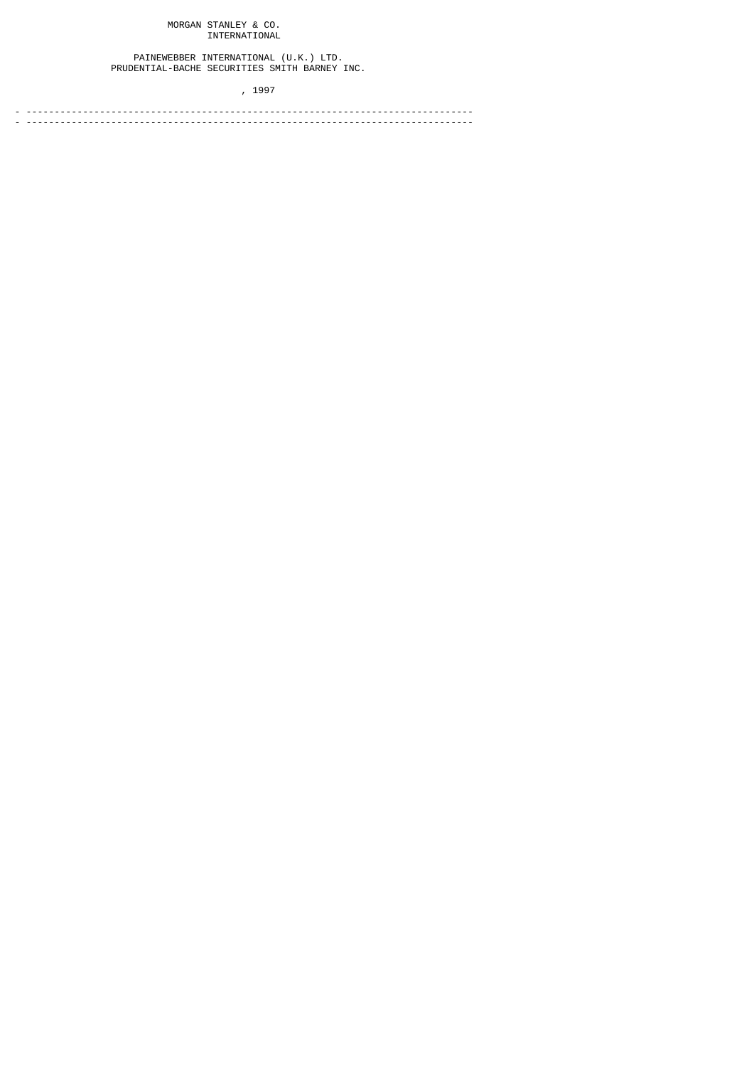MORGAN STANLEY & CO.
INTERNATIONAL

PAINEWEBBER INTERNATIONAL (U.K.) LTD.
PRUDENTIAL-BACHE SECURITIES SMITH BARNEY INC.

, 1997

---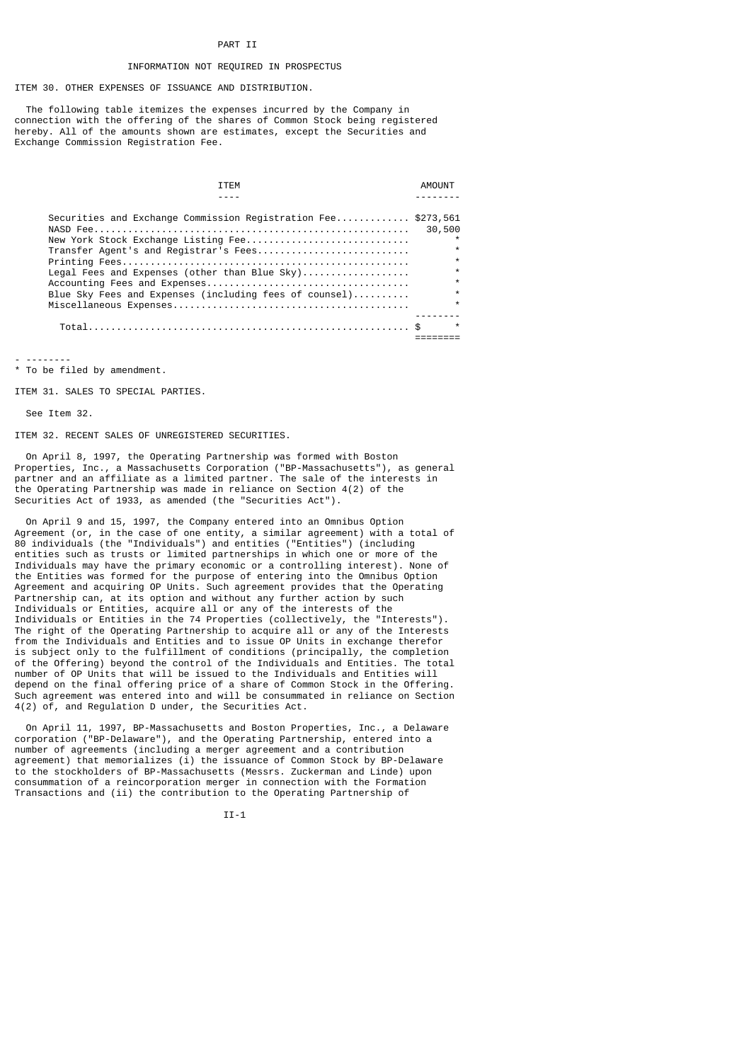PART II

INFORMATION NOT REQUIRED IN PROSPECTUS

ITEM 30. OTHER EXPENSES OF ISSUANCE AND DISTRIBUTION.

The following table itemizes the expenses incurred by the Company in connection with the offering of the shares of Common Stock being registered hereby. All of the amounts shown are estimates, except the Securities and Exchange Commission Registration Fee.

| ITEM | AMOUNT |
|---|---|
| Securities and Exchange Commission Registration Fee | $273,561 |
| NASD Fee | 30,500 |
| New York Stock Exchange Listing Fee | * |
| Transfer Agent's and Registrar's Fees | * |
| Printing Fees | * |
| Legal Fees and Expenses (other than Blue Sky) | * |
| Accounting Fees and Expenses | * |
| Blue Sky Fees and Expenses (including fees of counsel) | * |
| Miscellaneous Expenses | * |
| Total | $ * |

- --------
* To be filed by amendment.

ITEM 31. SALES TO SPECIAL PARTIES.

See Item 32.

ITEM 32. RECENT SALES OF UNREGISTERED SECURITIES.

On April 8, 1997, the Operating Partnership was formed with Boston Properties, Inc., a Massachusetts Corporation ("BP-Massachusetts"), as general partner and an affiliate as a limited partner. The sale of the interests in the Operating Partnership was made in reliance on Section 4(2) of the Securities Act of 1933, as amended (the "Securities Act").

On April 9 and 15, 1997, the Company entered into an Omnibus Option Agreement (or, in the case of one entity, a similar agreement) with a total of 80 individuals (the "Individuals") and entities ("Entities") (including entities such as trusts or limited partnerships in which one or more of the Individuals may have the primary economic or a controlling interest). None of the Entities was formed for the purpose of entering into the Omnibus Option Agreement and acquiring OP Units. Such agreement provides that the Operating Partnership can, at its option and without any further action by such Individuals or Entities, acquire all or any of the interests of the Individuals or Entities in the 74 Properties (collectively, the "Interests"). The right of the Operating Partnership to acquire all or any of the Interests from the Individuals and Entities and to issue OP Units in exchange therefor is subject only to the fulfillment of conditions (principally, the completion of the Offering) beyond the control of the Individuals and Entities. The total number of OP Units that will be issued to the Individuals and Entities will depend on the final offering price of a share of Common Stock in the Offering. Such agreement was entered into and will be consummated in reliance on Section 4(2) of, and Regulation D under, the Securities Act.

On April 11, 1997, BP-Massachusetts and Boston Properties, Inc., a Delaware corporation ("BP-Delaware"), and the Operating Partnership, entered into a number of agreements (including a merger agreement and a contribution agreement) that memorializes (i) the issuance of Common Stock by BP-Delaware to the stockholders of BP-Massachusetts (Messrs. Zuckerman and Linde) upon consummation of a reincorporation merger in connection with the Formation Transactions and (ii) the contribution to the Operating Partnership of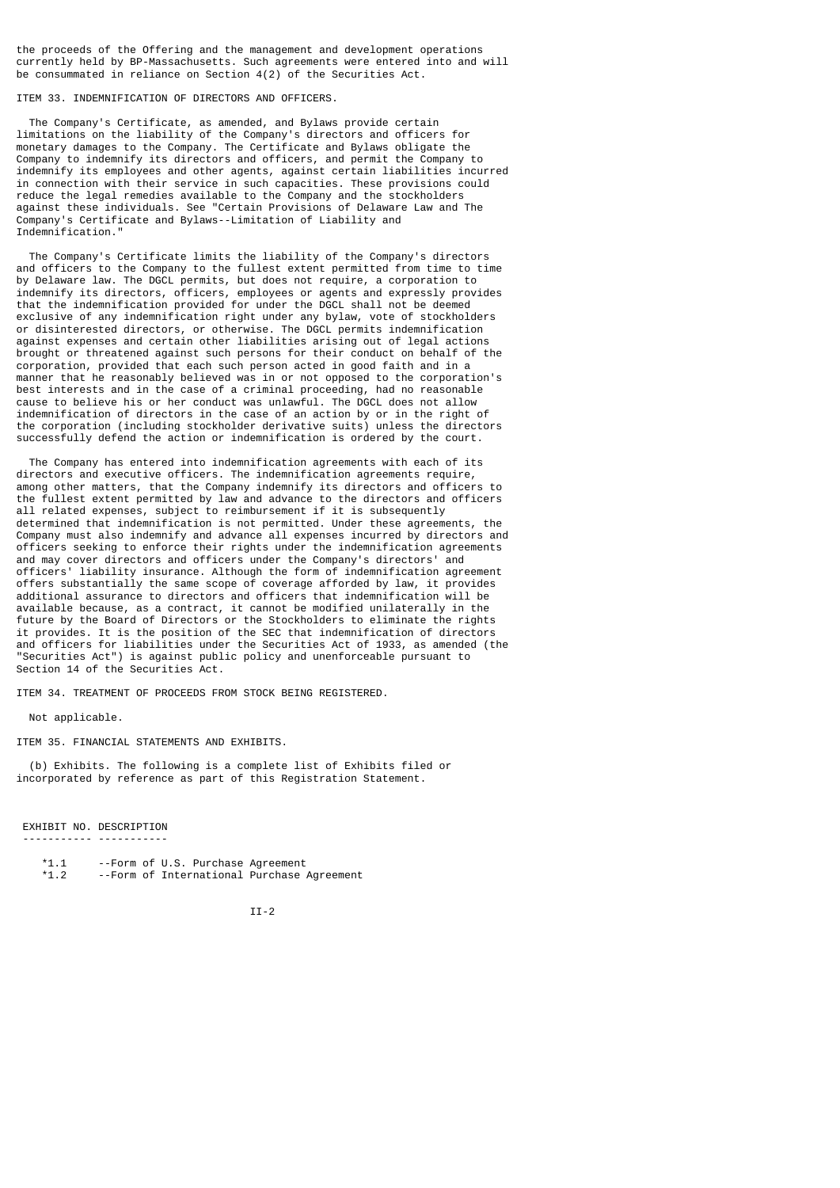the proceeds of the Offering and the management and development operations currently held by BP-Massachusetts. Such agreements were entered into and will be consummated in reliance on Section 4(2) of the Securities Act.

## ITEM 33. INDEMNIFICATION OF DIRECTORS AND OFFICERS.

The Company's Certificate, as amended, and Bylaws provide certain limitations on the liability of the Company's directors and officers for monetary damages to the Company. The Certificate and Bylaws obligate the Company to indemnify its directors and officers, and permit the Company to indemnify its employees and other agents, against certain liabilities incurred in connection with their service in such capacities. These provisions could reduce the legal remedies available to the Company and the stockholders against these individuals. See "Certain Provisions of Delaware Law and The Company's Certificate and Bylaws--Limitation of Liability and Indemnification."

The Company's Certificate limits the liability of the Company's directors and officers to the Company to the fullest extent permitted from time to time by Delaware law. The DGCL permits, but does not require, a corporation to indemnify its directors, officers, employees or agents and expressly provides that the indemnification provided for under the DGCL shall not be deemed exclusive of any indemnification right under any bylaw, vote of stockholders or disinterested directors, or otherwise. The DGCL permits indemnification against expenses and certain other liabilities arising out of legal actions brought or threatened against such persons for their conduct on behalf of the corporation, provided that each such person acted in good faith and in a manner that he reasonably believed was in or not opposed to the corporation's best interests and in the case of a criminal proceeding, had no reasonable cause to believe his or her conduct was unlawful. The DGCL does not allow indemnification of directors in the case of an action by or in the right of the corporation (including stockholder derivative suits) unless the directors successfully defend the action or indemnification is ordered by the court.

The Company has entered into indemnification agreements with each of its directors and executive officers. The indemnification agreements require, among other matters, that the Company indemnify its directors and officers to the fullest extent permitted by law and advance to the directors and officers all related expenses, subject to reimbursement if it is subsequently determined that indemnification is not permitted. Under these agreements, the Company must also indemnify and advance all expenses incurred by directors and officers seeking to enforce their rights under the indemnification agreements and may cover directors and officers under the Company's directors' and officers' liability insurance. Although the form of indemnification agreement offers substantially the same scope of coverage afforded by law, it provides additional assurance to directors and officers that indemnification will be available because, as a contract, it cannot be modified unilaterally in the future by the Board of Directors or the Stockholders to eliminate the rights it provides. It is the position of the SEC that indemnification of directors and officers for liabilities under the Securities Act of 1933, as amended (the "Securities Act") is against public policy and unenforceable pursuant to Section 14 of the Securities Act.

## ITEM 34. TREATMENT OF PROCEEDS FROM STOCK BEING REGISTERED.

Not applicable.

## ITEM 35. FINANCIAL STATEMENTS AND EXHIBITS.

(b) Exhibits. The following is a complete list of Exhibits filed or incorporated by reference as part of this Registration Statement.

| EXHIBIT NO. | DESCRIPTION |
|---|---|
| *1.1 | --Form of U.S. Purchase Agreement |
| *1.2 | --Form of International Purchase Agreement |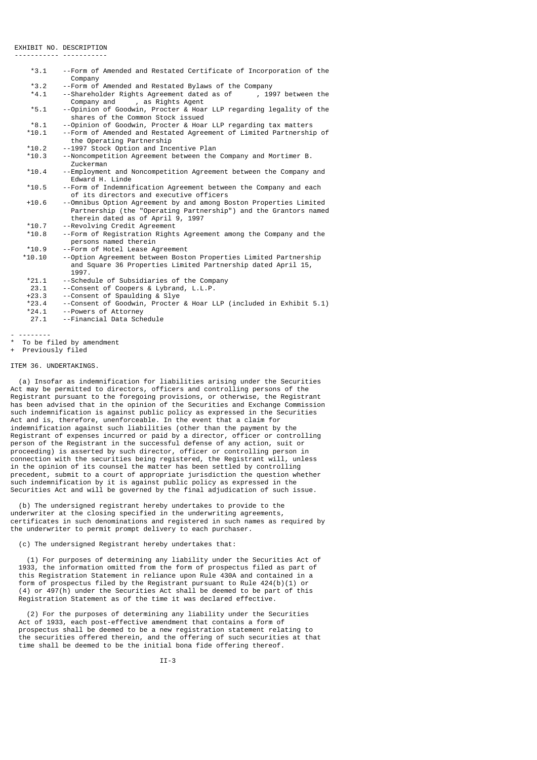| EXHIBIT NO. | DESCRIPTION |
|---|---|
| *3.1 | --Form of Amended and Restated Certificate of Incorporation of the Company |
| *3.2 | --Form of Amended and Restated Bylaws of the Company |
| *4.1 | --Shareholder Rights Agreement dated as of , 1997 between the Company and , as Rights Agent |
| *5.1 | --Opinion of Goodwin, Procter & Hoar LLP regarding legality of the shares of the Common Stock issued |
| *8.1 | --Opinion of Goodwin, Procter & Hoar LLP regarding tax matters |
| *10.1 | --Form of Amended and Restated Agreement of Limited Partnership of the Operating Partnership |
| *10.2 | --1997 Stock Option and Incentive Plan |
| *10.3 | --Noncompetition Agreement between the Company and Mortimer B. Zuckerman |
| *10.4 | --Employment and Noncompetition Agreement between the Company and Edward H. Linde |
| *10.5 | --Form of Indemnification Agreement between the Company and each of its directors and executive officers |
| +10.6 | --Omnibus Option Agreement by and among Boston Properties Limited Partnership (the "Operating Partnership") and the Grantors named therein dated as of April 9, 1997 |
| *10.7 | --Revolving Credit Agreement |
| *10.8 | --Form of Registration Rights Agreement among the Company and the persons named therein |
| *10.9 | --Form of Hotel Lease Agreement |
| *10.10 | --Option Agreement between Boston Properties Limited Partnership and Square 36 Properties Limited Partnership dated April 15, 1997. |
| *21.1 | --Schedule of Subsidiaries of the Company |
| 23.1 | --Consent of Coopers & Lybrand, L.L.P. |
| +23.3 | --Consent of Spaulding & Slye |
| *23.4 | --Consent of Goodwin, Procter & Hoar LLP (included in Exhibit 5.1) |
| *24.1 | --Powers of Attorney |
| 27.1 | --Financial Data Schedule |

- --------

\* To be filed by amendment

\+ Previously filed

ITEM 36. UNDERTAKINGS.

(a) Insofar as indemnification for liabilities arising under the Securities Act may be permitted to directors, officers and controlling persons of the Registrant pursuant to the foregoing provisions, or otherwise, the Registrant has been advised that in the opinion of the Securities and Exchange Commission such indemnification is against public policy as expressed in the Securities Act and is, therefore, unenforceable. In the event that a claim for indemnification against such liabilities (other than the payment by the Registrant of expenses incurred or paid by a director, officer or controlling person of the Registrant in the successful defense of any action, suit or proceeding) is asserted by such director, officer or controlling person in connection with the securities being registered, the Registrant will, unless in the opinion of its counsel the matter has been settled by controlling precedent, submit to a court of appropriate jurisdiction the question whether such indemnification by it is against public policy as expressed in the Securities Act and will be governed by the final adjudication of such issue.

(b) The undersigned registrant hereby undertakes to provide to the underwriter at the closing specified in the underwriting agreements, certificates in such denominations and registered in such names as required by the underwriter to permit prompt delivery to each purchaser.

(c) The undersigned Registrant hereby undertakes that:

(1) For purposes of determining any liability under the Securities Act of 1933, the information omitted from the form of prospectus filed as part of this Registration Statement in reliance upon Rule 430A and contained in a form of prospectus filed by the Registrant pursuant to Rule 424(b)(1) or (4) or 497(h) under the Securities Act shall be deemed to be part of this Registration Statement as of the time it was declared effective.

(2) For the purposes of determining any liability under the Securities Act of 1933, each post-effective amendment that contains a form of prospectus shall be deemed to be a new registration statement relating to the securities offered therein, and the offering of such securities at that time shall be deemed to be the initial bona fide offering thereof.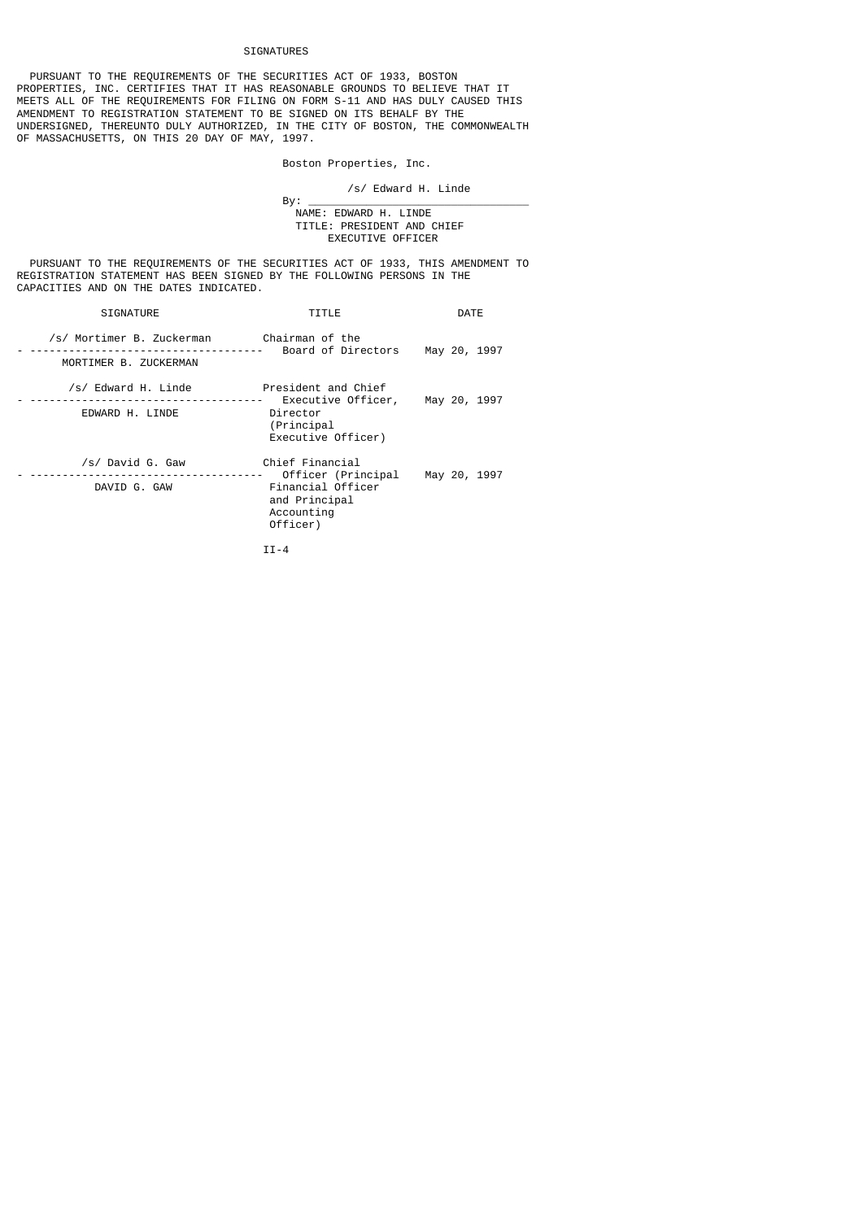# SIGNATURES

PURSUANT TO THE REQUIREMENTS OF THE SECURITIES ACT OF 1933, BOSTON PROPERTIES, INC. CERTIFIES THAT IT HAS REASONABLE GROUNDS TO BELIEVE THAT IT MEETS ALL OF THE REQUIREMENTS FOR FILING ON FORM S-11 AND HAS DULY CAUSED THIS AMENDMENT TO REGISTRATION STATEMENT TO BE SIGNED ON ITS BEHALF BY THE UNDERSIGNED, THEREUNTO DULY AUTHORIZED, IN THE CITY OF BOSTON, THE COMMONWEALTH OF MASSACHUSETTS, ON THIS 20 DAY OF MAY, 1997.

Boston Properties, Inc.

By: /s/ Edward H. Linde

NAME: EDWARD H. LINDE

TITLE: PRESIDENT AND CHIEF EXECUTIVE OFFICER

PURSUANT TO THE REQUIREMENTS OF THE SECURITIES ACT OF 1933, THIS AMENDMENT TO REGISTRATION STATEMENT HAS BEEN SIGNED BY THE FOLLOWING PERSONS IN THE CAPACITIES AND ON THE DATES INDICATED.

| SIGNATURE | TITLE | DATE |
|---|---|---|
| /s/ Mortimer B. Zuckerman<br>MORTIMER B. ZUCKERMAN | Chairman of the Board of Directors | May 20, 1997 |
| /s/ Edward H. Linde<br>EDWARD H. LINDE | President and Chief Executive Officer, Director (Principal Executive Officer) | May 20, 1997 |
| /s/ David G. Gaw<br>DAVID G. GAW | Chief Financial Officer (Principal Financial Officer and Principal Accounting Officer) | May 20, 1997 |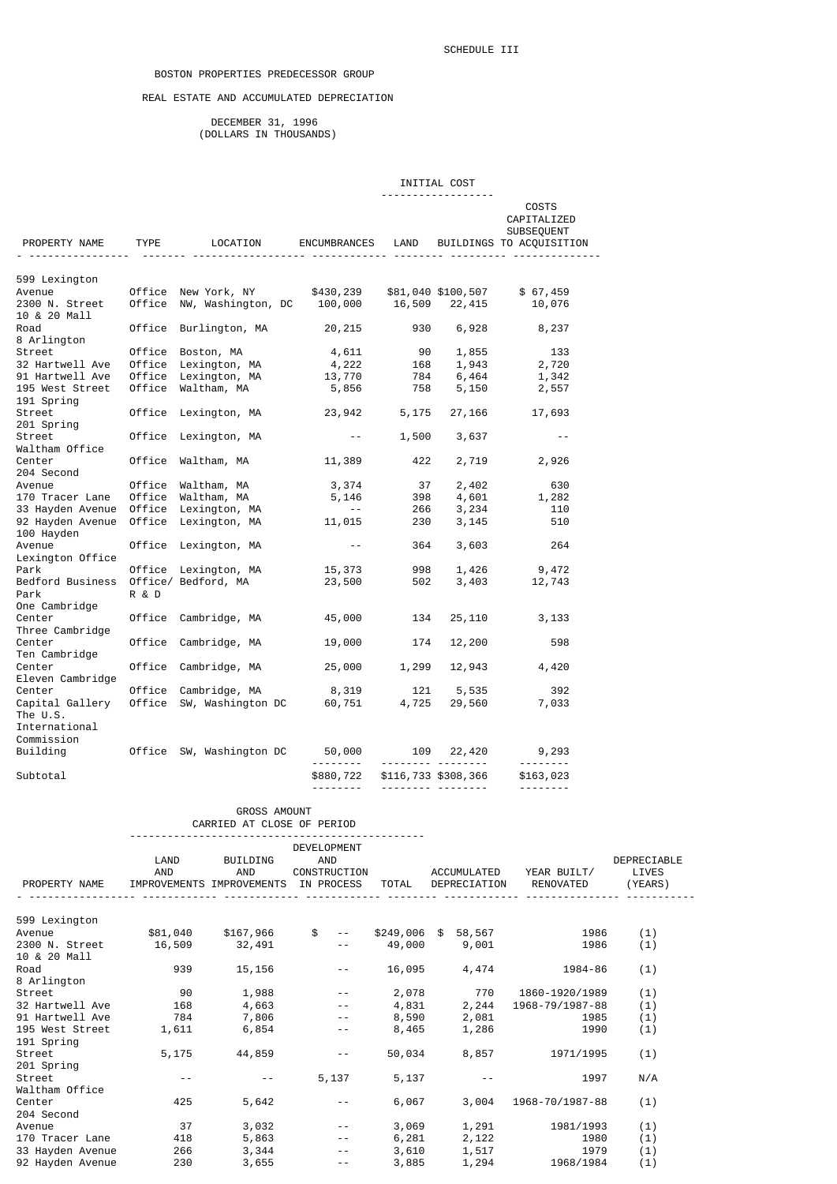SCHEDULE III

BOSTON PROPERTIES PREDECESSOR GROUP

REAL ESTATE AND ACCUMULATED DEPRECIATION

DECEMBER 31, 1996
(DOLLARS IN THOUSANDS)

| | | | | INITIAL COST | | |
|---|---|---|---|---|---|---|
| PROPERTY NAME | TYPE | LOCATION | ENCUMBRANCES | LAND | BUILDINGS | COSTS CAPITALIZED SUBSEQUENT TO ACQUISITION |
| 599 Lexington Avenue | Office | New York, NY | $430,239 | $81,040 | $100,507 | $ 67,459 |
| 2300 N. Street | Office | NW, Washington, DC | 100,000 | 16,509 | 22,415 | 10,076 |
| 10 & 20 Mall Road | Office | Burlington, MA | 20,215 | 930 | 6,928 | 8,237 |
| 8 Arlington Street | Office | Boston, MA | 4,611 | 90 | 1,855 | 133 |
| 32 Hartwell Ave | Office | Lexington, MA | 4,222 | 168 | 1,943 | 2,720 |
| 91 Hartwell Ave | Office | Lexington, MA | 13,770 | 784 | 6,464 | 1,342 |
| 195 West Street | Office | Waltham, MA | 5,856 | 758 | 5,150 | 2,557 |
| 191 Spring Street | Office | Lexington, MA | 23,942 | 5,175 | 27,166 | 17,693 |
| 201 Spring Street | Office | Lexington, MA | -- | 1,500 | 3,637 | -- |
| Waltham Office Center | Office | Waltham, MA | 11,389 | 422 | 2,719 | 2,926 |
| 204 Second Avenue | Office | Waltham, MA | 3,374 | 37 | 2,402 | 630 |
| 170 Tracer Lane | Office | Waltham, MA | 5,146 | 398 | 4,601 | 1,282 |
| 33 Hayden Avenue | Office | Lexington, MA | -- | 266 | 3,234 | 110 |
| 92 Hayden Avenue | Office | Lexington, MA | 11,015 | 230 | 3,145 | 510 |
| 100 Hayden Avenue | Office | Lexington, MA | -- | 364 | 3,603 | 264 |
| Lexington Office Park | Office | Lexington, MA | 15,373 | 998 | 1,426 | 9,472 |
| Bedford Business Park | Office/ R & D | Bedford, MA | 23,500 | 502 | 3,403 | 12,743 |
| One Cambridge Center | Office | Cambridge, MA | 45,000 | 134 | 25,110 | 3,133 |
| Three Cambridge Center | Office | Cambridge, MA | 19,000 | 174 | 12,200 | 598 |
| Ten Cambridge Center | Office | Cambridge, MA | 25,000 | 1,299 | 12,943 | 4,420 |
| Eleven Cambridge Center | Office | Cambridge, MA | 8,319 | 121 | 5,535 | 392 |
| Capital Gallery | Office | SW, Washington DC | 60,751 | 4,725 | 29,560 | 7,033 |
| The U.S. International Commission Building | Office | SW, Washington DC | 50,000 | 109 | 22,420 | 9,293 |
| Subtotal | | | $880,722 | $116,733 | $308,366 | $163,023 |

| | GROSS AMOUNT CARRIED AT CLOSE OF PERIOD | | | | | | |
|---|---|---|---|---|---|---|---|
| PROPERTY NAME | LAND AND IMPROVEMENTS | BUILDING AND IMPROVEMENTS | DEVELOPMENT AND CONSTRUCTION IN PROCESS | TOTAL | ACCUMULATED DEPRECIATION | YEAR BUILT/ RENOVATED | DEPRECIABLE LIVES (YEARS) |
| 599 Lexington Avenue | $81,040 | $167,966 | $ -- | $249,006 | $ 58,567 | 1986 | (1) |
| 2300 N. Street | 16,509 | 32,491 | -- | 49,000 | 9,001 | 1986 | (1) |
| 10 & 20 Mall Road | 939 | 15,156 | -- | 16,095 | 4,474 | 1984-86 | (1) |
| 8 Arlington Street | 90 | 1,988 | -- | 2,078 | 770 | 1860-1920/1989 | (1) |
| 32 Hartwell Ave | 168 | 4,663 | -- | 4,831 | 2,244 | 1968-79/1987-88 | (1) |
| 91 Hartwell Ave | 784 | 7,806 | -- | 8,590 | 2,081 | 1985 | (1) |
| 195 West Street | 1,611 | 6,854 | -- | 8,465 | 1,286 | 1990 | (1) |
| 191 Spring Street | 5,175 | 44,859 | -- | 50,034 | 8,857 | 1971/1995 | (1) |
| 201 Spring Street | -- | -- | 5,137 | 5,137 | -- | 1997 | N/A |
| Waltham Office Center | 425 | 5,642 | -- | 6,067 | 3,004 | 1968-70/1987-88 | (1) |
| 204 Second Avenue | 37 | 3,032 | -- | 3,069 | 1,291 | 1981/1993 | (1) |
| 170 Tracer Lane | 418 | 5,863 | -- | 6,281 | 2,122 | 1980 | (1) |
| 33 Hayden Avenue | 266 | 3,344 | -- | 3,610 | 1,517 | 1979 | (1) |
| 92 Hayden Avenue | 230 | 3,655 | -- | 3,885 | 1,294 | 1968/1984 | (1) |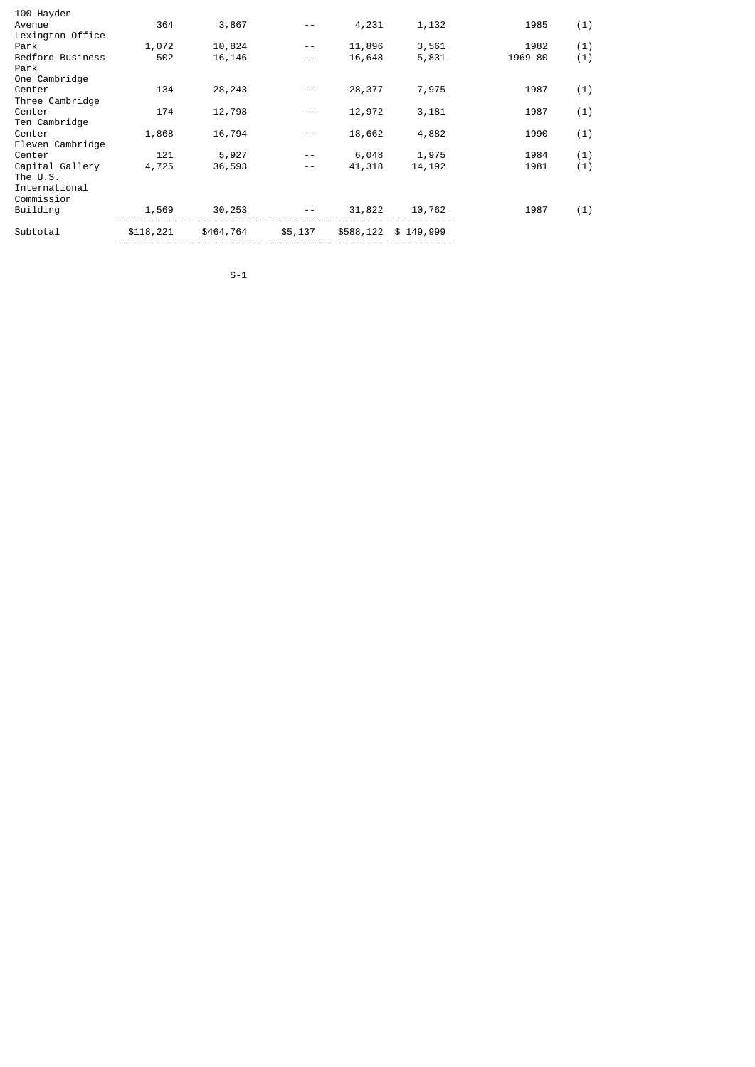| | | | | | | | |
|---|---|---|---|---|---|---|---|
| 100 Hayden Avenue | 364 | 3,867 | -- | 4,231 | 1,132 | 1985 | (1) |
| Lexington Office Park | 1,072 | 10,824 | -- | 11,896 | 3,561 | 1982 | (1) |
| Bedford Business Park | 502 | 16,146 | -- | 16,648 | 5,831 | 1969-80 | (1) |
| One Cambridge Center | 134 | 28,243 | -- | 28,377 | 7,975 | 1987 | (1) |
| Three Cambridge Center | 174 | 12,798 | -- | 12,972 | 3,181 | 1987 | (1) |
| Ten Cambridge Center | 1,868 | 16,794 | -- | 18,662 | 4,882 | 1990 | (1) |
| Eleven Cambridge Center | 121 | 5,927 | -- | 6,048 | 1,975 | 1984 | (1) |
| Capital Gallery | 4,725 | 36,593 | -- | 41,318 | 14,192 | 1981 | (1) |
| The U.S. International Commission Building | 1,569 | 30,253 | -- | 31,822 | 10,762 | 1987 | (1) |
| Subtotal | $118,221 | $464,764 | $5,137 | $588,122 | $ 149,999 | | |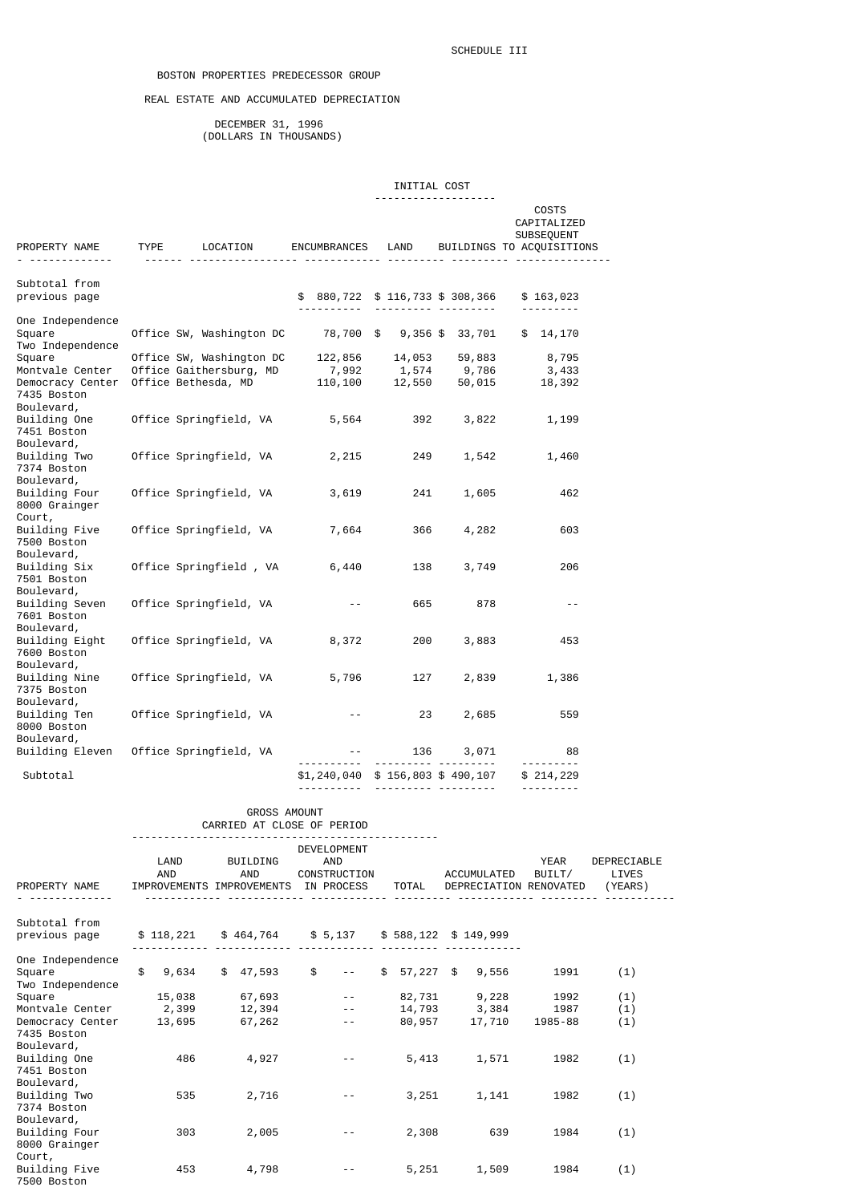SCHEDULE III

BOSTON PROPERTIES PREDECESSOR GROUP

REAL ESTATE AND ACCUMULATED DEPRECIATION

DECEMBER 31, 1996
(DOLLARS IN THOUSANDS)

| PROPERTY NAME | TYPE | LOCATION | ENCUMBRANCES | INITIAL COST LAND | INITIAL COST BUILDINGS | COSTS CAPITALIZED SUBSEQUENT TO ACQUISITIONS |
|---|---|---|---|---|---|---|
| Subtotal from previous page | | | $ 880,722 | $ 116,733 | $ 308,366 | $ 163,023 |
| One Independence Square | Office | SW, Washington DC | 78,700 | $ 9,356 | $ 33,701 | $ 14,170 |
| Two Independence Square | Office | SW, Washington DC | 122,856 | 14,053 | 59,883 | 8,795 |
| Montvale Center | Office | Gaithersburg, MD | 7,992 | 1,574 | 9,786 | 3,433 |
| Democracy Center | Office | Bethesda, MD | 110,100 | 12,550 | 50,015 | 18,392 |
| 7435 Boston Boulevard, Building One | Office | Springfield, VA | 5,564 | 392 | 3,822 | 1,199 |
| 7451 Boston Boulevard, Building Two | Office | Springfield, VA | 2,215 | 249 | 1,542 | 1,460 |
| 7374 Boston Boulevard, Building Four | Office | Springfield, VA | 3,619 | 241 | 1,605 | 462 |
| 8000 Grainger Court, Building Five | Office | Springfield, VA | 7,664 | 366 | 4,282 | 603 |
| 7500 Boston Boulevard, Building Six | Office | Springfield , VA | 6,440 | 138 | 3,749 | 206 |
| 7501 Boston Boulevard, Building Seven | Office | Springfield, VA | -- | 665 | 878 | -- |
| 7601 Boston Boulevard, Building Eight | Office | Springfield, VA | 8,372 | 200 | 3,883 | 453 |
| 7600 Boston Boulevard, Building Nine | Office | Springfield, VA | 5,796 | 127 | 2,839 | 1,386 |
| 7375 Boston Boulevard, Building Ten | Office | Springfield, VA | -- | 23 | 2,685 | 559 |
| 8000 Boston Boulevard, Building Eleven | Office | Springfield, VA | -- | 136 | 3,071 | 88 |
| Subtotal | | | $1,240,040 | $ 156,803 | $ 490,107 | $ 214,229 |

| PROPERTY NAME | GROSS AMOUNT CARRIED AT CLOSE OF PERIOD LAND AND IMPROVEMENTS | BUILDING AND IMPROVEMENTS | DEVELOPMENT AND CONSTRUCTION IN PROCESS | TOTAL | ACCUMULATED DEPRECIATION | YEAR BUILT/ RENOVATED | DEPRECIABLE LIVES (YEARS) |
|---|---|---|---|---|---|---|---|
| Subtotal from previous page | $ 118,221 | $ 464,764 | $ 5,137 | $ 588,122 | $ 149,999 | | |
| One Independence Square | $ 9,634 | $ 47,593 | $ -- | $ 57,227 | $ 9,556 | 1991 | (1) |
| Two Independence Square | 15,038 | 67,693 | -- | 82,731 | 9,228 | 1992 | (1) |
| Montvale Center | 2,399 | 12,394 | -- | 14,793 | 3,384 | 1987 | (1) |
| Democracy Center | 13,695 | 67,262 | -- | 80,957 | 17,710 | 1985-88 | (1) |
| 7435 Boston Boulevard, Building One | 486 | 4,927 | -- | 5,413 | 1,571 | 1982 | (1) |
| 7451 Boston Boulevard, Building Two | 535 | 2,716 | -- | 3,251 | 1,141 | 1982 | (1) |
| 7374 Boston Boulevard, Building Four | 303 | 2,005 | -- | 2,308 | 639 | 1984 | (1) |
| 8000 Grainger Court, Building Five | 453 | 4,798 | -- | 5,251 | 1,509 | 1984 | (1) |
| 7500 Boston | | | | | | | |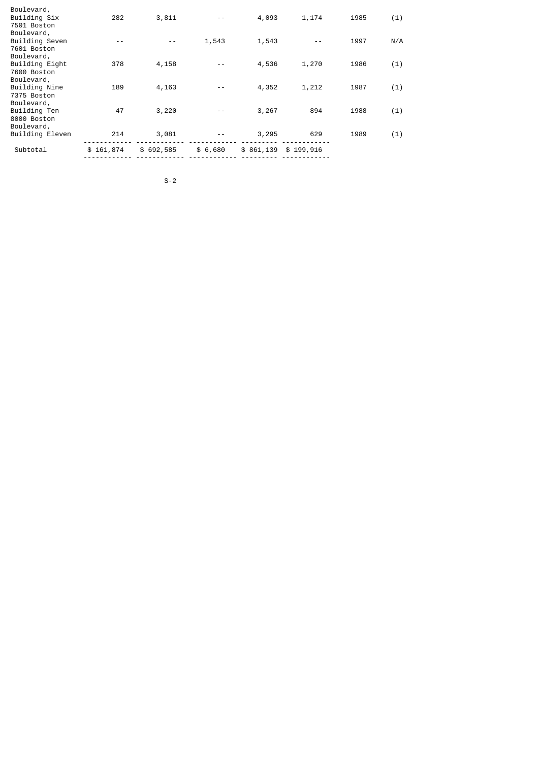| | | | | | | | |
|---|---|---|---|---|---|---|---|
| Boulevard, Building Six | 282 | 3,811 | -- | 4,093 | 1,174 | 1985 | (1) |
| 7501 Boston Boulevard, Building Seven | -- | -- | 1,543 | 1,543 | -- | 1997 | N/A |
| 7601 Boston Boulevard, Building Eight | 378 | 4,158 | -- | 4,536 | 1,270 | 1986 | (1) |
| 7600 Boston Boulevard, Building Nine | 189 | 4,163 | -- | 4,352 | 1,212 | 1987 | (1) |
| 7375 Boston Boulevard, Building Ten | 47 | 3,220 | -- | 3,267 | 894 | 1988 | (1) |
| 8000 Boston Boulevard, Building Eleven | 214 | 3,081 | -- | 3,295 | 629 | 1989 | (1) |
| Subtotal | $ 161,874 | $ 692,585 | $ 6,680 | $ 861,139 | $ 199,916 | | |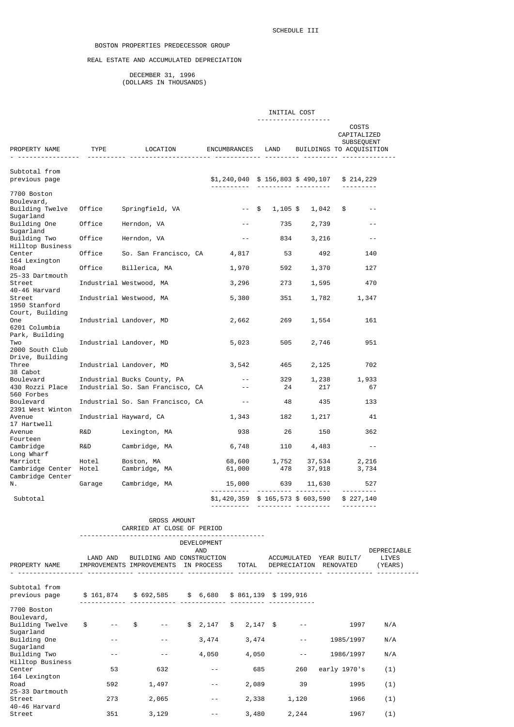SCHEDULE III

BOSTON PROPERTIES PREDECESSOR GROUP

REAL ESTATE AND ACCUMULATED DEPRECIATION

DECEMBER 31, 1996
(DOLLARS IN THOUSANDS)

| PROPERTY NAME | TYPE | LOCATION | ENCUMBRANCES | INITIAL COST LAND | INITIAL COST BUILDINGS | COSTS CAPITALIZED SUBSEQUENT TO ACQUISITION |
|---|---|---|---|---|---|---|
| Subtotal from previous page | | | $1,240,040 | $ 156,803 | $ 490,107 | $ 214,229 |
| 7700 Boston Boulevard, Building Twelve | Office | Springfield, VA | -- | $ 1,105 | $ 1,042 | $ -- |
| Sugarland Building One | Office | Herndon, VA | -- | 735 | 2,739 | -- |
| Sugarland Building Two | Office | Herndon, VA | -- | 834 | 3,216 | -- |
| Hilltop Business Center | Office | So. San Francisco, CA | 4,817 | 53 | 492 | 140 |
| 164 Lexington Road | Office | Billerica, MA | 1,970 | 592 | 1,370 | 127 |
| 25-33 Dartmouth Street | Industrial | Westwood, MA | 3,296 | 273 | 1,595 | 470 |
| 40-46 Harvard Street | Industrial | Westwood, MA | 5,380 | 351 | 1,782 | 1,347 |
| 1950 Stanford Court, Building One | Industrial | Landover, MD | 2,662 | 269 | 1,554 | 161 |
| 6201 Columbia Park, Building Two | Industrial | Landover, MD | 5,023 | 505 | 2,746 | 951 |
| 2000 South Club Drive, Building Three | Industrial | Landover, MD | 3,542 | 465 | 2,125 | 702 |
| 38 Cabot Boulevard | Industrial | Bucks County, PA | -- | 329 | 1,238 | 1,933 |
| 430 Rozzi Place | Industrial | So. San Francisco, CA | -- | 24 | 217 | 67 |
| 560 Forbes Boulevard | Industrial | So. San Francisco, CA | -- | 48 | 435 | 133 |
| 2391 West Winton Avenue | Industrial | Hayward, CA | 1,343 | 182 | 1,217 | 41 |
| 17 Hartwell Avenue | R&D | Lexington, MA | 938 | 26 | 150 | 362 |
| Fourteen Cambridge | R&D | Cambridge, MA | 6,748 | 110 | 4,483 | -- |
| Long Wharf Marriott | Hotel | Boston, MA | 68,600 | 1,752 | 37,534 | 2,216 |
| Cambridge Center | Hotel | Cambridge, MA | 61,000 | 478 | 37,918 | 3,734 |
| Cambridge Center N. | Garage | Cambridge, MA | 15,000 | 639 | 11,630 | 527 |
| Subtotal | | | $1,420,359 | $ 165,573 | $ 603,590 | $ 227,140 |

| PROPERTY NAME | GROSS AMOUNT CARRIED AT CLOSE OF PERIOD LAND AND IMPROVEMENTS | BUILDING AND IMPROVEMENTS | DEVELOPMENT AND CONSTRUCTION IN PROCESS | TOTAL | ACCUMULATED DEPRECIATION | YEAR BUILT/ RENOVATED | DEPRECIABLE LIVES (YEARS) |
|---|---|---|---|---|---|---|---|
| Subtotal from previous page | $ 161,874 | $ 692,585 | $ 6,680 | $ 861,139 | $ 199,916 | | |
| 7700 Boston Boulevard, Building Twelve | $ -- | $ -- | $ 2,147 | $ 2,147 | $ -- | 1997 | N/A |
| Sugarland Building One | -- | -- | 3,474 | 3,474 | -- | 1985/1997 | N/A |
| Sugarland Building Two | -- | -- | 4,050 | 4,050 | -- | 1986/1997 | N/A |
| Hilltop Business Center | 53 | 632 | -- | 685 | 260 | early 1970's | (1) |
| 164 Lexington Road | 592 | 1,497 | -- | 2,089 | 39 | 1995 | (1) |
| 25-33 Dartmouth Street | 273 | 2,065 | -- | 2,338 | 1,120 | 1966 | (1) |
| 40-46 Harvard Street | 351 | 3,129 | -- | 3,480 | 2,244 | 1967 | (1) |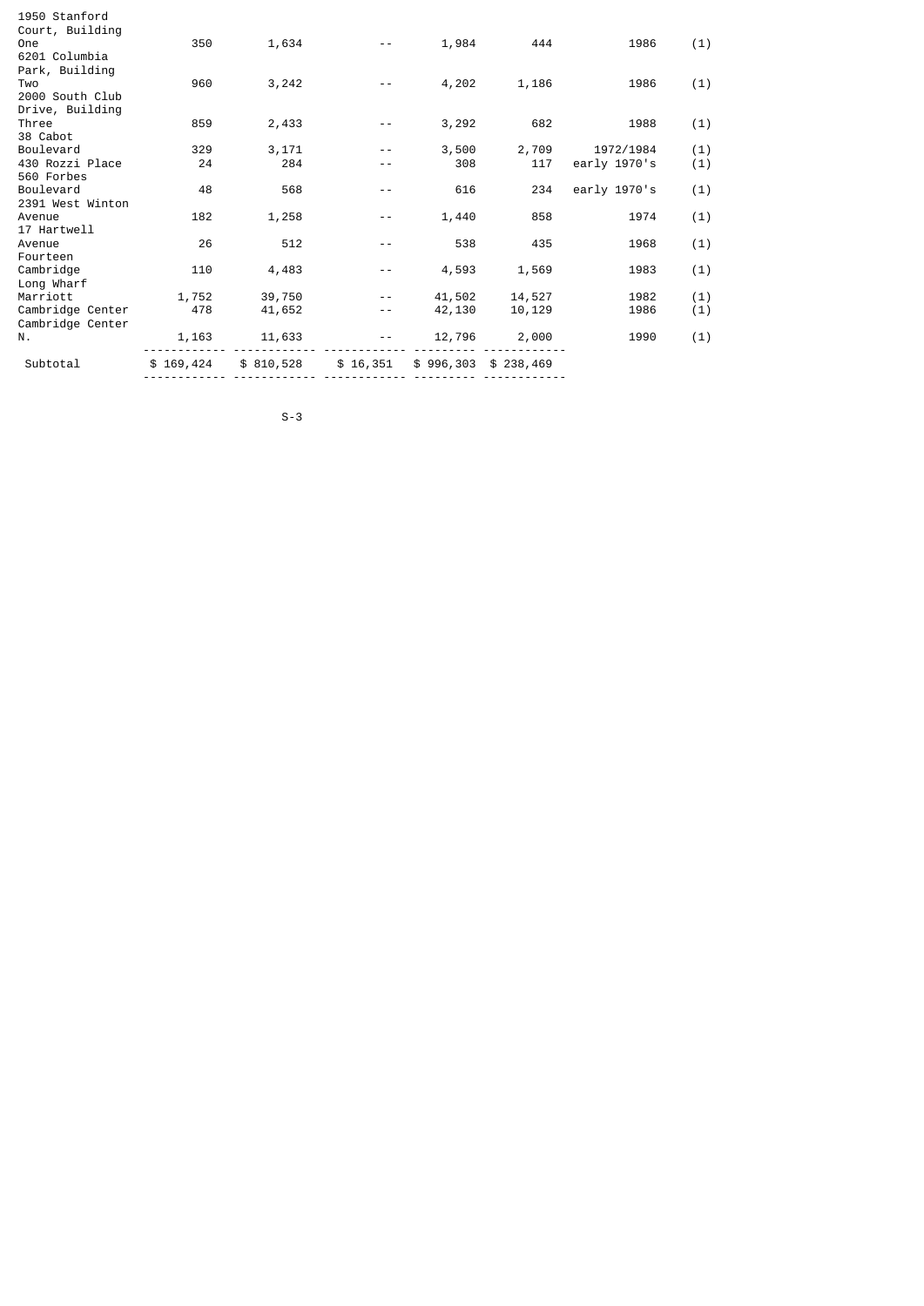| | | | | | | | |
|---|---|---|---|---|---|---|---|
| 1950 Stanford Court, Building One | 350 | 1,634 | -- | 1,984 | 444 | 1986 | (1) |
| 6201 Columbia Park, Building Two | 960 | 3,242 | -- | 4,202 | 1,186 | 1986 | (1) |
| 2000 South Club Drive, Building Three | 859 | 2,433 | -- | 3,292 | 682 | 1988 | (1) |
| 38 Cabot Boulevard | 329 | 3,171 | -- | 3,500 | 2,709 | 1972/1984 | (1) |
| 430 Rozzi Place | 24 | 284 | -- | 308 | 117 | early 1970's | (1) |
| 560 Forbes Boulevard | 48 | 568 | -- | 616 | 234 | early 1970's | (1) |
| 2391 West Winton Avenue | 182 | 1,258 | -- | 1,440 | 858 | 1974 | (1) |
| 17 Hartwell Avenue | 26 | 512 | -- | 538 | 435 | 1968 | (1) |
| Fourteen Cambridge | 110 | 4,483 | -- | 4,593 | 1,569 | 1983 | (1) |
| Long Wharf Marriott | 1,752 | 39,750 | -- | 41,502 | 14,527 | 1982 | (1) |
| Cambridge Center | 478 | 41,652 | -- | 42,130 | 10,129 | 1986 | (1) |
| Cambridge Center N. | 1,163 | 11,633 | -- | 12,796 | 2,000 | 1990 | (1) |
| Subtotal | $ 169,424 | $ 810,528 | $ 16,351 | $ 996,303 | $ 238,469 | | |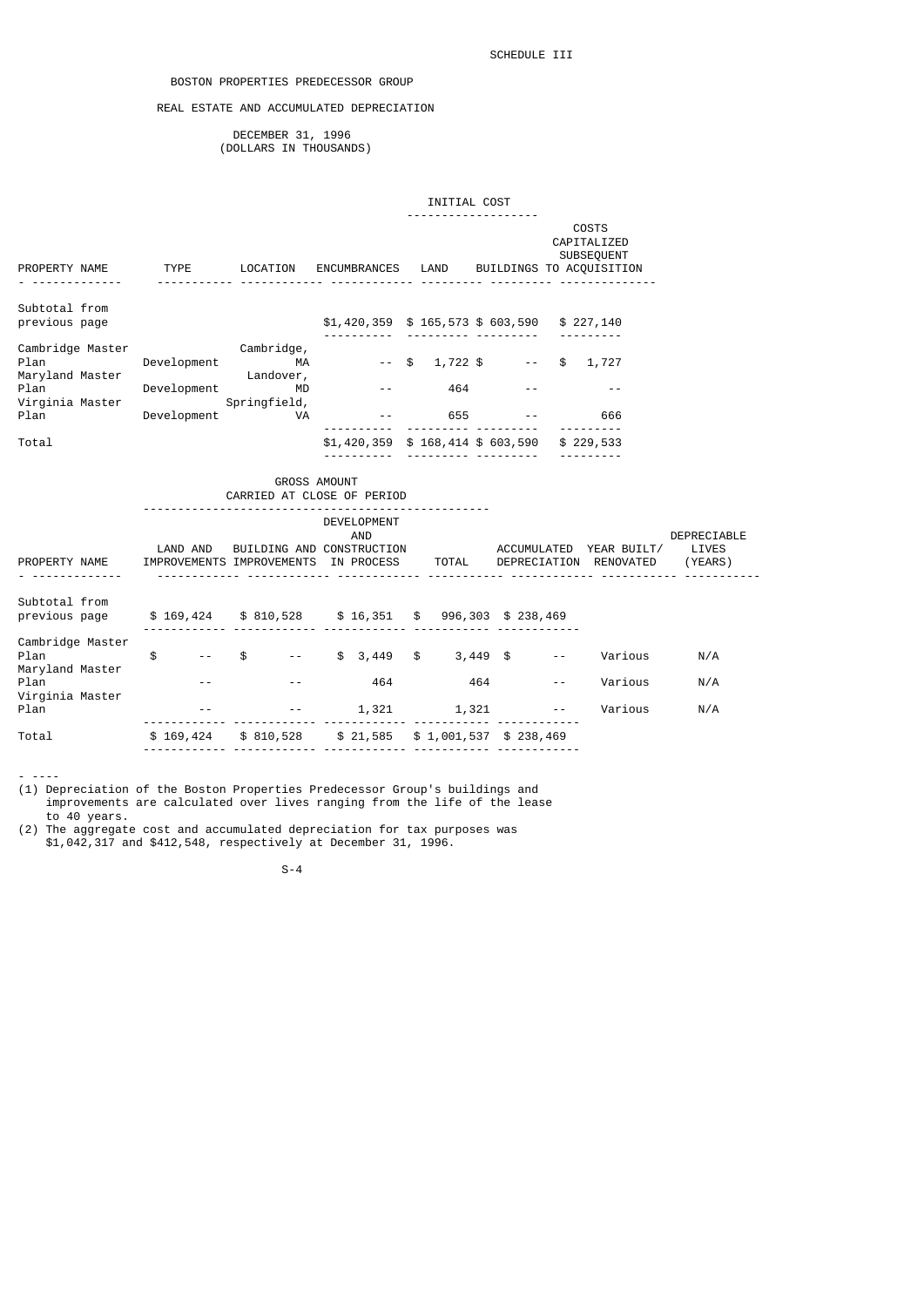SCHEDULE III

BOSTON PROPERTIES PREDECESSOR GROUP

REAL ESTATE AND ACCUMULATED DEPRECIATION

DECEMBER 31, 1996
(DOLLARS IN THOUSANDS)

| | | | | INITIAL COST | | |
|---|---|---|---|---|---|---|
| PROPERTY NAME | TYPE | LOCATION | ENCUMBRANCES | LAND | BUILDINGS | COSTS CAPITALIZED SUBSEQUENT TO ACQUISITION |
| Subtotal from previous page | | | $1,420,359 | $ 165,573 | $ 603,590 | $ 227,140 |
| Cambridge Master Plan | Development | Cambridge, MA | -- | $ 1,722 | $ -- | $ 1,727 |
| Maryland Master Plan | Development | Landover, MD | -- | 464 | -- | -- |
| Virginia Master Plan | Development | Springfield, VA | -- | 655 | -- | 666 |
| Total | | | $1,420,359 | $ 168,414 | $ 603,590 | $ 229,533 |

| | GROSS AMOUNT CARRIED AT CLOSE OF PERIOD | | | | | | |
|---|---|---|---|---|---|---|---|
| PROPERTY NAME | LAND AND IMPROVEMENTS | BUILDING AND IMPROVEMENTS | DEVELOPMENT AND CONSTRUCTION IN PROCESS | TOTAL | ACCUMULATED DEPRECIATION | YEAR BUILT/ RENOVATED | DEPRECIABLE LIVES (YEARS) |
| Subtotal from previous page | $ 169,424 | $ 810,528 | $ 16,351 | $ 996,303 | $ 238,469 | | |
| Cambridge Master Plan | $ -- | $ -- | $ 3,449 | $ 3,449 | $ -- | Various | N/A |
| Maryland Master Plan | -- | -- | 464 | 464 | -- | Various | N/A |
| Virginia Master Plan | -- | -- | 1,321 | 1,321 | -- | Various | N/A |
| Total | $ 169,424 | $ 810,528 | $ 21,585 | $ 1,001,537 | $ 238,469 | | |

- ----

(1) Depreciation of the Boston Properties Predecessor Group's buildings and improvements are calculated over lives ranging from the life of the lease to 40 years.

(2) The aggregate cost and accumulated depreciation for tax purposes was $1,042,317 and $412,548, respectively at December 31, 1996.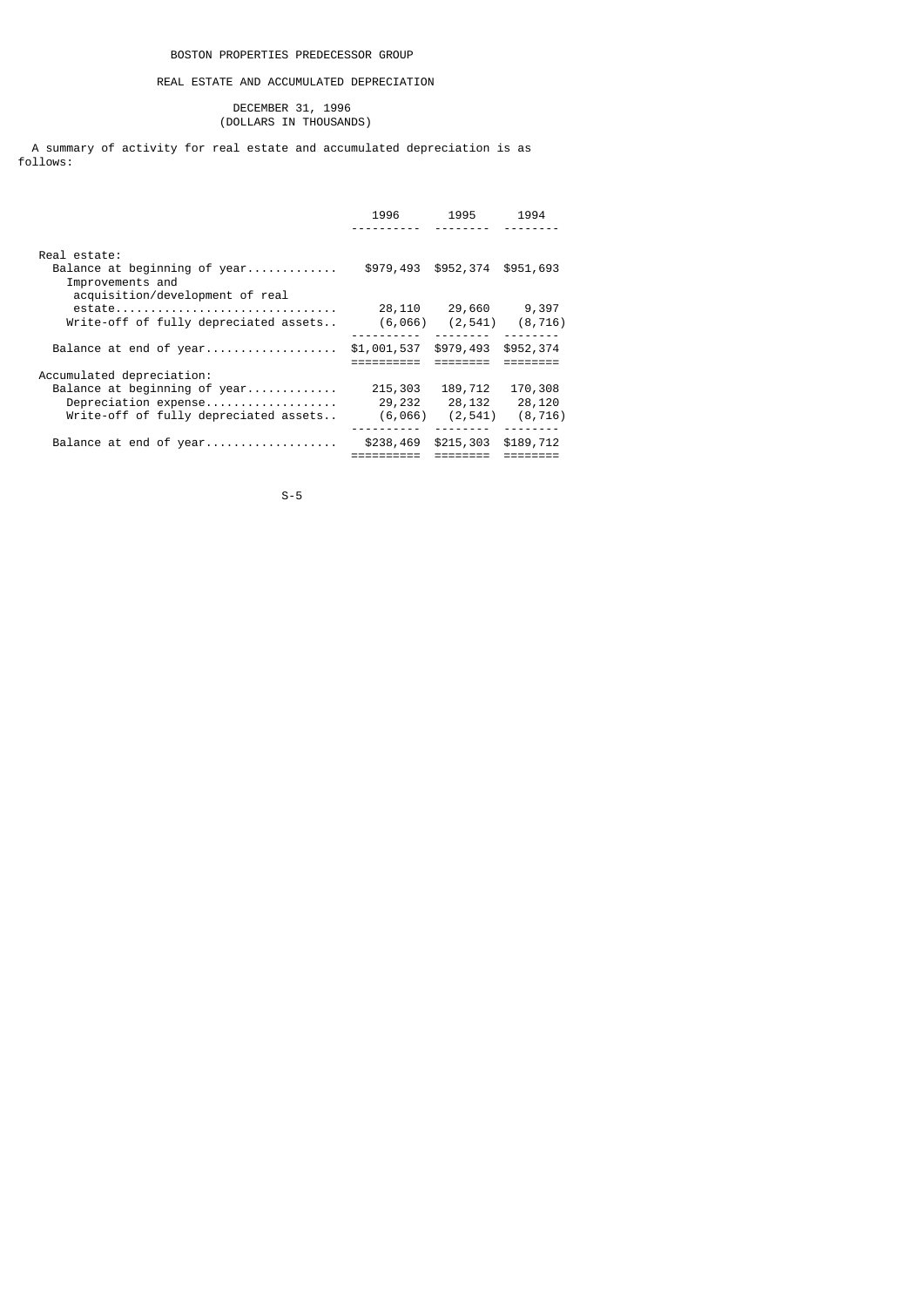# BOSTON PROPERTIES PREDECESSOR GROUP

## REAL ESTATE AND ACCUMULATED DEPRECIATION

DECEMBER 31, 1996
(DOLLARS IN THOUSANDS)

A summary of activity for real estate and accumulated depreciation is as follows:

| | 1996 | 1995 | 1994 |
|---|---|---|---|
| Real estate: | | | |
| Balance at beginning of year | $979,493 | $952,374 | $951,693 |
| Improvements and acquisition/development of real estate | 28,110 | 29,660 | 9,397 |
| Write-off of fully depreciated assets | (6,066) | (2,541) | (8,716) |
| Balance at end of year | $1,001,537 | $979,493 | $952,374 |
| Accumulated depreciation: | | | |
| Balance at beginning of year | 215,303 | 189,712 | 170,308 |
| Depreciation expense | 29,232 | 28,132 | 28,120 |
| Write-off of fully depreciated assets | (6,066) | (2,541) | (8,716) |
| Balance at end of year | $238,469 | $215,303 | $189,712 |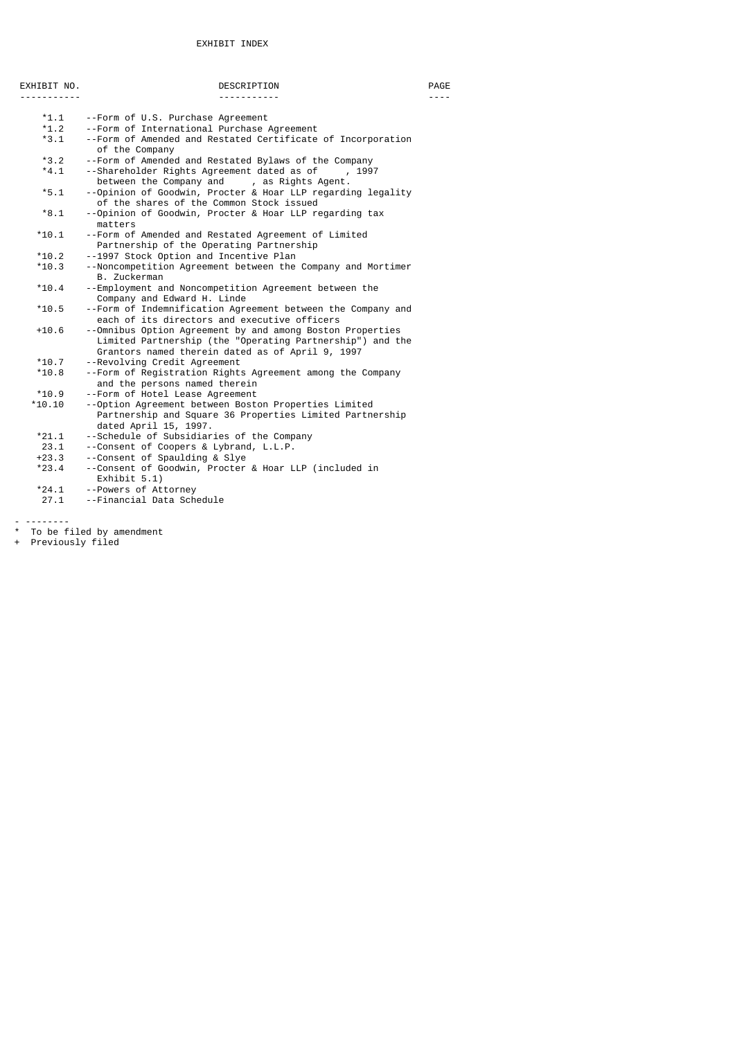# EXHIBIT INDEX

| EXHIBIT NO. | DESCRIPTION | PAGE |
|---|---|---|
| *1.1 | --Form of U.S. Purchase Agreement | |
| *1.2 | --Form of International Purchase Agreement | |
| *3.1 | --Form of Amended and Restated Certificate of Incorporation of the Company | |
| *3.2 | --Form of Amended and Restated Bylaws of the Company | |
| *4.1 | --Shareholder Rights Agreement dated as of , 1997 between the Company and , as Rights Agent. | |
| *5.1 | --Opinion of Goodwin, Procter & Hoar LLP regarding legality of the shares of the Common Stock issued | |
| *8.1 | --Opinion of Goodwin, Procter & Hoar LLP regarding tax matters | |
| *10.1 | --Form of Amended and Restated Agreement of Limited Partnership of the Operating Partnership | |
| *10.2 | --1997 Stock Option and Incentive Plan | |
| *10.3 | --Noncompetition Agreement between the Company and Mortimer B. Zuckerman | |
| *10.4 | --Employment and Noncompetition Agreement between the Company and Edward H. Linde | |
| *10.5 | --Form of Indemnification Agreement between the Company and each of its directors and executive officers | |
| +10.6 | --Omnibus Option Agreement by and among Boston Properties Limited Partnership (the "Operating Partnership") and the Grantors named therein dated as of April 9, 1997 | |
| *10.7 | --Revolving Credit Agreement | |
| *10.8 | --Form of Registration Rights Agreement among the Company and the persons named therein | |
| *10.9 | --Form of Hotel Lease Agreement | |
| *10.10 | --Option Agreement between Boston Properties Limited Partnership and Square 36 Properties Limited Partnership dated April 15, 1997. | |
| *21.1 | --Schedule of Subsidiaries of the Company | |
| 23.1 | --Consent of Coopers & Lybrand, L.L.P. | |
| +23.3 | --Consent of Spaulding & Slye | |
| *23.4 | --Consent of Goodwin, Procter & Hoar LLP (included in Exhibit 5.1) | |
| *24.1 | --Powers of Attorney | |
| 27.1 | --Financial Data Schedule | |

- --------

* To be filed by amendment

+ Previously filed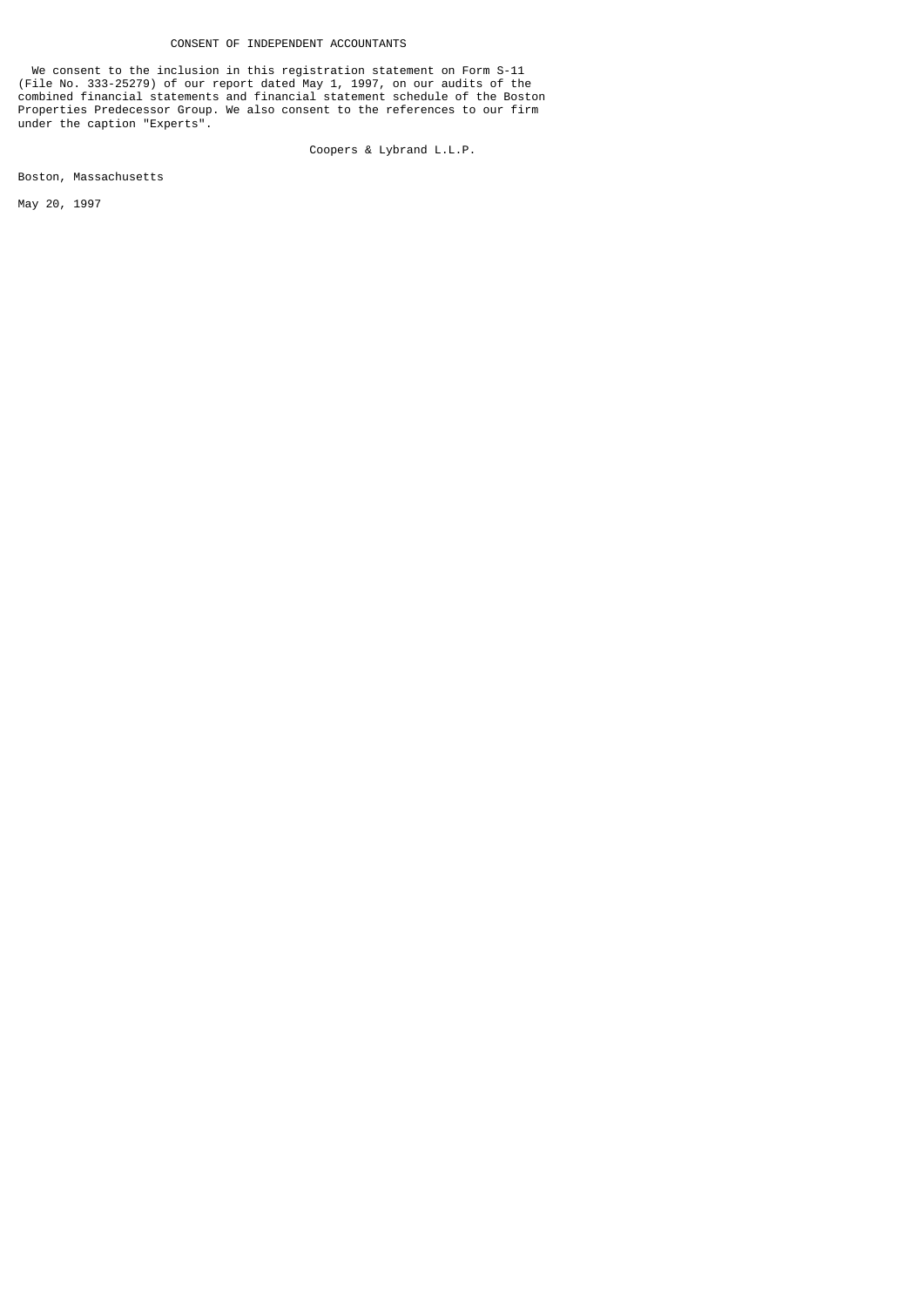# CONSENT OF INDEPENDENT ACCOUNTANTS

We consent to the inclusion in this registration statement on Form S-11 (File No. 333-25279) of our report dated May 1, 1997, on our audits of the combined financial statements and financial statement schedule of the Boston Properties Predecessor Group. We also consent to the references to our firm under the caption "Experts".

Coopers & Lybrand L.L.P.

Boston, Massachusetts

May 20, 1997